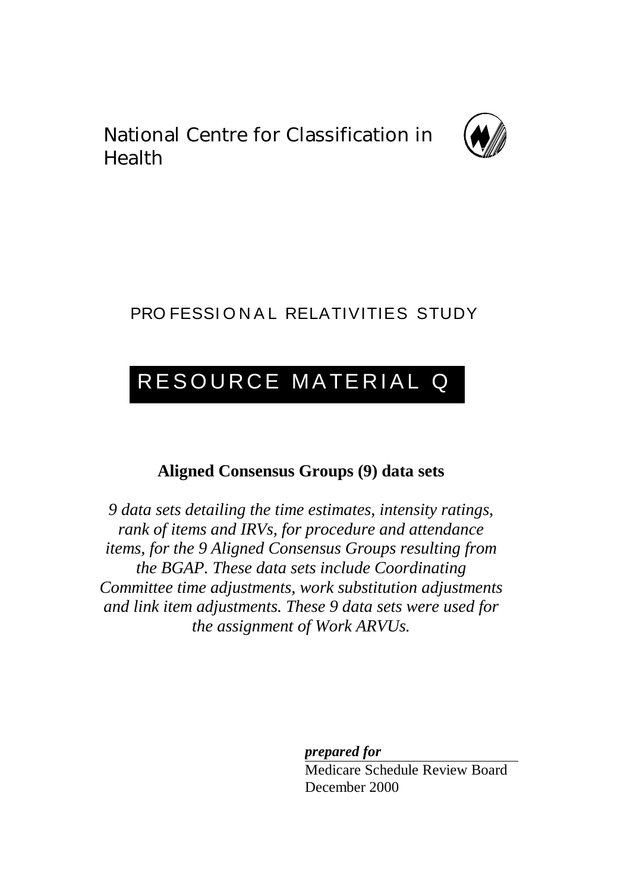National Centre for Classification in Health

## PROFESSIONAL RELATIVITIES STUDY

# RESOURCE MATERIAL Q

**Aligned Consensus Groups (9) data sets**

*9 data sets detailing the time estimates, intensity ratings, rank of items and IRVs, for procedure and attendance items, for the 9 Aligned Consensus Groups resulting from the BGAP. These data sets include Coordinating Committee time adjustments, work substitution adjustments and link item adjustments. These 9 data sets were used for the assignment of Work ARVUs.*

***prepared for***

Medicare Schedule Review Board
December 2000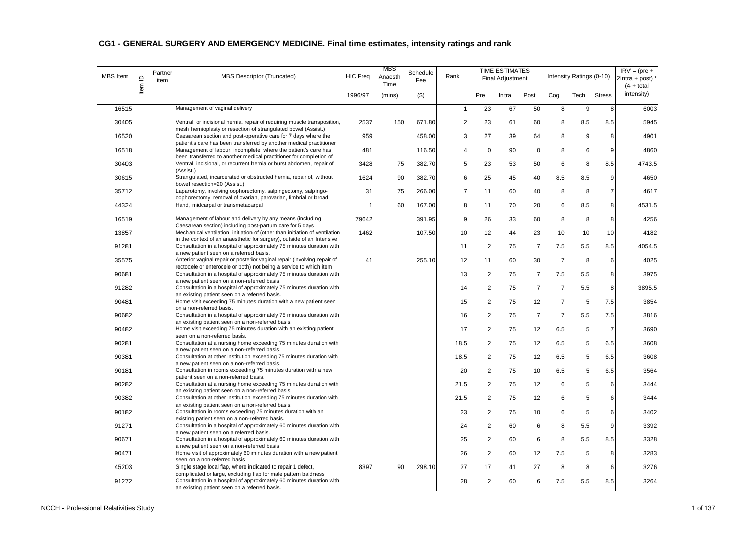## CG1 - GENERAL SURGERY AND EMERGENCY MEDICINE. Final time estimates, intensity ratings and rank

| MBS Item | Item ID | Partner item | MBS Descriptor (Truncated) | HIC Freq | MBS Anaesth Time | Schedule Fee | Rank | TIME ESTIMATES Final Adjustment | | | Intensity Ratings (0-10) | | | IRV = (pre + 2Intra + post) * (4 + total intensity) |
|---|---|---|---|---|---|---|---|---|---|---|---|---|---|---|
| | | | | 1996/97 | (mins) | ($) | | Pre | Intra | Post | Cog | Tech | Stress | |
| 16515 | | | Management of vaginal delivery | | | | 1 | 23 | 67 | 50 | 8 | 9 | 8 | 6003 |
| 30405 | | | Ventral, or incisional hernia, repair of requiring muscle transposition, mesh hernioplasty or resection of strangulated bowel (Assist.) | 2537 | 150 | 671.80 | 2 | 23 | 61 | 60 | 8 | 8.5 | 8.5 | 5945 |
| 16520 | | | Caesarean section and post-operative care for 7 days where the patient's care has been transferred by another medical practitioner | 959 | | 458.00 | 3 | 27 | 39 | 64 | 8 | 9 | 8 | 4901 |
| 16518 | | | Management of labour, incomplete, where the patient's care has been transferred to another medical practitioner for completion of | 481 | | 116.50 | 4 | 0 | 90 | 0 | 8 | 6 | 9 | 4860 |
| 30403 | | | Ventral, incisional, or recurrent hernia or burst abdomen, repair of (Assist.) | 3428 | 75 | 382.70 | 5 | 23 | 53 | 50 | 6 | 8 | 8.5 | 4743.5 |
| 30615 | | | Strangulated, incarcerated or obstructed hernia, repair of, without bowel resection=20 (Assist.) | 1624 | 90 | 382.70 | 6 | 25 | 45 | 40 | 8.5 | 8.5 | 9 | 4650 |
| 35712 | | | Laparotomy, involving oophorectomy, salpingectomy, salpingo-oophorectomy, removal of ovarian, parovarian, fimbrial or broad | 31 | 75 | 266.00 | 7 | 11 | 60 | 40 | 8 | 8 | 7 | 4617 |
| 44324 | | | Hand, midcarpal or transmetacarpal | 1 | 60 | 167.00 | 8 | 11 | 70 | 20 | 6 | 8.5 | 8 | 4531.5 |
| 16519 | | | Management of labour and delivery by any means (including Caesarean section) including post-partum care for 5 days | 79642 | | 391.95 | 9 | 26 | 33 | 60 | 8 | 8 | 8 | 4256 |
| 13857 | | | Mechanical ventilation, initiation of (other than initiation of ventilation in the context of an anaesthetic for surgery), outside of an Intensive | 1462 | | 107.50 | 10 | 12 | 44 | 23 | 10 | 10 | 10 | 4182 |
| 91281 | | | Consultation in a hospital of approximately 75 minutes duration with a new patient seen on a referred basis. | | | | 11 | 2 | 75 | 7 | 7.5 | 5.5 | 8.5 | 4054.5 |
| 35575 | | | Anterior vaginal repair or posterior vaginal repair (involving repair of rectocele or enterocele or both) not being a service to which item | 41 | | 255.10 | 12 | 11 | 60 | 30 | 7 | 8 | 6 | 4025 |
| 90681 | | | Consultation in a hospital of approximately 75 minutes duration with a new patient seen on a non-referred basis | | | | 13 | 2 | 75 | 7 | 7.5 | 5.5 | 8 | 3975 |
| 91282 | | | Consultation in a hospital of approximately 75 minutes duration with an existing patient seen on a referred basis. | | | | 14 | 2 | 75 | 7 | 7 | 5.5 | 8 | 3895.5 |
| 90481 | | | Home visit exceeding 75 minutes duration with a new patient seen on a non-referred basis. | | | | 15 | 2 | 75 | 12 | 7 | 5 | 7.5 | 3854 |
| 90682 | | | Consultation in a hospital of approximately 75 minutes duration with an existing patient seen on a non-referred basis. | | | | 16 | 2 | 75 | 7 | 7 | 5.5 | 7.5 | 3816 |
| 90482 | | | Home visit exceeding 75 minutes duration with an existing patient seen on a non-referred basis. | | | | 17 | 2 | 75 | 12 | 6.5 | 5 | 7 | 3690 |
| 90281 | | | Consultation at a nursing home exceeding 75 minutes duration with a new patient seen on a non-referred basis. | | | | 18.5 | 2 | 75 | 12 | 6.5 | 5 | 6.5 | 3608 |
| 90381 | | | Consultation at other institution exceeding 75 minutes duration with a new patient seen on a non-referred basis. | | | | 18.5 | 2 | 75 | 12 | 6.5 | 5 | 6.5 | 3608 |
| 90181 | | | Consultation in rooms exceeding 75 minutes duration with a new patient seen on a non-referred basis. | | | | 20 | 2 | 75 | 10 | 6.5 | 5 | 6.5 | 3564 |
| 90282 | | | Consultation at a nursing home exceeding 75 minutes duration with an existing patient seen on a non-referred basis. | | | | 21.5 | 2 | 75 | 12 | 6 | 5 | 6 | 3444 |
| 90382 | | | Consultation at other institution exceeding 75 minutes duration with an existing patient seen on a non-referred basis. | | | | 21.5 | 2 | 75 | 12 | 6 | 5 | 6 | 3444 |
| 90182 | | | Consultation in rooms exceeding 75 minutes duration with an existing patient seen on a non-referred basis. | | | | 23 | 2 | 75 | 10 | 6 | 5 | 6 | 3402 |
| 91271 | | | Consultation in a hospital of approximately 60 minutes duration with a new patient seen on a referred basis. | | | | 24 | 2 | 60 | 6 | 8 | 5.5 | 9 | 3392 |
| 90671 | | | Consultation in a hospital of approximately 60 minutes duration with a new patient seen on a non-referred basis | | | | 25 | 2 | 60 | 6 | 8 | 5.5 | 8.5 | 3328 |
| 90471 | | | Home visit of approximately 60 minutes duration with a new patient seen on a non-referred basis | | | | 26 | 2 | 60 | 12 | 7.5 | 5 | 8 | 3283 |
| 45203 | | | Single stage local flap, where indicated to repair 1 defect, complicated or large, excluding flap for male pattern baldness | 8397 | 90 | 298.10 | 27 | 17 | 41 | 27 | 8 | 8 | 6 | 3276 |
| 91272 | | | Consultation in a hospital of approximately 60 minutes duration with an existing patient seen on a referred basis. | | | | 28 | 2 | 60 | 6 | 7.5 | 5.5 | 8.5 | 3264 |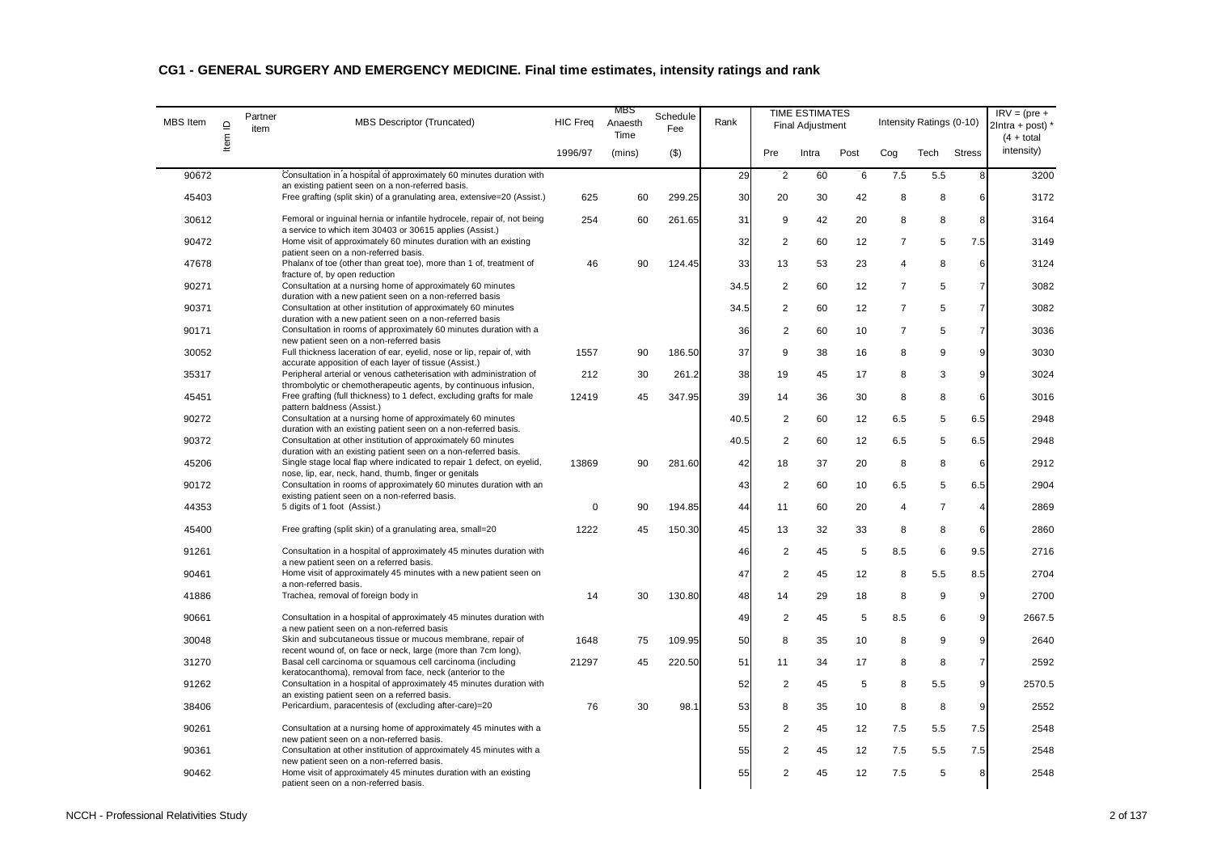## CG1 - GENERAL SURGERY AND EMERGENCY MEDICINE. Final time estimates, intensity ratings and rank

| MBS Item | Item ID | Partner item | MBS Descriptor (Truncated) | HIC Freq | MBS Anaesth Time | Schedule Fee | Rank | TIME ESTIMATES Final Adjustment | | | Intensity Ratings (0-10) | | | IRV = (pre + 2Intra + post) * (4 + total intensity) |
|---|---|---|---|---|---|---|---|---|---|---|---|---|---|---|
| | | | | 1996/97 | (mins) | ($) | | Pre | Intra | Post | Cog | Tech | Stress | |
| 90672 | | | Consultation in a hospital of approximately 60 minutes duration with an existing patient seen on a non-referred basis. | | | | 29 | 2 | 60 | 6 | 7.5 | 5.5 | 8 | 3200 |
| 45403 | | | Free grafting (split skin) of a granulating area, extensive=20 (Assist.) | 625 | 60 | 299.25 | 30 | 20 | 30 | 42 | 8 | 8 | 6 | 3172 |
| 30612 | | | Femoral or inguinal hernia or infantile hydrocele, repair of, not being a service to which item 30403 or 30615 applies (Assist.) | 254 | 60 | 261.65 | 31 | 9 | 42 | 20 | 8 | 8 | 8 | 3164 |
| 90472 | | | Home visit of approximately 60 minutes duration with an existing patient seen on a non-referred basis. | | | | 32 | 2 | 60 | 12 | 7 | 5 | 7.5 | 3149 |
| 47678 | | | Phalanx of toe (other than great toe), more than 1 of, treatment of fracture of, by open reduction | 46 | 90 | 124.45 | 33 | 13 | 53 | 23 | 4 | 8 | 6 | 3124 |
| 90271 | | | Consultation at a nursing home of approximately 60 minutes duration with a new patient seen on a non-referred basis | | | | 34.5 | 2 | 60 | 12 | 7 | 5 | 7 | 3082 |
| 90371 | | | Consultation at other institution of approximately 60 minutes duration with a new patient seen on a non-referred basis | | | | 34.5 | 2 | 60 | 12 | 7 | 5 | 7 | 3082 |
| 90171 | | | Consultation in rooms of approximately 60 minutes duration with a new patient seen on a non-referred basis | | | | 36 | 2 | 60 | 10 | 7 | 5 | 7 | 3036 |
| 30052 | | | Full thickness laceration of ear, eyelid, nose or lip, repair of, with accurate apposition of each layer of tissue (Assist.) | 1557 | 90 | 186.50 | 37 | 9 | 38 | 16 | 8 | 9 | 9 | 3030 |
| 35317 | | | Peripheral arterial or venous catheterisation with administration of thrombolytic or chemotherapeutic agents, by continuous infusion, | 212 | 30 | 261.2 | 38 | 19 | 45 | 17 | 8 | 3 | 9 | 3024 |
| 45451 | | | Free grafting (full thickness) to 1 defect, excluding grafts for male pattern baldness (Assist.) | 12419 | 45 | 347.95 | 39 | 14 | 36 | 30 | 8 | 8 | 6 | 3016 |
| 90272 | | | Consultation at a nursing home of approximately 60 minutes duration with an existing patient seen on a non-referred basis. | | | | 40.5 | 2 | 60 | 12 | 6.5 | 5 | 6.5 | 2948 |
| 90372 | | | Consultation at other institution of approximately 60 minutes duration with an existing patient seen on a non-referred basis. | | | | 40.5 | 2 | 60 | 12 | 6.5 | 5 | 6.5 | 2948 |
| 45206 | | | Single stage local flap where indicated to repair 1 defect, on eyelid, nose, lip, ear, neck, hand, thumb, finger or genitals | 13869 | 90 | 281.60 | 42 | 18 | 37 | 20 | 8 | 8 | 6 | 2912 |
| 90172 | | | Consultation in rooms of approximately 60 minutes duration with an existing patient seen on a non-referred basis. | | | | 43 | 2 | 60 | 10 | 6.5 | 5 | 6.5 | 2904 |
| 44353 | | | 5 digits of 1 foot (Assist.) | 0 | 90 | 194.85 | 44 | 11 | 60 | 20 | 4 | 7 | 4 | 2869 |
| 45400 | | | Free grafting (split skin) of a granulating area, small=20 | 1222 | 45 | 150.30 | 45 | 13 | 32 | 33 | 8 | 8 | 6 | 2860 |
| 91261 | | | Consultation in a hospital of approximately 45 minutes duration with a new patient seen on a referred basis. | | | | 46 | 2 | 45 | 5 | 8.5 | 6 | 9.5 | 2716 |
| 90461 | | | Home visit of approximately 45 minutes with a new patient seen on a non-referred basis. | | | | 47 | 2 | 45 | 12 | 8 | 5.5 | 8.5 | 2704 |
| 41886 | | | Trachea, removal of foreign body in | 14 | 30 | 130.80 | 48 | 14 | 29 | 18 | 8 | 9 | 9 | 2700 |
| 90661 | | | Consultation in a hospital of approximately 45 minutes duration with a new patient seen on a non-referred basis | | | | 49 | 2 | 45 | 5 | 8.5 | 6 | 9 | 2667.5 |
| 30048 | | | Skin and subcutaneous tissue or mucous membrane, repair of recent wound of, on face or neck, large (more than 7cm long), | 1648 | 75 | 109.95 | 50 | 8 | 35 | 10 | 8 | 9 | 9 | 2640 |
| 31270 | | | Basal cell carcinoma or squamous cell carcinoma (including keratocanthoma), removal from face, neck (anterior to the | 21297 | 45 | 220.50 | 51 | 11 | 34 | 17 | 8 | 8 | 7 | 2592 |
| 91262 | | | Consultation in a hospital of approximately 45 minutes duration with an existing patient seen on a referred basis. | | | | 52 | 2 | 45 | 5 | 8 | 5.5 | 9 | 2570.5 |
| 38406 | | | Pericardium, paracentesis of (excluding after-care)=20 | 76 | 30 | 98.1 | 53 | 8 | 35 | 10 | 8 | 8 | 9 | 2552 |
| 90261 | | | Consultation at a nursing home of approximately 45 minutes with a new patient seen on a non-referred basis. | | | | 55 | 2 | 45 | 12 | 7.5 | 5.5 | 7.5 | 2548 |
| 90361 | | | Consultation at other institution of approximately 45 minutes with a new patient seen on a non-referred basis. | | | | 55 | 2 | 45 | 12 | 7.5 | 5.5 | 7.5 | 2548 |
| 90462 | | | Home visit of approximately 45 minutes duration with an existing patient seen on a non-referred basis. | | | | 55 | 2 | 45 | 12 | 7.5 | 5 | 8 | 2548 |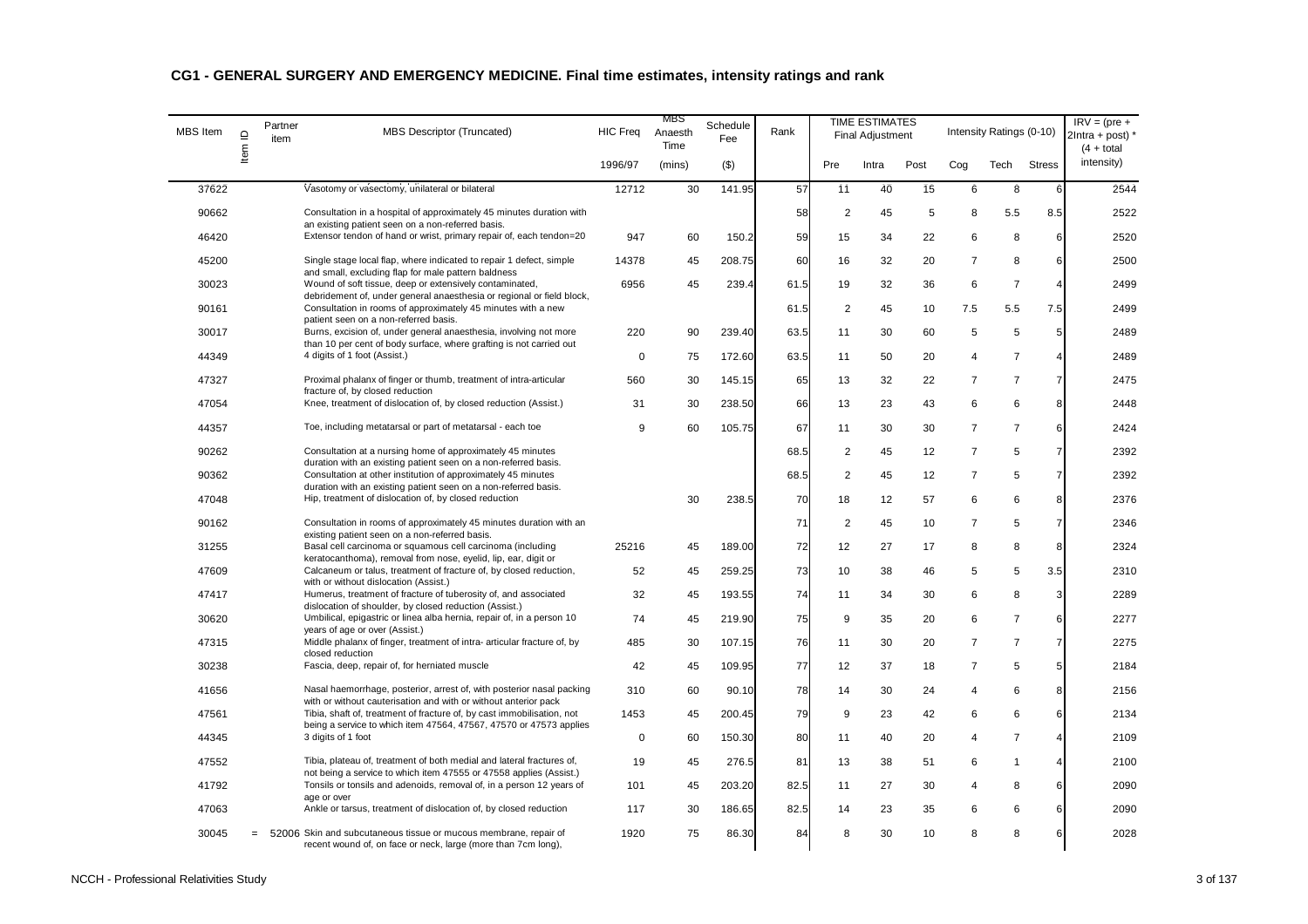## CG1 - GENERAL SURGERY AND EMERGENCY MEDICINE. Final time estimates, intensity ratings and rank

| MBS Item | Item ID | Partner item | MBS Descriptor (Truncated) | HIC Freq | MBS Anaesth Time | Schedule Fee | Rank | TIME ESTIMATES Final Adjustment | | | Intensity Ratings (0-10) | | | IRV = (pre + 2Intra + post) * (4 + total intensity) |
|---|---|---|---|---|---|---|---|---|---|---|---|---|---|---|
| | | | | 1996/97 | (mins) | ($) | | Pre | Intra | Post | Cog | Tech | Stress | |
| 37622 | | | Vasotomy or vasectomy, unilateral or bilateral | 12712 | 30 | 141.95 | 57 | 11 | 40 | 15 | 6 | 8 | 6 | 2544 |
| 90662 | | | Consultation in a hospital of approximately 45 minutes duration with an existing patient seen on a non-referred basis. | | | | 58 | 2 | 45 | 5 | 8 | 5.5 | 8.5 | 2522 |
| 46420 | | | Extensor tendon of hand or wrist, primary repair of, each tendon=20 | 947 | 60 | 150.2 | 59 | 15 | 34 | 22 | 6 | 8 | 6 | 2520 |
| 45200 | | | Single stage local flap, where indicated to repair 1 defect, simple and small, excluding flap for male pattern baldness | 14378 | 45 | 208.75 | 60 | 16 | 32 | 20 | 7 | 8 | 6 | 2500 |
| 30023 | | | Wound of soft tissue, deep or extensively contaminated, debridement of, under general anaesthesia or regional or field block, | 6956 | 45 | 239.4 | 61.5 | 19 | 32 | 36 | 6 | 7 | 4 | 2499 |
| 90161 | | | Consultation in rooms of approximately 45 minutes with a new patient seen on a non-referred basis. | | | | 61.5 | 2 | 45 | 10 | 7.5 | 5.5 | 7.5 | 2499 |
| 30017 | | | Burns, excision of, under general anaesthesia, involving not more than 10 per cent of body surface, where grafting is not carried out | 220 | 90 | 239.40 | 63.5 | 11 | 30 | 60 | 5 | 5 | 5 | 2489 |
| 44349 | | | 4 digits of 1 foot (Assist.) | 0 | 75 | 172.60 | 63.5 | 11 | 50 | 20 | 4 | 7 | 4 | 2489 |
| 47327 | | | Proximal phalanx of finger or thumb, treatment of intra-articular fracture of, by closed reduction | 560 | 30 | 145.15 | 65 | 13 | 32 | 22 | 7 | 7 | 7 | 2475 |
| 47054 | | | Knee, treatment of dislocation of, by closed reduction (Assist.) | 31 | 30 | 238.50 | 66 | 13 | 23 | 43 | 6 | 6 | 8 | 2448 |
| 44357 | | | Toe, including metatarsal or part of metatarsal - each toe | 9 | 60 | 105.75 | 67 | 11 | 30 | 30 | 7 | 7 | 6 | 2424 |
| 90262 | | | Consultation at a nursing home of approximately 45 minutes duration with an existing patient seen on a non-referred basis. | | | | 68.5 | 2 | 45 | 12 | 7 | 5 | 7 | 2392 |
| 90362 | | | Consultation at other institution of approximately 45 minutes duration with an existing patient seen on a non-referred basis. | | | | 68.5 | 2 | 45 | 12 | 7 | 5 | 7 | 2392 |
| 47048 | | | Hip, treatment of dislocation of, by closed reduction | | 30 | 238.5 | 70 | 18 | 12 | 57 | 6 | 6 | 8 | 2376 |
| 90162 | | | Consultation in rooms of approximately 45 minutes duration with an existing patient seen on a non-referred basis. | | | | 71 | 2 | 45 | 10 | 7 | 5 | 7 | 2346 |
| 31255 | | | Basal cell carcinoma or squamous cell carcinoma (including keratocanthoma), removal from nose, eyelid, lip, ear, digit or | 25216 | 45 | 189.00 | 72 | 12 | 27 | 17 | 8 | 8 | 8 | 2324 |
| 47609 | | | Calcaneum or talus, treatment of fracture of, by closed reduction, with or without dislocation (Assist.) | 52 | 45 | 259.25 | 73 | 10 | 38 | 46 | 5 | 5 | 3.5 | 2310 |
| 47417 | | | Humerus, treatment of fracture of tuberosity of, and associated dislocation of shoulder, by closed reduction (Assist.) | 32 | 45 | 193.55 | 74 | 11 | 34 | 30 | 6 | 8 | 3 | 2289 |
| 30620 | | | Umbilical, epigastric or linea alba hernia, repair of, in a person 10 years of age or over (Assist.) | 74 | 45 | 219.90 | 75 | 9 | 35 | 20 | 6 | 7 | 6 | 2277 |
| 47315 | | | Middle phalanx of finger, treatment of intra- articular fracture of, by closed reduction | 485 | 30 | 107.15 | 76 | 11 | 30 | 20 | 7 | 7 | 7 | 2275 |
| 30238 | | | Fascia, deep, repair of, for herniated muscle | 42 | 45 | 109.95 | 77 | 12 | 37 | 18 | 7 | 5 | 5 | 2184 |
| 41656 | | | Nasal haemorrhage, posterior, arrest of, with posterior nasal packing with or without cauterisation and with or without anterior pack | 310 | 60 | 90.10 | 78 | 14 | 30 | 24 | 4 | 6 | 8 | 2156 |
| 47561 | | | Tibia, shaft of, treatment of fracture of, by cast immobilisation, not being a service to which item 47564, 47567, 47570 or 47573 applies | 1453 | 45 | 200.45 | 79 | 9 | 23 | 42 | 6 | 6 | 6 | 2134 |
| 44345 | | | 3 digits of 1 foot | 0 | 60 | 150.30 | 80 | 11 | 40 | 20 | 4 | 7 | 4 | 2109 |
| 47552 | | | Tibia, plateau of, treatment of both medial and lateral fractures of, not being a service to which item 47555 or 47558 applies (Assist.) | 19 | 45 | 276.5 | 81 | 13 | 38 | 51 | 6 | 1 | 4 | 2100 |
| 41792 | | | Tonsils or tonsils and adenoids, removal of, in a person 12 years of age or over | 101 | 45 | 203.20 | 82.5 | 11 | 27 | 30 | 4 | 8 | 6 | 2090 |
| 47063 | | | Ankle or tarsus, treatment of dislocation of, by closed reduction | 117 | 30 | 186.65 | 82.5 | 14 | 23 | 35 | 6 | 6 | 6 | 2090 |
| 30045 | = | 52006 | Skin and subcutaneous tissue or mucous membrane, repair of recent wound of, on face or neck, large (more than 7cm long), | 1920 | 75 | 86.30 | 84 | 8 | 30 | 10 | 8 | 8 | 6 | 2028 |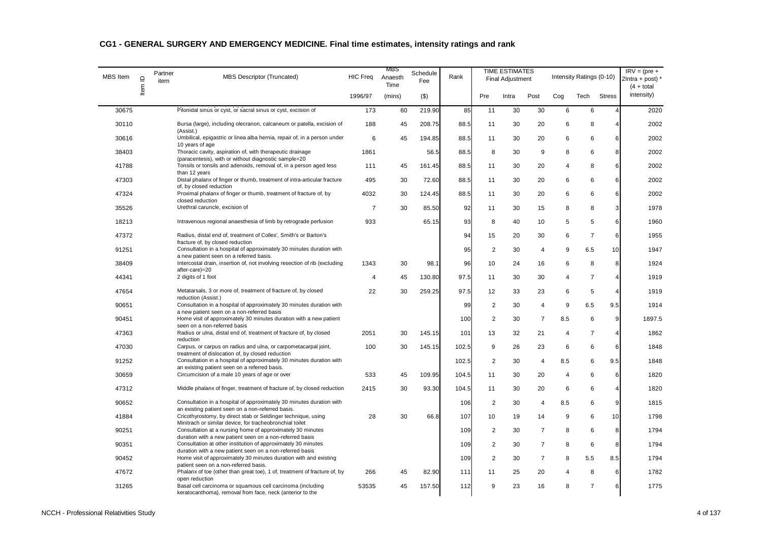## CG1 - GENERAL SURGERY AND EMERGENCY MEDICINE. Final time estimates, intensity ratings and rank

| MBS Item | Item ID | Partner item | MBS Descriptor (Truncated) | HIC Freq | MBS Anaesth Time | Schedule Fee | Rank | TIME ESTIMATES Final Adjustment | | | Intensity Ratings (0-10) | | | IRV = (pre + 2Intra + post) * (4 + total intensity) |
|---|---|---|---|---|---|---|---|---|---|---|---|---|---|---|
| | | | | 1996/97 | (mins) | ($) | | Pre | Intra | Post | Cog | Tech | Stress | |
| 30675 | | | Pilonidal sinus or cyst, or sacral sinus or cyst, excision of | 173 | 60 | 219.90 | 85 | 11 | 30 | 30 | 6 | 6 | 4 | 2020 |
| 30110 | | | Bursa (large), including olecranon, calcaneum or patella, excision of (Assist.) | 188 | 45 | 208.75 | 88.5 | 11 | 30 | 20 | 6 | 8 | 4 | 2002 |
| 30616 | | | Umbilical, epigastric or linea alba hernia, repair of, in a person under 10 years of age | 6 | 45 | 194.85 | 88.5 | 11 | 30 | 20 | 6 | 6 | 6 | 2002 |
| 38403 | | | Thoracic cavity, aspiration of, with therapeutic drainage (paracentesis), with or without diagnostic sample=20 | 1861 | | 56.5 | 88.5 | 8 | 30 | 9 | 8 | 6 | 8 | 2002 |
| 41788 | | | Tonsils or tonsils and adenoids, removal of, in a person aged less than 12 years | 111 | 45 | 161.45 | 88.5 | 11 | 30 | 20 | 4 | 8 | 6 | 2002 |
| 47303 | | | Distal phalanx of finger or thumb, treatment of intra-articular fracture of, by closed reduction | 495 | 30 | 72.60 | 88.5 | 11 | 30 | 20 | 6 | 6 | 6 | 2002 |
| 47324 | | | Proximal phalanx of finger or thumb, treatment of fracture of, by closed reduction | 4032 | 30 | 124.45 | 88.5 | 11 | 30 | 20 | 6 | 6 | 6 | 2002 |
| 35526 | | | Urethral caruncle, excision of | 7 | 30 | 85.50 | 92 | 11 | 30 | 15 | 8 | 8 | 3 | 1978 |
| 18213 | | | Intravenous regional anaesthesia of limb by retrograde perfusion | 933 | | 65.15 | 93 | 8 | 40 | 10 | 5 | 5 | 6 | 1960 |
| 47372 | | | Radius, distal end of, treatment of Colles', Smith's or Barton's fracture of, by closed reduction | | | | 94 | 15 | 20 | 30 | 6 | 7 | 6 | 1955 |
| 91251 | | | Consultation in a hospital of approximately 30 minutes duration with a new patient seen on a referred basis. | | | | 95 | 2 | 30 | 4 | 9 | 6.5 | 10 | 1947 |
| 38409 | | | Intercostal drain, insertion of, not involving resection of rib (excluding after-care)=20 | 1343 | 30 | 98.1 | 96 | 10 | 24 | 16 | 6 | 8 | 8 | 1924 |
| 44341 | | | 2 digits of 1 foot | 4 | 45 | 130.80 | 97.5 | 11 | 30 | 30 | 4 | 7 | 4 | 1919 |
| 47654 | | | Metatarsals, 3 or more of, treatment of fracture of, by closed reduction (Assist.) | 22 | 30 | 259.25 | 97.5 | 12 | 33 | 23 | 6 | 5 | 4 | 1919 |
| 90651 | | | Consultation in a hospital of approximately 30 minutes duration with a new patient seen on a non-referred basis | | | | 99 | 2 | 30 | 4 | 9 | 6.5 | 9.5 | 1914 |
| 90451 | | | Home visit of approximately 30 minutes duration with a new patient seen on a non-referred basis | | | | 100 | 2 | 30 | 7 | 8.5 | 6 | 9 | 1897.5 |
| 47363 | | | Radius or ulna, distal end of, treatment of fracture of, by closed reduction | 2051 | 30 | 145.15 | 101 | 13 | 32 | 21 | 4 | 7 | 4 | 1862 |
| 47030 | | | Carpus, or carpus on radius and ulna, or carpometacarpal joint, treatment of dislocation of, by closed reduction | 100 | 30 | 145.15 | 102.5 | 9 | 26 | 23 | 6 | 6 | 6 | 1848 |
| 91252 | | | Consultation in a hospital of approximately 30 minutes duration with an existing patient seen on a referred basis. | | | | 102.5 | 2 | 30 | 4 | 8.5 | 6 | 9.5 | 1848 |
| 30659 | | | Circumcision of a male 10 years of age or over | 533 | 45 | 109.95 | 104.5 | 11 | 30 | 20 | 4 | 6 | 6 | 1820 |
| 47312 | | | Middle phalanx of finger, treatment of fracture of, by closed reduction | 2415 | 30 | 93.30 | 104.5 | 11 | 30 | 20 | 6 | 6 | 4 | 1820 |
| 90652 | | | Consultation in a hospital of approximately 30 minutes duration with an existing patient seen on a non-referred basis. | | | | 106 | 2 | 30 | 4 | 8.5 | 6 | 9 | 1815 |
| 41884 | | | Cricothyrostomy, by direct stab or Seldinger technique, using Minitrach or similar device, for tracheobronchial toilet | 28 | 30 | 66.8 | 107 | 10 | 19 | 14 | 9 | 6 | 10 | 1798 |
| 90251 | | | Consultation at a nursing home of approximately 30 minutes duration with a new patient seen on a non-referred basis | | | | 109 | 2 | 30 | 7 | 8 | 6 | 8 | 1794 |
| 90351 | | | Consultation at other institution of approximately 30 minutes duration with a new patient seen on a non-referred basis | | | | 109 | 2 | 30 | 7 | 8 | 6 | 8 | 1794 |
| 90452 | | | Home visit of approximately 30 minutes duration with and existing patient seen on a non-referred basis. | | | | 109 | 2 | 30 | 7 | 8 | 5.5 | 8.5 | 1794 |
| 47672 | | | Phalanx of toe (other than great toe), 1 of, treatment of fracture of, by open reduction | 266 | 45 | 82.90 | 111 | 11 | 25 | 20 | 4 | 8 | 6 | 1782 |
| 31265 | | | Basal cell carcinoma or squamous cell carcinoma (including keratocanthoma), removal from face, neck (anterior to the | 53535 | 45 | 157.50 | 112 | 9 | 23 | 16 | 8 | 7 | 6 | 1775 |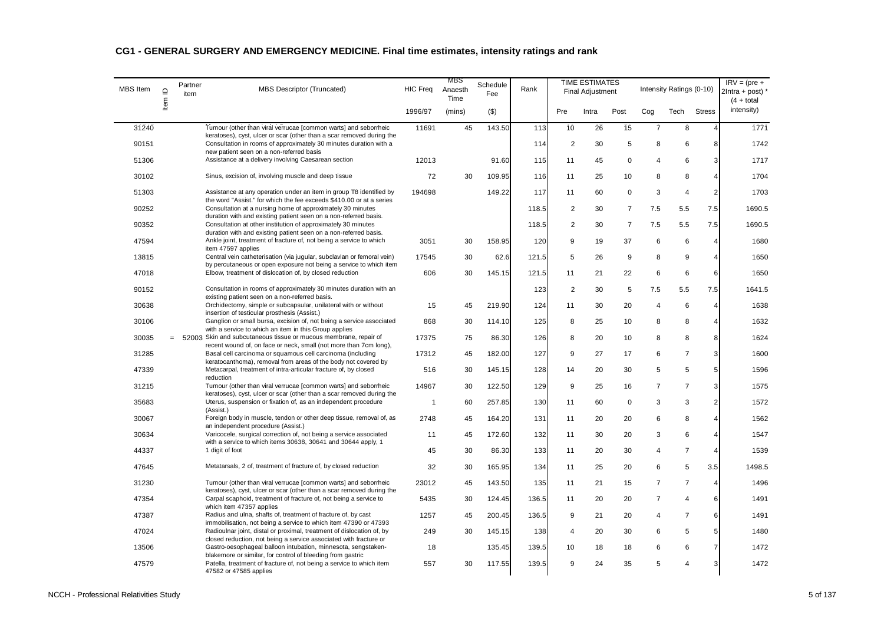## CG1 - GENERAL SURGERY AND EMERGENCY MEDICINE. Final time estimates, intensity ratings and rank

| MBS Item | Item ID | Partner item | MBS Descriptor (Truncated) | HIC Freq | MBS Anaesth Time | Schedule Fee | Rank | TIME ESTIMATES Final Adjustment | | | Intensity Ratings (0-10) | | | IRV = (pre + 2Intra + post) * (4 + total intensity) |
|---|---|---|---|---|---|---|---|---|---|---|---|---|---|---|
| | | | | 1996/97 | (mins) | ($) | | Pre | Intra | Post | Cog | Tech | Stress | |
| 31240 | | | Tumour (other than viral verrucae [common warts] and seborrheic keratoses), cyst, ulcer or scar (other than a scar removed during the | 11691 | 45 | 143.50 | 113 | 10 | 26 | 15 | 7 | 8 | 4 | 1771 |
| 90151 | | | Consultation in rooms of approximately 30 minutes duration with a new patient seen on a non-referred basis | | | | 114 | 2 | 30 | 5 | 8 | 6 | 8 | 1742 |
| 51306 | | | Assistance at a delivery involving Caesarean section | 12013 | | 91.60 | 115 | 11 | 45 | 0 | 4 | 6 | 3 | 1717 |
| 30102 | | | Sinus, excision of, involving muscle and deep tissue | 72 | 30 | 109.95 | 116 | 11 | 25 | 10 | 8 | 8 | 4 | 1704 |
| 51303 | | | Assistance at any operation under an item in group T8 identified by the word "Assist." for which the fee exceeds $410.00 or at a series | 194698 | | 149.22 | 117 | 11 | 60 | 0 | 3 | 4 | 2 | 1703 |
| 90252 | | | Consultation at a nursing home of approximately 30 minutes duration with and existing patient seen on a non-referred basis. | | | | 118.5 | 2 | 30 | 7 | 7.5 | 5.5 | 7.5 | 1690.5 |
| 90352 | | | Consultation at other institution of approximately 30 minutes duration with and existing patient seen on a non-referred basis. | | | | 118.5 | 2 | 30 | 7 | 7.5 | 5.5 | 7.5 | 1690.5 |
| 47594 | | | Ankle joint, treatment of fracture of, not being a service to which item 47597 applies | 3051 | 30 | 158.95 | 120 | 9 | 19 | 37 | 6 | 6 | 4 | 1680 |
| 13815 | | | Central vein catheterisation (via jugular, subclavian or femoral vein) by percutaneous or open exposure not being a service to which item | 17545 | 30 | 62.6 | 121.5 | 5 | 26 | 9 | 8 | 9 | 4 | 1650 |
| 47018 | | | Elbow, treatment of dislocation of, by closed reduction | 606 | 30 | 145.15 | 121.5 | 11 | 21 | 22 | 6 | 6 | 6 | 1650 |
| 90152 | | | Consultation in rooms of approximately 30 minutes duration with an existing patient seen on a non-referred basis. | | | | 123 | 2 | 30 | 5 | 7.5 | 5.5 | 7.5 | 1641.5 |
| 30638 | | | Orchidectomy, simple or subcapsular, unilateral with or without insertion of testicular prosthesis (Assist.) | 15 | 45 | 219.90 | 124 | 11 | 30 | 20 | 4 | 6 | 4 | 1638 |
| 30106 | | | Ganglion or small bursa, excision of, not being a service associated with a service to which an item in this Group applies | 868 | 30 | 114.10 | 125 | 8 | 25 | 10 | 8 | 8 | 4 | 1632 |
| 30035 | = | 52003 | Skin and subcutaneous tissue or mucous membrane, repair of recent wound of, on face or neck, small (not more than 7cm long), | 17375 | 75 | 86.30 | 126 | 8 | 20 | 10 | 8 | 8 | 8 | 1624 |
| 31285 | | | Basal cell carcinoma or squamous cell carcinoma (including keratocanthoma), removal from areas of the body not covered by | 17312 | 45 | 182.00 | 127 | 9 | 27 | 17 | 6 | 7 | 3 | 1600 |
| 47339 | | | Metacarpal, treatment of intra-articular fracture of, by closed reduction | 516 | 30 | 145.15 | 128 | 14 | 20 | 30 | 5 | 5 | 5 | 1596 |
| 31215 | | | Tumour (other than viral verrucae [common warts] and seborrheic keratoses), cyst, ulcer or scar (other than a scar removed during the | 14967 | 30 | 122.50 | 129 | 9 | 25 | 16 | 7 | 7 | 3 | 1575 |
| 35683 | | | Uterus, suspension or fixation of, as an independent procedure (Assist.) | 1 | 60 | 257.85 | 130 | 11 | 60 | 0 | 3 | 3 | 2 | 1572 |
| 30067 | | | Foreign body in muscle, tendon or other deep tissue, removal of, as an independent procedure (Assist.) | 2748 | 45 | 164.20 | 131 | 11 | 20 | 20 | 6 | 8 | 4 | 1562 |
| 30634 | | | Varicocele, surgical correction of, not being a service associated with a service to which items 30638, 30641 and 30644 apply, 1 | 11 | 45 | 172.60 | 132 | 11 | 30 | 20 | 3 | 6 | 4 | 1547 |
| 44337 | | | 1 digit of foot | 45 | 30 | 86.30 | 133 | 11 | 20 | 30 | 4 | 7 | 4 | 1539 |
| 47645 | | | Metatarsals, 2 of, treatment of fracture of, by closed reduction | 32 | 30 | 165.95 | 134 | 11 | 25 | 20 | 6 | 5 | 3.5 | 1498.5 |
| 31230 | | | Tumour (other than viral verrucae [common warts] and seborrheic keratoses), cyst, ulcer or scar (other than a scar removed during the | 23012 | 45 | 143.50 | 135 | 11 | 21 | 15 | 7 | 7 | 4 | 1496 |
| 47354 | | | Carpal scaphoid, treatment of fracture of, not being a service to which item 47357 applies | 5435 | 30 | 124.45 | 136.5 | 11 | 20 | 20 | 7 | 4 | 6 | 1491 |
| 47387 | | | Radius and ulna, shafts of, treatment of fracture of, by cast immobilisation, not being a service to which item 47390 or 47393 | 1257 | 45 | 200.45 | 136.5 | 9 | 21 | 20 | 4 | 7 | 6 | 1491 |
| 47024 | | | Radioulnar joint, distal or proximal, treatment of dislocation of, by closed reduction, not being a service associated with fracture or | 249 | 30 | 145.15 | 138 | 4 | 20 | 30 | 6 | 5 | 5 | 1480 |
| 13506 | | | Gastro-oesophageal balloon intubation, minnesota, sengstaken-blakemore or similar, for control of bleeding from gastric | 18 | | 135.45 | 139.5 | 10 | 18 | 18 | 6 | 6 | 7 | 1472 |
| 47579 | | | Patella, treatment of fracture of, not being a service to which item 47582 or 47585 applies | 557 | 30 | 117.55 | 139.5 | 9 | 24 | 35 | 5 | 4 | 3 | 1472 |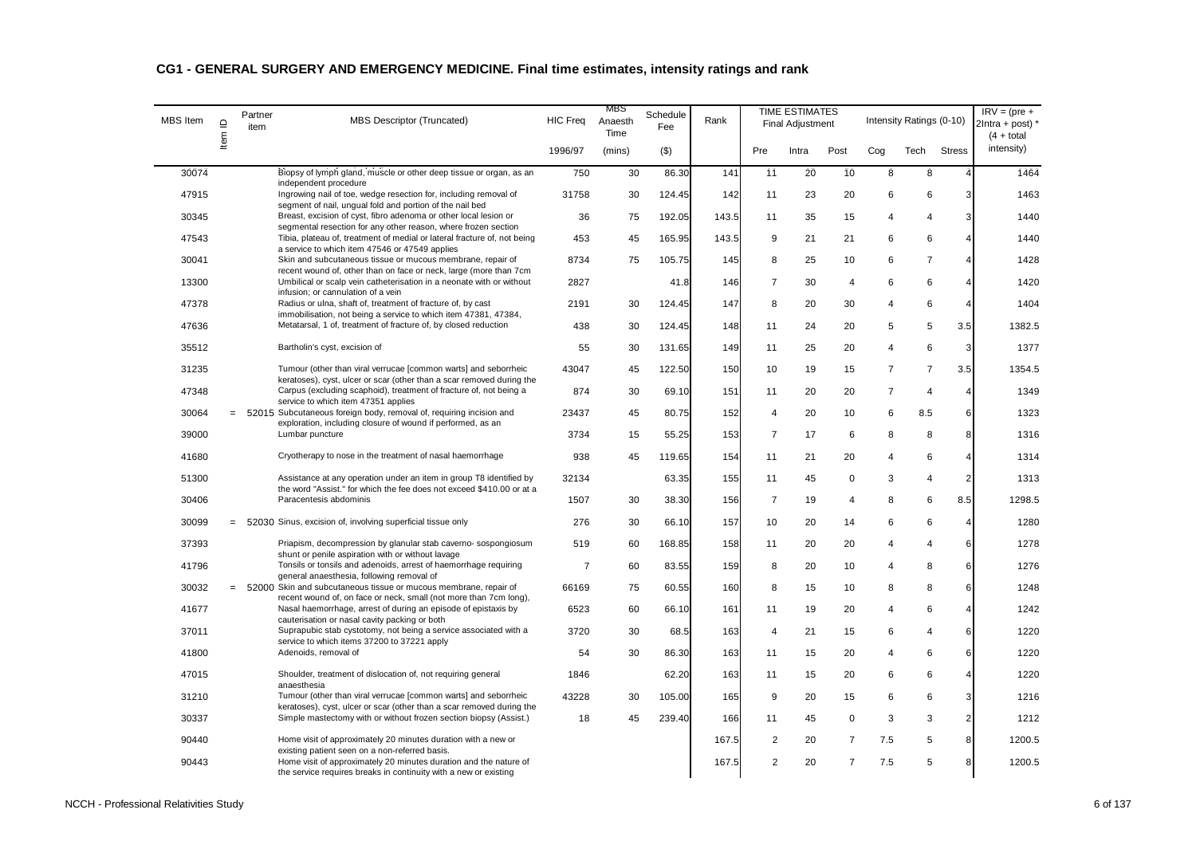## CG1 - GENERAL SURGERY AND EMERGENCY MEDICINE. Final time estimates, intensity ratings and rank

| MBS Item | Item ID | Partner item | MBS Descriptor (Truncated) | HIC Freq | MBS Anaesth Time | Schedule Fee | Rank | TIME ESTIMATES Final Adjustment | | | Intensity Ratings (0-10) | | | IRV = (pre + 2Intra + post) * (4 + total intensity) |
|---|---|---|---|---|---|---|---|---|---|---|---|---|---|---|
| | | | | 1996/97 | (mins) | ($) | | Pre | Intra | Post | Cog | Tech | Stress | |
| 30074 | | | Biopsy of lymph gland, muscle or other deep tissue or organ, as an independent procedure | 750 | 30 | 86.30 | 141 | 11 | 20 | 10 | 8 | 8 | 4 | 1464 |
| 47915 | | | Ingrowing nail of toe, wedge resection for, including removal of segment of nail, ungual fold and portion of the nail bed | 31758 | 30 | 124.45 | 142 | 11 | 23 | 20 | 6 | 6 | 3 | 1463 |
| 30345 | | | Breast, excision of cyst, fibro adenoma or other local lesion or segmental resection for any other reason, where frozen section | 36 | 75 | 192.05 | 143.5 | 11 | 35 | 15 | 4 | 4 | 3 | 1440 |
| 47543 | | | Tibia, plateau of, treatment of medial or lateral fracture of, not being a service to which item 47546 or 47549 applies | 453 | 45 | 165.95 | 143.5 | 9 | 21 | 21 | 6 | 6 | 4 | 1440 |
| 30041 | | | Skin and subcutaneous tissue or mucous membrane, repair of recent wound of, other than on face or neck, large (more than 7cm | 8734 | 75 | 105.75 | 145 | 8 | 25 | 10 | 6 | 7 | 4 | 1428 |
| 13300 | | | Umbilical or scalp vein catheterisation in a neonate with or without infusion; or cannulation of a vein | 2827 | | 41.8 | 146 | 7 | 30 | 4 | 6 | 6 | 4 | 1420 |
| 47378 | | | Radius or ulna, shaft of, treatment of fracture of, by cast immobilisation, not being a service to which item 47381, 47384, | 2191 | 30 | 124.45 | 147 | 8 | 20 | 30 | 4 | 6 | 4 | 1404 |
| 47636 | | | Metatarsal, 1 of, treatment of fracture of, by closed reduction | 438 | 30 | 124.45 | 148 | 11 | 24 | 20 | 5 | 5 | 3.5 | 1382.5 |
| 35512 | | | Bartholin's cyst, excision of | 55 | 30 | 131.65 | 149 | 11 | 25 | 20 | 4 | 6 | 3 | 1377 |
| 31235 | | | Tumour (other than viral verrucae [common warts] and seborrheic keratoses), cyst, ulcer or scar (other than a scar removed during the | 43047 | 45 | 122.50 | 150 | 10 | 19 | 15 | 7 | 7 | 3.5 | 1354.5 |
| 47348 | | | Carpus (excluding scaphoid), treatment of fracture of, not being a service to which item 47351 applies | 874 | 30 | 69.10 | 151 | 11 | 20 | 20 | 7 | 4 | 4 | 1349 |
| 30064 | = | 52015 | Subcutaneous foreign body, removal of, requiring incision and exploration, including closure of wound if performed, as an | 23437 | 45 | 80.75 | 152 | 4 | 20 | 10 | 6 | 8.5 | 6 | 1323 |
| 39000 | | | Lumbar puncture | 3734 | 15 | 55.25 | 153 | 7 | 17 | 6 | 8 | 8 | 8 | 1316 |
| 41680 | | | Cryotherapy to nose in the treatment of nasal haemorrhage | 938 | 45 | 119.65 | 154 | 11 | 21 | 20 | 4 | 6 | 4 | 1314 |
| 51300 | | | Assistance at any operation under an item in group T8 identified by the word "Assist." for which the fee does not exceed $410.00 or at a | 32134 | | 63.35 | 155 | 11 | 45 | 0 | 3 | 4 | 2 | 1313 |
| 30406 | | | Paracentesis abdominis | 1507 | 30 | 38.30 | 156 | 7 | 19 | 4 | 8 | 6 | 8.5 | 1298.5 |
| 30099 | = | 52030 | Sinus, excision of, involving superficial tissue only | 276 | 30 | 66.10 | 157 | 10 | 20 | 14 | 6 | 6 | 4 | 1280 |
| 37393 | | | Priapism, decompression by glanular stab caverno- sospongiosum shunt or penile aspiration with or without lavage | 519 | 60 | 168.85 | 158 | 11 | 20 | 20 | 4 | 4 | 6 | 1278 |
| 41796 | | | Tonsils or tonsils and adenoids, arrest of haemorrhage requiring general anaesthesia, following removal of | 7 | 60 | 83.55 | 159 | 8 | 20 | 10 | 4 | 8 | 6 | 1276 |
| 30032 | = | 52000 | Skin and subcutaneous tissue or mucous membrane, repair of recent wound of, on face or neck, small (not more than 7cm long), | 66169 | 75 | 60.55 | 160 | 8 | 15 | 10 | 8 | 8 | 6 | 1248 |
| 41677 | | | Nasal haemorrhage, arrest of during an episode of epistaxis by cauterisation or nasal cavity packing or both | 6523 | 60 | 66.10 | 161 | 11 | 19 | 20 | 4 | 6 | 4 | 1242 |
| 37011 | | | Suprapubic stab cystotomy, not being a service associated with a service to which items 37200 to 37221 apply | 3720 | 30 | 68.5 | 163 | 4 | 21 | 15 | 6 | 4 | 6 | 1220 |
| 41800 | | | Adenoids, removal of | 54 | 30 | 86.30 | 163 | 11 | 15 | 20 | 4 | 6 | 6 | 1220 |
| 47015 | | | Shoulder, treatment of dislocation of, not requiring general anaesthesia | 1846 | | 62.20 | 163 | 11 | 15 | 20 | 6 | 6 | 4 | 1220 |
| 31210 | | | Tumour (other than viral verrucae [common warts] and seborrheic keratoses), cyst, ulcer or scar (other than a scar removed during the | 43228 | 30 | 105.00 | 165 | 9 | 20 | 15 | 6 | 6 | 3 | 1216 |
| 30337 | | | Simple mastectomy with or without frozen section biopsy (Assist.) | 18 | 45 | 239.40 | 166 | 11 | 45 | 0 | 3 | 3 | 2 | 1212 |
| 90440 | | | Home visit of approximately 20 minutes duration with a new or existing patient seen on a non-referred basis. | | | | 167.5 | 2 | 20 | 7 | 7.5 | 5 | 8 | 1200.5 |
| 90443 | | | Home visit of approximately 20 minutes duration and the nature of the service requires breaks in continuity with a new or existing | | | | 167.5 | 2 | 20 | 7 | 7.5 | 5 | 8 | 1200.5 |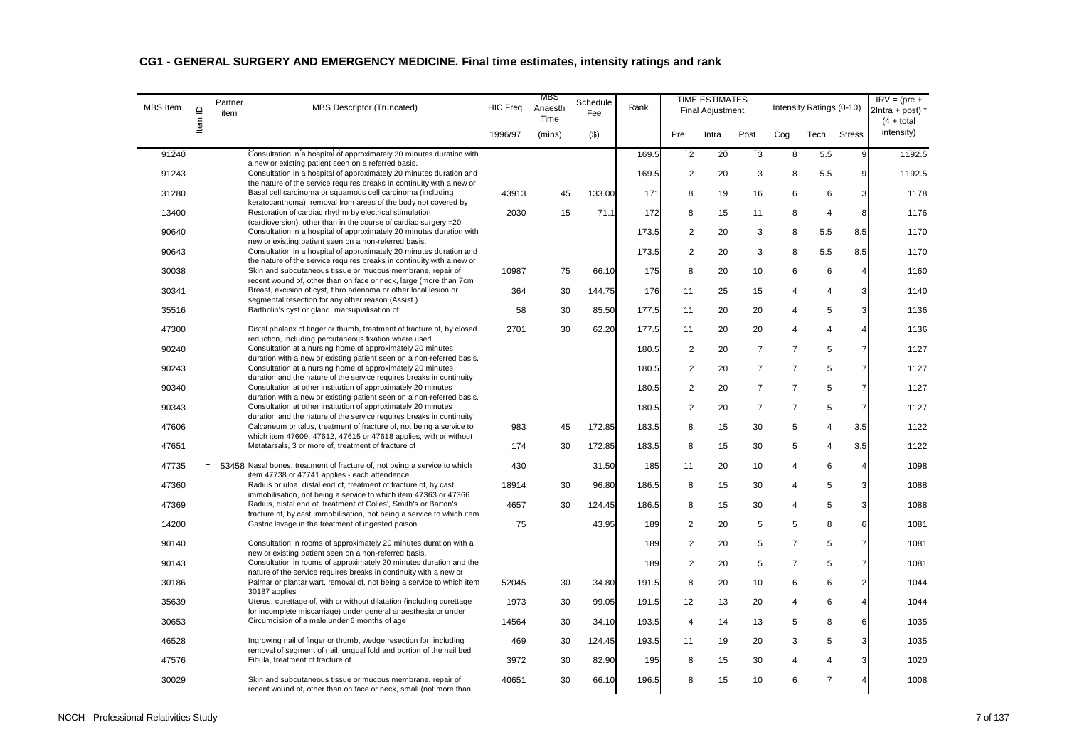## CG1 - GENERAL SURGERY AND EMERGENCY MEDICINE. Final time estimates, intensity ratings and rank

| MBS Item | Item ID | Partner item | MBS Descriptor (Truncated) | HIC Freq | MBS Anaesth Time | Schedule Fee | Rank | TIME ESTIMATES Final Adjustment | | | Intensity Ratings (0-10) | | | IRV = (pre + 2Intra + post) * (4 + total intensity) |
|---|---|---|---|---|---|---|---|---|---|---|---|---|---|---|
| | | | | 1996/97 | (mins) | ($) | | Pre | Intra | Post | Cog | Tech | Stress | |
| 91240 | | | Consultation in a hospital of approximately 20 minutes duration with a new or existing patient seen on a referred basis. | | | | 169.5 | 2 | 20 | 3 | 8 | 5.5 | 9 | 1192.5 |
| 91243 | | | Consultation in a hospital of approximately 20 minutes duration and the nature of the service requires breaks in continuity with a new or | | | | 169.5 | 2 | 20 | 3 | 8 | 5.5 | 9 | 1192.5 |
| 31280 | | | Basal cell carcinoma or squamous cell carcinoma (including keratocanthoma), removal from areas of the body not covered by | 43913 | 45 | 133.00 | 171 | 8 | 19 | 16 | 6 | 6 | 3 | 1178 |
| 13400 | | | Restoration of cardiac rhythm by electrical stimulation (cardioversion), other than in the course of cardiac surgery =20 | 2030 | 15 | 71.1 | 172 | 8 | 15 | 11 | 8 | 4 | 8 | 1176 |
| 90640 | | | Consultation in a hospital of approximately 20 minutes duration with new or existing patient seen on a non-referred basis. | | | | 173.5 | 2 | 20 | 3 | 8 | 5.5 | 8.5 | 1170 |
| 90643 | | | Consultation in a hospital of approximately 20 minutes duration and the nature of the service requires breaks in continuity with a new or | | | | 173.5 | 2 | 20 | 3 | 8 | 5.5 | 8.5 | 1170 |
| 30038 | | | Skin and subcutaneous tissue or mucous membrane, repair of recent wound of, other than on face or neck, large (more than 7cm | 10987 | 75 | 66.10 | 175 | 8 | 20 | 10 | 6 | 6 | 4 | 1160 |
| 30341 | | | Breast, excision of cyst, fibro adenoma or other local lesion or segmental resection for any other reason (Assist.) | 364 | 30 | 144.75 | 176 | 11 | 25 | 15 | 4 | 4 | 3 | 1140 |
| 35516 | | | Bartholin's cyst or gland, marsupialisation of | 58 | 30 | 85.50 | 177.5 | 11 | 20 | 20 | 4 | 5 | 3 | 1136 |
| 47300 | | | Distal phalanx of finger or thumb, treatment of fracture of, by closed reduction, including percutaneous fixation where used | 2701 | 30 | 62.20 | 177.5 | 11 | 20 | 20 | 4 | 4 | 4 | 1136 |
| 90240 | | | Consultation at a nursing home of approximately 20 minutes duration with a new or existing patient seen on a non-referred basis. | | | | 180.5 | 2 | 20 | 7 | 7 | 5 | 7 | 1127 |
| 90243 | | | Consultation at a nursing home of approximately 20 minutes duration and the nature of the service requires breaks in continuity | | | | 180.5 | 2 | 20 | 7 | 7 | 5 | 7 | 1127 |
| 90340 | | | Consultation at other institution of approximately 20 minutes duration with a new or existing patient seen on a non-referred basis. | | | | 180.5 | 2 | 20 | 7 | 7 | 5 | 7 | 1127 |
| 90343 | | | Consultation at other institution of approximately 20 minutes duration and the nature of the service requires breaks in continuity | | | | 180.5 | 2 | 20 | 7 | 7 | 5 | 7 | 1127 |
| 47606 | | | Calcaneum or talus, treatment of fracture of, not being a service to which item 47609, 47612, 47615 or 47618 applies, with or without | 983 | 45 | 172.85 | 183.5 | 8 | 15 | 30 | 5 | 4 | 3.5 | 1122 |
| 47651 | | | Metatarsals, 3 or more of, treatment of fracture of | 174 | 30 | 172.85 | 183.5 | 8 | 15 | 30 | 5 | 4 | 3.5 | 1122 |
| 47735 | = | 53458 | Nasal bones, treatment of fracture of, not being a service to which item 47738 or 47741 applies - each attendance | 430 | | 31.50 | 185 | 11 | 20 | 10 | 4 | 6 | 4 | 1098 |
| 47360 | | | Radius or ulna, distal end of, treatment of fracture of, by cast immobilisation, not being a service to which item 47363 or 47366 | 18914 | 30 | 96.80 | 186.5 | 8 | 15 | 30 | 4 | 5 | 3 | 1088 |
| 47369 | | | Radius, distal end of, treatment of Colles', Smith's or Barton's fracture of, by cast immobilisation, not being a service to which item | 4657 | 30 | 124.45 | 186.5 | 8 | 15 | 30 | 4 | 5 | 3 | 1088 |
| 14200 | | | Gastric lavage in the treatment of ingested poison | 75 | | 43.95 | 189 | 2 | 20 | 5 | 5 | 8 | 6 | 1081 |
| 90140 | | | Consultation in rooms of approximately 20 minutes duration with a new or existing patient seen on a non-referred basis. | | | | 189 | 2 | 20 | 5 | 7 | 5 | 7 | 1081 |
| 90143 | | | Consultation in rooms of approximately 20 minutes duration and the nature of the service requires breaks in continuity with a new or | | | | 189 | 2 | 20 | 5 | 7 | 5 | 7 | 1081 |
| 30186 | | | Palmar or plantar wart, removal of, not being a service to which item 30187 applies | 52045 | 30 | 34.80 | 191.5 | 8 | 20 | 10 | 6 | 6 | 2 | 1044 |
| 35639 | | | Uterus, curettage of, with or without dilatation (including curettage for incomplete miscarriage) under general anaesthesia or under | 1973 | 30 | 99.05 | 191.5 | 12 | 13 | 20 | 4 | 6 | 4 | 1044 |
| 30653 | | | Circumcision of a male under 6 months of age | 14564 | 30 | 34.10 | 193.5 | 4 | 14 | 13 | 5 | 8 | 6 | 1035 |
| 46528 | | | Ingrowing nail of finger or thumb, wedge resection for, including removal of segment of nail, ungual fold and portion of the nail bed | 469 | 30 | 124.45 | 193.5 | 11 | 19 | 20 | 3 | 5 | 3 | 1035 |
| 47576 | | | Fibula, treatment of fracture of | 3972 | 30 | 82.90 | 195 | 8 | 15 | 30 | 4 | 4 | 3 | 1020 |
| 30029 | | | Skin and subcutaneous tissue or mucous membrane, repair of recent wound of, other than on face or neck, small (not more than | 40651 | 30 | 66.10 | 196.5 | 8 | 15 | 10 | 6 | 7 | 4 | 1008 |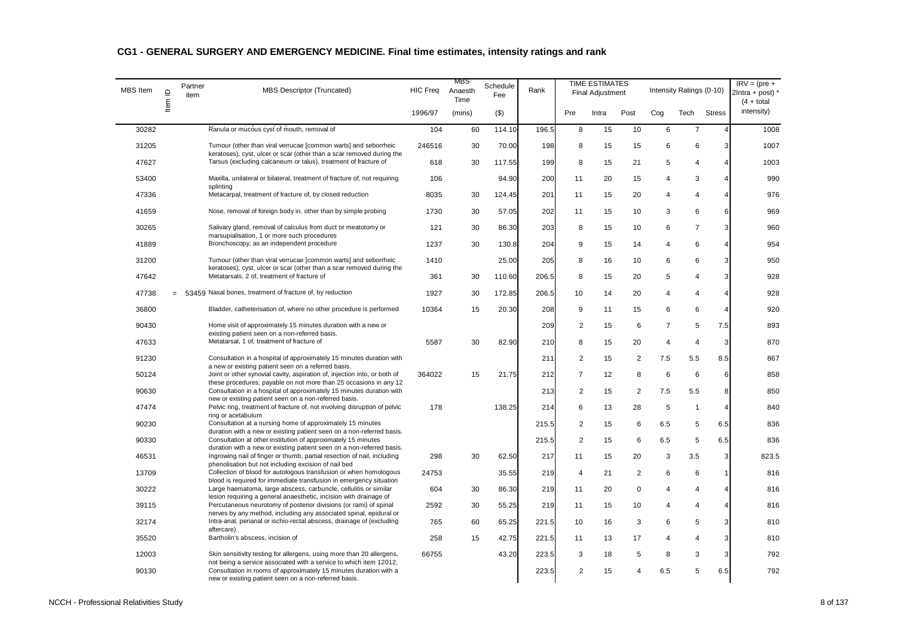## CG1 - GENERAL SURGERY AND EMERGENCY MEDICINE. Final time estimates, intensity ratings and rank

| MBS Item | Item ID | Partner item | MBS Descriptor (Truncated) | HIC Freq | MBS Anaesth Time | Schedule Fee | Rank | TIME ESTIMATES Final Adjustment | | | Intensity Ratings (0-10) | | | IRV = (pre + 2Intra + post) * (4 + total intensity) |
|---|---|---|---|---|---|---|---|---|---|---|---|---|---|---|
| | | | | 1996/97 | (mins) | ($) | | Pre | Intra | Post | Cog | Tech | Stress | |
| 30282 | | | Ranula or mucous cyst of mouth, removal of | 104 | 60 | 114.10 | 196.5 | 8 | 15 | 10 | 6 | 7 | 4 | 1008 |
| 31205 | | | Tumour (other than viral verrucae [common warts] and seborrheic keratoses), cyst, ulcer or scar (other than a scar removed during the | 246516 | 30 | 70.00 | 198 | 8 | 15 | 15 | 6 | 6 | 3 | 1007 |
| 47627 | | | Tarsus (excluding calcaneum or talus), treatment of fracture of | 618 | 30 | 117.55 | 199 | 8 | 15 | 21 | 5 | 4 | 4 | 1003 |
| 53400 | | | Maxilla, unilateral or bilateral, treatment of fracture of, not requiring splinting | 106 | | 94.90 | 200 | 11 | 20 | 15 | 4 | 3 | 4 | 990 |
| 47336 | | | Metacarpal, treatment of fracture of, by closed reduction | 8035 | 30 | 124.45 | 201 | 11 | 15 | 20 | 4 | 4 | 4 | 976 |
| 41659 | | | Nose, removal of foreign body in, other than by simple probing | 1730 | 30 | 57.05 | 202 | 11 | 15 | 10 | 3 | 6 | 6 | 969 |
| 30265 | | | Salivary gland, removal of calculus from duct or meatotomy or marsupialisation, 1 or more such procedures | 121 | 30 | 86.30 | 203 | 8 | 15 | 10 | 6 | 7 | 3 | 960 |
| 41889 | | | Bronchoscopy, as an independent procedure | 1237 | 30 | 130.8 | 204 | 9 | 15 | 14 | 4 | 6 | 4 | 954 |
| 31200 | | | Tumour (other than viral verrucae [common warts] and seborrheic keratoses), cyst, ulcer or scar (other than a scar removed during the | 1410 | | 25.00 | 205 | 8 | 16 | 10 | 6 | 6 | 3 | 950 |
| 47642 | | | Metatarsals, 2 of, treatment of fracture of | 361 | 30 | 110.60 | 206.5 | 8 | 15 | 20 | 5 | 4 | 3 | 928 |
| 47738 | = | 53459 | Nasal bones, treatment of fracture of, by reduction | 1927 | 30 | 172.85 | 206.5 | 10 | 14 | 20 | 4 | 4 | 4 | 928 |
| 36800 | | | Bladder, catheterisation of, where no other procedure is performed | 10364 | 15 | 20.30 | 208 | 9 | 11 | 15 | 6 | 6 | 4 | 920 |
| 90430 | | | Home visit of approximately 15 minutes duration with a new or existing patient seen on a non-referred basis. | | | | 209 | 2 | 15 | 6 | 7 | 5 | 7.5 | 893 |
| 47633 | | | Metatarsal, 1 of, treatment of fracture of | 5587 | 30 | 82.90 | 210 | 8 | 15 | 20 | 4 | 4 | 3 | 870 |
| 91230 | | | Consultation in a hospital of approximately 15 minutes duration with a new or existing patient seen on a referred basis. | | | | 211 | 2 | 15 | 2 | 7.5 | 5.5 | 8.5 | 867 |
| 50124 | | | Joint or other synovial cavity, aspiration of, injection into, or both of these procedures; payable on not more than 25 occasions in any 12 | 364022 | 15 | 21.75 | 212 | 7 | 12 | 8 | 6 | 6 | 6 | 858 |
| 90630 | | | Consultation in a hospital of approximately 15 minutes duration with new or existing patient seen on a non-referred basis. | | | | 213 | 2 | 15 | 2 | 7.5 | 5.5 | 8 | 850 |
| 47474 | | | Pelvic ring, treatment of fracture of, not involving disruption of pelvic ring or acetabulum | 178 | | 138.25 | 214 | 6 | 13 | 28 | 5 | 1 | 4 | 840 |
| 90230 | | | Consultation at a nursing home of approximately 15 minutes duration with a new or existing patient seen on a non-referred basis. | | | | 215.5 | 2 | 15 | 6 | 6.5 | 5 | 6.5 | 836 |
| 90330 | | | Consultation at other institution of approximately 15 minutes duration with a new or existing patient seen on a non-referred basis. | | | | 215.5 | 2 | 15 | 6 | 6.5 | 5 | 6.5 | 836 |
| 46531 | | | Ingrowing nail of finger or thumb, partial resection of nail, including phenolisation but not including excision of nail bed | 298 | 30 | 62.50 | 217 | 11 | 15 | 20 | 3 | 3.5 | 3 | 823.5 |
| 13709 | | | Collection of blood for autologous transfusion or when homologous blood is required for immediate transfusion in emergency situation | 24753 | | 35.55 | 219 | 4 | 21 | 2 | 6 | 6 | 1 | 816 |
| 30222 | | | Large haematoma, large abscess, carbuncle, cellulitis or similar lesion requiring a general anaesthetic, incision with drainage of | 604 | 30 | 86.30 | 219 | 11 | 20 | 0 | 4 | 4 | 4 | 816 |
| 39115 | | | Percutaneous neurotomy of posterior divisions (or rami) of spinal nerves by any method, including any associated spinal, epidural or | 2592 | 30 | 55.25 | 219 | 11 | 15 | 10 | 4 | 4 | 4 | 816 |
| 32174 | | | Intra-anal, perianal or ischio-rectal abscess, drainage of (excluding aftercare) | 765 | 60 | 65.25 | 221.5 | 10 | 16 | 3 | 6 | 5 | 3 | 810 |
| 35520 | | | Bartholin's abscess, incision of | 258 | 15 | 42.75 | 221.5 | 11 | 13 | 17 | 4 | 4 | 3 | 810 |
| 12003 | | | Skin sensitivity testing for allergens, using more than 20 allergens, not being a service associated with a service to which item 12012, | 66755 | | 43.20 | 223.5 | 3 | 18 | 5 | 8 | 3 | 3 | 792 |
| 90130 | | | Consultation in rooms of approximately 15 minutes duration with a new or existing patient seen on a non-referred basis. | | | | 223.5 | 2 | 15 | 4 | 6.5 | 5 | 6.5 | 792 |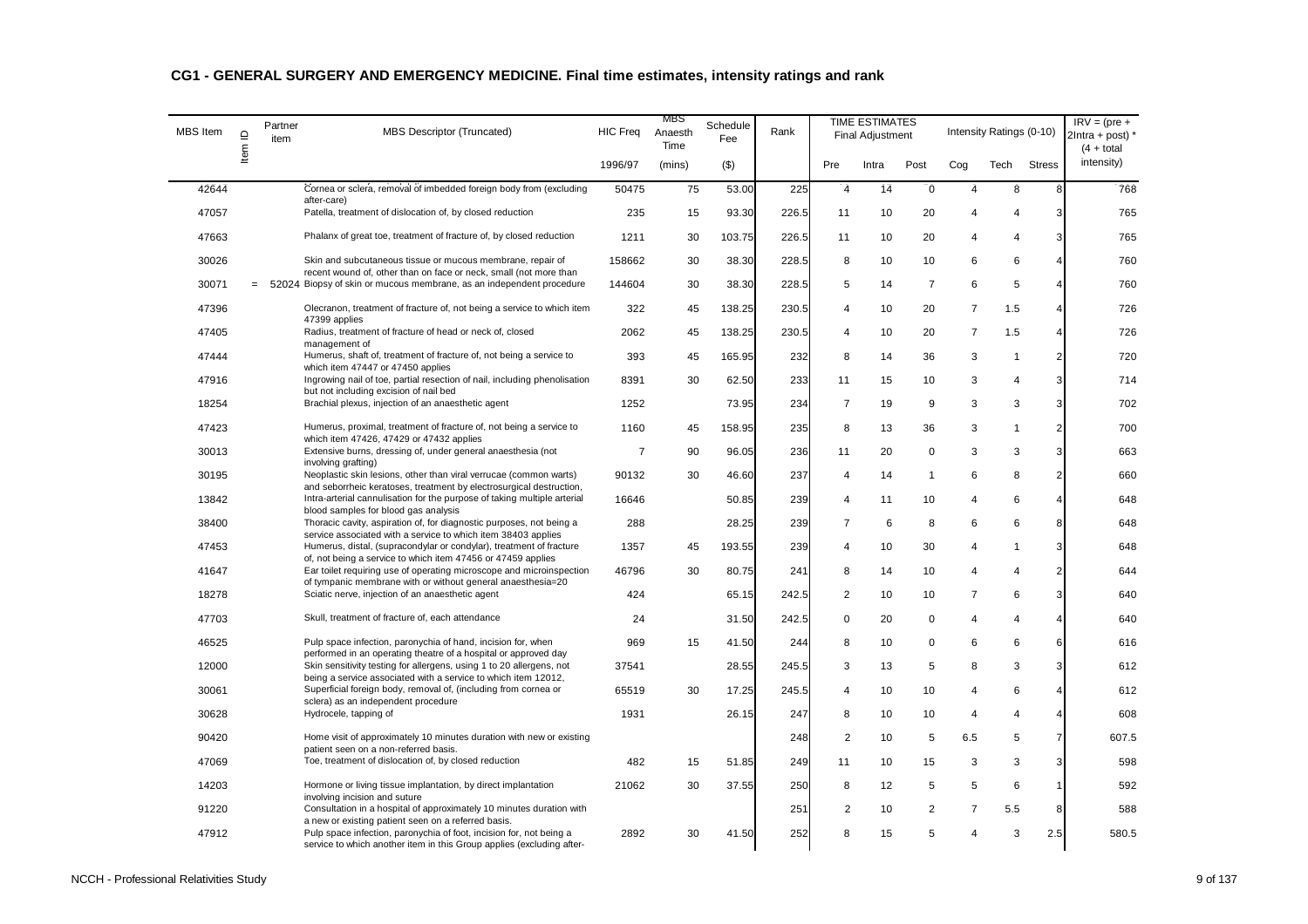## CG1 - GENERAL SURGERY AND EMERGENCY MEDICINE. Final time estimates, intensity ratings and rank

| MBS Item | Item ID | Partner item | MBS Descriptor (Truncated) | HIC Freq | MBS Anaesth Time | Schedule Fee | Rank | TIME ESTIMATES Final Adjustment | | | Intensity Ratings (0-10) | | | IRV = (pre + 2Intra + post) * (4 + total intensity) |
|---|---|---|---|---|---|---|---|---|---|---|---|---|---|---|
| | | | | 1996/97 | (mins) | ($) | | Pre | Intra | Post | Cog | Tech | Stress | |
| 42644 | | | Cornea or sclera, removal of imbedded foreign body from (excluding after-care) | 50475 | 75 | 53.00 | 225 | 4 | 14 | 0 | 4 | 8 | 8 | 768 |
| 47057 | | | Patella, treatment of dislocation of, by closed reduction | 235 | 15 | 93.30 | 226.5 | 11 | 10 | 20 | 4 | 4 | 3 | 765 |
| 47663 | | | Phalanx of great toe, treatment of fracture of, by closed reduction | 1211 | 30 | 103.75 | 226.5 | 11 | 10 | 20 | 4 | 4 | 3 | 765 |
| 30026 | | | Skin and subcutaneous tissue or mucous membrane, repair of recent wound of, other than on face or neck, small (not more than | 158662 | 30 | 38.30 | 228.5 | 8 | 10 | 10 | 6 | 6 | 4 | 760 |
| 30071 | = | 52024 | Biopsy of skin or mucous membrane, as an independent procedure | 144604 | 30 | 38.30 | 228.5 | 5 | 14 | 7 | 6 | 5 | 4 | 760 |
| 47396 | | | Olecranon, treatment of fracture of, not being a service to which item 47399 applies | 322 | 45 | 138.25 | 230.5 | 4 | 10 | 20 | 7 | 1.5 | 4 | 726 |
| 47405 | | | Radius, treatment of fracture of head or neck of, closed management of | 2062 | 45 | 138.25 | 230.5 | 4 | 10 | 20 | 7 | 1.5 | 4 | 726 |
| 47444 | | | Humerus, shaft of, treatment of fracture of, not being a service to which item 47447 or 47450 applies | 393 | 45 | 165.95 | 232 | 8 | 14 | 36 | 3 | 1 | 2 | 720 |
| 47916 | | | Ingrowing nail of toe, partial resection of nail, including phenolisation but not including excision of nail bed | 8391 | 30 | 62.50 | 233 | 11 | 15 | 10 | 3 | 4 | 3 | 714 |
| 18254 | | | Brachial plexus, injection of an anaesthetic agent | 1252 | | 73.95 | 234 | 7 | 19 | 9 | 3 | 3 | 3 | 702 |
| 47423 | | | Humerus, proximal, treatment of fracture of, not being a service to which item 47426, 47429 or 47432 applies | 1160 | 45 | 158.95 | 235 | 8 | 13 | 36 | 3 | 1 | 2 | 700 |
| 30013 | | | Extensive burns, dressing of, under general anaesthesia (not involving grafting) | 7 | 90 | 96.05 | 236 | 11 | 20 | 0 | 3 | 3 | 3 | 663 |
| 30195 | | | Neoplastic skin lesions, other than viral verrucae (common warts) and seborrheic keratoses, treatment by electrosurgical destruction, | 90132 | 30 | 46.60 | 237 | 4 | 14 | 1 | 6 | 8 | 2 | 660 |
| 13842 | | | Intra-arterial cannulisation for the purpose of taking multiple arterial blood samples for blood gas analysis | 16646 | | 50.85 | 239 | 4 | 11 | 10 | 4 | 6 | 4 | 648 |
| 38400 | | | Thoracic cavity, aspiration of, for diagnostic purposes, not being a service associated with a service to which item 38403 applies | 288 | | 28.25 | 239 | 7 | 6 | 8 | 6 | 6 | 8 | 648 |
| 47453 | | | Humerus, distal, (supracondylar or condylar), treatment of fracture of, not being a service to which item 47456 or 47459 applies | 1357 | 45 | 193.55 | 239 | 4 | 10 | 30 | 4 | 1 | 3 | 648 |
| 41647 | | | Ear toilet requiring use of operating microscope and microinspection of tympanic membrane with or without general anaesthesia=20 | 46796 | 30 | 80.75 | 241 | 8 | 14 | 10 | 4 | 4 | 2 | 644 |
| 18278 | | | Sciatic nerve, injection of an anaesthetic agent | 424 | | 65.15 | 242.5 | 2 | 10 | 10 | 7 | 6 | 3 | 640 |
| 47703 | | | Skull, treatment of fracture of, each attendance | 24 | | 31.50 | 242.5 | 0 | 20 | 0 | 4 | 4 | 4 | 640 |
| 46525 | | | Pulp space infection, paronychia of hand, incision for, when performed in an operating theatre of a hospital or approved day | 969 | 15 | 41.50 | 244 | 8 | 10 | 0 | 6 | 6 | 6 | 616 |
| 12000 | | | Skin sensitivity testing for allergens, using 1 to 20 allergens, not being a service associated with a service to which item 12012, | 37541 | | 28.55 | 245.5 | 3 | 13 | 5 | 8 | 3 | 3 | 612 |
| 30061 | | | Superficial foreign body, removal of, (including from cornea or sclera) as an independent procedure | 65519 | 30 | 17.25 | 245.5 | 4 | 10 | 10 | 4 | 6 | 4 | 612 |
| 30628 | | | Hydrocele, tapping of | 1931 | | 26.15 | 247 | 8 | 10 | 10 | 4 | 4 | 4 | 608 |
| 90420 | | | Home visit of approximately 10 minutes duration with new or existing patient seen on a non-referred basis. | | | | 248 | 2 | 10 | 5 | 6.5 | 5 | 7 | 607.5 |
| 47069 | | | Toe, treatment of dislocation of, by closed reduction | 482 | 15 | 51.85 | 249 | 11 | 10 | 15 | 3 | 3 | 3 | 598 |
| 14203 | | | Hormone or living tissue implantation, by direct implantation involving incision and suture | 21062 | 30 | 37.55 | 250 | 8 | 12 | 5 | 5 | 6 | 1 | 592 |
| 91220 | | | Consultation in a hospital of approximately 10 minutes duration with a new or existing patient seen on a referred basis. | | | | 251 | 2 | 10 | 2 | 7 | 5.5 | 8 | 588 |
| 47912 | | | Pulp space infection, paronychia of foot, incision for, not being a service to which another item in this Group applies (excluding after- | 2892 | 30 | 41.50 | 252 | 8 | 15 | 5 | 4 | 3 | 2.5 | 580.5 |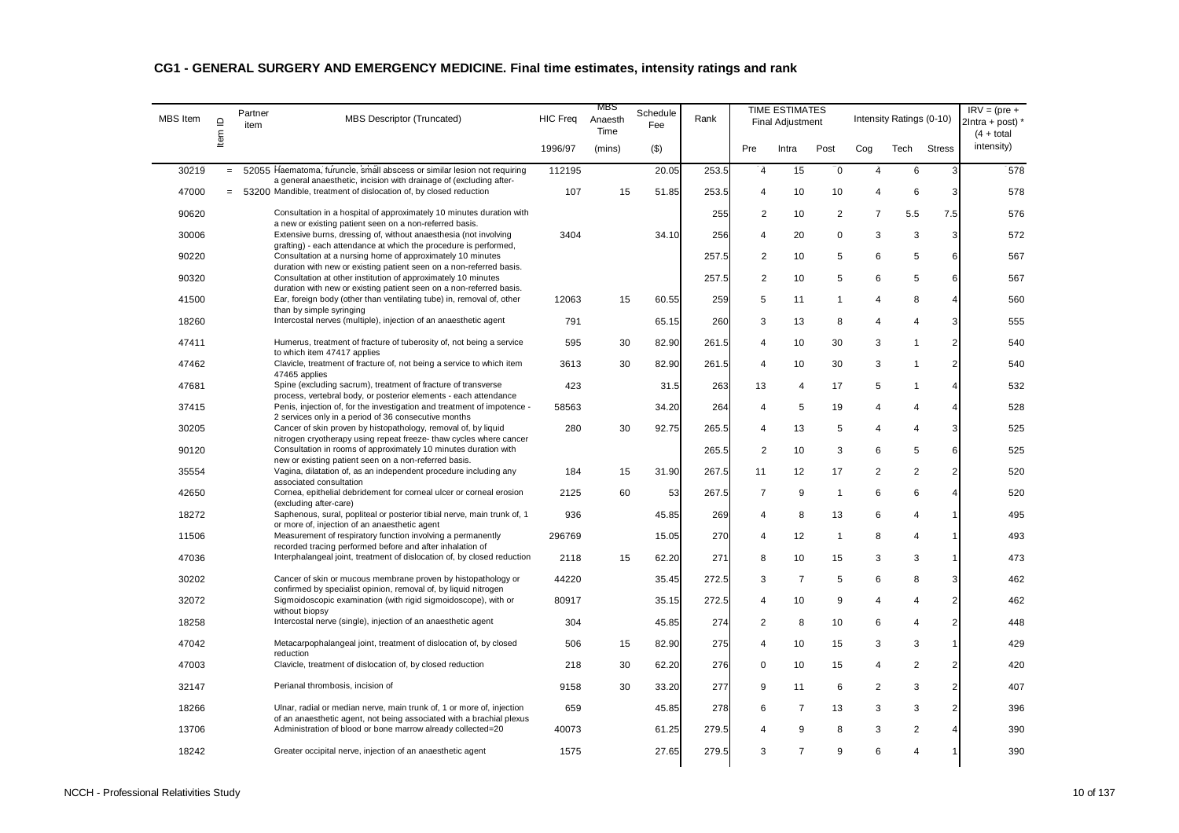## CG1 - GENERAL SURGERY AND EMERGENCY MEDICINE. Final time estimates, intensity ratings and rank

| MBS Item | Item ID | Partner item | MBS Descriptor (Truncated) | HIC Freq 1996/97 | MBS Anaesth Time (mins) | Schedule Fee ($) | Rank | TIME ESTIMATES Final Adjustment Pre | Intra | Post | Intensity Ratings (0-10) Cog | Tech | Stress | IRV = (pre + 2Intra + post) * (4 + total intensity) |
|---|---|---|---|---|---|---|---|---|---|---|---|---|---|---|
| 30219 | = | 52055 | Haematoma, furuncle, small abscess or similar lesion not requiring a general anaesthetic, incision with drainage of (excluding after- | 112195 | | 20.05 | 253.5 | 4 | 15 | 0 | 4 | 6 | 3 | 578 |
| 47000 | = | 53200 | Mandible, treatment of dislocation of, by closed reduction | 107 | 15 | 51.85 | 253.5 | 4 | 10 | 10 | 4 | 6 | 3 | 578 |
| 90620 | | | Consultation in a hospital of approximately 10 minutes duration with a new or existing patient seen on a non-referred basis. | | | | 255 | 2 | 10 | 2 | 7 | 5.5 | 7.5 | 576 |
| 30006 | | | Extensive burns, dressing of, without anaesthesia (not involving grafting) - each attendance at which the procedure is performed, | 3404 | | 34.10 | 256 | 4 | 20 | 0 | 3 | 3 | 3 | 572 |
| 90220 | | | Consultation at a nursing home of approximately 10 minutes duration with new or existing patient seen on a non-referred basis. | | | | 257.5 | 2 | 10 | 5 | 6 | 5 | 6 | 567 |
| 90320 | | | Consultation at other institution of approximately 10 minutes duration with new or existing patient seen on a non-referred basis. | | | | 257.5 | 2 | 10 | 5 | 6 | 5 | 6 | 567 |
| 41500 | | | Ear, foreign body (other than ventilating tube) in, removal of, other than by simple syringing | 12063 | 15 | 60.55 | 259 | 5 | 11 | 1 | 4 | 8 | 4 | 560 |
| 18260 | | | Intercostal nerves (multiple), injection of an anaesthetic agent | 791 | | 65.15 | 260 | 3 | 13 | 8 | 4 | 4 | 3 | 555 |
| 47411 | | | Humerus, treatment of fracture of tuberosity of, not being a service to which item 47417 applies | 595 | 30 | 82.90 | 261.5 | 4 | 10 | 30 | 3 | 1 | 2 | 540 |
| 47462 | | | Clavicle, treatment of fracture of, not being a service to which item 47465 applies | 3613 | 30 | 82.90 | 261.5 | 4 | 10 | 30 | 3 | 1 | 2 | 540 |
| 47681 | | | Spine (excluding sacrum), treatment of fracture of transverse process, vertebral body, or posterior elements - each attendance | 423 | | 31.5 | 263 | 13 | 4 | 17 | 5 | 1 | 4 | 532 |
| 37415 | | | Penis, injection of, for the investigation and treatment of impotence - 2 services only in a period of 36 consecutive months | 58563 | | 34.20 | 264 | 4 | 5 | 19 | 4 | 4 | 4 | 528 |
| 30205 | | | Cancer of skin proven by histopathology, removal of, by liquid nitrogen cryotherapy using repeat freeze- thaw cycles where cancer | 280 | 30 | 92.75 | 265.5 | 4 | 13 | 5 | 4 | 4 | 3 | 525 |
| 90120 | | | Consultation in rooms of approximately 10 minutes duration with new or existing patient seen on a non-referred basis. | | | | 265.5 | 2 | 10 | 3 | 6 | 5 | 6 | 525 |
| 35554 | | | Vagina, dilatation of, as an independent procedure including any associated consultation | 184 | 15 | 31.90 | 267.5 | 11 | 12 | 17 | 2 | 2 | 2 | 520 |
| 42650 | | | Cornea, epithelial debridement for corneal ulcer or corneal erosion (excluding after-care) | 2125 | 60 | 53 | 267.5 | 7 | 9 | 1 | 6 | 6 | 4 | 520 |
| 18272 | | | Saphenous, sural, popliteal or posterior tibial nerve, main trunk of, 1 or more of, injection of an anaesthetic agent | 936 | | 45.85 | 269 | 4 | 8 | 13 | 6 | 4 | 1 | 495 |
| 11506 | | | Measurement of respiratory function involving a permanently recorded tracing performed before and after inhalation of | 296769 | | 15.05 | 270 | 4 | 12 | 1 | 8 | 4 | 1 | 493 |
| 47036 | | | Interphalangeal joint, treatment of dislocation of, by closed reduction | 2118 | 15 | 62.20 | 271 | 8 | 10 | 15 | 3 | 3 | 1 | 473 |
| 30202 | | | Cancer of skin or mucous membrane proven by histopathology or confirmed by specialist opinion, removal of, by liquid nitrogen | 44220 | | 35.45 | 272.5 | 3 | 7 | 5 | 6 | 8 | 3 | 462 |
| 32072 | | | Sigmoidoscopic examination (with rigid sigmoidoscope), with or without biopsy | 80917 | | 35.15 | 272.5 | 4 | 10 | 9 | 4 | 4 | 2 | 462 |
| 18258 | | | Intercostal nerve (single), injection of an anaesthetic agent | 304 | | 45.85 | 274 | 2 | 8 | 10 | 6 | 4 | 2 | 448 |
| 47042 | | | Metacarpophalangeal joint, treatment of dislocation of, by closed reduction | 506 | 15 | 82.90 | 275 | 4 | 10 | 15 | 3 | 3 | 1 | 429 |
| 47003 | | | Clavicle, treatment of dislocation of, by closed reduction | 218 | 30 | 62.20 | 276 | 0 | 10 | 15 | 4 | 2 | 2 | 420 |
| 32147 | | | Perianal thrombosis, incision of | 9158 | 30 | 33.20 | 277 | 9 | 11 | 6 | 2 | 3 | 2 | 407 |
| 18266 | | | Ulnar, radial or median nerve, main trunk of, 1 or more of, injection of an anaesthetic agent, not being associated with a brachial plexus | 659 | | 45.85 | 278 | 6 | 7 | 13 | 3 | 3 | 2 | 396 |
| 13706 | | | Administration of blood or bone marrow already collected=20 | 40073 | | 61.25 | 279.5 | 4 | 9 | 8 | 3 | 2 | 4 | 390 |
| 18242 | | | Greater occipital nerve, injection of an anaesthetic agent | 1575 | | 27.65 | 279.5 | 3 | 7 | 9 | 6 | 4 | 1 | 390 |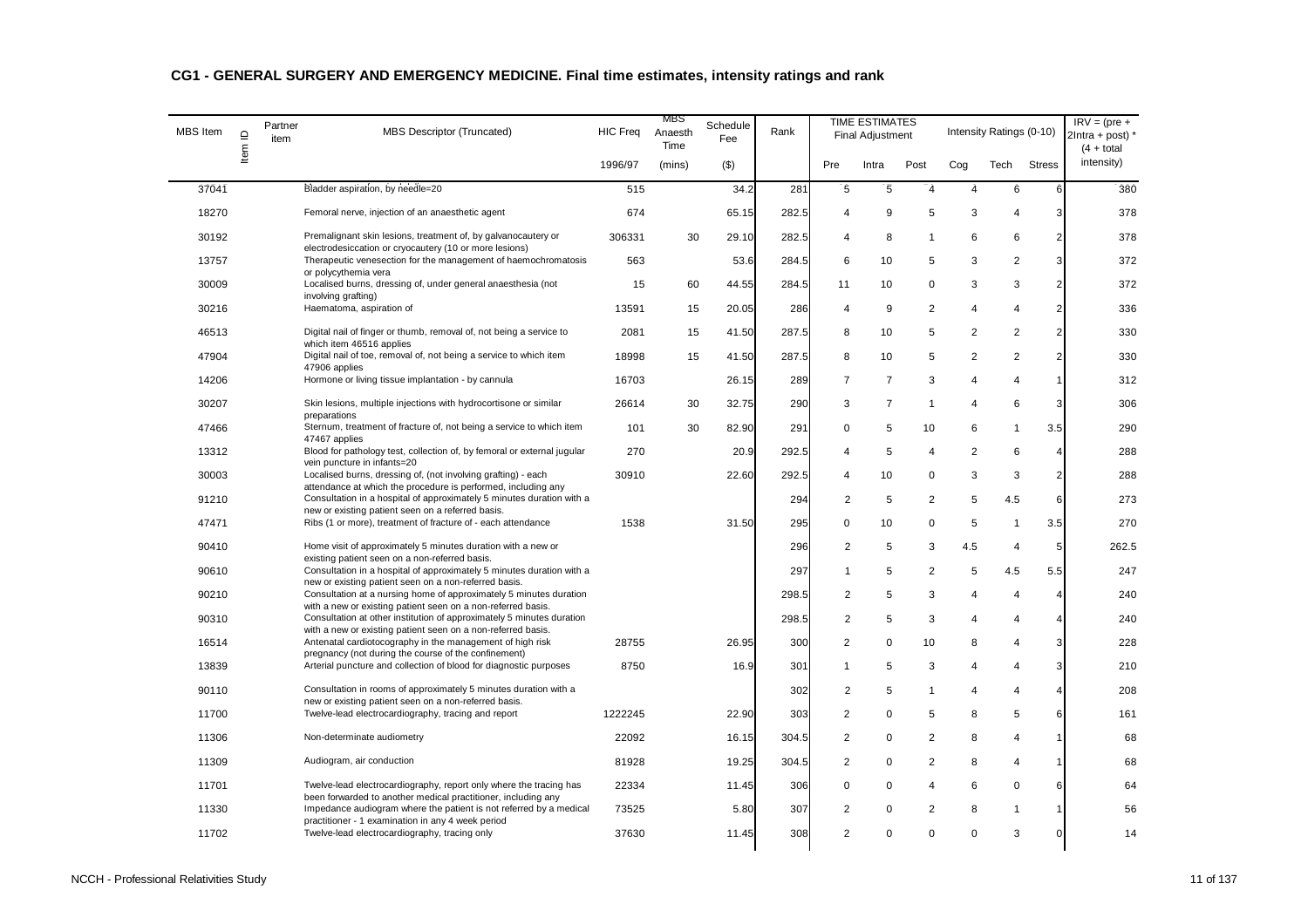## CG1 - GENERAL SURGERY AND EMERGENCY MEDICINE. Final time estimates, intensity ratings and rank

| MBS Item | Item ID | Partner item | MBS Descriptor (Truncated) | HIC Freq | MBS Anaesth Time | Schedule Fee | Rank | TIME ESTIMATES Final Adjustment | | | Intensity Ratings (0-10) | | | IRV = (pre + 2Intra + post) * (4 + total intensity) |
|---|---|---|---|---|---|---|---|---|---|---|---|---|---|---|
| | | | | 1996/97 | (mins) | ($) | | Pre | Intra | Post | Cog | Tech | Stress | |
| 37041 | | | Bladder aspiration, by needle=20 | 515 | | 34.2 | 281 | 5 | 5 | 4 | 4 | 6 | 6 | 380 |
| 18270 | | | Femoral nerve, injection of an anaesthetic agent | 674 | | 65.15 | 282.5 | 4 | 9 | 5 | 3 | 4 | 3 | 378 |
| 30192 | | | Premalignant skin lesions, treatment of, by galvanocautery or electrodesiccation or cryocautery (10 or more lesions) | 306331 | 30 | 29.10 | 282.5 | 4 | 8 | 1 | 6 | 6 | 2 | 378 |
| 13757 | | | Therapeutic venesection for the management of haemochromatosis or polycythemia vera | 563 | | 53.6 | 284.5 | 6 | 10 | 5 | 3 | 2 | 3 | 372 |
| 30009 | | | Localised burns, dressing of, under general anaesthesia (not involving grafting) | 15 | 60 | 44.55 | 284.5 | 11 | 10 | 0 | 3 | 3 | 2 | 372 |
| 30216 | | | Haematoma, aspiration of | 13591 | 15 | 20.05 | 286 | 4 | 9 | 2 | 4 | 4 | 2 | 336 |
| 46513 | | | Digital nail of finger or thumb, removal of, not being a service to which item 46516 applies | 2081 | 15 | 41.50 | 287.5 | 8 | 10 | 5 | 2 | 2 | 2 | 330 |
| 47904 | | | Digital nail of toe, removal of, not being a service to which item 47906 applies | 18998 | 15 | 41.50 | 287.5 | 8 | 10 | 5 | 2 | 2 | 2 | 330 |
| 14206 | | | Hormone or living tissue implantation - by cannula | 16703 | | 26.15 | 289 | 7 | 7 | 3 | 4 | 4 | 1 | 312 |
| 30207 | | | Skin lesions, multiple injections with hydrocortisone or similar preparations | 26614 | 30 | 32.75 | 290 | 3 | 7 | 1 | 4 | 6 | 3 | 306 |
| 47466 | | | Sternum, treatment of fracture of, not being a service to which item 47467 applies | 101 | 30 | 82.90 | 291 | 0 | 5 | 10 | 6 | 1 | 3.5 | 290 |
| 13312 | | | Blood for pathology test, collection of, by femoral or external jugular vein puncture in infants=20 | 270 | | 20.9 | 292.5 | 4 | 5 | 4 | 2 | 6 | 4 | 288 |
| 30003 | | | Localised burns, dressing of, (not involving grafting) - each attendance at which the procedure is performed, including any | 30910 | | 22.60 | 292.5 | 4 | 10 | 0 | 3 | 3 | 2 | 288 |
| 91210 | | | Consultation in a hospital of approximately 5 minutes duration with a new or existing patient seen on a referred basis. | | | | 294 | 2 | 5 | 2 | 5 | 4.5 | 6 | 273 |
| 47471 | | | Ribs (1 or more), treatment of fracture of - each attendance | 1538 | | 31.50 | 295 | 0 | 10 | 0 | 5 | 1 | 3.5 | 270 |
| 90410 | | | Home visit of approximately 5 minutes duration with a new or existing patient seen on a non-referred basis. | | | | 296 | 2 | 5 | 3 | 4.5 | 4 | 5 | 262.5 |
| 90610 | | | Consultation in a hospital of approximately 5 minutes duration with a new or existing patient seen on a non-referred basis. | | | | 297 | 1 | 5 | 2 | 5 | 4.5 | 5.5 | 247 |
| 90210 | | | Consultation at a nursing home of approximately 5 minutes duration with a new or existing patient seen on a non-referred basis. | | | | 298.5 | 2 | 5 | 3 | 4 | 4 | 4 | 240 |
| 90310 | | | Consultation at other institution of approximately 5 minutes duration with a new or existing patient seen on a non-referred basis. | | | | 298.5 | 2 | 5 | 3 | 4 | 4 | 4 | 240 |
| 16514 | | | Antenatal cardiotocography in the management of high risk pregnancy (not during the course of the confinement) | 28755 | | 26.95 | 300 | 2 | 0 | 10 | 8 | 4 | 3 | 228 |
| 13839 | | | Arterial puncture and collection of blood for diagnostic purposes | 8750 | | 16.9 | 301 | 1 | 5 | 3 | 4 | 4 | 3 | 210 |
| 90110 | | | Consultation in rooms of approximately 5 minutes duration with a new or existing patient seen on a non-referred basis. | | | | 302 | 2 | 5 | 1 | 4 | 4 | 4 | 208 |
| 11700 | | | Twelve-lead electrocardiography, tracing and report | 1222245 | | 22.90 | 303 | 2 | 0 | 5 | 8 | 5 | 6 | 161 |
| 11306 | | | Non-determinate audiometry | 22092 | | 16.15 | 304.5 | 2 | 0 | 2 | 8 | 4 | 1 | 68 |
| 11309 | | | Audiogram, air conduction | 81928 | | 19.25 | 304.5 | 2 | 0 | 2 | 8 | 4 | 1 | 68 |
| 11701 | | | Twelve-lead electrocardiography, report only where the tracing has been forwarded to another medical practitioner, including any | 22334 | | 11.45 | 306 | 0 | 0 | 4 | 6 | 0 | 6 | 64 |
| 11330 | | | Impedance audiogram where the patient is not referred by a medical practitioner - 1 examination in any 4 week period | 73525 | | 5.80 | 307 | 2 | 0 | 2 | 8 | 1 | 1 | 56 |
| 11702 | | | Twelve-lead electrocardiography, tracing only | 37630 | | 11.45 | 308 | 2 | 0 | 0 | 0 | 3 | 0 | 14 |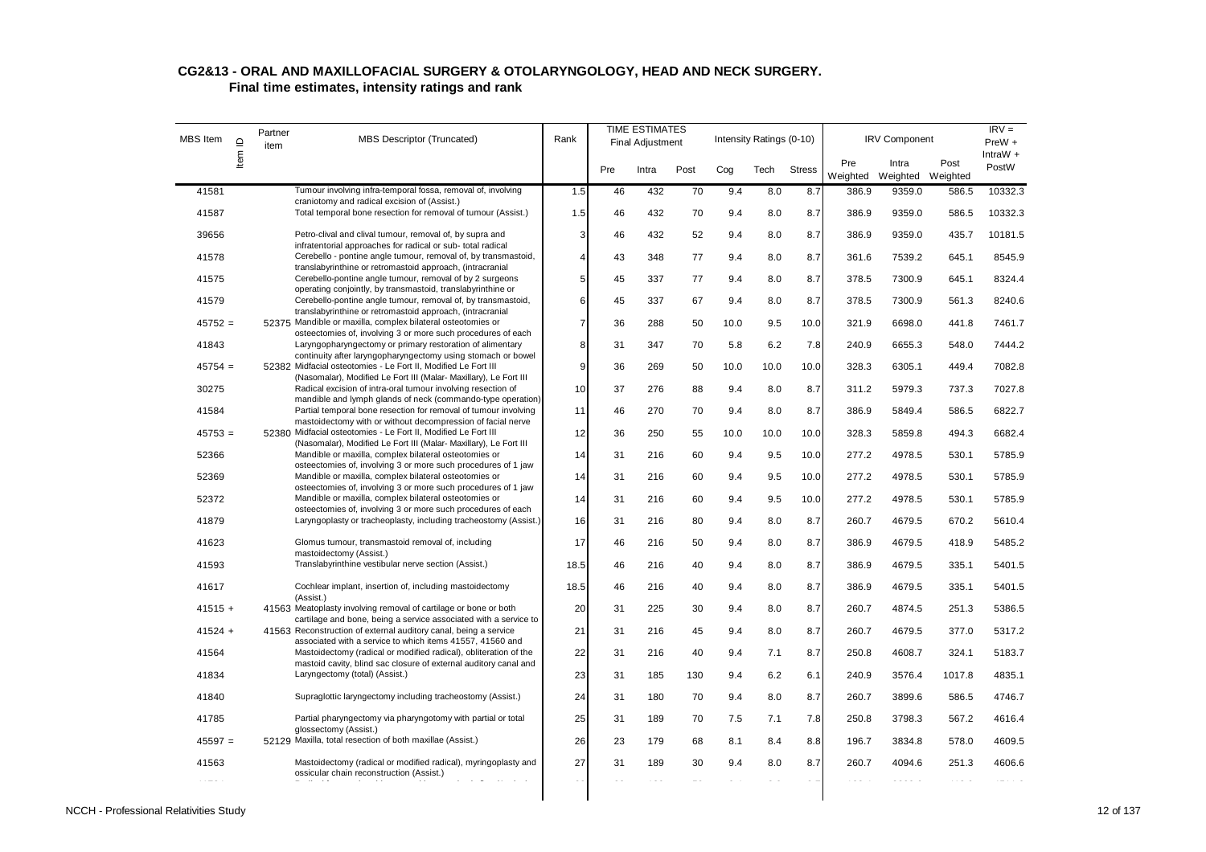**CG2&13 - ORAL AND MAXILLOFACIAL SURGERY & OTOLARYNGOLOGY, HEAD AND NECK SURGERY.**
**Final time estimates, intensity ratings and rank**

| MBS Item | Item ID | Partner item | MBS Descriptor (Truncated) | Rank | TIME ESTIMATES Final Adjustment | | | Intensity Ratings (0-10) | | | IRV Component | | | IRV = PreW + IntraW + PostW |
|---|---|---|---|---|---|---|---|---|---|---|---|---|---|---|
| | | | | | Pre | Intra | Post | Cog | Tech | Stress | Pre Weighted | Intra Weighted | Post Weighted | |
| 41581 | | | Tumour involving infra-temporal fossa, removal of, involving craniotomy and radical excision of (Assist.) | 1.5 | 46 | 432 | 70 | 9.4 | 8.0 | 8.7 | 386.9 | 9359.0 | 586.5 | 10332.3 |
| 41587 | | | Total temporal bone resection for removal of tumour (Assist.) | 1.5 | 46 | 432 | 70 | 9.4 | 8.0 | 8.7 | 386.9 | 9359.0 | 586.5 | 10332.3 |
| 39656 | | | Petro-clival and clival tumour, removal of, by supra and infratentorial approaches for radical or sub- total radical | 3 | 46 | 432 | 52 | 9.4 | 8.0 | 8.7 | 386.9 | 9359.0 | 435.7 | 10181.5 |
| 41578 | | | Cerebello - pontine angle tumour, removal of, by transmastoid, translabyrinthine or retromastoid approach, (intracranial | 4 | 43 | 348 | 77 | 9.4 | 8.0 | 8.7 | 361.6 | 7539.2 | 645.1 | 8545.9 |
| 41575 | | | Cerebello-pontine angle tumour, removal of by 2 surgeons operating conjointly, by transmastoid, translabyrinthine or | 5 | 45 | 337 | 77 | 9.4 | 8.0 | 8.7 | 378.5 | 7300.9 | 645.1 | 8324.4 |
| 41579 | | | Cerebello-pontine angle tumour, removal of, by transmastoid, translabyrinthine or retromastoid approach, (intracranial | 6 | 45 | 337 | 67 | 9.4 | 8.0 | 8.7 | 378.5 | 7300.9 | 561.3 | 8240.6 |
| 45752 = | | 52375 | Mandible or maxilla, complex bilateral osteotomies or osteectomies of, involving 3 or more such procedures of each | 7 | 36 | 288 | 50 | 10.0 | 9.5 | 10.0 | 321.9 | 6698.0 | 441.8 | 7461.7 |
| 41843 | | | Laryngopharyngectomy or primary restoration of alimentary continuity after laryngopharyngectomy using stomach or bowel | 8 | 31 | 347 | 70 | 5.8 | 6.2 | 7.8 | 240.9 | 6655.3 | 548.0 | 7444.2 |
| 45754 = | | 52382 | Midfacial osteotomies - Le Fort II, Modified Le Fort III (Nasomalar), Modified Le Fort III (Malar- Maxillary), Le Fort III | 9 | 36 | 269 | 50 | 10.0 | 10.0 | 10.0 | 328.3 | 6305.1 | 449.4 | 7082.8 |
| 30275 | | | Radical excision of intra-oral tumour involving resection of mandible and lymph glands of neck (commando-type operation) | 10 | 37 | 276 | 88 | 9.4 | 8.0 | 8.7 | 311.2 | 5979.3 | 737.3 | 7027.8 |
| 41584 | | | Partial temporal bone resection for removal of tumour involving mastoidectomy with or without decompression of facial nerve | 11 | 46 | 270 | 70 | 9.4 | 8.0 | 8.7 | 386.9 | 5849.4 | 586.5 | 6822.7 |
| 45753 = | | 52380 | Midfacial osteotomies - Le Fort II, Modified Le Fort III (Nasomalar), Modified Le Fort III (Malar- Maxillary), Le Fort III | 12 | 36 | 250 | 55 | 10.0 | 10.0 | 10.0 | 328.3 | 5859.8 | 494.3 | 6682.4 |
| 52366 | | | Mandible or maxilla, complex bilateral osteotomies or osteectomies of, involving 3 or more such procedures of 1 jaw | 14 | 31 | 216 | 60 | 9.4 | 9.5 | 10.0 | 277.2 | 4978.5 | 530.1 | 5785.9 |
| 52369 | | | Mandible or maxilla, complex bilateral osteotomies or osteectomies of, involving 3 or more such procedures of 1 jaw | 14 | 31 | 216 | 60 | 9.4 | 9.5 | 10.0 | 277.2 | 4978.5 | 530.1 | 5785.9 |
| 52372 | | | Mandible or maxilla, complex bilateral osteotomies or osteectomies of, involving 3 or more such procedures of each | 14 | 31 | 216 | 60 | 9.4 | 9.5 | 10.0 | 277.2 | 4978.5 | 530.1 | 5785.9 |
| 41879 | | | Laryngoplasty or tracheoplasty, including tracheostomy (Assist.) | 16 | 31 | 216 | 80 | 9.4 | 8.0 | 8.7 | 260.7 | 4679.5 | 670.2 | 5610.4 |
| 41623 | | | Glomus tumour, transmastoid removal of, including mastoidectomy (Assist.) | 17 | 46 | 216 | 50 | 9.4 | 8.0 | 8.7 | 386.9 | 4679.5 | 418.9 | 5485.2 |
| 41593 | | | Translabyrinthine vestibular nerve section (Assist.) | 18.5 | 46 | 216 | 40 | 9.4 | 8.0 | 8.7 | 386.9 | 4679.5 | 335.1 | 5401.5 |
| 41617 | | | Cochlear implant, insertion of, including mastoidectomy (Assist.) | 18.5 | 46 | 216 | 40 | 9.4 | 8.0 | 8.7 | 386.9 | 4679.5 | 335.1 | 5401.5 |
| 41515 + | | 41563 | Meatoplasty involving removal of cartilage or bone or both cartilage and bone, being a service associated with a service to | 20 | 31 | 225 | 30 | 9.4 | 8.0 | 8.7 | 260.7 | 4874.5 | 251.3 | 5386.5 |
| 41524 + | | 41563 | Reconstruction of external auditory canal, being a service associated with a service to which items 41557, 41560 and | 21 | 31 | 216 | 45 | 9.4 | 8.0 | 8.7 | 260.7 | 4679.5 | 377.0 | 5317.2 |
| 41564 | | | Mastoidectomy (radical or modified radical), obliteration of the mastoid cavity, blind sac closure of external auditory canal and | 22 | 31 | 216 | 40 | 9.4 | 7.1 | 8.7 | 250.8 | 4608.7 | 324.1 | 5183.7 |
| 41834 | | | Laryngectomy (total) (Assist.) | 23 | 31 | 185 | 130 | 9.4 | 6.2 | 6.1 | 240.9 | 3576.4 | 1017.8 | 4835.1 |
| 41840 | | | Supraglottic laryngectomy including tracheostomy (Assist.) | 24 | 31 | 180 | 70 | 9.4 | 8.0 | 8.7 | 260.7 | 3899.6 | 586.5 | 4746.7 |
| 41785 | | | Partial pharyngectomy via pharyngotomy with partial or total glossectomy (Assist.) | 25 | 31 | 189 | 70 | 7.5 | 7.1 | 7.8 | 250.8 | 3798.3 | 567.2 | 4616.4 |
| 45597 = | | 52129 | Maxilla, total resection of both maxillae (Assist.) | 26 | 23 | 179 | 68 | 8.1 | 8.4 | 8.8 | 196.7 | 3834.8 | 578.0 | 4609.5 |
| 41563 | | | Mastoidectomy (radical or modified radical), myringoplasty and ossicular chain reconstruction (Assist.) | 27 | 31 | 189 | 30 | 9.4 | 8.0 | 8.7 | 260.7 | 4094.6 | 251.3 | 4606.6 |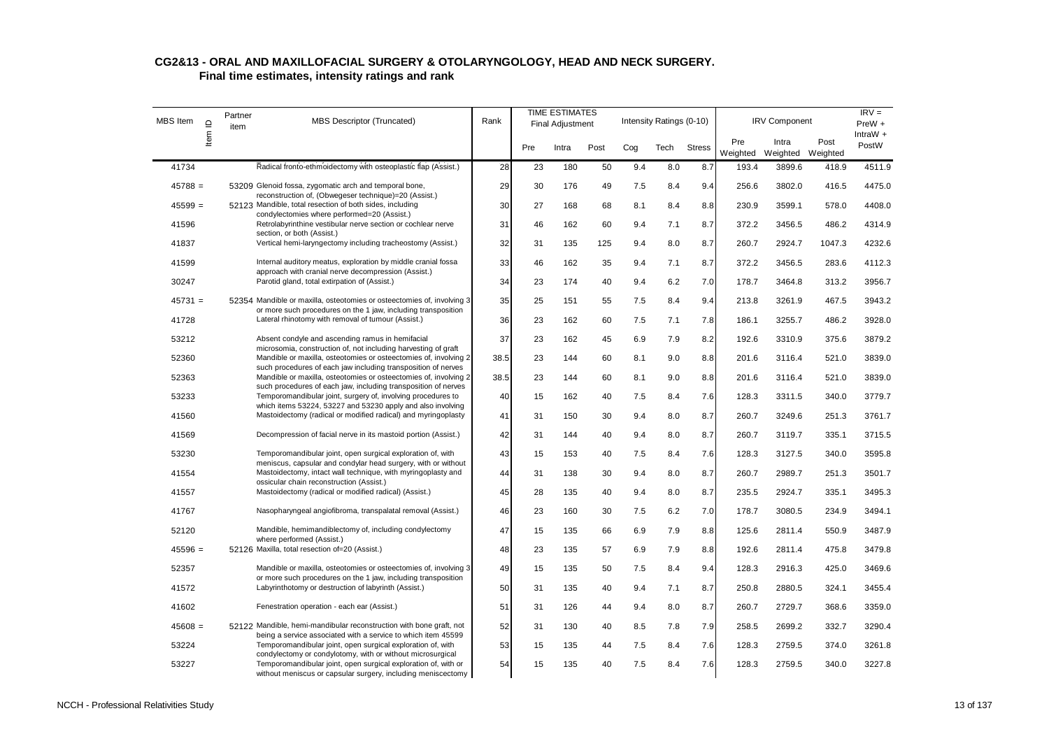## CG2&13 - ORAL AND MAXILLOFACIAL SURGERY & OTOLARYNGOLOGY, HEAD AND NECK SURGERY.

### Final time estimates, intensity ratings and rank

| MBS Item | Item ID | Partner item | MBS Descriptor (Truncated) | Rank | TIME ESTIMATES Final Adjustment | | | Intensity Ratings (0-10) | | | IRV Component | | | IRV = PreW + IntraW + PostW |
|---|---|---|---|---|---|---|---|---|---|---|---|---|---|---|
| | | | | | Pre | Intra | Post | Cog | Tech | Stress | Pre Weighted | Intra Weighted | Post Weighted | |
| 41734 | | | Radical fronto-ethmoidectomy with osteoplastic flap (Assist.) | 28 | 23 | 180 | 50 | 9.4 | 8.0 | 8.7 | 193.4 | 3899.6 | 418.9 | 4511.9 |
| 45788 = | | 53209 | Glenoid fossa, zygomatic arch and temporal bone, reconstruction of, (Obwegeser technique)=20 (Assist.) | 29 | 30 | 176 | 49 | 7.5 | 8.4 | 9.4 | 256.6 | 3802.0 | 416.5 | 4475.0 |
| 45599 = | | 52123 | Mandible, total resection of both sides, including condylectomies where performed=20 (Assist.) | 30 | 27 | 168 | 68 | 8.1 | 8.4 | 8.8 | 230.9 | 3599.1 | 578.0 | 4408.0 |
| 41596 | | | Retrolabyrinthine vestibular nerve section or cochlear nerve section, or both (Assist.) | 31 | 46 | 162 | 60 | 9.4 | 7.1 | 8.7 | 372.2 | 3456.5 | 486.2 | 4314.9 |
| 41837 | | | Vertical hemi-laryngectomy including tracheostomy (Assist.) | 32 | 31 | 135 | 125 | 9.4 | 8.0 | 8.7 | 260.7 | 2924.7 | 1047.3 | 4232.6 |
| 41599 | | | Internal auditory meatus, exploration by middle cranial fossa approach with cranial nerve decompression (Assist.) | 33 | 46 | 162 | 35 | 9.4 | 7.1 | 8.7 | 372.2 | 3456.5 | 283.6 | 4112.3 |
| 30247 | | | Parotid gland, total extirpation of (Assist.) | 34 | 23 | 174 | 40 | 9.4 | 6.2 | 7.0 | 178.7 | 3464.8 | 313.2 | 3956.7 |
| 45731 = | | 52354 | Mandible or maxilla, osteotomies or osteectomies of, involving 3 or more such procedures on the 1 jaw, including transposition | 35 | 25 | 151 | 55 | 7.5 | 8.4 | 9.4 | 213.8 | 3261.9 | 467.5 | 3943.2 |
| 41728 | | | Lateral rhinotomy with removal of tumour (Assist.) | 36 | 23 | 162 | 60 | 7.5 | 7.1 | 7.8 | 186.1 | 3255.7 | 486.2 | 3928.0 |
| 53212 | | | Absent condyle and ascending ramus in hemifacial microsomia, construction of, not including harvesting of graft | 37 | 23 | 162 | 45 | 6.9 | 7.9 | 8.2 | 192.6 | 3310.9 | 375.6 | 3879.2 |
| 52360 | | | Mandible or maxilla, osteotomies or osteectomies of, involving 2 such procedures of each jaw including transposition of nerves | 38.5 | 23 | 144 | 60 | 8.1 | 9.0 | 8.8 | 201.6 | 3116.4 | 521.0 | 3839.0 |
| 52363 | | | Mandible or maxilla, osteotomies or osteectomies of, involving 2 such procedures of each jaw, including transposition of nerves | 38.5 | 23 | 144 | 60 | 8.1 | 9.0 | 8.8 | 201.6 | 3116.4 | 521.0 | 3839.0 |
| 53233 | | | Temporomandibular joint, surgery of, involving procedures to which items 53224, 53227 and 53230 apply and also involving | 40 | 15 | 162 | 40 | 7.5 | 8.4 | 7.6 | 128.3 | 3311.5 | 340.0 | 3779.7 |
| 41560 | | | Mastoidectomy (radical or modified radical) and myringoplasty | 41 | 31 | 150 | 30 | 9.4 | 8.0 | 8.7 | 260.7 | 3249.6 | 251.3 | 3761.7 |
| 41569 | | | Decompression of facial nerve in its mastoid portion (Assist.) | 42 | 31 | 144 | 40 | 9.4 | 8.0 | 8.7 | 260.7 | 3119.7 | 335.1 | 3715.5 |
| 53230 | | | Temporomandibular joint, open surgical exploration of, with meniscus, capsular and condylar head surgery, with or without | 43 | 15 | 153 | 40 | 7.5 | 8.4 | 7.6 | 128.3 | 3127.5 | 340.0 | 3595.8 |
| 41554 | | | Mastoidectomy, intact wall technique, with myringoplasty and ossicular chain reconstruction (Assist.) | 44 | 31 | 138 | 30 | 9.4 | 8.0 | 8.7 | 260.7 | 2989.7 | 251.3 | 3501.7 |
| 41557 | | | Mastoidectomy (radical or modified radical) (Assist.) | 45 | 28 | 135 | 40 | 9.4 | 8.0 | 8.7 | 235.5 | 2924.7 | 335.1 | 3495.3 |
| 41767 | | | Nasopharyngeal angiofibroma, transpalatal removal (Assist.) | 46 | 23 | 160 | 30 | 7.5 | 6.2 | 7.0 | 178.7 | 3080.5 | 234.9 | 3494.1 |
| 52120 | | | Mandible, hemimandiblectomy of, including condylectomy where performed (Assist.) | 47 | 15 | 135 | 66 | 6.9 | 7.9 | 8.8 | 125.6 | 2811.4 | 550.9 | 3487.9 |
| 45596 = | | 52126 | Maxilla, total resection of=20 (Assist.) | 48 | 23 | 135 | 57 | 6.9 | 7.9 | 8.8 | 192.6 | 2811.4 | 475.8 | 3479.8 |
| 52357 | | | Mandible or maxilla, osteotomies or osteectomies of, involving 3 or more such procedures on the 1 jaw, including transposition | 49 | 15 | 135 | 50 | 7.5 | 8.4 | 9.4 | 128.3 | 2916.3 | 425.0 | 3469.6 |
| 41572 | | | Labyrinthotomy or destruction of labyrinth (Assist.) | 50 | 31 | 135 | 40 | 9.4 | 7.1 | 8.7 | 250.8 | 2880.5 | 324.1 | 3455.4 |
| 41602 | | | Fenestration operation - each ear (Assist.) | 51 | 31 | 126 | 44 | 9.4 | 8.0 | 8.7 | 260.7 | 2729.7 | 368.6 | 3359.0 |
| 45608 = | | 52122 | Mandible, hemi-mandibular reconstruction with bone graft, not being a service associated with a service to which item 45599 | 52 | 31 | 130 | 40 | 8.5 | 7.8 | 7.9 | 258.5 | 2699.2 | 332.7 | 3290.4 |
| 53224 | | | Temporomandibular joint, open surgical exploration of, with condylectomy or condylotomy, with or without microsurgical | 53 | 15 | 135 | 44 | 7.5 | 8.4 | 7.6 | 128.3 | 2759.5 | 374.0 | 3261.8 |
| 53227 | | | Temporomandibular joint, open surgical exploration of, with or without meniscus or capsular surgery, including meniscectomy | 54 | 15 | 135 | 40 | 7.5 | 8.4 | 7.6 | 128.3 | 2759.5 | 340.0 | 3227.8 |

NCCH - Professional Relativities Study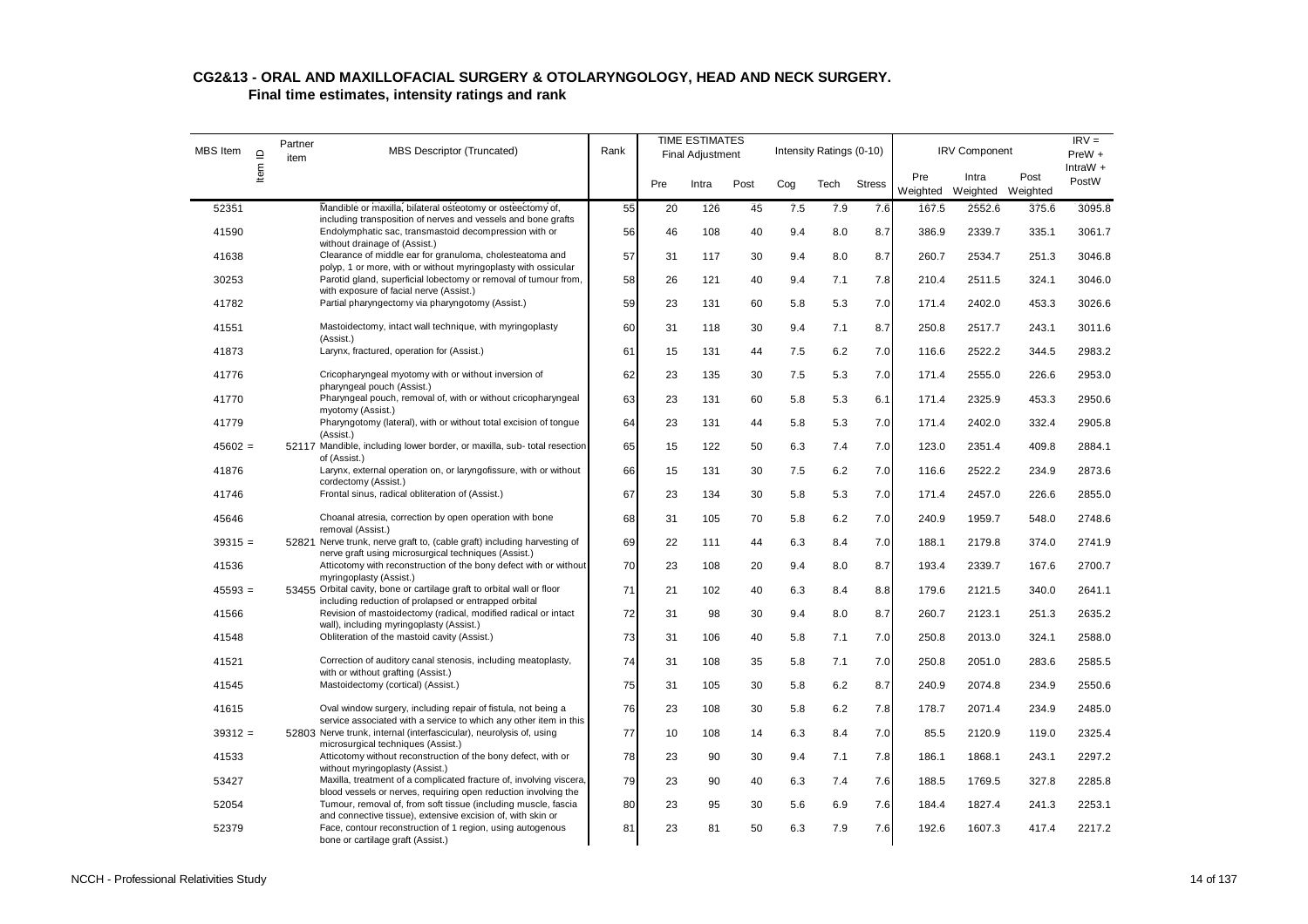## CG2&13 - ORAL AND MAXILLOFACIAL SURGERY & OTOLARYNGOLOGY, HEAD AND NECK SURGERY.

### Final time estimates, intensity ratings and rank

| MBS Item | Item ID | Partner item | MBS Descriptor (Truncated) | Rank | TIME ESTIMATES Final Adjustment | | | Intensity Ratings (0-10) | | | IRV Component | | | IRV = PreW + IntraW + PostW |
|---|---|---|---|---|---|---|---|---|---|---|---|---|---|---|
| | | | | | Pre | Intra | Post | Cog | Tech | Stress | Pre Weighted | Intra Weighted | Post Weighted | |
| 52351 | | | Mandible or maxilla, bilateral osteotomy or osteectomy of, including transposition of nerves and vessels and bone grafts | 55 | 20 | 126 | 45 | 7.5 | 7.9 | 7.6 | 167.5 | 2552.6 | 375.6 | 3095.8 |
| 41590 | | | Endolymphatic sac, transmastoid decompression with or without drainage of (Assist.) | 56 | 46 | 108 | 40 | 9.4 | 8.0 | 8.7 | 386.9 | 2339.7 | 335.1 | 3061.7 |
| 41638 | | | Clearance of middle ear for granuloma, cholesteatoma and polyp, 1 or more, with or without myringoplasty with ossicular | 57 | 31 | 117 | 30 | 9.4 | 8.0 | 8.7 | 260.7 | 2534.7 | 251.3 | 3046.8 |
| 30253 | | | Parotid gland, superficial lobectomy or removal of tumour from, with exposure of facial nerve (Assist.) | 58 | 26 | 121 | 40 | 9.4 | 7.1 | 7.8 | 210.4 | 2511.5 | 324.1 | 3046.0 |
| 41782 | | | Partial pharyngectomy via pharyngotomy (Assist.) | 59 | 23 | 131 | 60 | 5.8 | 5.3 | 7.0 | 171.4 | 2402.0 | 453.3 | 3026.6 |
| 41551 | | | Mastoidectomy, intact wall technique, with myringoplasty (Assist.) | 60 | 31 | 118 | 30 | 9.4 | 7.1 | 8.7 | 250.8 | 2517.7 | 243.1 | 3011.6 |
| 41873 | | | Larynx, fractured, operation for (Assist.) | 61 | 15 | 131 | 44 | 7.5 | 6.2 | 7.0 | 116.6 | 2522.2 | 344.5 | 2983.2 |
| 41776 | | | Cricopharyngeal myotomy with or without inversion of pharyngeal pouch (Assist.) | 62 | 23 | 135 | 30 | 7.5 | 5.3 | 7.0 | 171.4 | 2555.0 | 226.6 | 2953.0 |
| 41770 | | | Pharyngeal pouch, removal of, with or without cricopharyngeal myotomy (Assist.) | 63 | 23 | 131 | 60 | 5.8 | 5.3 | 6.1 | 171.4 | 2325.9 | 453.3 | 2950.6 |
| 41779 | | | Pharyngotomy (lateral), with or without total excision of tongue (Assist.) | 64 | 23 | 131 | 44 | 5.8 | 5.3 | 7.0 | 171.4 | 2402.0 | 332.4 | 2905.8 |
| 45602 = | | 52117 | Mandible, including lower border, or maxilla, sub- total resection of (Assist.) | 65 | 15 | 122 | 50 | 6.3 | 7.4 | 7.0 | 123.0 | 2351.4 | 409.8 | 2884.1 |
| 41876 | | | Larynx, external operation on, or laryngofissure, with or without cordectomy (Assist.) | 66 | 15 | 131 | 30 | 7.5 | 6.2 | 7.0 | 116.6 | 2522.2 | 234.9 | 2873.6 |
| 41746 | | | Frontal sinus, radical obliteration of (Assist.) | 67 | 23 | 134 | 30 | 5.8 | 5.3 | 7.0 | 171.4 | 2457.0 | 226.6 | 2855.0 |
| 45646 | | | Choanal atresia, correction by open operation with bone removal (Assist.) | 68 | 31 | 105 | 70 | 5.8 | 6.2 | 7.0 | 240.9 | 1959.7 | 548.0 | 2748.6 |
| 39315 = | | 52821 | Nerve trunk, nerve graft to, (cable graft) including harvesting of nerve graft using microsurgical techniques (Assist.) | 69 | 22 | 111 | 44 | 6.3 | 8.4 | 7.0 | 188.1 | 2179.8 | 374.0 | 2741.9 |
| 41536 | | | Atticotomy with reconstruction of the bony defect with or without myringoplasty (Assist.) | 70 | 23 | 108 | 20 | 9.4 | 8.0 | 8.7 | 193.4 | 2339.7 | 167.6 | 2700.7 |
| 45593 = | | 53455 | Orbital cavity, bone or cartilage graft to orbital wall or floor including reduction of prolapsed or entrapped orbital | 71 | 21 | 102 | 40 | 6.3 | 8.4 | 8.8 | 179.6 | 2121.5 | 340.0 | 2641.1 |
| 41566 | | | Revision of mastoidectomy (radical, modified radical or intact wall), including myringoplasty (Assist.) | 72 | 31 | 98 | 30 | 9.4 | 8.0 | 8.7 | 260.7 | 2123.1 | 251.3 | 2635.2 |
| 41548 | | | Obliteration of the mastoid cavity (Assist.) | 73 | 31 | 106 | 40 | 5.8 | 7.1 | 7.0 | 250.8 | 2013.0 | 324.1 | 2588.0 |
| 41521 | | | Correction of auditory canal stenosis, including meatoplasty, with or without grafting (Assist.) | 74 | 31 | 108 | 35 | 5.8 | 7.1 | 7.0 | 250.8 | 2051.0 | 283.6 | 2585.5 |
| 41545 | | | Mastoidectomy (cortical) (Assist.) | 75 | 31 | 105 | 30 | 5.8 | 6.2 | 8.7 | 240.9 | 2074.8 | 234.9 | 2550.6 |
| 41615 | | | Oval window surgery, including repair of fistula, not being a service associated with a service to which any other item in this | 76 | 23 | 108 | 30 | 5.8 | 6.2 | 7.8 | 178.7 | 2071.4 | 234.9 | 2485.0 |
| 39312 = | | 52803 | Nerve trunk, internal (interfascicular), neurolysis of, using microsurgical techniques (Assist.) | 77 | 10 | 108 | 14 | 6.3 | 8.4 | 7.0 | 85.5 | 2120.9 | 119.0 | 2325.4 |
| 41533 | | | Atticotomy without reconstruction of the bony defect, with or without myringoplasty (Assist.) | 78 | 23 | 90 | 30 | 9.4 | 7.1 | 7.8 | 186.1 | 1868.1 | 243.1 | 2297.2 |
| 53427 | | | Maxilla, treatment of a complicated fracture of, involving viscera, blood vessels or nerves, requiring open reduction involving the | 79 | 23 | 90 | 40 | 6.3 | 7.4 | 7.6 | 188.5 | 1769.5 | 327.8 | 2285.8 |
| 52054 | | | Tumour, removal of, from soft tissue (including muscle, fascia and connective tissue), extensive excision of, with skin or | 80 | 23 | 95 | 30 | 5.6 | 6.9 | 7.6 | 184.4 | 1827.4 | 241.3 | 2253.1 |
| 52379 | | | Face, contour reconstruction of 1 region, using autogenous bone or cartilage graft (Assist.) | 81 | 23 | 81 | 50 | 6.3 | 7.9 | 7.6 | 192.6 | 1607.3 | 417.4 | 2217.2 |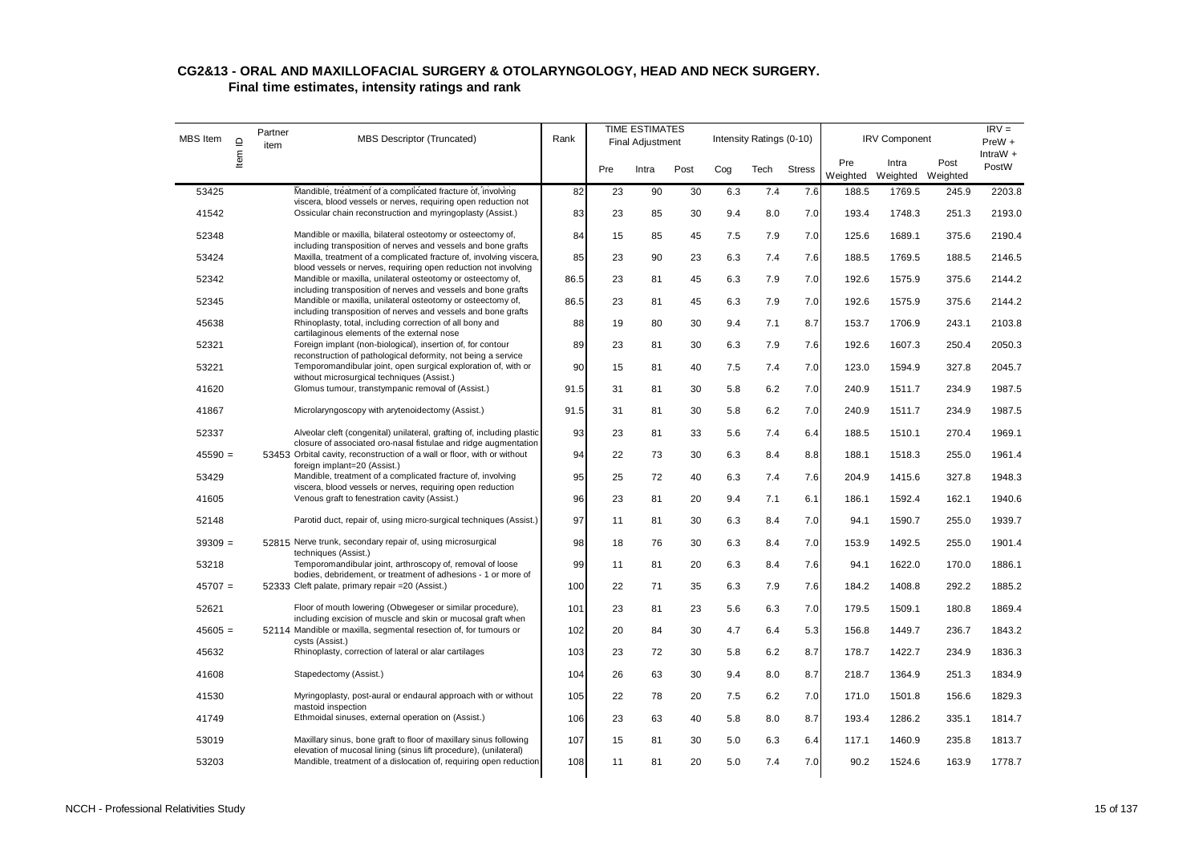## CG2&13 - ORAL AND MAXILLOFACIAL SURGERY & OTOLARYNGOLOGY, HEAD AND NECK SURGERY.

### Final time estimates, intensity ratings and rank

| MBS Item | Item ID | Partner item | MBS Descriptor (Truncated) | Rank | TIME ESTIMATES Final Adjustment | | | Intensity Ratings (0-10) | | | IRV Component | | | IRV = PreW + IntraW + PostW |
|---|---|---|---|---|---|---|---|---|---|---|---|---|---|---|
| | | | | | Pre | Intra | Post | Cog | Tech | Stress | Pre Weighted | Intra Weighted | Post Weighted | |
| 53425 | | | Mandible, treatment of a complicated fracture of, involving viscera, blood vessels or nerves, requiring open reduction not | 82 | 23 | 90 | 30 | 6.3 | 7.4 | 7.6 | 188.5 | 1769.5 | 245.9 | 2203.8 |
| 41542 | | | Ossicular chain reconstruction and myringoplasty (Assist.) | 83 | 23 | 85 | 30 | 9.4 | 8.0 | 7.0 | 193.4 | 1748.3 | 251.3 | 2193.0 |
| 52348 | | | Mandible or maxilla, bilateral osteotomy or osteectomy of, including transposition of nerves and vessels and bone grafts | 84 | 15 | 85 | 45 | 7.5 | 7.9 | 7.0 | 125.6 | 1689.1 | 375.6 | 2190.4 |
| 53424 | | | Maxilla, treatment of a complicated fracture of, involving viscera, blood vessels or nerves, requiring open reduction not involving | 85 | 23 | 90 | 23 | 6.3 | 7.4 | 7.6 | 188.5 | 1769.5 | 188.5 | 2146.5 |
| 52342 | | | Mandible or maxilla, unilateral osteotomy or osteectomy of, including transposition of nerves and vessels and bone grafts | 86.5 | 23 | 81 | 45 | 6.3 | 7.9 | 7.0 | 192.6 | 1575.9 | 375.6 | 2144.2 |
| 52345 | | | Mandible or maxilla, unilateral osteotomy or osteectomy of, including transposition of nerves and vessels and bone grafts | 86.5 | 23 | 81 | 45 | 6.3 | 7.9 | 7.0 | 192.6 | 1575.9 | 375.6 | 2144.2 |
| 45638 | | | Rhinoplasty, total, including correction of all bony and cartilaginous elements of the external nose | 88 | 19 | 80 | 30 | 9.4 | 7.1 | 8.7 | 153.7 | 1706.9 | 243.1 | 2103.8 |
| 52321 | | | Foreign implant (non-biological), insertion of, for contour reconstruction of pathological deformity, not being a service | 89 | 23 | 81 | 30 | 6.3 | 7.9 | 7.6 | 192.6 | 1607.3 | 250.4 | 2050.3 |
| 53221 | | | Temporomandibular joint, open surgical exploration of, with or without microsurgical techniques (Assist.) | 90 | 15 | 81 | 40 | 7.5 | 7.4 | 7.0 | 123.0 | 1594.9 | 327.8 | 2045.7 |
| 41620 | | | Glomus tumour, transtympanic removal of (Assist.) | 91.5 | 31 | 81 | 30 | 5.8 | 6.2 | 7.0 | 240.9 | 1511.7 | 234.9 | 1987.5 |
| 41867 | | | Microlaryngoscopy with arytenoidectomy (Assist.) | 91.5 | 31 | 81 | 30 | 5.8 | 6.2 | 7.0 | 240.9 | 1511.7 | 234.9 | 1987.5 |
| 52337 | | | Alveolar cleft (congenital) unilateral, grafting of, including plastic closure of associated oro-nasal fistulae and ridge augmentation | 93 | 23 | 81 | 33 | 5.6 | 7.4 | 6.4 | 188.5 | 1510.1 | 270.4 | 1969.1 |
| 45590 = | | 53453 | Orbital cavity, reconstruction of a wall or floor, with or without foreign implant=20 (Assist.) | 94 | 22 | 73 | 30 | 6.3 | 8.4 | 8.8 | 188.1 | 1518.3 | 255.0 | 1961.4 |
| 53429 | | | Mandible, treatment of a complicated fracture of, involving viscera, blood vessels or nerves, requiring open reduction | 95 | 25 | 72 | 40 | 6.3 | 7.4 | 7.6 | 204.9 | 1415.6 | 327.8 | 1948.3 |
| 41605 | | | Venous graft to fenestration cavity (Assist.) | 96 | 23 | 81 | 20 | 9.4 | 7.1 | 6.1 | 186.1 | 1592.4 | 162.1 | 1940.6 |
| 52148 | | | Parotid duct, repair of, using micro-surgical techniques (Assist.) | 97 | 11 | 81 | 30 | 6.3 | 8.4 | 7.0 | 94.1 | 1590.7 | 255.0 | 1939.7 |
| 39309 = | | 52815 | Nerve trunk, secondary repair of, using microsurgical techniques (Assist.) | 98 | 18 | 76 | 30 | 6.3 | 8.4 | 7.0 | 153.9 | 1492.5 | 255.0 | 1901.4 |
| 53218 | | | Temporomandibular joint, arthroscopy of, removal of loose bodies, debridement, or treatment of adhesions - 1 or more of | 99 | 11 | 81 | 20 | 6.3 | 8.4 | 7.6 | 94.1 | 1622.0 | 170.0 | 1886.1 |
| 45707 = | | 52333 | Cleft palate, primary repair =20 (Assist.) | 100 | 22 | 71 | 35 | 6.3 | 7.9 | 7.6 | 184.2 | 1408.8 | 292.2 | 1885.2 |
| 52621 | | | Floor of mouth lowering (Obwegeser or similar procedure), including excision of muscle and skin or mucosal graft when | 101 | 23 | 81 | 23 | 5.6 | 6.3 | 7.0 | 179.5 | 1509.1 | 180.8 | 1869.4 |
| 45605 = | | 52114 | Mandible or maxilla, segmental resection of, for tumours or cysts (Assist.) | 102 | 20 | 84 | 30 | 4.7 | 6.4 | 5.3 | 156.8 | 1449.7 | 236.7 | 1843.2 |
| 45632 | | | Rhinoplasty, correction of lateral or alar cartilages | 103 | 23 | 72 | 30 | 5.8 | 6.2 | 8.7 | 178.7 | 1422.7 | 234.9 | 1836.3 |
| 41608 | | | Stapedectomy (Assist.) | 104 | 26 | 63 | 30 | 9.4 | 8.0 | 8.7 | 218.7 | 1364.9 | 251.3 | 1834.9 |
| 41530 | | | Myringoplasty, post-aural or endaural approach with or without mastoid inspection | 105 | 22 | 78 | 20 | 7.5 | 6.2 | 7.0 | 171.0 | 1501.8 | 156.6 | 1829.3 |
| 41749 | | | Ethmoidal sinuses, external operation on (Assist.) | 106 | 23 | 63 | 40 | 5.8 | 8.0 | 8.7 | 193.4 | 1286.2 | 335.1 | 1814.7 |
| 53019 | | | Maxillary sinus, bone graft to floor of maxillary sinus following elevation of mucosal lining (sinus lift procedure), (unilateral) | 107 | 15 | 81 | 30 | 5.0 | 6.3 | 6.4 | 117.1 | 1460.9 | 235.8 | 1813.7 |
| 53203 | | | Mandible, treatment of a dislocation of, requiring open reduction | 108 | 11 | 81 | 20 | 5.0 | 7.4 | 7.0 | 90.2 | 1524.6 | 163.9 | 1778.7 |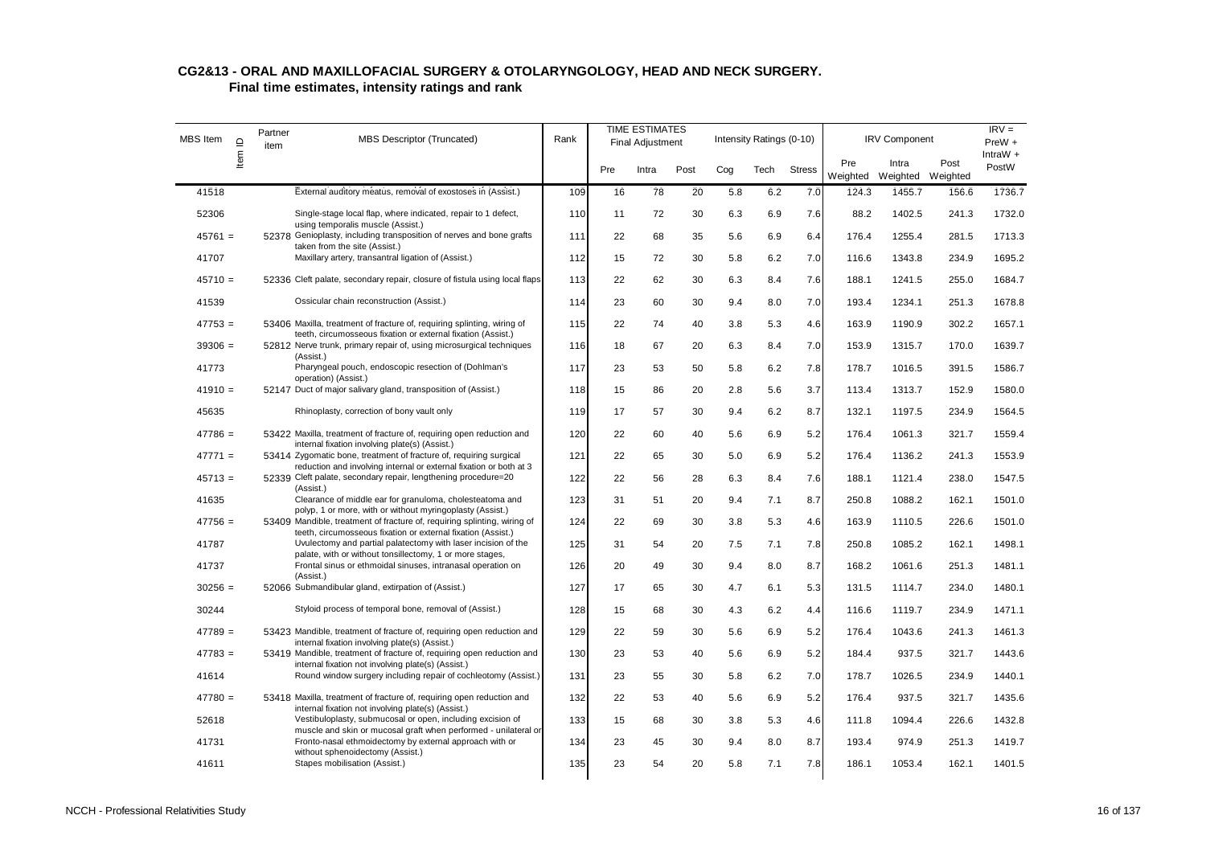## CG2&13 - ORAL AND MAXILLOFACIAL SURGERY & OTOLARYNGOLOGY, HEAD AND NECK SURGERY.
### Final time estimates, intensity ratings and rank

| MBS Item | Item ID | Partner item | MBS Descriptor (Truncated) | Rank | TIME ESTIMATES Final Adjustment | | | Intensity Ratings (0-10) | | | IRV Component | | | IRV = PreW + IntraW + PostW |
|---|---|---|---|---|---|---|---|---|---|---|---|---|---|---|
| | | | | | Pre | Intra | Post | Cog | Tech | Stress | Pre Weighted | Intra Weighted | Post Weighted | |
| 41518 | | | External auditory meatus, removal of exostoses in (Assist.) | 109 | 16 | 78 | 20 | 5.8 | 6.2 | 7.0 | 124.3 | 1455.7 | 156.6 | 1736.7 |
| 52306 | | | Single-stage local flap, where indicated, repair to 1 defect, using temporalis muscle (Assist.) | 110 | 11 | 72 | 30 | 6.3 | 6.9 | 7.6 | 88.2 | 1402.5 | 241.3 | 1732.0 |
| 45761 = | | 52378 | Genioplasty, including transposition of nerves and bone grafts taken from the site (Assist.) | 111 | 22 | 68 | 35 | 5.6 | 6.9 | 6.4 | 176.4 | 1255.4 | 281.5 | 1713.3 |
| 41707 | | | Maxillary artery, transantral ligation of (Assist.) | 112 | 15 | 72 | 30 | 5.8 | 6.2 | 7.0 | 116.6 | 1343.8 | 234.9 | 1695.2 |
| 45710 = | | 52336 | Cleft palate, secondary repair, closure of fistula using local flaps | 113 | 22 | 62 | 30 | 6.3 | 8.4 | 7.6 | 188.1 | 1241.5 | 255.0 | 1684.7 |
| 41539 | | | Ossicular chain reconstruction (Assist.) | 114 | 23 | 60 | 30 | 9.4 | 8.0 | 7.0 | 193.4 | 1234.1 | 251.3 | 1678.8 |
| 47753 = | | 53406 | Maxilla, treatment of fracture of, requiring splinting, wiring of teeth, circumosseous fixation or external fixation (Assist.) | 115 | 22 | 74 | 40 | 3.8 | 5.3 | 4.6 | 163.9 | 1190.9 | 302.2 | 1657.1 |
| 39306 = | | 52812 | Nerve trunk, primary repair of, using microsurgical techniques (Assist.) | 116 | 18 | 67 | 20 | 6.3 | 8.4 | 7.0 | 153.9 | 1315.7 | 170.0 | 1639.7 |
| 41773 | | | Pharyngeal pouch, endoscopic resection of (Dohlman's operation) (Assist.) | 117 | 23 | 53 | 50 | 5.8 | 6.2 | 7.8 | 178.7 | 1016.5 | 391.5 | 1586.7 |
| 41910 = | | 52147 | Duct of major salivary gland, transposition of (Assist.) | 118 | 15 | 86 | 20 | 2.8 | 5.6 | 3.7 | 113.4 | 1313.7 | 152.9 | 1580.0 |
| 45635 | | | Rhinoplasty, correction of bony vault only | 119 | 17 | 57 | 30 | 9.4 | 6.2 | 8.7 | 132.1 | 1197.5 | 234.9 | 1564.5 |
| 47786 = | | 53422 | Maxilla, treatment of fracture of, requiring open reduction and internal fixation involving plate(s) (Assist.) | 120 | 22 | 60 | 40 | 5.6 | 6.9 | 5.2 | 176.4 | 1061.3 | 321.7 | 1559.4 |
| 47771 = | | 53414 | Zygomatic bone, treatment of fracture of, requiring surgical reduction and involving internal or external fixation or both at 3 | 121 | 22 | 65 | 30 | 5.0 | 6.9 | 5.2 | 176.4 | 1136.2 | 241.3 | 1553.9 |
| 45713 = | | 52339 | Cleft palate, secondary repair, lengthening procedure=20 (Assist.) | 122 | 22 | 56 | 28 | 6.3 | 8.4 | 7.6 | 188.1 | 1121.4 | 238.0 | 1547.5 |
| 41635 | | | Clearance of middle ear for granuloma, cholesteatoma and polyp, 1 or more, with or without myringoplasty (Assist.) | 123 | 31 | 51 | 20 | 9.4 | 7.1 | 8.7 | 250.8 | 1088.2 | 162.1 | 1501.0 |
| 47756 = | | 53409 | Mandible, treatment of fracture of, requiring splinting, wiring of teeth, circumosseous fixation or external fixation (Assist.) | 124 | 22 | 69 | 30 | 3.8 | 5.3 | 4.6 | 163.9 | 1110.5 | 226.6 | 1501.0 |
| 41787 | | | Uvulectomy and partial palatectomy with laser incision of the palate, with or without tonsillectomy, 1 or more stages, | 125 | 31 | 54 | 20 | 7.5 | 7.1 | 7.8 | 250.8 | 1085.2 | 162.1 | 1498.1 |
| 41737 | | | Frontal sinus or ethmoidal sinuses, intranasal operation on (Assist.) | 126 | 20 | 49 | 30 | 9.4 | 8.0 | 8.7 | 168.2 | 1061.6 | 251.3 | 1481.1 |
| 30256 = | | 52066 | Submandibular gland, extirpation of (Assist.) | 127 | 17 | 65 | 30 | 4.7 | 6.1 | 5.3 | 131.5 | 1114.7 | 234.0 | 1480.1 |
| 30244 | | | Styloid process of temporal bone, removal of (Assist.) | 128 | 15 | 68 | 30 | 4.3 | 6.2 | 4.4 | 116.6 | 1119.7 | 234.9 | 1471.1 |
| 47789 = | | 53423 | Mandible, treatment of fracture of, requiring open reduction and internal fixation involving plate(s) (Assist.) | 129 | 22 | 59 | 30 | 5.6 | 6.9 | 5.2 | 176.4 | 1043.6 | 241.3 | 1461.3 |
| 47783 = | | 53419 | Mandible, treatment of fracture of, requiring open reduction and internal fixation not involving plate(s) (Assist.) | 130 | 23 | 53 | 40 | 5.6 | 6.9 | 5.2 | 184.4 | 937.5 | 321.7 | 1443.6 |
| 41614 | | | Round window surgery including repair of cochleotomy (Assist.) | 131 | 23 | 55 | 30 | 5.8 | 6.2 | 7.0 | 178.7 | 1026.5 | 234.9 | 1440.1 |
| 47780 = | | 53418 | Maxilla, treatment of fracture of, requiring open reduction and internal fixation not involving plate(s) (Assist.) | 132 | 22 | 53 | 40 | 5.6 | 6.9 | 5.2 | 176.4 | 937.5 | 321.7 | 1435.6 |
| 52618 | | | Vestibuloplasty, submucosal or open, including excision of muscle and skin or mucosal graft when performed - unilateral or | 133 | 15 | 68 | 30 | 3.8 | 5.3 | 4.6 | 111.8 | 1094.4 | 226.6 | 1432.8 |
| 41731 | | | Fronto-nasal ethmoidectomy by external approach with or without sphenoidectomy (Assist.) | 134 | 23 | 45 | 30 | 9.4 | 8.0 | 8.7 | 193.4 | 974.9 | 251.3 | 1419.7 |
| 41611 | | | Stapes mobilisation (Assist.) | 135 | 23 | 54 | 20 | 5.8 | 7.1 | 7.8 | 186.1 | 1053.4 | 162.1 | 1401.5 |

NCCH - Professional Relativities Study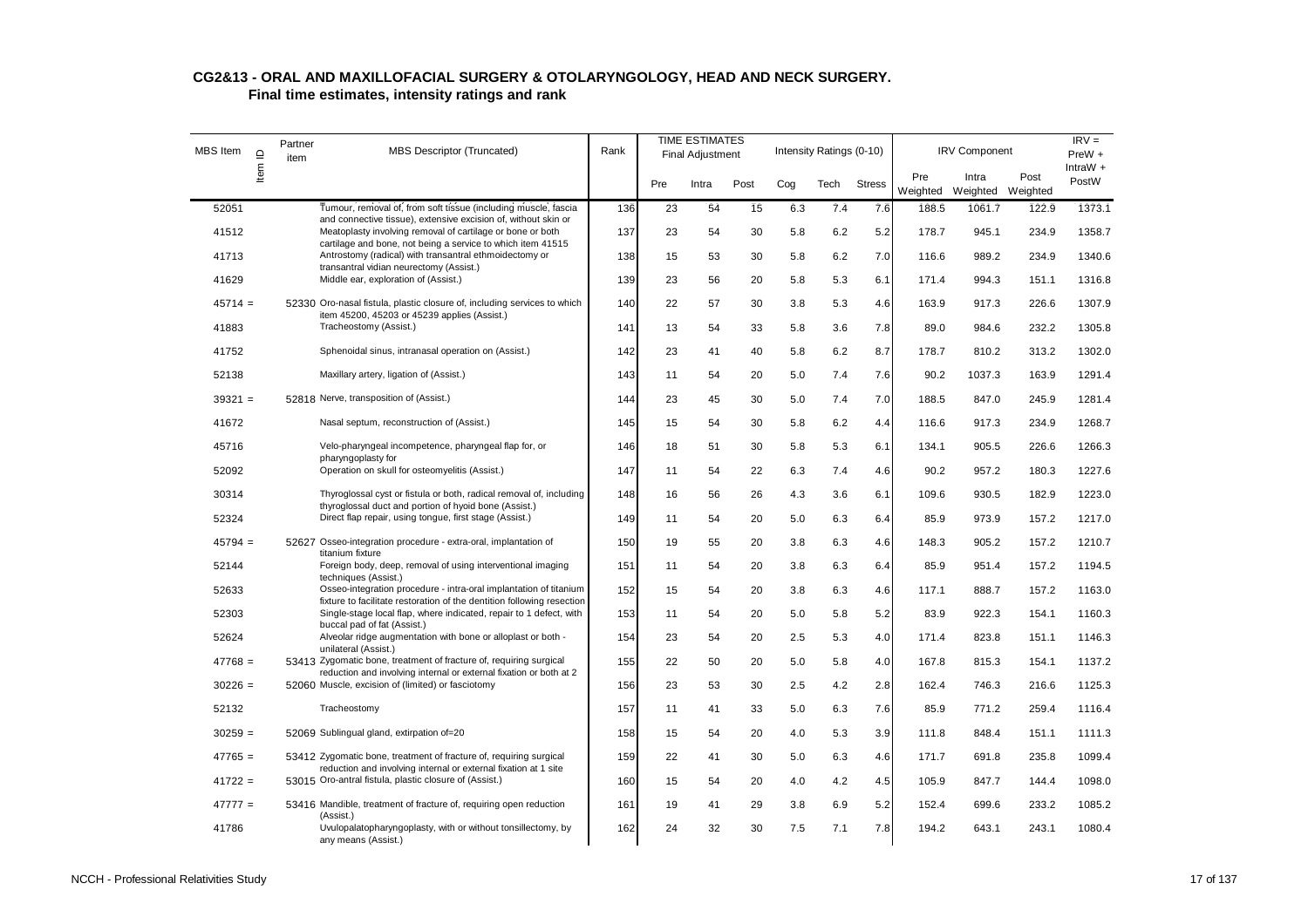## CG2&13 - ORAL AND MAXILLOFACIAL SURGERY & OTOLARYNGOLOGY, HEAD AND NECK SURGERY.

### Final time estimates, intensity ratings and rank

| MBS Item | Item ID | Partner item | MBS Descriptor (Truncated) | Rank | TIME ESTIMATES Final Adjustment | | | Intensity Ratings (0-10) | | | IRV Component | | | IRV = PreW + IntraW + PostW |
|---|---|---|---|---|---|---|---|---|---|---|---|---|---|---|
| | | | | | Pre | Intra | Post | Cog | Tech | Stress | Pre Weighted | Intra Weighted | Post Weighted | |
| 52051 | | | Tumour, removal of, from soft tissue (including muscle, fascia and connective tissue), extensive excision of, without skin or | 136 | 23 | 54 | 15 | 6.3 | 7.4 | 7.6 | 188.5 | 1061.7 | 122.9 | 1373.1 |
| 41512 | | | Meatoplasty involving removal of cartilage or bone or both cartilage and bone, not being a service to which item 41515 | 137 | 23 | 54 | 30 | 5.8 | 6.2 | 5.2 | 178.7 | 945.1 | 234.9 | 1358.7 |
| 41713 | | | Antrostomy (radical) with transantral ethmoidectomy or transantral vidian neurectomy (Assist.) | 138 | 15 | 53 | 30 | 5.8 | 6.2 | 7.0 | 116.6 | 989.2 | 234.9 | 1340.6 |
| 41629 | | | Middle ear, exploration of (Assist.) | 139 | 23 | 56 | 20 | 5.8 | 5.3 | 6.1 | 171.4 | 994.3 | 151.1 | 1316.8 |
| 45714 = | | 52330 | Oro-nasal fistula, plastic closure of, including services to which item 45200, 45203 or 45239 applies (Assist.) | 140 | 22 | 57 | 30 | 3.8 | 5.3 | 4.6 | 163.9 | 917.3 | 226.6 | 1307.9 |
| 41883 | | | Tracheostomy (Assist.) | 141 | 13 | 54 | 33 | 5.8 | 3.6 | 7.8 | 89.0 | 984.6 | 232.2 | 1305.8 |
| 41752 | | | Sphenoidal sinus, intranasal operation on (Assist.) | 142 | 23 | 41 | 40 | 5.8 | 6.2 | 8.7 | 178.7 | 810.2 | 313.2 | 1302.0 |
| 52138 | | | Maxillary artery, ligation of (Assist.) | 143 | 11 | 54 | 20 | 5.0 | 7.4 | 7.6 | 90.2 | 1037.3 | 163.9 | 1291.4 |
| 39321 = | | 52818 | Nerve, transposition of (Assist.) | 144 | 23 | 45 | 30 | 5.0 | 7.4 | 7.0 | 188.5 | 847.0 | 245.9 | 1281.4 |
| 41672 | | | Nasal septum, reconstruction of (Assist.) | 145 | 15 | 54 | 30 | 5.8 | 6.2 | 4.4 | 116.6 | 917.3 | 234.9 | 1268.7 |
| 45716 | | | Velo-pharyngeal incompetence, pharyngeal flap for, or pharyngoplasty for | 146 | 18 | 51 | 30 | 5.8 | 5.3 | 6.1 | 134.1 | 905.5 | 226.6 | 1266.3 |
| 52092 | | | Operation on skull for osteomyelitis (Assist.) | 147 | 11 | 54 | 22 | 6.3 | 7.4 | 4.6 | 90.2 | 957.2 | 180.3 | 1227.6 |
| 30314 | | | Thyroglossal cyst or fistula or both, radical removal of, including thyroglossal duct and portion of hyoid bone (Assist.) | 148 | 16 | 56 | 26 | 4.3 | 3.6 | 6.1 | 109.6 | 930.5 | 182.9 | 1223.0 |
| 52324 | | | Direct flap repair, using tongue, first stage (Assist.) | 149 | 11 | 54 | 20 | 5.0 | 6.3 | 6.4 | 85.9 | 973.9 | 157.2 | 1217.0 |
| 45794 = | | 52627 | Osseo-integration procedure - extra-oral, implantation of titanium fixture | 150 | 19 | 55 | 20 | 3.8 | 6.3 | 4.6 | 148.3 | 905.2 | 157.2 | 1210.7 |
| 52144 | | | Foreign body, deep, removal of using interventional imaging techniques (Assist.) | 151 | 11 | 54 | 20 | 3.8 | 6.3 | 6.4 | 85.9 | 951.4 | 157.2 | 1194.5 |
| 52633 | | | Osseo-integration procedure - intra-oral implantation of titanium fixture to facilitate restoration of the dentition following resection | 152 | 15 | 54 | 20 | 3.8 | 6.3 | 4.6 | 117.1 | 888.7 | 157.2 | 1163.0 |
| 52303 | | | Single-stage local flap, where indicated, repair to 1 defect, with buccal pad of fat (Assist.) | 153 | 11 | 54 | 20 | 5.0 | 5.8 | 5.2 | 83.9 | 922.3 | 154.1 | 1160.3 |
| 52624 | | | Alveolar ridge augmentation with bone or alloplast or both - unilateral (Assist.) | 154 | 23 | 54 | 20 | 2.5 | 5.3 | 4.0 | 171.4 | 823.8 | 151.1 | 1146.3 |
| 47768 = | | 53413 | Zygomatic bone, treatment of fracture of, requiring surgical reduction and involving internal or external fixation or both at 2 | 155 | 22 | 50 | 20 | 5.0 | 5.8 | 4.0 | 167.8 | 815.3 | 154.1 | 1137.2 |
| 30226 = | | 52060 | Muscle, excision of (limited) or fasciotomy | 156 | 23 | 53 | 30 | 2.5 | 4.2 | 2.8 | 162.4 | 746.3 | 216.6 | 1125.3 |
| 52132 | | | Tracheostomy | 157 | 11 | 41 | 33 | 5.0 | 6.3 | 7.6 | 85.9 | 771.2 | 259.4 | 1116.4 |
| 30259 = | | 52069 | Sublingual gland, extirpation of=20 | 158 | 15 | 54 | 20 | 4.0 | 5.3 | 3.9 | 111.8 | 848.4 | 151.1 | 1111.3 |
| 47765 = | | 53412 | Zygomatic bone, treatment of fracture of, requiring surgical reduction and involving internal or external fixation at 1 site | 159 | 22 | 41 | 30 | 5.0 | 6.3 | 4.6 | 171.7 | 691.8 | 235.8 | 1099.4 |
| 41722 = | | 53015 | Oro-antral fistula, plastic closure of (Assist.) | 160 | 15 | 54 | 20 | 4.0 | 4.2 | 4.5 | 105.9 | 847.7 | 144.4 | 1098.0 |
| 47777 = | | 53416 | Mandible, treatment of fracture of, requiring open reduction (Assist.) | 161 | 19 | 41 | 29 | 3.8 | 6.9 | 5.2 | 152.4 | 699.6 | 233.2 | 1085.2 |
| 41786 | | | Uvulopalatopharyngoplasty, with or without tonsillectomy, by any means (Assist.) | 162 | 24 | 32 | 30 | 7.5 | 7.1 | 7.8 | 194.2 | 643.1 | 243.1 | 1080.4 |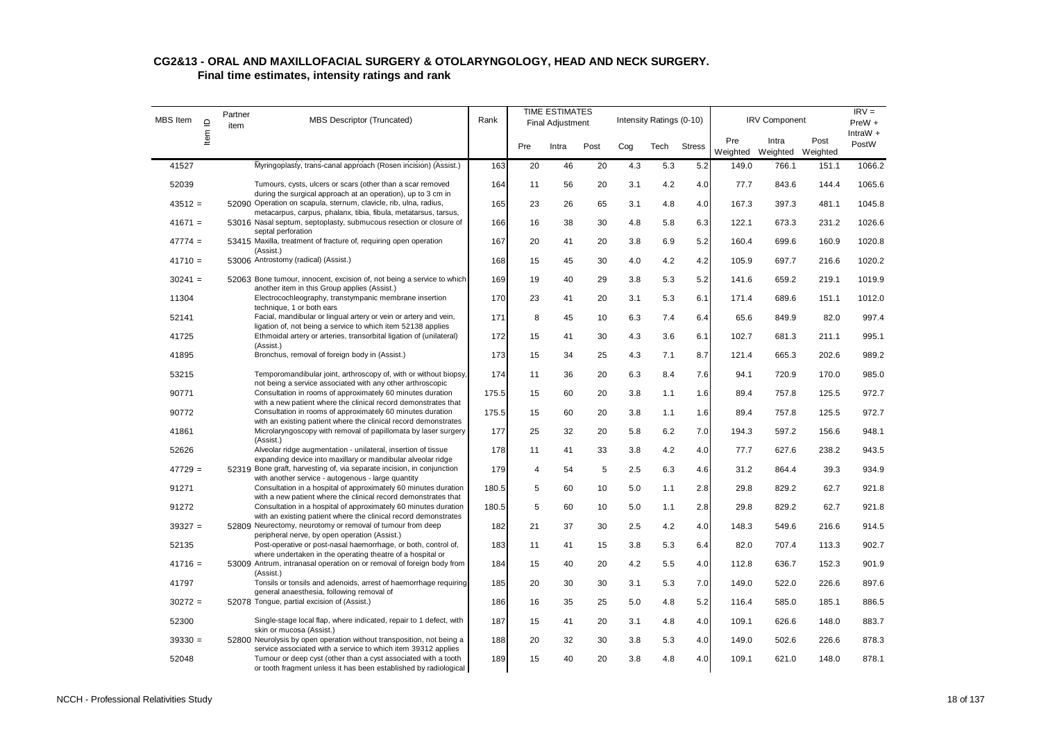**CG2&13 - ORAL AND MAXILLOFACIAL SURGERY & OTOLARYNGOLOGY, HEAD AND NECK SURGERY.**
**Final time estimates, intensity ratings and rank**

| MBS Item | Item ID | Partner item | MBS Descriptor (Truncated) | Rank | TIME ESTIMATES Final Adjustment | | | Intensity Ratings (0-10) | | | IRV Component | | | IRV = PreW + IntraW + PostW |
|---|---|---|---|---|---|---|---|---|---|---|---|---|---|---|
| | | | | | Pre | Intra | Post | Cog | Tech | Stress | Pre Weighted | Intra Weighted | Post Weighted | |
| 41527 | | | Myringoplasty, trans-canal approach (Rosen incision) (Assist.) | 163 | 20 | 46 | 20 | 4.3 | 5.3 | 5.2 | 149.0 | 766.1 | 151.1 | 1066.2 |
| 52039 | | | Tumours, cysts, ulcers or scars (other than a scar removed during the surgical approach at an operation), up to 3 cm in | 164 | 11 | 56 | 20 | 3.1 | 4.2 | 4.0 | 77.7 | 843.6 | 144.4 | 1065.6 |
| 43512 = | | 52090 | Operation on scapula, sternum, clavicle, rib, ulna, radius, metacarpus, carpus, phalanx, tibia, fibula, metatarsus, tarsus, | 165 | 23 | 26 | 65 | 3.1 | 4.8 | 4.0 | 167.3 | 397.3 | 481.1 | 1045.8 |
| 41671 = | | 53016 | Nasal septum, septoplasty, submucous resection or closure of septal perforation | 166 | 16 | 38 | 30 | 4.8 | 5.8 | 6.3 | 122.1 | 673.3 | 231.2 | 1026.6 |
| 47774 = | | 53415 | Maxilla, treatment of fracture of, requiring open operation (Assist.) | 167 | 20 | 41 | 20 | 3.8 | 6.9 | 5.2 | 160.4 | 699.6 | 160.9 | 1020.8 |
| 41710 = | | 53006 | Antrostomy (radical) (Assist.) | 168 | 15 | 45 | 30 | 4.0 | 4.2 | 4.2 | 105.9 | 697.7 | 216.6 | 1020.2 |
| 30241 = | | 52063 | Bone tumour, innocent, excision of, not being a service to which another item in this Group applies (Assist.) | 169 | 19 | 40 | 29 | 3.8 | 5.3 | 5.2 | 141.6 | 659.2 | 219.1 | 1019.9 |
| 11304 | | | Electrocochleography, transtympanic membrane insertion technique, 1 or both ears | 170 | 23 | 41 | 20 | 3.1 | 5.3 | 6.1 | 171.4 | 689.6 | 151.1 | 1012.0 |
| 52141 | | | Facial, mandibular or lingual artery or vein or artery and vein, ligation of, not being a service to which item 52138 applies | 171 | 8 | 45 | 10 | 6.3 | 7.4 | 6.4 | 65.6 | 849.9 | 82.0 | 997.4 |
| 41725 | | | Ethmoidal artery or arteries, transorbital ligation of (unilateral) (Assist.) | 172 | 15 | 41 | 30 | 4.3 | 3.6 | 6.1 | 102.7 | 681.3 | 211.1 | 995.1 |
| 41895 | | | Bronchus, removal of foreign body in (Assist.) | 173 | 15 | 34 | 25 | 4.3 | 7.1 | 8.7 | 121.4 | 665.3 | 202.6 | 989.2 |
| 53215 | | | Temporomandibular joint, arthroscopy of, with or without biopsy, not being a service associated with any other arthroscopic | 174 | 11 | 36 | 20 | 6.3 | 8.4 | 7.6 | 94.1 | 720.9 | 170.0 | 985.0 |
| 90771 | | | Consultation in rooms of approximately 60 minutes duration with a new patient where the clinical record demonstrates that | 175.5 | 15 | 60 | 20 | 3.8 | 1.1 | 1.6 | 89.4 | 757.8 | 125.5 | 972.7 |
| 90772 | | | Consultation in rooms of approximately 60 minutes duration with an existing patient where the clinical record demonstrates | 175.5 | 15 | 60 | 20 | 3.8 | 1.1 | 1.6 | 89.4 | 757.8 | 125.5 | 972.7 |
| 41861 | | | Microlaryngoscopy with removal of papillomata by laser surgery (Assist.) | 177 | 25 | 32 | 20 | 5.8 | 6.2 | 7.0 | 194.3 | 597.2 | 156.6 | 948.1 |
| 52626 | | | Alveolar ridge augmentation - unilateral, insertion of tissue expanding device into maxillary or mandibular alveolar ridge | 178 | 11 | 41 | 33 | 3.8 | 4.2 | 4.0 | 77.7 | 627.6 | 238.2 | 943.5 |
| 47729 = | | 52319 | Bone graft, harvesting of, via separate incision, in conjunction with another service - autogenous - large quantity | 179 | 4 | 54 | 5 | 2.5 | 6.3 | 4.6 | 31.2 | 864.4 | 39.3 | 934.9 |
| 91271 | | | Consultation in a hospital of approximately 60 minutes duration with a new patient where the clinical record demonstrates that | 180.5 | 5 | 60 | 10 | 5.0 | 1.1 | 2.8 | 29.8 | 829.2 | 62.7 | 921.8 |
| 91272 | | | Consultation in a hospital of approximately 60 minutes duration with an existing patient where the clinical record demonstrates | 180.5 | 5 | 60 | 10 | 5.0 | 1.1 | 2.8 | 29.8 | 829.2 | 62.7 | 921.8 |
| 39327 = | | 52809 | Neurectomy, neurotomy or removal of tumour from deep peripheral nerve, by open operation (Assist.) | 182 | 21 | 37 | 30 | 2.5 | 4.2 | 4.0 | 148.3 | 549.6 | 216.6 | 914.5 |
| 52135 | | | Post-operative or post-nasal haemorrhage, or both, control of, where undertaken in the operating theatre of a hospital or | 183 | 11 | 41 | 15 | 3.8 | 5.3 | 6.4 | 82.0 | 707.4 | 113.3 | 902.7 |
| 41716 = | | 53009 | Antrum, intranasal operation on or removal of foreign body from (Assist.) | 184 | 15 | 40 | 20 | 4.2 | 5.5 | 4.0 | 112.8 | 636.7 | 152.3 | 901.9 |
| 41797 | | | Tonsils or tonsils and adenoids, arrest of haemorrhage requiring general anaesthesia, following removal of | 185 | 20 | 30 | 30 | 3.1 | 5.3 | 7.0 | 149.0 | 522.0 | 226.6 | 897.6 |
| 30272 = | | 52078 | Tongue, partial excision of (Assist.) | 186 | 16 | 35 | 25 | 5.0 | 4.8 | 5.2 | 116.4 | 585.0 | 185.1 | 886.5 |
| 52300 | | | Single-stage local flap, where indicated, repair to 1 defect, with skin or mucosa (Assist.) | 187 | 15 | 41 | 20 | 3.1 | 4.8 | 4.0 | 109.1 | 626.6 | 148.0 | 883.7 |
| 39330 = | | 52800 | Neurolysis by open operation without transposition, not being a service associated with a service to which item 39312 applies | 188 | 20 | 32 | 30 | 3.8 | 5.3 | 4.0 | 149.0 | 502.6 | 226.6 | 878.3 |
| 52048 | | | Tumour or deep cyst (other than a cyst associated with a tooth or tooth fragment unless it has been established by radiological | 189 | 15 | 40 | 20 | 3.8 | 4.8 | 4.0 | 109.1 | 621.0 | 148.0 | 878.1 |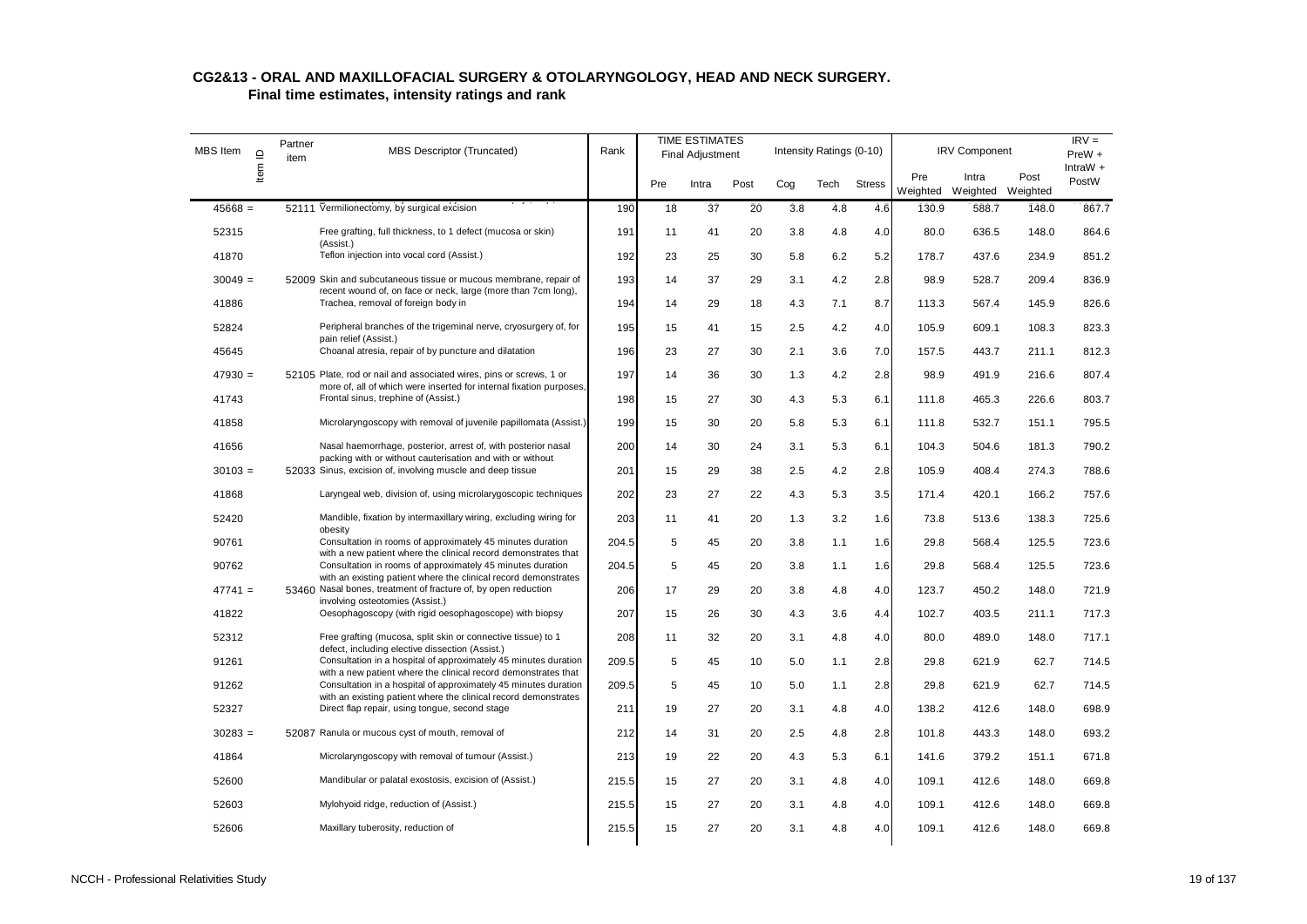## CG2&13 - ORAL AND MAXILLOFACIAL SURGERY & OTOLARYNGOLOGY, HEAD AND NECK SURGERY.
### Final time estimates, intensity ratings and rank

| MBS Item | Item ID | Partner item | MBS Descriptor (Truncated) | Rank | TIME ESTIMATES Final Adjustment | | | Intensity Ratings (0-10) | | | IRV Component | | | IRV = PreW + IntraW + PostW |
|---|---|---|---|---|---|---|---|---|---|---|---|---|---|---|
| | | | | | Pre | Intra | Post | Cog | Tech | Stress | Pre Weighted | Intra Weighted | Post Weighted | |
| 45668 = | | 52111 | Vermilionectomy, by surgical excision | 190 | 18 | 37 | 20 | 3.8 | 4.8 | 4.6 | 130.9 | 588.7 | 148.0 | 867.7 |
| 52315 | | | Free grafting, full thickness, to 1 defect (mucosa or skin) (Assist.) | 191 | 11 | 41 | 20 | 3.8 | 4.8 | 4.0 | 80.0 | 636.5 | 148.0 | 864.6 |
| 41870 | | | Teflon injection into vocal cord (Assist.) | 192 | 23 | 25 | 30 | 5.8 | 6.2 | 5.2 | 178.7 | 437.6 | 234.9 | 851.2 |
| 30049 = | | 52009 | Skin and subcutaneous tissue or mucous membrane, repair of recent wound of, on face or neck, large (more than 7cm long), | 193 | 14 | 37 | 29 | 3.1 | 4.2 | 2.8 | 98.9 | 528.7 | 209.4 | 836.9 |
| 41886 | | | Trachea, removal of foreign body in | 194 | 14 | 29 | 18 | 4.3 | 7.1 | 8.7 | 113.3 | 567.4 | 145.9 | 826.6 |
| 52824 | | | Peripheral branches of the trigeminal nerve, cryosurgery of, for pain relief (Assist.) | 195 | 15 | 41 | 15 | 2.5 | 4.2 | 4.0 | 105.9 | 609.1 | 108.3 | 823.3 |
| 45645 | | | Choanal atresia, repair of by puncture and dilatation | 196 | 23 | 27 | 30 | 2.1 | 3.6 | 7.0 | 157.5 | 443.7 | 211.1 | 812.3 |
| 47930 = | | 52105 | Plate, rod or nail and associated wires, pins or screws, 1 or more of, all of which were inserted for internal fixation purposes, | 197 | 14 | 36 | 30 | 1.3 | 4.2 | 2.8 | 98.9 | 491.9 | 216.6 | 807.4 |
| 41743 | | | Frontal sinus, trephine of (Assist.) | 198 | 15 | 27 | 30 | 4.3 | 5.3 | 6.1 | 111.8 | 465.3 | 226.6 | 803.7 |
| 41858 | | | Microlaryngoscopy with removal of juvenile papillomata (Assist.) | 199 | 15 | 30 | 20 | 5.8 | 5.3 | 6.1 | 111.8 | 532.7 | 151.1 | 795.5 |
| 41656 | | | Nasal haemorrhage, posterior, arrest of, with posterior nasal packing with or without cauterisation and with or without | 200 | 14 | 30 | 24 | 3.1 | 5.3 | 6.1 | 104.3 | 504.6 | 181.3 | 790.2 |
| 30103 = | | 52033 | Sinus, excision of, involving muscle and deep tissue | 201 | 15 | 29 | 38 | 2.5 | 4.2 | 2.8 | 105.9 | 408.4 | 274.3 | 788.6 |
| 41868 | | | Laryngeal web, division of, using microlarygoscopic techniques | 202 | 23 | 27 | 22 | 4.3 | 5.3 | 3.5 | 171.4 | 420.1 | 166.2 | 757.6 |
| 52420 | | | Mandible, fixation by intermaxillary wiring, excluding wiring for obesity | 203 | 11 | 41 | 20 | 1.3 | 3.2 | 1.6 | 73.8 | 513.6 | 138.3 | 725.6 |
| 90761 | | | Consultation in rooms of approximately 45 minutes duration with a new patient where the clinical record demonstrates that | 204.5 | 5 | 45 | 20 | 3.8 | 1.1 | 1.6 | 29.8 | 568.4 | 125.5 | 723.6 |
| 90762 | | | Consultation in rooms of approximately 45 minutes duration with an existing patient where the clinical record demonstrates | 204.5 | 5 | 45 | 20 | 3.8 | 1.1 | 1.6 | 29.8 | 568.4 | 125.5 | 723.6 |
| 47741 = | | 53460 | Nasal bones, treatment of fracture of, by open reduction involving osteotomies (Assist.) | 206 | 17 | 29 | 20 | 3.8 | 4.8 | 4.0 | 123.7 | 450.2 | 148.0 | 721.9 |
| 41822 | | | Oesophagoscopy (with rigid oesophagoscope) with biopsy | 207 | 15 | 26 | 30 | 4.3 | 3.6 | 4.4 | 102.7 | 403.5 | 211.1 | 717.3 |
| 52312 | | | Free grafting (mucosa, split skin or connective tissue) to 1 defect, including elective dissection (Assist.) | 208 | 11 | 32 | 20 | 3.1 | 4.8 | 4.0 | 80.0 | 489.0 | 148.0 | 717.1 |
| 91261 | | | Consultation in a hospital of approximately 45 minutes duration with a new patient where the clinical record demonstrates that | 209.5 | 5 | 45 | 10 | 5.0 | 1.1 | 2.8 | 29.8 | 621.9 | 62.7 | 714.5 |
| 91262 | | | Consultation in a hospital of approximately 45 minutes duration with an existing patient where the clinical record demonstrates | 209.5 | 5 | 45 | 10 | 5.0 | 1.1 | 2.8 | 29.8 | 621.9 | 62.7 | 714.5 |
| 52327 | | | Direct flap repair, using tongue, second stage | 211 | 19 | 27 | 20 | 3.1 | 4.8 | 4.0 | 138.2 | 412.6 | 148.0 | 698.9 |
| 30283 = | | 52087 | Ranula or mucous cyst of mouth, removal of | 212 | 14 | 31 | 20 | 2.5 | 4.8 | 2.8 | 101.8 | 443.3 | 148.0 | 693.2 |
| 41864 | | | Microlaryngoscopy with removal of tumour (Assist.) | 213 | 19 | 22 | 20 | 4.3 | 5.3 | 6.1 | 141.6 | 379.2 | 151.1 | 671.8 |
| 52600 | | | Mandibular or palatal exostosis, excision of (Assist.) | 215.5 | 15 | 27 | 20 | 3.1 | 4.8 | 4.0 | 109.1 | 412.6 | 148.0 | 669.8 |
| 52603 | | | Mylohyoid ridge, reduction of (Assist.) | 215.5 | 15 | 27 | 20 | 3.1 | 4.8 | 4.0 | 109.1 | 412.6 | 148.0 | 669.8 |
| 52606 | | | Maxillary tuberosity, reduction of | 215.5 | 15 | 27 | 20 | 3.1 | 4.8 | 4.0 | 109.1 | 412.6 | 148.0 | 669.8 |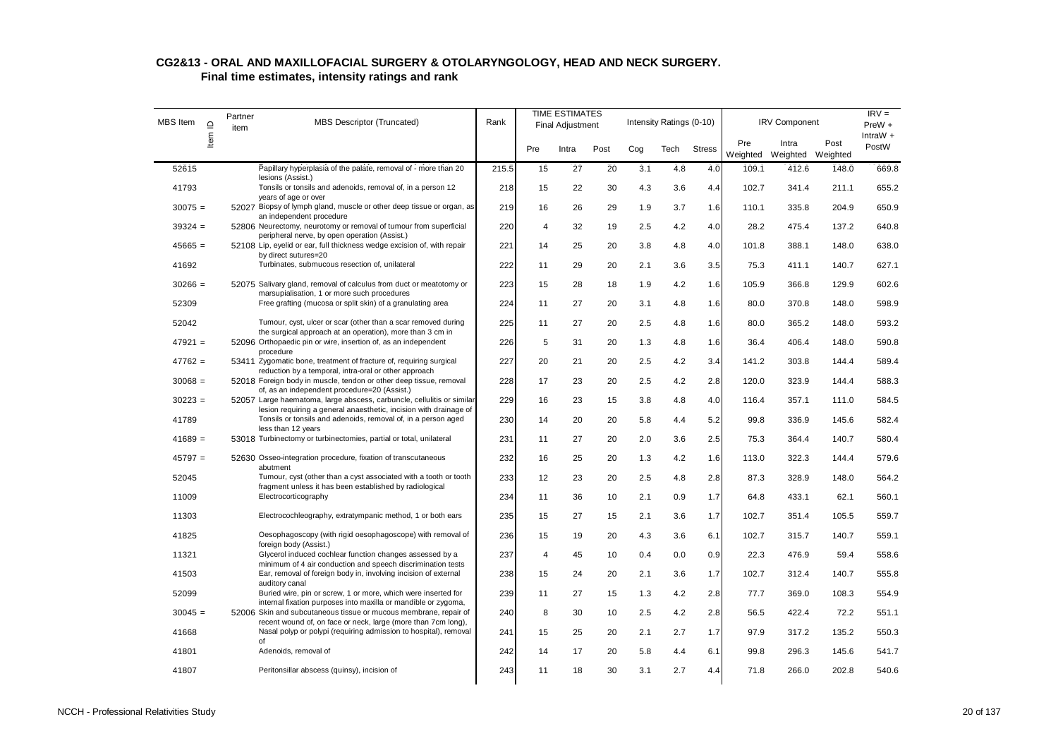## CG2&13 - ORAL AND MAXILLOFACIAL SURGERY & OTOLARYNGOLOGY, HEAD AND NECK SURGERY.

### Final time estimates, intensity ratings and rank

| MBS Item | Item ID | Partner item | MBS Descriptor (Truncated) | Rank | TIME ESTIMATES Final Adjustment | | | Intensity Ratings (0-10) | | | IRV Component | | | IRV = PreW + IntraW + PostW |
|---|---|---|---|---|---|---|---|---|---|---|---|---|---|---|
| | | | | | Pre | Intra | Post | Cog | Tech | Stress | Pre Weighted | Intra Weighted | Post Weighted | |
| 52615 | | | Papillary hyperplasia of the palate, removal of - more than 20 lesions (Assist.) | 215.5 | 15 | 27 | 20 | 3.1 | 4.8 | 4.0 | 109.1 | 412.6 | 148.0 | 669.8 |
| 41793 | | | Tonsils or tonsils and adenoids, removal of, in a person 12 years of age or over | 218 | 15 | 22 | 30 | 4.3 | 3.6 | 4.4 | 102.7 | 341.4 | 211.1 | 655.2 |
| 30075 = | | 52027 | Biopsy of lymph gland, muscle or other deep tissue or organ, as an independent procedure | 219 | 16 | 26 | 29 | 1.9 | 3.7 | 1.6 | 110.1 | 335.8 | 204.9 | 650.9 |
| 39324 = | | 52806 | Neurectomy, neurotomy or removal of tumour from superficial peripheral nerve, by open operation (Assist.) | 220 | 4 | 32 | 19 | 2.5 | 4.2 | 4.0 | 28.2 | 475.4 | 137.2 | 640.8 |
| 45665 = | | 52108 | Lip, eyelid or ear, full thickness wedge excision of, with repair by direct sutures=20 | 221 | 14 | 25 | 20 | 3.8 | 4.8 | 4.0 | 101.8 | 388.1 | 148.0 | 638.0 |
| 41692 | | | Turbinates, submucous resection of, unilateral | 222 | 11 | 29 | 20 | 2.1 | 3.6 | 3.5 | 75.3 | 411.1 | 140.7 | 627.1 |
| 30266 = | | 52075 | Salivary gland, removal of calculus from duct or meatotomy or marsupialisation, 1 or more such procedures | 223 | 15 | 28 | 18 | 1.9 | 4.2 | 1.6 | 105.9 | 366.8 | 129.9 | 602.6 |
| 52309 | | | Free grafting (mucosa or split skin) of a granulating area | 224 | 11 | 27 | 20 | 3.1 | 4.8 | 1.6 | 80.0 | 370.8 | 148.0 | 598.9 |
| 52042 | | | Tumour, cyst, ulcer or scar (other than a scar removed during the surgical approach at an operation), more than 3 cm in | 225 | 11 | 27 | 20 | 2.5 | 4.8 | 1.6 | 80.0 | 365.2 | 148.0 | 593.2 |
| 47921 = | | 52096 | Orthopaedic pin or wire, insertion of, as an independent procedure | 226 | 5 | 31 | 20 | 1.3 | 4.8 | 1.6 | 36.4 | 406.4 | 148.0 | 590.8 |
| 47762 = | | 53411 | Zygomatic bone, treatment of fracture of, requiring surgical reduction by a temporal, intra-oral or other approach | 227 | 20 | 21 | 20 | 2.5 | 4.2 | 3.4 | 141.2 | 303.8 | 144.4 | 589.4 |
| 30068 = | | 52018 | Foreign body in muscle, tendon or other deep tissue, removal of, as an independent procedure=20 (Assist.) | 228 | 17 | 23 | 20 | 2.5 | 4.2 | 2.8 | 120.0 | 323.9 | 144.4 | 588.3 |
| 30223 = | | 52057 | Large haematoma, large abscess, carbuncle, cellulitis or similar lesion requiring a general anaesthetic, incision with drainage of | 229 | 16 | 23 | 15 | 3.8 | 4.8 | 4.0 | 116.4 | 357.1 | 111.0 | 584.5 |
| 41789 | | | Tonsils or tonsils and adenoids, removal of, in a person aged less than 12 years | 230 | 14 | 20 | 20 | 5.8 | 4.4 | 5.2 | 99.8 | 336.9 | 145.6 | 582.4 |
| 41689 = | | 53018 | Turbinectomy or turbinectomies, partial or total, unilateral | 231 | 11 | 27 | 20 | 2.0 | 3.6 | 2.5 | 75.3 | 364.4 | 140.7 | 580.4 |
| 45797 = | | 52630 | Osseo-integration procedure, fixation of transcutaneous abutment | 232 | 16 | 25 | 20 | 1.3 | 4.2 | 1.6 | 113.0 | 322.3 | 144.4 | 579.6 |
| 52045 | | | Tumour, cyst (other than a cyst associated with a tooth or tooth fragment unless it has been established by radiological | 233 | 12 | 23 | 20 | 2.5 | 4.8 | 2.8 | 87.3 | 328.9 | 148.0 | 564.2 |
| 11009 | | | Electrocorticography | 234 | 11 | 36 | 10 | 2.1 | 0.9 | 1.7 | 64.8 | 433.1 | 62.1 | 560.1 |
| 11303 | | | Electrocochleography, extratympanic method, 1 or both ears | 235 | 15 | 27 | 15 | 2.1 | 3.6 | 1.7 | 102.7 | 351.4 | 105.5 | 559.7 |
| 41825 | | | Oesophagoscopy (with rigid oesophagoscope) with removal of foreign body (Assist.) | 236 | 15 | 19 | 20 | 4.3 | 3.6 | 6.1 | 102.7 | 315.7 | 140.7 | 559.1 |
| 11321 | | | Glycerol induced cochlear function changes assessed by a minimum of 4 air conduction and speech discrimination tests | 237 | 4 | 45 | 10 | 0.4 | 0.0 | 0.9 | 22.3 | 476.9 | 59.4 | 558.6 |
| 41503 | | | Ear, removal of foreign body in, involving incision of external auditory canal | 238 | 15 | 24 | 20 | 2.1 | 3.6 | 1.7 | 102.7 | 312.4 | 140.7 | 555.8 |
| 52099 | | | Buried wire, pin or screw, 1 or more, which were inserted for internal fixation purposes into maxilla or mandible or zygoma, | 239 | 11 | 27 | 15 | 1.3 | 4.2 | 2.8 | 77.7 | 369.0 | 108.3 | 554.9 |
| 30045 = | | 52006 | Skin and subcutaneous tissue or mucous membrane, repair of recent wound of, on face or neck, large (more than 7cm long), | 240 | 8 | 30 | 10 | 2.5 | 4.2 | 2.8 | 56.5 | 422.4 | 72.2 | 551.1 |
| 41668 | | | Nasal polyp or polypi (requiring admission to hospital), removal of | 241 | 15 | 25 | 20 | 2.1 | 2.7 | 1.7 | 97.9 | 317.2 | 135.2 | 550.3 |
| 41801 | | | Adenoids, removal of | 242 | 14 | 17 | 20 | 5.8 | 4.4 | 6.1 | 99.8 | 296.3 | 145.6 | 541.7 |
| 41807 | | | Peritonsillar abscess (quinsy), incision of | 243 | 11 | 18 | 30 | 3.1 | 2.7 | 4.4 | 71.8 | 266.0 | 202.8 | 540.6 |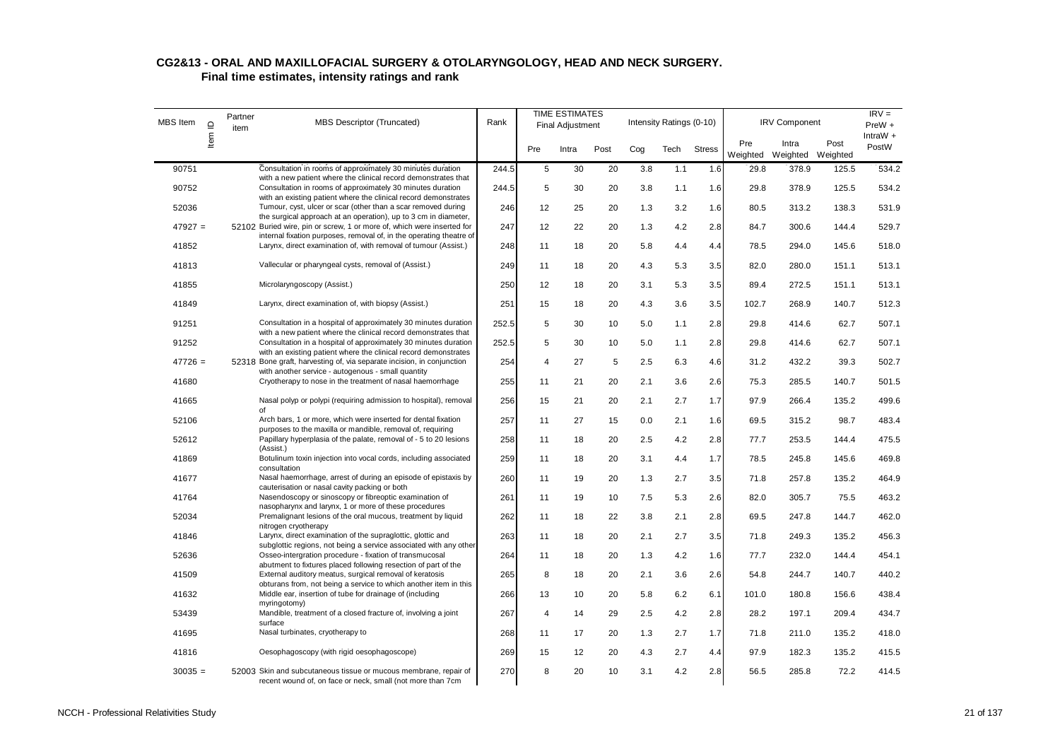# CG2&13 - ORAL AND MAXILLOFACIAL SURGERY & OTOLARYNGOLOGY, HEAD AND NECK SURGERY.

## Final time estimates, intensity ratings and rank

| MBS Item | Item ID | Partner item | MBS Descriptor (Truncated) | Rank | TIME ESTIMATES Final Adjustment | | | Intensity Ratings (0-10) | | | IRV Component | | | IRV = PreW + IntraW + PostW |
|---|---|---|---|---|---|---|---|---|---|---|---|---|---|---|
| | | | | | Pre | Intra | Post | Cog | Tech | Stress | Pre Weighted | Intra Weighted | Post Weighted | |
| 90751 | | | Consultation in rooms of approximately 30 minutes duration with a new patient where the clinical record demonstrates that | 244.5 | 5 | 30 | 20 | 3.8 | 1.1 | 1.6 | 29.8 | 378.9 | 125.5 | 534.2 |
| 90752 | | | Consultation in rooms of approximately 30 minutes duration with an existing patient where the clinical record demonstrates | 244.5 | 5 | 30 | 20 | 3.8 | 1.1 | 1.6 | 29.8 | 378.9 | 125.5 | 534.2 |
| 52036 | | | Tumour, cyst, ulcer or scar (other than a scar removed during the surgical approach at an operation), up to 3 cm in diameter, | 246 | 12 | 25 | 20 | 1.3 | 3.2 | 1.6 | 80.5 | 313.2 | 138.3 | 531.9 |
| 47927 = | | 52102 | Buried wire, pin or screw, 1 or more of, which were inserted for internal fixation purposes, removal of, in the operating theatre of | 247 | 12 | 22 | 20 | 1.3 | 4.2 | 2.8 | 84.7 | 300.6 | 144.4 | 529.7 |
| 41852 | | | Larynx, direct examination of, with removal of tumour (Assist.) | 248 | 11 | 18 | 20 | 5.8 | 4.4 | 4.4 | 78.5 | 294.0 | 145.6 | 518.0 |
| 41813 | | | Vallecular or pharyngeal cysts, removal of (Assist.) | 249 | 11 | 18 | 20 | 4.3 | 5.3 | 3.5 | 82.0 | 280.0 | 151.1 | 513.1 |
| 41855 | | | Microlaryngoscopy (Assist.) | 250 | 12 | 18 | 20 | 3.1 | 5.3 | 3.5 | 89.4 | 272.5 | 151.1 | 513.1 |
| 41849 | | | Larynx, direct examination of, with biopsy (Assist.) | 251 | 15 | 18 | 20 | 4.3 | 3.6 | 3.5 | 102.7 | 268.9 | 140.7 | 512.3 |
| 91251 | | | Consultation in a hospital of approximately 30 minutes duration with a new patient where the clinical record demonstrates that | 252.5 | 5 | 30 | 10 | 5.0 | 1.1 | 2.8 | 29.8 | 414.6 | 62.7 | 507.1 |
| 91252 | | | Consultation in a hospital of approximately 30 minutes duration with an existing patient where the clinical record demonstrates | 252.5 | 5 | 30 | 10 | 5.0 | 1.1 | 2.8 | 29.8 | 414.6 | 62.7 | 507.1 |
| 47726 = | | 52318 | Bone graft, harvesting of, via separate incision, in conjunction with another service - autogenous - small quantity | 254 | 4 | 27 | 5 | 2.5 | 6.3 | 4.6 | 31.2 | 432.2 | 39.3 | 502.7 |
| 41680 | | | Cryotherapy to nose in the treatment of nasal haemorrhage | 255 | 11 | 21 | 20 | 2.1 | 3.6 | 2.6 | 75.3 | 285.5 | 140.7 | 501.5 |
| 41665 | | | Nasal polyp or polypi (requiring admission to hospital), removal of | 256 | 15 | 21 | 20 | 2.1 | 2.7 | 1.7 | 97.9 | 266.4 | 135.2 | 499.6 |
| 52106 | | | Arch bars, 1 or more, which were inserted for dental fixation purposes to the maxilla or mandible, removal of, requiring | 257 | 11 | 27 | 15 | 0.0 | 2.1 | 1.6 | 69.5 | 315.2 | 98.7 | 483.4 |
| 52612 | | | Papillary hyperplasia of the palate, removal of - 5 to 20 lesions (Assist.) | 258 | 11 | 18 | 20 | 2.5 | 4.2 | 2.8 | 77.7 | 253.5 | 144.4 | 475.5 |
| 41869 | | | Botulinum toxin injection into vocal cords, including associated consultation | 259 | 11 | 18 | 20 | 3.1 | 4.4 | 1.7 | 78.5 | 245.8 | 145.6 | 469.8 |
| 41677 | | | Nasal haemorrhage, arrest of during an episode of epistaxis by cauterisation or nasal cavity packing or both | 260 | 11 | 19 | 20 | 1.3 | 2.7 | 3.5 | 71.8 | 257.8 | 135.2 | 464.9 |
| 41764 | | | Nasendoscopy or sinoscopy or fibreoptic examination of nasopharynx and larynx, 1 or more of these procedures | 261 | 11 | 19 | 10 | 7.5 | 5.3 | 2.6 | 82.0 | 305.7 | 75.5 | 463.2 |
| 52034 | | | Premalignant lesions of the oral mucous, treatment by liquid nitrogen cryotherapy | 262 | 11 | 18 | 22 | 3.8 | 2.1 | 2.8 | 69.5 | 247.8 | 144.7 | 462.0 |
| 41846 | | | Larynx, direct examination of the supraglottic, glottic and subglottic regions, not being a service associated with any other | 263 | 11 | 18 | 20 | 2.1 | 2.7 | 3.5 | 71.8 | 249.3 | 135.2 | 456.3 |
| 52636 | | | Osseo-intergration procedure - fixation of transmucosal abutment to fixtures placed following resection of part of the | 264 | 11 | 18 | 20 | 1.3 | 4.2 | 1.6 | 77.7 | 232.0 | 144.4 | 454.1 |
| 41509 | | | External auditory meatus, surgical removal of keratosis obturans from, not being a service to which another item in this | 265 | 8 | 18 | 20 | 2.1 | 3.6 | 2.6 | 54.8 | 244.7 | 140.7 | 440.2 |
| 41632 | | | Middle ear, insertion of tube for drainage of (including myringotomy) | 266 | 13 | 10 | 20 | 5.8 | 6.2 | 6.1 | 101.0 | 180.8 | 156.6 | 438.4 |
| 53439 | | | Mandible, treatment of a closed fracture of, involving a joint surface | 267 | 4 | 14 | 29 | 2.5 | 4.2 | 2.8 | 28.2 | 197.1 | 209.4 | 434.7 |
| 41695 | | | Nasal turbinates, cryotherapy to | 268 | 11 | 17 | 20 | 1.3 | 2.7 | 1.7 | 71.8 | 211.0 | 135.2 | 418.0 |
| 41816 | | | Oesophagoscopy (with rigid oesophagoscope) | 269 | 15 | 12 | 20 | 4.3 | 2.7 | 4.4 | 97.9 | 182.3 | 135.2 | 415.5 |
| 30035 = | | 52003 | Skin and subcutaneous tissue or mucous membrane, repair of recent wound of, on face or neck, small (not more than 7cm | 270 | 8 | 20 | 10 | 3.1 | 4.2 | 2.8 | 56.5 | 285.8 | 72.2 | 414.5 |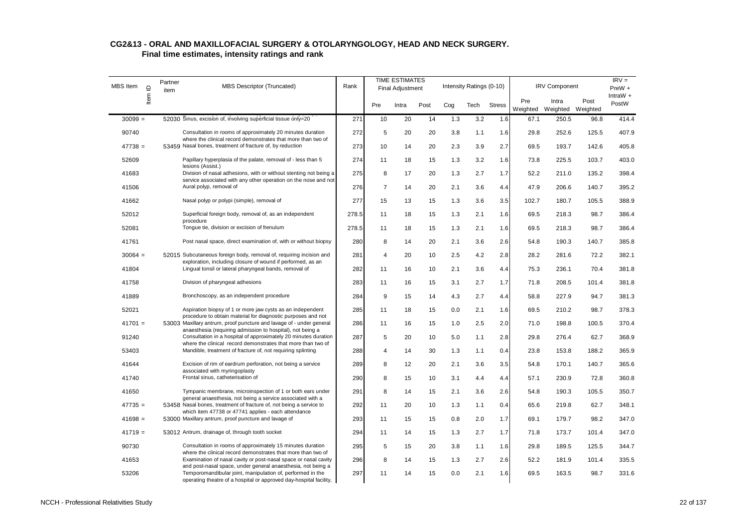## CG2&13 - ORAL AND MAXILLOFACIAL SURGERY & OTOLARYNGOLOGY, HEAD AND NECK SURGERY.

### Final time estimates, intensity ratings and rank

| MBS Item | Item ID | Partner item | MBS Descriptor (Truncated) | Rank | TIME ESTIMATES Final Adjustment | | | Intensity Ratings (0-10) | | | IRV Component | | | IRV = PreW + IntraW + PostW |
|---|---|---|---|---|---|---|---|---|---|---|---|---|---|---|
| | | | | | Pre | Intra | Post | Cog | Tech | Stress | Pre Weighted | Intra Weighted | Post Weighted | |
| 30099 = | | 52030 | Sinus, excision of, involving superficial tissue only=20 | 271 | 10 | 20 | 14 | 1.3 | 3.2 | 1.6 | 67.1 | 250.5 | 96.8 | 414.4 |
| 90740 | | | Consultation in rooms of approximately 20 minutes duration where the clinical record demonstrates that more than two of | 272 | 5 | 20 | 20 | 3.8 | 1.1 | 1.6 | 29.8 | 252.6 | 125.5 | 407.9 |
| 47738 = | | 53459 | Nasal bones, treatment of fracture of, by reduction | 273 | 10 | 14 | 20 | 2.3 | 3.9 | 2.7 | 69.5 | 193.7 | 142.6 | 405.8 |
| 52609 | | | Papillary hyperplasia of the palate, removal of - less than 5 lesions (Assist.) | 274 | 11 | 18 | 15 | 1.3 | 3.2 | 1.6 | 73.8 | 225.5 | 103.7 | 403.0 |
| 41683 | | | Division of nasal adhesions, with or without stenting not being a service associated with any other operation on the nose and not | 275 | 8 | 17 | 20 | 1.3 | 2.7 | 1.7 | 52.2 | 211.0 | 135.2 | 398.4 |
| 41506 | | | Aural polyp, removal of | 276 | 7 | 14 | 20 | 2.1 | 3.6 | 4.4 | 47.9 | 206.6 | 140.7 | 395.2 |
| 41662 | | | Nasal polyp or polypi (simple), removal of | 277 | 15 | 13 | 15 | 1.3 | 3.6 | 3.5 | 102.7 | 180.7 | 105.5 | 388.9 |
| 52012 | | | Superficial foreign body, removal of, as an independent procedure | 278.5 | 11 | 18 | 15 | 1.3 | 2.1 | 1.6 | 69.5 | 218.3 | 98.7 | 386.4 |
| 52081 | | | Tongue tie, division or excision of frenulum | 278.5 | 11 | 18 | 15 | 1.3 | 2.1 | 1.6 | 69.5 | 218.3 | 98.7 | 386.4 |
| 41761 | | | Post nasal space, direct examination of, with or without biopsy | 280 | 8 | 14 | 20 | 2.1 | 3.6 | 2.6 | 54.8 | 190.3 | 140.7 | 385.8 |
| 30064 = | | 52015 | Subcutaneous foreign body, removal of, requiring incision and exploration, including closure of wound if performed, as an | 281 | 4 | 20 | 10 | 2.5 | 4.2 | 2.8 | 28.2 | 281.6 | 72.2 | 382.1 |
| 41804 | | | Lingual tonsil or lateral pharyngeal bands, removal of | 282 | 11 | 16 | 10 | 2.1 | 3.6 | 4.4 | 75.3 | 236.1 | 70.4 | 381.8 |
| 41758 | | | Division of pharyngeal adhesions | 283 | 11 | 16 | 15 | 3.1 | 2.7 | 1.7 | 71.8 | 208.5 | 101.4 | 381.8 |
| 41889 | | | Bronchoscopy, as an independent procedure | 284 | 9 | 15 | 14 | 4.3 | 2.7 | 4.4 | 58.8 | 227.9 | 94.7 | 381.3 |
| 52021 | | | Aspiration biopsy of 1 or more jaw cysts as an independent procedure to obtain material for diagnostic purposes and not | 285 | 11 | 18 | 15 | 0.0 | 2.1 | 1.6 | 69.5 | 210.2 | 98.7 | 378.3 |
| 41701 = | | 53003 | Maxillary antrum, proof puncture and lavage of - under general anaesthesia (requiring admission to hospital), not being a | 286 | 11 | 16 | 15 | 1.0 | 2.5 | 2.0 | 71.0 | 198.8 | 100.5 | 370.4 |
| 91240 | | | Consultation in a hospital of approximately 20 minutes duration where the clinical record demonstrates that more than two of | 287 | 5 | 20 | 10 | 5.0 | 1.1 | 2.8 | 29.8 | 276.4 | 62.7 | 368.9 |
| 53403 | | | Mandible, treatment of fracture of, not requiring splinting | 288 | 4 | 14 | 30 | 1.3 | 1.1 | 0.4 | 23.8 | 153.8 | 188.2 | 365.9 |
| 41644 | | | Excision of rim of eardrum perforation, not being a service associated with myringoplasty | 289 | 8 | 12 | 20 | 2.1 | 3.6 | 3.5 | 54.8 | 170.1 | 140.7 | 365.6 |
| 41740 | | | Frontal sinus, catheterisation of | 290 | 8 | 15 | 10 | 3.1 | 4.4 | 4.4 | 57.1 | 230.9 | 72.8 | 360.8 |
| 41650 | | | Tympanic membrane, microinspection of 1 or both ears under general anaesthesia, not being a service associated with a | 291 | 8 | 14 | 15 | 2.1 | 3.6 | 2.6 | 54.8 | 190.3 | 105.5 | 350.7 |
| 47735 = | | 53458 | Nasal bones, treatment of fracture of, not being a service to which item 47738 or 47741 applies - each attendance | 292 | 11 | 20 | 10 | 1.3 | 1.1 | 0.4 | 65.6 | 219.8 | 62.7 | 348.1 |
| 41698 = | | 53000 | Maxillary antrum, proof puncture and lavage of | 293 | 11 | 15 | 15 | 0.8 | 2.0 | 1.7 | 69.1 | 179.7 | 98.2 | 347.0 |
| 41719 = | | 53012 | Antrum, drainage of, through tooth socket | 294 | 11 | 14 | 15 | 1.3 | 2.7 | 1.7 | 71.8 | 173.7 | 101.4 | 347.0 |
| 90730 | | | Consultation in rooms of approximately 15 minutes duration where the clinical record demonstrates that more than two of | 295 | 5 | 15 | 20 | 3.8 | 1.1 | 1.6 | 29.8 | 189.5 | 125.5 | 344.7 |
| 41653 | | | Examination of nasal cavity or post-nasal space or nasal cavity and post-nasal space, under general anaesthesia, not being a | 296 | 8 | 14 | 15 | 1.3 | 2.7 | 2.6 | 52.2 | 181.9 | 101.4 | 335.5 |
| 53206 | | | Temporomandibular joint, manipulation of, performed in the operating theatre of a hospital or approved day-hospital facility, | 297 | 11 | 14 | 15 | 0.0 | 2.1 | 1.6 | 69.5 | 163.5 | 98.7 | 331.6 |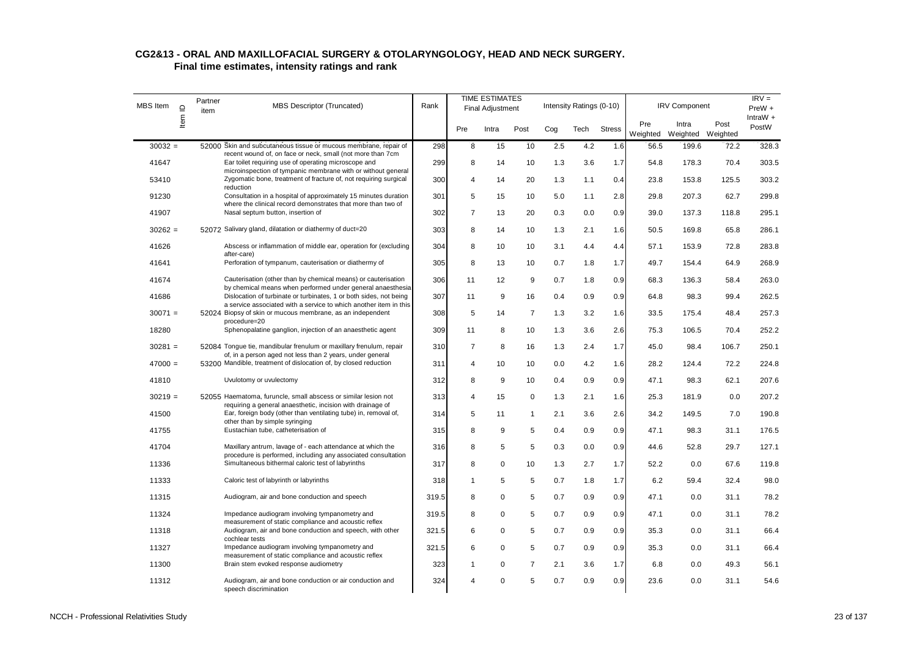## CG2&13 - ORAL AND MAXILLOFACIAL SURGERY & OTOLARYNGOLOGY, HEAD AND NECK SURGERY.

### Final time estimates, intensity ratings and rank

| MBS Item | Item ID | Partner item | MBS Descriptor (Truncated) | Rank | TIME ESTIMATES Final Adjustment | | | Intensity Ratings (0-10) | | | IRV Component | | | IRV = PreW + IntraW + PostW |
|---|---|---|---|---|---|---|---|---|---|---|---|---|---|---|
| | | | | | Pre | Intra | Post | Cog | Tech | Stress | Pre Weighted | Intra Weighted | Post Weighted | |
| 30032 = | | 52000 | Skin and subcutaneous tissue or mucous membrane, repair of recent wound of, on face or neck, small (not more than 7cm | 298 | 8 | 15 | 10 | 2.5 | 4.2 | 1.6 | 56.5 | 199.6 | 72.2 | 328.3 |
| 41647 | | | Ear toilet requiring use of operating microscope and microinspection of tympanic membrane with or without general | 299 | 8 | 14 | 10 | 1.3 | 3.6 | 1.7 | 54.8 | 178.3 | 70.4 | 303.5 |
| 53410 | | | Zygomatic bone, treatment of fracture of, not requiring surgical reduction | 300 | 4 | 14 | 20 | 1.3 | 1.1 | 0.4 | 23.8 | 153.8 | 125.5 | 303.2 |
| 91230 | | | Consultation in a hospital of approximately 15 minutes duration where the clinical record demonstrates that more than two of | 301 | 5 | 15 | 10 | 5.0 | 1.1 | 2.8 | 29.8 | 207.3 | 62.7 | 299.8 |
| 41907 | | | Nasal septum button, insertion of | 302 | 7 | 13 | 20 | 0.3 | 0.0 | 0.9 | 39.0 | 137.3 | 118.8 | 295.1 |
| 30262 = | | 52072 | Salivary gland, dilatation or diathermy of duct=20 | 303 | 8 | 14 | 10 | 1.3 | 2.1 | 1.6 | 50.5 | 169.8 | 65.8 | 286.1 |
| 41626 | | | Abscess or inflammation of middle ear, operation for (excluding after-care) | 304 | 8 | 10 | 10 | 3.1 | 4.4 | 4.4 | 57.1 | 153.9 | 72.8 | 283.8 |
| 41641 | | | Perforation of tympanum, cauterisation or diathermy of | 305 | 8 | 13 | 10 | 0.7 | 1.8 | 1.7 | 49.7 | 154.4 | 64.9 | 268.9 |
| 41674 | | | Cauterisation (other than by chemical means) or cauterisation by chemical means when performed under general anaesthesia | 306 | 11 | 12 | 9 | 0.7 | 1.8 | 0.9 | 68.3 | 136.3 | 58.4 | 263.0 |
| 41686 | | | Dislocation of turbinate or turbinates, 1 or both sides, not being a service associated with a service to which another item in this | 307 | 11 | 9 | 16 | 0.4 | 0.9 | 0.9 | 64.8 | 98.3 | 99.4 | 262.5 |
| 30071 = | | 52024 | Biopsy of skin or mucous membrane, as an independent procedure=20 | 308 | 5 | 14 | 7 | 1.3 | 3.2 | 1.6 | 33.5 | 175.4 | 48.4 | 257.3 |
| 18280 | | | Sphenopalatine ganglion, injection of an anaesthetic agent | 309 | 11 | 8 | 10 | 1.3 | 3.6 | 2.6 | 75.3 | 106.5 | 70.4 | 252.2 |
| 30281 = | | 52084 | Tongue tie, mandibular frenulum or maxillary frenulum, repair of, in a person aged not less than 2 years, under general | 310 | 7 | 8 | 16 | 1.3 | 2.4 | 1.7 | 45.0 | 98.4 | 106.7 | 250.1 |
| 47000 = | | 53200 | Mandible, treatment of dislocation of, by closed reduction | 311 | 4 | 10 | 10 | 0.0 | 4.2 | 1.6 | 28.2 | 124.4 | 72.2 | 224.8 |
| 41810 | | | Uvulotomy or uvulectomy | 312 | 8 | 9 | 10 | 0.4 | 0.9 | 0.9 | 47.1 | 98.3 | 62.1 | 207.6 |
| 30219 = | | 52055 | Haematoma, furuncle, small abscess or similar lesion not requiring a general anaesthetic, incision with drainage of | 313 | 4 | 15 | 0 | 1.3 | 2.1 | 1.6 | 25.3 | 181.9 | 0.0 | 207.2 |
| 41500 | | | Ear, foreign body (other than ventilating tube) in, removal of, other than by simple syringing | 314 | 5 | 11 | 1 | 2.1 | 3.6 | 2.6 | 34.2 | 149.5 | 7.0 | 190.8 |
| 41755 | | | Eustachian tube, catheterisation of | 315 | 8 | 9 | 5 | 0.4 | 0.9 | 0.9 | 47.1 | 98.3 | 31.1 | 176.5 |
| 41704 | | | Maxillary antrum, lavage of - each attendance at which the procedure is performed, including any associated consultation | 316 | 8 | 5 | 5 | 0.3 | 0.0 | 0.9 | 44.6 | 52.8 | 29.7 | 127.1 |
| 11336 | | | Simultaneous bithermal caloric test of labyrinths | 317 | 8 | 0 | 10 | 1.3 | 2.7 | 1.7 | 52.2 | 0.0 | 67.6 | 119.8 |
| 11333 | | | Caloric test of labyrinth or labyrinths | 318 | 1 | 5 | 5 | 0.7 | 1.8 | 1.7 | 6.2 | 59.4 | 32.4 | 98.0 |
| 11315 | | | Audiogram, air and bone conduction and speech | 319.5 | 8 | 0 | 5 | 0.7 | 0.9 | 0.9 | 47.1 | 0.0 | 31.1 | 78.2 |
| 11324 | | | Impedance audiogram involving tympanometry and measurement of static compliance and acoustic reflex | 319.5 | 8 | 0 | 5 | 0.7 | 0.9 | 0.9 | 47.1 | 0.0 | 31.1 | 78.2 |
| 11318 | | | Audiogram, air and bone conduction and speech, with other cochlear tests | 321.5 | 6 | 0 | 5 | 0.7 | 0.9 | 0.9 | 35.3 | 0.0 | 31.1 | 66.4 |
| 11327 | | | Impedance audiogram involving tympanometry and measurement of static compliance and acoustic reflex | 321.5 | 6 | 0 | 5 | 0.7 | 0.9 | 0.9 | 35.3 | 0.0 | 31.1 | 66.4 |
| 11300 | | | Brain stem evoked response audiometry | 323 | 1 | 0 | 7 | 2.1 | 3.6 | 1.7 | 6.8 | 0.0 | 49.3 | 56.1 |
| 11312 | | | Audiogram, air and bone conduction or air conduction and speech discrimination | 324 | 4 | 0 | 5 | 0.7 | 0.9 | 0.9 | 23.6 | 0.0 | 31.1 | 54.6 |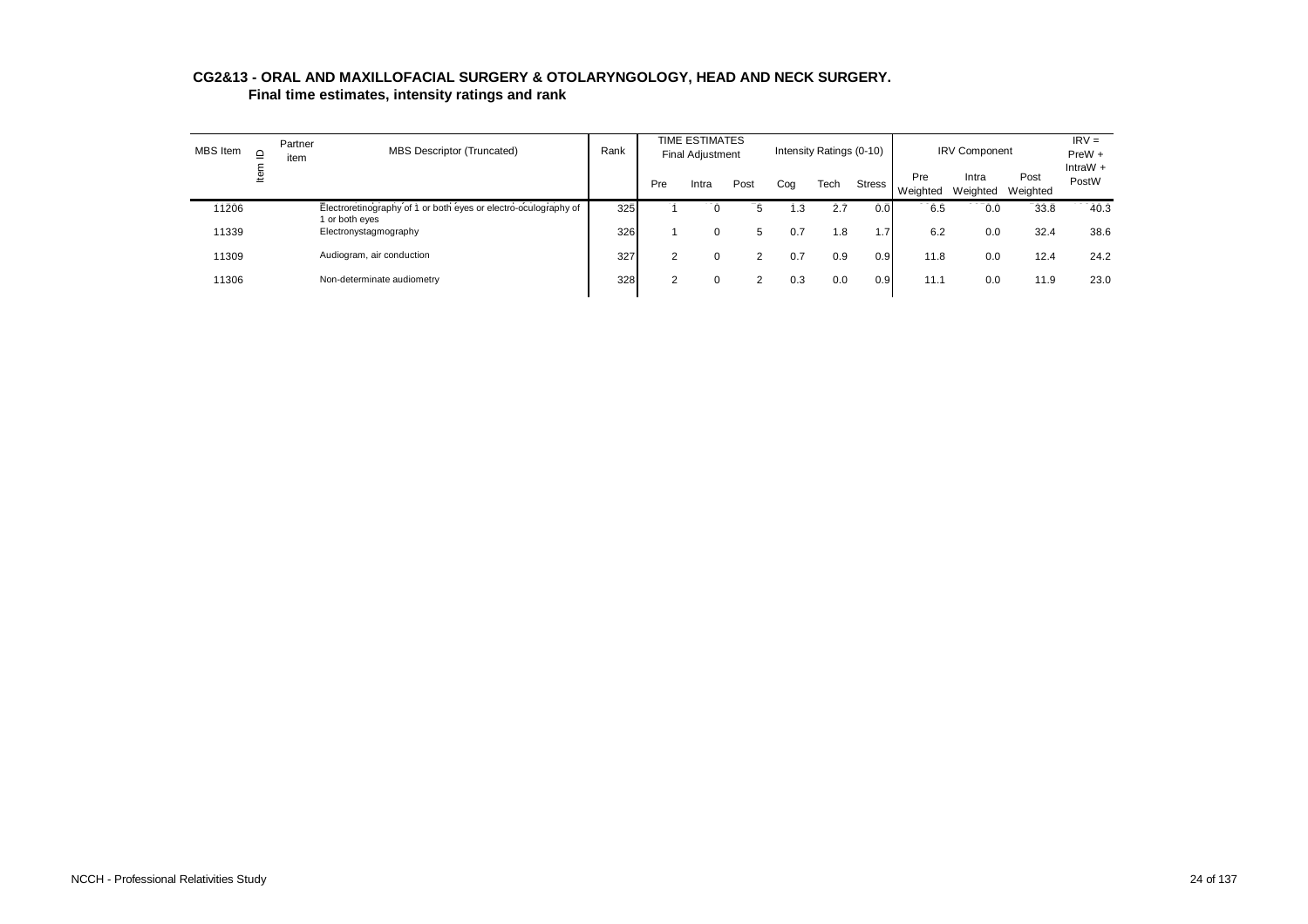**CG2&13 - ORAL AND MAXILLOFACIAL SURGERY & OTOLARYNGOLOGY, HEAD AND NECK SURGERY.**
**Final time estimates, intensity ratings and rank**

| MBS Item | Item ID | Partner item | MBS Descriptor (Truncated) | Rank | TIME ESTIMATES Final Adjustment | | | Intensity Ratings (0-10) | | | IRV Component | | | IRV = PreW + IntraW + PostW |
|---|---|---|---|---|---|---|---|---|---|---|---|---|---|---|
| | | | | | Pre | Intra | Post | Cog | Tech | Stress | Pre Weighted | Intra Weighted | Post Weighted | |
| 11206 | | | Electroretinography of 1 or both eyes or electro-oculography of 1 or both eyes | 325 | 1 | 0 | 5 | 1.3 | 2.7 | 0.0 | 6.5 | 0.0 | 33.8 | 40.3 |
| 11339 | | | Electronystagmography | 326 | 1 | 0 | 5 | 0.7 | 1.8 | 1.7 | 6.2 | 0.0 | 32.4 | 38.6 |
| 11309 | | | Audiogram, air conduction | 327 | 2 | 0 | 2 | 0.7 | 0.9 | 0.9 | 11.8 | 0.0 | 12.4 | 24.2 |
| 11306 | | | Non-determinate audiometry | 328 | 2 | 0 | 2 | 0.3 | 0.0 | 0.9 | 11.1 | 0.0 | 11.9 | 23.0 |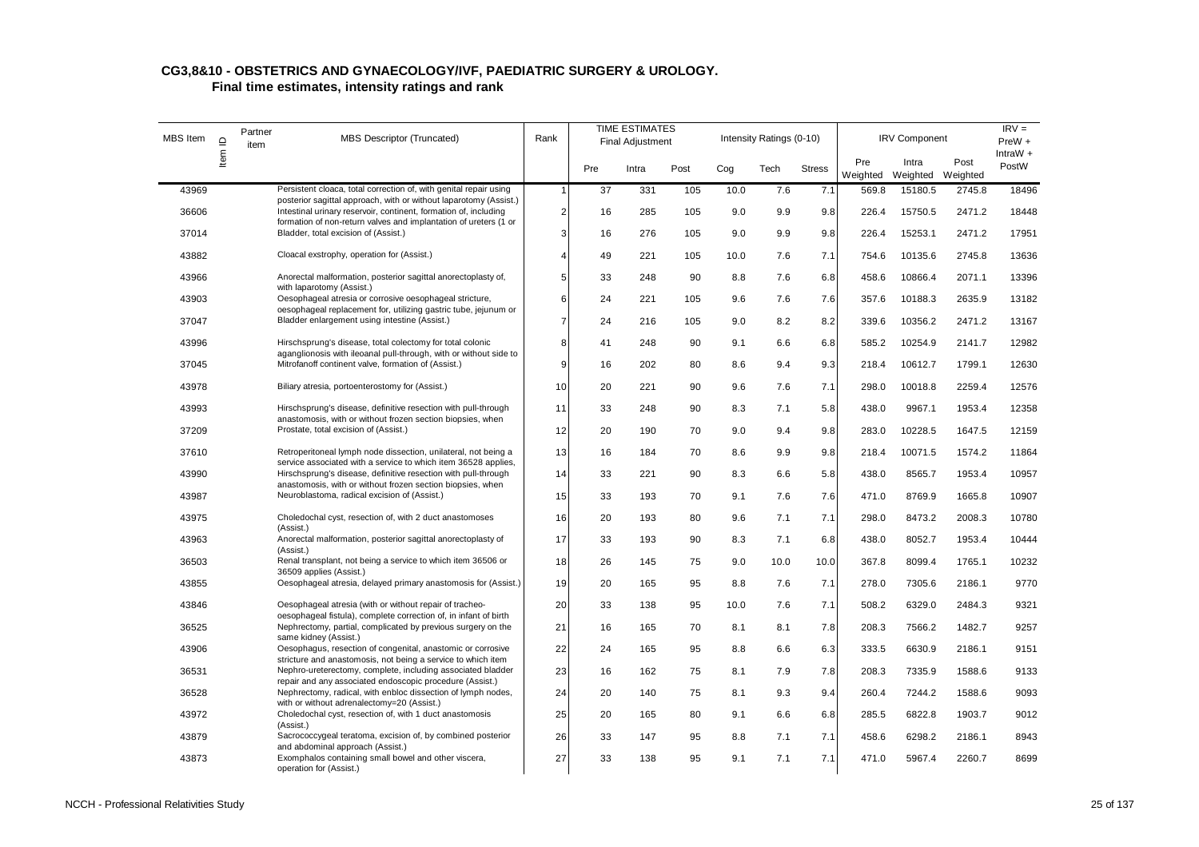**CG3,8&10 - OBSTETRICS AND GYNAECOLOGY/IVF, PAEDIATRIC SURGERY & UROLOGY.**

**Final time estimates, intensity ratings and rank**

| MBS Item | Item ID | Partner item | MBS Descriptor (Truncated) | Rank | TIME ESTIMATES Final Adjustment | | | Intensity Ratings (0-10) | | | IRV Component | | | IRV = PreW + IntraW + PostW |
|---|---|---|---|---|---|---|---|---|---|---|---|---|---|---|
| | | | | | Pre | Intra | Post | Cog | Tech | Stress | Pre Weighted | Intra Weighted | Post Weighted | |
| 43969 | | | Persistent cloaca, total correction of, with genital repair using posterior sagittal approach, with or without laparotomy (Assist.) | 1 | 37 | 331 | 105 | 10.0 | 7.6 | 7.1 | 569.8 | 15180.5 | 2745.8 | 18496 |
| 36606 | | | Intestinal urinary reservoir, continent, formation of, including formation of non-return valves and implantation of ureters (1 or | 2 | 16 | 285 | 105 | 9.0 | 9.9 | 9.8 | 226.4 | 15750.5 | 2471.2 | 18448 |
| 37014 | | | Bladder, total excision of (Assist.) | 3 | 16 | 276 | 105 | 9.0 | 9.9 | 9.8 | 226.4 | 15253.1 | 2471.2 | 17951 |
| 43882 | | | Cloacal exstrophy, operation for (Assist.) | 4 | 49 | 221 | 105 | 10.0 | 7.6 | 7.1 | 754.6 | 10135.6 | 2745.8 | 13636 |
| 43966 | | | Anorectal malformation, posterior sagittal anorectoplasty of, with laparotomy (Assist.) | 5 | 33 | 248 | 90 | 8.8 | 7.6 | 6.8 | 458.6 | 10866.4 | 2071.1 | 13396 |
| 43903 | | | Oesophageal atresia or corrosive oesophageal stricture, oesophageal replacement for, utilizing gastric tube, jejunum or | 6 | 24 | 221 | 105 | 9.6 | 7.6 | 7.6 | 357.6 | 10188.3 | 2635.9 | 13182 |
| 37047 | | | Bladder enlargement using intestine (Assist.) | 7 | 24 | 216 | 105 | 9.0 | 8.2 | 8.2 | 339.6 | 10356.2 | 2471.2 | 13167 |
| 43996 | | | Hirschsprung's disease, total colectomy for total colonic aganglionosis with ileoanal pull-through, with or without side to | 8 | 41 | 248 | 90 | 9.1 | 6.6 | 6.8 | 585.2 | 10254.9 | 2141.7 | 12982 |
| 37045 | | | Mitrofanoff continent valve, formation of (Assist.) | 9 | 16 | 202 | 80 | 8.6 | 9.4 | 9.3 | 218.4 | 10612.7 | 1799.1 | 12630 |
| 43978 | | | Biliary atresia, portoenterostomy for (Assist.) | 10 | 20 | 221 | 90 | 9.6 | 7.6 | 7.1 | 298.0 | 10018.8 | 2259.4 | 12576 |
| 43993 | | | Hirschsprung's disease, definitive resection with pull-through anastomosis, with or without frozen section biopsies, when | 11 | 33 | 248 | 90 | 8.3 | 7.1 | 5.8 | 438.0 | 9967.1 | 1953.4 | 12358 |
| 37209 | | | Prostate, total excision of (Assist.) | 12 | 20 | 190 | 70 | 9.0 | 9.4 | 9.8 | 283.0 | 10228.5 | 1647.5 | 12159 |
| 37610 | | | Retroperitoneal lymph node dissection, unilateral, not being a service associated with a service to which item 36528 applies, | 13 | 16 | 184 | 70 | 8.6 | 9.9 | 9.8 | 218.4 | 10071.5 | 1574.2 | 11864 |
| 43990 | | | Hirschsprung's disease, definitive resection with pull-through anastomosis, with or without frozen section biopsies, when | 14 | 33 | 221 | 90 | 8.3 | 6.6 | 5.8 | 438.0 | 8565.7 | 1953.4 | 10957 |
| 43987 | | | Neuroblastoma, radical excision of (Assist.) | 15 | 33 | 193 | 70 | 9.1 | 7.6 | 7.6 | 471.0 | 8769.9 | 1665.8 | 10907 |
| 43975 | | | Choledochal cyst, resection of, with 2 duct anastomoses (Assist.) | 16 | 20 | 193 | 80 | 9.6 | 7.1 | 7.1 | 298.0 | 8473.2 | 2008.3 | 10780 |
| 43963 | | | Anorectal malformation, posterior sagittal anorectoplasty of (Assist.) | 17 | 33 | 193 | 90 | 8.3 | 7.1 | 6.8 | 438.0 | 8052.7 | 1953.4 | 10444 |
| 36503 | | | Renal transplant, not being a service to which item 36506 or 36509 applies (Assist.) | 18 | 26 | 145 | 75 | 9.0 | 10.0 | 10.0 | 367.8 | 8099.4 | 1765.1 | 10232 |
| 43855 | | | Oesophageal atresia, delayed primary anastomosis for (Assist.) | 19 | 20 | 165 | 95 | 8.8 | 7.6 | 7.1 | 278.0 | 7305.6 | 2186.1 | 9770 |
| 43846 | | | Oesophageal atresia (with or without repair of tracheo-oesophageal fistula), complete correction of, in infant of birth | 20 | 33 | 138 | 95 | 10.0 | 7.6 | 7.1 | 508.2 | 6329.0 | 2484.3 | 9321 |
| 36525 | | | Nephrectomy, partial, complicated by previous surgery on the same kidney (Assist.) | 21 | 16 | 165 | 70 | 8.1 | 8.1 | 7.8 | 208.3 | 7566.2 | 1482.7 | 9257 |
| 43906 | | | Oesophagus, resection of congenital, anastomic or corrosive stricture and anastomosis, not being a service to which item | 22 | 24 | 165 | 95 | 8.8 | 6.6 | 6.3 | 333.5 | 6630.9 | 2186.1 | 9151 |
| 36531 | | | Nephro-ureterectomy, complete, including associated bladder repair and any associated endoscopic procedure (Assist.) | 23 | 16 | 162 | 75 | 8.1 | 7.9 | 7.8 | 208.3 | 7335.9 | 1588.6 | 9133 |
| 36528 | | | Nephrectomy, radical, with enbloc dissection of lymph nodes, with or without adrenalectomy=20 (Assist.) | 24 | 20 | 140 | 75 | 8.1 | 9.3 | 9.4 | 260.4 | 7244.2 | 1588.6 | 9093 |
| 43972 | | | Choledochal cyst, resection of, with 1 duct anastomosis (Assist.) | 25 | 20 | 165 | 80 | 9.1 | 6.6 | 6.8 | 285.5 | 6822.8 | 1903.7 | 9012 |
| 43879 | | | Sacrococcygeal teratoma, excision of, by combined posterior and abdominal approach (Assist.) | 26 | 33 | 147 | 95 | 8.8 | 7.1 | 7.1 | 458.6 | 6298.2 | 2186.1 | 8943 |
| 43873 | | | Exomphalos containing small bowel and other viscera, operation for (Assist.) | 27 | 33 | 138 | 95 | 9.1 | 7.1 | 7.1 | 471.0 | 5967.4 | 2260.7 | 8699 |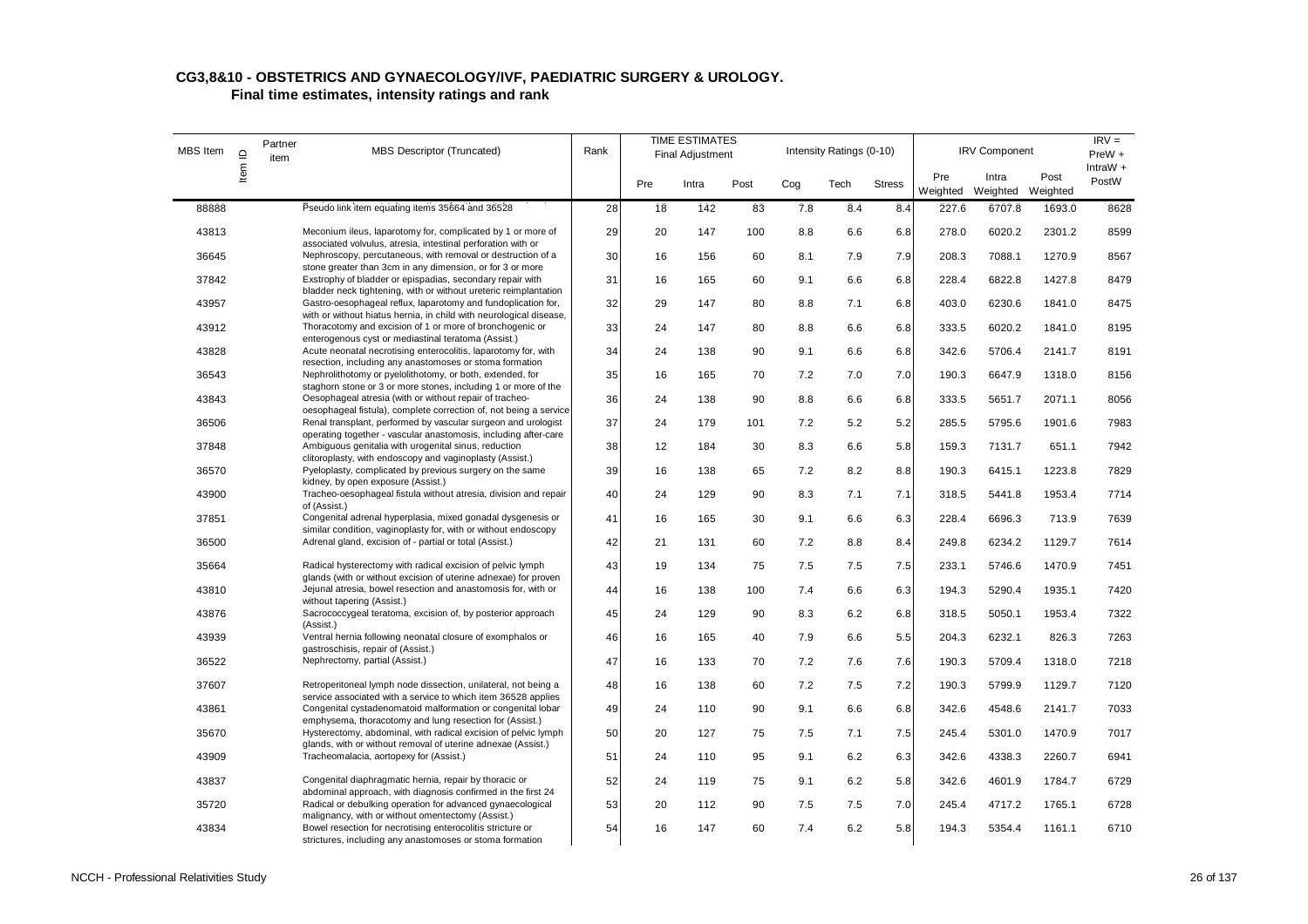## CG3,8&10 - OBSTETRICS AND GYNAECOLOGY/IVF, PAEDIATRIC SURGERY & UROLOGY.

### Final time estimates, intensity ratings and rank

| MBS Item | Item ID | Partner item | MBS Descriptor (Truncated) | Rank | TIME ESTIMATES Final Adjustment | | | Intensity Ratings (0-10) | | | IRV Component | | | IRV = PreW + IntraW + PostW |
|---|---|---|---|---|---|---|---|---|---|---|---|---|---|---|
| | | | | | Pre | Intra | Post | Cog | Tech | Stress | Pre Weighted | Intra Weighted | Post Weighted | |
| 88888 | | | Pseudo link item equating items 35664 and 36528 | 28 | 18 | 142 | 83 | 7.8 | 8.4 | 8.4 | 227.6 | 6707.8 | 1693.0 | 8628 |
| 43813 | | | Meconium ileus, laparotomy for, complicated by 1 or more of associated volvulus, atresia, intestinal perforation with or | 29 | 20 | 147 | 100 | 8.8 | 6.6 | 6.8 | 278.0 | 6020.2 | 2301.2 | 8599 |
| 36645 | | | Nephroscopy, percutaneous, with removal or destruction of a stone greater than 3cm in any dimension, or for 3 or more | 30 | 16 | 156 | 60 | 8.1 | 7.9 | 7.9 | 208.3 | 7088.1 | 1270.9 | 8567 |
| 37842 | | | Exstrophy of bladder or epispadias, secondary repair with bladder neck tightening, with or without ureteric reimplantation | 31 | 16 | 165 | 60 | 9.1 | 6.6 | 6.8 | 228.4 | 6822.8 | 1427.8 | 8479 |
| 43957 | | | Gastro-oesophageal reflux, laparotomy and fundoplication for, with or without hiatus hernia, in child with neurological disease, | 32 | 29 | 147 | 80 | 8.8 | 7.1 | 6.8 | 403.0 | 6230.6 | 1841.0 | 8475 |
| 43912 | | | Thoracotomy and excision of 1 or more of bronchogenic or enterogenous cyst or mediastinal teratoma (Assist.) | 33 | 24 | 147 | 80 | 8.8 | 6.6 | 6.8 | 333.5 | 6020.2 | 1841.0 | 8195 |
| 43828 | | | Acute neonatal necrotising enterocolitis, laparotomy for, with resection, including any anastomoses or stoma formation | 34 | 24 | 138 | 90 | 9.1 | 6.6 | 6.8 | 342.6 | 5706.4 | 2141.7 | 8191 |
| 36543 | | | Nephrolithotomy or pyelolithotomy, or both, extended, for staghorn stone or 3 or more stones, including 1 or more of the | 35 | 16 | 165 | 70 | 7.2 | 7.0 | 7.0 | 190.3 | 6647.9 | 1318.0 | 8156 |
| 43843 | | | Oesophageal atresia (with or without repair of tracheo-oesophageal fistula), complete correction of, not being a service | 36 | 24 | 138 | 90 | 8.8 | 6.6 | 6.8 | 333.5 | 5651.7 | 2071.1 | 8056 |
| 36506 | | | Renal transplant, performed by vascular surgeon and urologist operating together - vascular anastomosis, including after-care | 37 | 24 | 179 | 101 | 7.2 | 5.2 | 5.2 | 285.5 | 5795.6 | 1901.6 | 7983 |
| 37848 | | | Ambiguous genitalia with urogenital sinus, reduction clitoroplasty, with endoscopy and vaginoplasty (Assist.) | 38 | 12 | 184 | 30 | 8.3 | 6.6 | 5.8 | 159.3 | 7131.7 | 651.1 | 7942 |
| 36570 | | | Pyeloplasty, complicated by previous surgery on the same kidney, by open exposure (Assist.) | 39 | 16 | 138 | 65 | 7.2 | 8.2 | 8.8 | 190.3 | 6415.1 | 1223.8 | 7829 |
| 43900 | | | Tracheo-oesophageal fistula without atresia, division and repair of (Assist.) | 40 | 24 | 129 | 90 | 8.3 | 7.1 | 7.1 | 318.5 | 5441.8 | 1953.4 | 7714 |
| 37851 | | | Congenital adrenal hyperplasia, mixed gonadal dysgenesis or similar condition, vaginoplasty for, with or without endoscopy | 41 | 16 | 165 | 30 | 9.1 | 6.6 | 6.3 | 228.4 | 6696.3 | 713.9 | 7639 |
| 36500 | | | Adrenal gland, excision of - partial or total (Assist.) | 42 | 21 | 131 | 60 | 7.2 | 8.8 | 8.4 | 249.8 | 6234.2 | 1129.7 | 7614 |
| 35664 | | | Radical hysterectomy with radical excision of pelvic lymph glands (with or without excision of uterine adnexae) for proven | 43 | 19 | 134 | 75 | 7.5 | 7.5 | 7.5 | 233.1 | 5746.6 | 1470.9 | 7451 |
| 43810 | | | Jejunal atresia, bowel resection and anastomosis for, with or without tapering (Assist.) | 44 | 16 | 138 | 100 | 7.4 | 6.6 | 6.3 | 194.3 | 5290.4 | 1935.1 | 7420 |
| 43876 | | | Sacrococcygeal teratoma, excision of, by posterior approach (Assist.) | 45 | 24 | 129 | 90 | 8.3 | 6.2 | 6.8 | 318.5 | 5050.1 | 1953.4 | 7322 |
| 43939 | | | Ventral hernia following neonatal closure of exomphalos or gastroschisis, repair of (Assist.) | 46 | 16 | 165 | 40 | 7.9 | 6.6 | 5.5 | 204.3 | 6232.1 | 826.3 | 7263 |
| 36522 | | | Nephrectomy, partial (Assist.) | 47 | 16 | 133 | 70 | 7.2 | 7.6 | 7.6 | 190.3 | 5709.4 | 1318.0 | 7218 |
| 37607 | | | Retroperitoneal lymph node dissection, unilateral, not being a service associated with a service to which item 36528 applies | 48 | 16 | 138 | 60 | 7.2 | 7.5 | 7.2 | 190.3 | 5799.9 | 1129.7 | 7120 |
| 43861 | | | Congenital cystadenomatoid malformation or congenital lobar emphysema, thoracotomy and lung resection for (Assist.) | 49 | 24 | 110 | 90 | 9.1 | 6.6 | 6.8 | 342.6 | 4548.6 | 2141.7 | 7033 |
| 35670 | | | Hysterectomy, abdominal, with radical excision of pelvic lymph glands, with or without removal of uterine adnexae (Assist.) | 50 | 20 | 127 | 75 | 7.5 | 7.1 | 7.5 | 245.4 | 5301.0 | 1470.9 | 7017 |
| 43909 | | | Tracheomalacia, aortopexy for (Assist.) | 51 | 24 | 110 | 95 | 9.1 | 6.2 | 6.3 | 342.6 | 4338.3 | 2260.7 | 6941 |
| 43837 | | | Congenital diaphragmatic hernia, repair by thoracic or abdominal approach, with diagnosis confirmed in the first 24 | 52 | 24 | 119 | 75 | 9.1 | 6.2 | 5.8 | 342.6 | 4601.9 | 1784.7 | 6729 |
| 35720 | | | Radical or debulking operation for advanced gynaecological malignancy, with or without omentectomy (Assist.) | 53 | 20 | 112 | 90 | 7.5 | 7.5 | 7.0 | 245.4 | 4717.2 | 1765.1 | 6728 |
| 43834 | | | Bowel resection for necrotising enterocolitis stricture or strictures, including any anastomoses or stoma formation | 54 | 16 | 147 | 60 | 7.4 | 6.2 | 5.8 | 194.3 | 5354.4 | 1161.1 | 6710 |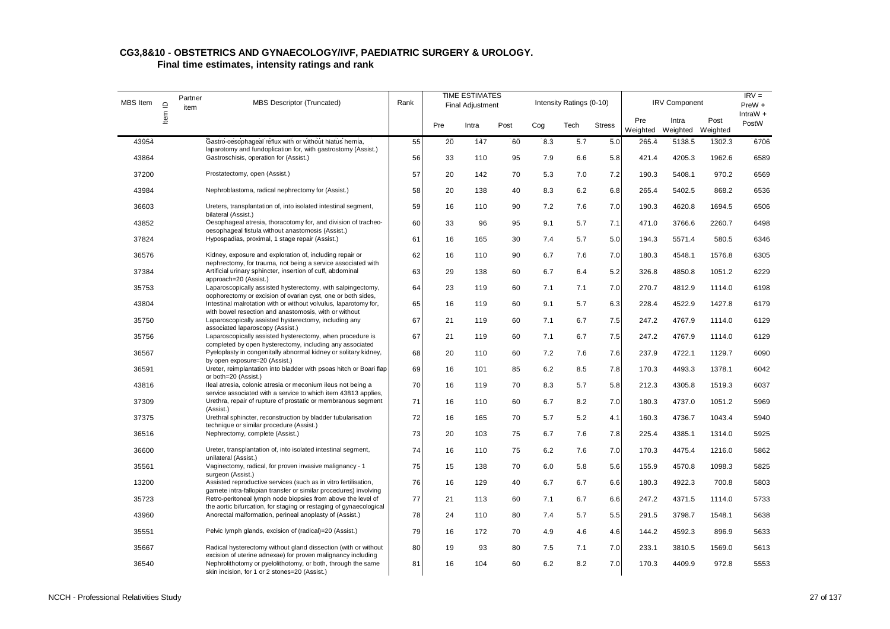## CG3,8&10 - OBSTETRICS AND GYNAECOLOGY/IVF, PAEDIATRIC SURGERY & UROLOGY.

### Final time estimates, intensity ratings and rank

| MBS Item | Item ID | Partner item | MBS Descriptor (Truncated) | Rank | TIME ESTIMATES Final Adjustment | | | Intensity Ratings (0-10) | | | IRV Component | | | IRV = PreW + IntraW + PostW |
|---|---|---|---|---|---|---|---|---|---|---|---|---|---|---|
| | | | | | Pre | Intra | Post | Cog | Tech | Stress | Pre Weighted | Intra Weighted | Post Weighted | |
| 43954 | | | Gastro-oesophageal reflux with or without hiatus hernia, laparotomy and fundoplication for, with gastrostomy (Assist.) | 55 | 20 | 147 | 60 | 8.3 | 5.7 | 5.0 | 265.4 | 5138.5 | 1302.3 | 6706 |
| 43864 | | | Gastroschisis, operation for (Assist.) | 56 | 33 | 110 | 95 | 7.9 | 6.6 | 5.8 | 421.4 | 4205.3 | 1962.6 | 6589 |
| 37200 | | | Prostatectomy, open (Assist.) | 57 | 20 | 142 | 70 | 5.3 | 7.0 | 7.2 | 190.3 | 5408.1 | 970.2 | 6569 |
| 43984 | | | Nephroblastoma, radical nephrectomy for (Assist.) | 58 | 20 | 138 | 40 | 8.3 | 6.2 | 6.8 | 265.4 | 5402.5 | 868.2 | 6536 |
| 36603 | | | Ureters, transplantation of, into isolated intestinal segment, bilateral (Assist.) | 59 | 16 | 110 | 90 | 7.2 | 7.6 | 7.0 | 190.3 | 4620.8 | 1694.5 | 6506 |
| 43852 | | | Oesophageal atresia, thoracotomy for, and division of tracheo-oesophageal fistula without anastomosis (Assist.) | 60 | 33 | 96 | 95 | 9.1 | 5.7 | 7.1 | 471.0 | 3766.6 | 2260.7 | 6498 |
| 37824 | | | Hypospadias, proximal, 1 stage repair (Assist.) | 61 | 16 | 165 | 30 | 7.4 | 5.7 | 5.0 | 194.3 | 5571.4 | 580.5 | 6346 |
| 36576 | | | Kidney, exposure and exploration of, including repair or nephrectomy, for trauma, not being a service associated with | 62 | 16 | 110 | 90 | 6.7 | 7.6 | 7.0 | 180.3 | 4548.1 | 1576.8 | 6305 |
| 37384 | | | Artificial urinary sphincter, insertion of cuff, abdominal approach=20 (Assist.) | 63 | 29 | 138 | 60 | 6.7 | 6.4 | 5.2 | 326.8 | 4850.8 | 1051.2 | 6229 |
| 35753 | | | Laparoscopically assisted hysterectomy, with salpingectomy, oophorectomy or excision of ovarian cyst, one or both sides, | 64 | 23 | 119 | 60 | 7.1 | 7.1 | 7.0 | 270.7 | 4812.9 | 1114.0 | 6198 |
| 43804 | | | Intestinal malrotation with or without volvulus, laparotomy for, with bowel resection and anastomosis, with or without | 65 | 16 | 119 | 60 | 9.1 | 5.7 | 6.3 | 228.4 | 4522.9 | 1427.8 | 6179 |
| 35750 | | | Laparoscopically assisted hysterectomy, including any associated laparoscopy (Assist.) | 67 | 21 | 119 | 60 | 7.1 | 6.7 | 7.5 | 247.2 | 4767.9 | 1114.0 | 6129 |
| 35756 | | | Laparoscopically assisted hysterectomy, when procedure is completed by open hysterectomy, including any associated | 67 | 21 | 119 | 60 | 7.1 | 6.7 | 7.5 | 247.2 | 4767.9 | 1114.0 | 6129 |
| 36567 | | | Pyeloplasty in congenitally abnormal kidney or solitary kidney, by open exposure=20 (Assist.) | 68 | 20 | 110 | 60 | 7.2 | 7.6 | 7.6 | 237.9 | 4722.1 | 1129.7 | 6090 |
| 36591 | | | Ureter, reimplantation into bladder with psoas hitch or Boari flap or both=20 (Assist.) | 69 | 16 | 101 | 85 | 6.2 | 8.5 | 7.8 | 170.3 | 4493.3 | 1378.1 | 6042 |
| 43816 | | | Ileal atresia, colonic atresia or meconium ileus not being a service associated with a service to which item 43813 applies, | 70 | 16 | 119 | 70 | 8.3 | 5.7 | 5.8 | 212.3 | 4305.8 | 1519.3 | 6037 |
| 37309 | | | Urethra, repair of rupture of prostatic or membranous segment (Assist.) | 71 | 16 | 110 | 60 | 6.7 | 8.2 | 7.0 | 180.3 | 4737.0 | 1051.2 | 5969 |
| 37375 | | | Urethral sphincter, reconstruction by bladder tubularisation technique or similar procedure (Assist.) | 72 | 16 | 165 | 70 | 5.7 | 5.2 | 4.1 | 160.3 | 4736.7 | 1043.4 | 5940 |
| 36516 | | | Nephrectomy, complete (Assist.) | 73 | 20 | 103 | 75 | 6.7 | 7.6 | 7.8 | 225.4 | 4385.1 | 1314.0 | 5925 |
| 36600 | | | Ureter, transplantation of, into isolated intestinal segment, unilateral (Assist.) | 74 | 16 | 110 | 75 | 6.2 | 7.6 | 7.0 | 170.3 | 4475.4 | 1216.0 | 5862 |
| 35561 | | | Vaginectomy, radical, for proven invasive malignancy - 1 surgeon (Assist.) | 75 | 15 | 138 | 70 | 6.0 | 5.8 | 5.6 | 155.9 | 4570.8 | 1098.3 | 5825 |
| 13200 | | | Assisted reproductive services (such as in vitro fertilisation, gamete intra-fallopian transfer or similar procedures) involving | 76 | 16 | 129 | 40 | 6.7 | 6.7 | 6.6 | 180.3 | 4922.3 | 700.8 | 5803 |
| 35723 | | | Retro-peritoneal lymph node biopsies from above the level of the aortic bifurcation, for staging or restaging of gynaecological | 77 | 21 | 113 | 60 | 7.1 | 6.7 | 6.6 | 247.2 | 4371.5 | 1114.0 | 5733 |
| 43960 | | | Anorectal malformation, perineal anoplasty of (Assist.) | 78 | 24 | 110 | 80 | 7.4 | 5.7 | 5.5 | 291.5 | 3798.7 | 1548.1 | 5638 |
| 35551 | | | Pelvic lymph glands, excision of (radical)=20 (Assist.) | 79 | 16 | 172 | 70 | 4.9 | 4.6 | 4.6 | 144.2 | 4592.3 | 896.9 | 5633 |
| 35667 | | | Radical hysterectomy without gland dissection (with or without excision of uterine adnexae) for proven malignancy including | 80 | 19 | 93 | 80 | 7.5 | 7.1 | 7.0 | 233.1 | 3810.5 | 1569.0 | 5613 |
| 36540 | | | Nephrolithotomy or pyelolithotomy, or both, through the same skin incision, for 1 or 2 stones=20 (Assist.) | 81 | 16 | 104 | 60 | 6.2 | 8.2 | 7.0 | 170.3 | 4409.9 | 972.8 | 5553 |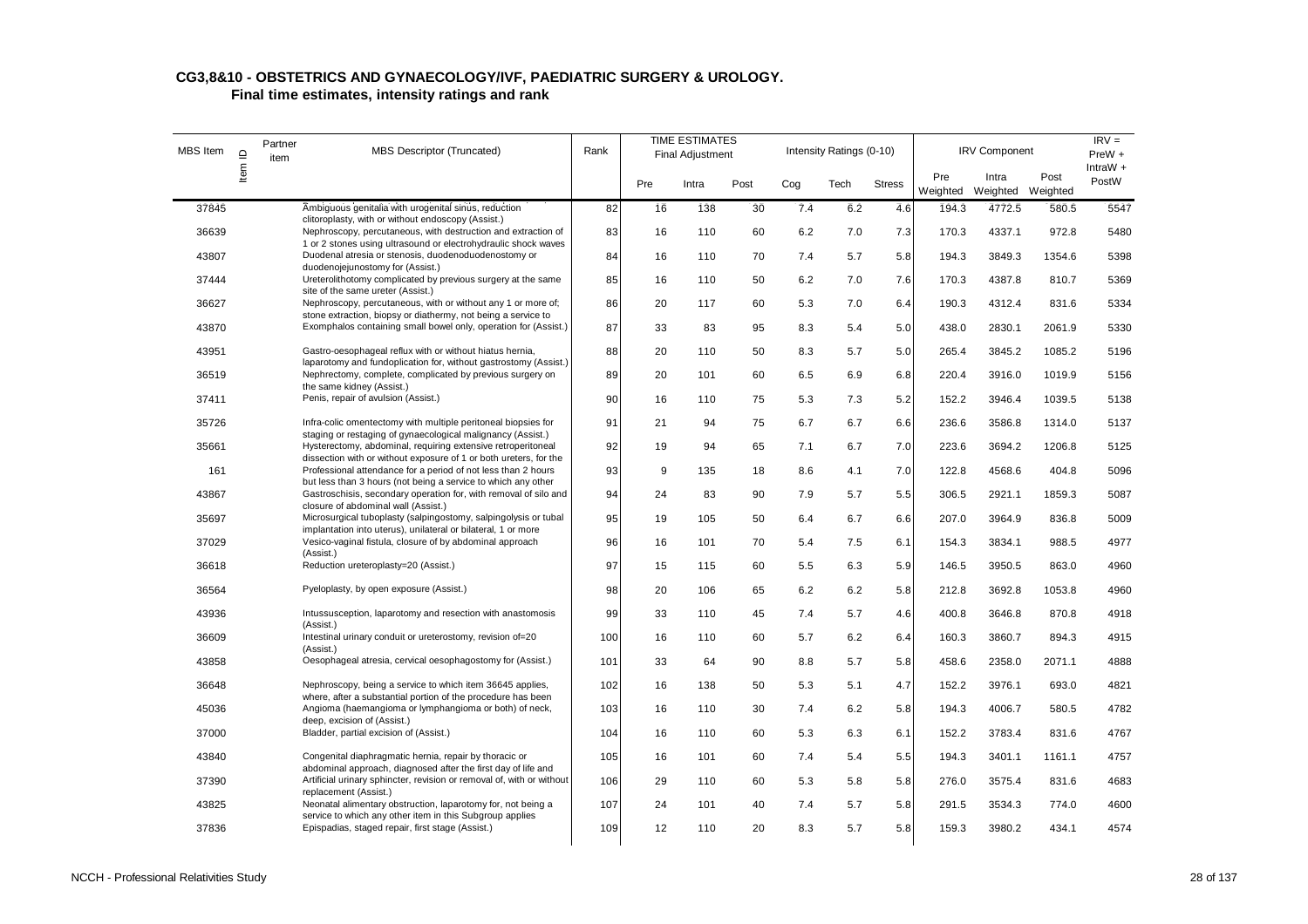## CG3,8&10 - OBSTETRICS AND GYNAECOLOGY/IVF, PAEDIATRIC SURGERY & UROLOGY.

### Final time estimates, intensity ratings and rank

| MBS Item | Item ID | Partner item | MBS Descriptor (Truncated) | Rank | TIME ESTIMATES Final Adjustment | | | Intensity Ratings (0-10) | | | IRV Component | | | IRV = PreW + IntraW + PostW |
|---|---|---|---|---|---|---|---|---|---|---|---|---|---|---|
| | | | | | Pre | Intra | Post | Cog | Tech | Stress | Pre Weighted | Intra Weighted | Post Weighted | |
| 37845 | | | Ambiguous genitalia with urogenital sinus, reduction clitoroplasty, with or without endoscopy (Assist.) | 82 | 16 | 138 | 30 | 7.4 | 6.2 | 4.6 | 194.3 | 4772.5 | 580.5 | 5547 |
| 36639 | | | Nephroscopy, percutaneous, with destruction and extraction of 1 or 2 stones using ultrasound or electrohydraulic shock waves | 83 | 16 | 110 | 60 | 6.2 | 7.0 | 7.3 | 170.3 | 4337.1 | 972.8 | 5480 |
| 43807 | | | Duodenal atresia or stenosis, duodenoduodenostomy or duodenojejunostomy for (Assist.) | 84 | 16 | 110 | 70 | 7.4 | 5.7 | 5.8 | 194.3 | 3849.3 | 1354.6 | 5398 |
| 37444 | | | Ureterolithotomy complicated by previous surgery at the same site of the same ureter (Assist.) | 85 | 16 | 110 | 50 | 6.2 | 7.0 | 7.6 | 170.3 | 4387.8 | 810.7 | 5369 |
| 36627 | | | Nephroscopy, percutaneous, with or without any 1 or more of; stone extraction, biopsy or diathermy, not being a service to | 86 | 20 | 117 | 60 | 5.3 | 7.0 | 6.4 | 190.3 | 4312.4 | 831.6 | 5334 |
| 43870 | | | Exomphalos containing small bowel only, operation for (Assist.) | 87 | 33 | 83 | 95 | 8.3 | 5.4 | 5.0 | 438.0 | 2830.1 | 2061.9 | 5330 |
| 43951 | | | Gastro-oesophageal reflux with or without hiatus hernia, laparotomy and fundoplication for, without gastrostomy (Assist.) | 88 | 20 | 110 | 50 | 8.3 | 5.7 | 5.0 | 265.4 | 3845.2 | 1085.2 | 5196 |
| 36519 | | | Nephrectomy, complete, complicated by previous surgery on the same kidney (Assist.) | 89 | 20 | 101 | 60 | 6.5 | 6.9 | 6.8 | 220.4 | 3916.0 | 1019.9 | 5156 |
| 37411 | | | Penis, repair of avulsion (Assist.) | 90 | 16 | 110 | 75 | 5.3 | 7.3 | 5.2 | 152.2 | 3946.4 | 1039.5 | 5138 |
| 35726 | | | Infra-colic omentectomy with multiple peritoneal biopsies for staging or restaging of gynaecological malignancy (Assist.) | 91 | 21 | 94 | 75 | 6.7 | 6.7 | 6.6 | 236.6 | 3586.8 | 1314.0 | 5137 |
| 35661 | | | Hysterectomy, abdominal, requiring extensive retroperitoneal dissection with or without exposure of 1 or both ureters, for the | 92 | 19 | 94 | 65 | 7.1 | 6.7 | 7.0 | 223.6 | 3694.2 | 1206.8 | 5125 |
| 161 | | | Professional attendance for a period of not less than 2 hours but less than 3 hours (not being a service to which any other | 93 | 9 | 135 | 18 | 8.6 | 4.1 | 7.0 | 122.8 | 4568.6 | 404.8 | 5096 |
| 43867 | | | Gastroschisis, secondary operation for, with removal of silo and closure of abdominal wall (Assist.) | 94 | 24 | 83 | 90 | 7.9 | 5.7 | 5.5 | 306.5 | 2921.1 | 1859.3 | 5087 |
| 35697 | | | Microsurgical tuboplasty (salpingostomy, salpingolysis or tubal implantation into uterus), unilateral or bilateral, 1 or more | 95 | 19 | 105 | 50 | 6.4 | 6.7 | 6.6 | 207.0 | 3964.9 | 836.8 | 5009 |
| 37029 | | | Vesico-vaginal fistula, closure of by abdominal approach (Assist.) | 96 | 16 | 101 | 70 | 5.4 | 7.5 | 6.1 | 154.3 | 3834.1 | 988.5 | 4977 |
| 36618 | | | Reduction ureteroplasty=20 (Assist.) | 97 | 15 | 115 | 60 | 5.5 | 6.3 | 5.9 | 146.5 | 3950.5 | 863.0 | 4960 |
| 36564 | | | Pyeloplasty, by open exposure (Assist.) | 98 | 20 | 106 | 65 | 6.2 | 6.2 | 5.8 | 212.8 | 3692.8 | 1053.8 | 4960 |
| 43936 | | | Intussusception, laparotomy and resection with anastomosis (Assist.) | 99 | 33 | 110 | 45 | 7.4 | 5.7 | 4.6 | 400.8 | 3646.8 | 870.8 | 4918 |
| 36609 | | | Intestinal urinary conduit or ureterostomy, revision of=20 (Assist.) | 100 | 16 | 110 | 60 | 5.7 | 6.2 | 6.4 | 160.3 | 3860.7 | 894.3 | 4915 |
| 43858 | | | Oesophageal atresia, cervical oesophagostomy for (Assist.) | 101 | 33 | 64 | 90 | 8.8 | 5.7 | 5.8 | 458.6 | 2358.0 | 2071.1 | 4888 |
| 36648 | | | Nephroscopy, being a service to which item 36645 applies, where, after a substantial portion of the procedure has been | 102 | 16 | 138 | 50 | 5.3 | 5.1 | 4.7 | 152.2 | 3976.1 | 693.0 | 4821 |
| 45036 | | | Angioma (haemangioma or lymphangioma or both) of neck, deep, excision of (Assist.) | 103 | 16 | 110 | 30 | 7.4 | 6.2 | 5.8 | 194.3 | 4006.7 | 580.5 | 4782 |
| 37000 | | | Bladder, partial excision of (Assist.) | 104 | 16 | 110 | 60 | 5.3 | 6.3 | 6.1 | 152.2 | 3783.4 | 831.6 | 4767 |
| 43840 | | | Congenital diaphragmatic hernia, repair by thoracic or abdominal approach, diagnosed after the first day of life and | 105 | 16 | 101 | 60 | 7.4 | 5.4 | 5.5 | 194.3 | 3401.1 | 1161.1 | 4757 |
| 37390 | | | Artificial urinary sphincter, revision or removal of, with or without replacement (Assist.) | 106 | 29 | 110 | 60 | 5.3 | 5.8 | 5.8 | 276.0 | 3575.4 | 831.6 | 4683 |
| 43825 | | | Neonatal alimentary obstruction, laparotomy for, not being a service to which any other item in this Subgroup applies | 107 | 24 | 101 | 40 | 7.4 | 5.7 | 5.8 | 291.5 | 3534.3 | 774.0 | 4600 |
| 37836 | | | Epispadias, staged repair, first stage (Assist.) | 109 | 12 | 110 | 20 | 8.3 | 5.7 | 5.8 | 159.3 | 3980.2 | 434.1 | 4574 |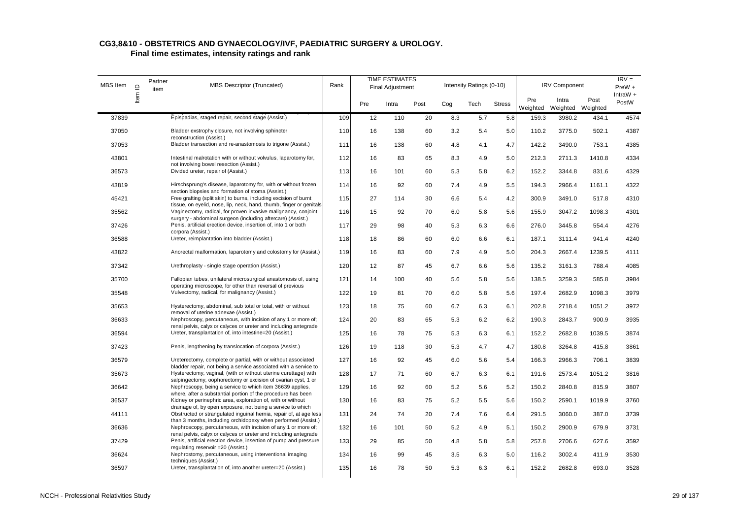## CG3,8&10 - OBSTETRICS AND GYNAECOLOGY/IVF, PAEDIATRIC SURGERY & UROLOGY.

### Final time estimates, intensity ratings and rank

| MBS Item | Item ID | Partner item | MBS Descriptor (Truncated) | Rank | TIME ESTIMATES Final Adjustment | | | Intensity Ratings (0-10) | | | IRV Component | | | IRV = PreW + IntraW + PostW |
|---|---|---|---|---|---|---|---|---|---|---|---|---|---|---|
| | | | | | Pre | Intra | Post | Cog | Tech | Stress | Pre Weighted | Intra Weighted | Post Weighted | |
| 37839 | | | Epispadias, staged repair, second stage (Assist.) | 109 | 12 | 110 | 20 | 8.3 | 5.7 | 5.8 | 159.3 | 3980.2 | 434.1 | 4574 |
| 37050 | | | Bladder exstrophy closure, not involving sphincter reconstruction (Assist.) | 110 | 16 | 138 | 60 | 3.2 | 5.4 | 5.0 | 110.2 | 3775.0 | 502.1 | 4387 |
| 37053 | | | Bladder transection and re-anastomosis to trigone (Assist.) | 111 | 16 | 138 | 60 | 4.8 | 4.1 | 4.7 | 142.2 | 3490.0 | 753.1 | 4385 |
| 43801 | | | Intestinal malrotation with or without volvulus, laparotomy for, not involving bowel resection (Assist.) | 112 | 16 | 83 | 65 | 8.3 | 4.9 | 5.0 | 212.3 | 2711.3 | 1410.8 | 4334 |
| 36573 | | | Divided ureter, repair of (Assist.) | 113 | 16 | 101 | 60 | 5.3 | 5.8 | 6.2 | 152.2 | 3344.8 | 831.6 | 4329 |
| 43819 | | | Hirschsprung's disease, laparotomy for, with or without frozen section biopsies and formation of stoma (Assist.) | 114 | 16 | 92 | 60 | 7.4 | 4.9 | 5.5 | 194.3 | 2966.4 | 1161.1 | 4322 |
| 45421 | | | Free grafting (split skin) to burns, including excision of burnt tissue, on eyelid, nose, lip, neck, hand, thumb, finger or genitals | 115 | 27 | 114 | 30 | 6.6 | 5.4 | 4.2 | 300.9 | 3491.0 | 517.8 | 4310 |
| 35562 | | | Vaginectomy, radical, for proven invasive malignancy, conjoint surgery - abdominal surgeon (including aftercare) (Assist.) | 116 | 15 | 92 | 70 | 6.0 | 5.8 | 5.6 | 155.9 | 3047.2 | 1098.3 | 4301 |
| 37426 | | | Penis, artificial erection device, insertion of, into 1 or both corpora (Assist.) | 117 | 29 | 98 | 40 | 5.3 | 6.3 | 6.6 | 276.0 | 3445.8 | 554.4 | 4276 |
| 36588 | | | Ureter, reimplantation into bladder (Assist.) | 118 | 18 | 86 | 60 | 6.0 | 6.6 | 6.1 | 187.1 | 3111.4 | 941.4 | 4240 |
| 43822 | | | Anorectal malformation, laparotomy and colostomy for (Assist.) | 119 | 16 | 83 | 60 | 7.9 | 4.9 | 5.0 | 204.3 | 2667.4 | 1239.5 | 4111 |
| 37342 | | | Urethroplasty - single stage operation (Assist.) | 120 | 12 | 87 | 45 | 6.7 | 6.6 | 5.6 | 135.2 | 3161.3 | 788.4 | 4085 |
| 35700 | | | Fallopian tubes, unilateral microsurgical anastomosis of, using operating microscope, for other than reversal of previous | 121 | 14 | 100 | 40 | 5.6 | 5.8 | 5.6 | 138.5 | 3259.3 | 585.8 | 3984 |
| 35548 | | | Vulvectomy, radical, for malignancy (Assist.) | 122 | 19 | 81 | 70 | 6.0 | 5.8 | 5.6 | 197.4 | 2682.9 | 1098.3 | 3979 |
| 35653 | | | Hysterectomy, abdominal, sub total or total, with or without removal of uterine adnexae (Assist.) | 123 | 18 | 75 | 60 | 6.7 | 6.3 | 6.1 | 202.8 | 2718.4 | 1051.2 | 3972 |
| 36633 | | | Nephroscopy, percutaneous, with incision of any 1 or more of; renal pelvis, calyx or calyces or ureter and including antegrade | 124 | 20 | 83 | 65 | 5.3 | 6.2 | 6.2 | 190.3 | 2843.7 | 900.9 | 3935 |
| 36594 | | | Ureter, transplantation of, into intestine=20 (Assist.) | 125 | 16 | 78 | 75 | 5.3 | 6.3 | 6.1 | 152.2 | 2682.8 | 1039.5 | 3874 |
| 37423 | | | Penis, lengthening by translocation of corpora (Assist.) | 126 | 19 | 118 | 30 | 5.3 | 4.7 | 4.7 | 180.8 | 3264.8 | 415.8 | 3861 |
| 36579 | | | Ureterectomy, complete or partial, with or without associated bladder repair, not being a service associated with a service to | 127 | 16 | 92 | 45 | 6.0 | 5.6 | 5.4 | 166.3 | 2966.3 | 706.1 | 3839 |
| 35673 | | | Hysterectomy, vaginal, (with or without uterine curettage) with salpingectomy, oophorectomy or excision of ovarian cyst, 1 or | 128 | 17 | 71 | 60 | 6.7 | 6.3 | 6.1 | 191.6 | 2573.4 | 1051.2 | 3816 |
| 36642 | | | Nephroscopy, being a service to which item 36639 applies, where, after a substantial portion of the procedure has been | 129 | 16 | 92 | 60 | 5.2 | 5.6 | 5.2 | 150.2 | 2840.8 | 815.9 | 3807 |
| 36537 | | | Kidney or perinephric area, exploration of, with or without drainage of, by open exposure, not being a service to which | 130 | 16 | 83 | 75 | 5.2 | 5.5 | 5.6 | 150.2 | 2590.1 | 1019.9 | 3760 |
| 44111 | | | Obstructed or strangulated inguinal hernia, repair of, at age less than 3 months, including orchidopexy when performed (Assist.) | 131 | 24 | 74 | 20 | 7.4 | 7.6 | 6.4 | 291.5 | 3060.0 | 387.0 | 3739 |
| 36636 | | | Nephroscopy, percutaneous, with incision of any 1 or more of; renal pelvis, calyx or calyces or ureter and including antegrade | 132 | 16 | 101 | 50 | 5.2 | 4.9 | 5.1 | 150.2 | 2900.9 | 679.9 | 3731 |
| 37429 | | | Penis, artificial erection device, insertion of pump and pressure regulating reservoir =20 (Assist.) | 133 | 29 | 85 | 50 | 4.8 | 5.8 | 5.8 | 257.8 | 2706.6 | 627.6 | 3592 |
| 36624 | | | Nephrostomy, percutaneous, using interventional imaging techniques (Assist.) | 134 | 16 | 99 | 45 | 3.5 | 6.3 | 5.0 | 116.2 | 3002.4 | 411.9 | 3530 |
| 36597 | | | Ureter, transplantation of, into another ureter=20 (Assist.) | 135 | 16 | 78 | 50 | 5.3 | 6.3 | 6.1 | 152.2 | 2682.8 | 693.0 | 3528 |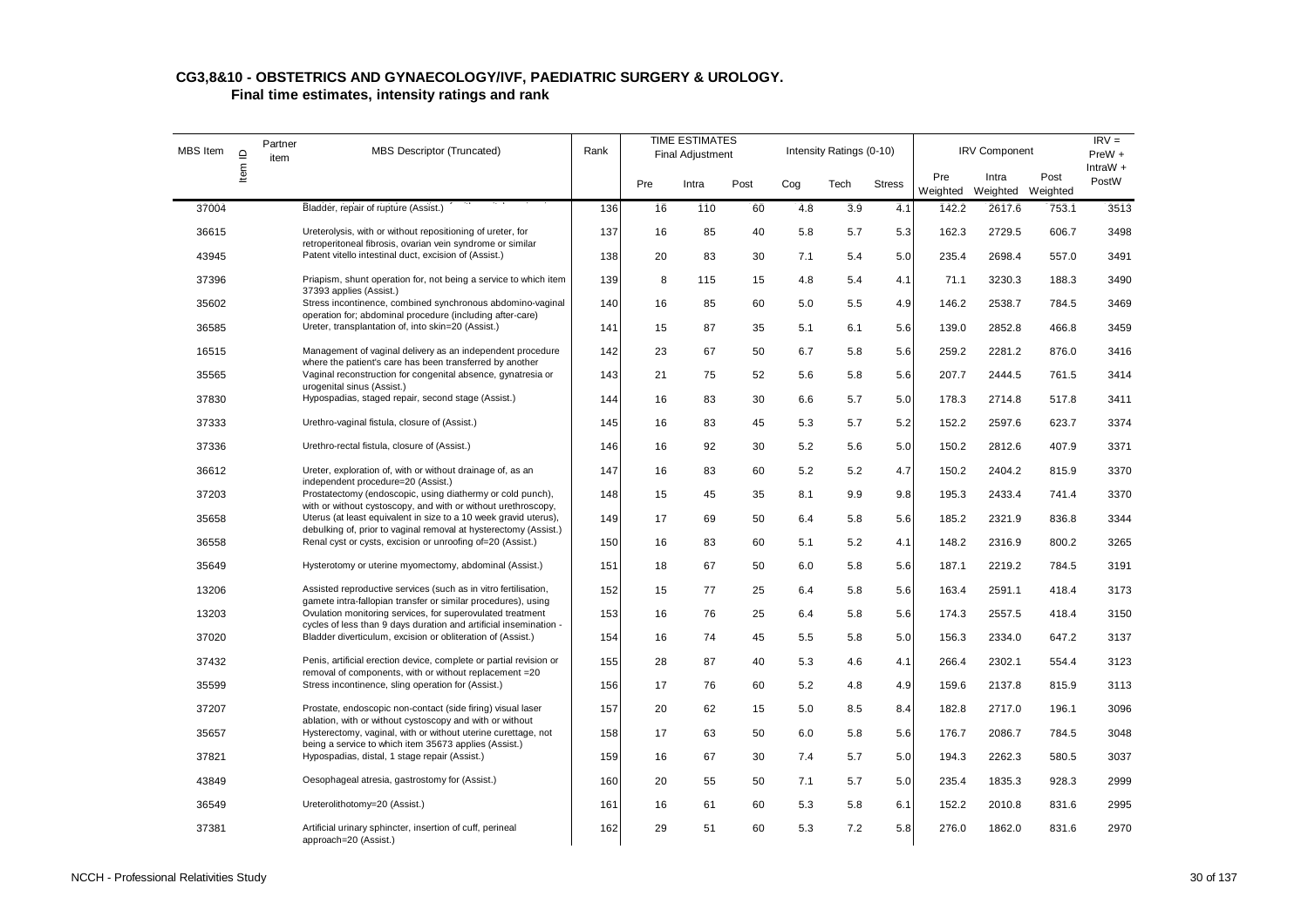## CG3,8&10 - OBSTETRICS AND GYNAECOLOGY/IVF, PAEDIATRIC SURGERY & UROLOGY.

### Final time estimates, intensity ratings and rank

| MBS Item | Item ID | Partner item | MBS Descriptor (Truncated) | Rank | TIME ESTIMATES Final Adjustment | | | Intensity Ratings (0-10) | | | IRV Component | | | IRV = PreW + IntraW + PostW |
|---|---|---|---|---|---|---|---|---|---|---|---|---|---|---|
| | | | | | Pre | Intra | Post | Cog | Tech | Stress | Pre Weighted | Intra Weighted | Post Weighted | |
| 37004 | | | Bladder, repair of rupture (Assist.) | 136 | 16 | 110 | 60 | 4.8 | 3.9 | 4.1 | 142.2 | 2617.6 | 753.1 | 3513 |
| 36615 | | | Ureterolysis, with or without repositioning of ureter, for retroperitoneal fibrosis, ovarian vein syndrome or similar | 137 | 16 | 85 | 40 | 5.8 | 5.7 | 5.3 | 162.3 | 2729.5 | 606.7 | 3498 |
| 43945 | | | Patent vitello intestinal duct, excision of (Assist.) | 138 | 20 | 83 | 30 | 7.1 | 5.4 | 5.0 | 235.4 | 2698.4 | 557.0 | 3491 |
| 37396 | | | Priapism, shunt operation for, not being a service to which item 37393 applies (Assist.) | 139 | 8 | 115 | 15 | 4.8 | 5.4 | 4.1 | 71.1 | 3230.3 | 188.3 | 3490 |
| 35602 | | | Stress incontinence, combined synchronous abdomino-vaginal operation for; abdominal procedure (including after-care) | 140 | 16 | 85 | 60 | 5.0 | 5.5 | 4.9 | 146.2 | 2538.7 | 784.5 | 3469 |
| 36585 | | | Ureter, transplantation of, into skin=20 (Assist.) | 141 | 15 | 87 | 35 | 5.1 | 6.1 | 5.6 | 139.0 | 2852.8 | 466.8 | 3459 |
| 16515 | | | Management of vaginal delivery as an independent procedure where the patient's care has been transferred by another | 142 | 23 | 67 | 50 | 6.7 | 5.8 | 5.6 | 259.2 | 2281.2 | 876.0 | 3416 |
| 35565 | | | Vaginal reconstruction for congenital absence, gynatresia or urogenital sinus (Assist.) | 143 | 21 | 75 | 52 | 5.6 | 5.8 | 5.6 | 207.7 | 2444.5 | 761.5 | 3414 |
| 37830 | | | Hypospadias, staged repair, second stage (Assist.) | 144 | 16 | 83 | 30 | 6.6 | 5.7 | 5.0 | 178.3 | 2714.8 | 517.8 | 3411 |
| 37333 | | | Urethro-vaginal fistula, closure of (Assist.) | 145 | 16 | 83 | 45 | 5.3 | 5.7 | 5.2 | 152.2 | 2597.6 | 623.7 | 3374 |
| 37336 | | | Urethro-rectal fistula, closure of (Assist.) | 146 | 16 | 92 | 30 | 5.2 | 5.6 | 5.0 | 150.2 | 2812.6 | 407.9 | 3371 |
| 36612 | | | Ureter, exploration of, with or without drainage of, as an independent procedure=20 (Assist.) | 147 | 16 | 83 | 60 | 5.2 | 5.2 | 4.7 | 150.2 | 2404.2 | 815.9 | 3370 |
| 37203 | | | Prostatectomy (endoscopic, using diathermy or cold punch), with or without cystoscopy, and with or without urethroscopy, | 148 | 15 | 45 | 35 | 8.1 | 9.9 | 9.8 | 195.3 | 2433.4 | 741.4 | 3370 |
| 35658 | | | Uterus (at least equivalent in size to a 10 week gravid uterus), debulking of, prior to vaginal removal at hysterectomy (Assist.) | 149 | 17 | 69 | 50 | 6.4 | 5.8 | 5.6 | 185.2 | 2321.9 | 836.8 | 3344 |
| 36558 | | | Renal cyst or cysts, excision or unroofing of=20 (Assist.) | 150 | 16 | 83 | 60 | 5.1 | 5.2 | 4.1 | 148.2 | 2316.9 | 800.2 | 3265 |
| 35649 | | | Hysterotomy or uterine myomectomy, abdominal (Assist.) | 151 | 18 | 67 | 50 | 6.0 | 5.8 | 5.6 | 187.1 | 2219.2 | 784.5 | 3191 |
| 13206 | | | Assisted reproductive services (such as in vitro fertilisation, gamete intra-fallopian transfer or similar procedures), using | 152 | 15 | 77 | 25 | 6.4 | 5.8 | 5.6 | 163.4 | 2591.1 | 418.4 | 3173 |
| 13203 | | | Ovulation monitoring services, for superovulated treatment cycles of less than 9 days duration and artificial insemination - | 153 | 16 | 76 | 25 | 6.4 | 5.8 | 5.6 | 174.3 | 2557.5 | 418.4 | 3150 |
| 37020 | | | Bladder diverticulum, excision or obliteration of (Assist.) | 154 | 16 | 74 | 45 | 5.5 | 5.8 | 5.0 | 156.3 | 2334.0 | 647.2 | 3137 |
| 37432 | | | Penis, artificial erection device, complete or partial revision or removal of components, with or without replacement =20 | 155 | 28 | 87 | 40 | 5.3 | 4.6 | 4.1 | 266.4 | 2302.1 | 554.4 | 3123 |
| 35599 | | | Stress incontinence, sling operation for (Assist.) | 156 | 17 | 76 | 60 | 5.2 | 4.8 | 4.9 | 159.6 | 2137.8 | 815.9 | 3113 |
| 37207 | | | Prostate, endoscopic non-contact (side firing) visual laser ablation, with or without cystoscopy and with or without | 157 | 20 | 62 | 15 | 5.0 | 8.5 | 8.4 | 182.8 | 2717.0 | 196.1 | 3096 |
| 35657 | | | Hysterectomy, vaginal, with or without uterine curettage, not being a service to which item 35673 applies (Assist.) | 158 | 17 | 63 | 50 | 6.0 | 5.8 | 5.6 | 176.7 | 2086.7 | 784.5 | 3048 |
| 37821 | | | Hypospadias, distal, 1 stage repair (Assist.) | 159 | 16 | 67 | 30 | 7.4 | 5.7 | 5.0 | 194.3 | 2262.3 | 580.5 | 3037 |
| 43849 | | | Oesophageal atresia, gastrostomy for (Assist.) | 160 | 20 | 55 | 50 | 7.1 | 5.7 | 5.0 | 235.4 | 1835.3 | 928.3 | 2999 |
| 36549 | | | Ureterolithotomy=20 (Assist.) | 161 | 16 | 61 | 60 | 5.3 | 5.8 | 6.1 | 152.2 | 2010.8 | 831.6 | 2995 |
| 37381 | | | Artificial urinary sphincter, insertion of cuff, perineal approach=20 (Assist.) | 162 | 29 | 51 | 60 | 5.3 | 7.2 | 5.8 | 276.0 | 1862.0 | 831.6 | 2970 |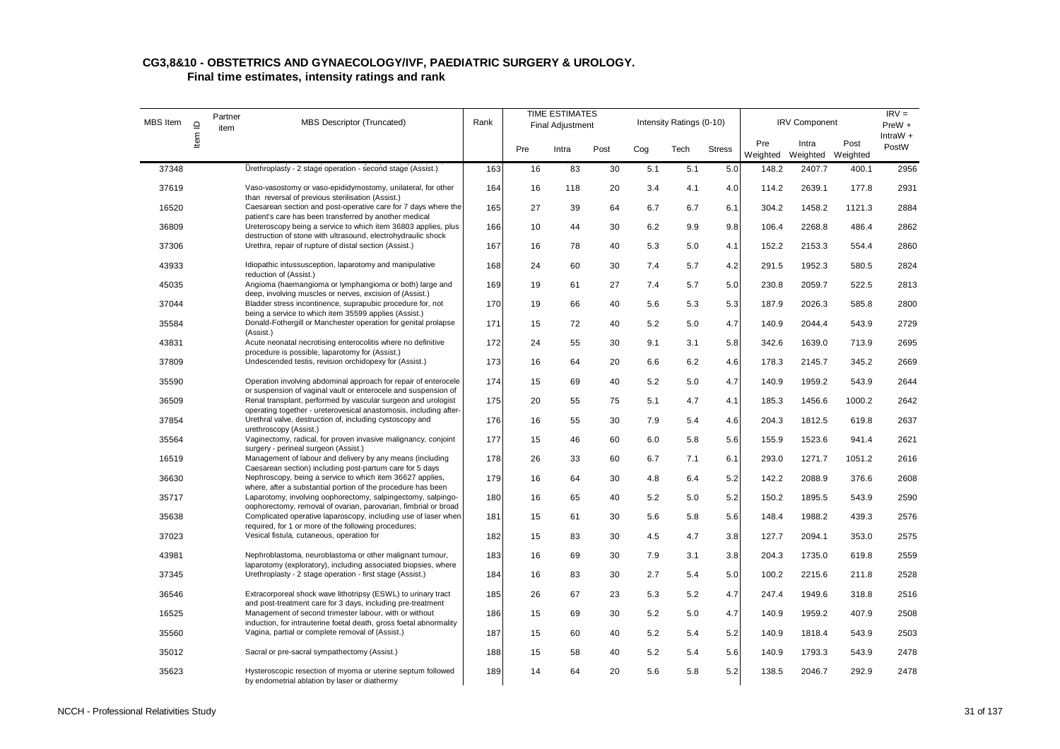## CG3,8&10 - OBSTETRICS AND GYNAECOLOGY/IVF, PAEDIATRIC SURGERY & UROLOGY.

### Final time estimates, intensity ratings and rank

| MBS Item | Item ID | Partner item | MBS Descriptor (Truncated) | Rank | TIME ESTIMATES Final Adjustment | | | Intensity Ratings (0-10) | | | IRV Component | | | IRV = PreW + IntraW + PostW |
|---|---|---|---|---|---|---|---|---|---|---|---|---|---|---|
| | | | | | Pre | Intra | Post | Cog | Tech | Stress | Pre Weighted | Intra Weighted | Post Weighted | |
| 37348 | | | Urethroplasty - 2 stage operation - second stage (Assist.) | 163 | 16 | 83 | 30 | 5.1 | 5.1 | 5.0 | 148.2 | 2407.7 | 400.1 | 2956 |
| 37619 | | | Vaso-vasostomy or vaso-epididymostomy, unilateral, for other than reversal of previous sterilisation (Assist.) | 164 | 16 | 118 | 20 | 3.4 | 4.1 | 4.0 | 114.2 | 2639.1 | 177.8 | 2931 |
| 16520 | | | Caesarean section and post-operative care for 7 days where the patient's care has been transferred by another medical | 165 | 27 | 39 | 64 | 6.7 | 6.7 | 6.1 | 304.2 | 1458.2 | 1121.3 | 2884 |
| 36809 | | | Ureteroscopy being a service to which item 36803 applies, plus destruction of stone with ultrasound, electrohydraulic shock | 166 | 10 | 44 | 30 | 6.2 | 9.9 | 9.8 | 106.4 | 2268.8 | 486.4 | 2862 |
| 37306 | | | Urethra, repair of rupture of distal section (Assist.) | 167 | 16 | 78 | 40 | 5.3 | 5.0 | 4.1 | 152.2 | 2153.3 | 554.4 | 2860 |
| 43933 | | | Idiopathic intussusception, laparotomy and manipulative reduction of (Assist.) | 168 | 24 | 60 | 30 | 7.4 | 5.7 | 4.2 | 291.5 | 1952.3 | 580.5 | 2824 |
| 45035 | | | Angioma (haemangioma or lymphangioma or both) large and deep, involving muscles or nerves, excision of (Assist.) | 169 | 19 | 61 | 27 | 7.4 | 5.7 | 5.0 | 230.8 | 2059.7 | 522.5 | 2813 |
| 37044 | | | Bladder stress incontinence, suprapubic procedure for, not being a service to which item 35599 applies (Assist.) | 170 | 19 | 66 | 40 | 5.6 | 5.3 | 5.3 | 187.9 | 2026.3 | 585.8 | 2800 |
| 35584 | | | Donald-Fothergill or Manchester operation for genital prolapse (Assist.) | 171 | 15 | 72 | 40 | 5.2 | 5.0 | 4.7 | 140.9 | 2044.4 | 543.9 | 2729 |
| 43831 | | | Acute neonatal necrotising enterocolitis where no definitive procedure is possible, laparotomy for (Assist.) | 172 | 24 | 55 | 30 | 9.1 | 3.1 | 5.8 | 342.6 | 1639.0 | 713.9 | 2695 |
| 37809 | | | Undescended testis, revision orchidopexy for (Assist.) | 173 | 16 | 64 | 20 | 6.6 | 6.2 | 4.6 | 178.3 | 2145.7 | 345.2 | 2669 |
| 35590 | | | Operation involving abdominal approach for repair of enterocele or suspension of vaginal vault or enterocele and suspension of | 174 | 15 | 69 | 40 | 5.2 | 5.0 | 4.7 | 140.9 | 1959.2 | 543.9 | 2644 |
| 36509 | | | Renal transplant, performed by vascular surgeon and urologist operating together - ureterovesical anastomosis, including after- | 175 | 20 | 55 | 75 | 5.1 | 4.7 | 4.1 | 185.3 | 1456.6 | 1000.2 | 2642 |
| 37854 | | | Urethral valve, destruction of, including cystoscopy and urethroscopy (Assist.) | 176 | 16 | 55 | 30 | 7.9 | 5.4 | 4.6 | 204.3 | 1812.5 | 619.8 | 2637 |
| 35564 | | | Vaginectomy, radical, for proven invasive malignancy, conjoint surgery - perineal surgeon (Assist.) | 177 | 15 | 46 | 60 | 6.0 | 5.8 | 5.6 | 155.9 | 1523.6 | 941.4 | 2621 |
| 16519 | | | Management of labour and delivery by any means (including Caesarean section) including post-partum care for 5 days | 178 | 26 | 33 | 60 | 6.7 | 7.1 | 6.1 | 293.0 | 1271.7 | 1051.2 | 2616 |
| 36630 | | | Nephroscopy, being a service to which item 36627 applies, where, after a substantial portion of the procedure has been | 179 | 16 | 64 | 30 | 4.8 | 6.4 | 5.2 | 142.2 | 2088.9 | 376.6 | 2608 |
| 35717 | | | Laparotomy, involving oophorectomy, salpingectomy, salpingo-oophorectomy, removal of ovarian, parovarian, fimbrial or broad | 180 | 16 | 65 | 40 | 5.2 | 5.0 | 5.2 | 150.2 | 1895.5 | 543.9 | 2590 |
| 35638 | | | Complicated operative laparoscopy, including use of laser when required, for 1 or more of the following procedures; | 181 | 15 | 61 | 30 | 5.6 | 5.8 | 5.6 | 148.4 | 1988.2 | 439.3 | 2576 |
| 37023 | | | Vesical fistula, cutaneous, operation for | 182 | 15 | 83 | 30 | 4.5 | 4.7 | 3.8 | 127.7 | 2094.1 | 353.0 | 2575 |
| 43981 | | | Nephroblastoma, neuroblastoma or other malignant tumour, laparotomy (exploratory), including associated biopsies, where | 183 | 16 | 69 | 30 | 7.9 | 3.1 | 3.8 | 204.3 | 1735.0 | 619.8 | 2559 |
| 37345 | | | Urethroplasty - 2 stage operation - first stage (Assist.) | 184 | 16 | 83 | 30 | 2.7 | 5.4 | 5.0 | 100.2 | 2215.6 | 211.8 | 2528 |
| 36546 | | | Extracorporeal shock wave lithotripsy (ESWL) to urinary tract and post-treatment care for 3 days, including pre-treatment | 185 | 26 | 67 | 23 | 5.3 | 5.2 | 4.7 | 247.4 | 1949.6 | 318.8 | 2516 |
| 16525 | | | Management of second trimester labour, with or without induction, for intrauterine foetal death, gross foetal abnormality | 186 | 15 | 69 | 30 | 5.2 | 5.0 | 4.7 | 140.9 | 1959.2 | 407.9 | 2508 |
| 35560 | | | Vagina, partial or complete removal of (Assist.) | 187 | 15 | 60 | 40 | 5.2 | 5.4 | 5.2 | 140.9 | 1818.4 | 543.9 | 2503 |
| 35012 | | | Sacral or pre-sacral sympathectomy (Assist.) | 188 | 15 | 58 | 40 | 5.2 | 5.4 | 5.6 | 140.9 | 1793.3 | 543.9 | 2478 |
| 35623 | | | Hysteroscopic resection of myoma or uterine septum followed by endometrial ablation by laser or diathermy | 189 | 14 | 64 | 20 | 5.6 | 5.8 | 5.2 | 138.5 | 2046.7 | 292.9 | 2478 |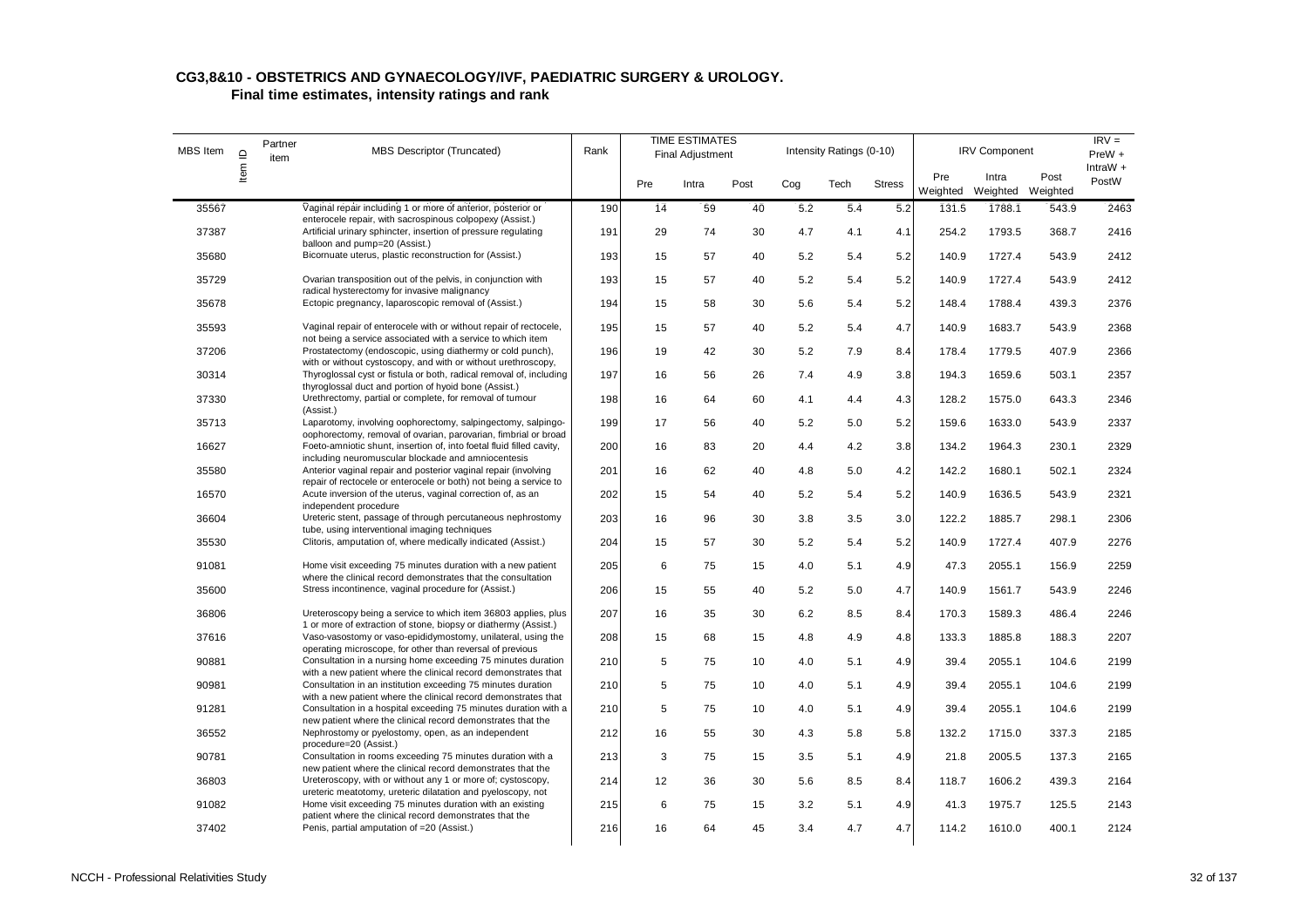# CG3,8&10 - OBSTETRICS AND GYNAECOLOGY/IVF, PAEDIATRIC SURGERY & UROLOGY.

## Final time estimates, intensity ratings and rank

| MBS Item | Item ID | Partner item | MBS Descriptor (Truncated) | Rank | TIME ESTIMATES Final Adjustment | | | Intensity Ratings (0-10) | | | IRV Component | | | IRV = PreW + IntraW + PostW |
|---|---|---|---|---|---|---|---|---|---|---|---|---|---|---|
| | | | | | Pre | Intra | Post | Cog | Tech | Stress | Pre Weighted | Intra Weighted | Post Weighted | |
| 35567 | | | Vaginal repair including 1 or more of anterior, posterior or enterocele repair, with sacrospinous colpopexy (Assist.) | 190 | 14 | 59 | 40 | 5.2 | 5.4 | 5.2 | 131.5 | 1788.1 | 543.9 | 2463 |
| 37387 | | | Artificial urinary sphincter, insertion of pressure regulating balloon and pump=20 (Assist.) | 191 | 29 | 74 | 30 | 4.7 | 4.1 | 4.1 | 254.2 | 1793.5 | 368.7 | 2416 |
| 35680 | | | Bicornuate uterus, plastic reconstruction for (Assist.) | 193 | 15 | 57 | 40 | 5.2 | 5.4 | 5.2 | 140.9 | 1727.4 | 543.9 | 2412 |
| 35729 | | | Ovarian transposition out of the pelvis, in conjunction with radical hysterectomy for invasive malignancy | 193 | 15 | 57 | 40 | 5.2 | 5.4 | 5.2 | 140.9 | 1727.4 | 543.9 | 2412 |
| 35678 | | | Ectopic pregnancy, laparoscopic removal of (Assist.) | 194 | 15 | 58 | 30 | 5.6 | 5.4 | 5.2 | 148.4 | 1788.4 | 439.3 | 2376 |
| 35593 | | | Vaginal repair of enterocele with or without repair of rectocele, not being a service associated with a service to which item | 195 | 15 | 57 | 40 | 5.2 | 5.4 | 4.7 | 140.9 | 1683.7 | 543.9 | 2368 |
| 37206 | | | Prostatectomy (endoscopic, using diathermy or cold punch), with or without cystoscopy, and with or without urethroscopy, | 196 | 19 | 42 | 30 | 5.2 | 7.9 | 8.4 | 178.4 | 1779.5 | 407.9 | 2366 |
| 30314 | | | Thyroglossal cyst or fistula or both, radical removal of, including thyroglossal duct and portion of hyoid bone (Assist.) | 197 | 16 | 56 | 26 | 7.4 | 4.9 | 3.8 | 194.3 | 1659.6 | 503.1 | 2357 |
| 37330 | | | Urethrectomy, partial or complete, for removal of tumour (Assist.) | 198 | 16 | 64 | 60 | 4.1 | 4.4 | 4.3 | 128.2 | 1575.0 | 643.3 | 2346 |
| 35713 | | | Laparotomy, involving oophorectomy, salpingectomy, salpingo-oophorectomy, removal of ovarian, parovarian, fimbrial or broad | 199 | 17 | 56 | 40 | 5.2 | 5.0 | 5.2 | 159.6 | 1633.0 | 543.9 | 2337 |
| 16627 | | | Foeto-amniotic shunt, insertion of, into foetal fluid filled cavity, including neuromuscular blockade and amniocentesis | 200 | 16 | 83 | 20 | 4.4 | 4.2 | 3.8 | 134.2 | 1964.3 | 230.1 | 2329 |
| 35580 | | | Anterior vaginal repair and posterior vaginal repair (involving repair of rectocele or enterocele or both) not being a service to | 201 | 16 | 62 | 40 | 4.8 | 5.0 | 4.2 | 142.2 | 1680.1 | 502.1 | 2324 |
| 16570 | | | Acute inversion of the uterus, vaginal correction of, as an independent procedure | 202 | 15 | 54 | 40 | 5.2 | 5.4 | 5.2 | 140.9 | 1636.5 | 543.9 | 2321 |
| 36604 | | | Ureteric stent, passage of through percutaneous nephrostomy tube, using interventional imaging techniques | 203 | 16 | 96 | 30 | 3.8 | 3.5 | 3.0 | 122.2 | 1885.7 | 298.1 | 2306 |
| 35530 | | | Clitoris, amputation of, where medically indicated (Assist.) | 204 | 15 | 57 | 30 | 5.2 | 5.4 | 5.2 | 140.9 | 1727.4 | 407.9 | 2276 |
| 91081 | | | Home visit exceeding 75 minutes duration with a new patient where the clinical record demonstrates that the consultation | 205 | 6 | 75 | 15 | 4.0 | 5.1 | 4.9 | 47.3 | 2055.1 | 156.9 | 2259 |
| 35600 | | | Stress incontinence, vaginal procedure for (Assist.) | 206 | 15 | 55 | 40 | 5.2 | 5.0 | 4.7 | 140.9 | 1561.7 | 543.9 | 2246 |
| 36806 | | | Ureteroscopy being a service to which item 36803 applies, plus 1 or more of extraction of stone, biopsy or diathermy (Assist.) | 207 | 16 | 35 | 30 | 6.2 | 8.5 | 8.4 | 170.3 | 1589.3 | 486.4 | 2246 |
| 37616 | | | Vaso-vasostomy or vaso-epididymostomy, unilateral, using the operating microscope, for other than reversal of previous | 208 | 15 | 68 | 15 | 4.8 | 4.9 | 4.8 | 133.3 | 1885.8 | 188.3 | 2207 |
| 90881 | | | Consultation in a nursing home exceeding 75 minutes duration with a new patient where the clinical record demonstrates that | 210 | 5 | 75 | 10 | 4.0 | 5.1 | 4.9 | 39.4 | 2055.1 | 104.6 | 2199 |
| 90981 | | | Consultation in an institution exceeding 75 minutes duration with a new patient where the clinical record demonstrates that | 210 | 5 | 75 | 10 | 4.0 | 5.1 | 4.9 | 39.4 | 2055.1 | 104.6 | 2199 |
| 91281 | | | Consultation in a hospital exceeding 75 minutes duration with a new patient where the clinical record demonstrates that the | 210 | 5 | 75 | 10 | 4.0 | 5.1 | 4.9 | 39.4 | 2055.1 | 104.6 | 2199 |
| 36552 | | | Nephrostomy or pyelostomy, open, as an independent procedure=20 (Assist.) | 212 | 16 | 55 | 30 | 4.3 | 5.8 | 5.8 | 132.2 | 1715.0 | 337.3 | 2185 |
| 90781 | | | Consultation in rooms exceeding 75 minutes duration with a new patient where the clinical record demonstrates that the | 213 | 3 | 75 | 15 | 3.5 | 5.1 | 4.9 | 21.8 | 2005.5 | 137.3 | 2165 |
| 36803 | | | Ureteroscopy, with or without any 1 or more of; cystoscopy, ureteric meatotomy, ureteric dilatation and pyeloscopy, not | 214 | 12 | 36 | 30 | 5.6 | 8.5 | 8.4 | 118.7 | 1606.2 | 439.3 | 2164 |
| 91082 | | | Home visit exceeding 75 minutes duration with an existing patient where the clinical record demonstrates that the | 215 | 6 | 75 | 15 | 3.2 | 5.1 | 4.9 | 41.3 | 1975.7 | 125.5 | 2143 |
| 37402 | | | Penis, partial amputation of =20 (Assist.) | 216 | 16 | 64 | 45 | 3.4 | 4.7 | 4.7 | 114.2 | 1610.0 | 400.1 | 2124 |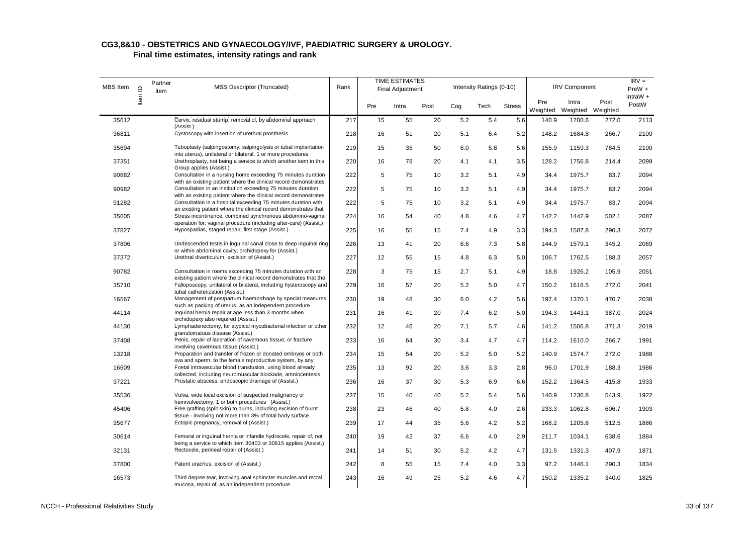**CG3,8&10 - OBSTETRICS AND GYNAECOLOGY/IVF, PAEDIATRIC SURGERY & UROLOGY.**
**Final time estimates, intensity ratings and rank**

| MBS Item | Item ID | Partner item | MBS Descriptor (Truncated) | Rank | TIME ESTIMATES Final Adjustment | | | Intensity Ratings (0-10) | | | IRV Component | | | IRV = PreW + IntraW + PostW |
|---|---|---|---|---|---|---|---|---|---|---|---|---|---|---|
| | | | | | Pre | Intra | Post | Cog | Tech | Stress | Pre Weighted | Intra Weighted | Post Weighted | |
| 35612 | | | Cervix, residual stump, removal of, by abdominal approach (Assist.) | 217 | 15 | 55 | 20 | 5.2 | 5.4 | 5.6 | 140.9 | 1700.6 | 272.0 | 2113 |
| 36811 | | | Cystoscopy with insertion of urethral prosthesis | 218 | 16 | 51 | 20 | 5.1 | 6.4 | 5.2 | 148.2 | 1684.8 | 266.7 | 2100 |
| 35694 | | | Tuboplasty (salpingostomy, salpingolysis or tubal implantation into uterus), unilateral or bilateral, 1 or more procedures | 219 | 15 | 35 | 50 | 6.0 | 5.8 | 5.6 | 155.9 | 1159.3 | 784.5 | 2100 |
| 37351 | | | Urethroplasty, not being a service to which another item in this Group applies (Assist.) | 220 | 16 | 78 | 20 | 4.1 | 4.1 | 3.5 | 128.2 | 1756.8 | 214.4 | 2099 |
| 90882 | | | Consultation in a nursing home exceeding 75 minutes duration with an existing patient where the clinical record demonstrates | 222 | 5 | 75 | 10 | 3.2 | 5.1 | 4.9 | 34.4 | 1975.7 | 83.7 | 2094 |
| 90982 | | | Consultation in an institution exceeding 75 minutes duration with an existing patient where the clinical record demonstrates | 222 | 5 | 75 | 10 | 3.2 | 5.1 | 4.9 | 34.4 | 1975.7 | 83.7 | 2094 |
| 91282 | | | Consultation in a hospital exceeding 75 minutes duration with an existing patient where the clinical record demonstrates that | 222 | 5 | 75 | 10 | 3.2 | 5.1 | 4.9 | 34.4 | 1975.7 | 83.7 | 2094 |
| 35605 | | | Stress incontinence, combined synchronous abdomino-vaginal operation for; vaginal procedure (including after-care) (Assist.) | 224 | 16 | 54 | 40 | 4.8 | 4.6 | 4.7 | 142.2 | 1442.9 | 502.1 | 2087 |
| 37827 | | | Hypospadias, staged repair, first stage (Assist.) | 225 | 16 | 55 | 15 | 7.4 | 4.9 | 3.3 | 194.3 | 1587.8 | 290.3 | 2072 |
| 37806 | | | Undescended testis in inguinal canal close to deep inguinal ring or within abdominal cavity, orchidopexy for (Assist.) | 226 | 13 | 41 | 20 | 6.6 | 7.3 | 5.8 | 144.9 | 1579.1 | 345.2 | 2069 |
| 37372 | | | Urethral diverticulum, excision of (Assist.) | 227 | 12 | 55 | 15 | 4.8 | 6.3 | 5.0 | 106.7 | 1762.5 | 188.3 | 2057 |
| 90782 | | | Consultation in rooms exceeding 75 minutes duration with an existing patient where the clinical record demonstrates that the | 228 | 3 | 75 | 15 | 2.7 | 5.1 | 4.9 | 18.8 | 1926.2 | 105.9 | 2051 |
| 35710 | | | Falloposcopy, unilateral or bilateral, including hysteroscopy and tubal catheterization (Assist.) | 229 | 16 | 57 | 20 | 5.2 | 5.0 | 4.7 | 150.2 | 1618.5 | 272.0 | 2041 |
| 16567 | | | Management of postpartum haemorrhage by special measures such as packing of uterus, as an independent procedure | 230 | 19 | 48 | 30 | 6.0 | 4.2 | 5.6 | 197.3 | 1370.1 | 470.7 | 2038 |
| 44114 | | | Inguinal hernia repair at age less than 3 months when orchidopexy also required (Assist.) | 231 | 16 | 41 | 20 | 7.4 | 6.2 | 5.0 | 194.3 | 1443.1 | 387.0 | 2024 |
| 44130 | | | Lymphadenectomy, for atypical mycobacterial infection or other granulomatous disease (Assist.) | 232 | 12 | 46 | 20 | 7.1 | 5.7 | 4.6 | 141.2 | 1506.8 | 371.3 | 2019 |
| 37408 | | | Penis, repair of laceration of cavernous tissue, or fracture involving cavernous tissue (Assist.) | 233 | 16 | 64 | 30 | 3.4 | 4.7 | 4.7 | 114.2 | 1610.0 | 266.7 | 1991 |
| 13218 | | | Preparation and transfer of frozen or donated embryos or both ova and sperm, to the female reproductive system, by any | 234 | 15 | 54 | 20 | 5.2 | 5.0 | 5.2 | 140.9 | 1574.7 | 272.0 | 1988 |
| 16609 | | | Foetal intravascular blood transfusion, using blood already collected, including neuromuscular blockade, amniocentesis | 235 | 13 | 92 | 20 | 3.6 | 3.3 | 2.8 | 96.0 | 1701.9 | 188.3 | 1986 |
| 37221 | | | Prostatic abscess, endoscopic drainage of (Assist.) | 236 | 16 | 37 | 30 | 5.3 | 6.9 | 6.6 | 152.2 | 1364.5 | 415.8 | 1933 |
| 35536 | | | Vulva, wide local excision of suspected malignancy or hemivulvectomy, 1 or both procedures (Assist.) | 237 | 15 | 40 | 40 | 5.2 | 5.4 | 5.6 | 140.9 | 1236.8 | 543.9 | 1922 |
| 45406 | | | Free grafting (split skin) to burns, including excision of burnt tissue - involving not more than 3% of total body surface | 238 | 23 | 46 | 40 | 5.8 | 4.0 | 2.6 | 233.3 | 1062.8 | 606.7 | 1903 |
| 35677 | | | Ectopic pregnancy, removal of (Assist.) | 239 | 17 | 44 | 35 | 5.6 | 4.2 | 5.2 | 168.2 | 1205.6 | 512.5 | 1886 |
| 30614 | | | Femoral or inguinal hernia or infantile hydrocele, repair of, not being a service to which item 30403 or 30615 applies (Assist.) | 240 | 19 | 42 | 37 | 6.6 | 4.0 | 2.9 | 211.7 | 1034.1 | 638.6 | 1884 |
| 32131 | | | Rectocele, perineal repair of (Assist.) | 241 | 14 | 51 | 30 | 5.2 | 4.2 | 4.7 | 131.5 | 1331.3 | 407.9 | 1871 |
| 37800 | | | Patent urachus, excision of (Assist.) | 242 | 8 | 55 | 15 | 7.4 | 4.0 | 3.3 | 97.2 | 1446.1 | 290.3 | 1834 |
| 16573 | | | Third degree tear, involving anal sphincter muscles and rectal mucosa, repair of, as an independent procedure | 243 | 16 | 49 | 25 | 5.2 | 4.6 | 4.7 | 150.2 | 1335.2 | 340.0 | 1825 |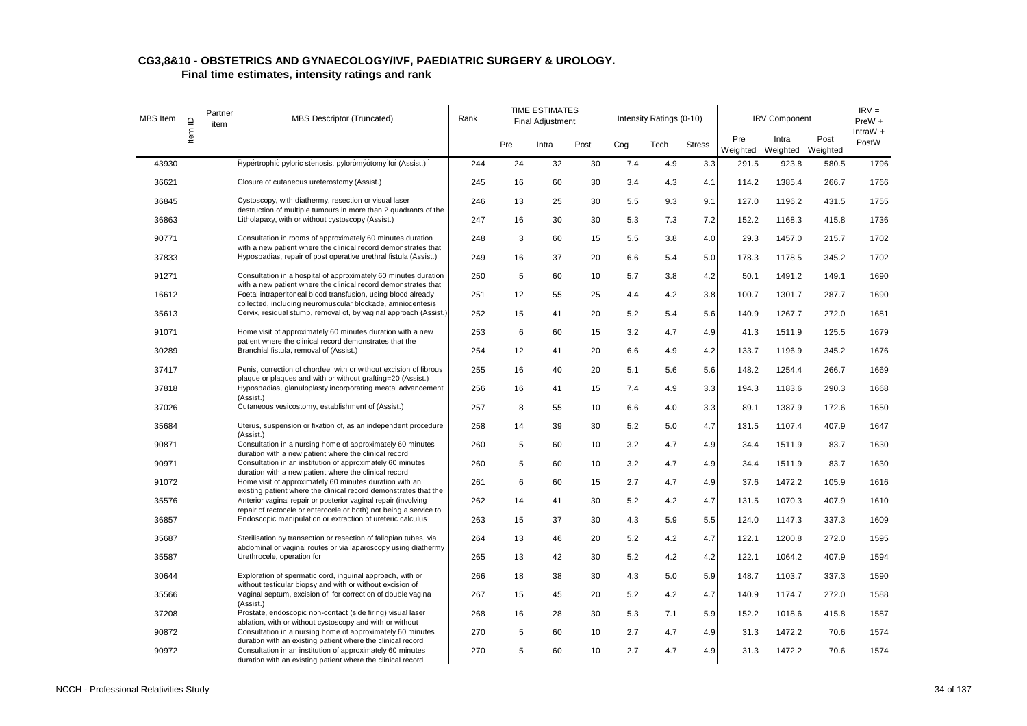## CG3,8&10 - OBSTETRICS AND GYNAECOLOGY/IVF, PAEDIATRIC SURGERY & UROLOGY.

### Final time estimates, intensity ratings and rank

| MBS Item | Item ID | Partner item | MBS Descriptor (Truncated) | Rank | TIME ESTIMATES Final Adjustment | | | Intensity Ratings (0-10) | | | IRV Component | | | IRV = PreW + IntraW + PostW |
|---|---|---|---|---|---|---|---|---|---|---|---|---|---|---|
| | | | | | Pre | Intra | Post | Cog | Tech | Stress | Pre Weighted | Intra Weighted | Post Weighted | |
| 43930 | | | Hypertrophic pyloric stenosis, pyloromyotomy for (Assist.) | 244 | 24 | 32 | 30 | 7.4 | 4.9 | 3.3 | 291.5 | 923.8 | 580.5 | 1796 |
| 36621 | | | Closure of cutaneous ureterostomy (Assist.) | 245 | 16 | 60 | 30 | 3.4 | 4.3 | 4.1 | 114.2 | 1385.4 | 266.7 | 1766 |
| 36845 | | | Cystoscopy, with diathermy, resection or visual laser destruction of multiple tumours in more than 2 quadrants of the | 246 | 13 | 25 | 30 | 5.5 | 9.3 | 9.1 | 127.0 | 1196.2 | 431.5 | 1755 |
| 36863 | | | Litholapaxy, with or without cystoscopy (Assist.) | 247 | 16 | 30 | 30 | 5.3 | 7.3 | 7.2 | 152.2 | 1168.3 | 415.8 | 1736 |
| 90771 | | | Consultation in rooms of approximately 60 minutes duration with a new patient where the clinical record demonstrates that | 248 | 3 | 60 | 15 | 5.5 | 3.8 | 4.0 | 29.3 | 1457.0 | 215.7 | 1702 |
| 37833 | | | Hypospadias, repair of post operative urethral fistula (Assist.) | 249 | 16 | 37 | 20 | 6.6 | 5.4 | 5.0 | 178.3 | 1178.5 | 345.2 | 1702 |
| 91271 | | | Consultation in a hospital of approximately 60 minutes duration with a new patient where the clinical record demonstrates that | 250 | 5 | 60 | 10 | 5.7 | 3.8 | 4.2 | 50.1 | 1491.2 | 149.1 | 1690 |
| 16612 | | | Foetal intraperitoneal blood transfusion, using blood already collected, including neuromuscular blockade, amniocentesis | 251 | 12 | 55 | 25 | 4.4 | 4.2 | 3.8 | 100.7 | 1301.7 | 287.7 | 1690 |
| 35613 | | | Cervix, residual stump, removal of, by vaginal approach (Assist.) | 252 | 15 | 41 | 20 | 5.2 | 5.4 | 5.6 | 140.9 | 1267.7 | 272.0 | 1681 |
| 91071 | | | Home visit of approximately 60 minutes duration with a new patient where the clinical record demonstrates that the | 253 | 6 | 60 | 15 | 3.2 | 4.7 | 4.9 | 41.3 | 1511.9 | 125.5 | 1679 |
| 30289 | | | Branchial fistula, removal of (Assist.) | 254 | 12 | 41 | 20 | 6.6 | 4.9 | 4.2 | 133.7 | 1196.9 | 345.2 | 1676 |
| 37417 | | | Penis, correction of chordee, with or without excision of fibrous plaque or plaques and with or without grafting=20 (Assist.) | 255 | 16 | 40 | 20 | 5.1 | 5.6 | 5.6 | 148.2 | 1254.4 | 266.7 | 1669 |
| 37818 | | | Hypospadias, glanuloplasty incorporating meatal advancement (Assist.) | 256 | 16 | 41 | 15 | 7.4 | 4.9 | 3.3 | 194.3 | 1183.6 | 290.3 | 1668 |
| 37026 | | | Cutaneous vesicostomy, establishment of (Assist.) | 257 | 8 | 55 | 10 | 6.6 | 4.0 | 3.3 | 89.1 | 1387.9 | 172.6 | 1650 |
| 35684 | | | Uterus, suspension or fixation of, as an independent procedure (Assist.) | 258 | 14 | 39 | 30 | 5.2 | 5.0 | 4.7 | 131.5 | 1107.4 | 407.9 | 1647 |
| 90871 | | | Consultation in a nursing home of approximately 60 minutes duration with a new patient where the clinical record | 260 | 5 | 60 | 10 | 3.2 | 4.7 | 4.9 | 34.4 | 1511.9 | 83.7 | 1630 |
| 90971 | | | Consultation in an institution of approximately 60 minutes duration with a new patient where the clinical record | 260 | 5 | 60 | 10 | 3.2 | 4.7 | 4.9 | 34.4 | 1511.9 | 83.7 | 1630 |
| 91072 | | | Home visit of approximately 60 minutes duration with an existing patient where the clinical record demonstrates that the | 261 | 6 | 60 | 15 | 2.7 | 4.7 | 4.9 | 37.6 | 1472.2 | 105.9 | 1616 |
| 35576 | | | Anterior vaginal repair or posterior vaginal repair (involving repair of rectocele or enterocele or both) not being a service to | 262 | 14 | 41 | 30 | 5.2 | 4.2 | 4.7 | 131.5 | 1070.3 | 407.9 | 1610 |
| 36857 | | | Endoscopic manipulation or extraction of ureteric calculus | 263 | 15 | 37 | 30 | 4.3 | 5.9 | 5.5 | 124.0 | 1147.3 | 337.3 | 1609 |
| 35687 | | | Sterilisation by transection or resection of fallopian tubes, via abdominal or vaginal routes or via laparoscopy using diathermy | 264 | 13 | 46 | 20 | 5.2 | 4.2 | 4.7 | 122.1 | 1200.8 | 272.0 | 1595 |
| 35587 | | | Urethrocele, operation for | 265 | 13 | 42 | 30 | 5.2 | 4.2 | 4.2 | 122.1 | 1064.2 | 407.9 | 1594 |
| 30644 | | | Exploration of spermatic cord, inguinal approach, with or without testicular biopsy and with or without excision of | 266 | 18 | 38 | 30 | 4.3 | 5.0 | 5.9 | 148.7 | 1103.7 | 337.3 | 1590 |
| 35566 | | | Vaginal septum, excision of, for correction of double vagina (Assist.) | 267 | 15 | 45 | 20 | 5.2 | 4.2 | 4.7 | 140.9 | 1174.7 | 272.0 | 1588 |
| 37208 | | | Prostate, endoscopic non-contact (side firing) visual laser ablation, with or without cystoscopy and with or without | 268 | 16 | 28 | 30 | 5.3 | 7.1 | 5.9 | 152.2 | 1018.6 | 415.8 | 1587 |
| 90872 | | | Consultation in a nursing home of approximately 60 minutes duration with an existing patient where the clinical record | 270 | 5 | 60 | 10 | 2.7 | 4.7 | 4.9 | 31.3 | 1472.2 | 70.6 | 1574 |
| 90972 | | | Consultation in an institution of approximately 60 minutes duration with an existing patient where the clinical record | 270 | 5 | 60 | 10 | 2.7 | 4.7 | 4.9 | 31.3 | 1472.2 | 70.6 | 1574 |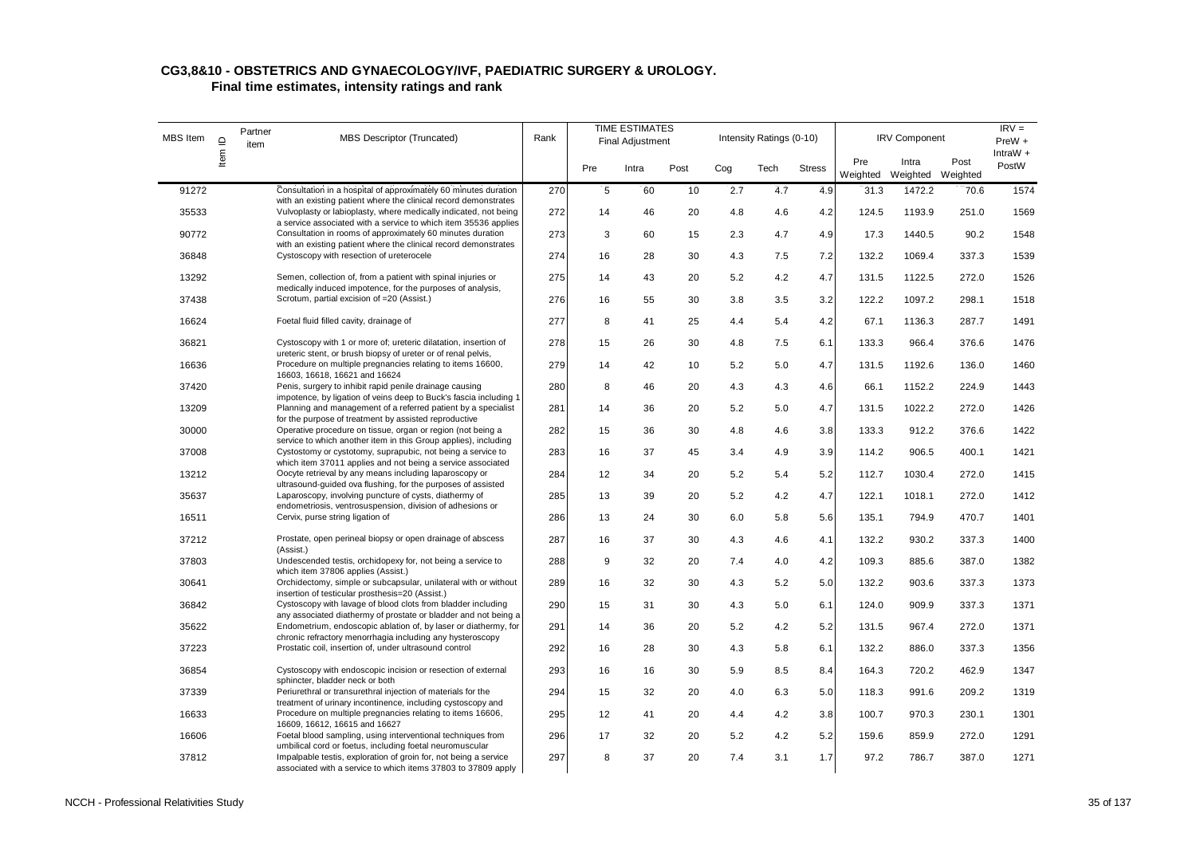## CG3,8&10 - OBSTETRICS AND GYNAECOLOGY/IVF, PAEDIATRIC SURGERY & UROLOGY.

### Final time estimates, intensity ratings and rank

| MBS Item | Item ID | Partner item | MBS Descriptor (Truncated) | Rank | TIME ESTIMATES Final Adjustment | | | Intensity Ratings (0-10) | | | IRV Component | | | IRV = PreW + IntraW + PostW |
|---|---|---|---|---|---|---|---|---|---|---|---|---|---|---|
| | | | | | Pre | Intra | Post | Cog | Tech | Stress | Pre Weighted | Intra Weighted | Post Weighted | |
| 91272 | | | Consultation in a hospital of approximately 60 minutes duration with an existing patient where the clinical record demonstrates | 270 | 5 | 60 | 10 | 2.7 | 4.7 | 4.9 | 31.3 | 1472.2 | 70.6 | 1574 |
| 35533 | | | Vulvoplasty or labioplasty, where medically indicated, not being a service associated with a service to which item 35536 applies | 272 | 14 | 46 | 20 | 4.8 | 4.6 | 4.2 | 124.5 | 1193.9 | 251.0 | 1569 |
| 90772 | | | Consultation in rooms of approximately 60 minutes duration with an existing patient where the clinical record demonstrates | 273 | 3 | 60 | 15 | 2.3 | 4.7 | 4.9 | 17.3 | 1440.5 | 90.2 | 1548 |
| 36848 | | | Cystoscopy with resection of ureterocele | 274 | 16 | 28 | 30 | 4.3 | 7.5 | 7.2 | 132.2 | 1069.4 | 337.3 | 1539 |
| 13292 | | | Semen, collection of, from a patient with spinal injuries or medically induced impotence, for the purposes of analysis, | 275 | 14 | 43 | 20 | 5.2 | 4.2 | 4.7 | 131.5 | 1122.5 | 272.0 | 1526 |
| 37438 | | | Scrotum, partial excision of =20 (Assist.) | 276 | 16 | 55 | 30 | 3.8 | 3.5 | 3.2 | 122.2 | 1097.2 | 298.1 | 1518 |
| 16624 | | | Foetal fluid filled cavity, drainage of | 277 | 8 | 41 | 25 | 4.4 | 5.4 | 4.2 | 67.1 | 1136.3 | 287.7 | 1491 |
| 36821 | | | Cystoscopy with 1 or more of; ureteric dilatation, insertion of ureteric stent, or brush biopsy of ureter or of renal pelvis, | 278 | 15 | 26 | 30 | 4.8 | 7.5 | 6.1 | 133.3 | 966.4 | 376.6 | 1476 |
| 16636 | | | Procedure on multiple pregnancies relating to items 16600, 16603, 16618, 16621 and 16624 | 279 | 14 | 42 | 10 | 5.2 | 5.0 | 4.7 | 131.5 | 1192.6 | 136.0 | 1460 |
| 37420 | | | Penis, surgery to inhibit rapid penile drainage causing impotence, by ligation of veins deep to Buck's fascia including 1 | 280 | 8 | 46 | 20 | 4.3 | 4.3 | 4.6 | 66.1 | 1152.2 | 224.9 | 1443 |
| 13209 | | | Planning and management of a referred patient by a specialist for the purpose of treatment by assisted reproductive | 281 | 14 | 36 | 20 | 5.2 | 5.0 | 4.7 | 131.5 | 1022.2 | 272.0 | 1426 |
| 30000 | | | Operative procedure on tissue, organ or region (not being a service to which another item in this Group applies), including | 282 | 15 | 36 | 30 | 4.8 | 4.6 | 3.8 | 133.3 | 912.2 | 376.6 | 1422 |
| 37008 | | | Cystostomy or cystotomy, suprapubic, not being a service to which item 37011 applies and not being a service associated | 283 | 16 | 37 | 45 | 3.4 | 4.9 | 3.9 | 114.2 | 906.5 | 400.1 | 1421 |
| 13212 | | | Oocyte retrieval by any means including laparoscopy or ultrasound-guided ova flushing, for the purposes of assisted | 284 | 12 | 34 | 20 | 5.2 | 5.4 | 5.2 | 112.7 | 1030.4 | 272.0 | 1415 |
| 35637 | | | Laparoscopy, involving puncture of cysts, diathermy of endometriosis, ventrosuspension, division of adhesions or | 285 | 13 | 39 | 20 | 5.2 | 4.2 | 4.7 | 122.1 | 1018.1 | 272.0 | 1412 |
| 16511 | | | Cervix, purse string ligation of | 286 | 13 | 24 | 30 | 6.0 | 5.8 | 5.6 | 135.1 | 794.9 | 470.7 | 1401 |
| 37212 | | | Prostate, open perineal biopsy or open drainage of abscess (Assist.) | 287 | 16 | 37 | 30 | 4.3 | 4.6 | 4.1 | 132.2 | 930.2 | 337.3 | 1400 |
| 37803 | | | Undescended testis, orchidopexy for, not being a service to which item 37806 applies (Assist.) | 288 | 9 | 32 | 20 | 7.4 | 4.0 | 4.2 | 109.3 | 885.6 | 387.0 | 1382 |
| 30641 | | | Orchidectomy, simple or subcapsular, unilateral with or without insertion of testicular prosthesis=20 (Assist.) | 289 | 16 | 32 | 30 | 4.3 | 5.2 | 5.0 | 132.2 | 903.6 | 337.3 | 1373 |
| 36842 | | | Cystoscopy with lavage of blood clots from bladder including any associated diathermy of prostate or bladder and not being a | 290 | 15 | 31 | 30 | 4.3 | 5.0 | 6.1 | 124.0 | 909.9 | 337.3 | 1371 |
| 35622 | | | Endometrium, endoscopic ablation of, by laser or diathermy, for chronic refractory menorrhagia including any hysteroscopy | 291 | 14 | 36 | 20 | 5.2 | 4.2 | 5.2 | 131.5 | 967.4 | 272.0 | 1371 |
| 37223 | | | Prostatic coil, insertion of, under ultrasound control | 292 | 16 | 28 | 30 | 4.3 | 5.8 | 6.1 | 132.2 | 886.0 | 337.3 | 1356 |
| 36854 | | | Cystoscopy with endoscopic incision or resection of external sphincter, bladder neck or both | 293 | 16 | 16 | 30 | 5.9 | 8.5 | 8.4 | 164.3 | 720.2 | 462.9 | 1347 |
| 37339 | | | Periurethral or transurethral injection of materials for the treatment of urinary incontinence, including cystoscopy and | 294 | 15 | 32 | 20 | 4.0 | 6.3 | 5.0 | 118.3 | 991.6 | 209.2 | 1319 |
| 16633 | | | Procedure on multiple pregnancies relating to items 16606, 16609, 16612, 16615 and 16627 | 295 | 12 | 41 | 20 | 4.4 | 4.2 | 3.8 | 100.7 | 970.3 | 230.1 | 1301 |
| 16606 | | | Foetal blood sampling, using interventional techniques from umbilical cord or foetus, including foetal neuromuscular | 296 | 17 | 32 | 20 | 5.2 | 4.2 | 5.2 | 159.6 | 859.9 | 272.0 | 1291 |
| 37812 | | | Impalpable testis, exploration of groin for, not being a service associated with a service to which items 37803 to 37809 apply | 297 | 8 | 37 | 20 | 7.4 | 3.1 | 1.7 | 97.2 | 786.7 | 387.0 | 1271 |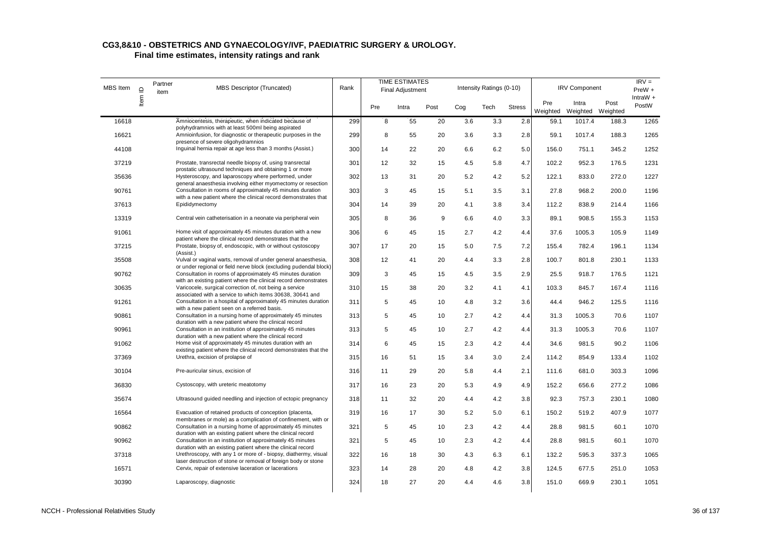## CG3,8&10 - OBSTETRICS AND GYNAECOLOGY/IVF, PAEDIATRIC SURGERY & UROLOGY.

### Final time estimates, intensity ratings and rank

| MBS Item | Item ID | Partner item | MBS Descriptor (Truncated) | Rank | TIME ESTIMATES Final Adjustment | | | Intensity Ratings (0-10) | | | IRV Component | | | IRV = PreW + IntraW + PostW |
|---|---|---|---|---|---|---|---|---|---|---|---|---|---|---|
| | | | | | Pre | Intra | Post | Cog | Tech | Stress | Pre Weighted | Intra Weighted | Post Weighted | |
| 16618 | | | Amniocentesis, therapeutic, when indicated because of polyhydramnios with at least 500ml being aspirated | 299 | 8 | 55 | 20 | 3.6 | 3.3 | 2.8 | 59.1 | 1017.4 | 188.3 | 1265 |
| 16621 | | | Amnioinfusion, for diagnostic or therapeutic purposes in the presence of severe oligohydramnios | 299 | 8 | 55 | 20 | 3.6 | 3.3 | 2.8 | 59.1 | 1017.4 | 188.3 | 1265 |
| 44108 | | | Inguinal hernia repair at age less than 3 months (Assist.) | 300 | 14 | 22 | 20 | 6.6 | 6.2 | 5.0 | 156.0 | 751.1 | 345.2 | 1252 |
| 37219 | | | Prostate, transrectal needle biopsy of, using transrectal prostatic ultrasound techniques and obtaining 1 or more | 301 | 12 | 32 | 15 | 4.5 | 5.8 | 4.7 | 102.2 | 952.3 | 176.5 | 1231 |
| 35636 | | | Hysteroscopy, and laparoscopy where performed, under general anaesthesia involving either myomectomy or resection | 302 | 13 | 31 | 20 | 5.2 | 4.2 | 5.2 | 122.1 | 833.0 | 272.0 | 1227 |
| 90761 | | | Consultation in rooms of approximately 45 minutes duration with a new patient where the clinical record demonstrates that | 303 | 3 | 45 | 15 | 5.1 | 3.5 | 3.1 | 27.8 | 968.2 | 200.0 | 1196 |
| 37613 | | | Epididymectomy | 304 | 14 | 39 | 20 | 4.1 | 3.8 | 3.4 | 112.2 | 838.9 | 214.4 | 1166 |
| 13319 | | | Central vein catheterisation in a neonate via peripheral vein | 305 | 8 | 36 | 9 | 6.6 | 4.0 | 3.3 | 89.1 | 908.5 | 155.3 | 1153 |
| 91061 | | | Home visit of approximately 45 minutes duration with a new patient where the clinical record demonstrates that the | 306 | 6 | 45 | 15 | 2.7 | 4.2 | 4.4 | 37.6 | 1005.3 | 105.9 | 1149 |
| 37215 | | | Prostate, biopsy of, endoscopic, with or without cystoscopy (Assist.) | 307 | 17 | 20 | 15 | 5.0 | 7.5 | 7.2 | 155.4 | 782.4 | 196.1 | 1134 |
| 35508 | | | Vulval or vaginal warts, removal of under general anaesthesia, or under regional or field nerve block (excluding pudendal block) | 308 | 12 | 41 | 20 | 4.4 | 3.3 | 2.8 | 100.7 | 801.8 | 230.1 | 1133 |
| 90762 | | | Consultation in rooms of approximately 45 minutes duration with an existing patient where the clinical record demonstrates | 309 | 3 | 45 | 15 | 4.5 | 3.5 | 2.9 | 25.5 | 918.7 | 176.5 | 1121 |
| 30635 | | | Varicocele, surgical correction of, not being a service associated with a service to which items 30638, 30641 and | 310 | 15 | 38 | 20 | 3.2 | 4.1 | 4.1 | 103.3 | 845.7 | 167.4 | 1116 |
| 91261 | | | Consultation in a hospital of approximately 45 minutes duration with a new patient seen on a referred basis. | 311 | 5 | 45 | 10 | 4.8 | 3.2 | 3.6 | 44.4 | 946.2 | 125.5 | 1116 |
| 90861 | | | Consultation in a nursing home of approximately 45 minutes duration with a new patient where the clinical record | 313 | 5 | 45 | 10 | 2.7 | 4.2 | 4.4 | 31.3 | 1005.3 | 70.6 | 1107 |
| 90961 | | | Consultation in an institution of approximately 45 minutes duration with a new patient where the clinical record | 313 | 5 | 45 | 10 | 2.7 | 4.2 | 4.4 | 31.3 | 1005.3 | 70.6 | 1107 |
| 91062 | | | Home visit of approximately 45 minutes duration with an existing patient where the clinical record demonstrates that the | 314 | 6 | 45 | 15 | 2.3 | 4.2 | 4.4 | 34.6 | 981.5 | 90.2 | 1106 |
| 37369 | | | Urethra, excision of prolapse of | 315 | 16 | 51 | 15 | 3.4 | 3.0 | 2.4 | 114.2 | 854.9 | 133.4 | 1102 |
| 30104 | | | Pre-auricular sinus, excision of | 316 | 11 | 29 | 20 | 5.8 | 4.4 | 2.1 | 111.6 | 681.0 | 303.3 | 1096 |
| 36830 | | | Cystoscopy, with ureteric meatotomy | 317 | 16 | 23 | 20 | 5.3 | 4.9 | 4.9 | 152.2 | 656.6 | 277.2 | 1086 |
| 35674 | | | Ultrasound guided needling and injection of ectopic pregnancy | 318 | 11 | 32 | 20 | 4.4 | 4.2 | 3.8 | 92.3 | 757.3 | 230.1 | 1080 |
| 16564 | | | Evacuation of retained products of conception (placenta, membranes or mole) as a complication of confinement, with or | 319 | 16 | 17 | 30 | 5.2 | 5.0 | 6.1 | 150.2 | 519.2 | 407.9 | 1077 |
| 90862 | | | Consultation in a nursing home of approximately 45 minutes duration with an existing patient where the clinical record | 321 | 5 | 45 | 10 | 2.3 | 4.2 | 4.4 | 28.8 | 981.5 | 60.1 | 1070 |
| 90962 | | | Consultation in an institution of approximately 45 minutes duration with an existing patient where the clinical record | 321 | 5 | 45 | 10 | 2.3 | 4.2 | 4.4 | 28.8 | 981.5 | 60.1 | 1070 |
| 37318 | | | Urethroscopy, with any 1 or more of - biopsy, diathermy, visual laser destruction of stone or removal of foreign body or stone | 322 | 16 | 18 | 30 | 4.3 | 6.3 | 6.1 | 132.2 | 595.3 | 337.3 | 1065 |
| 16571 | | | Cervix, repair of extensive laceration or lacerations | 323 | 14 | 28 | 20 | 4.8 | 4.2 | 3.8 | 124.5 | 677.5 | 251.0 | 1053 |
| 30390 | | | Laparoscopy, diagnostic | 324 | 18 | 27 | 20 | 4.4 | 4.6 | 3.8 | 151.0 | 669.9 | 230.1 | 1051 |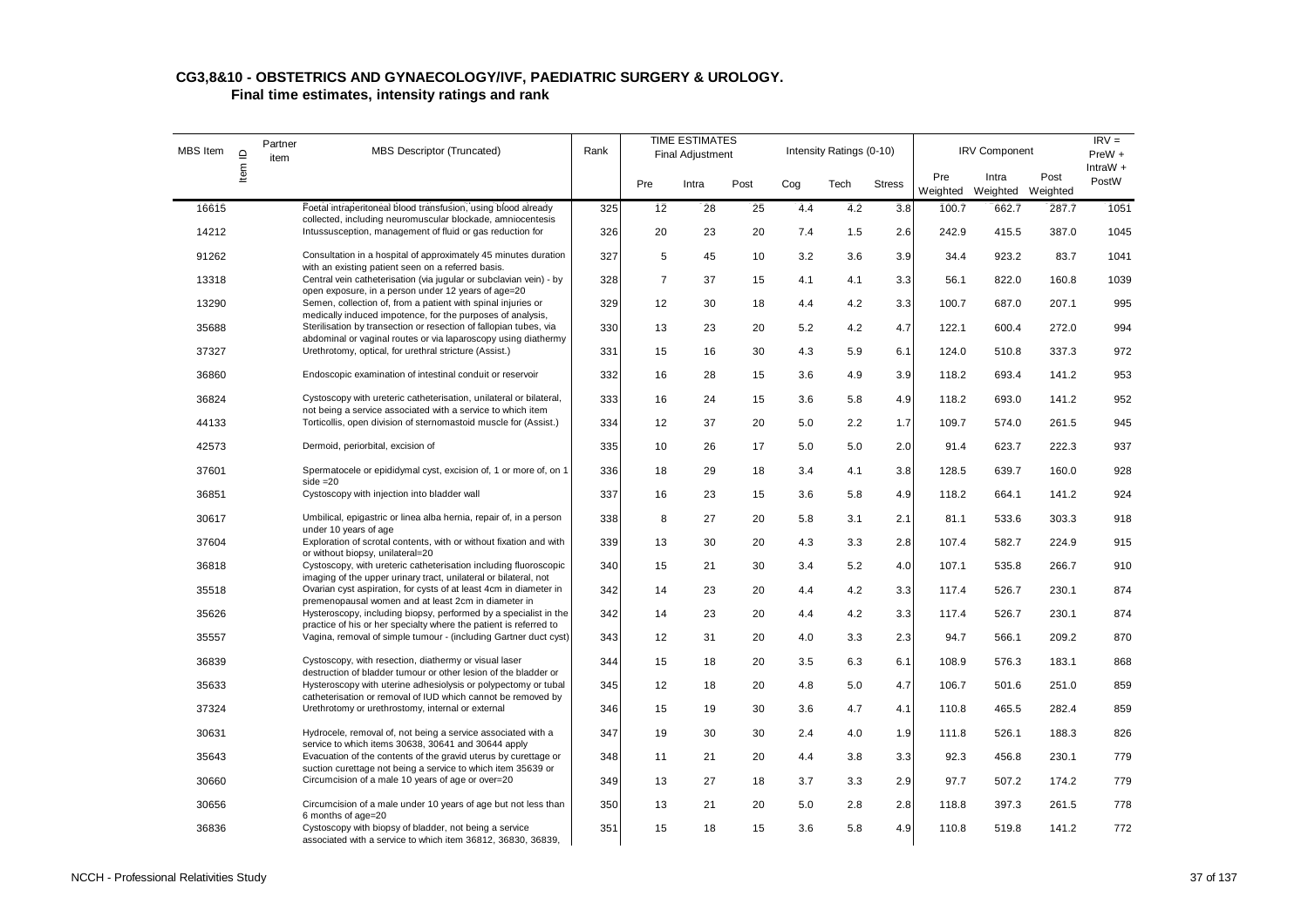## CG3,8&10 - OBSTETRICS AND GYNAECOLOGY/IVF, PAEDIATRIC SURGERY & UROLOGY.

### Final time estimates, intensity ratings and rank

| MBS Item | Item ID | Partner item | MBS Descriptor (Truncated) | Rank | TIME ESTIMATES Final Adjustment | | | Intensity Ratings (0-10) | | | IRV Component | | | IRV = PreW + IntraW + PostW |
|---|---|---|---|---|---|---|---|---|---|---|---|---|---|---|
| | | | | | Pre | Intra | Post | Cog | Tech | Stress | Pre Weighted | Intra Weighted | Post Weighted | |
| 16615 | | | Foetal intraperitoneal blood transfusion, using blood already collected, including neuromuscular blockade, amniocentesis | 325 | 12 | 28 | 25 | 4.4 | 4.2 | 3.8 | 100.7 | 662.7 | 287.7 | 1051 |
| 14212 | | | Intussusception, management of fluid or gas reduction for | 326 | 20 | 23 | 20 | 7.4 | 1.5 | 2.6 | 242.9 | 415.5 | 387.0 | 1045 |
| 91262 | | | Consultation in a hospital of approximately 45 minutes duration with an existing patient seen on a referred basis. | 327 | 5 | 45 | 10 | 3.2 | 3.6 | 3.9 | 34.4 | 923.2 | 83.7 | 1041 |
| 13318 | | | Central vein catheterisation (via jugular or subclavian vein) - by open exposure, in a person under 12 years of age=20 | 328 | 7 | 37 | 15 | 4.1 | 4.1 | 3.3 | 56.1 | 822.0 | 160.8 | 1039 |
| 13290 | | | Semen, collection of, from a patient with spinal injuries or medically induced impotence, for the purposes of analysis, | 329 | 12 | 30 | 18 | 4.4 | 4.2 | 3.3 | 100.7 | 687.0 | 207.1 | 995 |
| 35688 | | | Sterilisation by transection or resection of fallopian tubes, via abdominal or vaginal routes or via laparoscopy using diathermy | 330 | 13 | 23 | 20 | 5.2 | 4.2 | 4.7 | 122.1 | 600.4 | 272.0 | 994 |
| 37327 | | | Urethrotomy, optical, for urethral stricture (Assist.) | 331 | 15 | 16 | 30 | 4.3 | 5.9 | 6.1 | 124.0 | 510.8 | 337.3 | 972 |
| 36860 | | | Endoscopic examination of intestinal conduit or reservoir | 332 | 16 | 28 | 15 | 3.6 | 4.9 | 3.9 | 118.2 | 693.4 | 141.2 | 953 |
| 36824 | | | Cystoscopy with ureteric catheterisation, unilateral or bilateral, not being a service associated with a service to which item | 333 | 16 | 24 | 15 | 3.6 | 5.8 | 4.9 | 118.2 | 693.0 | 141.2 | 952 |
| 44133 | | | Torticollis, open division of sternomastoid muscle for (Assist.) | 334 | 12 | 37 | 20 | 5.0 | 2.2 | 1.7 | 109.7 | 574.0 | 261.5 | 945 |
| 42573 | | | Dermoid, periorbital, excision of | 335 | 10 | 26 | 17 | 5.0 | 5.0 | 2.0 | 91.4 | 623.7 | 222.3 | 937 |
| 37601 | | | Spermatocele or epididymal cyst, excision of, 1 or more of, on 1 side =20 | 336 | 18 | 29 | 18 | 3.4 | 4.1 | 3.8 | 128.5 | 639.7 | 160.0 | 928 |
| 36851 | | | Cystoscopy with injection into bladder wall | 337 | 16 | 23 | 15 | 3.6 | 5.8 | 4.9 | 118.2 | 664.1 | 141.2 | 924 |
| 30617 | | | Umbilical, epigastric or linea alba hernia, repair of, in a person under 10 years of age | 338 | 8 | 27 | 20 | 5.8 | 3.1 | 2.1 | 81.1 | 533.6 | 303.3 | 918 |
| 37604 | | | Exploration of scrotal contents, with or without fixation and with or without biopsy, unilateral=20 | 339 | 13 | 30 | 20 | 4.3 | 3.3 | 2.8 | 107.4 | 582.7 | 224.9 | 915 |
| 36818 | | | Cystoscopy, with ureteric catheterisation including fluoroscopic imaging of the upper urinary tract, unilateral or bilateral, not | 340 | 15 | 21 | 30 | 3.4 | 5.2 | 4.0 | 107.1 | 535.8 | 266.7 | 910 |
| 35518 | | | Ovarian cyst aspiration, for cysts of at least 4cm in diameter in premenopausal women and at least 2cm in diameter in | 342 | 14 | 23 | 20 | 4.4 | 4.2 | 3.3 | 117.4 | 526.7 | 230.1 | 874 |
| 35626 | | | Hysteroscopy, including biopsy, performed by a specialist in the practice of his or her specialty where the patient is referred to | 342 | 14 | 23 | 20 | 4.4 | 4.2 | 3.3 | 117.4 | 526.7 | 230.1 | 874 |
| 35557 | | | Vagina, removal of simple tumour - (including Gartner duct cyst) | 343 | 12 | 31 | 20 | 4.0 | 3.3 | 2.3 | 94.7 | 566.1 | 209.2 | 870 |
| 36839 | | | Cystoscopy, with resection, diathermy or visual laser destruction of bladder tumour or other lesion of the bladder or | 344 | 15 | 18 | 20 | 3.5 | 6.3 | 6.1 | 108.9 | 576.3 | 183.1 | 868 |
| 35633 | | | Hysteroscopy with uterine adhesiolysis or polypectomy or tubal catheterisation or removal of IUD which cannot be removed by | 345 | 12 | 18 | 20 | 4.8 | 5.0 | 4.7 | 106.7 | 501.6 | 251.0 | 859 |
| 37324 | | | Urethrotomy or urethrostomy, internal or external | 346 | 15 | 19 | 30 | 3.6 | 4.7 | 4.1 | 110.8 | 465.5 | 282.4 | 859 |
| 30631 | | | Hydrocele, removal of, not being a service associated with a service to which items 30638, 30641 and 30644 apply | 347 | 19 | 30 | 30 | 2.4 | 4.0 | 1.9 | 111.8 | 526.1 | 188.3 | 826 |
| 35643 | | | Evacuation of the contents of the gravid uterus by curettage or suction curettage not being a service to which item 35639 or | 348 | 11 | 21 | 20 | 4.4 | 3.8 | 3.3 | 92.3 | 456.8 | 230.1 | 779 |
| 30660 | | | Circumcision of a male 10 years of age or over=20 | 349 | 13 | 27 | 18 | 3.7 | 3.3 | 2.9 | 97.7 | 507.2 | 174.2 | 779 |
| 30656 | | | Circumcision of a male under 10 years of age but not less than 6 months of age=20 | 350 | 13 | 21 | 20 | 5.0 | 2.8 | 2.8 | 118.8 | 397.3 | 261.5 | 778 |
| 36836 | | | Cystoscopy with biopsy of bladder, not being a service associated with a service to which item 36812, 36830, 36839, | 351 | 15 | 18 | 15 | 3.6 | 5.8 | 4.9 | 110.8 | 519.8 | 141.2 | 772 |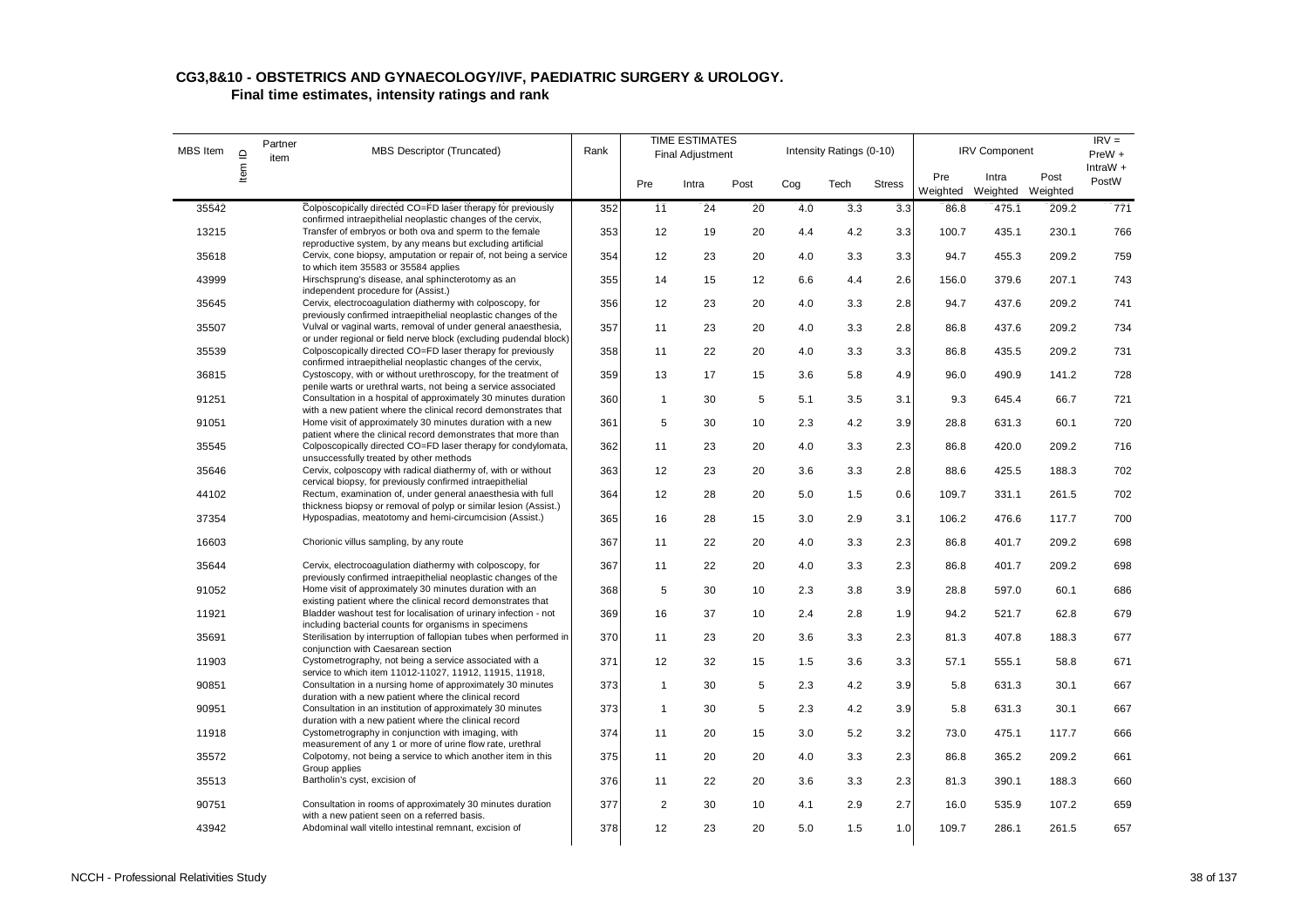## CG3,8&10 - OBSTETRICS AND GYNAECOLOGY/IVF, PAEDIATRIC SURGERY & UROLOGY.

### Final time estimates, intensity ratings and rank

| MBS Item | Item ID | Partner item | MBS Descriptor (Truncated) | Rank | TIME ESTIMATES Final Adjustment | | | Intensity Ratings (0-10) | | | IRV Component | | | IRV = PreW + IntraW + PostW |
|---|---|---|---|---|---|---|---|---|---|---|---|---|---|---|
| | | | | | Pre | Intra | Post | Cog | Tech | Stress | Pre Weighted | Intra Weighted | Post Weighted | |
| 35542 | | | Colposcopically directed CO=FD laser therapy for previously confirmed intraepithelial neoplastic changes of the cervix, | 352 | 11 | 24 | 20 | 4.0 | 3.3 | 3.3 | 86.8 | 475.1 | 209.2 | 771 |
| 13215 | | | Transfer of embryos or both ova and sperm to the female reproductive system, by any means but excluding artificial | 353 | 12 | 19 | 20 | 4.4 | 4.2 | 3.3 | 100.7 | 435.1 | 230.1 | 766 |
| 35618 | | | Cervix, cone biopsy, amputation or repair of, not being a service to which item 35583 or 35584 applies | 354 | 12 | 23 | 20 | 4.0 | 3.3 | 3.3 | 94.7 | 455.3 | 209.2 | 759 |
| 43999 | | | Hirschsprung's disease, anal sphincterotomy as an independent procedure for (Assist.) | 355 | 14 | 15 | 12 | 6.6 | 4.4 | 2.6 | 156.0 | 379.6 | 207.1 | 743 |
| 35645 | | | Cervix, electrocoagulation diathermy with colposcopy, for previously confirmed intraepithelial neoplastic changes of the | 356 | 12 | 23 | 20 | 4.0 | 3.3 | 2.8 | 94.7 | 437.6 | 209.2 | 741 |
| 35507 | | | Vulval or vaginal warts, removal of under general anaesthesia, or under regional or field nerve block (excluding pudendal block) | 357 | 11 | 23 | 20 | 4.0 | 3.3 | 2.8 | 86.8 | 437.6 | 209.2 | 734 |
| 35539 | | | Colposcopically directed CO=FD laser therapy for previously confirmed intraepithelial neoplastic changes of the cervix, | 358 | 11 | 22 | 20 | 4.0 | 3.3 | 3.3 | 86.8 | 435.5 | 209.2 | 731 |
| 36815 | | | Cystoscopy, with or without urethroscopy, for the treatment of penile warts or urethral warts, not being a service associated | 359 | 13 | 17 | 15 | 3.6 | 5.8 | 4.9 | 96.0 | 490.9 | 141.2 | 728 |
| 91251 | | | Consultation in a hospital of approximately 30 minutes duration with a new patient where the clinical record demonstrates that | 360 | 1 | 30 | 5 | 5.1 | 3.5 | 3.1 | 9.3 | 645.4 | 66.7 | 721 |
| 91051 | | | Home visit of approximately 30 minutes duration with a new patient where the clinical record demonstrates that more than | 361 | 5 | 30 | 10 | 2.3 | 4.2 | 3.9 | 28.8 | 631.3 | 60.1 | 720 |
| 35545 | | | Colposcopically directed CO=FD laser therapy for condylomata, unsuccessfully treated by other methods | 362 | 11 | 23 | 20 | 4.0 | 3.3 | 2.3 | 86.8 | 420.0 | 209.2 | 716 |
| 35646 | | | Cervix, colposcopy with radical diathermy of, with or without cervical biopsy, for previously confirmed intraepithelial | 363 | 12 | 23 | 20 | 3.6 | 3.3 | 2.8 | 88.6 | 425.5 | 188.3 | 702 |
| 44102 | | | Rectum, examination of, under general anaesthesia with full thickness biopsy or removal of polyp or similar lesion (Assist.) | 364 | 12 | 28 | 20 | 5.0 | 1.5 | 0.6 | 109.7 | 331.1 | 261.5 | 702 |
| 37354 | | | Hypospadias, meatotomy and hemi-circumcision (Assist.) | 365 | 16 | 28 | 15 | 3.0 | 2.9 | 3.1 | 106.2 | 476.6 | 117.7 | 700 |
| 16603 | | | Chorionic villus sampling, by any route | 367 | 11 | 22 | 20 | 4.0 | 3.3 | 2.3 | 86.8 | 401.7 | 209.2 | 698 |
| 35644 | | | Cervix, electrocoagulation diathermy with colposcopy, for previously confirmed intraepithelial neoplastic changes of the | 367 | 11 | 22 | 20 | 4.0 | 3.3 | 2.3 | 86.8 | 401.7 | 209.2 | 698 |
| 91052 | | | Home visit of approximately 30 minutes duration with an existing patient where the clinical record demonstrates that | 368 | 5 | 30 | 10 | 2.3 | 3.8 | 3.9 | 28.8 | 597.0 | 60.1 | 686 |
| 11921 | | | Bladder washout test for localisation of urinary infection - not including bacterial counts for organisms in specimens | 369 | 16 | 37 | 10 | 2.4 | 2.8 | 1.9 | 94.2 | 521.7 | 62.8 | 679 |
| 35691 | | | Sterilisation by interruption of fallopian tubes when performed in conjunction with Caesarean section | 370 | 11 | 23 | 20 | 3.6 | 3.3 | 2.3 | 81.3 | 407.8 | 188.3 | 677 |
| 11903 | | | Cystometrography, not being a service associated with a service to which item 11012-11027, 11912, 11915, 11918, | 371 | 12 | 32 | 15 | 1.5 | 3.6 | 3.3 | 57.1 | 555.1 | 58.8 | 671 |
| 90851 | | | Consultation in a nursing home of approximately 30 minutes duration with a new patient where the clinical record | 373 | 1 | 30 | 5 | 2.3 | 4.2 | 3.9 | 5.8 | 631.3 | 30.1 | 667 |
| 90951 | | | Consultation in an institution of approximately 30 minutes duration with a new patient where the clinical record | 373 | 1 | 30 | 5 | 2.3 | 4.2 | 3.9 | 5.8 | 631.3 | 30.1 | 667 |
| 11918 | | | Cystometrography in conjunction with imaging, with measurement of any 1 or more of urine flow rate, urethral | 374 | 11 | 20 | 15 | 3.0 | 5.2 | 3.2 | 73.0 | 475.1 | 117.7 | 666 |
| 35572 | | | Colpotomy, not being a service to which another item in this Group applies | 375 | 11 | 20 | 20 | 4.0 | 3.3 | 2.3 | 86.8 | 365.2 | 209.2 | 661 |
| 35513 | | | Bartholin's cyst, excision of | 376 | 11 | 22 | 20 | 3.6 | 3.3 | 2.3 | 81.3 | 390.1 | 188.3 | 660 |
| 90751 | | | Consultation in rooms of approximately 30 minutes duration with a new patient seen on a referred basis. | 377 | 2 | 30 | 10 | 4.1 | 2.9 | 2.7 | 16.0 | 535.9 | 107.2 | 659 |
| 43942 | | | Abdominal wall vitello intestinal remnant, excision of | 378 | 12 | 23 | 20 | 5.0 | 1.5 | 1.0 | 109.7 | 286.1 | 261.5 | 657 |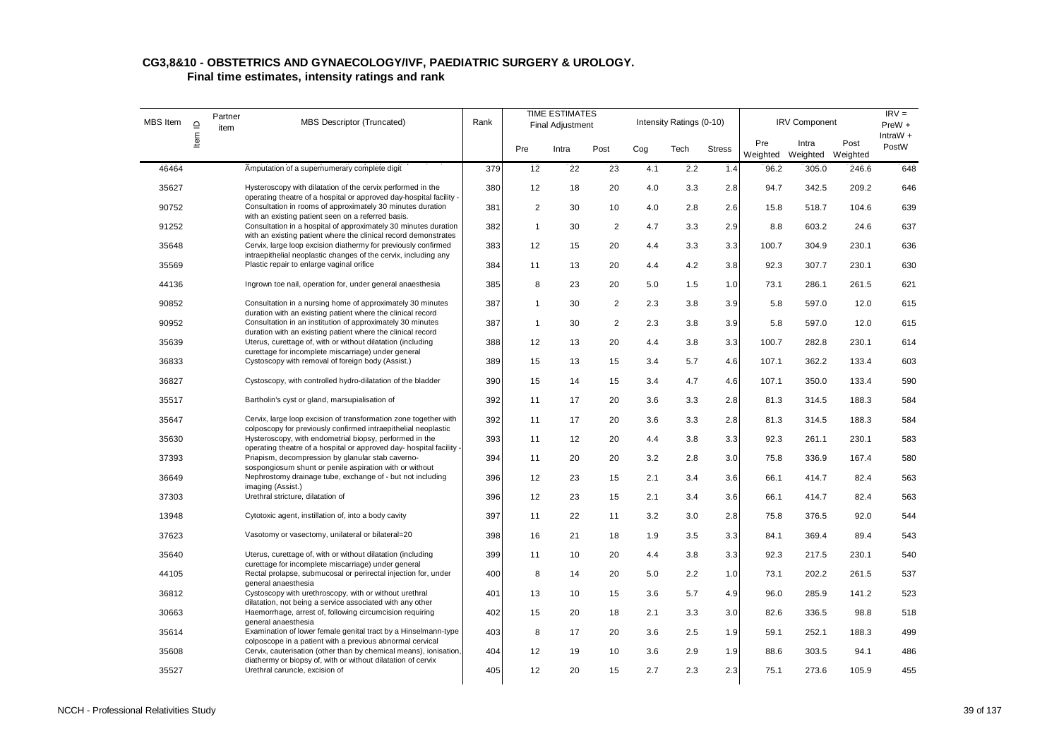## CG3,8&10 - OBSTETRICS AND GYNAECOLOGY/IVF, PAEDIATRIC SURGERY & UROLOGY.

### Final time estimates, intensity ratings and rank

| MBS Item | Item ID | Partner item | MBS Descriptor (Truncated) | Rank | TIME ESTIMATES Final Adjustment | | | Intensity Ratings (0-10) | | | IRV Component | | | IRV = PreW + IntraW + PostW |
|---|---|---|---|---|---|---|---|---|---|---|---|---|---|---|
| | | | | | Pre | Intra | Post | Cog | Tech | Stress | Pre Weighted | Intra Weighted | Post Weighted | |
| 46464 | | | Amputation of a supernumerary complete digit | 379 | 12 | 22 | 23 | 4.1 | 2.2 | 1.4 | 96.2 | 305.0 | 246.6 | 648 |
| 35627 | | | Hysteroscopy with dilatation of the cervix performed in the operating theatre of a hospital or approved day-hospital facility - | 380 | 12 | 18 | 20 | 4.0 | 3.3 | 2.8 | 94.7 | 342.5 | 209.2 | 646 |
| 90752 | | | Consultation in rooms of approximately 30 minutes duration with an existing patient seen on a referred basis. | 381 | 2 | 30 | 10 | 4.0 | 2.8 | 2.6 | 15.8 | 518.7 | 104.6 | 639 |
| 91252 | | | Consultation in a hospital of approximately 30 minutes duration with an existing patient where the clinical record demonstrates | 382 | 1 | 30 | 2 | 4.7 | 3.3 | 2.9 | 8.8 | 603.2 | 24.6 | 637 |
| 35648 | | | Cervix, large loop excision diathermy for previously confirmed intraepithelial neoplastic changes of the cervix, including any | 383 | 12 | 15 | 20 | 4.4 | 3.3 | 3.3 | 100.7 | 304.9 | 230.1 | 636 |
| 35569 | | | Plastic repair to enlarge vaginal orifice | 384 | 11 | 13 | 20 | 4.4 | 4.2 | 3.8 | 92.3 | 307.7 | 230.1 | 630 |
| 44136 | | | Ingrown toe nail, operation for, under general anaesthesia | 385 | 8 | 23 | 20 | 5.0 | 1.5 | 1.0 | 73.1 | 286.1 | 261.5 | 621 |
| 90852 | | | Consultation in a nursing home of approximately 30 minutes duration with an existing patient where the clinical record | 387 | 1 | 30 | 2 | 2.3 | 3.8 | 3.9 | 5.8 | 597.0 | 12.0 | 615 |
| 90952 | | | Consultation in an institution of approximately 30 minutes duration with an existing patient where the clinical record | 387 | 1 | 30 | 2 | 2.3 | 3.8 | 3.9 | 5.8 | 597.0 | 12.0 | 615 |
| 35639 | | | Uterus, curettage of, with or without dilatation (including curettage for incomplete miscarriage) under general | 388 | 12 | 13 | 20 | 4.4 | 3.8 | 3.3 | 100.7 | 282.8 | 230.1 | 614 |
| 36833 | | | Cystoscopy with removal of foreign body (Assist.) | 389 | 15 | 13 | 15 | 3.4 | 5.7 | 4.6 | 107.1 | 362.2 | 133.4 | 603 |
| 36827 | | | Cystoscopy, with controlled hydro-dilatation of the bladder | 390 | 15 | 14 | 15 | 3.4 | 4.7 | 4.6 | 107.1 | 350.0 | 133.4 | 590 |
| 35517 | | | Bartholin's cyst or gland, marsupialisation of | 392 | 11 | 17 | 20 | 3.6 | 3.3 | 2.8 | 81.3 | 314.5 | 188.3 | 584 |
| 35647 | | | Cervix, large loop excision of transformation zone together with colposcopy for previously confirmed intraepithelial neoplastic | 392 | 11 | 17 | 20 | 3.6 | 3.3 | 2.8 | 81.3 | 314.5 | 188.3 | 584 |
| 35630 | | | Hysteroscopy, with endometrial biopsy, performed in the operating theatre of a hospital or approved day- hospital facility - | 393 | 11 | 12 | 20 | 4.4 | 3.8 | 3.3 | 92.3 | 261.1 | 230.1 | 583 |
| 37393 | | | Priapism, decompression by glanular stab caverno-sospongiosum shunt or penile aspiration with or without | 394 | 11 | 20 | 20 | 3.2 | 2.8 | 3.0 | 75.8 | 336.9 | 167.4 | 580 |
| 36649 | | | Nephrostomy drainage tube, exchange of - but not including imaging (Assist.) | 396 | 12 | 23 | 15 | 2.1 | 3.4 | 3.6 | 66.1 | 414.7 | 82.4 | 563 |
| 37303 | | | Urethral stricture, dilatation of | 396 | 12 | 23 | 15 | 2.1 | 3.4 | 3.6 | 66.1 | 414.7 | 82.4 | 563 |
| 13948 | | | Cytotoxic agent, instillation of, into a body cavity | 397 | 11 | 22 | 11 | 3.2 | 3.0 | 2.8 | 75.8 | 376.5 | 92.0 | 544 |
| 37623 | | | Vasotomy or vasectomy, unilateral or bilateral=20 | 398 | 16 | 21 | 18 | 1.9 | 3.5 | 3.3 | 84.1 | 369.4 | 89.4 | 543 |
| 35640 | | | Uterus, curettage of, with or without dilatation (including curettage for incomplete miscarriage) under general | 399 | 11 | 10 | 20 | 4.4 | 3.8 | 3.3 | 92.3 | 217.5 | 230.1 | 540 |
| 44105 | | | Rectal prolapse, submucosal or perirectal injection for, under general anaesthesia | 400 | 8 | 14 | 20 | 5.0 | 2.2 | 1.0 | 73.1 | 202.2 | 261.5 | 537 |
| 36812 | | | Cystoscopy with urethroscopy, with or without urethral dilatation, not being a service associated with any other | 401 | 13 | 10 | 15 | 3.6 | 5.7 | 4.9 | 96.0 | 285.9 | 141.2 | 523 |
| 30663 | | | Haemorrhage, arrest of, following circumcision requiring general anaesthesia | 402 | 15 | 20 | 18 | 2.1 | 3.3 | 3.0 | 82.6 | 336.5 | 98.8 | 518 |
| 35614 | | | Examination of lower female genital tract by a Hinselmann-type colposcope in a patient with a previous abnormal cervical | 403 | 8 | 17 | 20 | 3.6 | 2.5 | 1.9 | 59.1 | 252.1 | 188.3 | 499 |
| 35608 | | | Cervix, cauterisation (other than by chemical means), ionisation, diathermy or biopsy of, with or without dilatation of cervix | 404 | 12 | 19 | 10 | 3.6 | 2.9 | 1.9 | 88.6 | 303.5 | 94.1 | 486 |
| 35527 | | | Urethral caruncle, excision of | 405 | 12 | 20 | 15 | 2.7 | 2.3 | 2.3 | 75.1 | 273.6 | 105.9 | 455 |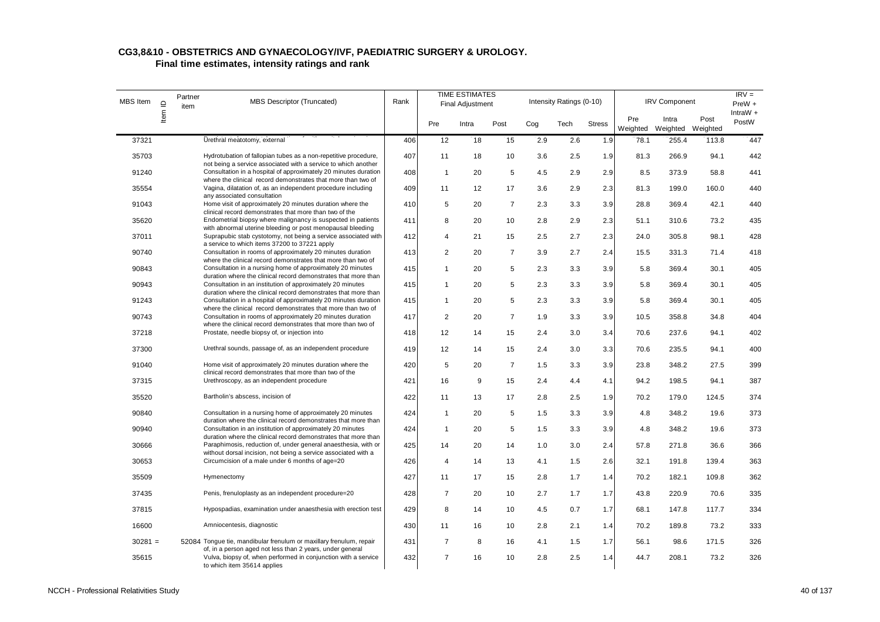## CG3,8&10 - OBSTETRICS AND GYNAECOLOGY/IVF, PAEDIATRIC SURGERY & UROLOGY.

### Final time estimates, intensity ratings and rank

| MBS Item | Item ID | Partner item | MBS Descriptor (Truncated) | Rank | TIME ESTIMATES Final Adjustment | | | Intensity Ratings (0-10) | | | IRV Component | | | IRV = PreW + IntraW + PostW |
|---|---|---|---|---|---|---|---|---|---|---|---|---|---|---|
| | | | | | Pre | Intra | Post | Cog | Tech | Stress | Pre Weighted | Intra Weighted | Post Weighted | |
| 37321 | | | Urethral meatotomy, external | 406 | 12 | 18 | 15 | 2.9 | 2.6 | 1.9 | 78.1 | 255.4 | 113.8 | 447 |
| 35703 | | | Hydrotubation of fallopian tubes as a non-repetitive procedure, not being a service associated with a service to which another | 407 | 11 | 18 | 10 | 3.6 | 2.5 | 1.9 | 81.3 | 266.9 | 94.1 | 442 |
| 91240 | | | Consultation in a hospital of approximately 20 minutes duration where the clinical record demonstrates that more than two of | 408 | 1 | 20 | 5 | 4.5 | 2.9 | 2.9 | 8.5 | 373.9 | 58.8 | 441 |
| 35554 | | | Vagina, dilatation of, as an independent procedure including any associated consultation | 409 | 11 | 12 | 17 | 3.6 | 2.9 | 2.3 | 81.3 | 199.0 | 160.0 | 440 |
| 91043 | | | Home visit of approximately 20 minutes duration where the clinical record demonstrates that more than two of the | 410 | 5 | 20 | 7 | 2.3 | 3.3 | 3.9 | 28.8 | 369.4 | 42.1 | 440 |
| 35620 | | | Endometrial biopsy where malignancy is suspected in patients with abnormal uterine bleeding or post menopausal bleeding | 411 | 8 | 20 | 10 | 2.8 | 2.9 | 2.3 | 51.1 | 310.6 | 73.2 | 435 |
| 37011 | | | Suprapubic stab cystotomy, not being a service associated with a service to which items 37200 to 37221 apply | 412 | 4 | 21 | 15 | 2.5 | 2.7 | 2.3 | 24.0 | 305.8 | 98.1 | 428 |
| 90740 | | | Consultation in rooms of approximately 20 minutes duration where the clinical record demonstrates that more than two of | 413 | 2 | 20 | 7 | 3.9 | 2.7 | 2.4 | 15.5 | 331.3 | 71.4 | 418 |
| 90843 | | | Consultation in a nursing home of approximately 20 minutes duration where the clinical record demonstrates that more than | 415 | 1 | 20 | 5 | 2.3 | 3.3 | 3.9 | 5.8 | 369.4 | 30.1 | 405 |
| 90943 | | | Consultation in an institution of approximately 20 minutes duration where the clinical record demonstrates that more than | 415 | 1 | 20 | 5 | 2.3 | 3.3 | 3.9 | 5.8 | 369.4 | 30.1 | 405 |
| 91243 | | | Consultation in a hospital of approximately 20 minutes duration where the clinical record demonstrates that more than two of | 415 | 1 | 20 | 5 | 2.3 | 3.3 | 3.9 | 5.8 | 369.4 | 30.1 | 405 |
| 90743 | | | Consultation in rooms of approximately 20 minutes duration where the clinical record demonstrates that more than two of | 417 | 2 | 20 | 7 | 1.9 | 3.3 | 3.9 | 10.5 | 358.8 | 34.8 | 404 |
| 37218 | | | Prostate, needle biopsy of, or injection into | 418 | 12 | 14 | 15 | 2.4 | 3.0 | 3.4 | 70.6 | 237.6 | 94.1 | 402 |
| 37300 | | | Urethral sounds, passage of, as an independent procedure | 419 | 12 | 14 | 15 | 2.4 | 3.0 | 3.3 | 70.6 | 235.5 | 94.1 | 400 |
| 91040 | | | Home visit of approximately 20 minutes duration where the clinical record demonstrates that more than two of the | 420 | 5 | 20 | 7 | 1.5 | 3.3 | 3.9 | 23.8 | 348.2 | 27.5 | 399 |
| 37315 | | | Urethroscopy, as an independent procedure | 421 | 16 | 9 | 15 | 2.4 | 4.4 | 4.1 | 94.2 | 198.5 | 94.1 | 387 |
| 35520 | | | Bartholin's abscess, incision of | 422 | 11 | 13 | 17 | 2.8 | 2.5 | 1.9 | 70.2 | 179.0 | 124.5 | 374 |
| 90840 | | | Consultation in a nursing home of approximately 20 minutes duration where the clinical record demonstrates that more than | 424 | 1 | 20 | 5 | 1.5 | 3.3 | 3.9 | 4.8 | 348.2 | 19.6 | 373 |
| 90940 | | | Consultation in an institution of approximately 20 minutes duration where the clinical record demonstrates that more than | 424 | 1 | 20 | 5 | 1.5 | 3.3 | 3.9 | 4.8 | 348.2 | 19.6 | 373 |
| 30666 | | | Paraphimosis, reduction of, under general anaesthesia, with or without dorsal incision, not being a service associated with a | 425 | 14 | 20 | 14 | 1.0 | 3.0 | 2.4 | 57.8 | 271.8 | 36.6 | 366 |
| 30653 | | | Circumcision of a male under 6 months of age=20 | 426 | 4 | 14 | 13 | 4.1 | 1.5 | 2.6 | 32.1 | 191.8 | 139.4 | 363 |
| 35509 | | | Hymenectomy | 427 | 11 | 17 | 15 | 2.8 | 1.7 | 1.4 | 70.2 | 182.1 | 109.8 | 362 |
| 37435 | | | Penis, frenuloplasty as an independent procedure=20 | 428 | 7 | 20 | 10 | 2.7 | 1.7 | 1.7 | 43.8 | 220.9 | 70.6 | 335 |
| 37815 | | | Hypospadias, examination under anaesthesia with erection test | 429 | 8 | 14 | 10 | 4.5 | 0.7 | 1.7 | 68.1 | 147.8 | 117.7 | 334 |
| 16600 | | | Amniocentesis, diagnostic | 430 | 11 | 16 | 10 | 2.8 | 2.1 | 1.4 | 70.2 | 189.8 | 73.2 | 333 |
| 30281 = | | 52084 | Tongue tie, mandibular frenulum or maxillary frenulum, repair of, in a person aged not less than 2 years, under general | 431 | 7 | 8 | 16 | 4.1 | 1.5 | 1.7 | 56.1 | 98.6 | 171.5 | 326 |
| 35615 | | | Vulva, biopsy of, when performed in conjunction with a service to which item 35614 applies | 432 | 7 | 16 | 10 | 2.8 | 2.5 | 1.4 | 44.7 | 208.1 | 73.2 | 326 |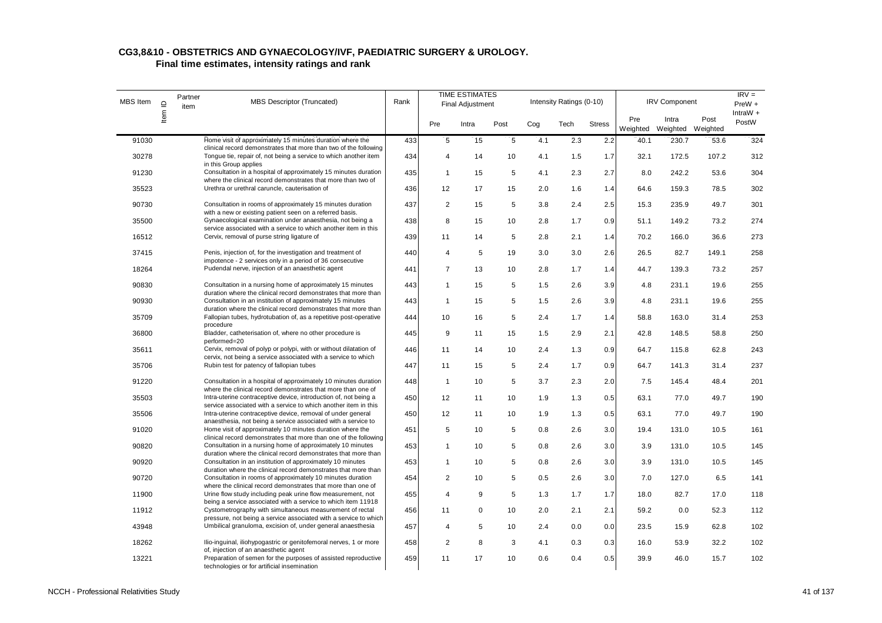## CG3,8&10 - OBSTETRICS AND GYNAECOLOGY/IVF, PAEDIATRIC SURGERY & UROLOGY.

### Final time estimates, intensity ratings and rank

| MBS Item | Item ID | Partner item | MBS Descriptor (Truncated) | Rank | TIME ESTIMATES Final Adjustment | | | Intensity Ratings (0-10) | | | IRV Component | | | IRV = PreW + IntraW + PostW |
|---|---|---|---|---|---|---|---|---|---|---|---|---|---|---|
| | | | | | Pre | Intra | Post | Cog | Tech | Stress | Pre Weighted | Intra Weighted | Post Weighted | |
| 91030 | | | Home visit of approximately 15 minutes duration where the clinical record demonstrates that more than two of the following | 433 | 5 | 15 | 5 | 4.1 | 2.3 | 2.2 | 40.1 | 230.7 | 53.6 | 324 |
| 30278 | | | Tongue tie, repair of, not being a service to which another item in this Group applies | 434 | 4 | 14 | 10 | 4.1 | 1.5 | 1.7 | 32.1 | 172.5 | 107.2 | 312 |
| 91230 | | | Consultation in a hospital of approximately 15 minutes duration where the clinical record demonstrates that more than two of | 435 | 1 | 15 | 5 | 4.1 | 2.3 | 2.7 | 8.0 | 242.2 | 53.6 | 304 |
| 35523 | | | Urethra or urethral caruncle, cauterisation of | 436 | 12 | 17 | 15 | 2.0 | 1.6 | 1.4 | 64.6 | 159.3 | 78.5 | 302 |
| 90730 | | | Consultation in rooms of approximately 15 minutes duration with a new or existing patient seen on a referred basis. | 437 | 2 | 15 | 5 | 3.8 | 2.4 | 2.5 | 15.3 | 235.9 | 49.7 | 301 |
| 35500 | | | Gynaecological examination under anaesthesia, not being a service associated with a service to which another item in this | 438 | 8 | 15 | 10 | 2.8 | 1.7 | 0.9 | 51.1 | 149.2 | 73.2 | 274 |
| 16512 | | | Cervix, removal of purse string ligature of | 439 | 11 | 14 | 5 | 2.8 | 2.1 | 1.4 | 70.2 | 166.0 | 36.6 | 273 |
| 37415 | | | Penis, injection of, for the investigation and treatment of impotence - 2 services only in a period of 36 consecutive | 440 | 4 | 5 | 19 | 3.0 | 3.0 | 2.6 | 26.5 | 82.7 | 149.1 | 258 |
| 18264 | | | Pudendal nerve, injection of an anaesthetic agent | 441 | 7 | 13 | 10 | 2.8 | 1.7 | 1.4 | 44.7 | 139.3 | 73.2 | 257 |
| 90830 | | | Consultation in a nursing home of approximately 15 minutes duration where the clinical record demonstrates that more than | 443 | 1 | 15 | 5 | 1.5 | 2.6 | 3.9 | 4.8 | 231.1 | 19.6 | 255 |
| 90930 | | | Consultation in an institution of approximately 15 minutes duration where the clinical record demonstrates that more than | 443 | 1 | 15 | 5 | 1.5 | 2.6 | 3.9 | 4.8 | 231.1 | 19.6 | 255 |
| 35709 | | | Fallopian tubes, hydrotubation of, as a repetitive post-operative procedure | 444 | 10 | 16 | 5 | 2.4 | 1.7 | 1.4 | 58.8 | 163.0 | 31.4 | 253 |
| 36800 | | | Bladder, catheterisation of, where no other procedure is performed=20 | 445 | 9 | 11 | 15 | 1.5 | 2.9 | 2.1 | 42.8 | 148.5 | 58.8 | 250 |
| 35611 | | | Cervix, removal of polyp or polypi, with or without dilatation of cervix, not being a service associated with a service to which | 446 | 11 | 14 | 10 | 2.4 | 1.3 | 0.9 | 64.7 | 115.8 | 62.8 | 243 |
| 35706 | | | Rubin test for patency of fallopian tubes | 447 | 11 | 15 | 5 | 2.4 | 1.7 | 0.9 | 64.7 | 141.3 | 31.4 | 237 |
| 91220 | | | Consultation in a hospital of approximately 10 minutes duration where the clinical record demonstrates that more than one of | 448 | 1 | 10 | 5 | 3.7 | 2.3 | 2.0 | 7.5 | 145.4 | 48.4 | 201 |
| 35503 | | | Intra-uterine contraceptive device, introduction of, not being a service associated with a service to which another item in this | 450 | 12 | 11 | 10 | 1.9 | 1.3 | 0.5 | 63.1 | 77.0 | 49.7 | 190 |
| 35506 | | | Intra-uterine contraceptive device, removal of under general anaesthesia, not being a service associated with a service to | 450 | 12 | 11 | 10 | 1.9 | 1.3 | 0.5 | 63.1 | 77.0 | 49.7 | 190 |
| 91020 | | | Home visit of approximately 10 minutes duration where the clinical record demonstrates that more than one of the following | 451 | 5 | 10 | 5 | 0.8 | 2.6 | 3.0 | 19.4 | 131.0 | 10.5 | 161 |
| 90820 | | | Consultation in a nursing home of approximately 10 minutes duration where the clinical record demonstrates that more than | 453 | 1 | 10 | 5 | 0.8 | 2.6 | 3.0 | 3.9 | 131.0 | 10.5 | 145 |
| 90920 | | | Consultation in an institution of approximately 10 minutes duration where the clinical record demonstrates that more than | 453 | 1 | 10 | 5 | 0.8 | 2.6 | 3.0 | 3.9 | 131.0 | 10.5 | 145 |
| 90720 | | | Consultation in rooms of approximately 10 minutes duration where the clinical record demonstrates that more than one of | 454 | 2 | 10 | 5 | 0.5 | 2.6 | 3.0 | 7.0 | 127.0 | 6.5 | 141 |
| 11900 | | | Urine flow study including peak urine flow measurement, not being a service associated with a service to which item 11918 | 455 | 4 | 9 | 5 | 1.3 | 1.7 | 1.7 | 18.0 | 82.7 | 17.0 | 118 |
| 11912 | | | Cystometrography with simultaneous measurement of rectal pressure, not being a service associated with a service to which | 456 | 11 | 0 | 10 | 2.0 | 2.1 | 2.1 | 59.2 | 0.0 | 52.3 | 112 |
| 43948 | | | Umbilical granuloma, excision of, under general anaesthesia | 457 | 4 | 5 | 10 | 2.4 | 0.0 | 0.0 | 23.5 | 15.9 | 62.8 | 102 |
| 18262 | | | Ilio-inguinal, iliohypogastric or genitofemoral nerves, 1 or more of, injection of an anaesthetic agent | 458 | 2 | 8 | 3 | 4.1 | 0.3 | 0.3 | 16.0 | 53.9 | 32.2 | 102 |
| 13221 | | | Preparation of semen for the purposes of assisted reproductive technologies or for artificial insemination | 459 | 11 | 17 | 10 | 0.6 | 0.4 | 0.5 | 39.9 | 46.0 | 15.7 | 102 |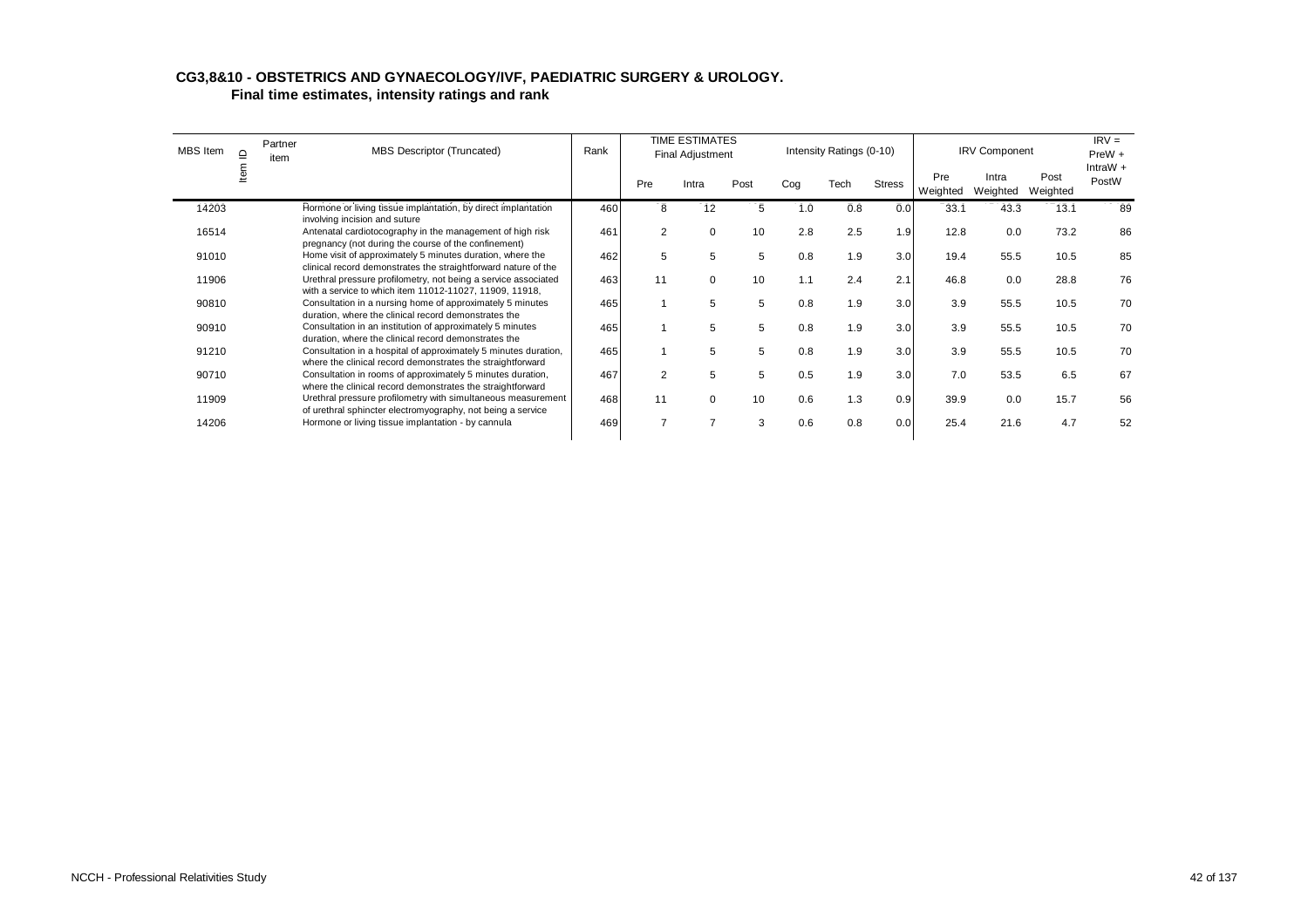**CG3,8&10 - OBSTETRICS AND GYNAECOLOGY/IVF, PAEDIATRIC SURGERY & UROLOGY.**
**Final time estimates, intensity ratings and rank**

| MBS Item | Item ID | Partner item | MBS Descriptor (Truncated) | Rank | TIME ESTIMATES Final Adjustment | | | Intensity Ratings (0-10) | | | IRV Component | | | IRV = PreW + IntraW + PostW |
|---|---|---|---|---|---|---|---|---|---|---|---|---|---|---|
| | | | | | Pre | Intra | Post | Cog | Tech | Stress | Pre Weighted | Intra Weighted | Post Weighted | |
| 14203 | | | Hormone or living tissue implantation, by direct implantation involving incision and suture | 460 | 8 | 12 | 5 | 1.0 | 0.8 | 0.0 | 33.1 | 43.3 | 13.1 | 89 |
| 16514 | | | Antenatal cardiotocography in the management of high risk pregnancy (not during the course of the confinement) | 461 | 2 | 0 | 10 | 2.8 | 2.5 | 1.9 | 12.8 | 0.0 | 73.2 | 86 |
| 91010 | | | Home visit of approximately 5 minutes duration, where the clinical record demonstrates the straightforward nature of the | 462 | 5 | 5 | 5 | 0.8 | 1.9 | 3.0 | 19.4 | 55.5 | 10.5 | 85 |
| 11906 | | | Urethral pressure profilometry, not being a service associated with a service to which item 11012-11027, 11909, 11918, | 463 | 11 | 0 | 10 | 1.1 | 2.4 | 2.1 | 46.8 | 0.0 | 28.8 | 76 |
| 90810 | | | Consultation in a nursing home of approximately 5 minutes duration, where the clinical record demonstrates the | 465 | 1 | 5 | 5 | 0.8 | 1.9 | 3.0 | 3.9 | 55.5 | 10.5 | 70 |
| 90910 | | | Consultation in an institution of approximately 5 minutes duration, where the clinical record demonstrates the | 465 | 1 | 5 | 5 | 0.8 | 1.9 | 3.0 | 3.9 | 55.5 | 10.5 | 70 |
| 91210 | | | Consultation in a hospital of approximately 5 minutes duration, where the clinical record demonstrates the straightforward | 465 | 1 | 5 | 5 | 0.8 | 1.9 | 3.0 | 3.9 | 55.5 | 10.5 | 70 |
| 90710 | | | Consultation in rooms of approximately 5 minutes duration, where the clinical record demonstrates the straightforward | 467 | 2 | 5 | 5 | 0.5 | 1.9 | 3.0 | 7.0 | 53.5 | 6.5 | 67 |
| 11909 | | | Urethral pressure profilometry with simultaneous measurement of urethral sphincter electromyography, not being a service | 468 | 11 | 0 | 10 | 0.6 | 1.3 | 0.9 | 39.9 | 0.0 | 15.7 | 56 |
| 14206 | | | Hormone or living tissue implantation - by cannula | 469 | 7 | 7 | 3 | 0.6 | 0.8 | 0.0 | 25.4 | 21.6 | 4.7 | 52 |

NCCH - Professional Relativities Study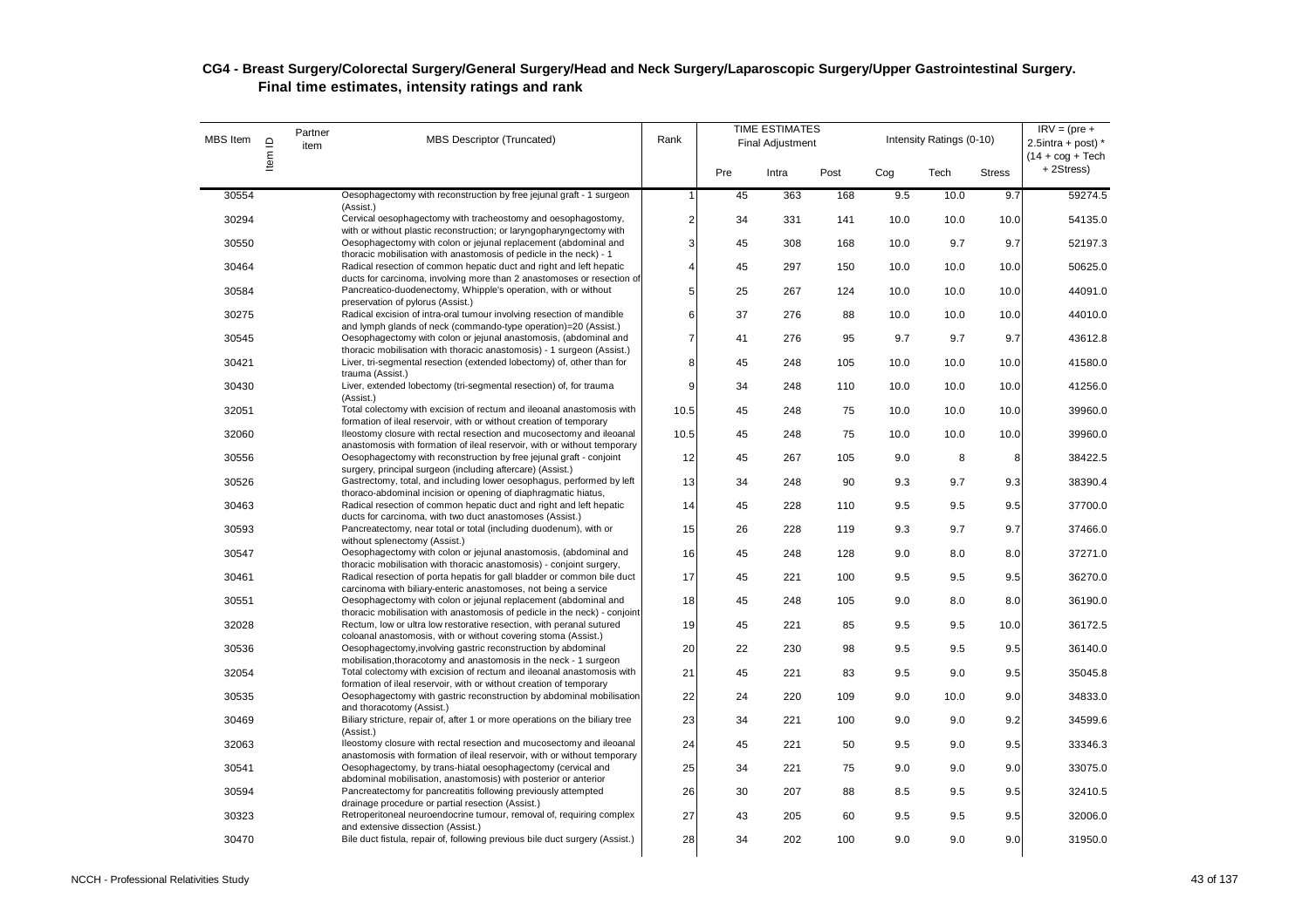## CG4 - Breast Surgery/Colorectal Surgery/General Surgery/Head and Neck Surgery/Laparoscopic Surgery/Upper Gastrointestinal Surgery.

### Final time estimates, intensity ratings and rank

| MBS Item | Item ID | Partner item | MBS Descriptor (Truncated) | Rank | TIME ESTIMATES Final Adjustment | | | Intensity Ratings (0-10) | | | IRV = (pre + 2.5intra + post) * (14 + cog + Tech + 2Stress) |
|---|---|---|---|---|---|---|---|---|---|---|---|
| | | | | | Pre | Intra | Post | Cog | Tech | Stress | |
| 30554 | | | Oesophagectomy with reconstruction by free jejunal graft - 1 surgeon (Assist.) | 1 | 45 | 363 | 168 | 9.5 | 10.0 | 9.7 | 59274.5 |
| 30294 | | | Cervical oesophagectomy with tracheostomy and oesophagostomy, with or without plastic reconstruction; or laryngopharyngectomy with | 2 | 34 | 331 | 141 | 10.0 | 10.0 | 10.0 | 54135.0 |
| 30550 | | | Oesophagectomy with colon or jejunal replacement (abdominal and thoracic mobilisation with anastomosis of pedicle in the neck) - 1 | 3 | 45 | 308 | 168 | 10.0 | 9.7 | 9.7 | 52197.3 |
| 30464 | | | Radical resection of common hepatic duct and right and left hepatic ducts for carcinoma, involving more than 2 anastomoses or resection of | 4 | 45 | 297 | 150 | 10.0 | 10.0 | 10.0 | 50625.0 |
| 30584 | | | Pancreatico-duodenectomy, Whipple's operation, with or without preservation of pylorus (Assist.) | 5 | 25 | 267 | 124 | 10.0 | 10.0 | 10.0 | 44091.0 |
| 30275 | | | Radical excision of intra-oral tumour involving resection of mandible and lymph glands of neck (commando-type operation)=20 (Assist.) | 6 | 37 | 276 | 88 | 10.0 | 10.0 | 10.0 | 44010.0 |
| 30545 | | | Oesophagectomy with colon or jejunal anastomosis, (abdominal and thoracic mobilisation with thoracic anastomosis) - 1 surgeon (Assist.) | 7 | 41 | 276 | 95 | 9.7 | 9.7 | 9.7 | 43612.8 |
| 30421 | | | Liver, tri-segmental resection (extended lobectomy) of, other than for trauma (Assist.) | 8 | 45 | 248 | 105 | 10.0 | 10.0 | 10.0 | 41580.0 |
| 30430 | | | Liver, extended lobectomy (tri-segmental resection) of, for trauma (Assist.) | 9 | 34 | 248 | 110 | 10.0 | 10.0 | 10.0 | 41256.0 |
| 32051 | | | Total colectomy with excision of rectum and ileoanal anastomosis with formation of ileal reservoir, with or without creation of temporary | 10.5 | 45 | 248 | 75 | 10.0 | 10.0 | 10.0 | 39960.0 |
| 32060 | | | Ileostomy closure with rectal resection and mucosectomy and ileoanal anastomosis with formation of ileal reservoir, with or without temporary | 10.5 | 45 | 248 | 75 | 10.0 | 10.0 | 10.0 | 39960.0 |
| 30556 | | | Oesophagectomy with reconstruction by free jejunal graft - conjoint surgery, principal surgeon (including aftercare) (Assist.) | 12 | 45 | 267 | 105 | 9.0 | 8 | 8 | 38422.5 |
| 30526 | | | Gastrectomy, total, and including lower oesophagus, performed by left thoraco-abdominal incision or opening of diaphragmatic hiatus, | 13 | 34 | 248 | 90 | 9.3 | 9.7 | 9.3 | 38390.4 |
| 30463 | | | Radical resection of common hepatic duct and right and left hepatic ducts for carcinoma, with two duct anastomoses (Assist.) | 14 | 45 | 228 | 110 | 9.5 | 9.5 | 9.5 | 37700.0 |
| 30593 | | | Pancreatectomy, near total or total (including duodenum), with or without splenectomy (Assist.) | 15 | 26 | 228 | 119 | 9.3 | 9.7 | 9.7 | 37466.0 |
| 30547 | | | Oesophagectomy with colon or jejunal anastomosis, (abdominal and thoracic mobilisation with thoracic anastomosis) - conjoint surgery, | 16 | 45 | 248 | 128 | 9.0 | 8.0 | 8.0 | 37271.0 |
| 30461 | | | Radical resection of porta hepatis for gall bladder or common bile duct carcinoma with biliary-enteric anastomoses, not being a service | 17 | 45 | 221 | 100 | 9.5 | 9.5 | 9.5 | 36270.0 |
| 30551 | | | Oesophagectomy with colon or jejunal replacement (abdominal and thoracic mobilisation with anastomosis of pedicle in the neck) - conjoint | 18 | 45 | 248 | 105 | 9.0 | 8.0 | 8.0 | 36190.0 |
| 32028 | | | Rectum, low or ultra low restorative resection, with peranal sutured coloanal anastomosis, with or without covering stoma (Assist.) | 19 | 45 | 221 | 85 | 9.5 | 9.5 | 10.0 | 36172.5 |
| 30536 | | | Oesophagectomy,involving gastric reconstruction by abdominal mobilisation,thoracotomy and anastomosis in the neck - 1 surgeon | 20 | 22 | 230 | 98 | 9.5 | 9.5 | 9.5 | 36140.0 |
| 32054 | | | Total colectomy with excision of rectum and ileoanal anastomosis with formation of ileal reservoir, with or without creation of temporary | 21 | 45 | 221 | 83 | 9.5 | 9.0 | 9.5 | 35045.8 |
| 30535 | | | Oesophagectomy with gastric reconstruction by abdominal mobilisation and thoracotomy (Assist.) | 22 | 24 | 220 | 109 | 9.0 | 10.0 | 9.0 | 34833.0 |
| 30469 | | | Biliary stricture, repair of, after 1 or more operations on the biliary tree (Assist.) | 23 | 34 | 221 | 100 | 9.0 | 9.0 | 9.2 | 34599.6 |
| 32063 | | | Ileostomy closure with rectal resection and mucosectomy and ileoanal anastomosis with formation of ileal reservoir, with or without temporary | 24 | 45 | 221 | 50 | 9.5 | 9.0 | 9.5 | 33346.3 |
| 30541 | | | Oesophagectomy, by trans-hiatal oesophagectomy (cervical and abdominal mobilisation, anastomosis) with posterior or anterior | 25 | 34 | 221 | 75 | 9.0 | 9.0 | 9.0 | 33075.0 |
| 30594 | | | Pancreatectomy for pancreatitis following previously attempted drainage procedure or partial resection (Assist.) | 26 | 30 | 207 | 88 | 8.5 | 9.5 | 9.5 | 32410.5 |
| 30323 | | | Retroperitoneal neuroendocrine tumour, removal of, requiring complex and extensive dissection (Assist.) | 27 | 43 | 205 | 60 | 9.5 | 9.5 | 9.5 | 32006.0 |
| 30470 | | | Bile duct fistula, repair of, following previous bile duct surgery (Assist.) | 28 | 34 | 202 | 100 | 9.0 | 9.0 | 9.0 | 31950.0 |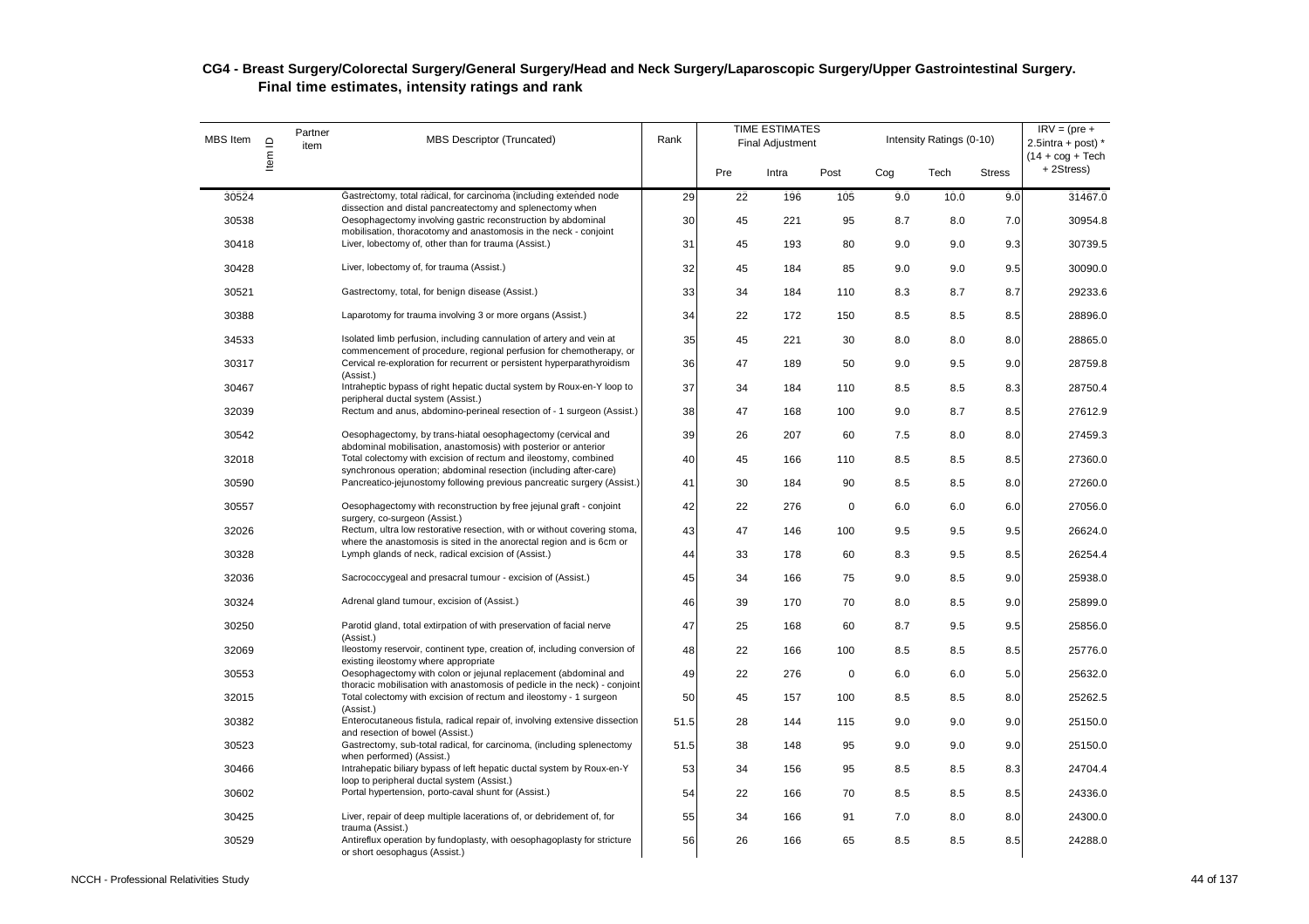## CG4 - Breast Surgery/Colorectal Surgery/General Surgery/Head and Neck Surgery/Laparoscopic Surgery/Upper Gastrointestinal Surgery. Final time estimates, intensity ratings and rank

| MBS Item | Item ID | Partner item | MBS Descriptor (Truncated) | Rank | TIME ESTIMATES Final Adjustment | | | Intensity Ratings (0-10) | | | IRV = (pre + 2.5intra + post) * (14 + cog + Tech + 2Stress) |
|---|---|---|---|---|---|---|---|---|---|---|---|
| | | | | | Pre | Intra | Post | Cog | Tech | Stress | |
| 30524 | | | Gastrectomy, total radical, for carcinoma (including extended node dissection and distal pancreatectomy and splenectomy when | 29 | 22 | 196 | 105 | 9.0 | 10.0 | 9.0 | 31467.0 |
| 30538 | | | Oesophagectomy involving gastric reconstruction by abdominal mobilisation, thoracotomy and anastomosis in the neck - conjoint | 30 | 45 | 221 | 95 | 8.7 | 8.0 | 7.0 | 30954.8 |
| 30418 | | | Liver, lobectomy of, other than for trauma (Assist.) | 31 | 45 | 193 | 80 | 9.0 | 9.0 | 9.3 | 30739.5 |
| 30428 | | | Liver, lobectomy of, for trauma (Assist.) | 32 | 45 | 184 | 85 | 9.0 | 9.0 | 9.5 | 30090.0 |
| 30521 | | | Gastrectomy, total, for benign disease (Assist.) | 33 | 34 | 184 | 110 | 8.3 | 8.7 | 8.7 | 29233.6 |
| 30388 | | | Laparotomy for trauma involving 3 or more organs (Assist.) | 34 | 22 | 172 | 150 | 8.5 | 8.5 | 8.5 | 28896.0 |
| 34533 | | | Isolated limb perfusion, including cannulation of artery and vein at commencement of procedure, regional perfusion for chemotherapy, or | 35 | 45 | 221 | 30 | 8.0 | 8.0 | 8.0 | 28865.0 |
| 30317 | | | Cervical re-exploration for recurrent or persistent hyperparathyroidism (Assist.) | 36 | 47 | 189 | 50 | 9.0 | 9.5 | 9.0 | 28759.8 |
| 30467 | | | Intraheptic bypass of right hepatic ductal system by Roux-en-Y loop to peripheral ductal system (Assist.) | 37 | 34 | 184 | 110 | 8.5 | 8.5 | 8.3 | 28750.4 |
| 32039 | | | Rectum and anus, abdomino-perineal resection of - 1 surgeon (Assist.) | 38 | 47 | 168 | 100 | 9.0 | 8.7 | 8.5 | 27612.9 |
| 30542 | | | Oesophagectomy, by trans-hiatal oesophagectomy (cervical and abdominal mobilisation, anastomosis) with posterior or anterior | 39 | 26 | 207 | 60 | 7.5 | 8.0 | 8.0 | 27459.3 |
| 32018 | | | Total colectomy with excision of rectum and ileostomy, combined synchronous operation; abdominal resection (including after-care) | 40 | 45 | 166 | 110 | 8.5 | 8.5 | 8.5 | 27360.0 |
| 30590 | | | Pancreatico-jejunostomy following previous pancreatic surgery (Assist.) | 41 | 30 | 184 | 90 | 8.5 | 8.5 | 8.0 | 27260.0 |
| 30557 | | | Oesophagectomy with reconstruction by free jejunal graft - conjoint surgery, co-surgeon (Assist.) | 42 | 22 | 276 | 0 | 6.0 | 6.0 | 6.0 | 27056.0 |
| 32026 | | | Rectum, ultra low restorative resection, with or without covering stoma, where the anastomosis is sited in the anorectal region and is 6cm or | 43 | 47 | 146 | 100 | 9.5 | 9.5 | 9.5 | 26624.0 |
| 30328 | | | Lymph glands of neck, radical excision of (Assist.) | 44 | 33 | 178 | 60 | 8.3 | 9.5 | 8.5 | 26254.4 |
| 32036 | | | Sacrococcygeal and presacral tumour - excision of (Assist.) | 45 | 34 | 166 | 75 | 9.0 | 8.5 | 9.0 | 25938.0 |
| 30324 | | | Adrenal gland tumour, excision of (Assist.) | 46 | 39 | 170 | 70 | 8.0 | 8.5 | 9.0 | 25899.0 |
| 30250 | | | Parotid gland, total extirpation of with preservation of facial nerve (Assist.) | 47 | 25 | 168 | 60 | 8.7 | 9.5 | 9.5 | 25856.0 |
| 32069 | | | Ileostomy reservoir, continent type, creation of, including conversion of existing ileostomy where appropriate | 48 | 22 | 166 | 100 | 8.5 | 8.5 | 8.5 | 25776.0 |
| 30553 | | | Oesophagectomy with colon or jejunal replacement (abdominal and thoracic mobilisation with anastomosis of pedicle in the neck) - conjoint | 49 | 22 | 276 | 0 | 6.0 | 6.0 | 5.0 | 25632.0 |
| 32015 | | | Total colectomy with excision of rectum and ileostomy - 1 surgeon (Assist.) | 50 | 45 | 157 | 100 | 8.5 | 8.5 | 8.0 | 25262.5 |
| 30382 | | | Enterocutaneous fistula, radical repair of, involving extensive dissection and resection of bowel (Assist.) | 51.5 | 28 | 144 | 115 | 9.0 | 9.0 | 9.0 | 25150.0 |
| 30523 | | | Gastrectomy, sub-total radical, for carcinoma, (including splenectomy when performed) (Assist.) | 51.5 | 38 | 148 | 95 | 9.0 | 9.0 | 9.0 | 25150.0 |
| 30466 | | | Intrahepatic biliary bypass of left hepatic ductal system by Roux-en-Y loop to peripheral ductal system (Assist.) | 53 | 34 | 156 | 95 | 8.5 | 8.5 | 8.3 | 24704.4 |
| 30602 | | | Portal hypertension, porto-caval shunt for (Assist.) | 54 | 22 | 166 | 70 | 8.5 | 8.5 | 8.5 | 24336.0 |
| 30425 | | | Liver, repair of deep multiple lacerations of, or debridement of, for trauma (Assist.) | 55 | 34 | 166 | 91 | 7.0 | 8.0 | 8.0 | 24300.0 |
| 30529 | | | Antireflux operation by fundoplasty, with oesophagoplasty for stricture or short oesophagus (Assist.) | 56 | 26 | 166 | 65 | 8.5 | 8.5 | 8.5 | 24288.0 |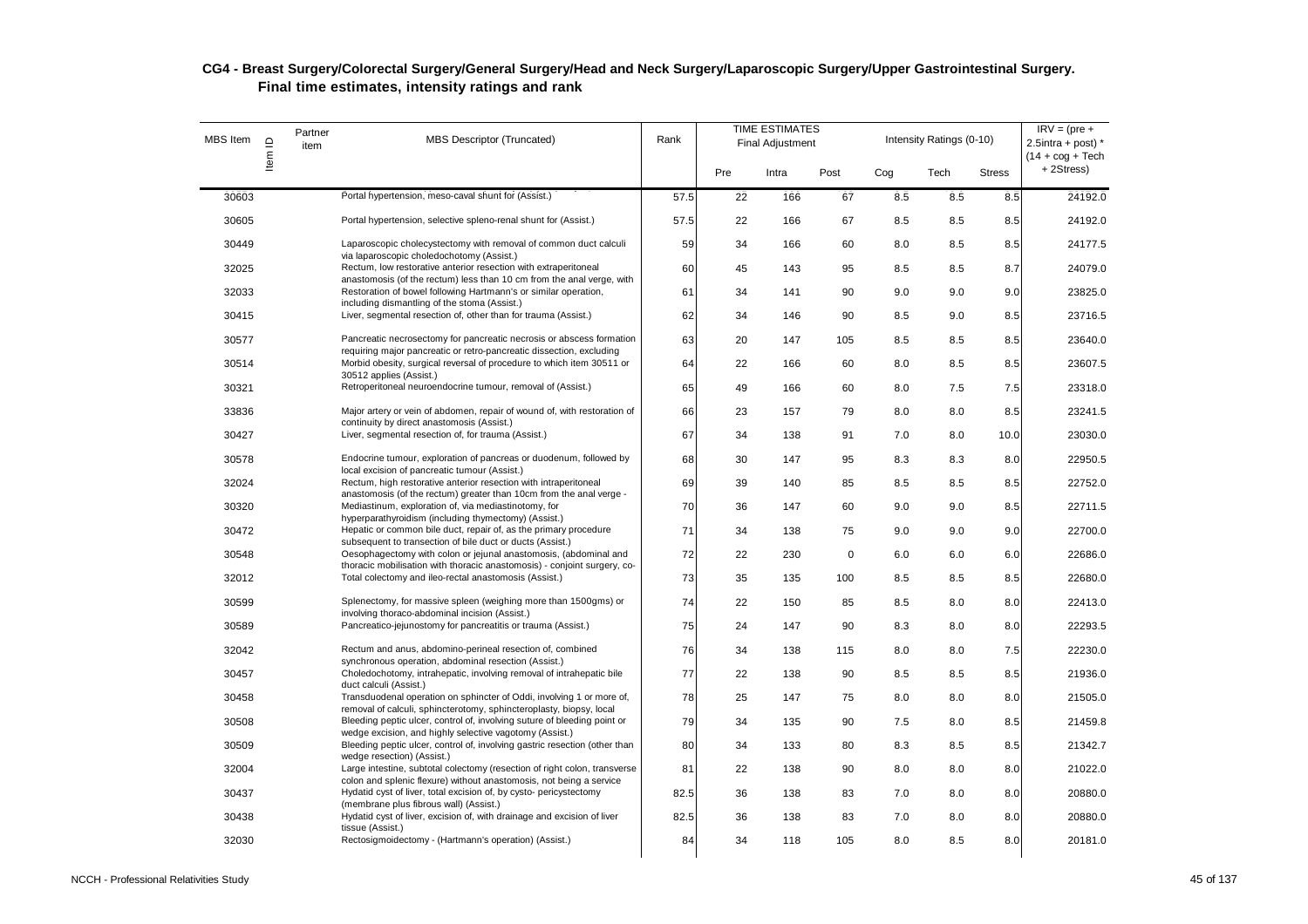## CG4 - Breast Surgery/Colorectal Surgery/General Surgery/Head and Neck Surgery/Laparoscopic Surgery/Upper Gastrointestinal Surgery. Final time estimates, intensity ratings and rank

| MBS Item | Item ID | Partner item | MBS Descriptor (Truncated) | Rank | TIME ESTIMATES Final Adjustment | | | Intensity Ratings (0-10) | | | IRV = (pre + 2.5intra + post) * (14 + cog + Tech + 2Stress) |
|---|---|---|---|---|---|---|---|---|---|---|---|
| | | | | | Pre | Intra | Post | Cog | Tech | Stress | |
| 30603 | | | Portal hypertension, meso-caval shunt for (Assist.) | 57.5 | 22 | 166 | 67 | 8.5 | 8.5 | 8.5 | 24192.0 |
| 30605 | | | Portal hypertension, selective spleno-renal shunt for (Assist.) | 57.5 | 22 | 166 | 67 | 8.5 | 8.5 | 8.5 | 24192.0 |
| 30449 | | | Laparoscopic cholecystectomy with removal of common duct calculi via laparoscopic choledochotomy (Assist.) | 59 | 34 | 166 | 60 | 8.0 | 8.5 | 8.5 | 24177.5 |
| 32025 | | | Rectum, low restorative anterior resection with extraperitoneal anastomosis (of the rectum) less than 10 cm from the anal verge, with | 60 | 45 | 143 | 95 | 8.5 | 8.5 | 8.7 | 24079.0 |
| 32033 | | | Restoration of bowel following Hartmann's or similar operation, including dismantling of the stoma (Assist.) | 61 | 34 | 141 | 90 | 9.0 | 9.0 | 9.0 | 23825.0 |
| 30415 | | | Liver, segmental resection of, other than for trauma (Assist.) | 62 | 34 | 146 | 90 | 8.5 | 9.0 | 8.5 | 23716.5 |
| 30577 | | | Pancreatic necrosectomy for pancreatic necrosis or abscess formation requiring major pancreatic or retro-pancreatic dissection, excluding | 63 | 20 | 147 | 105 | 8.5 | 8.5 | 8.5 | 23640.0 |
| 30514 | | | Morbid obesity, surgical reversal of procedure to which item 30511 or 30512 applies (Assist.) | 64 | 22 | 166 | 60 | 8.0 | 8.5 | 8.5 | 23607.5 |
| 30321 | | | Retroperitoneal neuroendocrine tumour, removal of (Assist.) | 65 | 49 | 166 | 60 | 8.0 | 7.5 | 7.5 | 23318.0 |
| 33836 | | | Major artery or vein of abdomen, repair of wound of, with restoration of continuity by direct anastomosis (Assist.) | 66 | 23 | 157 | 79 | 8.0 | 8.0 | 8.5 | 23241.5 |
| 30427 | | | Liver, segmental resection of, for trauma (Assist.) | 67 | 34 | 138 | 91 | 7.0 | 8.0 | 10.0 | 23030.0 |
| 30578 | | | Endocrine tumour, exploration of pancreas or duodenum, followed by local excision of pancreatic tumour (Assist.) | 68 | 30 | 147 | 95 | 8.3 | 8.3 | 8.0 | 22950.5 |
| 32024 | | | Rectum, high restorative anterior resection with intraperitoneal anastomosis (of the rectum) greater than 10cm from the anal verge - | 69 | 39 | 140 | 85 | 8.5 | 8.5 | 8.5 | 22752.0 |
| 30320 | | | Mediastinum, exploration of, via mediastinotomy, for hyperparathyroidism (including thymectomy) (Assist.) | 70 | 36 | 147 | 60 | 9.0 | 9.0 | 8.5 | 22711.5 |
| 30472 | | | Hepatic or common bile duct, repair of, as the primary procedure subsequent to transection of bile duct or ducts (Assist.) | 71 | 34 | 138 | 75 | 9.0 | 9.0 | 9.0 | 22700.0 |
| 30548 | | | Oesophagectomy with colon or jejunal anastomosis, (abdominal and thoracic mobilisation with thoracic anastomosis) - conjoint surgery, co- | 72 | 22 | 230 | 0 | 6.0 | 6.0 | 6.0 | 22686.0 |
| 32012 | | | Total colectomy and ileo-rectal anastomosis (Assist.) | 73 | 35 | 135 | 100 | 8.5 | 8.5 | 8.5 | 22680.0 |
| 30599 | | | Splenectomy, for massive spleen (weighing more than 1500gms) or involving thoraco-abdominal incision (Assist.) | 74 | 22 | 150 | 85 | 8.5 | 8.0 | 8.0 | 22413.0 |
| 30589 | | | Pancreatico-jejunostomy for pancreatitis or trauma (Assist.) | 75 | 24 | 147 | 90 | 8.3 | 8.0 | 8.0 | 22293.5 |
| 32042 | | | Rectum and anus, abdomino-perineal resection of, combined synchronous operation, abdominal resection (Assist.) | 76 | 34 | 138 | 115 | 8.0 | 8.0 | 7.5 | 22230.0 |
| 30457 | | | Choledochotomy, intrahepatic, involving removal of intrahepatic bile duct calculi (Assist.) | 77 | 22 | 138 | 90 | 8.5 | 8.5 | 8.5 | 21936.0 |
| 30458 | | | Transduodenal operation on sphincter of Oddi, involving 1 or more of, removal of calculi, sphincterotomy, sphincteroplasty, biopsy, local | 78 | 25 | 147 | 75 | 8.0 | 8.0 | 8.0 | 21505.0 |
| 30508 | | | Bleeding peptic ulcer, control of, involving suture of bleeding point or wedge excision, and highly selective vagotomy (Assist.) | 79 | 34 | 135 | 90 | 7.5 | 8.0 | 8.5 | 21459.8 |
| 30509 | | | Bleeding peptic ulcer, control of, involving gastric resection (other than wedge resection) (Assist.) | 80 | 34 | 133 | 80 | 8.3 | 8.5 | 8.5 | 21342.7 |
| 32004 | | | Large intestine, subtotal colectomy (resection of right colon, transverse colon and splenic flexure) without anastomosis, not being a service | 81 | 22 | 138 | 90 | 8.0 | 8.0 | 8.0 | 21022.0 |
| 30437 | | | Hydatid cyst of liver, total excision of, by cysto- pericystectomy (membrane plus fibrous wall) (Assist.) | 82.5 | 36 | 138 | 83 | 7.0 | 8.0 | 8.0 | 20880.0 |
| 30438 | | | Hydatid cyst of liver, excision of, with drainage and excision of liver tissue (Assist.) | 82.5 | 36 | 138 | 83 | 7.0 | 8.0 | 8.0 | 20880.0 |
| 32030 | | | Rectosigmoidectomy - (Hartmann's operation) (Assist.) | 84 | 34 | 118 | 105 | 8.0 | 8.5 | 8.0 | 20181.0 |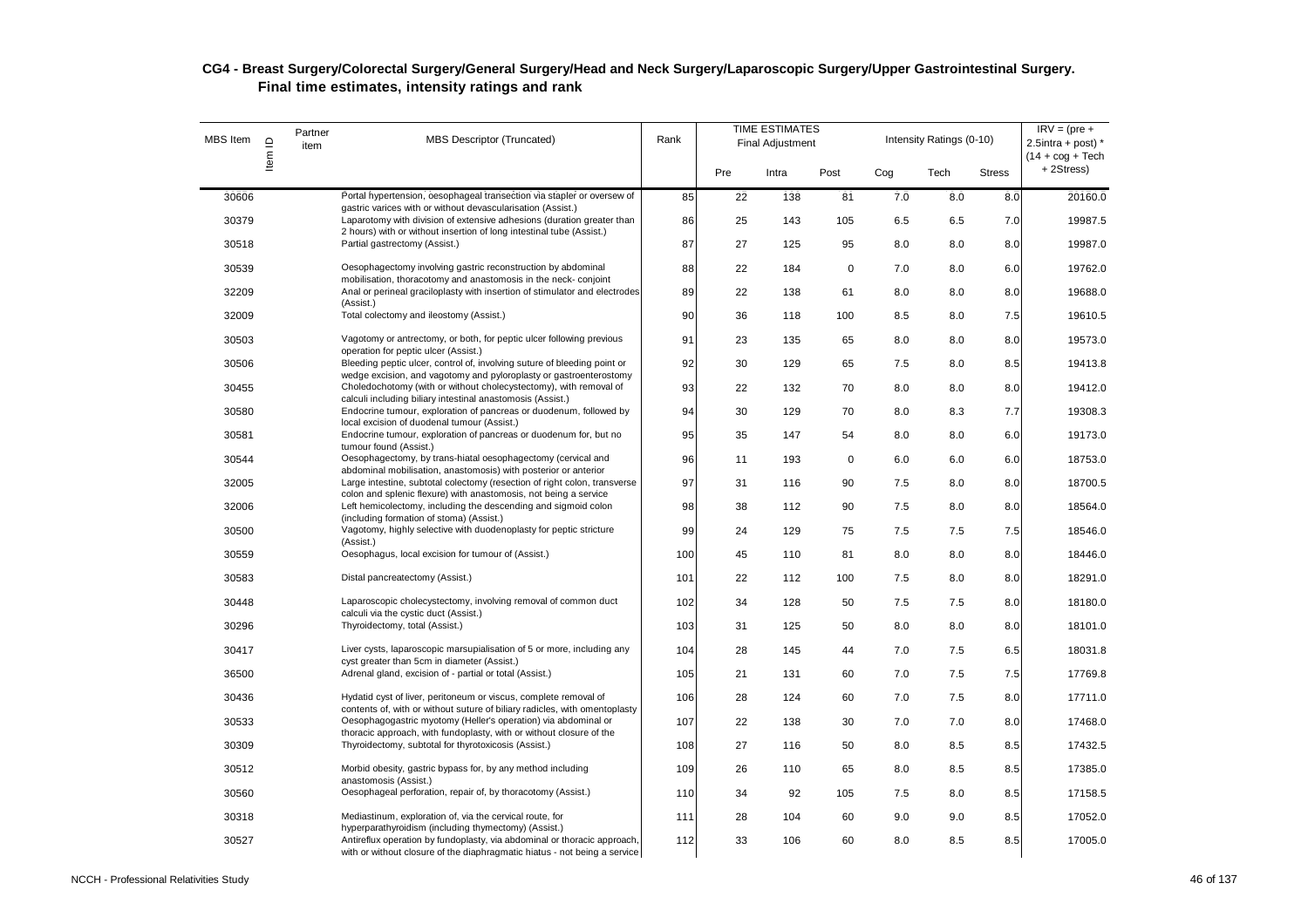## CG4 - Breast Surgery/Colorectal Surgery/General Surgery/Head and Neck Surgery/Laparoscopic Surgery/Upper Gastrointestinal Surgery.
### Final time estimates, intensity ratings and rank

| MBS Item | Item ID | Partner item | MBS Descriptor (Truncated) | Rank | TIME ESTIMATES Final Adjustment | | | Intensity Ratings (0-10) | | | IRV = (pre + 2.5intra + post) * (14 + cog + Tech + 2Stress) |
|---|---|---|---|---|---|---|---|---|---|---|---|
| | | | | | Pre | Intra | Post | Cog | Tech | Stress | |
| 30606 | | | Portal hypertension, oesophageal transection via stapler or oversew of gastric varices with or without devascularisation (Assist.) | 85 | 22 | 138 | 81 | 7.0 | 8.0 | 8.0 | 20160.0 |
| 30379 | | | Laparotomy with division of extensive adhesions (duration greater than 2 hours) with or without insertion of long intestinal tube (Assist.) | 86 | 25 | 143 | 105 | 6.5 | 6.5 | 7.0 | 19987.5 |
| 30518 | | | Partial gastrectomy (Assist.) | 87 | 27 | 125 | 95 | 8.0 | 8.0 | 8.0 | 19987.0 |
| 30539 | | | Oesophagectomy involving gastric reconstruction by abdominal mobilisation, thoracotomy and anastomosis in the neck- conjoint | 88 | 22 | 184 | 0 | 7.0 | 8.0 | 6.0 | 19762.0 |
| 32209 | | | Anal or perineal graciloplasty with insertion of stimulator and electrodes (Assist.) | 89 | 22 | 138 | 61 | 8.0 | 8.0 | 8.0 | 19688.0 |
| 32009 | | | Total colectomy and ileostomy (Assist.) | 90 | 36 | 118 | 100 | 8.5 | 8.0 | 7.5 | 19610.5 |
| 30503 | | | Vagotomy or antrectomy, or both, for peptic ulcer following previous operation for peptic ulcer (Assist.) | 91 | 23 | 135 | 65 | 8.0 | 8.0 | 8.0 | 19573.0 |
| 30506 | | | Bleeding peptic ulcer, control of, involving suture of bleeding point or wedge excision, and vagotomy and pyloroplasty or gastroenterostomy | 92 | 30 | 129 | 65 | 7.5 | 8.0 | 8.5 | 19413.8 |
| 30455 | | | Choledochotomy (with or without cholecystectomy), with removal of calculi including biliary intestinal anastomosis (Assist.) | 93 | 22 | 132 | 70 | 8.0 | 8.0 | 8.0 | 19412.0 |
| 30580 | | | Endocrine tumour, exploration of pancreas or duodenum, followed by local excision of duodenal tumour (Assist.) | 94 | 30 | 129 | 70 | 8.0 | 8.3 | 7.7 | 19308.3 |
| 30581 | | | Endocrine tumour, exploration of pancreas or duodenum for, but no tumour found (Assist.) | 95 | 35 | 147 | 54 | 8.0 | 8.0 | 6.0 | 19173.0 |
| 30544 | | | Oesophagectomy, by trans-hiatal oesophagectomy (cervical and abdominal mobilisation, anastomosis) with posterior or anterior | 96 | 11 | 193 | 0 | 6.0 | 6.0 | 6.0 | 18753.0 |
| 32005 | | | Large intestine, subtotal colectomy (resection of right colon, transverse colon and splenic flexure) with anastomosis, not being a service | 97 | 31 | 116 | 90 | 7.5 | 8.0 | 8.0 | 18700.5 |
| 32006 | | | Left hemicolectomy, including the descending and sigmoid colon (including formation of stoma) (Assist.) | 98 | 38 | 112 | 90 | 7.5 | 8.0 | 8.0 | 18564.0 |
| 30500 | | | Vagotomy, highly selective with duodenoplasty for peptic stricture (Assist.) | 99 | 24 | 129 | 75 | 7.5 | 7.5 | 7.5 | 18546.0 |
| 30559 | | | Oesophagus, local excision for tumour of (Assist.) | 100 | 45 | 110 | 81 | 8.0 | 8.0 | 8.0 | 18446.0 |
| 30583 | | | Distal pancreatectomy (Assist.) | 101 | 22 | 112 | 100 | 7.5 | 8.0 | 8.0 | 18291.0 |
| 30448 | | | Laparoscopic cholecystectomy, involving removal of common duct calculi via the cystic duct (Assist.) | 102 | 34 | 128 | 50 | 7.5 | 7.5 | 8.0 | 18180.0 |
| 30296 | | | Thyroidectomy, total (Assist.) | 103 | 31 | 125 | 50 | 8.0 | 8.0 | 8.0 | 18101.0 |
| 30417 | | | Liver cysts, laparoscopic marsupialisation of 5 or more, including any cyst greater than 5cm in diameter (Assist.) | 104 | 28 | 145 | 44 | 7.0 | 7.5 | 6.5 | 18031.8 |
| 36500 | | | Adrenal gland, excision of - partial or total (Assist.) | 105 | 21 | 131 | 60 | 7.0 | 7.5 | 7.5 | 17769.8 |
| 30436 | | | Hydatid cyst of liver, peritoneum or viscus, complete removal of contents of, with or without suture of biliary radicles, with omentoplasty | 106 | 28 | 124 | 60 | 7.0 | 7.5 | 8.0 | 17711.0 |
| 30533 | | | Oesophagogastric myotomy (Heller's operation) via abdominal or thoracic approach, with fundoplasty, with or without closure of the | 107 | 22 | 138 | 30 | 7.0 | 7.0 | 8.0 | 17468.0 |
| 30309 | | | Thyroidectomy, subtotal for thyrotoxicosis (Assist.) | 108 | 27 | 116 | 50 | 8.0 | 8.5 | 8.5 | 17432.5 |
| 30512 | | | Morbid obesity, gastric bypass for, by any method including anastomosis (Assist.) | 109 | 26 | 110 | 65 | 8.0 | 8.5 | 8.5 | 17385.0 |
| 30560 | | | Oesophageal perforation, repair of, by thoracotomy (Assist.) | 110 | 34 | 92 | 105 | 7.5 | 8.0 | 8.5 | 17158.5 |
| 30318 | | | Mediastinum, exploration of, via the cervical route, for hyperparathyroidism (including thymectomy) (Assist.) | 111 | 28 | 104 | 60 | 9.0 | 9.0 | 8.5 | 17052.0 |
| 30527 | | | Antireflux operation by fundoplasty, via abdominal or thoracic approach, with or without closure of the diaphragmatic hiatus - not being a service | 112 | 33 | 106 | 60 | 8.0 | 8.5 | 8.5 | 17005.0 |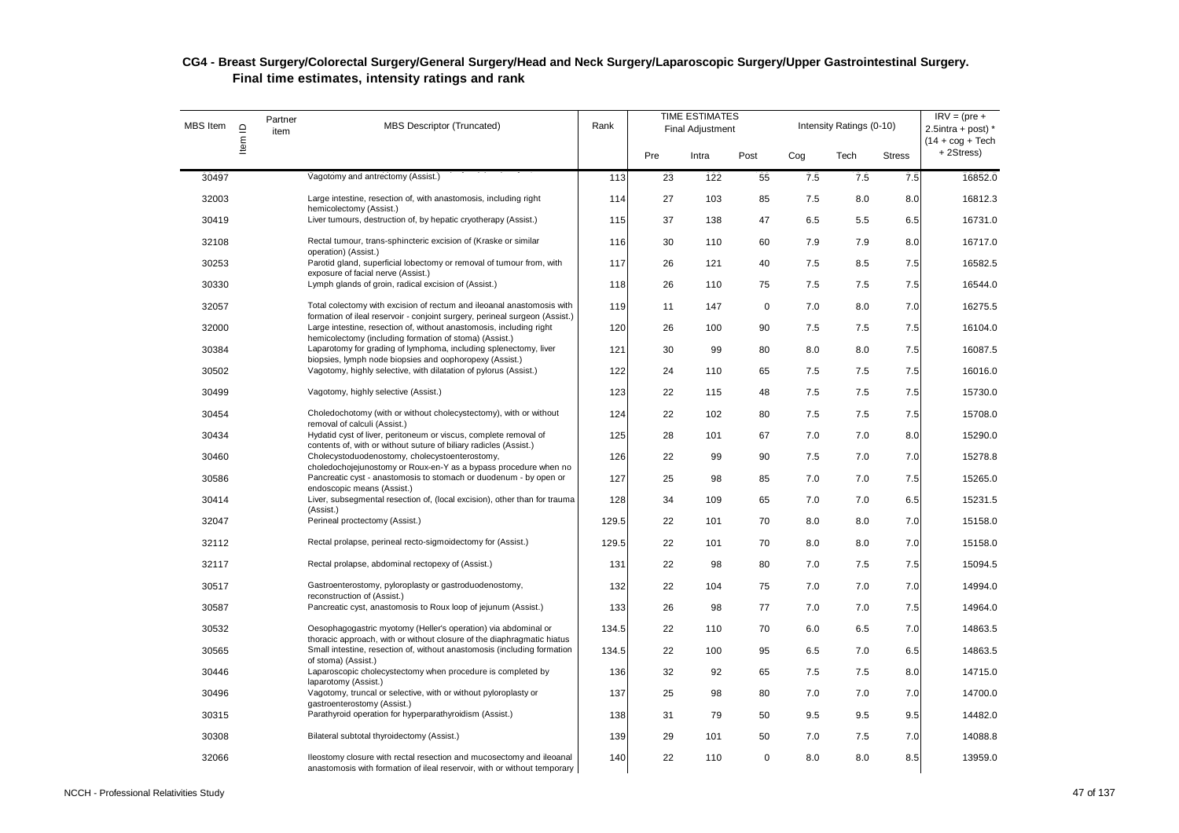**CG4 - Breast Surgery/Colorectal Surgery/General Surgery/Head and Neck Surgery/Laparoscopic Surgery/Upper Gastrointestinal Surgery.**
**Final time estimates, intensity ratings and rank**

| MBS Item | Item ID | Partner item | MBS Descriptor (Truncated) | Rank | TIME ESTIMATES Final Adjustment | | | Intensity Ratings (0-10) | | | IRV = (pre + 2.5intra + post) * (14 + cog + Tech + 2Stress) |
|---|---|---|---|---|---|---|---|---|---|---|---|
| | | | | | Pre | Intra | Post | Cog | Tech | Stress | |
| 30497 | | | Vagotomy and antrectomy (Assist.) | 113 | 23 | 122 | 55 | 7.5 | 7.5 | 7.5 | 16852.0 |
| 32003 | | | Large intestine, resection of, with anastomosis, including right hemicolectomy (Assist.) | 114 | 27 | 103 | 85 | 7.5 | 8.0 | 8.0 | 16812.3 |
| 30419 | | | Liver tumours, destruction of, by hepatic cryotherapy (Assist.) | 115 | 37 | 138 | 47 | 6.5 | 5.5 | 6.5 | 16731.0 |
| 32108 | | | Rectal tumour, trans-sphincteric excision of (Kraske or similar operation) (Assist.) | 116 | 30 | 110 | 60 | 7.9 | 7.9 | 8.0 | 16717.0 |
| 30253 | | | Parotid gland, superficial lobectomy or removal of tumour from, with exposure of facial nerve (Assist.) | 117 | 26 | 121 | 40 | 7.5 | 8.5 | 7.5 | 16582.5 |
| 30330 | | | Lymph glands of groin, radical excision of (Assist.) | 118 | 26 | 110 | 75 | 7.5 | 7.5 | 7.5 | 16544.0 |
| 32057 | | | Total colectomy with excision of rectum and ileoanal anastomosis with formation of ileal reservoir - conjoint surgery, perineal surgeon (Assist.) | 119 | 11 | 147 | 0 | 7.0 | 8.0 | 7.0 | 16275.5 |
| 32000 | | | Large intestine, resection of, without anastomosis, including right hemicolectomy (including formation of stoma) (Assist.) | 120 | 26 | 100 | 90 | 7.5 | 7.5 | 7.5 | 16104.0 |
| 30384 | | | Laparotomy for grading of lymphoma, including splenectomy, liver biopsies, lymph node biopsies and oophoropexy (Assist.) | 121 | 30 | 99 | 80 | 8.0 | 8.0 | 7.5 | 16087.5 |
| 30502 | | | Vagotomy, highly selective, with dilatation of pylorus (Assist.) | 122 | 24 | 110 | 65 | 7.5 | 7.5 | 7.5 | 16016.0 |
| 30499 | | | Vagotomy, highly selective (Assist.) | 123 | 22 | 115 | 48 | 7.5 | 7.5 | 7.5 | 15730.0 |
| 30454 | | | Choledochotomy (with or without cholecystectomy), with or without removal of calculi (Assist.) | 124 | 22 | 102 | 80 | 7.5 | 7.5 | 7.5 | 15708.0 |
| 30434 | | | Hydatid cyst of liver, peritoneum or viscus, complete removal of contents of, with or without suture of biliary radicles (Assist.) | 125 | 28 | 101 | 67 | 7.0 | 7.0 | 8.0 | 15290.0 |
| 30460 | | | Cholecystoduodenostomy, cholecystoenterostomy, choledochojejunostomy or Roux-en-Y as a bypass procedure when no | 126 | 22 | 99 | 90 | 7.5 | 7.0 | 7.0 | 15278.8 |
| 30586 | | | Pancreatic cyst - anastomosis to stomach or duodenum - by open or endoscopic means (Assist.) | 127 | 25 | 98 | 85 | 7.0 | 7.0 | 7.5 | 15265.0 |
| 30414 | | | Liver, subsegmental resection of, (local excision), other than for trauma (Assist.) | 128 | 34 | 109 | 65 | 7.0 | 7.0 | 6.5 | 15231.5 |
| 32047 | | | Perineal proctectomy (Assist.) | 129.5 | 22 | 101 | 70 | 8.0 | 8.0 | 7.0 | 15158.0 |
| 32112 | | | Rectal prolapse, perineal recto-sigmoidectomy for (Assist.) | 129.5 | 22 | 101 | 70 | 8.0 | 8.0 | 7.0 | 15158.0 |
| 32117 | | | Rectal prolapse, abdominal rectopexy of (Assist.) | 131 | 22 | 98 | 80 | 7.0 | 7.5 | 7.5 | 15094.5 |
| 30517 | | | Gastroenterostomy, pyloroplasty or gastroduodenostomy, reconstruction of (Assist.) | 132 | 22 | 104 | 75 | 7.0 | 7.0 | 7.0 | 14994.0 |
| 30587 | | | Pancreatic cyst, anastomosis to Roux loop of jejunum (Assist.) | 133 | 26 | 98 | 77 | 7.0 | 7.0 | 7.5 | 14964.0 |
| 30532 | | | Oesophagogastric myotomy (Heller's operation) via abdominal or thoracic approach, with or without closure of the diaphragmatic hiatus | 134.5 | 22 | 110 | 70 | 6.0 | 6.5 | 7.0 | 14863.5 |
| 30565 | | | Small intestine, resection of, without anastomosis (including formation of stoma) (Assist.) | 134.5 | 22 | 100 | 95 | 6.5 | 7.0 | 6.5 | 14863.5 |
| 30446 | | | Laparoscopic cholecystectomy when procedure is completed by laparotomy (Assist.) | 136 | 32 | 92 | 65 | 7.5 | 7.5 | 8.0 | 14715.0 |
| 30496 | | | Vagotomy, truncal or selective, with or without pyloroplasty or gastroenterostomy (Assist.) | 137 | 25 | 98 | 80 | 7.0 | 7.0 | 7.0 | 14700.0 |
| 30315 | | | Parathyroid operation for hyperparathyroidism (Assist.) | 138 | 31 | 79 | 50 | 9.5 | 9.5 | 9.5 | 14482.0 |
| 30308 | | | Bilateral subtotal thyroidectomy (Assist.) | 139 | 29 | 101 | 50 | 7.0 | 7.5 | 7.0 | 14088.8 |
| 32066 | | | Ileostomy closure with rectal resection and mucosectomy and ileoanal anastomosis with formation of ileal reservoir, with or without temporary | 140 | 22 | 110 | 0 | 8.0 | 8.0 | 8.5 | 13959.0 |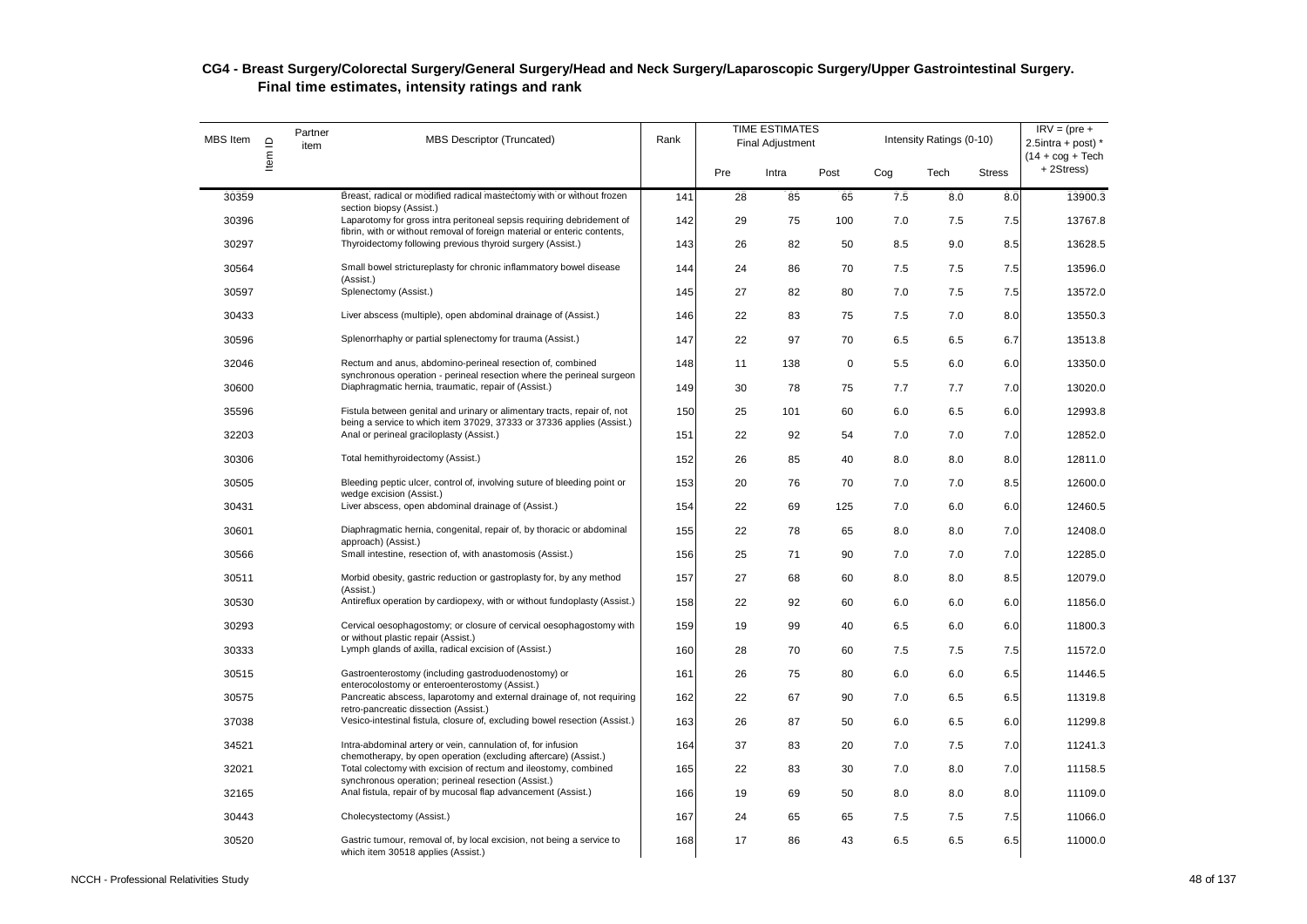## CG4 - Breast Surgery/Colorectal Surgery/General Surgery/Head and Neck Surgery/Laparoscopic Surgery/Upper Gastrointestinal Surgery. Final time estimates, intensity ratings and rank

| MBS Item | Item ID | Partner item | MBS Descriptor (Truncated) | Rank | TIME ESTIMATES Final Adjustment | | | Intensity Ratings (0-10) | | | IRV = (pre + 2.5intra + post) * (14 + cog + Tech + 2Stress) |
|---|---|---|---|---|---|---|---|---|---|---|---|
| | | | | | Pre | Intra | Post | Cog | Tech | Stress | |
| 30359 | | | Breast, radical or modified radical mastectomy with or without frozen section biopsy (Assist.) | 141 | 28 | 85 | 65 | 7.5 | 8.0 | 8.0 | 13900.3 |
| 30396 | | | Laparotomy for gross intra peritoneal sepsis requiring debridement of fibrin, with or without removal of foreign material or enteric contents, | 142 | 29 | 75 | 100 | 7.0 | 7.5 | 7.5 | 13767.8 |
| 30297 | | | Thyroidectomy following previous thyroid surgery (Assist.) | 143 | 26 | 82 | 50 | 8.5 | 9.0 | 8.5 | 13628.5 |
| 30564 | | | Small bowel strictureplasty for chronic inflammatory bowel disease (Assist.) | 144 | 24 | 86 | 70 | 7.5 | 7.5 | 7.5 | 13596.0 |
| 30597 | | | Splenectomy (Assist.) | 145 | 27 | 82 | 80 | 7.0 | 7.5 | 7.5 | 13572.0 |
| 30433 | | | Liver abscess (multiple), open abdominal drainage of (Assist.) | 146 | 22 | 83 | 75 | 7.5 | 7.0 | 8.0 | 13550.3 |
| 30596 | | | Splenorrhaphy or partial splenectomy for trauma (Assist.) | 147 | 22 | 97 | 70 | 6.5 | 6.5 | 6.7 | 13513.8 |
| 32046 | | | Rectum and anus, abdomino-perineal resection of, combined synchronous operation - perineal resection where the perineal surgeon | 148 | 11 | 138 | 0 | 5.5 | 6.0 | 6.0 | 13350.0 |
| 30600 | | | Diaphragmatic hernia, traumatic, repair of (Assist.) | 149 | 30 | 78 | 75 | 7.7 | 7.7 | 7.0 | 13020.0 |
| 35596 | | | Fistula between genital and urinary or alimentary tracts, repair of, not being a service to which item 37029, 37333 or 37336 applies (Assist.) | 150 | 25 | 101 | 60 | 6.0 | 6.5 | 6.0 | 12993.8 |
| 32203 | | | Anal or perineal graciloplasty (Assist.) | 151 | 22 | 92 | 54 | 7.0 | 7.0 | 7.0 | 12852.0 |
| 30306 | | | Total hemithyroidectomy (Assist.) | 152 | 26 | 85 | 40 | 8.0 | 8.0 | 8.0 | 12811.0 |
| 30505 | | | Bleeding peptic ulcer, control of, involving suture of bleeding point or wedge excision (Assist.) | 153 | 20 | 76 | 70 | 7.0 | 7.0 | 8.5 | 12600.0 |
| 30431 | | | Liver abscess, open abdominal drainage of (Assist.) | 154 | 22 | 69 | 125 | 7.0 | 6.0 | 6.0 | 12460.5 |
| 30601 | | | Diaphragmatic hernia, congenital, repair of, by thoracic or abdominal approach) (Assist.) | 155 | 22 | 78 | 65 | 8.0 | 8.0 | 7.0 | 12408.0 |
| 30566 | | | Small intestine, resection of, with anastomosis (Assist.) | 156 | 25 | 71 | 90 | 7.0 | 7.0 | 7.0 | 12285.0 |
| 30511 | | | Morbid obesity, gastric reduction or gastroplasty for, by any method (Assist.) | 157 | 27 | 68 | 60 | 8.0 | 8.0 | 8.5 | 12079.0 |
| 30530 | | | Antireflux operation by cardiopexy, with or without fundoplasty (Assist.) | 158 | 22 | 92 | 60 | 6.0 | 6.0 | 6.0 | 11856.0 |
| 30293 | | | Cervical oesophagostomy; or closure of cervical oesophagostomy with or without plastic repair (Assist.) | 159 | 19 | 99 | 40 | 6.5 | 6.0 | 6.0 | 11800.3 |
| 30333 | | | Lymph glands of axilla, radical excision of (Assist.) | 160 | 28 | 70 | 60 | 7.5 | 7.5 | 7.5 | 11572.0 |
| 30515 | | | Gastroenterostomy (including gastroduodenostomy) or enterocolostomy or enteroenterostomy (Assist.) | 161 | 26 | 75 | 80 | 6.0 | 6.0 | 6.5 | 11446.5 |
| 30575 | | | Pancreatic abscess, laparotomy and external drainage of, not requiring retro-pancreatic dissection (Assist.) | 162 | 22 | 67 | 90 | 7.0 | 6.5 | 6.5 | 11319.8 |
| 37038 | | | Vesico-intestinal fistula, closure of, excluding bowel resection (Assist.) | 163 | 26 | 87 | 50 | 6.0 | 6.5 | 6.0 | 11299.8 |
| 34521 | | | Intra-abdominal artery or vein, cannulation of, for infusion chemotherapy, by open operation (excluding aftercare) (Assist.) | 164 | 37 | 83 | 20 | 7.0 | 7.5 | 7.0 | 11241.3 |
| 32021 | | | Total colectomy with excision of rectum and ileostomy, combined synchronous operation; perineal resection (Assist.) | 165 | 22 | 83 | 30 | 7.0 | 8.0 | 7.0 | 11158.5 |
| 32165 | | | Anal fistula, repair of by mucosal flap advancement (Assist.) | 166 | 19 | 69 | 50 | 8.0 | 8.0 | 8.0 | 11109.0 |
| 30443 | | | Cholecystectomy (Assist.) | 167 | 24 | 65 | 65 | 7.5 | 7.5 | 7.5 | 11066.0 |
| 30520 | | | Gastric tumour, removal of, by local excision, not being a service to which item 30518 applies (Assist.) | 168 | 17 | 86 | 43 | 6.5 | 6.5 | 6.5 | 11000.0 |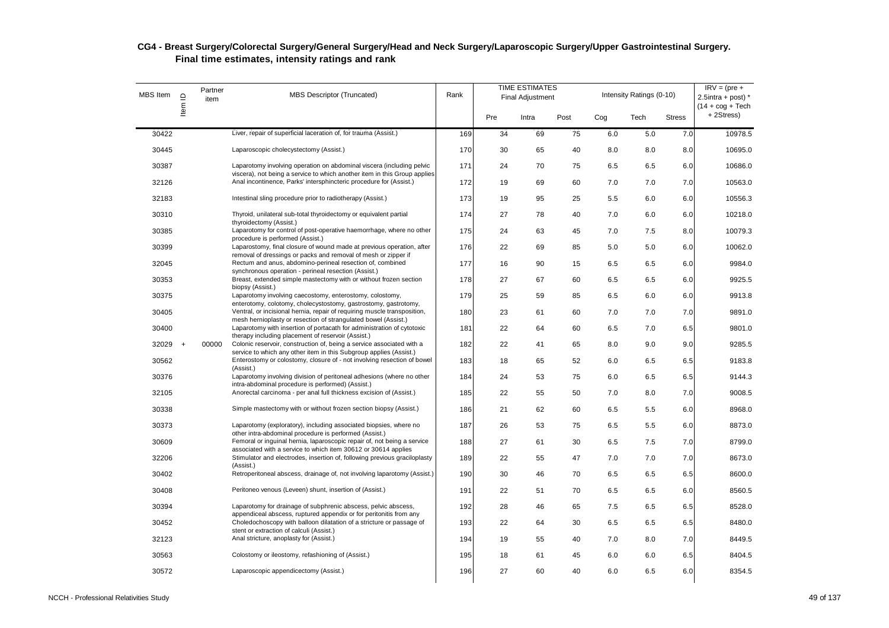# CG4 - Breast Surgery/Colorectal Surgery/General Surgery/Head and Neck Surgery/Laparoscopic Surgery/Upper Gastrointestinal Surgery.

## Final time estimates, intensity ratings and rank

| MBS Item | Item ID | Partner item | MBS Descriptor (Truncated) | Rank | TIME ESTIMATES Final Adjustment | | | Intensity Ratings (0-10) | | | IRV = (pre + 2.5intra + post) * (14 + cog + Tech + 2Stress) |
|---|---|---|---|---|---|---|---|---|---|---|---|
| | | | | | Pre | Intra | Post | Cog | Tech | Stress | |
| 30422 | | | Liver, repair of superficial laceration of, for trauma (Assist.) | 169 | 34 | 69 | 75 | 6.0 | 5.0 | 7.0 | 10978.5 |
| 30445 | | | Laparoscopic cholecystectomy (Assist.) | 170 | 30 | 65 | 40 | 8.0 | 8.0 | 8.0 | 10695.0 |
| 30387 | | | Laparotomy involving operation on abdominal viscera (including pelvic viscera), not being a service to which another item in this Group applies | 171 | 24 | 70 | 75 | 6.5 | 6.5 | 6.0 | 10686.0 |
| 32126 | | | Anal incontinence, Parks' intersphincteric procedure for (Assist.) | 172 | 19 | 69 | 60 | 7.0 | 7.0 | 7.0 | 10563.0 |
| 32183 | | | Intestinal sling procedure prior to radiotherapy (Assist.) | 173 | 19 | 95 | 25 | 5.5 | 6.0 | 6.0 | 10556.3 |
| 30310 | | | Thyroid, unilateral sub-total thyroidectomy or equivalent partial thyroidectomy (Assist.) | 174 | 27 | 78 | 40 | 7.0 | 6.0 | 6.0 | 10218.0 |
| 30385 | | | Laparotomy for control of post-operative haemorrhage, where no other procedure is performed (Assist.) | 175 | 24 | 63 | 45 | 7.0 | 7.5 | 8.0 | 10079.3 |
| 30399 | | | Laparostomy, final closure of wound made at previous operation, after removal of dressings or packs and removal of mesh or zipper if | 176 | 22 | 69 | 85 | 5.0 | 5.0 | 6.0 | 10062.0 |
| 32045 | | | Rectum and anus, abdomino-perineal resection of, combined synchronous operation - perineal resection (Assist.) | 177 | 16 | 90 | 15 | 6.5 | 6.5 | 6.0 | 9984.0 |
| 30353 | | | Breast, extended simple mastectomy with or without frozen section biopsy (Assist.) | 178 | 27 | 67 | 60 | 6.5 | 6.5 | 6.0 | 9925.5 |
| 30375 | | | Laparotomy involving caecostomy, enterostomy, colostomy, enterotomy, colotomy, cholecystostomy, gastrostomy, gastrotomy, | 179 | 25 | 59 | 85 | 6.5 | 6.0 | 6.0 | 9913.8 |
| 30405 | | | Ventral, or incisional hernia, repair of requiring muscle transposition, mesh hernioplasty or resection of strangulated bowel (Assist.) | 180 | 23 | 61 | 60 | 7.0 | 7.0 | 7.0 | 9891.0 |
| 30400 | | | Laparotomy with insertion of portacath for administration of cytotoxic therapy including placement of reservoir (Assist.) | 181 | 22 | 64 | 60 | 6.5 | 7.0 | 6.5 | 9801.0 |
| 32029 | + | 00000 | Colonic reservoir, construction of, being a service associated with a service to which any other item in this Subgroup applies (Assist.) | 182 | 22 | 41 | 65 | 8.0 | 9.0 | 9.0 | 9285.5 |
| 30562 | | | Enterostomy or colostomy, closure of - not involving resection of bowel (Assist.) | 183 | 18 | 65 | 52 | 6.0 | 6.5 | 6.5 | 9183.8 |
| 30376 | | | Laparotomy involving division of peritoneal adhesions (where no other intra-abdominal procedure is performed) (Assist.) | 184 | 24 | 53 | 75 | 6.0 | 6.5 | 6.5 | 9144.3 |
| 32105 | | | Anorectal carcinoma - per anal full thickness excision of (Assist.) | 185 | 22 | 55 | 50 | 7.0 | 8.0 | 7.0 | 9008.5 |
| 30338 | | | Simple mastectomy with or without frozen section biopsy (Assist.) | 186 | 21 | 62 | 60 | 6.5 | 5.5 | 6.0 | 8968.0 |
| 30373 | | | Laparotomy (exploratory), including associated biopsies, where no other intra-abdominal procedure is performed (Assist.) | 187 | 26 | 53 | 75 | 6.5 | 5.5 | 6.0 | 8873.0 |
| 30609 | | | Femoral or inguinal hernia, laparoscopic repair of, not being a service associated with a service to which item 30612 or 30614 applies | 188 | 27 | 61 | 30 | 6.5 | 7.5 | 7.0 | 8799.0 |
| 32206 | | | Stimulator and electrodes, insertion of, following previous graciloplasty (Assist.) | 189 | 22 | 55 | 47 | 7.0 | 7.0 | 7.0 | 8673.0 |
| 30402 | | | Retroperitoneal abscess, drainage of, not involving laparotomy (Assist.) | 190 | 30 | 46 | 70 | 6.5 | 6.5 | 6.5 | 8600.0 |
| 30408 | | | Peritoneo venous (Leveen) shunt, insertion of (Assist.) | 191 | 22 | 51 | 70 | 6.5 | 6.5 | 6.0 | 8560.5 |
| 30394 | | | Laparotomy for drainage of subphrenic abscess, pelvic abscess, appendiceal abscess, ruptured appendix or for peritonitis from any | 192 | 28 | 46 | 65 | 7.5 | 6.5 | 6.5 | 8528.0 |
| 30452 | | | Choledochoscopy with balloon dilatation of a stricture or passage of stent or extraction of calculi (Assist.) | 193 | 22 | 64 | 30 | 6.5 | 6.5 | 6.5 | 8480.0 |
| 32123 | | | Anal stricture, anoplasty for (Assist.) | 194 | 19 | 55 | 40 | 7.0 | 8.0 | 7.0 | 8449.5 |
| 30563 | | | Colostomy or ileostomy, refashioning of (Assist.) | 195 | 18 | 61 | 45 | 6.0 | 6.0 | 6.5 | 8404.5 |
| 30572 | | | Laparoscopic appendicectomy (Assist.) | 196 | 27 | 60 | 40 | 6.0 | 6.5 | 6.0 | 8354.5 |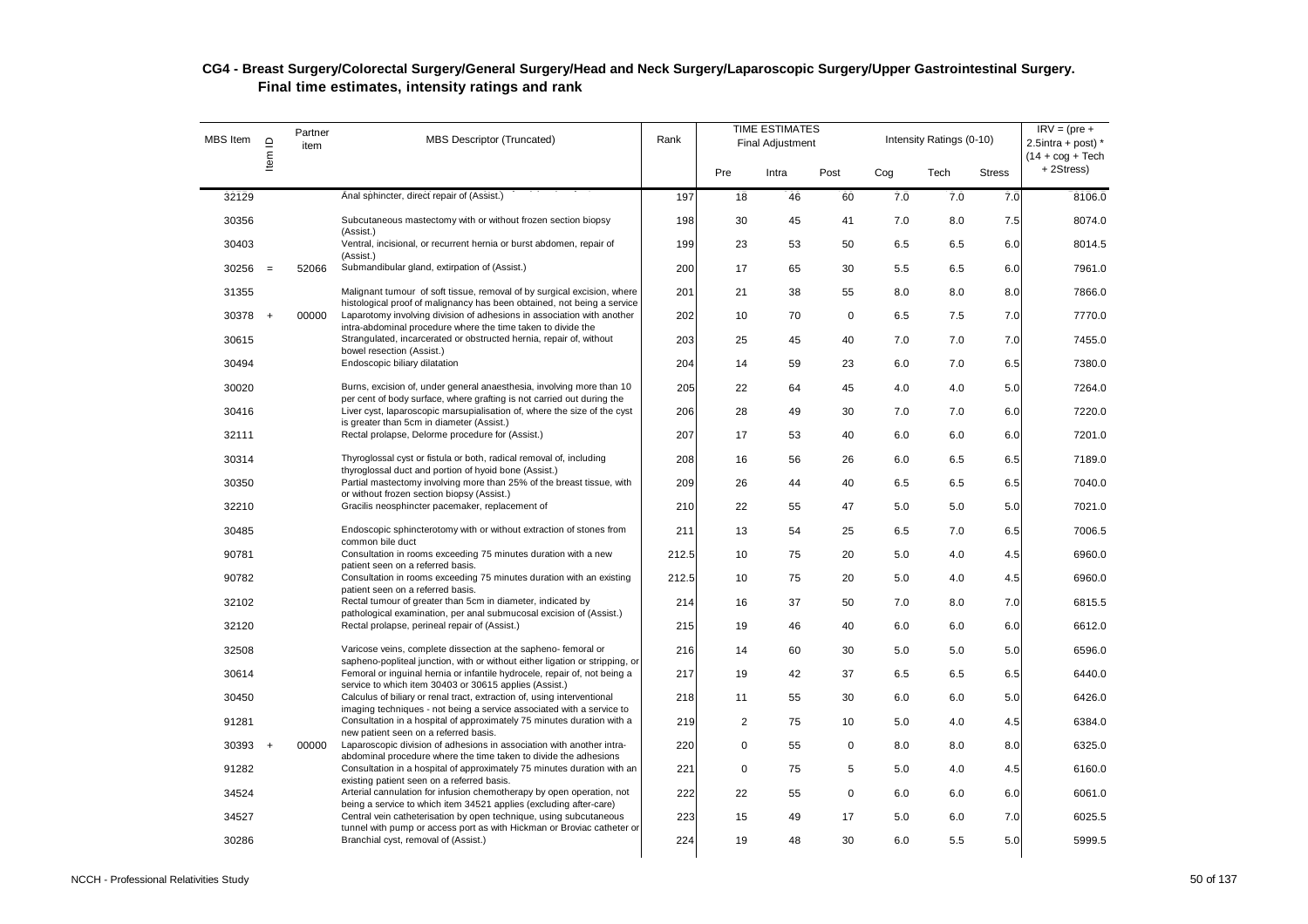## CG4 - Breast Surgery/Colorectal Surgery/General Surgery/Head and Neck Surgery/Laparoscopic Surgery/Upper Gastrointestinal Surgery. Final time estimates, intensity ratings and rank

| MBS Item | Item ID | Partner item | MBS Descriptor (Truncated) | Rank | TIME ESTIMATES Final Adjustment | | | Intensity Ratings (0-10) | | | IRV = (pre + 2.5intra + post) * (14 + cog + Tech + 2Stress) |
|---|---|---|---|---|---|---|---|---|---|---|---|
| | | | | | Pre | Intra | Post | Cog | Tech | Stress | |
| 32129 | | | Anal sphincter, direct repair of (Assist.) | 197 | 18 | 46 | 60 | 7.0 | 7.0 | 7.0 | 8106.0 |
| 30356 | | | Subcutaneous mastectomy with or without frozen section biopsy (Assist.) | 198 | 30 | 45 | 41 | 7.0 | 8.0 | 7.5 | 8074.0 |
| 30403 | | | Ventral, incisional, or recurrent hernia or burst abdomen, repair of (Assist.) | 199 | 23 | 53 | 50 | 6.5 | 6.5 | 6.0 | 8014.5 |
| 30256 | = | 52066 | Submandibular gland, extirpation of (Assist.) | 200 | 17 | 65 | 30 | 5.5 | 6.5 | 6.0 | 7961.0 |
| 31355 | | | Malignant tumour of soft tissue, removal of by surgical excision, where histological proof of malignancy has been obtained, not being a service | 201 | 21 | 38 | 55 | 8.0 | 8.0 | 8.0 | 7866.0 |
| 30378 | + | 00000 | Laparotomy involving division of adhesions in association with another intra-abdominal procedure where the time taken to divide the | 202 | 10 | 70 | 0 | 6.5 | 7.5 | 7.0 | 7770.0 |
| 30615 | | | Strangulated, incarcerated or obstructed hernia, repair of, without bowel resection (Assist.) | 203 | 25 | 45 | 40 | 7.0 | 7.0 | 7.0 | 7455.0 |
| 30494 | | | Endoscopic biliary dilatation | 204 | 14 | 59 | 23 | 6.0 | 7.0 | 6.5 | 7380.0 |
| 30020 | | | Burns, excision of, under general anaesthesia, involving more than 10 per cent of body surface, where grafting is not carried out during the | 205 | 22 | 64 | 45 | 4.0 | 4.0 | 5.0 | 7264.0 |
| 30416 | | | Liver cyst, laparoscopic marsupialisation of, where the size of the cyst is greater than 5cm in diameter (Assist.) | 206 | 28 | 49 | 30 | 7.0 | 7.0 | 6.0 | 7220.0 |
| 32111 | | | Rectal prolapse, Delorme procedure for (Assist.) | 207 | 17 | 53 | 40 | 6.0 | 6.0 | 6.0 | 7201.0 |
| 30314 | | | Thyroglossal cyst or fistula or both, radical removal of, including thyroglossal duct and portion of hyoid bone (Assist.) | 208 | 16 | 56 | 26 | 6.0 | 6.5 | 6.5 | 7189.0 |
| 30350 | | | Partial mastectomy involving more than 25% of the breast tissue, with or without frozen section biopsy (Assist.) | 209 | 26 | 44 | 40 | 6.5 | 6.5 | 6.5 | 7040.0 |
| 32210 | | | Gracilis neosphincter pacemaker, replacement of | 210 | 22 | 55 | 47 | 5.0 | 5.0 | 5.0 | 7021.0 |
| 30485 | | | Endoscopic sphincterotomy with or without extraction of stones from common bile duct | 211 | 13 | 54 | 25 | 6.5 | 7.0 | 6.5 | 7006.5 |
| 90781 | | | Consultation in rooms exceeding 75 minutes duration with a new patient seen on a referred basis. | 212.5 | 10 | 75 | 20 | 5.0 | 4.0 | 4.5 | 6960.0 |
| 90782 | | | Consultation in rooms exceeding 75 minutes duration with an existing patient seen on a referred basis. | 212.5 | 10 | 75 | 20 | 5.0 | 4.0 | 4.5 | 6960.0 |
| 32102 | | | Rectal tumour of greater than 5cm in diameter, indicated by pathological examination, per anal submucosal excision of (Assist.) | 214 | 16 | 37 | 50 | 7.0 | 8.0 | 7.0 | 6815.5 |
| 32120 | | | Rectal prolapse, perineal repair of (Assist.) | 215 | 19 | 46 | 40 | 6.0 | 6.0 | 6.0 | 6612.0 |
| 32508 | | | Varicose veins, complete dissection at the sapheno- femoral or sapheno-popliteal junction, with or without either ligation or stripping, or | 216 | 14 | 60 | 30 | 5.0 | 5.0 | 5.0 | 6596.0 |
| 30614 | | | Femoral or inguinal hernia or infantile hydrocele, repair of, not being a service to which item 30403 or 30615 applies (Assist.) | 217 | 19 | 42 | 37 | 6.5 | 6.5 | 6.5 | 6440.0 |
| 30450 | | | Calculus of biliary or renal tract, extraction of, using interventional imaging techniques - not being a service associated with a service to | 218 | 11 | 55 | 30 | 6.0 | 6.0 | 5.0 | 6426.0 |
| 91281 | | | Consultation in a hospital of approximately 75 minutes duration with a new patient seen on a referred basis. | 219 | 2 | 75 | 10 | 5.0 | 4.0 | 4.5 | 6384.0 |
| 30393 | + | 00000 | Laparoscopic division of adhesions in association with another intra-abdominal procedure where the time taken to divide the adhesions | 220 | 0 | 55 | 0 | 8.0 | 8.0 | 8.0 | 6325.0 |
| 91282 | | | Consultation in a hospital of approximately 75 minutes duration with an existing patient seen on a referred basis. | 221 | 0 | 75 | 5 | 5.0 | 4.0 | 4.5 | 6160.0 |
| 34524 | | | Arterial cannulation for infusion chemotherapy by open operation, not being a service to which item 34521 applies (excluding after-care) | 222 | 22 | 55 | 0 | 6.0 | 6.0 | 6.0 | 6061.0 |
| 34527 | | | Central vein catheterisation by open technique, using subcutaneous tunnel with pump or access port as with Hickman or Broviac catheter or | 223 | 15 | 49 | 17 | 5.0 | 6.0 | 7.0 | 6025.5 |
| 30286 | | | Branchial cyst, removal of (Assist.) | 224 | 19 | 48 | 30 | 6.0 | 5.5 | 5.0 | 5999.5 |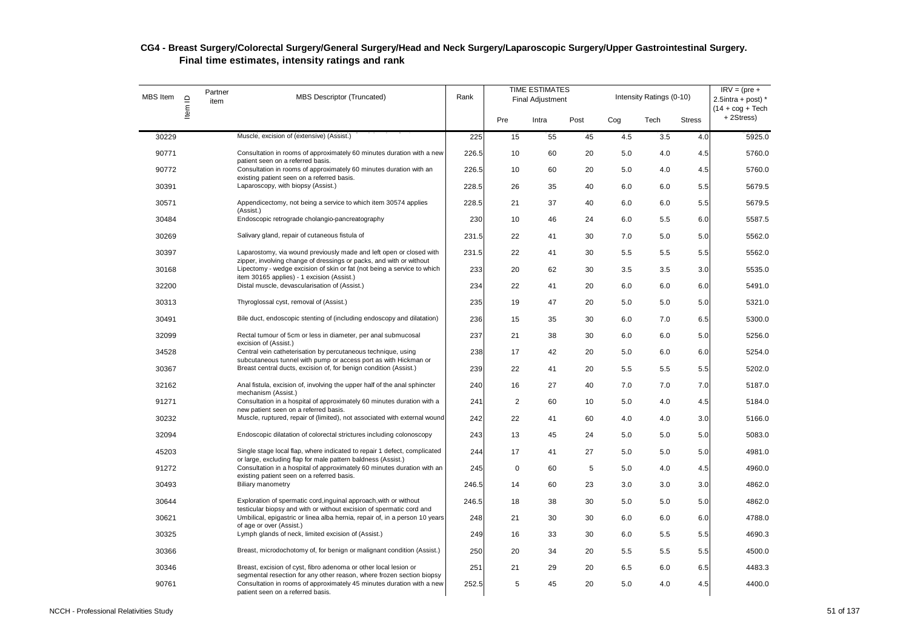## CG4 - Breast Surgery/Colorectal Surgery/General Surgery/Head and Neck Surgery/Laparoscopic Surgery/Upper Gastrointestinal Surgery.
## Final time estimates, intensity ratings and rank

| MBS Item | Item ID | Partner item | MBS Descriptor (Truncated) | Rank | TIME ESTIMATES Final Adjustment | | | Intensity Ratings (0-10) | | | IRV = (pre + 2.5intra + post) * (14 + cog + Tech + 2Stress) |
|---|---|---|---|---|---|---|---|---|---|---|---|
| | | | | | Pre | Intra | Post | Cog | Tech | Stress | |
| 30229 | | | Muscle, excision of (extensive) (Assist.) | 225 | 15 | 55 | 45 | 4.5 | 3.5 | 4.0 | 5925.0 |
| 90771 | | | Consultation in rooms of approximately 60 minutes duration with a new patient seen on a referred basis. | 226.5 | 10 | 60 | 20 | 5.0 | 4.0 | 4.5 | 5760.0 |
| 90772 | | | Consultation in rooms of approximately 60 minutes duration with an existing patient seen on a referred basis. | 226.5 | 10 | 60 | 20 | 5.0 | 4.0 | 4.5 | 5760.0 |
| 30391 | | | Laparoscopy, with biopsy (Assist.) | 228.5 | 26 | 35 | 40 | 6.0 | 6.0 | 5.5 | 5679.5 |
| 30571 | | | Appendicectomy, not being a service to which item 30574 applies (Assist.) | 228.5 | 21 | 37 | 40 | 6.0 | 6.0 | 5.5 | 5679.5 |
| 30484 | | | Endoscopic retrograde cholangio-pancreatography | 230 | 10 | 46 | 24 | 6.0 | 5.5 | 6.0 | 5587.5 |
| 30269 | | | Salivary gland, repair of cutaneous fistula of | 231.5 | 22 | 41 | 30 | 7.0 | 5.0 | 5.0 | 5562.0 |
| 30397 | | | Laparostomy, via wound previously made and left open or closed with zipper, involving change of dressings or packs, and with or without | 231.5 | 22 | 41 | 30 | 5.5 | 5.5 | 5.5 | 5562.0 |
| 30168 | | | Lipectomy - wedge excision of skin or fat (not being a service to which item 30165 applies) - 1 excision (Assist.) | 233 | 20 | 62 | 30 | 3.5 | 3.5 | 3.0 | 5535.0 |
| 32200 | | | Distal muscle, devascularisation of (Assist.) | 234 | 22 | 41 | 20 | 6.0 | 6.0 | 6.0 | 5491.0 |
| 30313 | | | Thyroglossal cyst, removal of (Assist.) | 235 | 19 | 47 | 20 | 5.0 | 5.0 | 5.0 | 5321.0 |
| 30491 | | | Bile duct, endoscopic stenting of (including endoscopy and dilatation) | 236 | 15 | 35 | 30 | 6.0 | 7.0 | 6.5 | 5300.0 |
| 32099 | | | Rectal tumour of 5cm or less in diameter, per anal submucosal excision of (Assist.) | 237 | 21 | 38 | 30 | 6.0 | 6.0 | 5.0 | 5256.0 |
| 34528 | | | Central vein catheterisation by percutaneous technique, using subcutaneous tunnel with pump or access port as with Hickman or | 238 | 17 | 42 | 20 | 5.0 | 6.0 | 6.0 | 5254.0 |
| 30367 | | | Breast central ducts, excision of, for benign condition (Assist.) | 239 | 22 | 41 | 20 | 5.5 | 5.5 | 5.5 | 5202.0 |
| 32162 | | | Anal fistula, excision of, involving the upper half of the anal sphincter mechanism (Assist.) | 240 | 16 | 27 | 40 | 7.0 | 7.0 | 7.0 | 5187.0 |
| 91271 | | | Consultation in a hospital of approximately 60 minutes duration with a new patient seen on a referred basis. | 241 | 2 | 60 | 10 | 5.0 | 4.0 | 4.5 | 5184.0 |
| 30232 | | | Muscle, ruptured, repair of (limited), not associated with external wound | 242 | 22 | 41 | 60 | 4.0 | 4.0 | 3.0 | 5166.0 |
| 32094 | | | Endoscopic dilatation of colorectal strictures including colonoscopy | 243 | 13 | 45 | 24 | 5.0 | 5.0 | 5.0 | 5083.0 |
| 45203 | | | Single stage local flap, where indicated to repair 1 defect, complicated or large, excluding flap for male pattern baldness (Assist.) | 244 | 17 | 41 | 27 | 5.0 | 5.0 | 5.0 | 4981.0 |
| 91272 | | | Consultation in a hospital of approximately 60 minutes duration with an existing patient seen on a referred basis. | 245 | 0 | 60 | 5 | 5.0 | 4.0 | 4.5 | 4960.0 |
| 30493 | | | Biliary manometry | 246.5 | 14 | 60 | 23 | 3.0 | 3.0 | 3.0 | 4862.0 |
| 30644 | | | Exploration of spermatic cord,inguinal approach,with or without testicular biopsy and with or without excision of spermatic cord and | 246.5 | 18 | 38 | 30 | 5.0 | 5.0 | 5.0 | 4862.0 |
| 30621 | | | Umbilical, epigastric or linea alba hernia, repair of, in a person 10 years of age or over (Assist.) | 248 | 21 | 30 | 30 | 6.0 | 6.0 | 6.0 | 4788.0 |
| 30325 | | | Lymph glands of neck, limited excision of (Assist.) | 249 | 16 | 33 | 30 | 6.0 | 5.5 | 5.5 | 4690.3 |
| 30366 | | | Breast, microdochotomy of, for benign or malignant condition (Assist.) | 250 | 20 | 34 | 20 | 5.5 | 5.5 | 5.5 | 4500.0 |
| 30346 | | | Breast, excision of cyst, fibro adenoma or other local lesion or segmental resection for any other reason, where frozen section biopsy | 251 | 21 | 29 | 20 | 6.5 | 6.0 | 6.5 | 4483.3 |
| 90761 | | | Consultation in rooms of approximately 45 minutes duration with a new patient seen on a referred basis. | 252.5 | 5 | 45 | 20 | 5.0 | 4.0 | 4.5 | 4400.0 |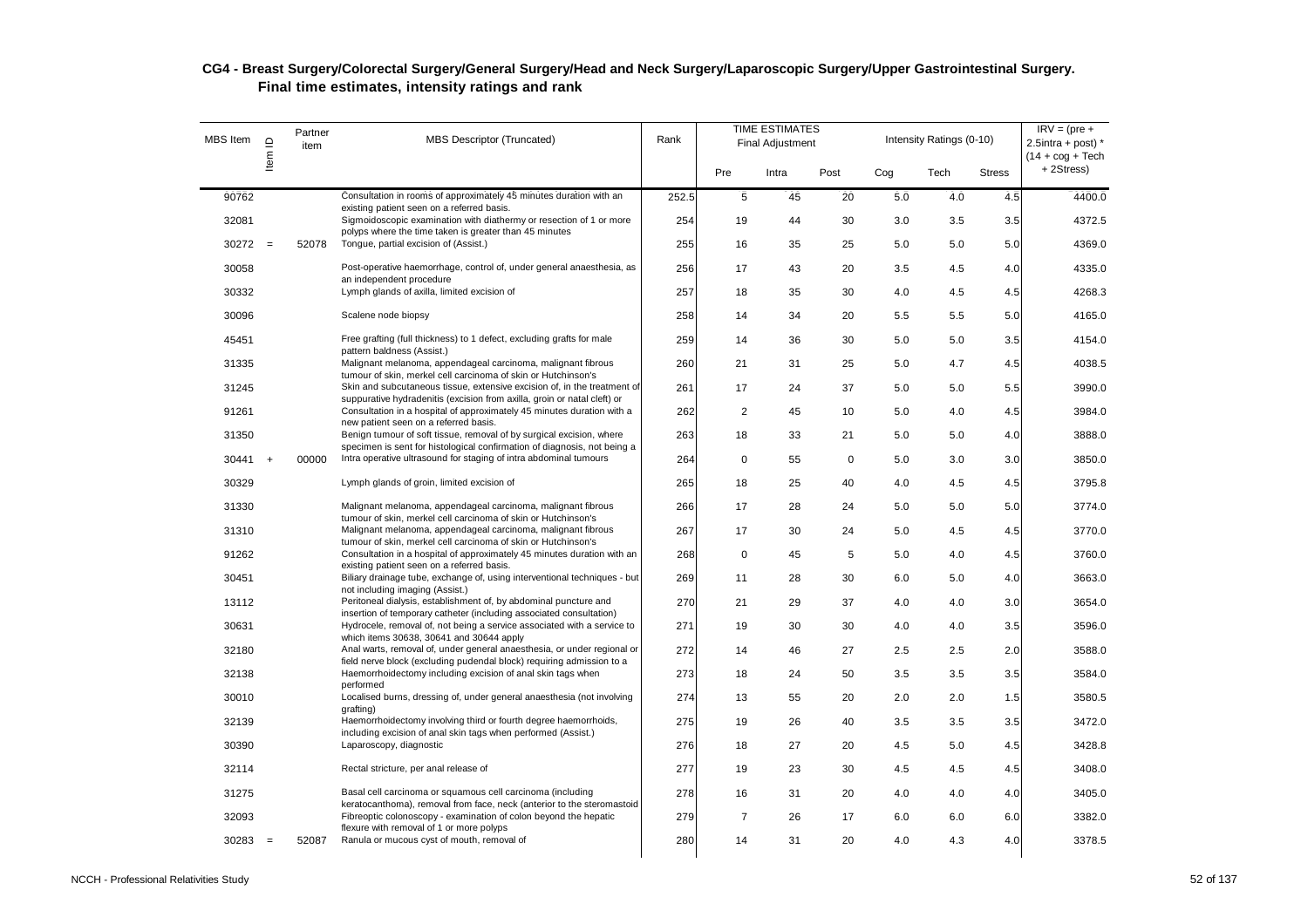## CG4 - Breast Surgery/Colorectal Surgery/General Surgery/Head and Neck Surgery/Laparoscopic Surgery/Upper Gastrointestinal Surgery. Final time estimates, intensity ratings and rank

| MBS Item | Item ID | Partner item | MBS Descriptor (Truncated) | Rank | TIME ESTIMATES Final Adjustment | | | Intensity Ratings (0-10) | | | IRV = (pre + 2.5intra + post) * (14 + cog + Tech + 2Stress) |
|---|---|---|---|---|---|---|---|---|---|---|---|
| | | | | | Pre | Intra | Post | Cog | Tech | Stress | |
| 90762 | | | Consultation in rooms of approximately 45 minutes duration with an existing patient seen on a referred basis. | 252.5 | 5 | 45 | 20 | 5.0 | 4.0 | 4.5 | 4400.0 |
| 32081 | | | Sigmoidoscopic examination with diathermy or resection of 1 or more polyps where the time taken is greater than 45 minutes | 254 | 19 | 44 | 30 | 3.0 | 3.5 | 3.5 | 4372.5 |
| 30272 | = | 52078 | Tongue, partial excision of (Assist.) | 255 | 16 | 35 | 25 | 5.0 | 5.0 | 5.0 | 4369.0 |
| 30058 | | | Post-operative haemorrhage, control of, under general anaesthesia, as an independent procedure | 256 | 17 | 43 | 20 | 3.5 | 4.5 | 4.0 | 4335.0 |
| 30332 | | | Lymph glands of axilla, limited excision of | 257 | 18 | 35 | 30 | 4.0 | 4.5 | 4.5 | 4268.3 |
| 30096 | | | Scalene node biopsy | 258 | 14 | 34 | 20 | 5.5 | 5.5 | 5.0 | 4165.0 |
| 45451 | | | Free grafting (full thickness) to 1 defect, excluding grafts for male pattern baldness (Assist.) | 259 | 14 | 36 | 30 | 5.0 | 5.0 | 3.5 | 4154.0 |
| 31335 | | | Malignant melanoma, appendageal carcinoma, malignant fibrous tumour of skin, merkel cell carcinoma of skin or Hutchinson's | 260 | 21 | 31 | 25 | 5.0 | 4.7 | 4.5 | 4038.5 |
| 31245 | | | Skin and subcutaneous tissue, extensive excision of, in the treatment of suppurative hydradenitis (excision from axilla, groin or natal cleft) or | 261 | 17 | 24 | 37 | 5.0 | 5.0 | 5.5 | 3990.0 |
| 91261 | | | Consultation in a hospital of approximately 45 minutes duration with a new patient seen on a referred basis. | 262 | 2 | 45 | 10 | 5.0 | 4.0 | 4.5 | 3984.0 |
| 31350 | | | Benign tumour of soft tissue, removal of by surgical excision, where specimen is sent for histological confirmation of diagnosis, not being a | 263 | 18 | 33 | 21 | 5.0 | 5.0 | 4.0 | 3888.0 |
| 30441 | + | 00000 | Intra operative ultrasound for staging of intra abdominal tumours | 264 | 0 | 55 | 0 | 5.0 | 3.0 | 3.0 | 3850.0 |
| 30329 | | | Lymph glands of groin, limited excision of | 265 | 18 | 25 | 40 | 4.0 | 4.5 | 4.5 | 3795.8 |
| 31330 | | | Malignant melanoma, appendageal carcinoma, malignant fibrous tumour of skin, merkel cell carcinoma of skin or Hutchinson's | 266 | 17 | 28 | 24 | 5.0 | 5.0 | 5.0 | 3774.0 |
| 31310 | | | Malignant melanoma, appendageal carcinoma, malignant fibrous tumour of skin, merkel cell carcinoma of skin or Hutchinson's | 267 | 17 | 30 | 24 | 5.0 | 4.5 | 4.5 | 3770.0 |
| 91262 | | | Consultation in a hospital of approximately 45 minutes duration with an existing patient seen on a referred basis. | 268 | 0 | 45 | 5 | 5.0 | 4.0 | 4.5 | 3760.0 |
| 30451 | | | Biliary drainage tube, exchange of, using interventional techniques - but not including imaging (Assist.) | 269 | 11 | 28 | 30 | 6.0 | 5.0 | 4.0 | 3663.0 |
| 13112 | | | Peritoneal dialysis, establishment of, by abdominal puncture and insertion of temporary catheter (including associated consultation) | 270 | 21 | 29 | 37 | 4.0 | 4.0 | 3.0 | 3654.0 |
| 30631 | | | Hydrocele, removal of, not being a service associated with a service to which items 30638, 30641 and 30644 apply | 271 | 19 | 30 | 30 | 4.0 | 4.0 | 3.5 | 3596.0 |
| 32180 | | | Anal warts, removal of, under general anaesthesia, or under regional or field nerve block (excluding pudendal block) requiring admission to a | 272 | 14 | 46 | 27 | 2.5 | 2.5 | 2.0 | 3588.0 |
| 32138 | | | Haemorrhoidectomy including excision of anal skin tags when performed | 273 | 18 | 24 | 50 | 3.5 | 3.5 | 3.5 | 3584.0 |
| 30010 | | | Localised burns, dressing of, under general anaesthesia (not involving grafting) | 274 | 13 | 55 | 20 | 2.0 | 2.0 | 1.5 | 3580.5 |
| 32139 | | | Haemorrhoidectomy involving third or fourth degree haemorrhoids, including excision of anal skin tags when performed (Assist.) | 275 | 19 | 26 | 40 | 3.5 | 3.5 | 3.5 | 3472.0 |
| 30390 | | | Laparoscopy, diagnostic | 276 | 18 | 27 | 20 | 4.5 | 5.0 | 4.5 | 3428.8 |
| 32114 | | | Rectal stricture, per anal release of | 277 | 19 | 23 | 30 | 4.5 | 4.5 | 4.5 | 3408.0 |
| 31275 | | | Basal cell carcinoma or squamous cell carcinoma (including keratocanthoma), removal from face, neck (anterior to the steromastoid | 278 | 16 | 31 | 20 | 4.0 | 4.0 | 4.0 | 3405.0 |
| 32093 | | | Fibreoptic colonoscopy - examination of colon beyond the hepatic flexure with removal of 1 or more polyps | 279 | 7 | 26 | 17 | 6.0 | 6.0 | 6.0 | 3382.0 |
| 30283 | = | 52087 | Ranula or mucous cyst of mouth, removal of | 280 | 14 | 31 | 20 | 4.0 | 4.3 | 4.0 | 3378.5 |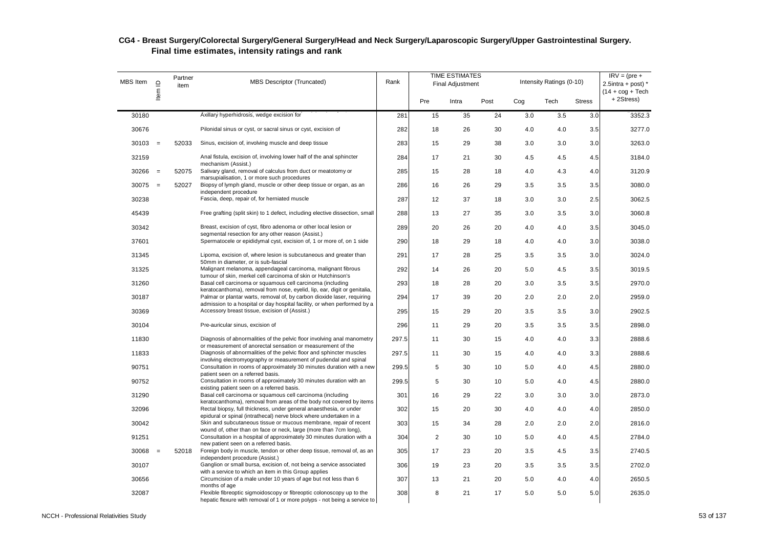## CG4 - Breast Surgery/Colorectal Surgery/General Surgery/Head and Neck Surgery/Laparoscopic Surgery/Upper Gastrointestinal Surgery. Final time estimates, intensity ratings and rank

| MBS Item | Item ID | Partner item | MBS Descriptor (Truncated) | Rank | TIME ESTIMATES Final Adjustment | | | Intensity Ratings (0-10) | | | IRV = (pre + 2.5intra + post) * (14 + cog + Tech + 2Stress) |
|---|---|---|---|---|---|---|---|---|---|---|---|
| | | | | | Pre | Intra | Post | Cog | Tech | Stress | |
| 30180 | | | Axillary hyperhidrosis, wedge excision for | 281 | 15 | 35 | 24 | 3.0 | 3.5 | 3.0 | 3352.3 |
| 30676 | | | Pilonidal sinus or cyst, or sacral sinus or cyst, excision of | 282 | 18 | 26 | 30 | 4.0 | 4.0 | 3.5 | 3277.0 |
| 30103 | = | 52033 | Sinus, excision of, involving muscle and deep tissue | 283 | 15 | 29 | 38 | 3.0 | 3.0 | 3.0 | 3263.0 |
| 32159 | | | Anal fistula, excision of, involving lower half of the anal sphincter mechanism (Assist.) | 284 | 17 | 21 | 30 | 4.5 | 4.5 | 4.5 | 3184.0 |
| 30266 | = | 52075 | Salivary gland, removal of calculus from duct or meatotomy or marsupialisation, 1 or more such procedures | 285 | 15 | 28 | 18 | 4.0 | 4.3 | 4.0 | 3120.9 |
| 30075 | = | 52027 | Biopsy of lymph gland, muscle or other deep tissue or organ, as an independent procedure | 286 | 16 | 26 | 29 | 3.5 | 3.5 | 3.5 | 3080.0 |
| 30238 | | | Fascia, deep, repair of, for herniated muscle | 287 | 12 | 37 | 18 | 3.0 | 3.0 | 2.5 | 3062.5 |
| 45439 | | | Free grafting (split skin) to 1 defect, including elective dissection, small | 288 | 13 | 27 | 35 | 3.0 | 3.5 | 3.0 | 3060.8 |
| 30342 | | | Breast, excision of cyst, fibro adenoma or other local lesion or segmental resection for any other reason (Assist.) | 289 | 20 | 26 | 20 | 4.0 | 4.0 | 3.5 | 3045.0 |
| 37601 | | | Spermatocele or epididymal cyst, excision of, 1 or more of, on 1 side | 290 | 18 | 29 | 18 | 4.0 | 4.0 | 3.0 | 3038.0 |
| 31345 | | | Lipoma, excision of, where lesion is subcutaneous and greater than 50mm in diameter, or is sub-fascial | 291 | 17 | 28 | 25 | 3.5 | 3.5 | 3.0 | 3024.0 |
| 31325 | | | Malignant melanoma, appendageal carcinoma, malignant fibrous tumour of skin, merkel cell carcinoma of skin or Hutchinson's | 292 | 14 | 26 | 20 | 5.0 | 4.5 | 3.5 | 3019.5 |
| 31260 | | | Basal cell carcinoma or squamous cell carcinoma (including keratocanthoma), removal from nose, eyelid, lip, ear, digit or genitalia, | 293 | 18 | 28 | 20 | 3.0 | 3.5 | 3.5 | 2970.0 |
| 30187 | | | Palmar or plantar warts, removal of, by carbon dioxide laser, requiring admission to a hospital or day hospital facility, or when performed by a | 294 | 17 | 39 | 20 | 2.0 | 2.0 | 2.0 | 2959.0 |
| 30369 | | | Accessory breast tissue, excision of (Assist.) | 295 | 15 | 29 | 20 | 3.5 | 3.5 | 3.0 | 2902.5 |
| 30104 | | | Pre-auricular sinus, excision of | 296 | 11 | 29 | 20 | 3.5 | 3.5 | 3.5 | 2898.0 |
| 11830 | | | Diagnosis of abnormalities of the pelvic floor involving anal manometry or measurement of anorectal sensation or measurement of the | 297.5 | 11 | 30 | 15 | 4.0 | 4.0 | 3.3 | 2888.6 |
| 11833 | | | Diagnosis of abnormalities of the pelvic floor and sphincter muscles involving electromyography or measurement of pudendal and spinal | 297.5 | 11 | 30 | 15 | 4.0 | 4.0 | 3.3 | 2888.6 |
| 90751 | | | Consultation in rooms of approximately 30 minutes duration with a new patient seen on a referred basis. | 299.5 | 5 | 30 | 10 | 5.0 | 4.0 | 4.5 | 2880.0 |
| 90752 | | | Consultation in rooms of approximately 30 minutes duration with an existing patient seen on a referred basis. | 299.5 | 5 | 30 | 10 | 5.0 | 4.0 | 4.5 | 2880.0 |
| 31290 | | | Basal cell carcinoma or squamous cell carcinoma (including keratocanthoma), removal from areas of the body not covered by items | 301 | 16 | 29 | 22 | 3.0 | 3.0 | 3.0 | 2873.0 |
| 32096 | | | Rectal biopsy, full thickness, under general anaesthesia, or under epidural or spinal (intrathecal) nerve block where undertaken in a | 302 | 15 | 20 | 30 | 4.0 | 4.0 | 4.0 | 2850.0 |
| 30042 | | | Skin and subcutaneous tissue or mucous membrane, repair of recent wound of, other than on face or neck, large (more than 7cm long), | 303 | 15 | 34 | 28 | 2.0 | 2.0 | 2.0 | 2816.0 |
| 91251 | | | Consultation in a hospital of approximately 30 minutes duration with a new patient seen on a referred basis. | 304 | 2 | 30 | 10 | 5.0 | 4.0 | 4.5 | 2784.0 |
| 30068 | = | 52018 | Foreign body in muscle, tendon or other deep tissue, removal of, as an independent procedure (Assist.) | 305 | 17 | 23 | 20 | 3.5 | 4.5 | 3.5 | 2740.5 |
| 30107 | | | Ganglion or small bursa, excision of, not being a service associated with a service to which an item in this Group applies | 306 | 19 | 23 | 20 | 3.5 | 3.5 | 3.5 | 2702.0 |
| 30656 | | | Circumcision of a male under 10 years of age but not less than 6 months of age | 307 | 13 | 21 | 20 | 5.0 | 4.0 | 4.0 | 2650.5 |
| 32087 | | | Flexible fibreoptic sigmoidoscopy or fibreoptic colonoscopy up to the hepatic flexure with removal of 1 or more polyps - not being a service to | 308 | 8 | 21 | 17 | 5.0 | 5.0 | 5.0 | 2635.0 |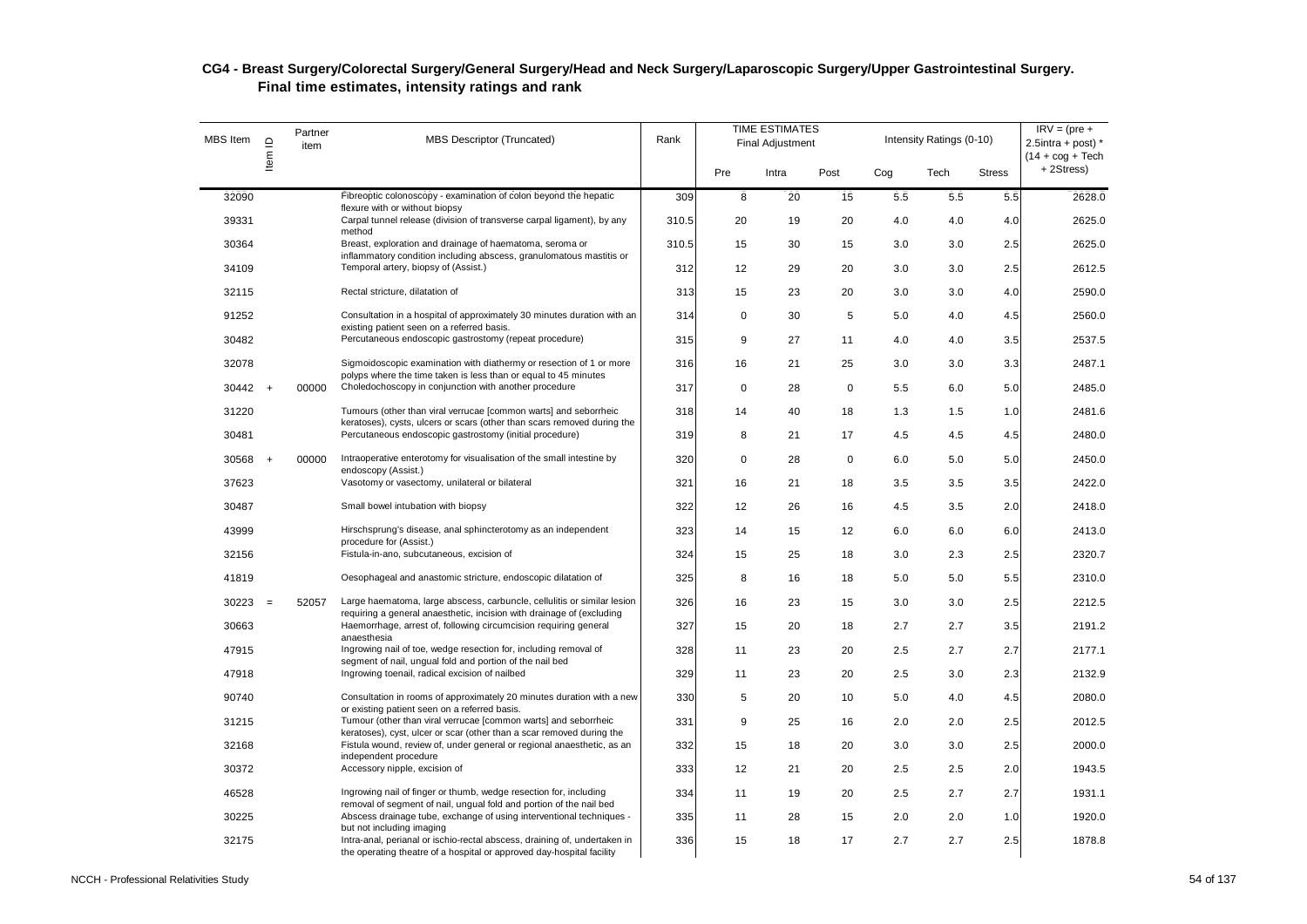## CG4 - Breast Surgery/Colorectal Surgery/General Surgery/Head and Neck Surgery/Laparoscopic Surgery/Upper Gastrointestinal Surgery.
### Final time estimates, intensity ratings and rank

| MBS Item | Item ID | Partner item | MBS Descriptor (Truncated) | Rank | TIME ESTIMATES Final Adjustment | | | Intensity Ratings (0-10) | | | IRV = (pre + 2.5intra + post) * (14 + cog + Tech + 2Stress) |
|---|---|---|---|---|---|---|---|---|---|---|---|
| | | | | | Pre | Intra | Post | Cog | Tech | Stress | |
| 32090 | | | Fibreoptic colonoscopy - examination of colon beyond the hepatic flexure with or without biopsy | 309 | 8 | 20 | 15 | 5.5 | 5.5 | 5.5 | 2628.0 |
| 39331 | | | Carpal tunnel release (division of transverse carpal ligament), by any method | 310.5 | 20 | 19 | 20 | 4.0 | 4.0 | 4.0 | 2625.0 |
| 30364 | | | Breast, exploration and drainage of haematoma, seroma or inflammatory condition including abscess, granulomatous mastitis or | 310.5 | 15 | 30 | 15 | 3.0 | 3.0 | 2.5 | 2625.0 |
| 34109 | | | Temporal artery, biopsy of (Assist.) | 312 | 12 | 29 | 20 | 3.0 | 3.0 | 2.5 | 2612.5 |
| 32115 | | | Rectal stricture, dilatation of | 313 | 15 | 23 | 20 | 3.0 | 3.0 | 4.0 | 2590.0 |
| 91252 | | | Consultation in a hospital of approximately 30 minutes duration with an existing patient seen on a referred basis. | 314 | 0 | 30 | 5 | 5.0 | 4.0 | 4.5 | 2560.0 |
| 30482 | | | Percutaneous endoscopic gastrostomy (repeat procedure) | 315 | 9 | 27 | 11 | 4.0 | 4.0 | 3.5 | 2537.5 |
| 32078 | | | Sigmoidoscopic examination with diathermy or resection of 1 or more polyps where the time taken is less than or equal to 45 minutes | 316 | 16 | 21 | 25 | 3.0 | 3.0 | 3.3 | 2487.1 |
| 30442 | + | 00000 | Choledochoscopy in conjunction with another procedure | 317 | 0 | 28 | 0 | 5.5 | 6.0 | 5.0 | 2485.0 |
| 31220 | | | Tumours (other than viral verrucae [common warts] and seborrheic keratoses), cysts, ulcers or scars (other than scars removed during the | 318 | 14 | 40 | 18 | 1.3 | 1.5 | 1.0 | 2481.6 |
| 30481 | | | Percutaneous endoscopic gastrostomy (initial procedure) | 319 | 8 | 21 | 17 | 4.5 | 4.5 | 4.5 | 2480.0 |
| 30568 | + | 00000 | Intraoperative enterotomy for visualisation of the small intestine by endoscopy (Assist.) | 320 | 0 | 28 | 0 | 6.0 | 5.0 | 5.0 | 2450.0 |
| 37623 | | | Vasotomy or vasectomy, unilateral or bilateral | 321 | 16 | 21 | 18 | 3.5 | 3.5 | 3.5 | 2422.0 |
| 30487 | | | Small bowel intubation with biopsy | 322 | 12 | 26 | 16 | 4.5 | 3.5 | 2.0 | 2418.0 |
| 43999 | | | Hirschsprung's disease, anal sphincterotomy as an independent procedure for (Assist.) | 323 | 14 | 15 | 12 | 6.0 | 6.0 | 6.0 | 2413.0 |
| 32156 | | | Fistula-in-ano, subcutaneous, excision of | 324 | 15 | 25 | 18 | 3.0 | 2.3 | 2.5 | 2320.7 |
| 41819 | | | Oesophageal and anastomic stricture, endoscopic dilatation of | 325 | 8 | 16 | 18 | 5.0 | 5.0 | 5.5 | 2310.0 |
| 30223 | = | 52057 | Large haematoma, large abscess, carbuncle, cellulitis or similar lesion requiring a general anaesthetic, incision with drainage of (excluding | 326 | 16 | 23 | 15 | 3.0 | 3.0 | 2.5 | 2212.5 |
| 30663 | | | Haemorrhage, arrest of, following circumcision requiring general anaesthesia | 327 | 15 | 20 | 18 | 2.7 | 2.7 | 3.5 | 2191.2 |
| 47915 | | | Ingrowing nail of toe, wedge resection for, including removal of segment of nail, ungual fold and portion of the nail bed | 328 | 11 | 23 | 20 | 2.5 | 2.7 | 2.7 | 2177.1 |
| 47918 | | | Ingrowing toenail, radical excision of nailbed | 329 | 11 | 23 | 20 | 2.5 | 3.0 | 2.3 | 2132.9 |
| 90740 | | | Consultation in rooms of approximately 20 minutes duration with a new or existing patient seen on a referred basis. | 330 | 5 | 20 | 10 | 5.0 | 4.0 | 4.5 | 2080.0 |
| 31215 | | | Tumour (other than viral verrucae [common warts] and seborrheic keratoses), cyst, ulcer or scar (other than a scar removed during the | 331 | 9 | 25 | 16 | 2.0 | 2.0 | 2.5 | 2012.5 |
| 32168 | | | Fistula wound, review of, under general or regional anaesthetic, as an independent procedure | 332 | 15 | 18 | 20 | 3.0 | 3.0 | 2.5 | 2000.0 |
| 30372 | | | Accessory nipple, excision of | 333 | 12 | 21 | 20 | 2.5 | 2.5 | 2.0 | 1943.5 |
| 46528 | | | Ingrowing nail of finger or thumb, wedge resection for, including removal of segment of nail, ungual fold and portion of the nail bed | 334 | 11 | 19 | 20 | 2.5 | 2.7 | 2.7 | 1931.1 |
| 30225 | | | Abscess drainage tube, exchange of using interventional techniques - but not including imaging | 335 | 11 | 28 | 15 | 2.0 | 2.0 | 1.0 | 1920.0 |
| 32175 | | | Intra-anal, perianal or ischio-rectal abscess, draining of, undertaken in the operating theatre of a hospital or approved day-hospital facility | 336 | 15 | 18 | 17 | 2.7 | 2.7 | 2.5 | 1878.8 |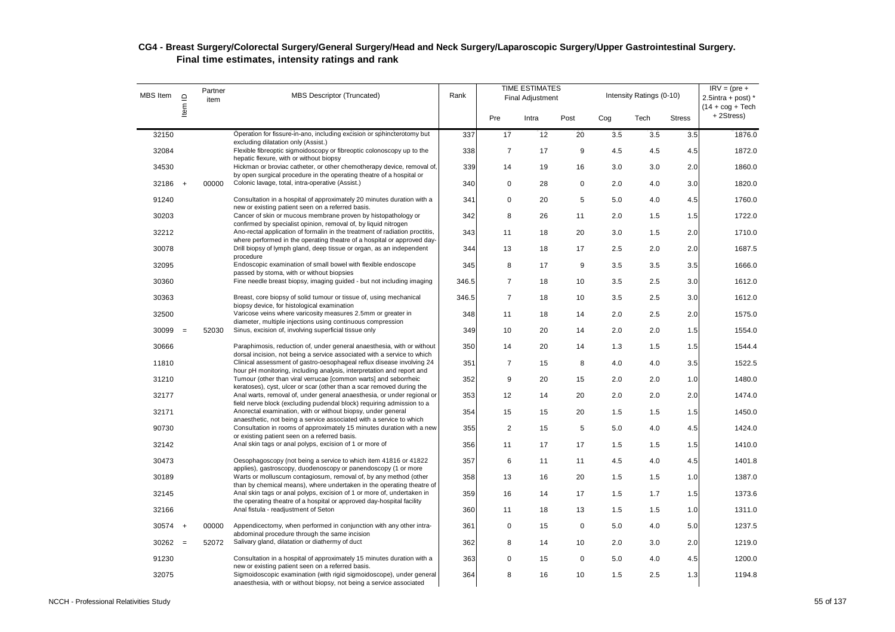## CG4 - Breast Surgery/Colorectal Surgery/General Surgery/Head and Neck Surgery/Laparoscopic Surgery/Upper Gastrointestinal Surgery.
### Final time estimates, intensity ratings and rank

| MBS Item | Item ID | Partner item | MBS Descriptor (Truncated) | Rank | TIME ESTIMATES Final Adjustment | | | Intensity Ratings (0-10) | | | IRV = (pre + 2.5intra + post) * (14 + cog + Tech + 2Stress) |
|---|---|---|---|---|---|---|---|---|---|---|---|
| | | | | | Pre | Intra | Post | Cog | Tech | Stress | |
| 32150 | | | Operation for fissure-in-ano, including excision or sphincterotomy but excluding dilatation only (Assist.) | 337 | 17 | 12 | 20 | 3.5 | 3.5 | 3.5 | 1876.0 |
| 32084 | | | Flexible fibreoptic sigmoidoscopy or fibreoptic colonoscopy up to the hepatic flexure, with or without biopsy | 338 | 7 | 17 | 9 | 4.5 | 4.5 | 4.5 | 1872.0 |
| 34530 | | | Hickman or broviac catheter, or other chemotherapy device, removal of, by open surgical procedure in the operating theatre of a hospital or | 339 | 14 | 19 | 16 | 3.0 | 3.0 | 2.0 | 1860.0 |
| 32186 | + | 00000 | Colonic lavage, total, intra-operative (Assist.) | 340 | 0 | 28 | 0 | 2.0 | 4.0 | 3.0 | 1820.0 |
| 91240 | | | Consultation in a hospital of approximately 20 minutes duration with a new or existing patient seen on a referred basis. | 341 | 0 | 20 | 5 | 5.0 | 4.0 | 4.5 | 1760.0 |
| 30203 | | | Cancer of skin or mucous membrane proven by histopathology or confirmed by specialist opinion, removal of, by liquid nitrogen | 342 | 8 | 26 | 11 | 2.0 | 1.5 | 1.5 | 1722.0 |
| 32212 | | | Ano-rectal application of formalin in the treatment of radiation proctitis, where performed in the operating theatre of a hospital or approved day- | 343 | 11 | 18 | 20 | 3.0 | 1.5 | 2.0 | 1710.0 |
| 30078 | | | Drill biopsy of lymph gland, deep tissue or organ, as an independent procedure | 344 | 13 | 18 | 17 | 2.5 | 2.0 | 2.0 | 1687.5 |
| 32095 | | | Endoscopic examination of small bowel with flexible endoscope passed by stoma, with or without biopsies | 345 | 8 | 17 | 9 | 3.5 | 3.5 | 3.5 | 1666.0 |
| 30360 | | | Fine needle breast biopsy, imaging guided - but not including imaging | 346.5 | 7 | 18 | 10 | 3.5 | 2.5 | 3.0 | 1612.0 |
| 30363 | | | Breast, core biopsy of solid tumour or tissue of, using mechanical biopsy device, for histological examination | 346.5 | 7 | 18 | 10 | 3.5 | 2.5 | 3.0 | 1612.0 |
| 32500 | | | Varicose veins where varicosity measures 2.5mm or greater in diameter, multiple injections using continuous compression | 348 | 11 | 18 | 14 | 2.0 | 2.5 | 2.0 | 1575.0 |
| 30099 | = | 52030 | Sinus, excision of, involving superficial tissue only | 349 | 10 | 20 | 14 | 2.0 | 2.0 | 1.5 | 1554.0 |
| 30666 | | | Paraphimosis, reduction of, under general anaesthesia, with or without dorsal incision, not being a service associated with a service to which | 350 | 14 | 20 | 14 | 1.3 | 1.5 | 1.5 | 1544.4 |
| 11810 | | | Clinical assessment of gastro-oesophageal reflux disease involving 24 hour pH monitoring, including analysis, interpretation and report and | 351 | 7 | 15 | 8 | 4.0 | 4.0 | 3.5 | 1522.5 |
| 31210 | | | Tumour (other than viral verrucae [common warts] and seborrheic keratoses), cyst, ulcer or scar (other than a scar removed during the | 352 | 9 | 20 | 15 | 2.0 | 2.0 | 1.0 | 1480.0 |
| 32177 | | | Anal warts, removal of, under general anaesthesia, or under regional or field nerve block (excluding pudendal block) requiring admission to a | 353 | 12 | 14 | 20 | 2.0 | 2.0 | 2.0 | 1474.0 |
| 32171 | | | Anorectal examination, with or without biopsy, under general anaesthetic, not being a service associated with a service to which | 354 | 15 | 15 | 20 | 1.5 | 1.5 | 1.5 | 1450.0 |
| 90730 | | | Consultation in rooms of approximately 15 minutes duration with a new or existing patient seen on a referred basis. | 355 | 2 | 15 | 5 | 5.0 | 4.0 | 4.5 | 1424.0 |
| 32142 | | | Anal skin tags or anal polyps, excision of 1 or more of | 356 | 11 | 17 | 17 | 1.5 | 1.5 | 1.5 | 1410.0 |
| 30473 | | | Oesophagoscopy (not being a service to which item 41816 or 41822 applies), gastroscopy, duodenoscopy or panendoscopy (1 or more | 357 | 6 | 11 | 11 | 4.5 | 4.0 | 4.5 | 1401.8 |
| 30189 | | | Warts or molluscum contagiosum, removal of, by any method (other than by chemical means), where undertaken in the operating theatre of | 358 | 13 | 16 | 20 | 1.5 | 1.5 | 1.0 | 1387.0 |
| 32145 | | | Anal skin tags or anal polyps, excision of 1 or more of, undertaken in the operating theatre of a hospital or approved day-hospital facility | 359 | 16 | 14 | 17 | 1.5 | 1.7 | 1.5 | 1373.6 |
| 32166 | | | Anal fistula - readjustment of Seton | 360 | 11 | 18 | 13 | 1.5 | 1.5 | 1.0 | 1311.0 |
| 30574 | + | 00000 | Appendicectomy, when performed in conjunction with any other intra-abdominal procedure through the same incision | 361 | 0 | 15 | 0 | 5.0 | 4.0 | 5.0 | 1237.5 |
| 30262 | = | 52072 | Salivary gland, dilatation or diathermy of duct | 362 | 8 | 14 | 10 | 2.0 | 3.0 | 2.0 | 1219.0 |
| 91230 | | | Consultation in a hospital of approximately 15 minutes duration with a new or existing patient seen on a referred basis. | 363 | 0 | 15 | 0 | 5.0 | 4.0 | 4.5 | 1200.0 |
| 32075 | | | Sigmoidoscopic examination (with rigid sigmoidoscope), under general anaesthesia, with or without biopsy, not being a service associated | 364 | 8 | 16 | 10 | 1.5 | 2.5 | 1.3 | 1194.8 |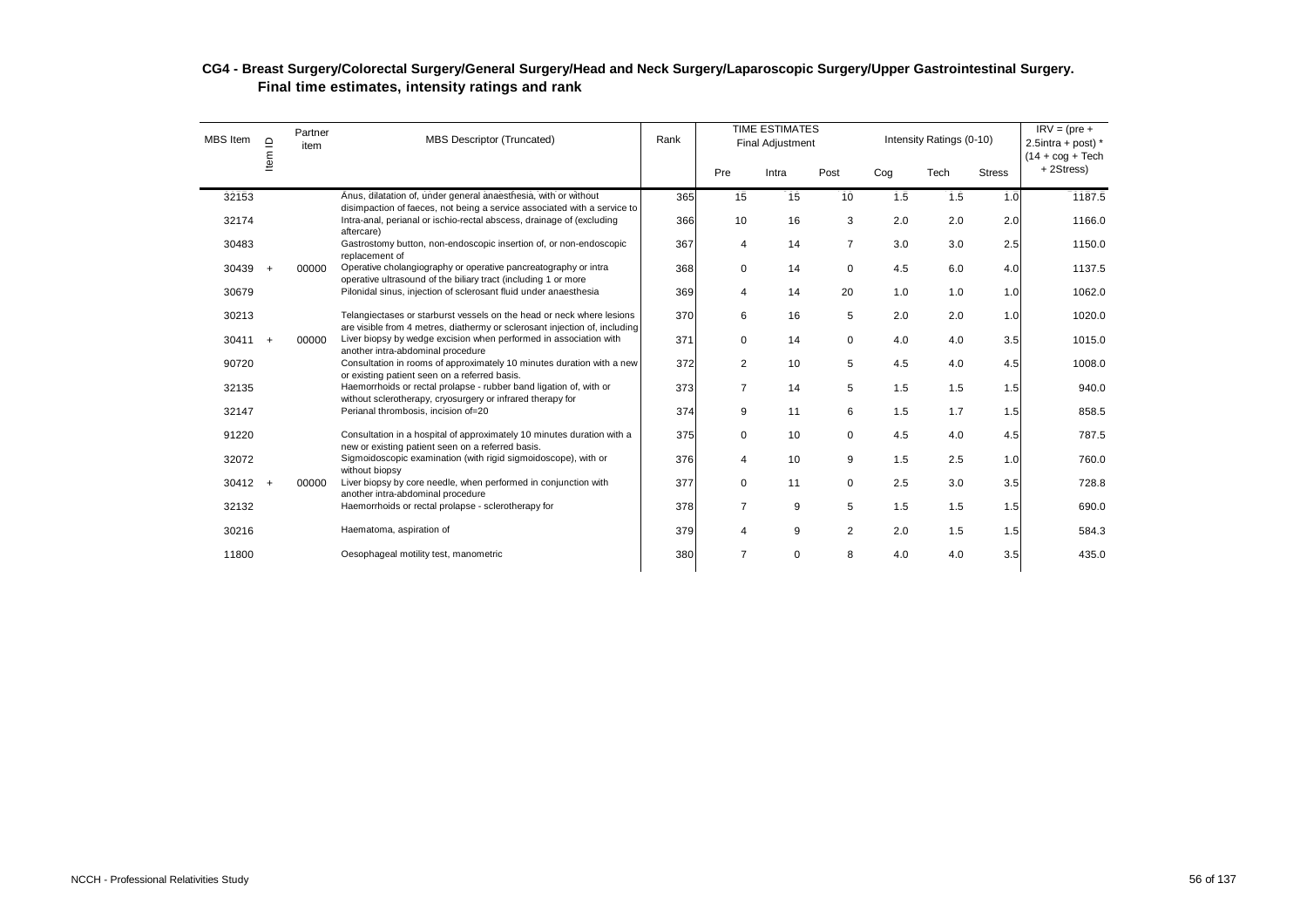## CG4 - Breast Surgery/Colorectal Surgery/General Surgery/Head and Neck Surgery/Laparoscopic Surgery/Upper Gastrointestinal Surgery. Final time estimates, intensity ratings and rank

| MBS Item | Item ID | Partner item | MBS Descriptor (Truncated) | Rank | TIME ESTIMATES Final Adjustment | | | Intensity Ratings (0-10) | | | IRV = (pre + 2.5intra + post) * (14 + cog + Tech + 2Stress) |
|---|---|---|---|---|---|---|---|---|---|---|---|
| | | | | | Pre | Intra | Post | Cog | Tech | Stress | |
| 32153 | | | Anus, dilatation of, under general anaesthesia, with or without disimpaction of faeces, not being a service associated with a service to | 365 | 15 | 15 | 10 | 1.5 | 1.5 | 1.0 | 1187.5 |
| 32174 | | | Intra-anal, perianal or ischio-rectal abscess, drainage of (excluding aftercare) | 366 | 10 | 16 | 3 | 2.0 | 2.0 | 2.0 | 1166.0 |
| 30483 | | | Gastrostomy button, non-endoscopic insertion of, or non-endoscopic replacement of | 367 | 4 | 14 | 7 | 3.0 | 3.0 | 2.5 | 1150.0 |
| 30439 | + | 00000 | Operative cholangiography or operative pancreatography or intra operative ultrasound of the biliary tract (including 1 or more | 368 | 0 | 14 | 0 | 4.5 | 6.0 | 4.0 | 1137.5 |
| 30679 | | | Pilonidal sinus, injection of sclerosant fluid under anaesthesia | 369 | 4 | 14 | 20 | 1.0 | 1.0 | 1.0 | 1062.0 |
| 30213 | | | Telangiectases or starburst vessels on the head or neck where lesions are visible from 4 metres, diathermy or sclerosant injection of, including | 370 | 6 | 16 | 5 | 2.0 | 2.0 | 1.0 | 1020.0 |
| 30411 | + | 00000 | Liver biopsy by wedge excision when performed in association with another intra-abdominal procedure | 371 | 0 | 14 | 0 | 4.0 | 4.0 | 3.5 | 1015.0 |
| 90720 | | | Consultation in rooms of approximately 10 minutes duration with a new or existing patient seen on a referred basis. | 372 | 2 | 10 | 5 | 4.5 | 4.0 | 4.5 | 1008.0 |
| 32135 | | | Haemorrhoids or rectal prolapse - rubber band ligation of, with or without sclerotherapy, cryosurgery or infrared therapy for | 373 | 7 | 14 | 5 | 1.5 | 1.5 | 1.5 | 940.0 |
| 32147 | | | Perianal thrombosis, incision of=20 | 374 | 9 | 11 | 6 | 1.5 | 1.7 | 1.5 | 858.5 |
| 91220 | | | Consultation in a hospital of approximately 10 minutes duration with a new or existing patient seen on a referred basis. | 375 | 0 | 10 | 0 | 4.5 | 4.0 | 4.5 | 787.5 |
| 32072 | | | Sigmoidoscopic examination (with rigid sigmoidoscope), with or without biopsy | 376 | 4 | 10 | 9 | 1.5 | 2.5 | 1.0 | 760.0 |
| 30412 | + | 00000 | Liver biopsy by core needle, when performed in conjunction with another intra-abdominal procedure | 377 | 0 | 11 | 0 | 2.5 | 3.0 | 3.5 | 728.8 |
| 32132 | | | Haemorrhoids or rectal prolapse - sclerotherapy for | 378 | 7 | 9 | 5 | 1.5 | 1.5 | 1.5 | 690.0 |
| 30216 | | | Haematoma, aspiration of | 379 | 4 | 9 | 2 | 2.0 | 1.5 | 1.5 | 584.3 |
| 11800 | | | Oesophageal motility test, manometric | 380 | 7 | 0 | 8 | 4.0 | 4.0 | 3.5 | 435.0 |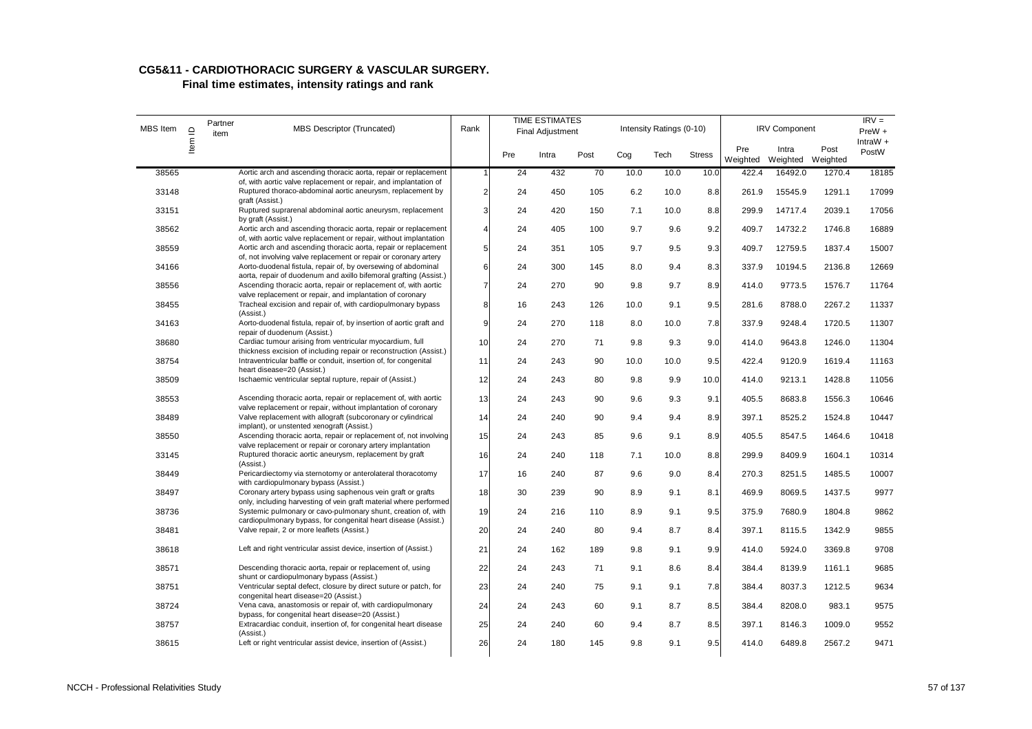## CG5&11 - CARDIOTHORACIC SURGERY & VASCULAR SURGERY.

### Final time estimates, intensity ratings and rank

| MBS Item | Item ID | Partner item | MBS Descriptor (Truncated) | Rank | TIME ESTIMATES Final Adjustment | | | Intensity Ratings (0-10) | | | IRV Component | | | IRV = PreW + IntraW + PostW |
|---|---|---|---|---|---|---|---|---|---|---|---|---|---|---|
| | | | | | Pre | Intra | Post | Cog | Tech | Stress | Pre Weighted | Intra Weighted | Post Weighted | |
| 38565 | | | Aortic arch and ascending thoracic aorta, repair or replacement of, with aortic valve replacement or repair, and implantation of | 1 | 24 | 432 | 70 | 10.0 | 10.0 | 10.0 | 422.4 | 16492.0 | 1270.4 | 18185 |
| 33148 | | | Ruptured thoraco-abdominal aortic aneurysm, replacement by graft (Assist.) | 2 | 24 | 450 | 105 | 6.2 | 10.0 | 8.8 | 261.9 | 15545.9 | 1291.1 | 17099 |
| 33151 | | | Ruptured suprarenal abdominal aortic aneurysm, replacement by graft (Assist.) | 3 | 24 | 420 | 150 | 7.1 | 10.0 | 8.8 | 299.9 | 14717.4 | 2039.1 | 17056 |
| 38562 | | | Aortic arch and ascending thoracic aorta, repair or replacement of, with aortic valve replacement or repair, without implantation | 4 | 24 | 405 | 100 | 9.7 | 9.6 | 9.2 | 409.7 | 14732.2 | 1746.8 | 16889 |
| 38559 | | | Aortic arch and ascending thoracic aorta, repair or replacement of, not involving valve replacement or repair or coronary artery | 5 | 24 | 351 | 105 | 9.7 | 9.5 | 9.3 | 409.7 | 12759.5 | 1837.4 | 15007 |
| 34166 | | | Aorto-duodenal fistula, repair of, by oversewing of abdominal aorta, repair of duodenum and axillo bifemoral grafting (Assist.) | 6 | 24 | 300 | 145 | 8.0 | 9.4 | 8.3 | 337.9 | 10194.5 | 2136.8 | 12669 |
| 38556 | | | Ascending thoracic aorta, repair or replacement of, with aortic valve replacement or repair, and implantation of coronary | 7 | 24 | 270 | 90 | 9.8 | 9.7 | 8.9 | 414.0 | 9773.5 | 1576.7 | 11764 |
| 38455 | | | Tracheal excision and repair of, with cardiopulmonary bypass (Assist.) | 8 | 16 | 243 | 126 | 10.0 | 9.1 | 9.5 | 281.6 | 8788.0 | 2267.2 | 11337 |
| 34163 | | | Aorto-duodenal fistula, repair of, by insertion of aortic graft and repair of duodenum (Assist.) | 9 | 24 | 270 | 118 | 8.0 | 10.0 | 7.8 | 337.9 | 9248.4 | 1720.5 | 11307 |
| 38680 | | | Cardiac tumour arising from ventricular myocardium, full thickness excision of including repair or reconstruction (Assist.) | 10 | 24 | 270 | 71 | 9.8 | 9.3 | 9.0 | 414.0 | 9643.8 | 1246.0 | 11304 |
| 38754 | | | Intraventricular baffle or conduit, insertion of, for congenital heart disease=20 (Assist.) | 11 | 24 | 243 | 90 | 10.0 | 10.0 | 9.5 | 422.4 | 9120.9 | 1619.4 | 11163 |
| 38509 | | | Ischaemic ventricular septal rupture, repair of (Assist.) | 12 | 24 | 243 | 80 | 9.8 | 9.9 | 10.0 | 414.0 | 9213.1 | 1428.8 | 11056 |
| 38553 | | | Ascending thoracic aorta, repair or replacement of, with aortic valve replacement or repair, without implantation of coronary | 13 | 24 | 243 | 90 | 9.6 | 9.3 | 9.1 | 405.5 | 8683.8 | 1556.3 | 10646 |
| 38489 | | | Valve replacement with allograft (subcoronary or cylindrical implant), or unstented xenograft (Assist.) | 14 | 24 | 240 | 90 | 9.4 | 9.4 | 8.9 | 397.1 | 8525.2 | 1524.8 | 10447 |
| 38550 | | | Ascending thoracic aorta, repair or replacement of, not involving valve replacement or repair or coronary artery implantation | 15 | 24 | 243 | 85 | 9.6 | 9.1 | 8.9 | 405.5 | 8547.5 | 1464.6 | 10418 |
| 33145 | | | Ruptured thoracic aortic aneurysm, replacement by graft (Assist.) | 16 | 24 | 240 | 118 | 7.1 | 10.0 | 8.8 | 299.9 | 8409.9 | 1604.1 | 10314 |
| 38449 | | | Pericardiectomy via sternotomy or anterolateral thoracotomy with cardiopulmonary bypass (Assist.) | 17 | 16 | 240 | 87 | 9.6 | 9.0 | 8.4 | 270.3 | 8251.5 | 1485.5 | 10007 |
| 38497 | | | Coronary artery bypass using saphenous vein graft or grafts only, including harvesting of vein graft material where performed | 18 | 30 | 239 | 90 | 8.9 | 9.1 | 8.1 | 469.9 | 8069.5 | 1437.5 | 9977 |
| 38736 | | | Systemic pulmonary or cavo-pulmonary shunt, creation of, with cardiopulmonary bypass, for congenital heart disease (Assist.) | 19 | 24 | 216 | 110 | 8.9 | 9.1 | 9.5 | 375.9 | 7680.9 | 1804.8 | 9862 |
| 38481 | | | Valve repair, 2 or more leaflets (Assist.) | 20 | 24 | 240 | 80 | 9.4 | 8.7 | 8.4 | 397.1 | 8115.5 | 1342.9 | 9855 |
| 38618 | | | Left and right ventricular assist device, insertion of (Assist.) | 21 | 24 | 162 | 189 | 9.8 | 9.1 | 9.9 | 414.0 | 5924.0 | 3369.8 | 9708 |
| 38571 | | | Descending thoracic aorta, repair or replacement of, using shunt or cardiopulmonary bypass (Assist.) | 22 | 24 | 243 | 71 | 9.1 | 8.6 | 8.4 | 384.4 | 8139.9 | 1161.1 | 9685 |
| 38751 | | | Ventricular septal defect, closure by direct suture or patch, for congenital heart disease=20 (Assist.) | 23 | 24 | 240 | 75 | 9.1 | 9.1 | 7.8 | 384.4 | 8037.3 | 1212.5 | 9634 |
| 38724 | | | Vena cava, anastomosis or repair of, with cardiopulmonary bypass, for congenital heart disease=20 (Assist.) | 24 | 24 | 243 | 60 | 9.1 | 8.7 | 8.5 | 384.4 | 8208.0 | 983.1 | 9575 |
| 38757 | | | Extracardiac conduit, insertion of, for congenital heart disease (Assist.) | 25 | 24 | 240 | 60 | 9.4 | 8.7 | 8.5 | 397.1 | 8146.3 | 1009.0 | 9552 |
| 38615 | | | Left or right ventricular assist device, insertion of (Assist.) | 26 | 24 | 180 | 145 | 9.8 | 9.1 | 9.5 | 414.0 | 6489.8 | 2567.2 | 9471 |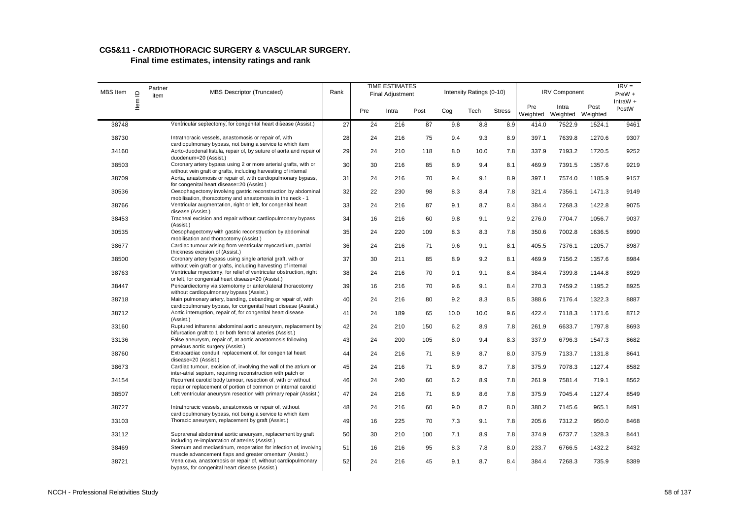## CG5&11 - CARDIOTHORACIC SURGERY & VASCULAR SURGERY.

### Final time estimates, intensity ratings and rank

| MBS Item | Item ID | Partner item | MBS Descriptor (Truncated) | Rank | TIME ESTIMATES Final Adjustment | | | Intensity Ratings (0-10) | | | IRV Component | | | IRV = PreW + IntraW + PostW |
|---|---|---|---|---|---|---|---|---|---|---|---|---|---|---|
| | | | | | Pre | Intra | Post | Cog | Tech | Stress | Pre Weighted | Intra Weighted | Post Weighted | |
| 38748 | | | Ventricular septectomy, for congenital heart disease (Assist.) | 27 | 24 | 216 | 87 | 9.8 | 8.8 | 8.9 | 414.0 | 7522.9 | 1524.1 | 9461 |
| 38730 | | | Intrathoracic vessels, anastomosis or repair of, with cardiopulmonary bypass, not being a service to which item | 28 | 24 | 216 | 75 | 9.4 | 9.3 | 8.9 | 397.1 | 7639.8 | 1270.6 | 9307 |
| 34160 | | | Aorto-duodenal fistula, repair of, by suture of aorta and repair of duodenum=20 (Assist.) | 29 | 24 | 210 | 118 | 8.0 | 10.0 | 7.8 | 337.9 | 7193.2 | 1720.5 | 9252 |
| 38503 | | | Coronary artery bypass using 2 or more arterial grafts, with or without vein graft or grafts, including harvesting of internal | 30 | 30 | 216 | 85 | 8.9 | 9.4 | 8.1 | 469.9 | 7391.5 | 1357.6 | 9219 |
| 38709 | | | Aorta, anastomosis or repair of, with cardiopulmonary bypass, for congenital heart disease=20 (Assist.) | 31 | 24 | 216 | 70 | 9.4 | 9.1 | 8.9 | 397.1 | 7574.0 | 1185.9 | 9157 |
| 30536 | | | Oesophagectomy involving gastric reconstruction by abdominal mobilisation, thoracotomy and anastomosis in the neck - 1 | 32 | 22 | 230 | 98 | 8.3 | 8.4 | 7.8 | 321.4 | 7356.1 | 1471.3 | 9149 |
| 38766 | | | Ventricular augmentation, right or left, for congenital heart disease (Assist.) | 33 | 24 | 216 | 87 | 9.1 | 8.7 | 8.4 | 384.4 | 7268.3 | 1422.8 | 9075 |
| 38453 | | | Tracheal excision and repair without cardiopulmonary bypass (Assist.) | 34 | 16 | 216 | 60 | 9.8 | 9.1 | 9.2 | 276.0 | 7704.7 | 1056.7 | 9037 |
| 30535 | | | Oesophagectomy with gastric reconstruction by abdominal mobilisation and thoracotomy (Assist.) | 35 | 24 | 220 | 109 | 8.3 | 8.3 | 7.8 | 350.6 | 7002.8 | 1636.5 | 8990 |
| 38677 | | | Cardiac tumour arising from ventricular myocardium, partial thickness excision of (Assist.) | 36 | 24 | 216 | 71 | 9.6 | 9.1 | 8.1 | 405.5 | 7376.1 | 1205.7 | 8987 |
| 38500 | | | Coronary artery bypass using single arterial graft, with or without vein graft or grafts, including harvesting of internal | 37 | 30 | 211 | 85 | 8.9 | 9.2 | 8.1 | 469.9 | 7156.2 | 1357.6 | 8984 |
| 38763 | | | Ventricular myectomy, for relief of ventricular obstruction, right or left, for congenital heart disease=20 (Assist.) | 38 | 24 | 216 | 70 | 9.1 | 9.1 | 8.4 | 384.4 | 7399.8 | 1144.8 | 8929 |
| 38447 | | | Pericardiectomy via sternotomy or anterolateral thoracotomy without cardiopulmonary bypass (Assist.) | 39 | 16 | 216 | 70 | 9.6 | 9.1 | 8.4 | 270.3 | 7459.2 | 1195.2 | 8925 |
| 38718 | | | Main pulmonary artery, banding, debanding or repair of, with cardiopulmonary bypass, for congenital heart disease (Assist.) | 40 | 24 | 216 | 80 | 9.2 | 8.3 | 8.5 | 388.6 | 7176.4 | 1322.3 | 8887 |
| 38712 | | | Aortic interruption, repair of, for congenital heart disease (Assist.) | 41 | 24 | 189 | 65 | 10.0 | 10.0 | 9.6 | 422.4 | 7118.3 | 1171.6 | 8712 |
| 33160 | | | Ruptured infrarenal abdominal aortic aneurysm, replacement by bifurcation graft to 1 or both femoral arteries (Assist.) | 42 | 24 | 210 | 150 | 6.2 | 8.9 | 7.8 | 261.9 | 6633.7 | 1797.8 | 8693 |
| 33136 | | | False aneurysm, repair of, at aortic anastomosis following previous aortic surgery (Assist.) | 43 | 24 | 200 | 105 | 8.0 | 9.4 | 8.3 | 337.9 | 6796.3 | 1547.3 | 8682 |
| 38760 | | | Extracardiac conduit, replacement of, for congenital heart disease=20 (Assist.) | 44 | 24 | 216 | 71 | 8.9 | 8.7 | 8.0 | 375.9 | 7133.7 | 1131.8 | 8641 |
| 38673 | | | Cardiac tumour, excision of, involving the wall of the atrium or inter-atrial septum, requiring reconstruction with patch or | 45 | 24 | 216 | 71 | 8.9 | 8.7 | 7.8 | 375.9 | 7078.3 | 1127.4 | 8582 |
| 34154 | | | Recurrent carotid body tumour, resection of, with or without repair or replacement of portion of common or internal carotid | 46 | 24 | 240 | 60 | 6.2 | 8.9 | 7.8 | 261.9 | 7581.4 | 719.1 | 8562 |
| 38507 | | | Left ventricular aneurysm resection with primary repair (Assist.) | 47 | 24 | 216 | 71 | 8.9 | 8.6 | 7.8 | 375.9 | 7045.4 | 1127.4 | 8549 |
| 38727 | | | Intrathoracic vessels, anastomosis or repair of, without cardiopulmonary bypass, not being a service to which item | 48 | 24 | 216 | 60 | 9.0 | 8.7 | 8.0 | 380.2 | 7145.6 | 965.1 | 8491 |
| 33103 | | | Thoracic aneurysm, replacement by graft (Assist.) | 49 | 16 | 225 | 70 | 7.3 | 9.1 | 7.8 | 205.6 | 7312.2 | 950.0 | 8468 |
| 33112 | | | Suprarenal abdominal aortic aneurysm, replacement by graft including re-implantation of arteries (Assist.) | 50 | 30 | 210 | 100 | 7.1 | 8.9 | 7.8 | 374.9 | 6737.7 | 1328.3 | 8441 |
| 38469 | | | Sternum and mediastinum, reoperation for infection of, involving muscle advancement flaps and greater omentum (Assist.) | 51 | 16 | 216 | 95 | 8.3 | 7.8 | 8.0 | 233.7 | 6766.5 | 1432.2 | 8432 |
| 38721 | | | Vena cava, anastomosis or repair of, without cardiopulmonary bypass, for congenital heart disease (Assist.) | 52 | 24 | 216 | 45 | 9.1 | 8.7 | 8.4 | 384.4 | 7268.3 | 735.9 | 8389 |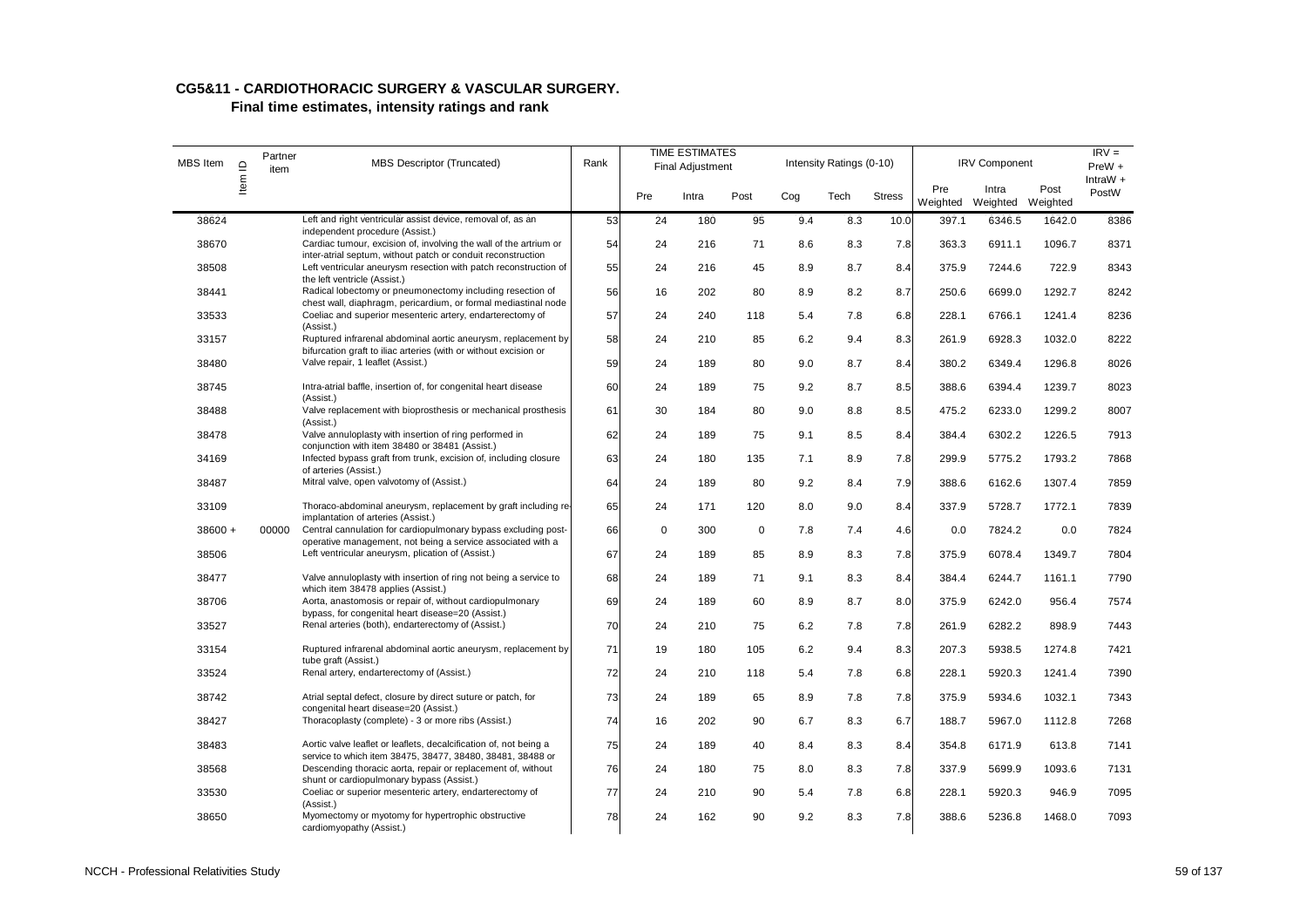## CG5&11 - CARDIOTHORACIC SURGERY & VASCULAR SURGERY.

### Final time estimates, intensity ratings and rank

| MBS Item | Item ID | Partner item | MBS Descriptor (Truncated) | Rank | TIME ESTIMATES Final Adjustment | | | Intensity Ratings (0-10) | | | IRV Component | | | IRV = PreW + IntraW + PostW |
|---|---|---|---|---|---|---|---|---|---|---|---|---|---|---|
| | | | | | Pre | Intra | Post | Cog | Tech | Stress | Pre Weighted | Intra Weighted | Post Weighted | |
| 38624 | | | Left and right ventricular assist device, removal of, as an independent procedure (Assist.) | 53 | 24 | 180 | 95 | 9.4 | 8.3 | 10.0 | 397.1 | 6346.5 | 1642.0 | 8386 |
| 38670 | | | Cardiac tumour, excision of, involving the wall of the artrium or inter-atrial septum, without patch or conduit reconstruction | 54 | 24 | 216 | 71 | 8.6 | 8.3 | 7.8 | 363.3 | 6911.1 | 1096.7 | 8371 |
| 38508 | | | Left ventricular aneurysm resection with patch reconstruction of the left ventricle (Assist.) | 55 | 24 | 216 | 45 | 8.9 | 8.7 | 8.4 | 375.9 | 7244.6 | 722.9 | 8343 |
| 38441 | | | Radical lobectomy or pneumonectomy including resection of chest wall, diaphragm, pericardium, or formal mediastinal node | 56 | 16 | 202 | 80 | 8.9 | 8.2 | 8.7 | 250.6 | 6699.0 | 1292.7 | 8242 |
| 33533 | | | Coeliac and superior mesenteric artery, endarterectomy of (Assist.) | 57 | 24 | 240 | 118 | 5.4 | 7.8 | 6.8 | 228.1 | 6766.1 | 1241.4 | 8236 |
| 33157 | | | Ruptured infrarenal abdominal aortic aneurysm, replacement by bifurcation graft to iliac arteries (with or without excision or | 58 | 24 | 210 | 85 | 6.2 | 9.4 | 8.3 | 261.9 | 6928.3 | 1032.0 | 8222 |
| 38480 | | | Valve repair, 1 leaflet (Assist.) | 59 | 24 | 189 | 80 | 9.0 | 8.7 | 8.4 | 380.2 | 6349.4 | 1296.8 | 8026 |
| 38745 | | | Intra-atrial baffle, insertion of, for congenital heart disease (Assist.) | 60 | 24 | 189 | 75 | 9.2 | 8.7 | 8.5 | 388.6 | 6394.4 | 1239.7 | 8023 |
| 38488 | | | Valve replacement with bioprosthesis or mechanical prosthesis (Assist.) | 61 | 30 | 184 | 80 | 9.0 | 8.8 | 8.5 | 475.2 | 6233.0 | 1299.2 | 8007 |
| 38478 | | | Valve annuloplasty with insertion of ring performed in conjunction with item 38480 or 38481 (Assist.) | 62 | 24 | 189 | 75 | 9.1 | 8.5 | 8.4 | 384.4 | 6302.2 | 1226.5 | 7913 |
| 34169 | | | Infected bypass graft from trunk, excision of, including closure of arteries (Assist.) | 63 | 24 | 180 | 135 | 7.1 | 8.9 | 7.8 | 299.9 | 5775.2 | 1793.2 | 7868 |
| 38487 | | | Mitral valve, open valvotomy of (Assist.) | 64 | 24 | 189 | 80 | 9.2 | 8.4 | 7.9 | 388.6 | 6162.6 | 1307.4 | 7859 |
| 33109 | | | Thoraco-abdominal aneurysm, replacement by graft including re-implantation of arteries (Assist.) | 65 | 24 | 171 | 120 | 8.0 | 9.0 | 8.4 | 337.9 | 5728.7 | 1772.1 | 7839 |
| 38600 + | | 00000 | Central cannulation for cardiopulmonary bypass excluding post-operative management, not being a service associated with a | 66 | 0 | 300 | 0 | 7.8 | 7.4 | 4.6 | 0.0 | 7824.2 | 0.0 | 7824 |
| 38506 | | | Left ventricular aneurysm, plication of (Assist.) | 67 | 24 | 189 | 85 | 8.9 | 8.3 | 7.8 | 375.9 | 6078.4 | 1349.7 | 7804 |
| 38477 | | | Valve annuloplasty with insertion of ring not being a service to which item 38478 applies (Assist.) | 68 | 24 | 189 | 71 | 9.1 | 8.3 | 8.4 | 384.4 | 6244.7 | 1161.1 | 7790 |
| 38706 | | | Aorta, anastomosis or repair of, without cardiopulmonary bypass, for congenital heart disease=20 (Assist.) | 69 | 24 | 189 | 60 | 8.9 | 8.7 | 8.0 | 375.9 | 6242.0 | 956.4 | 7574 |
| 33527 | | | Renal arteries (both), endarterectomy of (Assist.) | 70 | 24 | 210 | 75 | 6.2 | 7.8 | 7.8 | 261.9 | 6282.2 | 898.9 | 7443 |
| 33154 | | | Ruptured infrarenal abdominal aortic aneurysm, replacement by tube graft (Assist.) | 71 | 19 | 180 | 105 | 6.2 | 9.4 | 8.3 | 207.3 | 5938.5 | 1274.8 | 7421 |
| 33524 | | | Renal artery, endarterectomy of (Assist.) | 72 | 24 | 210 | 118 | 5.4 | 7.8 | 6.8 | 228.1 | 5920.3 | 1241.4 | 7390 |
| 38742 | | | Atrial septal defect, closure by direct suture or patch, for congenital heart disease=20 (Assist.) | 73 | 24 | 189 | 65 | 8.9 | 7.8 | 7.8 | 375.9 | 5934.6 | 1032.1 | 7343 |
| 38427 | | | Thoracoplasty (complete) - 3 or more ribs (Assist.) | 74 | 16 | 202 | 90 | 6.7 | 8.3 | 6.7 | 188.7 | 5967.0 | 1112.8 | 7268 |
| 38483 | | | Aortic valve leaflet or leaflets, decalcification of, not being a service to which item 38475, 38477, 38480, 38481, 38488 or | 75 | 24 | 189 | 40 | 8.4 | 8.3 | 8.4 | 354.8 | 6171.9 | 613.8 | 7141 |
| 38568 | | | Descending thoracic aorta, repair or replacement of, without shunt or cardiopulmonary bypass (Assist.) | 76 | 24 | 180 | 75 | 8.0 | 8.3 | 7.8 | 337.9 | 5699.9 | 1093.6 | 7131 |
| 33530 | | | Coeliac or superior mesenteric artery, endarterectomy of (Assist.) | 77 | 24 | 210 | 90 | 5.4 | 7.8 | 6.8 | 228.1 | 5920.3 | 946.9 | 7095 |
| 38650 | | | Myomectomy or myotomy for hypertrophic obstructive cardiomyopathy (Assist.) | 78 | 24 | 162 | 90 | 9.2 | 8.3 | 7.8 | 388.6 | 5236.8 | 1468.0 | 7093 |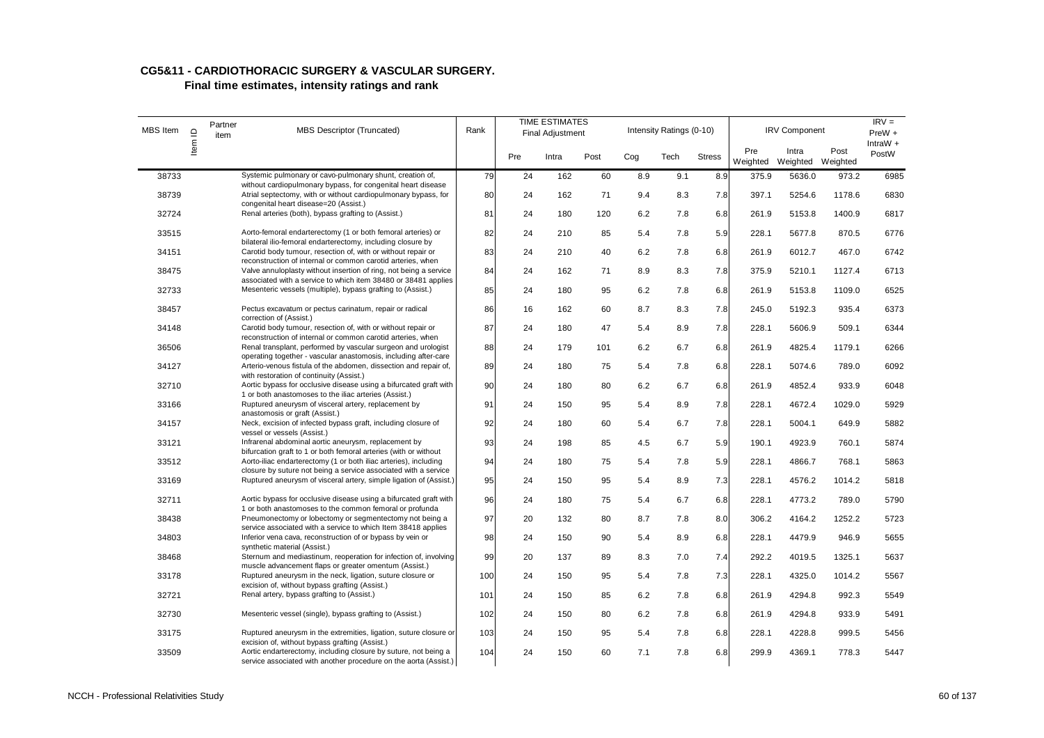## CG5&11 - CARDIOTHORACIC SURGERY & VASCULAR SURGERY.

### Final time estimates, intensity ratings and rank

| MBS Item | Item ID | Partner item | MBS Descriptor (Truncated) | Rank | TIME ESTIMATES Final Adjustment | | | Intensity Ratings (0-10) | | | IRV Component | | | IRV = PreW + IntraW + PostW |
|---|---|---|---|---|---|---|---|---|---|---|---|---|---|---|
| | | | | | Pre | Intra | Post | Cog | Tech | Stress | Pre Weighted | Intra Weighted | Post Weighted | |
| 38733 | | | Systemic pulmonary or cavo-pulmonary shunt, creation of, without cardiopulmonary bypass, for congenital heart disease | 79 | 24 | 162 | 60 | 8.9 | 9.1 | 8.9 | 375.9 | 5636.0 | 973.2 | 6985 |
| 38739 | | | Atrial septectomy, with or without cardiopulmonary bypass, for congenital heart disease=20 (Assist.) | 80 | 24 | 162 | 71 | 9.4 | 8.3 | 7.8 | 397.1 | 5254.6 | 1178.6 | 6830 |
| 32724 | | | Renal arteries (both), bypass grafting to (Assist.) | 81 | 24 | 180 | 120 | 6.2 | 7.8 | 6.8 | 261.9 | 5153.8 | 1400.9 | 6817 |
| 33515 | | | Aorto-femoral endarterectomy (1 or both femoral arteries) or bilateral ilio-femoral endarterectomy, including closure by | 82 | 24 | 210 | 85 | 5.4 | 7.8 | 5.9 | 228.1 | 5677.8 | 870.5 | 6776 |
| 34151 | | | Carotid body tumour, resection of, with or without repair or reconstruction of internal or common carotid arteries, when | 83 | 24 | 210 | 40 | 6.2 | 7.8 | 6.8 | 261.9 | 6012.7 | 467.0 | 6742 |
| 38475 | | | Valve annuloplasty without insertion of ring, not being a service associated with a service to which item 38480 or 38481 applies | 84 | 24 | 162 | 71 | 8.9 | 8.3 | 7.8 | 375.9 | 5210.1 | 1127.4 | 6713 |
| 32733 | | | Mesenteric vessels (multiple), bypass grafting to (Assist.) | 85 | 24 | 180 | 95 | 6.2 | 7.8 | 6.8 | 261.9 | 5153.8 | 1109.0 | 6525 |
| 38457 | | | Pectus excavatum or pectus carinatum, repair or radical correction of (Assist.) | 86 | 16 | 162 | 60 | 8.7 | 8.3 | 7.8 | 245.0 | 5192.3 | 935.4 | 6373 |
| 34148 | | | Carotid body tumour, resection of, with or without repair or reconstruction of internal or common carotid arteries, when | 87 | 24 | 180 | 47 | 5.4 | 8.9 | 7.8 | 228.1 | 5606.9 | 509.1 | 6344 |
| 36506 | | | Renal transplant, performed by vascular surgeon and urologist operating together - vascular anastomosis, including after-care | 88 | 24 | 179 | 101 | 6.2 | 6.7 | 6.8 | 261.9 | 4825.4 | 1179.1 | 6266 |
| 34127 | | | Arterio-venous fistula of the abdomen, dissection and repair of, with restoration of continuity (Assist.) | 89 | 24 | 180 | 75 | 5.4 | 7.8 | 6.8 | 228.1 | 5074.6 | 789.0 | 6092 |
| 32710 | | | Aortic bypass for occlusive disease using a bifurcated graft with 1 or both anastomoses to the iliac arteries (Assist.) | 90 | 24 | 180 | 80 | 6.2 | 6.7 | 6.8 | 261.9 | 4852.4 | 933.9 | 6048 |
| 33166 | | | Ruptured aneurysm of visceral artery, replacement by anastomosis or graft (Assist.) | 91 | 24 | 150 | 95 | 5.4 | 8.9 | 7.8 | 228.1 | 4672.4 | 1029.0 | 5929 |
| 34157 | | | Neck, excision of infected bypass graft, including closure of vessel or vessels (Assist.) | 92 | 24 | 180 | 60 | 5.4 | 6.7 | 7.8 | 228.1 | 5004.1 | 649.9 | 5882 |
| 33121 | | | Infrarenal abdominal aortic aneurysm, replacement by bifurcation graft to 1 or both femoral arteries (with or without | 93 | 24 | 198 | 85 | 4.5 | 6.7 | 5.9 | 190.1 | 4923.9 | 760.1 | 5874 |
| 33512 | | | Aorto-iliac endarterectomy (1 or both iliac arteries), including closure by suture not being a service associated with a service | 94 | 24 | 180 | 75 | 5.4 | 7.8 | 5.9 | 228.1 | 4866.7 | 768.1 | 5863 |
| 33169 | | | Ruptured aneurysm of visceral artery, simple ligation of (Assist.) | 95 | 24 | 150 | 95 | 5.4 | 8.9 | 7.3 | 228.1 | 4576.2 | 1014.2 | 5818 |
| 32711 | | | Aortic bypass for occlusive disease using a bifurcated graft with 1 or both anastomoses to the common femoral or profunda | 96 | 24 | 180 | 75 | 5.4 | 6.7 | 6.8 | 228.1 | 4773.2 | 789.0 | 5790 |
| 38438 | | | Pneumonectomy or lobectomy or segmentectomy not being a service associated with a service to which Item 38418 applies | 97 | 20 | 132 | 80 | 8.7 | 7.8 | 8.0 | 306.2 | 4164.2 | 1252.2 | 5723 |
| 34803 | | | Inferior vena cava, reconstruction of or bypass by vein or synthetic material (Assist.) | 98 | 24 | 150 | 90 | 5.4 | 8.9 | 6.8 | 228.1 | 4479.9 | 946.9 | 5655 |
| 38468 | | | Sternum and mediastinum, reoperation for infection of, involving muscle advancement flaps or greater omentum (Assist.) | 99 | 20 | 137 | 89 | 8.3 | 7.0 | 7.4 | 292.2 | 4019.5 | 1325.1 | 5637 |
| 33178 | | | Ruptured aneurysm in the neck, ligation, suture closure or excision of, without bypass grafting (Assist.) | 100 | 24 | 150 | 95 | 5.4 | 7.8 | 7.3 | 228.1 | 4325.0 | 1014.2 | 5567 |
| 32721 | | | Renal artery, bypass grafting to (Assist.) | 101 | 24 | 150 | 85 | 6.2 | 7.8 | 6.8 | 261.9 | 4294.8 | 992.3 | 5549 |
| 32730 | | | Mesenteric vessel (single), bypass grafting to (Assist.) | 102 | 24 | 150 | 80 | 6.2 | 7.8 | 6.8 | 261.9 | 4294.8 | 933.9 | 5491 |
| 33175 | | | Ruptured aneurysm in the extremities, ligation, suture closure or excision of, without bypass grafting (Assist.) | 103 | 24 | 150 | 95 | 5.4 | 7.8 | 6.8 | 228.1 | 4228.8 | 999.5 | 5456 |
| 33509 | | | Aortic endarterectomy, including closure by suture, not being a service associated with another procedure on the aorta (Assist.) | 104 | 24 | 150 | 60 | 7.1 | 7.8 | 6.8 | 299.9 | 4369.1 | 778.3 | 5447 |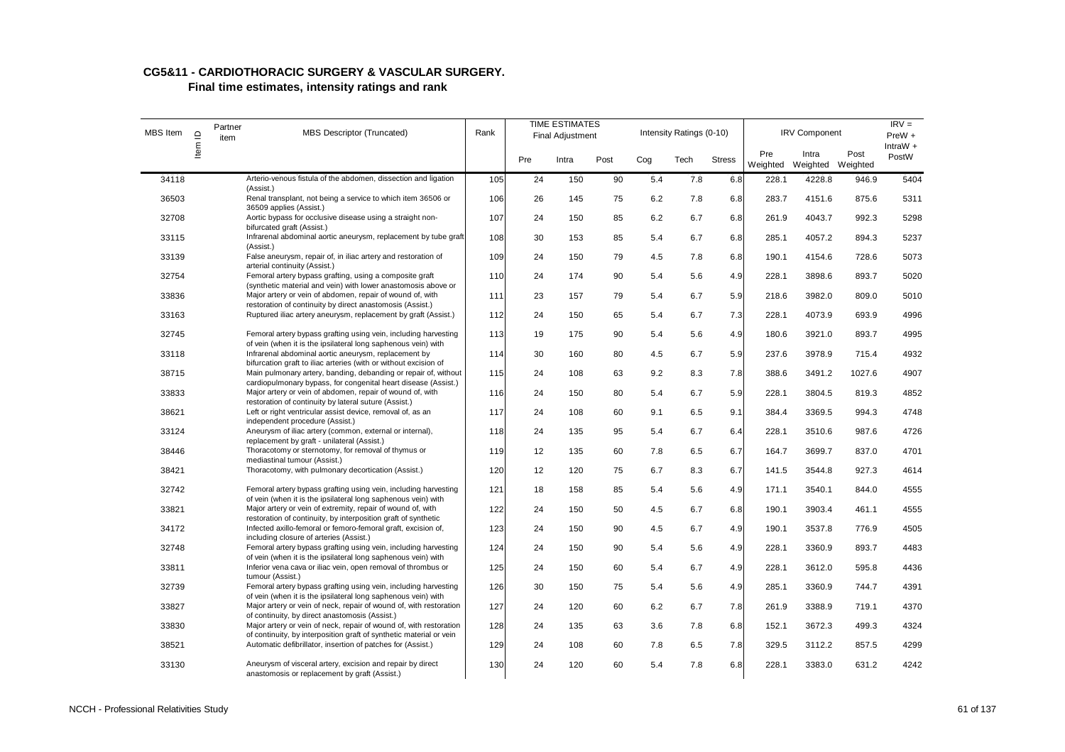## CG5&11 - CARDIOTHORACIC SURGERY & VASCULAR SURGERY.

### Final time estimates, intensity ratings and rank

| MBS Item | Item ID | Partner item | MBS Descriptor (Truncated) | Rank | TIME ESTIMATES Final Adjustment | | | Intensity Ratings (0-10) | | | IRV Component | | | IRV = PreW + IntraW + PostW |
|---|---|---|---|---|---|---|---|---|---|---|---|---|---|---|
| | | | | | Pre | Intra | Post | Cog | Tech | Stress | Pre Weighted | Intra Weighted | Post Weighted | |
| 34118 | | | Arterio-venous fistula of the abdomen, dissection and ligation (Assist.) | 105 | 24 | 150 | 90 | 5.4 | 7.8 | 6.8 | 228.1 | 4228.8 | 946.9 | 5404 |
| 36503 | | | Renal transplant, not being a service to which item 36506 or 36509 applies (Assist.) | 106 | 26 | 145 | 75 | 6.2 | 7.8 | 6.8 | 283.7 | 4151.6 | 875.6 | 5311 |
| 32708 | | | Aortic bypass for occlusive disease using a straight non-bifurcated graft (Assist.) | 107 | 24 | 150 | 85 | 6.2 | 6.7 | 6.8 | 261.9 | 4043.7 | 992.3 | 5298 |
| 33115 | | | Infrarenal abdominal aortic aneurysm, replacement by tube graft (Assist.) | 108 | 30 | 153 | 85 | 5.4 | 6.7 | 6.8 | 285.1 | 4057.2 | 894.3 | 5237 |
| 33139 | | | False aneurysm, repair of, in iliac artery and restoration of arterial continuity (Assist.) | 109 | 24 | 150 | 79 | 4.5 | 7.8 | 6.8 | 190.1 | 4154.6 | 728.6 | 5073 |
| 32754 | | | Femoral artery bypass grafting, using a composite graft (synthetic material and vein) with lower anastomosis above or | 110 | 24 | 174 | 90 | 5.4 | 5.6 | 4.9 | 228.1 | 3898.6 | 893.7 | 5020 |
| 33836 | | | Major artery or vein of abdomen, repair of wound of, with restoration of continuity by direct anastomosis (Assist.) | 111 | 23 | 157 | 79 | 5.4 | 6.7 | 5.9 | 218.6 | 3982.0 | 809.0 | 5010 |
| 33163 | | | Ruptured iliac artery aneurysm, replacement by graft (Assist.) | 112 | 24 | 150 | 65 | 5.4 | 6.7 | 7.3 | 228.1 | 4073.9 | 693.9 | 4996 |
| 32745 | | | Femoral artery bypass grafting using vein, including harvesting of vein (when it is the ipsilateral long saphenous vein) with | 113 | 19 | 175 | 90 | 5.4 | 5.6 | 4.9 | 180.6 | 3921.0 | 893.7 | 4995 |
| 33118 | | | Infrarenal abdominal aortic aneurysm, replacement by bifurcation graft to iliac arteries (with or without excision of | 114 | 30 | 160 | 80 | 4.5 | 6.7 | 5.9 | 237.6 | 3978.9 | 715.4 | 4932 |
| 38715 | | | Main pulmonary artery, banding, debanding or repair of, without cardiopulmonary bypass, for congenital heart disease (Assist.) | 115 | 24 | 108 | 63 | 9.2 | 8.3 | 7.8 | 388.6 | 3491.2 | 1027.6 | 4907 |
| 33833 | | | Major artery or vein of abdomen, repair of wound of, with restoration of continuity by lateral suture (Assist.) | 116 | 24 | 150 | 80 | 5.4 | 6.7 | 5.9 | 228.1 | 3804.5 | 819.3 | 4852 |
| 38621 | | | Left or right ventricular assist device, removal of, as an independent procedure (Assist.) | 117 | 24 | 108 | 60 | 9.1 | 6.5 | 9.1 | 384.4 | 3369.5 | 994.3 | 4748 |
| 33124 | | | Aneurysm of iliac artery (common, external or internal), replacement by graft - unilateral (Assist.) | 118 | 24 | 135 | 95 | 5.4 | 6.7 | 6.4 | 228.1 | 3510.6 | 987.6 | 4726 |
| 38446 | | | Thoracotomy or sternotomy, for removal of thymus or mediastinal tumour (Assist.) | 119 | 12 | 135 | 60 | 7.8 | 6.5 | 6.7 | 164.7 | 3699.7 | 837.0 | 4701 |
| 38421 | | | Thoracotomy, with pulmonary decortication (Assist.) | 120 | 12 | 120 | 75 | 6.7 | 8.3 | 6.7 | 141.5 | 3544.8 | 927.3 | 4614 |
| 32742 | | | Femoral artery bypass grafting using vein, including harvesting of vein (when it is the ipsilateral long saphenous vein) with | 121 | 18 | 158 | 85 | 5.4 | 5.6 | 4.9 | 171.1 | 3540.1 | 844.0 | 4555 |
| 33821 | | | Major artery or vein of extremity, repair of wound of, with restoration of continuity, by interposition graft of synthetic | 122 | 24 | 150 | 50 | 4.5 | 6.7 | 6.8 | 190.1 | 3903.4 | 461.1 | 4555 |
| 34172 | | | Infected axillo-femoral or femoro-femoral graft, excision of, including closure of arteries (Assist.) | 123 | 24 | 150 | 90 | 4.5 | 6.7 | 4.9 | 190.1 | 3537.8 | 776.9 | 4505 |
| 32748 | | | Femoral artery bypass grafting using vein, including harvesting of vein (when it is the ipsilateral long saphenous vein) with | 124 | 24 | 150 | 90 | 5.4 | 5.6 | 4.9 | 228.1 | 3360.9 | 893.7 | 4483 |
| 33811 | | | Inferior vena cava or iliac vein, open removal of thrombus or tumour (Assist.) | 125 | 24 | 150 | 60 | 5.4 | 6.7 | 4.9 | 228.1 | 3612.0 | 595.8 | 4436 |
| 32739 | | | Femoral artery bypass grafting using vein, including harvesting of vein (when it is the ipsilateral long saphenous vein) with | 126 | 30 | 150 | 75 | 5.4 | 5.6 | 4.9 | 285.1 | 3360.9 | 744.7 | 4391 |
| 33827 | | | Major artery or vein of neck, repair of wound of, with restoration of continuity, by direct anastomosis (Assist.) | 127 | 24 | 120 | 60 | 6.2 | 6.7 | 7.8 | 261.9 | 3388.9 | 719.1 | 4370 |
| 33830 | | | Major artery or vein of neck, repair of wound of, with restoration of continuity, by interposition graft of synthetic material or vein | 128 | 24 | 135 | 63 | 3.6 | 7.8 | 6.8 | 152.1 | 3672.3 | 499.3 | 4324 |
| 38521 | | | Automatic defibrillator, insertion of patches for (Assist.) | 129 | 24 | 108 | 60 | 7.8 | 6.5 | 7.8 | 329.5 | 3112.2 | 857.5 | 4299 |
| 33130 | | | Aneurysm of visceral artery, excision and repair by direct anastomosis or replacement by graft (Assist.) | 130 | 24 | 120 | 60 | 5.4 | 7.8 | 6.8 | 228.1 | 3383.0 | 631.2 | 4242 |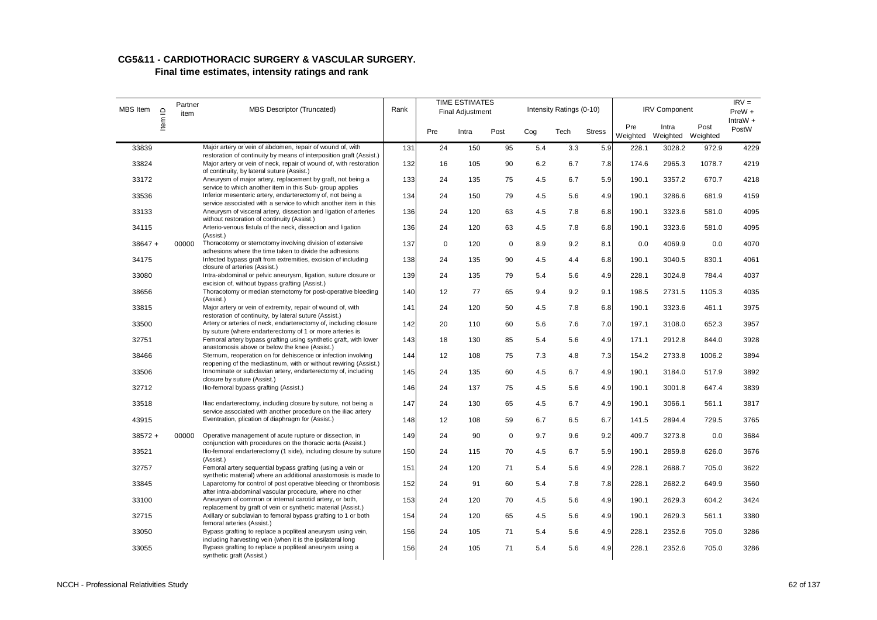## CG5&11 - CARDIOTHORACIC SURGERY & VASCULAR SURGERY.

### Final time estimates, intensity ratings and rank

| MBS Item | Item ID | Partner item | MBS Descriptor (Truncated) | Rank | TIME ESTIMATES Final Adjustment | | | Intensity Ratings (0-10) | | | IRV Component | | | IRV = PreW + IntraW + PostW |
|---|---|---|---|---|---|---|---|---|---|---|---|---|---|---|
| | | | | | Pre | Intra | Post | Cog | Tech | Stress | Pre Weighted | Intra Weighted | Post Weighted | |
| 33839 | | | Major artery or vein of abdomen, repair of wound of, with restoration of continuity by means of interposition graft (Assist.) | 131 | 24 | 150 | 95 | 5.4 | 3.3 | 5.9 | 228.1 | 3028.2 | 972.9 | 4229 |
| 33824 | | | Major artery or vein of neck, repair of wound of, with restoration of continuity, by lateral suture (Assist.) | 132 | 16 | 105 | 90 | 6.2 | 6.7 | 7.8 | 174.6 | 2965.3 | 1078.7 | 4219 |
| 33172 | | | Aneurysm of major artery, replacement by graft, not being a service to which another item in this Sub- group applies | 133 | 24 | 135 | 75 | 4.5 | 6.7 | 5.9 | 190.1 | 3357.2 | 670.7 | 4218 |
| 33536 | | | Inferior mesenteric artery, endarterectomy of, not being a service associated with a service to which another item in this | 134 | 24 | 150 | 79 | 4.5 | 5.6 | 4.9 | 190.1 | 3286.6 | 681.9 | 4159 |
| 33133 | | | Aneurysm of visceral artery, dissection and ligation of arteries without restoration of continuity (Assist.) | 136 | 24 | 120 | 63 | 4.5 | 7.8 | 6.8 | 190.1 | 3323.6 | 581.0 | 4095 |
| 34115 | | | Arterio-venous fistula of the neck, dissection and ligation (Assist.) | 136 | 24 | 120 | 63 | 4.5 | 7.8 | 6.8 | 190.1 | 3323.6 | 581.0 | 4095 |
| 38647 + | | 00000 | Thoracotomy or sternotomy involving division of extensive adhesions where the time taken to divide the adhesions | 137 | 0 | 120 | 0 | 8.9 | 9.2 | 8.1 | 0.0 | 4069.9 | 0.0 | 4070 |
| 34175 | | | Infected bypass graft from extremities, excision of including closure of arteries (Assist.) | 138 | 24 | 135 | 90 | 4.5 | 4.4 | 6.8 | 190.1 | 3040.5 | 830.1 | 4061 |
| 33080 | | | Intra-abdominal or pelvic aneurysm, ligation, suture closure or excision of, without bypass grafting (Assist.) | 139 | 24 | 135 | 79 | 5.4 | 5.6 | 4.9 | 228.1 | 3024.8 | 784.4 | 4037 |
| 38656 | | | Thoracotomy or median sternotomy for post-operative bleeding (Assist.) | 140 | 12 | 77 | 65 | 9.4 | 9.2 | 9.1 | 198.5 | 2731.5 | 1105.3 | 4035 |
| 33815 | | | Major artery or vein of extremity, repair of wound of, with restoration of continuity, by lateral suture (Assist.) | 141 | 24 | 120 | 50 | 4.5 | 7.8 | 6.8 | 190.1 | 3323.6 | 461.1 | 3975 |
| 33500 | | | Artery or arteries of neck, endarterectomy of, including closure by suture (where endarterectomy of 1 or more arteries is | 142 | 20 | 110 | 60 | 5.6 | 7.6 | 7.0 | 197.1 | 3108.0 | 652.3 | 3957 |
| 32751 | | | Femoral artery bypass grafting using synthetic graft, with lower anastomosis above or below the knee (Assist.) | 143 | 18 | 130 | 85 | 5.4 | 5.6 | 4.9 | 171.1 | 2912.8 | 844.0 | 3928 |
| 38466 | | | Sternum, reoperation on for dehiscence or infection involving reopening of the mediastinum, with or without rewiring (Assist.) | 144 | 12 | 108 | 75 | 7.3 | 4.8 | 7.3 | 154.2 | 2733.8 | 1006.2 | 3894 |
| 33506 | | | Innominate or subclavian artery, endarterectomy of, including closure by suture (Assist.) | 145 | 24 | 135 | 60 | 4.5 | 6.7 | 4.9 | 190.1 | 3184.0 | 517.9 | 3892 |
| 32712 | | | Ilio-femoral bypass grafting (Assist.) | 146 | 24 | 137 | 75 | 4.5 | 5.6 | 4.9 | 190.1 | 3001.8 | 647.4 | 3839 |
| 33518 | | | Iliac endarterectomy, including closure by suture, not being a service associated with another procedure on the iliac artery | 147 | 24 | 130 | 65 | 4.5 | 6.7 | 4.9 | 190.1 | 3066.1 | 561.1 | 3817 |
| 43915 | | | Eventration, plication of diaphragm for (Assist.) | 148 | 12 | 108 | 59 | 6.7 | 6.5 | 6.7 | 141.5 | 2894.4 | 729.5 | 3765 |
| 38572 + | | 00000 | Operative management of acute rupture or dissection, in conjunction with procedures on the thoracic aorta (Assist.) | 149 | 24 | 90 | 0 | 9.7 | 9.6 | 9.2 | 409.7 | 3273.8 | 0.0 | 3684 |
| 33521 | | | Ilio-femoral endarterectomy (1 side), including closure by suture (Assist.) | 150 | 24 | 115 | 70 | 4.5 | 6.7 | 5.9 | 190.1 | 2859.8 | 626.0 | 3676 |
| 32757 | | | Femoral artery sequential bypass grafting (using a vein or synthetic material) where an additional anastomosis is made to | 151 | 24 | 120 | 71 | 5.4 | 5.6 | 4.9 | 228.1 | 2688.7 | 705.0 | 3622 |
| 33845 | | | Laparotomy for control of post operative bleeding or thrombosis after intra-abdominal vascular procedure, where no other | 152 | 24 | 91 | 60 | 5.4 | 7.8 | 7.8 | 228.1 | 2682.2 | 649.9 | 3560 |
| 33100 | | | Aneurysm of common or internal carotid artery, or both, replacement by graft of vein or synthetic material (Assist.) | 153 | 24 | 120 | 70 | 4.5 | 5.6 | 4.9 | 190.1 | 2629.3 | 604.2 | 3424 |
| 32715 | | | Axillary or subclavian to femoral bypass grafting to 1 or both femoral arteries (Assist.) | 154 | 24 | 120 | 65 | 4.5 | 5.6 | 4.9 | 190.1 | 2629.3 | 561.1 | 3380 |
| 33050 | | | Bypass grafting to replace a popliteal aneurysm using vein, including harvesting vein (when it is the ipsilateral long | 156 | 24 | 105 | 71 | 5.4 | 5.6 | 4.9 | 228.1 | 2352.6 | 705.0 | 3286 |
| 33055 | | | Bypass grafting to replace a popliteal aneurysm using a synthetic graft (Assist.) | 156 | 24 | 105 | 71 | 5.4 | 5.6 | 4.9 | 228.1 | 2352.6 | 705.0 | 3286 |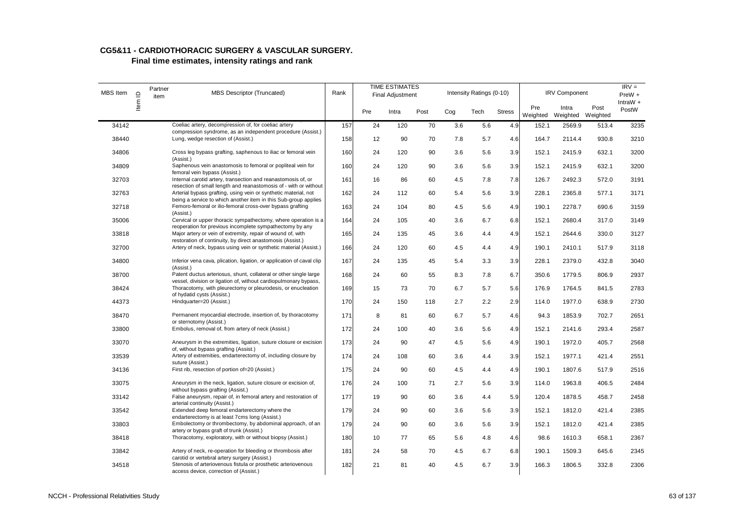# CG5&11 - CARDIOTHORACIC SURGERY & VASCULAR SURGERY.

## Final time estimates, intensity ratings and rank

| MBS Item | Item ID | Partner item | MBS Descriptor (Truncated) | Rank | TIME ESTIMATES Final Adjustment | | | Intensity Ratings (0-10) | | | IRV Component | | | IRV = PreW + IntraW + PostW |
|---|---|---|---|---|---|---|---|---|---|---|---|---|---|---|
| | | | | | Pre | Intra | Post | Cog | Tech | Stress | Pre Weighted | Intra Weighted | Post Weighted | |
| 34142 | | | Coeliac artery, decompression of, for coeliac artery compression syndrome, as an independent procedure (Assist.) | 157 | 24 | 120 | 70 | 3.6 | 5.6 | 4.9 | 152.1 | 2569.9 | 513.4 | 3235 |
| 38440 | | | Lung, wedge resection of (Assist.) | 158 | 12 | 90 | 70 | 7.8 | 5.7 | 4.6 | 164.7 | 2114.4 | 930.8 | 3210 |
| 34806 | | | Cross leg bypass grafting, saphenous to iliac or femoral vein (Assist.) | 160 | 24 | 120 | 90 | 3.6 | 5.6 | 3.9 | 152.1 | 2415.9 | 632.1 | 3200 |
| 34809 | | | Saphenous vein anastomosis to femoral or popliteal vein for femoral vein bypass (Assist.) | 160 | 24 | 120 | 90 | 3.6 | 5.6 | 3.9 | 152.1 | 2415.9 | 632.1 | 3200 |
| 32703 | | | Internal carotid artery, transection and reanastomosis of, or resection of small length and reanastomosis of - with or without | 161 | 16 | 86 | 60 | 4.5 | 7.8 | 7.8 | 126.7 | 2492.3 | 572.0 | 3191 |
| 32763 | | | Arterial bypass grafting, using vein or synthetic material, not being a service to which another item in this Sub-group applies | 162 | 24 | 112 | 60 | 5.4 | 5.6 | 3.9 | 228.1 | 2365.8 | 577.1 | 3171 |
| 32718 | | | Femoro-femoral or ilio-femoral cross-over bypass grafting (Assist.) | 163 | 24 | 104 | 80 | 4.5 | 5.6 | 4.9 | 190.1 | 2278.7 | 690.6 | 3159 |
| 35006 | | | Cervical or upper thoracic sympathectomy, where operation is a reoperation for previous incomplete sympathectomy by any | 164 | 24 | 105 | 40 | 3.6 | 6.7 | 6.8 | 152.1 | 2680.4 | 317.0 | 3149 |
| 33818 | | | Major artery or vein of extremity, repair of wound of, with restoration of continuity, by direct anastomosis (Assist.) | 165 | 24 | 135 | 45 | 3.6 | 4.4 | 4.9 | 152.1 | 2644.6 | 330.0 | 3127 |
| 32700 | | | Artery of neck, bypass using vein or synthetic material (Assist.) | 166 | 24 | 120 | 60 | 4.5 | 4.4 | 4.9 | 190.1 | 2410.1 | 517.9 | 3118 |
| 34800 | | | Inferior vena cava, plication, ligation, or application of caval clip (Assist.) | 167 | 24 | 135 | 45 | 5.4 | 3.3 | 3.9 | 228.1 | 2379.0 | 432.8 | 3040 |
| 38700 | | | Patent ductus arteriosus, shunt, collateral or other single large vessel, division or ligation of, without cardiopulmonary bypass, | 168 | 24 | 60 | 55 | 8.3 | 7.8 | 6.7 | 350.6 | 1779.5 | 806.9 | 2937 |
| 38424 | | | Thoracotomy, with pleurectomy or pleurodesis, or enucleation of hydatid cysts (Assist.) | 169 | 15 | 73 | 70 | 6.7 | 5.7 | 5.6 | 176.9 | 1764.5 | 841.5 | 2783 |
| 44373 | | | Hindquarter=20 (Assist.) | 170 | 24 | 150 | 118 | 2.7 | 2.2 | 2.9 | 114.0 | 1977.0 | 638.9 | 2730 |
| 38470 | | | Permanent myocardial electrode, insertion of, by thoracotomy or sternotomy (Assist.) | 171 | 8 | 81 | 60 | 6.7 | 5.7 | 4.6 | 94.3 | 1853.9 | 702.7 | 2651 |
| 33800 | | | Embolus, removal of, from artery of neck (Assist.) | 172 | 24 | 100 | 40 | 3.6 | 5.6 | 4.9 | 152.1 | 2141.6 | 293.4 | 2587 |
| 33070 | | | Aneurysm in the extremities, ligation, suture closure or excision of, without bypass grafting (Assist.) | 173 | 24 | 90 | 47 | 4.5 | 5.6 | 4.9 | 190.1 | 1972.0 | 405.7 | 2568 |
| 33539 | | | Artery of extremities, endarterectomy of, including closure by suture (Assist.) | 174 | 24 | 108 | 60 | 3.6 | 4.4 | 3.9 | 152.1 | 1977.1 | 421.4 | 2551 |
| 34136 | | | First rib, resection of portion of=20 (Assist.) | 175 | 24 | 90 | 60 | 4.5 | 4.4 | 4.9 | 190.1 | 1807.6 | 517.9 | 2516 |
| 33075 | | | Aneurysm in the neck, ligation, suture closure or excision of, without bypass grafting (Assist.) | 176 | 24 | 100 | 71 | 2.7 | 5.6 | 3.9 | 114.0 | 1963.8 | 406.5 | 2484 |
| 33142 | | | False aneurysm, repair of, in femoral artery and restoration of arterial continuity (Assist.) | 177 | 19 | 90 | 60 | 3.6 | 4.4 | 5.9 | 120.4 | 1878.5 | 458.7 | 2458 |
| 33542 | | | Extended deep femoral endarterectomy where the endarterectomy is at least 7cms long (Assist.) | 179 | 24 | 90 | 60 | 3.6 | 5.6 | 3.9 | 152.1 | 1812.0 | 421.4 | 2385 |
| 33803 | | | Embolectomy or thrombectomy, by abdominal approach, of an artery or bypass graft of trunk (Assist.) | 179 | 24 | 90 | 60 | 3.6 | 5.6 | 3.9 | 152.1 | 1812.0 | 421.4 | 2385 |
| 38418 | | | Thoracotomy, exploratory, with or without biopsy (Assist.) | 180 | 10 | 77 | 65 | 5.6 | 4.8 | 4.6 | 98.6 | 1610.3 | 658.1 | 2367 |
| 33842 | | | Artery of neck, re-operation for bleeding or thrombosis after carotid or vertebral artery surgery (Assist.) | 181 | 24 | 58 | 70 | 4.5 | 6.7 | 6.8 | 190.1 | 1509.3 | 645.6 | 2345 |
| 34518 | | | Stenosis of arteriovenous fistula or prosthetic arteriovenous access device, correction of (Assist.) | 182 | 21 | 81 | 40 | 4.5 | 6.7 | 3.9 | 166.3 | 1806.5 | 332.8 | 2306 |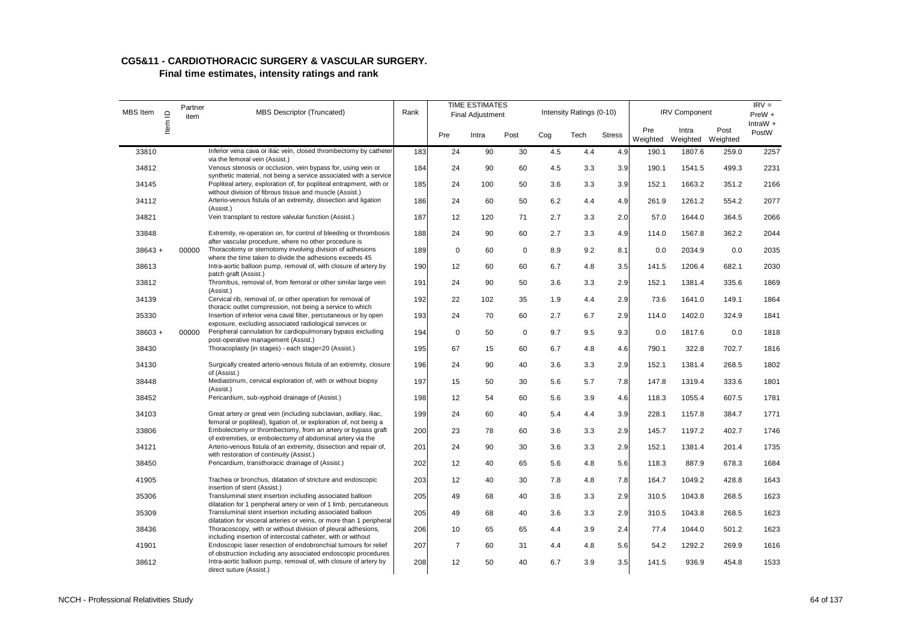## CG5&11 - CARDIOTHORACIC SURGERY & VASCULAR SURGERY.

### Final time estimates, intensity ratings and rank

| MBS Item | Item ID | Partner item | MBS Descriptor (Truncated) | Rank | TIME ESTIMATES Final Adjustment | | | Intensity Ratings (0-10) | | | IRV Component | | | IRV = PreW + IntraW + PostW |
|---|---|---|---|---|---|---|---|---|---|---|---|---|---|---|
| | | | | | Pre | Intra | Post | Cog | Tech | Stress | Pre Weighted | Intra Weighted | Post Weighted | |
| 33810 | | | Inferior vena cava or iliac vein, closed thrombectomy by catheter via the femoral vein (Assist.) | 183 | 24 | 90 | 30 | 4.5 | 4.4 | 4.9 | 190.1 | 1807.6 | 259.0 | 2257 |
| 34812 | | | Venous stenosis or occlusion, vein bypass for, using vein or synthetic material, not being a service associated with a service | 184 | 24 | 90 | 60 | 4.5 | 3.3 | 3.9 | 190.1 | 1541.5 | 499.3 | 2231 |
| 34145 | | | Popliteal artery, exploration of, for popliteal entrapment, with or without division of fibrous tissue and muscle (Assist.) | 185 | 24 | 100 | 50 | 3.6 | 3.3 | 3.9 | 152.1 | 1663.2 | 351.2 | 2166 |
| 34112 | | | Arterio-venous fistula of an extremity, dissection and ligation (Assist.) | 186 | 24 | 60 | 50 | 6.2 | 4.4 | 4.9 | 261.9 | 1261.2 | 554.2 | 2077 |
| 34821 | | | Vein transplant to restore valvular function (Assist.) | 187 | 12 | 120 | 71 | 2.7 | 3.3 | 2.0 | 57.0 | 1644.0 | 364.5 | 2066 |
| 33848 | | | Extremity, re-operation on, for control of bleeding or thrombosis after vascular procedure, where no other procedure is | 188 | 24 | 90 | 60 | 2.7 | 3.3 | 4.9 | 114.0 | 1567.8 | 362.2 | 2044 |
| 38643 + | | 00000 | Thoracotomy or sternotomy involving division of adhesions where the time taken to divide the adhesions exceeds 45 | 189 | 0 | 60 | 0 | 8.9 | 9.2 | 8.1 | 0.0 | 2034.9 | 0.0 | 2035 |
| 38613 | | | Intra-aortic balloon pump, removal of, with closure of artery by patch graft (Assist.) | 190 | 12 | 60 | 60 | 6.7 | 4.8 | 3.5 | 141.5 | 1206.4 | 682.1 | 2030 |
| 33812 | | | Thrombus, removal of, from femoral or other similar large vein (Assist.) | 191 | 24 | 90 | 50 | 3.6 | 3.3 | 2.9 | 152.1 | 1381.4 | 335.6 | 1869 |
| 34139 | | | Cervical rib, removal of, or other operation for removal of thoracic outlet compression, not being a service to which | 192 | 22 | 102 | 35 | 1.9 | 4.4 | 2.9 | 73.6 | 1641.0 | 149.1 | 1864 |
| 35330 | | | Insertion of inferior vena caval filter, percutaneous or by open exposure, excluding associated radiological services or | 193 | 24 | 70 | 60 | 2.7 | 6.7 | 2.9 | 114.0 | 1402.0 | 324.9 | 1841 |
| 38603 + | | 00000 | Peripheral cannulation for cardiopulmonary bypass excluding post-operative management (Assist.) | 194 | 0 | 50 | 0 | 9.7 | 9.5 | 9.3 | 0.0 | 1817.6 | 0.0 | 1818 |
| 38430 | | | Thoracoplasty (in stages) - each stage=20 (Assist.) | 195 | 67 | 15 | 60 | 6.7 | 4.8 | 4.6 | 790.1 | 322.8 | 702.7 | 1816 |
| 34130 | | | Surgically created arterio-venous fistula of an extremity, closure of (Assist.) | 196 | 24 | 90 | 40 | 3.6 | 3.3 | 2.9 | 152.1 | 1381.4 | 268.5 | 1802 |
| 38448 | | | Mediastinum, cervical exploration of, with or without biopsy (Assist.) | 197 | 15 | 50 | 30 | 5.6 | 5.7 | 7.8 | 147.8 | 1319.4 | 333.6 | 1801 |
| 38452 | | | Pericardium, sub-xyphoid drainage of (Assist.) | 198 | 12 | 54 | 60 | 5.6 | 3.9 | 4.6 | 118.3 | 1055.4 | 607.5 | 1781 |
| 34103 | | | Great artery or great vein (including subclavian, axillary, iliac, femoral or popliteal), ligation of, or exploration of, not being a | 199 | 24 | 60 | 40 | 5.4 | 4.4 | 3.9 | 228.1 | 1157.8 | 384.7 | 1771 |
| 33806 | | | Embolectomy or thrombectomy, from an artery or bypass graft of extremities, or embolectomy of abdominal artery via the | 200 | 23 | 78 | 60 | 3.6 | 3.3 | 2.9 | 145.7 | 1197.2 | 402.7 | 1746 |
| 34121 | | | Arterio-venous fistula of an extremity, dissection and repair of, with restoration of continuity (Assist.) | 201 | 24 | 90 | 30 | 3.6 | 3.3 | 2.9 | 152.1 | 1381.4 | 201.4 | 1735 |
| 38450 | | | Pericardium, transthoracic drainage of (Assist.) | 202 | 12 | 40 | 65 | 5.6 | 4.8 | 5.6 | 118.3 | 887.9 | 678.3 | 1684 |
| 41905 | | | Trachea or bronchus, dilatation of stricture and endoscopic insertion of stent (Assist.) | 203 | 12 | 40 | 30 | 7.8 | 4.8 | 7.8 | 164.7 | 1049.2 | 428.8 | 1643 |
| 35306 | | | Transluminal stent insertion including associated balloon dilatation for 1 peripheral artery or vein of 1 limb, percutaneous | 205 | 49 | 68 | 40 | 3.6 | 3.3 | 2.9 | 310.5 | 1043.8 | 268.5 | 1623 |
| 35309 | | | Transluminal stent insertion including associated balloon dilatation for visceral arteries or veins, or more than 1 peripheral | 205 | 49 | 68 | 40 | 3.6 | 3.3 | 2.9 | 310.5 | 1043.8 | 268.5 | 1623 |
| 38436 | | | Thoracoscopy, with or without division of pleural adhesions, including insertion of intercostal catheter, with or without | 206 | 10 | 65 | 65 | 4.4 | 3.9 | 2.4 | 77.4 | 1044.0 | 501.2 | 1623 |
| 41901 | | | Endoscopic laser resection of endobronchial tumours for relief of obstruction including any associated endoscopic procedures | 207 | 7 | 60 | 31 | 4.4 | 4.8 | 5.6 | 54.2 | 1292.2 | 269.9 | 1616 |
| 38612 | | | Intra-aortic balloon pump, removal of, with closure of artery by direct suture (Assist.) | 208 | 12 | 50 | 40 | 6.7 | 3.9 | 3.5 | 141.5 | 936.9 | 454.8 | 1533 |

NCCH - Professional Relativities Study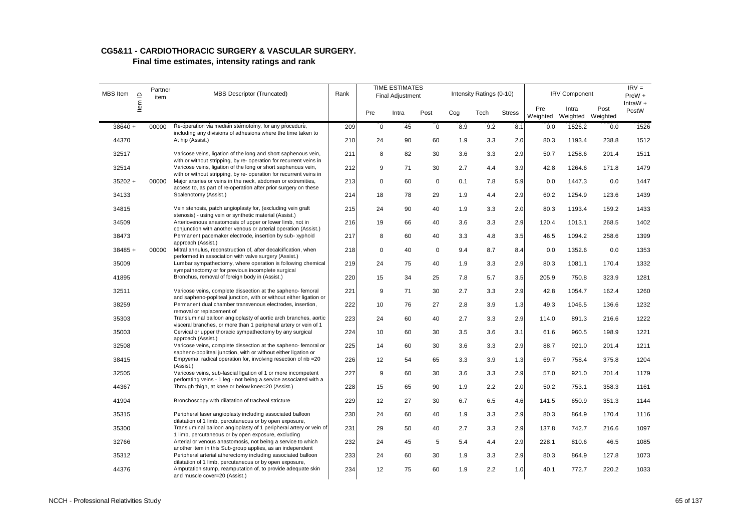# CG5&11 - CARDIOTHORACIC SURGERY & VASCULAR SURGERY.

## Final time estimates, intensity ratings and rank

| MBS Item | Partner item | MBS Descriptor (Truncated) | Rank | TIME ESTIMATES Final Adjustment | | | Intensity Ratings (0-10) | | | IRV Component | | | IRV = PreW + IntraW + PostW |
|---|---|---|---|---|---|---|---|---|---|---|---|---|---|
| Item ID | | | | Pre | Intra | Post | Cog | Tech | Stress | Pre Weighted | Intra Weighted | Post Weighted | |
| 38640 + | 00000 | Re-operation via median sternotomy, for any procedure, including any divisions of adhesions where the time taken to | 209 | 0 | 45 | 0 | 8.9 | 9.2 | 8.1 | 0.0 | 1526.2 | 0.0 | 1526 |
| 44370 | | At hip (Assist.) | 210 | 24 | 90 | 60 | 1.9 | 3.3 | 2.0 | 80.3 | 1193.4 | 238.8 | 1512 |
| 32517 | | Varicose veins, ligation of the long and short saphenous vein, with or without stripping, by re- operation for recurrent veins in | 211 | 8 | 82 | 30 | 3.6 | 3.3 | 2.9 | 50.7 | 1258.6 | 201.4 | 1511 |
| 32514 | | Varicose veins, ligation of the long or short saphenous vein, with or without stripping, by re- operation for recurrent veins in | 212 | 9 | 71 | 30 | 2.7 | 4.4 | 3.9 | 42.8 | 1264.6 | 171.8 | 1479 |
| 35202 + | 00000 | Major arteries or veins in the neck, abdomen or extremities, access to, as part of re-operation after prior surgery on these | 213 | 0 | 60 | 0 | 0.1 | 7.8 | 5.9 | 0.0 | 1447.3 | 0.0 | 1447 |
| 34133 | | Scalenotomy (Assist.) | 214 | 18 | 78 | 29 | 1.9 | 4.4 | 2.9 | 60.2 | 1254.9 | 123.6 | 1439 |
| 34815 | | Vein stenosis, patch angioplasty for, (excluding vein graft stenosis) - using vein or synthetic material (Assist.) | 215 | 24 | 90 | 40 | 1.9 | 3.3 | 2.0 | 80.3 | 1193.4 | 159.2 | 1433 |
| 34509 | | Arteriovenous anastomosis of upper or lower limb, not in conjunction with another venous or arterial operation (Assist.) | 216 | 19 | 66 | 40 | 3.6 | 3.3 | 2.9 | 120.4 | 1013.1 | 268.5 | 1402 |
| 38473 | | Permanent pacemaker electrode, insertion by sub- xyphoid approach (Assist.) | 217 | 8 | 60 | 40 | 3.3 | 4.8 | 3.5 | 46.5 | 1094.2 | 258.6 | 1399 |
| 38485 + | 00000 | Mitral annulus, reconstruction of, after decalcification, when performed in association with valve surgery (Assist.) | 218 | 0 | 40 | 0 | 9.4 | 8.7 | 8.4 | 0.0 | 1352.6 | 0.0 | 1353 |
| 35009 | | Lumbar sympathectomy, where operation is following chemical sympathectomy or for previous incomplete surgical | 219 | 24 | 75 | 40 | 1.9 | 3.3 | 2.9 | 80.3 | 1081.1 | 170.4 | 1332 |
| 41895 | | Bronchus, removal of foreign body in (Assist.) | 220 | 15 | 34 | 25 | 7.8 | 5.7 | 3.5 | 205.9 | 750.8 | 323.9 | 1281 |
| 32511 | | Varicose veins, complete dissection at the sapheno- femoral and sapheno-popliteal junction, with or without either ligation or | 221 | 9 | 71 | 30 | 2.7 | 3.3 | 2.9 | 42.8 | 1054.7 | 162.4 | 1260 |
| 38259 | | Permanent dual chamber transvenous electrodes, insertion, removal or replacement of | 222 | 10 | 76 | 27 | 2.8 | 3.9 | 1.3 | 49.3 | 1046.5 | 136.6 | 1232 |
| 35303 | | Transluminal balloon angioplasty of aortic arch branches, aortic visceral branches, or more than 1 peripheral artery or vein of 1 | 223 | 24 | 60 | 40 | 2.7 | 3.3 | 2.9 | 114.0 | 891.3 | 216.6 | 1222 |
| 35003 | | Cervical or upper thoracic sympathectomy by any surgical approach (Assist.) | 224 | 10 | 60 | 30 | 3.5 | 3.6 | 3.1 | 61.6 | 960.5 | 198.9 | 1221 |
| 32508 | | Varicose veins, complete dissection at the sapheno- femoral or sapheno-popliteal junction, with or without either ligation or | 225 | 14 | 60 | 30 | 3.6 | 3.3 | 2.9 | 88.7 | 921.0 | 201.4 | 1211 |
| 38415 | | Empyema, radical operation for, involving resection of rib =20 (Assist.) | 226 | 12 | 54 | 65 | 3.3 | 3.9 | 1.3 | 69.7 | 758.4 | 375.8 | 1204 |
| 32505 | | Varicose veins, sub-fascial ligation of 1 or more incompetent perforating veins - 1 leg - not being a service associated with a | 227 | 9 | 60 | 30 | 3.6 | 3.3 | 2.9 | 57.0 | 921.0 | 201.4 | 1179 |
| 44367 | | Through thigh, at knee or below knee=20 (Assist.) | 228 | 15 | 65 | 90 | 1.9 | 2.2 | 2.0 | 50.2 | 753.1 | 358.3 | 1161 |
| 41904 | | Bronchoscopy with dilatation of tracheal stricture | 229 | 12 | 27 | 30 | 6.7 | 6.5 | 4.6 | 141.5 | 650.9 | 351.3 | 1144 |
| 35315 | | Peripheral laser angioplasty including associated balloon dilatation of 1 limb, percutaneous or by open exposure, | 230 | 24 | 60 | 40 | 1.9 | 3.3 | 2.9 | 80.3 | 864.9 | 170.4 | 1116 |
| 35300 | | Transluminal balloon angioplasty of 1 peripheral artery or vein of 1 limb, percutaneous or by open exposure, excluding | 231 | 29 | 50 | 40 | 2.7 | 3.3 | 2.9 | 137.8 | 742.7 | 216.6 | 1097 |
| 32766 | | Arterial or venous anastomosis, not being a service to which another item in this Sub-group applies, as an independent | 232 | 24 | 45 | 5 | 5.4 | 4.4 | 2.9 | 228.1 | 810.6 | 46.5 | 1085 |
| 35312 | | Peripheral arterial atherectomy including associated balloon dilatation of 1 limb, percutaneous or by open exposure, | 233 | 24 | 60 | 30 | 1.9 | 3.3 | 2.9 | 80.3 | 864.9 | 127.8 | 1073 |
| 44376 | | Amputation stump, reamputation of, to provide adequate skin and muscle cover=20 (Assist.) | 234 | 12 | 75 | 60 | 1.9 | 2.2 | 1.0 | 40.1 | 772.7 | 220.2 | 1033 |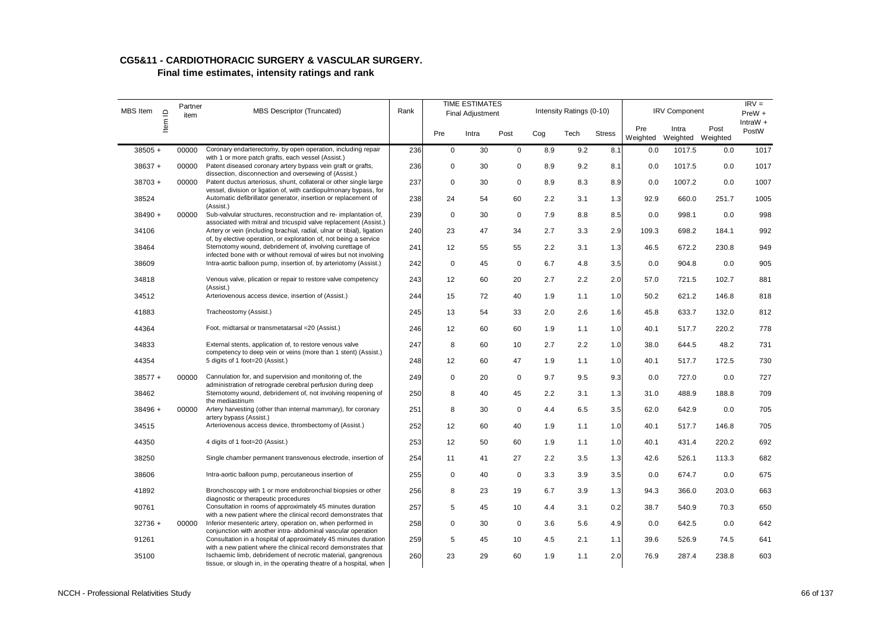## CG5&11 - CARDIOTHORACIC SURGERY & VASCULAR SURGERY.

### Final time estimates, intensity ratings and rank

| MBS Item | Item ID Partner item | MBS Descriptor (Truncated) | Rank | TIME ESTIMATES Final Adjustment | | | Intensity Ratings (0-10) | | | IRV Component | | | IRV = PreW + IntraW + PostW |
|---|---|---|---|---|---|---|---|---|---|---|---|---|---|
| | | | | Pre | Intra | Post | Cog | Tech | Stress | Pre Weighted | Intra Weighted | Post Weighted | |
| 38505 + | 00000 | Coronary endarterectomy, by open operation, including repair with 1 or more patch grafts, each vessel (Assist.) | 236 | 0 | 30 | 0 | 8.9 | 9.2 | 8.1 | 0.0 | 1017.5 | 0.0 | 1017 |
| 38637 + | 00000 | Patent diseased coronary artery bypass vein graft or grafts, dissection, disconnection and oversewing of (Assist.) | 236 | 0 | 30 | 0 | 8.9 | 9.2 | 8.1 | 0.0 | 1017.5 | 0.0 | 1017 |
| 38703 + | 00000 | Patent ductus arteriosus, shunt, collateral or other single large vessel, division or ligation of, with cardiopulmonary bypass, for | 237 | 0 | 30 | 0 | 8.9 | 8.3 | 8.9 | 0.0 | 1007.2 | 0.0 | 1007 |
| 38524 | | Automatic defibrillator generator, insertion or replacement of (Assist.) | 238 | 24 | 54 | 60 | 2.2 | 3.1 | 1.3 | 92.9 | 660.0 | 251.7 | 1005 |
| 38490 + | 00000 | Sub-valvular structures, reconstruction and re- implantation of, associated with mitral and tricuspid valve replacement (Assist.) | 239 | 0 | 30 | 0 | 7.9 | 8.8 | 8.5 | 0.0 | 998.1 | 0.0 | 998 |
| 34106 | | Artery or vein (including brachial, radial, ulnar or tibial), ligation of, by elective operation, or exploration of, not being a service | 240 | 23 | 47 | 34 | 2.7 | 3.3 | 2.9 | 109.3 | 698.2 | 184.1 | 992 |
| 38464 | | Sternotomy wound, debridement of, involving curettage of infected bone with or without removal of wires but not involving | 241 | 12 | 55 | 55 | 2.2 | 3.1 | 1.3 | 46.5 | 672.2 | 230.8 | 949 |
| 38609 | | Intra-aortic balloon pump, insertion of, by arteriotomy (Assist.) | 242 | 0 | 45 | 0 | 6.7 | 4.8 | 3.5 | 0.0 | 904.8 | 0.0 | 905 |
| 34818 | | Venous valve, plication or repair to restore valve competency (Assist.) | 243 | 12 | 60 | 20 | 2.7 | 2.2 | 2.0 | 57.0 | 721.5 | 102.7 | 881 |
| 34512 | | Arteriovenous access device, insertion of (Assist.) | 244 | 15 | 72 | 40 | 1.9 | 1.1 | 1.0 | 50.2 | 621.2 | 146.8 | 818 |
| 41883 | | Tracheostomy (Assist.) | 245 | 13 | 54 | 33 | 2.0 | 2.6 | 1.6 | 45.8 | 633.7 | 132.0 | 812 |
| 44364 | | Foot, midtarsal or transmetatarsal =20 (Assist.) | 246 | 12 | 60 | 60 | 1.9 | 1.1 | 1.0 | 40.1 | 517.7 | 220.2 | 778 |
| 34833 | | External stents, application of, to restore venous valve competency to deep vein or veins (more than 1 stent) (Assist.) | 247 | 8 | 60 | 10 | 2.7 | 2.2 | 1.0 | 38.0 | 644.5 | 48.2 | 731 |
| 44354 | | 5 digits of 1 foot=20 (Assist.) | 248 | 12 | 60 | 47 | 1.9 | 1.1 | 1.0 | 40.1 | 517.7 | 172.5 | 730 |
| 38577 + | 00000 | Cannulation for, and supervision and monitoring of, the administration of retrograde cerebral perfusion during deep | 249 | 0 | 20 | 0 | 9.7 | 9.5 | 9.3 | 0.0 | 727.0 | 0.0 | 727 |
| 38462 | | Sternotomy wound, debridement of, not involving reopening of the mediastinum | 250 | 8 | 40 | 45 | 2.2 | 3.1 | 1.3 | 31.0 | 488.9 | 188.8 | 709 |
| 38496 + | 00000 | Artery harvesting (other than internal mammary), for coronary artery bypass (Assist.) | 251 | 8 | 30 | 0 | 4.4 | 6.5 | 3.5 | 62.0 | 642.9 | 0.0 | 705 |
| 34515 | | Arteriovenous access device, thrombectomy of (Assist.) | 252 | 12 | 60 | 40 | 1.9 | 1.1 | 1.0 | 40.1 | 517.7 | 146.8 | 705 |
| 44350 | | 4 digits of 1 foot=20 (Assist.) | 253 | 12 | 50 | 60 | 1.9 | 1.1 | 1.0 | 40.1 | 431.4 | 220.2 | 692 |
| 38250 | | Single chamber permanent transvenous electrode, insertion of | 254 | 11 | 41 | 27 | 2.2 | 3.5 | 1.3 | 42.6 | 526.1 | 113.3 | 682 |
| 38606 | | Intra-aortic balloon pump, percutaneous insertion of | 255 | 0 | 40 | 0 | 3.3 | 3.9 | 3.5 | 0.0 | 674.7 | 0.0 | 675 |
| 41892 | | Bronchoscopy with 1 or more endobronchial biopsies or other diagnostic or therapeutic procedures | 256 | 8 | 23 | 19 | 6.7 | 3.9 | 1.3 | 94.3 | 366.0 | 203.0 | 663 |
| 90761 | | Consultation in rooms of approximately 45 minutes duration with a new patient where the clinical record demonstrates that | 257 | 5 | 45 | 10 | 4.4 | 3.1 | 0.2 | 38.7 | 540.9 | 70.3 | 650 |
| 32736 + | 00000 | Inferior mesenteric artery, operation on, when performed in conjunction with another intra- abdominal vascular operation | 258 | 0 | 30 | 0 | 3.6 | 5.6 | 4.9 | 0.0 | 642.5 | 0.0 | 642 |
| 91261 | | Consultation in a hospital of approximately 45 minutes duration with a new patient where the clinical record demonstrates that | 259 | 5 | 45 | 10 | 4.5 | 2.1 | 1.1 | 39.6 | 526.9 | 74.5 | 641 |
| 35100 | | Ischaemic limb, debridement of necrotic material, gangrenous tissue, or slough in, in the operating theatre of a hospital, when | 260 | 23 | 29 | 60 | 1.9 | 1.1 | 2.0 | 76.9 | 287.4 | 238.8 | 603 |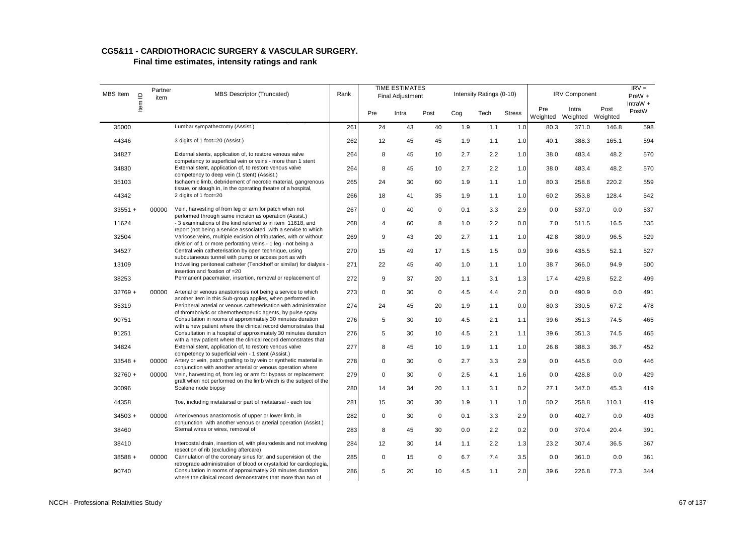## CG5&11 - CARDIOTHORACIC SURGERY & VASCULAR SURGERY.

### Final time estimates, intensity ratings and rank

| MBS Item | Item ID | Partner item | MBS Descriptor (Truncated) | Rank | TIME ESTIMATES Final Adjustment | | | Intensity Ratings (0-10) | | | IRV Component | | | IRV = PreW + IntraW + PostW |
|---|---|---|---|---|---|---|---|---|---|---|---|---|---|---|
| | | | | | Pre | Intra | Post | Cog | Tech | Stress | Pre Weighted | Intra Weighted | Post Weighted | |
| 35000 | | | Lumbar sympathectomy (Assist.) | 261 | 24 | 43 | 40 | 1.9 | 1.1 | 1.0 | 80.3 | 371.0 | 146.8 | 598 |
| 44346 | | | 3 digits of 1 foot=20 (Assist.) | 262 | 12 | 45 | 45 | 1.9 | 1.1 | 1.0 | 40.1 | 388.3 | 165.1 | 594 |
| 34827 | | | External stents, application of, to restore venous valve competency to superficial vein or veins - more than 1 stent | 264 | 8 | 45 | 10 | 2.7 | 2.2 | 1.0 | 38.0 | 483.4 | 48.2 | 570 |
| 34830 | | | External stent, application of, to restore venous valve competency to deep vein (1 stent) (Assist.) | 264 | 8 | 45 | 10 | 2.7 | 2.2 | 1.0 | 38.0 | 483.4 | 48.2 | 570 |
| 35103 | | | Ischaemic limb, debridement of necrotic material, gangrenous tissue, or slough in, in the operating theatre of a hospital, | 265 | 24 | 30 | 60 | 1.9 | 1.1 | 1.0 | 80.3 | 258.8 | 220.2 | 559 |
| 44342 | | | 2 digits of 1 foot=20 | 266 | 18 | 41 | 35 | 1.9 | 1.1 | 1.0 | 60.2 | 353.8 | 128.4 | 542 |
| 33551 + | | 00000 | Vein, harvesting of from leg or arm for patch when not performed through same incision as operation (Assist.) | 267 | 0 | 40 | 0 | 0.1 | 3.3 | 2.9 | 0.0 | 537.0 | 0.0 | 537 |
| 11624 | | | - 3 examinations of the kind referred to in item 11618, and report (not being a service associated with a service to which | 268 | 4 | 60 | 8 | 1.0 | 2.2 | 0.0 | 7.0 | 511.5 | 16.5 | 535 |
| 32504 | | | Varicose veins, multiple excision of tributaries, with or without division of 1 or more perforating veins - 1 leg - not being a | 269 | 9 | 43 | 20 | 2.7 | 1.1 | 1.0 | 42.8 | 389.9 | 96.5 | 529 |
| 34527 | | | Central vein catheterisation by open technique, using subcutaneous tunnel with pump or access port as with | 270 | 15 | 49 | 17 | 1.5 | 1.5 | 0.9 | 39.6 | 435.5 | 52.1 | 527 |
| 13109 | | | Indwelling peritoneal catheter (Tenckhoff or similar) for dialysis - insertion and fixation of =20 | 271 | 22 | 45 | 40 | 1.0 | 1.1 | 1.0 | 38.7 | 366.0 | 94.9 | 500 |
| 38253 | | | Permanent pacemaker, insertion, removal or replacement of | 272 | 9 | 37 | 20 | 1.1 | 3.1 | 1.3 | 17.4 | 429.8 | 52.2 | 499 |
| 32769 + | | 00000 | Arterial or venous anastomosis not being a service to which another item in this Sub-group applies, when performed in | 273 | 0 | 30 | 0 | 4.5 | 4.4 | 2.0 | 0.0 | 490.9 | 0.0 | 491 |
| 35319 | | | Peripheral arterial or venous catheterisation with administration of thrombolytic or chemotherapeutic agents, by pulse spray | 274 | 24 | 45 | 20 | 1.9 | 1.1 | 0.0 | 80.3 | 330.5 | 67.2 | 478 |
| 90751 | | | Consultation in rooms of approximately 30 minutes duration with a new patient where the clinical record demonstrates that | 276 | 5 | 30 | 10 | 4.5 | 2.1 | 1.1 | 39.6 | 351.3 | 74.5 | 465 |
| 91251 | | | Consultation in a hospital of approximately 30 minutes duration with a new patient where the clinical record demonstrates that | 276 | 5 | 30 | 10 | 4.5 | 2.1 | 1.1 | 39.6 | 351.3 | 74.5 | 465 |
| 34824 | | | External stent, application of, to restore venous valve competency to superficial vein - 1 stent (Assist.) | 277 | 8 | 45 | 10 | 1.9 | 1.1 | 1.0 | 26.8 | 388.3 | 36.7 | 452 |
| 33548 + | | 00000 | Artery or vein, patch grafting to by vein or synthetic material in conjunction with another arterial or venous operation where | 278 | 0 | 30 | 0 | 2.7 | 3.3 | 2.9 | 0.0 | 445.6 | 0.0 | 446 |
| 32760 + | | 00000 | Vein, harvesting of, from leg or arm for bypass or replacement graft when not performed on the limb which is the subject of the | 279 | 0 | 30 | 0 | 2.5 | 4.1 | 1.6 | 0.0 | 428.8 | 0.0 | 429 |
| 30096 | | | Scalene node biopsy | 280 | 14 | 34 | 20 | 1.1 | 3.1 | 0.2 | 27.1 | 347.0 | 45.3 | 419 |
| 44358 | | | Toe, including metatarsal or part of metatarsal - each toe | 281 | 15 | 30 | 30 | 1.9 | 1.1 | 1.0 | 50.2 | 258.8 | 110.1 | 419 |
| 34503 + | | 00000 | Arteriovenous anastomosis of upper or lower limb, in conjunction with another venous or arterial operation (Assist.) | 282 | 0 | 30 | 0 | 0.1 | 3.3 | 2.9 | 0.0 | 402.7 | 0.0 | 403 |
| 38460 | | | Sternal wires or wires, removal of | 283 | 8 | 45 | 30 | 0.0 | 2.2 | 0.2 | 0.0 | 370.4 | 20.4 | 391 |
| 38410 | | | Intercostal drain, insertion of, with pleurodesis and not involving resection of rib (excluding aftercare) | 284 | 12 | 30 | 14 | 1.1 | 2.2 | 1.3 | 23.2 | 307.4 | 36.5 | 367 |
| 38588 + | | 00000 | Cannulation of the coronary sinus for, and supervision of, the retrograde administration of blood or crystalloid for cardioplegia, | 285 | 0 | 15 | 0 | 6.7 | 7.4 | 3.5 | 0.0 | 361.0 | 0.0 | 361 |
| 90740 | | | Consultation in rooms of approximately 20 minutes duration where the clinical record demonstrates that more than two of | 286 | 5 | 20 | 10 | 4.5 | 1.1 | 2.0 | 39.6 | 226.8 | 77.3 | 344 |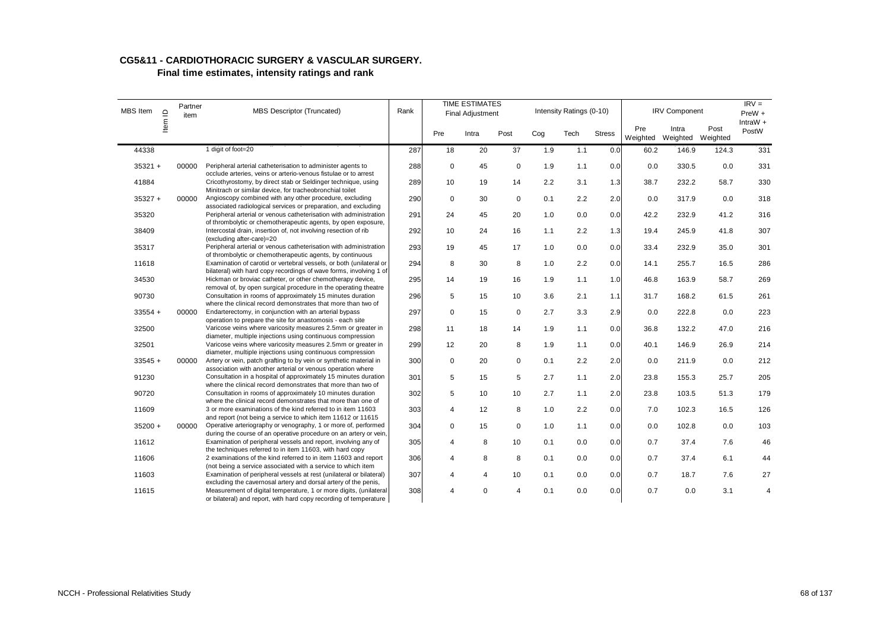## CG5&11 - CARDIOTHORACIC SURGERY & VASCULAR SURGERY.

### Final time estimates, intensity ratings and rank

| MBS Item | Item ID | Partner item | MBS Descriptor (Truncated) | Rank | TIME ESTIMATES Final Adjustment | | | Intensity Ratings (0-10) | | | IRV Component | | | IRV = PreW + IntraW + PostW |
|---|---|---|---|---|---|---|---|---|---|---|---|---|---|---|
| | | | | | Pre | Intra | Post | Cog | Tech | Stress | Pre Weighted | Intra Weighted | Post Weighted | |
| 44338 | | | 1 digit of foot=20 | 287 | 18 | 20 | 37 | 1.9 | 1.1 | 0.0 | 60.2 | 146.9 | 124.3 | 331 |
| 35321 + | | 00000 | Peripheral arterial catheterisation to administer agents to occlude arteries, veins or arterio-venous fistulae or to arrest | 288 | 0 | 45 | 0 | 1.9 | 1.1 | 0.0 | 0.0 | 330.5 | 0.0 | 331 |
| 41884 | | | Cricothyrostomy, by direct stab or Seldinger technique, using Minitrach or similar device, for tracheobronchial toilet | 289 | 10 | 19 | 14 | 2.2 | 3.1 | 1.3 | 38.7 | 232.2 | 58.7 | 330 |
| 35327 + | | 00000 | Angioscopy combined with any other procedure, excluding associated radiological services or preparation, and excluding | 290 | 0 | 30 | 0 | 0.1 | 2.2 | 2.0 | 0.0 | 317.9 | 0.0 | 318 |
| 35320 | | | Peripheral arterial or venous catheterisation with administration of thrombolytic or chemotherapeutic agents, by open exposure, | 291 | 24 | 45 | 20 | 1.0 | 0.0 | 0.0 | 42.2 | 232.9 | 41.2 | 316 |
| 38409 | | | Intercostal drain, insertion of, not involving resection of rib (excluding after-care)=20 | 292 | 10 | 24 | 16 | 1.1 | 2.2 | 1.3 | 19.4 | 245.9 | 41.8 | 307 |
| 35317 | | | Peripheral arterial or venous catheterisation with administration of thrombolytic or chemotherapeutic agents, by continuous | 293 | 19 | 45 | 17 | 1.0 | 0.0 | 0.0 | 33.4 | 232.9 | 35.0 | 301 |
| 11618 | | | Examination of carotid or vertebral vessels, or both (unilateral or bilateral) with hard copy recordings of wave forms, involving 1 of | 294 | 8 | 30 | 8 | 1.0 | 2.2 | 0.0 | 14.1 | 255.7 | 16.5 | 286 |
| 34530 | | | Hickman or broviac catheter, or other chemotherapy device, removal of, by open surgical procedure in the operating theatre | 295 | 14 | 19 | 16 | 1.9 | 1.1 | 1.0 | 46.8 | 163.9 | 58.7 | 269 |
| 90730 | | | Consultation in rooms of approximately 15 minutes duration where the clinical record demonstrates that more than two of | 296 | 5 | 15 | 10 | 3.6 | 2.1 | 1.1 | 31.7 | 168.2 | 61.5 | 261 |
| 33554 + | | 00000 | Endarterectomy, in conjunction with an arterial bypass operation to prepare the site for anastomosis - each site | 297 | 0 | 15 | 0 | 2.7 | 3.3 | 2.9 | 0.0 | 222.8 | 0.0 | 223 |
| 32500 | | | Varicose veins where varicosity measures 2.5mm or greater in diameter, multiple injections using continuous compression | 298 | 11 | 18 | 14 | 1.9 | 1.1 | 0.0 | 36.8 | 132.2 | 47.0 | 216 |
| 32501 | | | Varicose veins where varicosity measures 2.5mm or greater in diameter, multiple injections using continuous compression | 299 | 12 | 20 | 8 | 1.9 | 1.1 | 0.0 | 40.1 | 146.9 | 26.9 | 214 |
| 33545 + | | 00000 | Artery or vein, patch grafting to by vein or synthetic material in association with another arterial or venous operation where | 300 | 0 | 20 | 0 | 0.1 | 2.2 | 2.0 | 0.0 | 211.9 | 0.0 | 212 |
| 91230 | | | Consultation in a hospital of approximately 15 minutes duration where the clinical record demonstrates that more than two of | 301 | 5 | 15 | 5 | 2.7 | 1.1 | 2.0 | 23.8 | 155.3 | 25.7 | 205 |
| 90720 | | | Consultation in rooms of approximately 10 minutes duration where the clinical record demonstrates that more than one of | 302 | 5 | 10 | 10 | 2.7 | 1.1 | 2.0 | 23.8 | 103.5 | 51.3 | 179 |
| 11609 | | | 3 or more examinations of the kind referred to in item 11603 and report (not being a service to which item 11612 or 11615 | 303 | 4 | 12 | 8 | 1.0 | 2.2 | 0.0 | 7.0 | 102.3 | 16.5 | 126 |
| 35200 + | | 00000 | Operative arteriography or venography, 1 or more of, performed during the course of an operative procedure on an artery or vein, | 304 | 0 | 15 | 0 | 1.0 | 1.1 | 0.0 | 0.0 | 102.8 | 0.0 | 103 |
| 11612 | | | Examination of peripheral vessels and report, involving any of the techniques referred to in item 11603, with hard copy | 305 | 4 | 8 | 10 | 0.1 | 0.0 | 0.0 | 0.7 | 37.4 | 7.6 | 46 |
| 11606 | | | 2 examinations of the kind referred to in item 11603 and report (not being a service associated with a service to which item | 306 | 4 | 8 | 8 | 0.1 | 0.0 | 0.0 | 0.7 | 37.4 | 6.1 | 44 |
| 11603 | | | Examination of peripheral vessels at rest (unilateral or bilateral) excluding the cavernosal artery and dorsal artery of the penis, | 307 | 4 | 4 | 10 | 0.1 | 0.0 | 0.0 | 0.7 | 18.7 | 7.6 | 27 |
| 11615 | | | Measurement of digital temperature, 1 or more digits, (unilateral or bilateral) and report, with hard copy recording of temperature | 308 | 4 | 0 | 4 | 0.1 | 0.0 | 0.0 | 0.7 | 0.0 | 3.1 | 4 |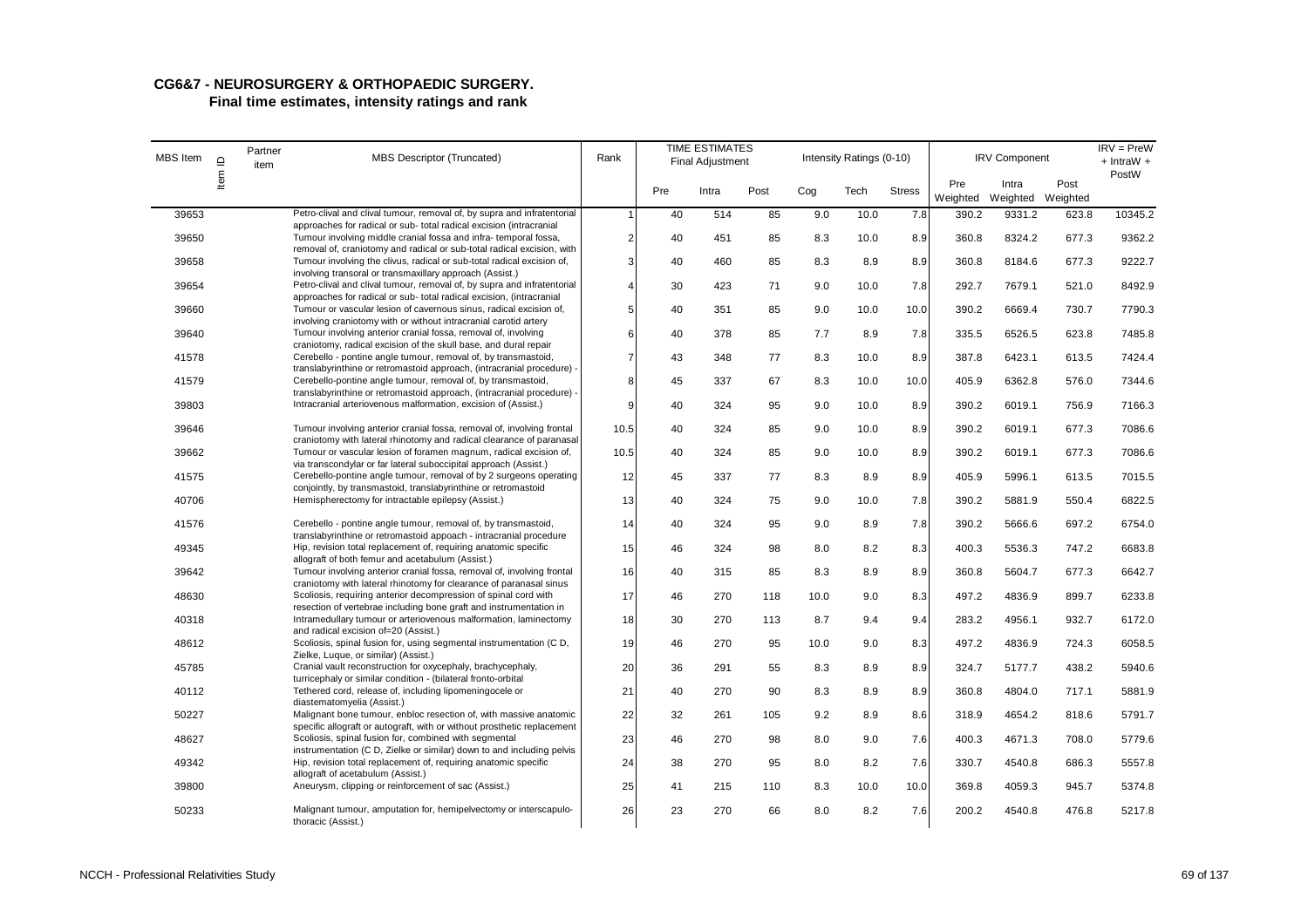# CG6&7 - NEUROSURGERY & ORTHOPAEDIC SURGERY.

## Final time estimates, intensity ratings and rank

| MBS Item | Item ID | Partner item | MBS Descriptor (Truncated) | Rank | TIME ESTIMATES Final Adjustment | | | Intensity Ratings (0-10) | | | IRV Component | | | IRV = PreW + IntraW + PostW |
|---|---|---|---|---|---|---|---|---|---|---|---|---|---|---|
| | | | | | Pre | Intra | Post | Cog | Tech | Stress | Pre Weighted | Intra Weighted | Post Weighted | |
| 39653 | | | Petro-clival and clival tumour, removal of, by supra and infratentorial approaches for radical or sub- total radical excision (intracranial | 1 | 40 | 514 | 85 | 9.0 | 10.0 | 7.8 | 390.2 | 9331.2 | 623.8 | 10345.2 |
| 39650 | | | Tumour involving middle cranial fossa and infra- temporal fossa, removal of, craniotomy and radical or sub-total radical excision, with | 2 | 40 | 451 | 85 | 8.3 | 10.0 | 8.9 | 360.8 | 8324.2 | 677.3 | 9362.2 |
| 39658 | | | Tumour involving the clivus, radical or sub-total radical excision of, involving transoral or transmaxillary approach (Assist.) | 3 | 40 | 460 | 85 | 8.3 | 8.9 | 8.9 | 360.8 | 8184.6 | 677.3 | 9222.7 |
| 39654 | | | Petro-clival and clival tumour, removal of, by supra and infratentorial approaches for radical or sub- total radical excision, (intracranial | 4 | 30 | 423 | 71 | 9.0 | 10.0 | 7.8 | 292.7 | 7679.1 | 521.0 | 8492.9 |
| 39660 | | | Tumour or vascular lesion of cavernous sinus, radical excision of, involving craniotomy with or without intracranial carotid artery | 5 | 40 | 351 | 85 | 9.0 | 10.0 | 10.0 | 390.2 | 6669.4 | 730.7 | 7790.3 |
| 39640 | | | Tumour involving anterior cranial fossa, removal of, involving craniotomy, radical excision of the skull base, and dural repair | 6 | 40 | 378 | 85 | 7.7 | 8.9 | 7.8 | 335.5 | 6526.5 | 623.8 | 7485.8 |
| 41578 | | | Cerebello - pontine angle tumour, removal of, by transmastoid, translabyrinthine or retromastoid approach, (intracranial procedure) - | 7 | 43 | 348 | 77 | 8.3 | 10.0 | 8.9 | 387.8 | 6423.1 | 613.5 | 7424.4 |
| 41579 | | | Cerebello-pontine angle tumour, removal of, by transmastoid, translabyrinthine or retromastoid approach, (intracranial procedure) - | 8 | 45 | 337 | 67 | 8.3 | 10.0 | 10.0 | 405.9 | 6362.8 | 576.0 | 7344.6 |
| 39803 | | | Intracranial arteriovenous malformation, excision of (Assist.) | 9 | 40 | 324 | 95 | 9.0 | 10.0 | 8.9 | 390.2 | 6019.1 | 756.9 | 7166.3 |
| 39646 | | | Tumour involving anterior cranial fossa, removal of, involving frontal craniotomy with lateral rhinotomy and radical clearance of paranasal | 10.5 | 40 | 324 | 85 | 9.0 | 10.0 | 8.9 | 390.2 | 6019.1 | 677.3 | 7086.6 |
| 39662 | | | Tumour or vascular lesion of foramen magnum, radical excision of, via transcondylar or far lateral suboccipital approach (Assist.) | 10.5 | 40 | 324 | 85 | 9.0 | 10.0 | 8.9 | 390.2 | 6019.1 | 677.3 | 7086.6 |
| 41575 | | | Cerebello-pontine angle tumour, removal of by 2 surgeons operating conjointly, by transmastoid, translabyrinthine or retromastoid | 12 | 45 | 337 | 77 | 8.3 | 8.9 | 8.9 | 405.9 | 5996.1 | 613.5 | 7015.5 |
| 40706 | | | Hemispherectomy for intractable epilepsy (Assist.) | 13 | 40 | 324 | 75 | 9.0 | 10.0 | 7.8 | 390.2 | 5881.9 | 550.4 | 6822.5 |
| 41576 | | | Cerebello - pontine angle tumour, removal of, by transmastoid, translabyrinthine or retromastoid appoach - intracranial procedure | 14 | 40 | 324 | 95 | 9.0 | 8.9 | 7.8 | 390.2 | 5666.6 | 697.2 | 6754.0 |
| 49345 | | | Hip, revision total replacement of, requiring anatomic specific allograft of both femur and acetabulum (Assist.) | 15 | 46 | 324 | 98 | 8.0 | 8.2 | 8.3 | 400.3 | 5536.3 | 747.2 | 6683.8 |
| 39642 | | | Tumour involving anterior cranial fossa, removal of, involving frontal craniotomy with lateral rhinotomy for clearance of paranasal sinus | 16 | 40 | 315 | 85 | 8.3 | 8.9 | 8.9 | 360.8 | 5604.7 | 677.3 | 6642.7 |
| 48630 | | | Scoliosis, requiring anterior decompression of spinal cord with resection of vertebrae including bone graft and instrumentation in | 17 | 46 | 270 | 118 | 10.0 | 9.0 | 8.3 | 497.2 | 4836.9 | 899.7 | 6233.8 |
| 40318 | | | Intramedullary tumour or arteriovenous malformation, laminectomy and radical excision of=20 (Assist.) | 18 | 30 | 270 | 113 | 8.7 | 9.4 | 9.4 | 283.2 | 4956.1 | 932.7 | 6172.0 |
| 48612 | | | Scoliosis, spinal fusion for, using segmental instrumentation (C D, Zielke, Luque, or similar) (Assist.) | 19 | 46 | 270 | 95 | 10.0 | 9.0 | 8.3 | 497.2 | 4836.9 | 724.3 | 6058.5 |
| 45785 | | | Cranial vault reconstruction for oxycephaly, brachycephaly, turricephaly or similar condition - (bilateral fronto-orbital | 20 | 36 | 291 | 55 | 8.3 | 8.9 | 8.9 | 324.7 | 5177.7 | 438.2 | 5940.6 |
| 40112 | | | Tethered cord, release of, including lipomeningocele or diastematomyelia (Assist.) | 21 | 40 | 270 | 90 | 8.3 | 8.9 | 8.9 | 360.8 | 4804.0 | 717.1 | 5881.9 |
| 50227 | | | Malignant bone tumour, enbloc resection of, with massive anatomic specific allograft or autograft, with or without prosthetic replacement | 22 | 32 | 261 | 105 | 9.2 | 8.9 | 8.6 | 318.9 | 4654.2 | 818.6 | 5791.7 |
| 48627 | | | Scoliosis, spinal fusion for, combined with segmental instrumentation (C D, Zielke or similar) down to and including pelvis | 23 | 46 | 270 | 98 | 8.0 | 9.0 | 7.6 | 400.3 | 4671.3 | 708.0 | 5779.6 |
| 49342 | | | Hip, revision total replacement of, requiring anatomic specific allograft of acetabulum (Assist.) | 24 | 38 | 270 | 95 | 8.0 | 8.2 | 7.6 | 330.7 | 4540.8 | 686.3 | 5557.8 |
| 39800 | | | Aneurysm, clipping or reinforcement of sac (Assist.) | 25 | 41 | 215 | 110 | 8.3 | 10.0 | 10.0 | 369.8 | 4059.3 | 945.7 | 5374.8 |
| 50233 | | | Malignant tumour, amputation for, hemipelvectomy or interscapulo-thoracic (Assist.) | 26 | 23 | 270 | 66 | 8.0 | 8.2 | 7.6 | 200.2 | 4540.8 | 476.8 | 5217.8 |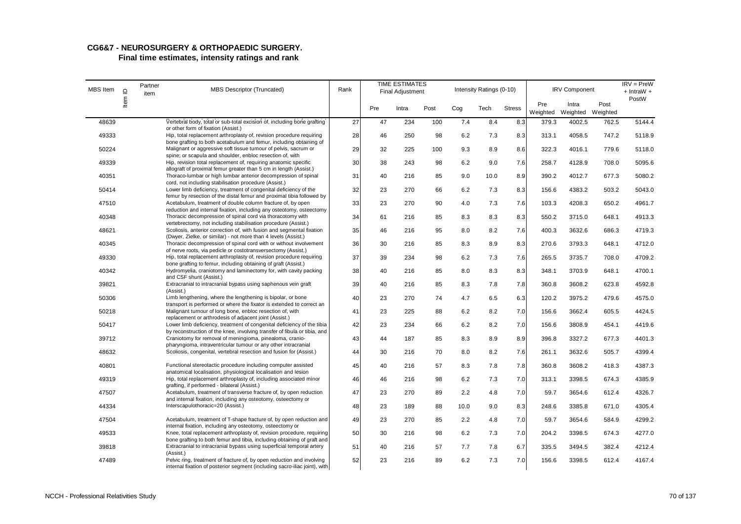## CG6&7 - NEUROSURGERY & ORTHOPAEDIC SURGERY.

### Final time estimates, intensity ratings and rank

| MBS Item | Item ID | Partner item | MBS Descriptor (Truncated) | Rank | TIME ESTIMATES Final Adjustment | | | Intensity Ratings (0-10) | | | IRV Component | | | IRV = PreW + IntraW + PostW |
|---|---|---|---|---|---|---|---|---|---|---|---|---|---|---|
| | | | | | Pre | Intra | Post | Cog | Tech | Stress | Pre Weighted | Intra Weighted | Post Weighted | |
| 48639 | | | Vertebral body, total or sub-total excision of, including bone grafting or other form of fixation (Assist.) | 27 | 47 | 234 | 100 | 7.4 | 8.4 | 8.3 | 379.3 | 4002.5 | 762.5 | 5144.4 |
| 49333 | | | Hip, total replacement arthroplasty of, revision procedure requiring bone grafting to both acetabulum and femur, including obtaining of | 28 | 46 | 250 | 98 | 6.2 | 7.3 | 8.3 | 313.1 | 4058.5 | 747.2 | 5118.9 |
| 50224 | | | Malignant or aggressive soft tissue tumour of pelvis, sacrum or spine; or scapula and shoulder, enbloc resection of, with | 29 | 32 | 225 | 100 | 9.3 | 8.9 | 8.6 | 322.3 | 4016.1 | 779.6 | 5118.0 |
| 49339 | | | Hip, revision total replacement of, requiring anatomic specific allograft of proximal femur greater than 5 cm in length (Assist.) | 30 | 38 | 243 | 98 | 6.2 | 9.0 | 7.6 | 258.7 | 4128.9 | 708.0 | 5095.6 |
| 40351 | | | Thoraco-lumbar or high lumbar anterior decompression of spinal cord, not including stabilisation procedure (Assist.) | 31 | 40 | 216 | 85 | 9.0 | 10.0 | 8.9 | 390.2 | 4012.7 | 677.3 | 5080.2 |
| 50414 | | | Lower limb deficiency, treatment of congenital deficiency of the femur by resection of the distal femur and proximal tibia followed by | 32 | 23 | 270 | 66 | 6.2 | 7.3 | 8.3 | 156.6 | 4383.2 | 503.2 | 5043.0 |
| 47510 | | | Acetabulum, treatment of double column fracture of, by open reduction and internal fixation, including any osteotomy, osteectomy | 33 | 23 | 270 | 90 | 4.0 | 7.3 | 7.6 | 103.3 | 4208.3 | 650.2 | 4961.7 |
| 40348 | | | Thoracic decompression of spinal cord via thoracotomy with vertebrectomy, not including stabilisation procedure (Assist.) | 34 | 61 | 216 | 85 | 8.3 | 8.3 | 8.3 | 550.2 | 3715.0 | 648.1 | 4913.3 |
| 48621 | | | Scoliosis, anterior correction of, with fusion and segmental fixation (Dwyer, Zielke, or similar) - not more than 4 levels (Assist.) | 35 | 46 | 216 | 95 | 8.0 | 8.2 | 7.6 | 400.3 | 3632.6 | 686.3 | 4719.3 |
| 40345 | | | Thoracic decompression of spinal cord with or without involvement of nerve roots, via pedicle or costotransversectomy (Assist.) | 36 | 30 | 216 | 85 | 8.3 | 8.9 | 8.3 | 270.6 | 3793.3 | 648.1 | 4712.0 |
| 49330 | | | Hip, total replacement arthroplasty of, revision procedure requiring bone grafting to femur, including obtaining of graft (Assist.) | 37 | 39 | 234 | 98 | 6.2 | 7.3 | 7.6 | 265.5 | 3735.7 | 708.0 | 4709.2 |
| 40342 | | | Hydromyelia, craniotomy and laminectomy for, with cavity packing and CSF shunt (Assist.) | 38 | 40 | 216 | 85 | 8.0 | 8.3 | 8.3 | 348.1 | 3703.9 | 648.1 | 4700.1 |
| 39821 | | | Extracranial to intracranial bypass using saphenous vein graft (Assist.) | 39 | 40 | 216 | 85 | 8.3 | 7.8 | 7.8 | 360.8 | 3608.2 | 623.8 | 4592.8 |
| 50306 | | | Limb lengthening, where the lengthening is bipolar, or bone transport is performed or where the fixator is extended to correct an | 40 | 23 | 270 | 74 | 4.7 | 6.5 | 6.3 | 120.2 | 3975.2 | 479.6 | 4575.0 |
| 50218 | | | Malignant tumour of long bone, enbloc resection of, with replacement or arthrodesis of adjacent joint (Assist.) | 41 | 23 | 225 | 88 | 6.2 | 8.2 | 7.0 | 156.6 | 3662.4 | 605.5 | 4424.5 |
| 50417 | | | Lower limb deficiency, treatment of congenital deficiency of the tibia by reconstruction of the knee, involving transfer of fibula or tibia, and | 42 | 23 | 234 | 66 | 6.2 | 8.2 | 7.0 | 156.6 | 3808.9 | 454.1 | 4419.6 |
| 39712 | | | Craniotomy for removal of meningioma, pinealoma, cranio-pharyngioma, intraventricular tumour or any other intracranial | 43 | 44 | 187 | 85 | 8.3 | 8.9 | 8.9 | 396.8 | 3327.2 | 677.3 | 4401.3 |
| 48632 | | | Scoliosis, congenital, vertebral resection and fusion for (Assist.) | 44 | 30 | 216 | 70 | 8.0 | 8.2 | 7.6 | 261.1 | 3632.6 | 505.7 | 4399.4 |
| 40801 | | | Functional stereotactic procedure including computer assisted anatomical localisation, physiological localisation and lesion | 45 | 40 | 216 | 57 | 8.3 | 7.8 | 7.8 | 360.8 | 3608.2 | 418.3 | 4387.3 |
| 49319 | | | Hip, total replacement arthroplasty of, including associated minor grafting, if performed - bilateral (Assist.) | 46 | 46 | 216 | 98 | 6.2 | 7.3 | 7.0 | 313.1 | 3398.5 | 674.3 | 4385.9 |
| 47507 | | | Acetabulum, treatment of transverse fracture of, by open reduction and internal fixation, including any osteotomy, osteectomy or | 47 | 23 | 270 | 89 | 2.2 | 4.8 | 7.0 | 59.7 | 3654.6 | 612.4 | 4326.7 |
| 44334 | | | Interscapulothoracic=20 (Assist.) | 48 | 23 | 189 | 88 | 10.0 | 9.0 | 8.3 | 248.6 | 3385.8 | 671.0 | 4305.4 |
| 47504 | | | Acetabulum, treatment of T-shape fracture of, by open reduction and internal fixation, including any osteotomy, osteectomy or | 49 | 23 | 270 | 85 | 2.2 | 4.8 | 7.0 | 59.7 | 3654.6 | 584.9 | 4299.2 |
| 49533 | | | Knee, total replacement arthroplasty of, revision procedure, requiring bone grafting to both femur and tibia, including obtaining of graft and | 50 | 30 | 216 | 98 | 6.2 | 7.3 | 7.0 | 204.2 | 3398.5 | 674.3 | 4277.0 |
| 39818 | | | Extracranial to intracranial bypass using superficial temporal artery (Assist.) | 51 | 40 | 216 | 57 | 7.7 | 7.8 | 6.7 | 335.5 | 3494.5 | 382.4 | 4212.4 |
| 47489 | | | Pelvic ring, treatment of fracture of, by open reduction and involving internal fixation of posterior segment (including sacro-iliac joint), with | 52 | 23 | 216 | 89 | 6.2 | 7.3 | 7.0 | 156.6 | 3398.5 | 612.4 | 4167.4 |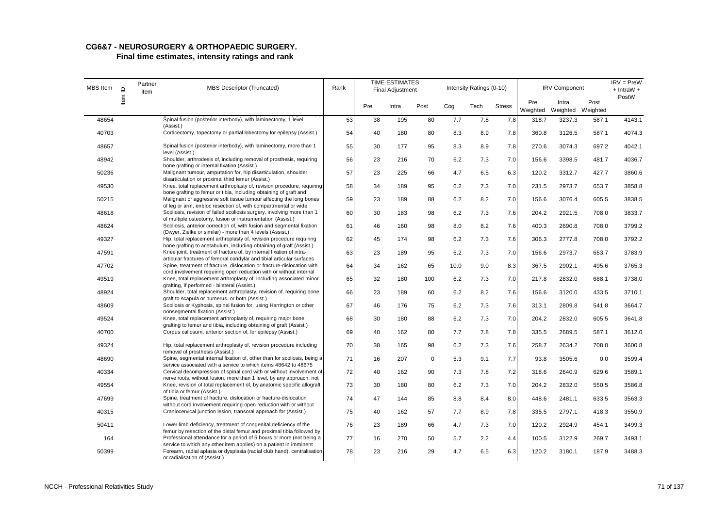## CG6&7 - NEUROSURGERY & ORTHOPAEDIC SURGERY.

### Final time estimates, intensity ratings and rank

| MBS Item | Item ID | Partner item | MBS Descriptor (Truncated) | Rank | TIME ESTIMATES Final Adjustment | | | Intensity Ratings (0-10) | | | IRV Component | | | IRV = PreW + IntraW + PostW |
|---|---|---|---|---|---|---|---|---|---|---|---|---|---|---|
| | | | | | Pre | Intra | Post | Cog | Tech | Stress | Pre Weighted | Intra Weighted | Post Weighted | |
| 48654 | | | Spinal fusion (posterior interbody), with laminectomy, 1 level (Assist.) | 53 | 38 | 195 | 80 | 7.7 | 7.8 | 7.8 | 318.7 | 3237.3 | 587.1 | 4143.1 |
| 40703 | | | Corticectomy, topectomy or partial lobectomy for epilepsy (Assist.) | 54 | 40 | 180 | 80 | 8.3 | 8.9 | 7.8 | 360.8 | 3126.5 | 587.1 | 4074.3 |
| 48657 | | | Spinal fusion (posterior interbody), with laminectomy, more than 1 level (Assist.) | 55 | 30 | 177 | 95 | 8.3 | 8.9 | 7.8 | 270.6 | 3074.3 | 697.2 | 4042.1 |
| 48942 | | | Shoulder, arthrodesis of, including removal of prosthesis, requiring bone grafting or internal fixation (Assist.) | 56 | 23 | 216 | 70 | 6.2 | 7.3 | 7.0 | 156.6 | 3398.5 | 481.7 | 4036.7 |
| 50236 | | | Malignant tumour, amputation for, hip disarticulation, shoulder disarticulation or proximal third femur (Assist.) | 57 | 23 | 225 | 66 | 4.7 | 6.5 | 6.3 | 120.2 | 3312.7 | 427.7 | 3860.6 |
| 49530 | | | Knee, total replacement arthroplasty of, revision procedure, requiring bone grafting to femur or tibia, including obtaining of graft and | 58 | 34 | 189 | 95 | 6.2 | 7.3 | 7.0 | 231.5 | 2973.7 | 653.7 | 3858.8 |
| 50215 | | | Malignant or aggressive soft tissue tumour affecting the long bones of leg or arm, enbloc resection of, with compartmental or wide | 59 | 23 | 189 | 88 | 6.2 | 8.2 | 7.0 | 156.6 | 3076.4 | 605.5 | 3838.5 |
| 48618 | | | Scoliosis, revision of failed scoliosis surgery, involving more than 1 of multiple osteotomy, fusion or instrumentation (Assist.) | 60 | 30 | 183 | 98 | 6.2 | 7.3 | 7.6 | 204.2 | 2921.5 | 708.0 | 3833.7 |
| 48624 | | | Scoliosis, anterior correction of, with fusion and segmental fixation (Dwyer, Zielke or similar) - more than 4 levels (Assist.) | 61 | 46 | 160 | 98 | 8.0 | 8.2 | 7.6 | 400.3 | 2690.8 | 708.0 | 3799.2 |
| 49327 | | | Hip, total replacement arthroplasty of, revision procedure requiring bone grafting to acetabulum, including obtaining of graft (Assist.) | 62 | 45 | 174 | 98 | 6.2 | 7.3 | 7.6 | 306.3 | 2777.8 | 708.0 | 3792.2 |
| 47591 | | | Knee joint, treatment of fracture of, by internal fixation of intra-articular fractures of femoral condylar and tibial articular surfaces | 63 | 23 | 189 | 95 | 6.2 | 7.3 | 7.0 | 156.6 | 2973.7 | 653.7 | 3783.9 |
| 47702 | | | Spine, treatment of fracture, dislocation or fracture-dislocation with cord involvement requiring open reduction with or without internal | 64 | 34 | 162 | 65 | 10.0 | 9.0 | 8.3 | 367.5 | 2902.1 | 495.6 | 3765.3 |
| 49519 | | | Knee, total replacement arthroplasty of, including associated minor grafting, if performed - bilateral (Assist.) | 65 | 32 | 180 | 100 | 6.2 | 7.3 | 7.0 | 217.8 | 2832.0 | 688.1 | 3738.0 |
| 48924 | | | Shoulder, total replacement arthroplasty, revision of, requiring bone graft to scapula or humerus, or both (Assist.) | 66 | 23 | 189 | 60 | 6.2 | 8.2 | 7.6 | 156.6 | 3120.0 | 433.5 | 3710.1 |
| 48609 | | | Scoliosis or Kyphosis, spinal fusion for, using Harrington or other nonsegmental fixation (Assist.) | 67 | 46 | 176 | 75 | 6.2 | 7.3 | 7.6 | 313.1 | 2809.8 | 541.8 | 3664.7 |
| 49524 | | | Knee, total replacement arthroplasty of, requiring major bone grafting to femur and tibia, including obtaining of graft (Assist.) | 68 | 30 | 180 | 88 | 6.2 | 7.3 | 7.0 | 204.2 | 2832.0 | 605.5 | 3641.8 |
| 40700 | | | Corpus callosum, anterior section of, for epilepsy (Assist.) | 69 | 40 | 162 | 80 | 7.7 | 7.8 | 7.8 | 335.5 | 2689.5 | 587.1 | 3612.0 |
| 49324 | | | Hip, total replacement arthroplasty of, revision procedure including removal of prosthesis (Assist.) | 70 | 38 | 165 | 98 | 6.2 | 7.3 | 7.6 | 258.7 | 2634.2 | 708.0 | 3600.8 |
| 48690 | | | Spine, segmental internal fixation of, other than for scoliosis, being a service associated with a service to which items 48642 to 48675 | 71 | 16 | 207 | 0 | 5.3 | 9.1 | 7.7 | 93.8 | 3505.6 | 0.0 | 3599.4 |
| 40334 | | | Cervical decompression of spinal cord with or without involvement of nerve roots, without fusion, more than 1 level, by any approach, not | 72 | 40 | 162 | 90 | 7.3 | 7.8 | 7.2 | 318.6 | 2640.9 | 629.6 | 3589.1 |
| 49554 | | | Knee, revision of total replacement of, by anatomic specific allograft of tibia or femur (Assist.) | 73 | 30 | 180 | 80 | 6.2 | 7.3 | 7.0 | 204.2 | 2832.0 | 550.5 | 3586.8 |
| 47699 | | | Spine, treatment of fracture, dislocation or fracture-dislocation without cord involvement requiring open reduction with or without | 74 | 47 | 144 | 85 | 8.8 | 8.4 | 8.0 | 448.6 | 2481.1 | 633.5 | 3563.3 |
| 40315 | | | Craniocervical junction lesion, transoral approach for (Assist.) | 75 | 40 | 162 | 57 | 7.7 | 8.9 | 7.8 | 335.5 | 2797.1 | 418.3 | 3550.9 |
| 50411 | | | Lower limb deficiency, treatment of congenital deficiency of the femur by resection of the distal femur and proximal tibia followed by | 76 | 23 | 189 | 66 | 4.7 | 7.3 | 7.0 | 120.2 | 2924.9 | 454.1 | 3499.3 |
| 164 | | | Professional attendance for a period of 5 hours or more (not being a service to which any other item applies) on a patient in imminent | 77 | 16 | 270 | 50 | 5.7 | 2.2 | 4.4 | 100.5 | 3122.9 | 269.7 | 3493.1 |
| 50399 | | | Forearm, radial aplasia or dysplasia (radial club hand), centralisation or radialisation of (Assist.) | 78 | 23 | 216 | 29 | 4.7 | 6.5 | 6.3 | 120.2 | 3180.1 | 187.9 | 3488.3 |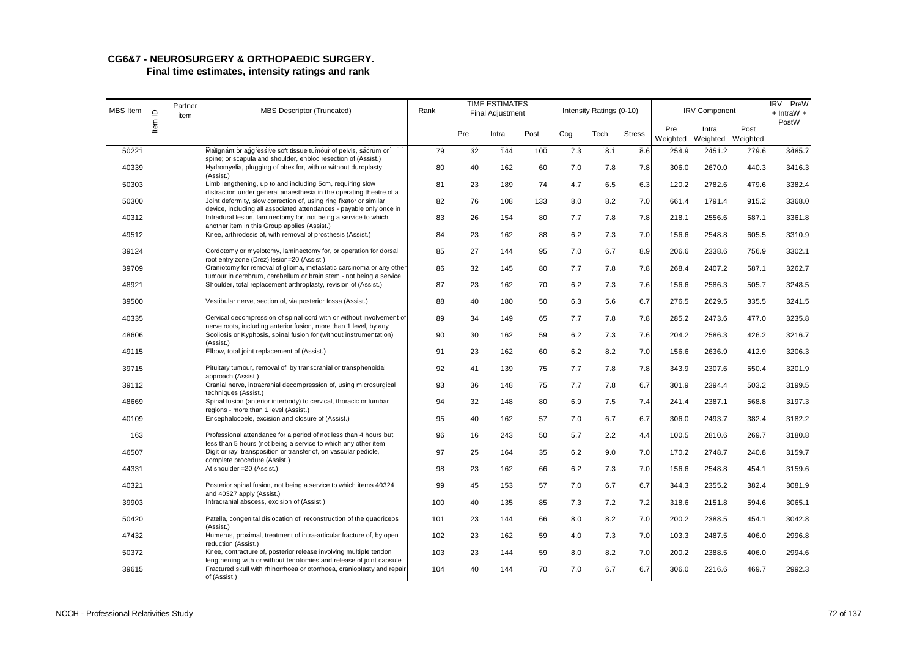**CG6&7 - NEUROSURGERY & ORTHOPAEDIC SURGERY.**
**Final time estimates, intensity ratings and rank**

| MBS Item | Item ID | Partner item | MBS Descriptor (Truncated) | Rank | TIME ESTIMATES Final Adjustment | | | Intensity Ratings (0-10) | | | IRV Component | | | IRV = PreW + IntraW + PostW |
|---|---|---|---|---|---|---|---|---|---|---|---|---|---|---|
| | | | | | Pre | Intra | Post | Cog | Tech | Stress | Pre Weighted | Intra Weighted | Post Weighted | |
| 50221 | | | Malignant or aggressive soft tissue tumour of pelvis, sacrum or spine; or scapula and shoulder, enbloc resection of (Assist.) | 79 | 32 | 144 | 100 | 7.3 | 8.1 | 8.6 | 254.9 | 2451.2 | 779.6 | 3485.7 |
| 40339 | | | Hydromyelia, plugging of obex for, with or without duroplasty (Assist.) | 80 | 40 | 162 | 60 | 7.0 | 7.8 | 7.8 | 306.0 | 2670.0 | 440.3 | 3416.3 |
| 50303 | | | Limb lengthening, up to and including 5cm, requiring slow distraction under general anaesthesia in the operating theatre of a | 81 | 23 | 189 | 74 | 4.7 | 6.5 | 6.3 | 120.2 | 2782.6 | 479.6 | 3382.4 |
| 50300 | | | Joint deformity, slow correction of, using ring fixator or similar device, including all associated attendances - payable only once in | 82 | 76 | 108 | 133 | 8.0 | 8.2 | 7.0 | 661.4 | 1791.4 | 915.2 | 3368.0 |
| 40312 | | | Intradural lesion, laminectomy for, not being a service to which another item in this Group applies (Assist.) | 83 | 26 | 154 | 80 | 7.7 | 7.8 | 7.8 | 218.1 | 2556.6 | 587.1 | 3361.8 |
| 49512 | | | Knee, arthrodesis of, with removal of prosthesis (Assist.) | 84 | 23 | 162 | 88 | 6.2 | 7.3 | 7.0 | 156.6 | 2548.8 | 605.5 | 3310.9 |
| 39124 | | | Cordotomy or myelotomy, laminectomy for, or operation for dorsal root entry zone (Drez) lesion=20 (Assist.) | 85 | 27 | 144 | 95 | 7.0 | 6.7 | 8.9 | 206.6 | 2338.6 | 756.9 | 3302.1 |
| 39709 | | | Craniotomy for removal of glioma, metastatic carcinoma or any other tumour in cerebrum, cerebellum or brain stem - not being a service | 86 | 32 | 145 | 80 | 7.7 | 7.8 | 7.8 | 268.4 | 2407.2 | 587.1 | 3262.7 |
| 48921 | | | Shoulder, total replacement arthroplasty, revision of (Assist.) | 87 | 23 | 162 | 70 | 6.2 | 7.3 | 7.6 | 156.6 | 2586.3 | 505.7 | 3248.5 |
| 39500 | | | Vestibular nerve, section of, via posterior fossa (Assist.) | 88 | 40 | 180 | 50 | 6.3 | 5.6 | 6.7 | 276.5 | 2629.5 | 335.5 | 3241.5 |
| 40335 | | | Cervical decompression of spinal cord with or without involvement of nerve roots, including anterior fusion, more than 1 level, by any | 89 | 34 | 149 | 65 | 7.7 | 7.8 | 7.8 | 285.2 | 2473.6 | 477.0 | 3235.8 |
| 48606 | | | Scoliosis or Kyphosis, spinal fusion for (without instrumentation) (Assist.) | 90 | 30 | 162 | 59 | 6.2 | 7.3 | 7.6 | 204.2 | 2586.3 | 426.2 | 3216.7 |
| 49115 | | | Elbow, total joint replacement of (Assist.) | 91 | 23 | 162 | 60 | 6.2 | 8.2 | 7.0 | 156.6 | 2636.9 | 412.9 | 3206.3 |
| 39715 | | | Pituitary tumour, removal of, by transcranial or transphenoidal approach (Assist.) | 92 | 41 | 139 | 75 | 7.7 | 7.8 | 7.8 | 343.9 | 2307.6 | 550.4 | 3201.9 |
| 39112 | | | Cranial nerve, intracranial decompression of, using microsurgical techniques (Assist.) | 93 | 36 | 148 | 75 | 7.7 | 7.8 | 6.7 | 301.9 | 2394.4 | 503.2 | 3199.5 |
| 48669 | | | Spinal fusion (anterior interbody) to cervical, thoracic or lumbar regions - more than 1 level (Assist.) | 94 | 32 | 148 | 80 | 6.9 | 7.5 | 7.4 | 241.4 | 2387.1 | 568.8 | 3197.3 |
| 40109 | | | Encephalocoele, excision and closure of (Assist.) | 95 | 40 | 162 | 57 | 7.0 | 6.7 | 6.7 | 306.0 | 2493.7 | 382.4 | 3182.2 |
| 163 | | | Professional attendance for a period of not less than 4 hours but less than 5 hours (not being a service to which any other item | 96 | 16 | 243 | 50 | 5.7 | 2.2 | 4.4 | 100.5 | 2810.6 | 269.7 | 3180.8 |
| 46507 | | | Digit or ray, transposition or transfer of, on vascular pedicle, complete procedure (Assist.) | 97 | 25 | 164 | 35 | 6.2 | 9.0 | 7.0 | 170.2 | 2748.7 | 240.8 | 3159.7 |
| 44331 | | | At shoulder =20 (Assist.) | 98 | 23 | 162 | 66 | 6.2 | 7.3 | 7.0 | 156.6 | 2548.8 | 454.1 | 3159.6 |
| 40321 | | | Posterior spinal fusion, not being a service to which items 40324 and 40327 apply (Assist.) | 99 | 45 | 153 | 57 | 7.0 | 6.7 | 6.7 | 344.3 | 2355.2 | 382.4 | 3081.9 |
| 39903 | | | Intracranial abscess, excision of (Assist.) | 100 | 40 | 135 | 85 | 7.3 | 7.2 | 7.2 | 318.6 | 2151.8 | 594.6 | 3065.1 |
| 50420 | | | Patella, congenital dislocation of, reconstruction of the quadriceps (Assist.) | 101 | 23 | 144 | 66 | 8.0 | 8.2 | 7.0 | 200.2 | 2388.5 | 454.1 | 3042.8 |
| 47432 | | | Humerus, proximal, treatment of intra-articular fracture of, by open reduction (Assist.) | 102 | 23 | 162 | 59 | 4.0 | 7.3 | 7.0 | 103.3 | 2487.5 | 406.0 | 2996.8 |
| 50372 | | | Knee, contracture of, posterior release involving multiple tendon lengthening with or without tenotomies and release of joint capsule | 103 | 23 | 144 | 59 | 8.0 | 8.2 | 7.0 | 200.2 | 2388.5 | 406.0 | 2994.6 |
| 39615 | | | Fractured skull with rhinorrhoea or otorrhoea, cranioplasty and repair of (Assist.) | 104 | 40 | 144 | 70 | 7.0 | 6.7 | 6.7 | 306.0 | 2216.6 | 469.7 | 2992.3 |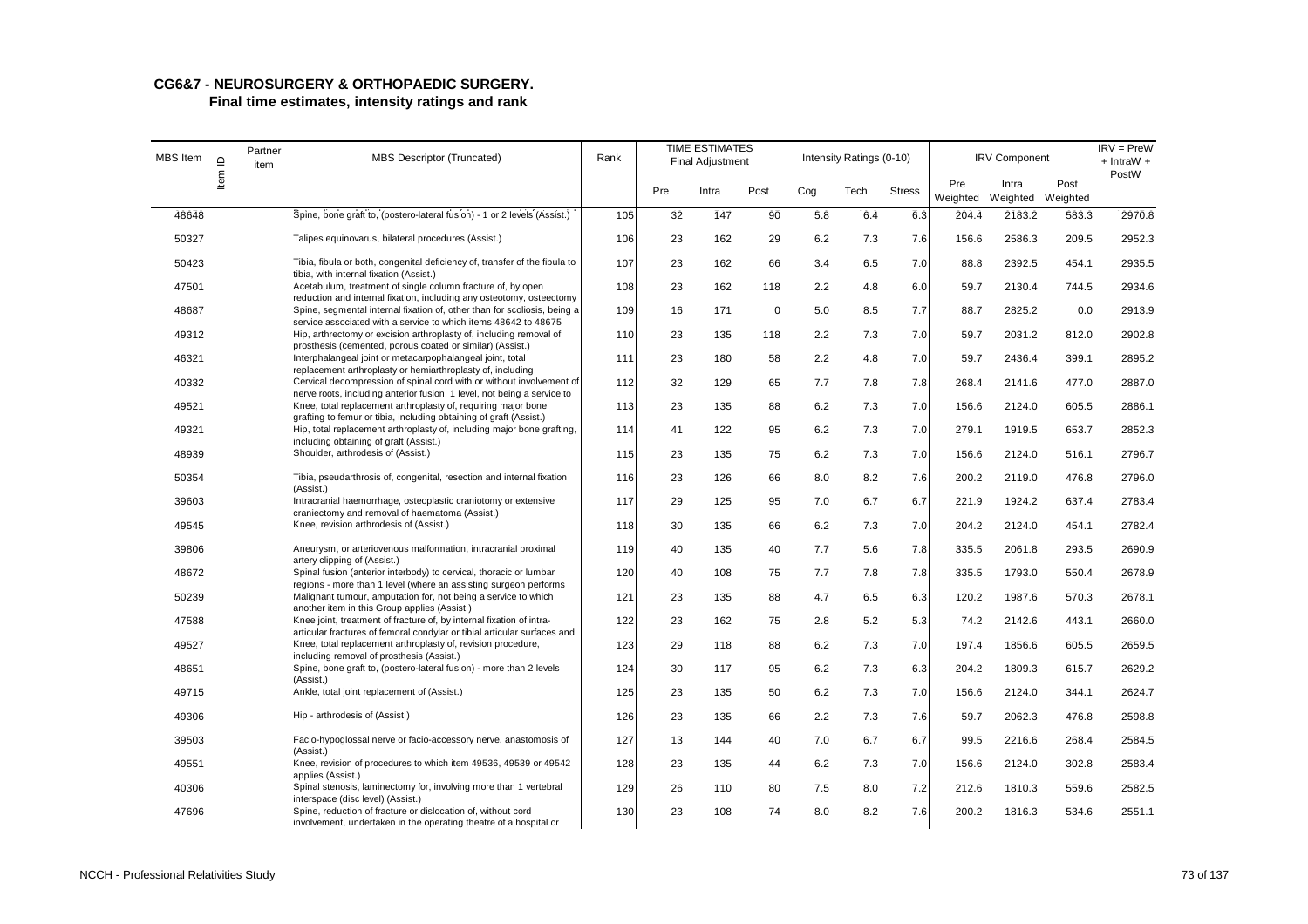**CG6&7 - NEUROSURGERY & ORTHOPAEDIC SURGERY.**
**Final time estimates, intensity ratings and rank**

| MBS Item | Item ID | Partner item | MBS Descriptor (Truncated) | Rank | TIME ESTIMATES Final Adjustment | | | Intensity Ratings (0-10) | | | IRV Component | | | IRV = PreW + IntraW + PostW |
|---|---|---|---|---|---|---|---|---|---|---|---|---|---|---|
| | | | | | Pre | Intra | Post | Cog | Tech | Stress | Pre Weighted | Intra Weighted | Post Weighted | |
| 48648 | | | Spine, bone graft to, (postero-lateral fusion) - 1 or 2 levels (Assist.) | 105 | 32 | 147 | 90 | 5.8 | 6.4 | 6.3 | 204.4 | 2183.2 | 583.3 | 2970.8 |
| 50327 | | | Talipes equinovarus, bilateral procedures (Assist.) | 106 | 23 | 162 | 29 | 6.2 | 7.3 | 7.6 | 156.6 | 2586.3 | 209.5 | 2952.3 |
| 50423 | | | Tibia, fibula or both, congenital deficiency of, transfer of the fibula to tibia, with internal fixation (Assist.) | 107 | 23 | 162 | 66 | 3.4 | 6.5 | 7.0 | 88.8 | 2392.5 | 454.1 | 2935.5 |
| 47501 | | | Acetabulum, treatment of single column fracture of, by open reduction and internal fixation, including any osteotomy, osteectomy | 108 | 23 | 162 | 118 | 2.2 | 4.8 | 6.0 | 59.7 | 2130.4 | 744.5 | 2934.6 |
| 48687 | | | Spine, segmental internal fixation of, other than for scoliosis, being a service associated with a service to which items 48642 to 48675 | 109 | 16 | 171 | 0 | 5.0 | 8.5 | 7.7 | 88.7 | 2825.2 | 0.0 | 2913.9 |
| 49312 | | | Hip, arthrectomy or excision arthroplasty of, including removal of prosthesis (cemented, porous coated or similar) (Assist.) | 110 | 23 | 135 | 118 | 2.2 | 7.3 | 7.0 | 59.7 | 2031.2 | 812.0 | 2902.8 |
| 46321 | | | Interphalangeal joint or metacarpophalangeal joint, total replacement arthroplasty or hemiarthroplasty of, including | 111 | 23 | 180 | 58 | 2.2 | 4.8 | 7.0 | 59.7 | 2436.4 | 399.1 | 2895.2 |
| 40332 | | | Cervical decompression of spinal cord with or without involvement of nerve roots, including anterior fusion, 1 level, not being a service to | 112 | 32 | 129 | 65 | 7.7 | 7.8 | 7.8 | 268.4 | 2141.6 | 477.0 | 2887.0 |
| 49521 | | | Knee, total replacement arthroplasty of, requiring major bone grafting to femur or tibia, including obtaining of graft (Assist.) | 113 | 23 | 135 | 88 | 6.2 | 7.3 | 7.0 | 156.6 | 2124.0 | 605.5 | 2886.1 |
| 49321 | | | Hip, total replacement arthroplasty of, including major bone grafting, including obtaining of graft (Assist.) | 114 | 41 | 122 | 95 | 6.2 | 7.3 | 7.0 | 279.1 | 1919.5 | 653.7 | 2852.3 |
| 48939 | | | Shoulder, arthrodesis of (Assist.) | 115 | 23 | 135 | 75 | 6.2 | 7.3 | 7.0 | 156.6 | 2124.0 | 516.1 | 2796.7 |
| 50354 | | | Tibia, pseudarthrosis of, congenital, resection and internal fixation (Assist.) | 116 | 23 | 126 | 66 | 8.0 | 8.2 | 7.6 | 200.2 | 2119.0 | 476.8 | 2796.0 |
| 39603 | | | Intracranial haemorrhage, osteoplastic craniotomy or extensive craniectomy and removal of haematoma (Assist.) | 117 | 29 | 125 | 95 | 7.0 | 6.7 | 6.7 | 221.9 | 1924.2 | 637.4 | 2783.4 |
| 49545 | | | Knee, revision arthrodesis of (Assist.) | 118 | 30 | 135 | 66 | 6.2 | 7.3 | 7.0 | 204.2 | 2124.0 | 454.1 | 2782.4 |
| 39806 | | | Aneurysm, or arteriovenous malformation, intracranial proximal artery clipping of (Assist.) | 119 | 40 | 135 | 40 | 7.7 | 5.6 | 7.8 | 335.5 | 2061.8 | 293.5 | 2690.9 |
| 48672 | | | Spinal fusion (anterior interbody) to cervical, thoracic or lumbar regions - more than 1 level (where an assisting surgeon performs | 120 | 40 | 108 | 75 | 7.7 | 7.8 | 7.8 | 335.5 | 1793.0 | 550.4 | 2678.9 |
| 50239 | | | Malignant tumour, amputation for, not being a service to which another item in this Group applies (Assist.) | 121 | 23 | 135 | 88 | 4.7 | 6.5 | 6.3 | 120.2 | 1987.6 | 570.3 | 2678.1 |
| 47588 | | | Knee joint, treatment of fracture of, by internal fixation of intra-articular fractures of femoral condylar or tibial articular surfaces and | 122 | 23 | 162 | 75 | 2.8 | 5.2 | 5.3 | 74.2 | 2142.6 | 443.1 | 2660.0 |
| 49527 | | | Knee, total replacement arthroplasty of, revision procedure, including removal of prosthesis (Assist.) | 123 | 29 | 118 | 88 | 6.2 | 7.3 | 7.0 | 197.4 | 1856.6 | 605.5 | 2659.5 |
| 48651 | | | Spine, bone graft to, (postero-lateral fusion) - more than 2 levels (Assist.) | 124 | 30 | 117 | 95 | 6.2 | 7.3 | 6.3 | 204.2 | 1809.3 | 615.7 | 2629.2 |
| 49715 | | | Ankle, total joint replacement of (Assist.) | 125 | 23 | 135 | 50 | 6.2 | 7.3 | 7.0 | 156.6 | 2124.0 | 344.1 | 2624.7 |
| 49306 | | | Hip - arthrodesis of (Assist.) | 126 | 23 | 135 | 66 | 2.2 | 7.3 | 7.6 | 59.7 | 2062.3 | 476.8 | 2598.8 |
| 39503 | | | Facio-hypoglossal nerve or facio-accessory nerve, anastomosis of (Assist.) | 127 | 13 | 144 | 40 | 7.0 | 6.7 | 6.7 | 99.5 | 2216.6 | 268.4 | 2584.5 |
| 49551 | | | Knee, revision of procedures to which item 49536, 49539 or 49542 applies (Assist.) | 128 | 23 | 135 | 44 | 6.2 | 7.3 | 7.0 | 156.6 | 2124.0 | 302.8 | 2583.4 |
| 40306 | | | Spinal stenosis, laminectomy for, involving more than 1 vertebral interspace (disc level) (Assist.) | 129 | 26 | 110 | 80 | 7.5 | 8.0 | 7.2 | 212.6 | 1810.3 | 559.6 | 2582.5 |
| 47696 | | | Spine, reduction of fracture or dislocation of, without cord involvement, undertaken in the operating theatre of a hospital or | 130 | 23 | 108 | 74 | 8.0 | 8.2 | 7.6 | 200.2 | 1816.3 | 534.6 | 2551.1 |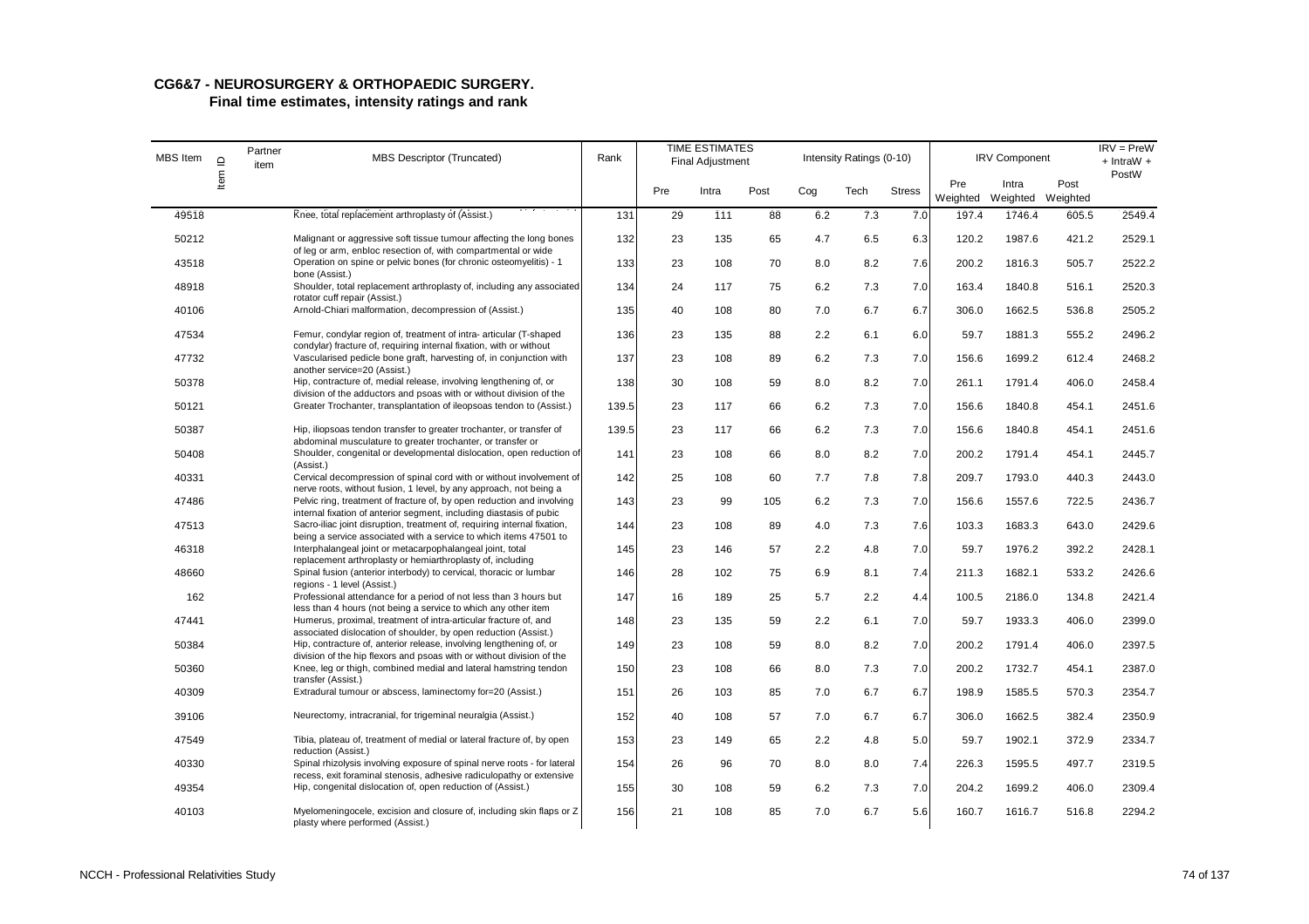## CG6&7 - NEUROSURGERY & ORTHOPAEDIC SURGERY.

### Final time estimates, intensity ratings and rank

| MBS Item | Item ID | Partner item | MBS Descriptor (Truncated) | Rank | TIME ESTIMATES Final Adjustment | | | Intensity Ratings (0-10) | | | IRV Component | | | IRV = PreW + IntraW + PostW |
|---|---|---|---|---|---|---|---|---|---|---|---|---|---|---|
| | | | | | Pre | Intra | Post | Cog | Tech | Stress | Pre Weighted | Intra Weighted | Post Weighted | |
| 49518 | | | Knee, total replacement arthroplasty of (Assist.) | 131 | 29 | 111 | 88 | 6.2 | 7.3 | 7.0 | 197.4 | 1746.4 | 605.5 | 2549.4 |
| 50212 | | | Malignant or aggressive soft tissue tumour affecting the long bones of leg or arm, enbloc resection of, with compartmental or wide | 132 | 23 | 135 | 65 | 4.7 | 6.5 | 6.3 | 120.2 | 1987.6 | 421.2 | 2529.1 |
| 43518 | | | Operation on spine or pelvic bones (for chronic osteomyelitis) - 1 bone (Assist.) | 133 | 23 | 108 | 70 | 8.0 | 8.2 | 7.6 | 200.2 | 1816.3 | 505.7 | 2522.2 |
| 48918 | | | Shoulder, total replacement arthroplasty of, including any associated rotator cuff repair (Assist.) | 134 | 24 | 117 | 75 | 6.2 | 7.3 | 7.0 | 163.4 | 1840.8 | 516.1 | 2520.3 |
| 40106 | | | Arnold-Chiari malformation, decompression of (Assist.) | 135 | 40 | 108 | 80 | 7.0 | 6.7 | 6.7 | 306.0 | 1662.5 | 536.8 | 2505.2 |
| 47534 | | | Femur, condylar region of, treatment of intra- articular (T-shaped condylar) fracture of, requiring internal fixation, with or without | 136 | 23 | 135 | 88 | 2.2 | 6.1 | 6.0 | 59.7 | 1881.3 | 555.2 | 2496.2 |
| 47732 | | | Vascularised pedicle bone graft, harvesting of, in conjunction with another service=20 (Assist.) | 137 | 23 | 108 | 89 | 6.2 | 7.3 | 7.0 | 156.6 | 1699.2 | 612.4 | 2468.2 |
| 50378 | | | Hip, contracture of, medial release, involving lengthening of, or division of the adductors and psoas with or without division of the | 138 | 30 | 108 | 59 | 8.0 | 8.2 | 7.0 | 261.1 | 1791.4 | 406.0 | 2458.4 |
| 50121 | | | Greater Trochanter, transplantation of ileopsoas tendon to (Assist.) | 139.5 | 23 | 117 | 66 | 6.2 | 7.3 | 7.0 | 156.6 | 1840.8 | 454.1 | 2451.6 |
| 50387 | | | Hip, iliopsoas tendon transfer to greater trochanter, or transfer of abdominal musculature to greater trochanter, or transfer or | 139.5 | 23 | 117 | 66 | 6.2 | 7.3 | 7.0 | 156.6 | 1840.8 | 454.1 | 2451.6 |
| 50408 | | | Shoulder, congenital or developmental dislocation, open reduction of (Assist.) | 141 | 23 | 108 | 66 | 8.0 | 8.2 | 7.0 | 200.2 | 1791.4 | 454.1 | 2445.7 |
| 40331 | | | Cervical decompression of spinal cord with or without involvement of nerve roots, without fusion, 1 level, by any approach, not being a | 142 | 25 | 108 | 60 | 7.7 | 7.8 | 7.8 | 209.7 | 1793.0 | 440.3 | 2443.0 |
| 47486 | | | Pelvic ring, treatment of fracture of, by open reduction and involving internal fixation of anterior segment, including diastasis of pubic | 143 | 23 | 99 | 105 | 6.2 | 7.3 | 7.0 | 156.6 | 1557.6 | 722.5 | 2436.7 |
| 47513 | | | Sacro-iliac joint disruption, treatment of, requiring internal fixation, being a service associated with a service to which items 47501 to | 144 | 23 | 108 | 89 | 4.0 | 7.3 | 7.6 | 103.3 | 1683.3 | 643.0 | 2429.6 |
| 46318 | | | Interphalangeal joint or metacarpophalangeal joint, total replacement arthroplasty or hemiarthroplasty of, including | 145 | 23 | 146 | 57 | 2.2 | 4.8 | 7.0 | 59.7 | 1976.2 | 392.2 | 2428.1 |
| 48660 | | | Spinal fusion (anterior interbody) to cervical, thoracic or lumbar regions - 1 level (Assist.) | 146 | 28 | 102 | 75 | 6.9 | 8.1 | 7.4 | 211.3 | 1682.1 | 533.2 | 2426.6 |
| 162 | | | Professional attendance for a period of not less than 3 hours but less than 4 hours (not being a service to which any other item | 147 | 16 | 189 | 25 | 5.7 | 2.2 | 4.4 | 100.5 | 2186.0 | 134.8 | 2421.4 |
| 47441 | | | Humerus, proximal, treatment of intra-articular fracture of, and associated dislocation of shoulder, by open reduction (Assist.) | 148 | 23 | 135 | 59 | 2.2 | 6.1 | 7.0 | 59.7 | 1933.3 | 406.0 | 2399.0 |
| 50384 | | | Hip, contracture of, anterior release, involving lengthening of, or division of the hip flexors and psoas with or without division of the | 149 | 23 | 108 | 59 | 8.0 | 8.2 | 7.0 | 200.2 | 1791.4 | 406.0 | 2397.5 |
| 50360 | | | Knee, leg or thigh, combined medial and lateral hamstring tendon transfer (Assist.) | 150 | 23 | 108 | 66 | 8.0 | 7.3 | 7.0 | 200.2 | 1732.7 | 454.1 | 2387.0 |
| 40309 | | | Extradural tumour or abscess, laminectomy for=20 (Assist.) | 151 | 26 | 103 | 85 | 7.0 | 6.7 | 6.7 | 198.9 | 1585.5 | 570.3 | 2354.7 |
| 39106 | | | Neurectomy, intracranial, for trigeminal neuralgia (Assist.) | 152 | 40 | 108 | 57 | 7.0 | 6.7 | 6.7 | 306.0 | 1662.5 | 382.4 | 2350.9 |
| 47549 | | | Tibia, plateau of, treatment of medial or lateral fracture of, by open reduction (Assist.) | 153 | 23 | 149 | 65 | 2.2 | 4.8 | 5.0 | 59.7 | 1902.1 | 372.9 | 2334.7 |
| 40330 | | | Spinal rhizolysis involving exposure of spinal nerve roots - for lateral recess, exit foraminal stenosis, adhesive radiculopathy or extensive | 154 | 26 | 96 | 70 | 8.0 | 8.0 | 7.4 | 226.3 | 1595.5 | 497.7 | 2319.5 |
| 49354 | | | Hip, congenital dislocation of, open reduction of (Assist.) | 155 | 30 | 108 | 59 | 6.2 | 7.3 | 7.0 | 204.2 | 1699.2 | 406.0 | 2309.4 |
| 40103 | | | Myelomeningocele, excision and closure of, including skin flaps or Z plasty where performed (Assist.) | 156 | 21 | 108 | 85 | 7.0 | 6.7 | 5.6 | 160.7 | 1616.7 | 516.8 | 2294.2 |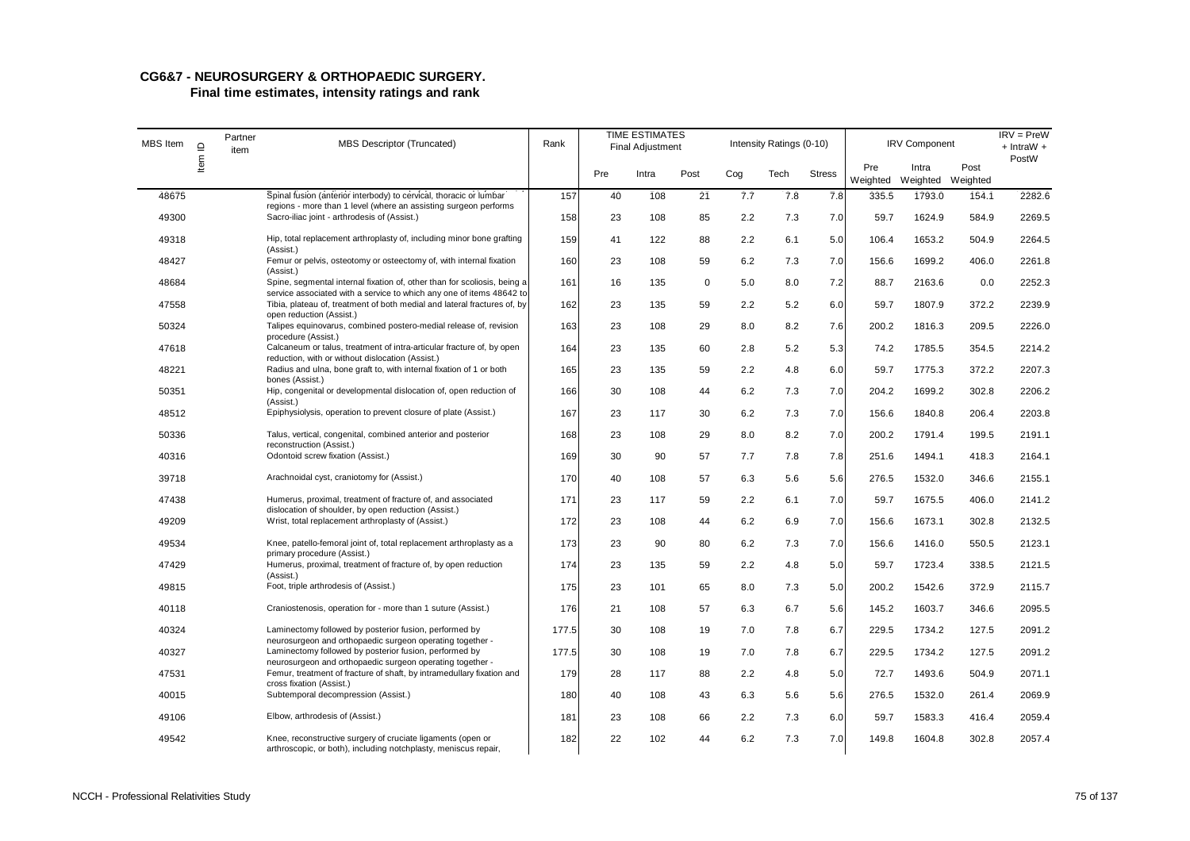## CG6&7 - NEUROSURGERY & ORTHOPAEDIC SURGERY.
### Final time estimates, intensity ratings and rank

| MBS Item | Item ID | Partner item | MBS Descriptor (Truncated) | Rank | TIME ESTIMATES Final Adjustment | | | Intensity Ratings (0-10) | | | IRV Component | | | IRV = PreW + IntraW + PostW |
|---|---|---|---|---|---|---|---|---|---|---|---|---|---|---|
| | | | | | Pre | Intra | Post | Cog | Tech | Stress | Pre Weighted | Intra Weighted | Post Weighted | |
| 48675 | | | Spinal fusion (anterior interbody) to cervical, thoracic or lumbar regions - more than 1 level (where an assisting surgeon performs | 157 | 40 | 108 | 21 | 7.7 | 7.8 | 7.8 | 335.5 | 1793.0 | 154.1 | 2282.6 |
| 49300 | | | Sacro-iliac joint - arthrodesis of (Assist.) | 158 | 23 | 108 | 85 | 2.2 | 7.3 | 7.0 | 59.7 | 1624.9 | 584.9 | 2269.5 |
| 49318 | | | Hip, total replacement arthroplasty of, including minor bone grafting (Assist.) | 159 | 41 | 122 | 88 | 2.2 | 6.1 | 5.0 | 106.4 | 1653.2 | 504.9 | 2264.5 |
| 48427 | | | Femur or pelvis, osteotomy or osteectomy of, with internal fixation (Assist.) | 160 | 23 | 108 | 59 | 6.2 | 7.3 | 7.0 | 156.6 | 1699.2 | 406.0 | 2261.8 |
| 48684 | | | Spine, segmental internal fixation of, other than for scoliosis, being a service associated with a service to which any one of items 48642 to | 161 | 16 | 135 | 0 | 5.0 | 8.0 | 7.2 | 88.7 | 2163.6 | 0.0 | 2252.3 |
| 47558 | | | Tibia, plateau of, treatment of both medial and lateral fractures of, by open reduction (Assist.) | 162 | 23 | 135 | 59 | 2.2 | 5.2 | 6.0 | 59.7 | 1807.9 | 372.2 | 2239.9 |
| 50324 | | | Talipes equinovarus, combined postero-medial release of, revision procedure (Assist.) | 163 | 23 | 108 | 29 | 8.0 | 8.2 | 7.6 | 200.2 | 1816.3 | 209.5 | 2226.0 |
| 47618 | | | Calcaneum or talus, treatment of intra-articular fracture of, by open reduction, with or without dislocation (Assist.) | 164 | 23 | 135 | 60 | 2.8 | 5.2 | 5.3 | 74.2 | 1785.5 | 354.5 | 2214.2 |
| 48221 | | | Radius and ulna, bone graft to, with internal fixation of 1 or both bones (Assist.) | 165 | 23 | 135 | 59 | 2.2 | 4.8 | 6.0 | 59.7 | 1775.3 | 372.2 | 2207.3 |
| 50351 | | | Hip, congenital or developmental dislocation of, open reduction of (Assist.) | 166 | 30 | 108 | 44 | 6.2 | 7.3 | 7.0 | 204.2 | 1699.2 | 302.8 | 2206.2 |
| 48512 | | | Epiphysiolysis, operation to prevent closure of plate (Assist.) | 167 | 23 | 117 | 30 | 6.2 | 7.3 | 7.0 | 156.6 | 1840.8 | 206.4 | 2203.8 |
| 50336 | | | Talus, vertical, congenital, combined anterior and posterior reconstruction (Assist.) | 168 | 23 | 108 | 29 | 8.0 | 8.2 | 7.0 | 200.2 | 1791.4 | 199.5 | 2191.1 |
| 40316 | | | Odontoid screw fixation (Assist.) | 169 | 30 | 90 | 57 | 7.7 | 7.8 | 7.8 | 251.6 | 1494.1 | 418.3 | 2164.1 |
| 39718 | | | Arachnoidal cyst, craniotomy for (Assist.) | 170 | 40 | 108 | 57 | 6.3 | 5.6 | 5.6 | 276.5 | 1532.0 | 346.6 | 2155.1 |
| 47438 | | | Humerus, proximal, treatment of fracture of, and associated dislocation of shoulder, by open reduction (Assist.) | 171 | 23 | 117 | 59 | 2.2 | 6.1 | 7.0 | 59.7 | 1675.5 | 406.0 | 2141.2 |
| 49209 | | | Wrist, total replacement arthroplasty of (Assist.) | 172 | 23 | 108 | 44 | 6.2 | 6.9 | 7.0 | 156.6 | 1673.1 | 302.8 | 2132.5 |
| 49534 | | | Knee, patello-femoral joint of, total replacement arthroplasty as a primary procedure (Assist.) | 173 | 23 | 90 | 80 | 6.2 | 7.3 | 7.0 | 156.6 | 1416.0 | 550.5 | 2123.1 |
| 47429 | | | Humerus, proximal, treatment of fracture of, by open reduction (Assist.) | 174 | 23 | 135 | 59 | 2.2 | 4.8 | 5.0 | 59.7 | 1723.4 | 338.5 | 2121.5 |
| 49815 | | | Foot, triple arthrodesis of (Assist.) | 175 | 23 | 101 | 65 | 8.0 | 7.3 | 5.0 | 200.2 | 1542.6 | 372.9 | 2115.7 |
| 40118 | | | Craniostenosis, operation for - more than 1 suture (Assist.) | 176 | 21 | 108 | 57 | 6.3 | 6.7 | 5.6 | 145.2 | 1603.7 | 346.6 | 2095.5 |
| 40324 | | | Laminectomy followed by posterior fusion, performed by neurosurgeon and orthopaedic surgeon operating together - | 177.5 | 30 | 108 | 19 | 7.0 | 7.8 | 6.7 | 229.5 | 1734.2 | 127.5 | 2091.2 |
| 40327 | | | Laminectomy followed by posterior fusion, performed by neurosurgeon and orthopaedic surgeon operating together - | 177.5 | 30 | 108 | 19 | 7.0 | 7.8 | 6.7 | 229.5 | 1734.2 | 127.5 | 2091.2 |
| 47531 | | | Femur, treatment of fracture of shaft, by intramedullary fixation and cross fixation (Assist.) | 179 | 28 | 117 | 88 | 2.2 | 4.8 | 5.0 | 72.7 | 1493.6 | 504.9 | 2071.1 |
| 40015 | | | Subtemporal decompression (Assist.) | 180 | 40 | 108 | 43 | 6.3 | 5.6 | 5.6 | 276.5 | 1532.0 | 261.4 | 2069.9 |
| 49106 | | | Elbow, arthrodesis of (Assist.) | 181 | 23 | 108 | 66 | 2.2 | 7.3 | 6.0 | 59.7 | 1583.3 | 416.4 | 2059.4 |
| 49542 | | | Knee, reconstructive surgery of cruciate ligaments (open or arthroscopic, or both), including notchplasty, meniscus repair, | 182 | 22 | 102 | 44 | 6.2 | 7.3 | 7.0 | 149.8 | 1604.8 | 302.8 | 2057.4 |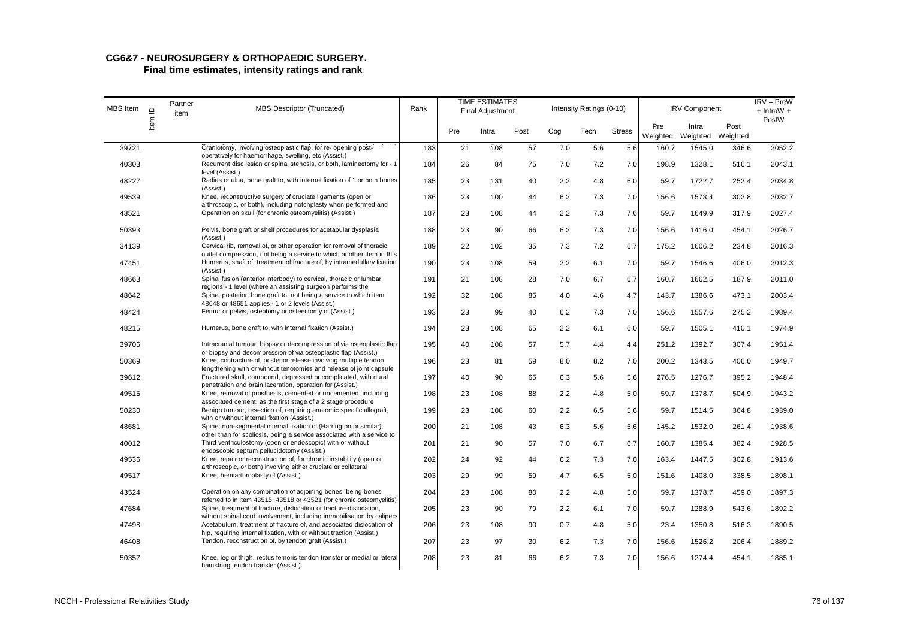## CG6&7 - NEUROSURGERY & ORTHOPAEDIC SURGERY.

### Final time estimates, intensity ratings and rank

| MBS Item | Item ID | Partner item | MBS Descriptor (Truncated) | Rank | TIME ESTIMATES Final Adjustment | | | Intensity Ratings (0-10) | | | IRV Component | | | IRV = PreW + IntraW + PostW |
|---|---|---|---|---|---|---|---|---|---|---|---|---|---|---|
| | | | | | Pre | Intra | Post | Cog | Tech | Stress | Pre Weighted | Intra Weighted | Post Weighted | |
| 39721 | | | Craniotomy, involving osteoplastic flap, for re- opening post-operatively for haemorrhage, swelling, etc (Assist.) | 183 | 21 | 108 | 57 | 7.0 | 5.6 | 5.6 | 160.7 | 1545.0 | 346.6 | 2052.2 |
| 40303 | | | Recurrent disc lesion or spinal stenosis, or both, laminectomy for - 1 level (Assist.) | 184 | 26 | 84 | 75 | 7.0 | 7.2 | 7.0 | 198.9 | 1328.1 | 516.1 | 2043.1 |
| 48227 | | | Radius or ulna, bone graft to, with internal fixation of 1 or both bones (Assist.) | 185 | 23 | 131 | 40 | 2.2 | 4.8 | 6.0 | 59.7 | 1722.7 | 252.4 | 2034.8 |
| 49539 | | | Knee, reconstructive surgery of cruciate ligaments (open or arthroscopic, or both), including notchplasty when performed and | 186 | 23 | 100 | 44 | 6.2 | 7.3 | 7.0 | 156.6 | 1573.4 | 302.8 | 2032.7 |
| 43521 | | | Operation on skull (for chronic osteomyelitis) (Assist.) | 187 | 23 | 108 | 44 | 2.2 | 7.3 | 7.6 | 59.7 | 1649.9 | 317.9 | 2027.4 |
| 50393 | | | Pelvis, bone graft or shelf procedures for acetabular dysplasia (Assist.) | 188 | 23 | 90 | 66 | 6.2 | 7.3 | 7.0 | 156.6 | 1416.0 | 454.1 | 2026.7 |
| 34139 | | | Cervical rib, removal of, or other operation for removal of thoracic outlet compression, not being a service to which another item in this | 189 | 22 | 102 | 35 | 7.3 | 7.2 | 6.7 | 175.2 | 1606.2 | 234.8 | 2016.3 |
| 47451 | | | Humerus, shaft of, treatment of fracture of, by intramedullary fixation (Assist.) | 190 | 23 | 108 | 59 | 2.2 | 6.1 | 7.0 | 59.7 | 1546.6 | 406.0 | 2012.3 |
| 48663 | | | Spinal fusion (anterior interbody) to cervical, thoracic or lumbar regions - 1 level (where an assisting surgeon performs the | 191 | 21 | 108 | 28 | 7.0 | 6.7 | 6.7 | 160.7 | 1662.5 | 187.9 | 2011.0 |
| 48642 | | | Spine, posterior, bone graft to, not being a service to which item 48648 or 48651 applies - 1 or 2 levels (Assist.) | 192 | 32 | 108 | 85 | 4.0 | 4.6 | 4.7 | 143.7 | 1386.6 | 473.1 | 2003.4 |
| 48424 | | | Femur or pelvis, osteotomy or osteectomy of (Assist.) | 193 | 23 | 99 | 40 | 6.2 | 7.3 | 7.0 | 156.6 | 1557.6 | 275.2 | 1989.4 |
| 48215 | | | Humerus, bone graft to, with internal fixation (Assist.) | 194 | 23 | 108 | 65 | 2.2 | 6.1 | 6.0 | 59.7 | 1505.1 | 410.1 | 1974.9 |
| 39706 | | | Intracranial tumour, biopsy or decompression of via osteoplastic flap or biopsy and decompression of via osteoplastic flap (Assist.) | 195 | 40 | 108 | 57 | 5.7 | 4.4 | 4.4 | 251.2 | 1392.7 | 307.4 | 1951.4 |
| 50369 | | | Knee, contracture of, posterior release involving multiple tendon lengthening with or without tenotomies and release of joint capsule | 196 | 23 | 81 | 59 | 8.0 | 8.2 | 7.0 | 200.2 | 1343.5 | 406.0 | 1949.7 |
| 39612 | | | Fractured skull, compound, depressed or complicated, with dural penetration and brain laceration, operation for (Assist.) | 197 | 40 | 90 | 65 | 6.3 | 5.6 | 5.6 | 276.5 | 1276.7 | 395.2 | 1948.4 |
| 49515 | | | Knee, removal of prosthesis, cemented or uncemented, including associated cement, as the first stage of a 2 stage procedure | 198 | 23 | 108 | 88 | 2.2 | 4.8 | 5.0 | 59.7 | 1378.7 | 504.9 | 1943.2 |
| 50230 | | | Benign tumour, resection of, requiring anatomic specific allograft, with or without internal fixation (Assist.) | 199 | 23 | 108 | 60 | 2.2 | 6.5 | 5.6 | 59.7 | 1514.5 | 364.8 | 1939.0 |
| 48681 | | | Spine, non-segmental internal fixation of (Harrington or similar), other than for scoliosis, being a service associated with a service to | 200 | 21 | 108 | 43 | 6.3 | 5.6 | 5.6 | 145.2 | 1532.0 | 261.4 | 1938.6 |
| 40012 | | | Third ventriculostomy (open or endoscopic) with or without endoscopic septum pellucidotomy (Assist.) | 201 | 21 | 90 | 57 | 7.0 | 6.7 | 6.7 | 160.7 | 1385.4 | 382.4 | 1928.5 |
| 49536 | | | Knee, repair or reconstruction of, for chronic instability (open or arthroscopic, or both) involving either cruciate or collateral | 202 | 24 | 92 | 44 | 6.2 | 7.3 | 7.0 | 163.4 | 1447.5 | 302.8 | 1913.6 |
| 49517 | | | Knee, hemiarthroplasty of (Assist.) | 203 | 29 | 99 | 59 | 4.7 | 6.5 | 5.0 | 151.6 | 1408.0 | 338.5 | 1898.1 |
| 43524 | | | Operation on any combination of adjoining bones, being bones referred to in item 43515, 43518 or 43521 (for chronic osteomyelitis) | 204 | 23 | 108 | 80 | 2.2 | 4.8 | 5.0 | 59.7 | 1378.7 | 459.0 | 1897.3 |
| 47684 | | | Spine, treatment of fracture, dislocation or fracture-dislocation, without spinal cord involvement, including immobilisation by calipers | 205 | 23 | 90 | 79 | 2.2 | 6.1 | 7.0 | 59.7 | 1288.9 | 543.6 | 1892.2 |
| 47498 | | | Acetabulum, treatment of fracture of, and associated dislocation of hip, requiring internal fixation, with or without traction (Assist.) | 206 | 23 | 108 | 90 | 0.7 | 4.8 | 5.0 | 23.4 | 1350.8 | 516.3 | 1890.5 |
| 46408 | | | Tendon, reconstruction of, by tendon graft (Assist.) | 207 | 23 | 97 | 30 | 6.2 | 7.3 | 7.0 | 156.6 | 1526.2 | 206.4 | 1889.2 |
| 50357 | | | Knee, leg or thigh, rectus femoris tendon transfer or medial or lateral hamstring tendon transfer (Assist.) | 208 | 23 | 81 | 66 | 6.2 | 7.3 | 7.0 | 156.6 | 1274.4 | 454.1 | 1885.1 |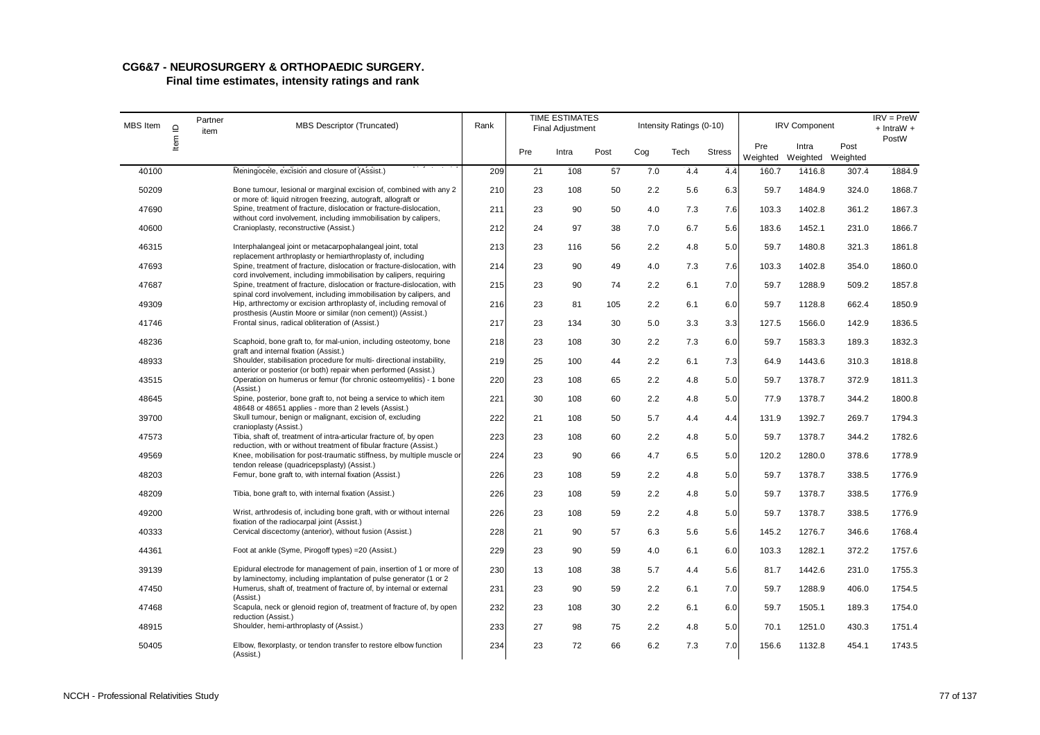## CG6&7 - NEUROSURGERY & ORTHOPAEDIC SURGERY.

### Final time estimates, intensity ratings and rank

| MBS Item | Item ID | Partner item | MBS Descriptor (Truncated) | Rank | TIME ESTIMATES Final Adjustment | | | Intensity Ratings (0-10) | | | IRV Component | | | IRV = PreW + IntraW + PostW |
|---|---|---|---|---|---|---|---|---|---|---|---|---|---|---|
| | | | | | Pre | Intra | Post | Cog | Tech | Stress | Pre Weighted | Intra Weighted | Post Weighted | |
| 40100 | | | Meningocele, excision and closure of (Assist.) | 209 | 21 | 108 | 57 | 7.0 | 4.4 | 4.4 | 160.7 | 1416.8 | 307.4 | 1884.9 |
| 50209 | | | Bone tumour, lesional or marginal excision of, combined with any 2 or more of: liquid nitrogen freezing, autograft, allograft or | 210 | 23 | 108 | 50 | 2.2 | 5.6 | 6.3 | 59.7 | 1484.9 | 324.0 | 1868.7 |
| 47690 | | | Spine, treatment of fracture, dislocation or fracture-dislocation, without cord involvement, including immobilisation by calipers, | 211 | 23 | 90 | 50 | 4.0 | 7.3 | 7.6 | 103.3 | 1402.8 | 361.2 | 1867.3 |
| 40600 | | | Cranioplasty, reconstructive (Assist.) | 212 | 24 | 97 | 38 | 7.0 | 6.7 | 5.6 | 183.6 | 1452.1 | 231.0 | 1866.7 |
| 46315 | | | Interphalangeal joint or metacarpophalangeal joint, total replacement arthroplasty or hemiarthroplasty of, including | 213 | 23 | 116 | 56 | 2.2 | 4.8 | 5.0 | 59.7 | 1480.8 | 321.3 | 1861.8 |
| 47693 | | | Spine, treatment of fracture, dislocation or fracture-dislocation, with cord involvement, including immobilisation by calipers, requiring | 214 | 23 | 90 | 49 | 4.0 | 7.3 | 7.6 | 103.3 | 1402.8 | 354.0 | 1860.0 |
| 47687 | | | Spine, treatment of fracture, dislocation or fracture-dislocation, with spinal cord involvement, including immobilisation by calipers, and | 215 | 23 | 90 | 74 | 2.2 | 6.1 | 7.0 | 59.7 | 1288.9 | 509.2 | 1857.8 |
| 49309 | | | Hip, arthrectomy or excision arthroplasty of, including removal of prosthesis (Austin Moore or similar (non cement)) (Assist.) | 216 | 23 | 81 | 105 | 2.2 | 6.1 | 6.0 | 59.7 | 1128.8 | 662.4 | 1850.9 |
| 41746 | | | Frontal sinus, radical obliteration of (Assist.) | 217 | 23 | 134 | 30 | 5.0 | 3.3 | 3.3 | 127.5 | 1566.0 | 142.9 | 1836.5 |
| 48236 | | | Scaphoid, bone graft to, for mal-union, including osteotomy, bone graft and internal fixation (Assist.) | 218 | 23 | 108 | 30 | 2.2 | 7.3 | 6.0 | 59.7 | 1583.3 | 189.3 | 1832.3 |
| 48933 | | | Shoulder, stabilisation procedure for multi- directional instability, anterior or posterior (or both) repair when performed (Assist.) | 219 | 25 | 100 | 44 | 2.2 | 6.1 | 7.3 | 64.9 | 1443.6 | 310.3 | 1818.8 |
| 43515 | | | Operation on humerus or femur (for chronic osteomyelitis) - 1 bone (Assist.) | 220 | 23 | 108 | 65 | 2.2 | 4.8 | 5.0 | 59.7 | 1378.7 | 372.9 | 1811.3 |
| 48645 | | | Spine, posterior, bone graft to, not being a service to which item 48648 or 48651 applies - more than 2 levels (Assist.) | 221 | 30 | 108 | 60 | 2.2 | 4.8 | 5.0 | 77.9 | 1378.7 | 344.2 | 1800.8 |
| 39700 | | | Skull tumour, benign or malignant, excision of, excluding cranioplasty (Assist.) | 222 | 21 | 108 | 50 | 5.7 | 4.4 | 4.4 | 131.9 | 1392.7 | 269.7 | 1794.3 |
| 47573 | | | Tibia, shaft of, treatment of intra-articular fracture of, by open reduction, with or without treatment of fibular fracture (Assist.) | 223 | 23 | 108 | 60 | 2.2 | 4.8 | 5.0 | 59.7 | 1378.7 | 344.2 | 1782.6 |
| 49569 | | | Knee, mobilisation for post-traumatic stiffness, by multiple muscle or tendon release (quadricepsplasty) (Assist.) | 224 | 23 | 90 | 66 | 4.7 | 6.5 | 5.0 | 120.2 | 1280.0 | 378.6 | 1778.9 |
| 48203 | | | Femur, bone graft to, with internal fixation (Assist.) | 226 | 23 | 108 | 59 | 2.2 | 4.8 | 5.0 | 59.7 | 1378.7 | 338.5 | 1776.9 |
| 48209 | | | Tibia, bone graft to, with internal fixation (Assist.) | 226 | 23 | 108 | 59 | 2.2 | 4.8 | 5.0 | 59.7 | 1378.7 | 338.5 | 1776.9 |
| 49200 | | | Wrist, arthrodesis of, including bone graft, with or without internal fixation of the radiocarpal joint (Assist.) | 226 | 23 | 108 | 59 | 2.2 | 4.8 | 5.0 | 59.7 | 1378.7 | 338.5 | 1776.9 |
| 40333 | | | Cervical discectomy (anterior), without fusion (Assist.) | 228 | 21 | 90 | 57 | 6.3 | 5.6 | 5.6 | 145.2 | 1276.7 | 346.6 | 1768.4 |
| 44361 | | | Foot at ankle (Syme, Pirogoff types) =20 (Assist.) | 229 | 23 | 90 | 59 | 4.0 | 6.1 | 6.0 | 103.3 | 1282.1 | 372.2 | 1757.6 |
| 39139 | | | Epidural electrode for management of pain, insertion of 1 or more of by laminectomy, including implantation of pulse generator (1 or 2 | 230 | 13 | 108 | 38 | 5.7 | 4.4 | 5.6 | 81.7 | 1442.6 | 231.0 | 1755.3 |
| 47450 | | | Humerus, shaft of, treatment of fracture of, by internal or external (Assist.) | 231 | 23 | 90 | 59 | 2.2 | 6.1 | 7.0 | 59.7 | 1288.9 | 406.0 | 1754.5 |
| 47468 | | | Scapula, neck or glenoid region of, treatment of fracture of, by open reduction (Assist.) | 232 | 23 | 108 | 30 | 2.2 | 6.1 | 6.0 | 59.7 | 1505.1 | 189.3 | 1754.0 |
| 48915 | | | Shoulder, hemi-arthroplasty of (Assist.) | 233 | 27 | 98 | 75 | 2.2 | 4.8 | 5.0 | 70.1 | 1251.0 | 430.3 | 1751.4 |
| 50405 | | | Elbow, flexorplasty, or tendon transfer to restore elbow function (Assist.) | 234 | 23 | 72 | 66 | 6.2 | 7.3 | 7.0 | 156.6 | 1132.8 | 454.1 | 1743.5 |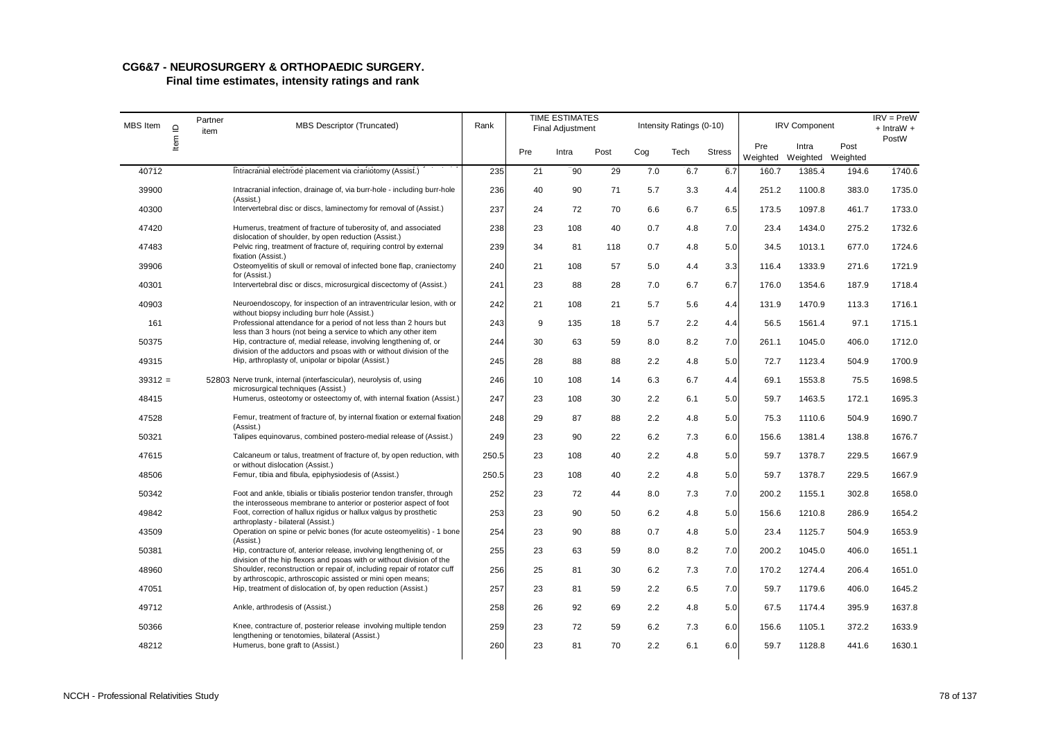## CG6&7 - NEUROSURGERY & ORTHOPAEDIC SURGERY.

### Final time estimates, intensity ratings and rank

| MBS Item | Item ID | Partner item | MBS Descriptor (Truncated) | Rank | TIME ESTIMATES Final Adjustment | | | Intensity Ratings (0-10) | | | IRV Component | | | IRV = PreW + IntraW + PostW |
|---|---|---|---|---|---|---|---|---|---|---|---|---|---|---|
| | | | | | Pre | Intra | Post | Cog | Tech | Stress | Pre Weighted | Intra Weighted | Post Weighted | |
| 40712 | | | Intracranial electrode placement via craniotomy (Assist.) | 235 | 21 | 90 | 29 | 7.0 | 6.7 | 6.7 | 160.7 | 1385.4 | 194.6 | 1740.6 |
| 39900 | | | Intracranial infection, drainage of, via burr-hole - including burr-hole (Assist.) | 236 | 40 | 90 | 71 | 5.7 | 3.3 | 4.4 | 251.2 | 1100.8 | 383.0 | 1735.0 |
| 40300 | | | Intervertebral disc or discs, laminectomy for removal of (Assist.) | 237 | 24 | 72 | 70 | 6.6 | 6.7 | 6.5 | 173.5 | 1097.8 | 461.7 | 1733.0 |
| 47420 | | | Humerus, treatment of fracture of tuberosity of, and associated dislocation of shoulder, by open reduction (Assist.) | 238 | 23 | 108 | 40 | 0.7 | 4.8 | 7.0 | 23.4 | 1434.0 | 275.2 | 1732.6 |
| 47483 | | | Pelvic ring, treatment of fracture of, requiring control by external fixation (Assist.) | 239 | 34 | 81 | 118 | 0.7 | 4.8 | 5.0 | 34.5 | 1013.1 | 677.0 | 1724.6 |
| 39906 | | | Osteomyelitis of skull or removal of infected bone flap, craniectomy for (Assist.) | 240 | 21 | 108 | 57 | 5.0 | 4.4 | 3.3 | 116.4 | 1333.9 | 271.6 | 1721.9 |
| 40301 | | | Intervertebral disc or discs, microsurgical discectomy of (Assist.) | 241 | 23 | 88 | 28 | 7.0 | 6.7 | 6.7 | 176.0 | 1354.6 | 187.9 | 1718.4 |
| 40903 | | | Neuroendoscopy, for inspection of an intraventricular lesion, with or without biopsy including burr hole (Assist.) | 242 | 21 | 108 | 21 | 5.7 | 5.6 | 4.4 | 131.9 | 1470.9 | 113.3 | 1716.1 |
| 161 | | | Professional attendance for a period of not less than 2 hours but less than 3 hours (not being a service to which any other item | 243 | 9 | 135 | 18 | 5.7 | 2.2 | 4.4 | 56.5 | 1561.4 | 97.1 | 1715.1 |
| 50375 | | | Hip, contracture of, medial release, involving lengthening of, or division of the adductors and psoas with or without division of the | 244 | 30 | 63 | 59 | 8.0 | 8.2 | 7.0 | 261.1 | 1045.0 | 406.0 | 1712.0 |
| 49315 | | | Hip, arthroplasty of, unipolar or bipolar (Assist.) | 245 | 28 | 88 | 88 | 2.2 | 4.8 | 5.0 | 72.7 | 1123.4 | 504.9 | 1700.9 |
| 39312 = | | 52803 | Nerve trunk, internal (interfascicular), neurolysis of, using microsurgical techniques (Assist.) | 246 | 10 | 108 | 14 | 6.3 | 6.7 | 4.4 | 69.1 | 1553.8 | 75.5 | 1698.5 |
| 48415 | | | Humerus, osteotomy or osteectomy of, with internal fixation (Assist.) | 247 | 23 | 108 | 30 | 2.2 | 6.1 | 5.0 | 59.7 | 1463.5 | 172.1 | 1695.3 |
| 47528 | | | Femur, treatment of fracture of, by internal fixation or external fixation (Assist.) | 248 | 29 | 87 | 88 | 2.2 | 4.8 | 5.0 | 75.3 | 1110.6 | 504.9 | 1690.7 |
| 50321 | | | Talipes equinovarus, combined postero-medial release of (Assist.) | 249 | 23 | 90 | 22 | 6.2 | 7.3 | 6.0 | 156.6 | 1381.4 | 138.8 | 1676.7 |
| 47615 | | | Calcaneum or talus, treatment of fracture of, by open reduction, with or without dislocation (Assist.) | 250.5 | 23 | 108 | 40 | 2.2 | 4.8 | 5.0 | 59.7 | 1378.7 | 229.5 | 1667.9 |
| 48506 | | | Femur, tibia and fibula, epiphysiodesis of (Assist.) | 250.5 | 23 | 108 | 40 | 2.2 | 4.8 | 5.0 | 59.7 | 1378.7 | 229.5 | 1667.9 |
| 50342 | | | Foot and ankle, tibialis or tibialis posterior tendon transfer, through the interosseous membrane to anterior or posterior aspect of foot | 252 | 23 | 72 | 44 | 8.0 | 7.3 | 7.0 | 200.2 | 1155.1 | 302.8 | 1658.0 |
| 49842 | | | Foot, correction of hallux rigidus or hallux valgus by prosthetic arthroplasty - bilateral (Assist.) | 253 | 23 | 90 | 50 | 6.2 | 4.8 | 5.0 | 156.6 | 1210.8 | 286.9 | 1654.2 |
| 43509 | | | Operation on spine or pelvic bones (for acute osteomyelitis) - 1 bone (Assist.) | 254 | 23 | 90 | 88 | 0.7 | 4.8 | 5.0 | 23.4 | 1125.7 | 504.9 | 1653.9 |
| 50381 | | | Hip, contracture of, anterior release, involving lengthening of, or division of the hip flexors and psoas with or without division of the | 255 | 23 | 63 | 59 | 8.0 | 8.2 | 7.0 | 200.2 | 1045.0 | 406.0 | 1651.1 |
| 48960 | | | Shoulder, reconstruction or repair of, including repair of rotator cuff by arthroscopic, arthroscopic assisted or mini open means; | 256 | 25 | 81 | 30 | 6.2 | 7.3 | 7.0 | 170.2 | 1274.4 | 206.4 | 1651.0 |
| 47051 | | | Hip, treatment of dislocation of, by open reduction (Assist.) | 257 | 23 | 81 | 59 | 2.2 | 6.5 | 7.0 | 59.7 | 1179.6 | 406.0 | 1645.2 |
| 49712 | | | Ankle, arthrodesis of (Assist.) | 258 | 26 | 92 | 69 | 2.2 | 4.8 | 5.0 | 67.5 | 1174.4 | 395.9 | 1637.8 |
| 50366 | | | Knee, contracture of, posterior release involving multiple tendon lengthening or tenotomies, bilateral (Assist.) | 259 | 23 | 72 | 59 | 6.2 | 7.3 | 6.0 | 156.6 | 1105.1 | 372.2 | 1633.9 |
| 48212 | | | Humerus, bone graft to (Assist.) | 260 | 23 | 81 | 70 | 2.2 | 6.1 | 6.0 | 59.7 | 1128.8 | 441.6 | 1630.1 |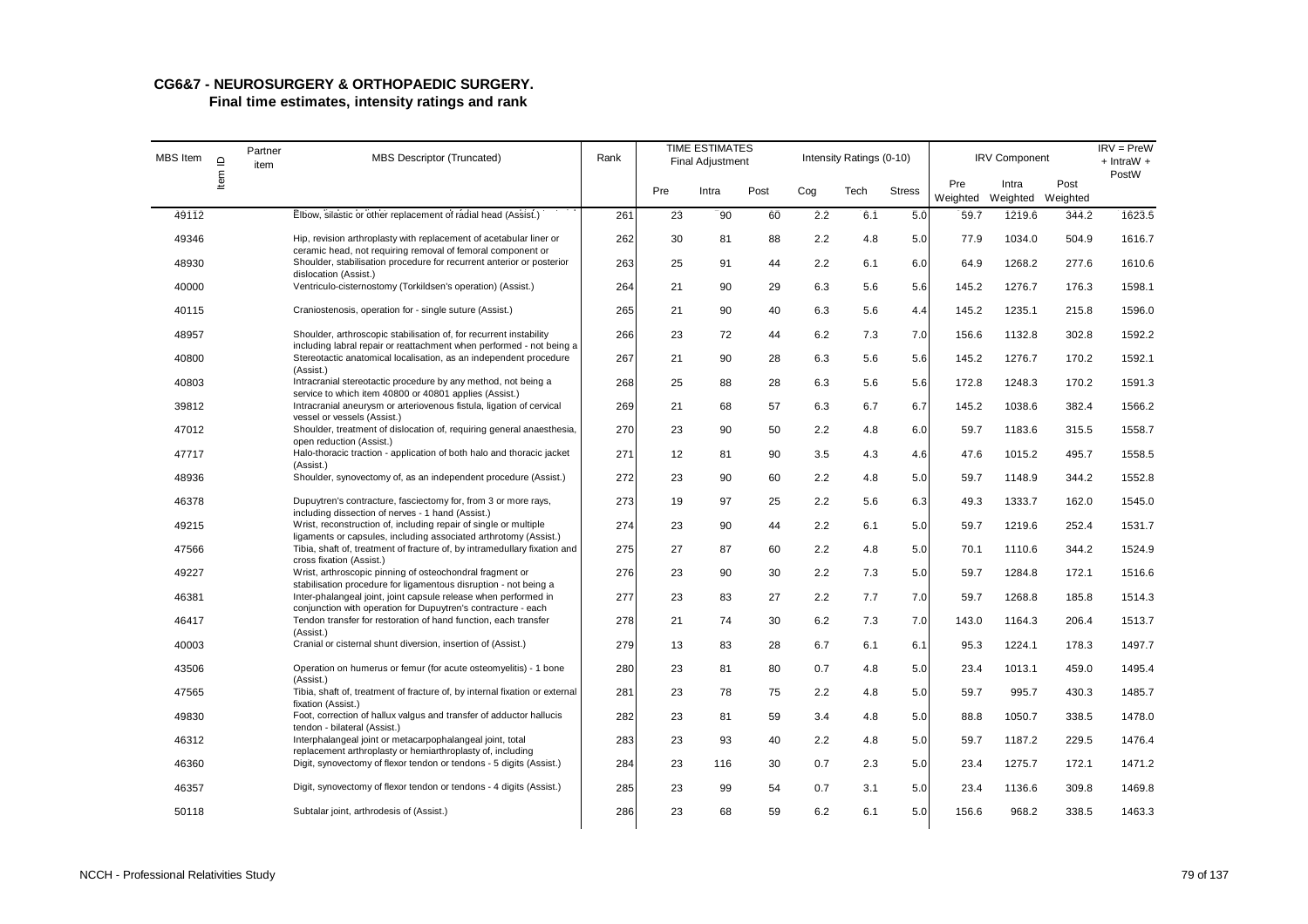**CG6&7 - NEUROSURGERY & ORTHOPAEDIC SURGERY.**
**Final time estimates, intensity ratings and rank**

| MBS Item | Item ID | Partner item | MBS Descriptor (Truncated) | Rank | TIME ESTIMATES Final Adjustment | | | Intensity Ratings (0-10) | | | IRV Component | | | IRV = PreW + IntraW + PostW |
|---|---|---|---|---|---|---|---|---|---|---|---|---|---|---|
| | | | | | Pre | Intra | Post | Cog | Tech | Stress | Pre Weighted | Intra Weighted | Post Weighted | |
| 49112 | | | Elbow, silastic or other replacement of radial head (Assist.) | 261 | 23 | 90 | 60 | 2.2 | 6.1 | 5.0 | 59.7 | 1219.6 | 344.2 | 1623.5 |
| 49346 | | | Hip, revision arthroplasty with replacement of acetabular liner or ceramic head, not requiring removal of femoral component or | 262 | 30 | 81 | 88 | 2.2 | 4.8 | 5.0 | 77.9 | 1034.0 | 504.9 | 1616.7 |
| 48930 | | | Shoulder, stabilisation procedure for recurrent anterior or posterior dislocation (Assist.) | 263 | 25 | 91 | 44 | 2.2 | 6.1 | 6.0 | 64.9 | 1268.2 | 277.6 | 1610.6 |
| 40000 | | | Ventriculo-cisternostomy (Torkildsen's operation) (Assist.) | 264 | 21 | 90 | 29 | 6.3 | 5.6 | 5.6 | 145.2 | 1276.7 | 176.3 | 1598.1 |
| 40115 | | | Craniostenosis, operation for - single suture (Assist.) | 265 | 21 | 90 | 40 | 6.3 | 5.6 | 4.4 | 145.2 | 1235.1 | 215.8 | 1596.0 |
| 48957 | | | Shoulder, arthroscopic stabilisation of, for recurrent instability including labral repair or reattachment when performed - not being a | 266 | 23 | 72 | 44 | 6.2 | 7.3 | 7.0 | 156.6 | 1132.8 | 302.8 | 1592.2 |
| 40800 | | | Stereotactic anatomical localisation, as an independent procedure (Assist.) | 267 | 21 | 90 | 28 | 6.3 | 5.6 | 5.6 | 145.2 | 1276.7 | 170.2 | 1592.1 |
| 40803 | | | Intracranial stereotactic procedure by any method, not being a service to which item 40800 or 40801 applies (Assist.) | 268 | 25 | 88 | 28 | 6.3 | 5.6 | 5.6 | 172.8 | 1248.3 | 170.2 | 1591.3 |
| 39812 | | | Intracranial aneurysm or arteriovenous fistula, ligation of cervical vessel or vessels (Assist.) | 269 | 21 | 68 | 57 | 6.3 | 6.7 | 6.7 | 145.2 | 1038.6 | 382.4 | 1566.2 |
| 47012 | | | Shoulder, treatment of dislocation of, requiring general anaesthesia, open reduction (Assist.) | 270 | 23 | 90 | 50 | 2.2 | 4.8 | 6.0 | 59.7 | 1183.6 | 315.5 | 1558.7 |
| 47717 | | | Halo-thoracic traction - application of both halo and thoracic jacket (Assist.) | 271 | 12 | 81 | 90 | 3.5 | 4.3 | 4.6 | 47.6 | 1015.2 | 495.7 | 1558.5 |
| 48936 | | | Shoulder, synovectomy of, as an independent procedure (Assist.) | 272 | 23 | 90 | 60 | 2.2 | 4.8 | 5.0 | 59.7 | 1148.9 | 344.2 | 1552.8 |
| 46378 | | | Dupuytren's contracture, fasciectomy for, from 3 or more rays, including dissection of nerves - 1 hand (Assist.) | 273 | 19 | 97 | 25 | 2.2 | 5.6 | 6.3 | 49.3 | 1333.7 | 162.0 | 1545.0 |
| 49215 | | | Wrist, reconstruction of, including repair of single or multiple ligaments or capsules, including associated arthrotomy (Assist.) | 274 | 23 | 90 | 44 | 2.2 | 6.1 | 5.0 | 59.7 | 1219.6 | 252.4 | 1531.7 |
| 47566 | | | Tibia, shaft of, treatment of fracture of, by intramedullary fixation and cross fixation (Assist.) | 275 | 27 | 87 | 60 | 2.2 | 4.8 | 5.0 | 70.1 | 1110.6 | 344.2 | 1524.9 |
| 49227 | | | Wrist, arthroscopic pinning of osteochondral fragment or stabilisation procedure for ligamentous disruption - not being a | 276 | 23 | 90 | 30 | 2.2 | 7.3 | 5.0 | 59.7 | 1284.8 | 172.1 | 1516.6 |
| 46381 | | | Inter-phalangeal joint, joint capsule release when performed in conjunction with operation for Dupuytren's contracture - each | 277 | 23 | 83 | 27 | 2.2 | 7.7 | 7.0 | 59.7 | 1268.8 | 185.8 | 1514.3 |
| 46417 | | | Tendon transfer for restoration of hand function, each transfer (Assist.) | 278 | 21 | 74 | 30 | 6.2 | 7.3 | 7.0 | 143.0 | 1164.3 | 206.4 | 1513.7 |
| 40003 | | | Cranial or cisternal shunt diversion, insertion of (Assist.) | 279 | 13 | 83 | 28 | 6.7 | 6.1 | 6.1 | 95.3 | 1224.1 | 178.3 | 1497.7 |
| 43506 | | | Operation on humerus or femur (for acute osteomyelitis) - 1 bone (Assist.) | 280 | 23 | 81 | 80 | 0.7 | 4.8 | 5.0 | 23.4 | 1013.1 | 459.0 | 1495.4 |
| 47565 | | | Tibia, shaft of, treatment of fracture of, by internal fixation or external fixation (Assist.) | 281 | 23 | 78 | 75 | 2.2 | 4.8 | 5.0 | 59.7 | 995.7 | 430.3 | 1485.7 |
| 49830 | | | Foot, correction of hallux valgus and transfer of adductor hallucis tendon - bilateral (Assist.) | 282 | 23 | 81 | 59 | 3.4 | 4.8 | 5.0 | 88.8 | 1050.7 | 338.5 | 1478.0 |
| 46312 | | | Interphalangeal joint or metacarpophalangeal joint, total replacement arthroplasty or hemiarthroplasty of, including | 283 | 23 | 93 | 40 | 2.2 | 4.8 | 5.0 | 59.7 | 1187.2 | 229.5 | 1476.4 |
| 46360 | | | Digit, synovectomy of flexor tendon or tendons - 5 digits (Assist.) | 284 | 23 | 116 | 30 | 0.7 | 2.3 | 5.0 | 23.4 | 1275.7 | 172.1 | 1471.2 |
| 46357 | | | Digit, synovectomy of flexor tendon or tendons - 4 digits (Assist.) | 285 | 23 | 99 | 54 | 0.7 | 3.1 | 5.0 | 23.4 | 1136.6 | 309.8 | 1469.8 |
| 50118 | | | Subtalar joint, arthrodesis of (Assist.) | 286 | 23 | 68 | 59 | 6.2 | 6.1 | 5.0 | 156.6 | 968.2 | 338.5 | 1463.3 |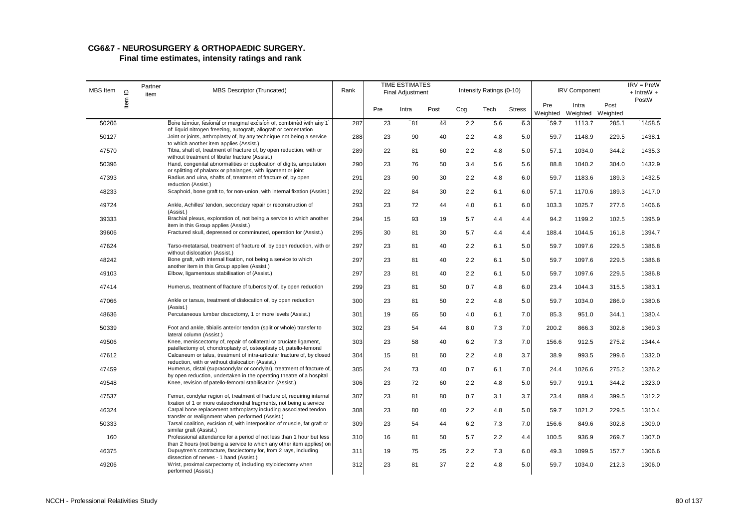## CG6&7 - NEUROSURGERY & ORTHOPAEDIC SURGERY.

### Final time estimates, intensity ratings and rank

| MBS Item | Item ID | Partner item | MBS Descriptor (Truncated) | Rank | TIME ESTIMATES Final Adjustment | | | Intensity Ratings (0-10) | | | IRV Component | | | IRV = PreW + IntraW + PostW |
|---|---|---|---|---|---|---|---|---|---|---|---|---|---|---|
| | | | | | Pre | Intra | Post | Cog | Tech | Stress | Pre Weighted | Intra Weighted | Post Weighted | |
| 50206 | | | Bone tumour, lesional or marginal excision of, combined with any 1 of: liquid nitrogen freezing, autograft, allograft or cementation | 287 | 23 | 81 | 44 | 2.2 | 5.6 | 6.3 | 59.7 | 1113.7 | 285.1 | 1458.5 |
| 50127 | | | Joint or joints, arthroplasty of, by any technique not being a service to which another item applies (Assist.) | 288 | 23 | 90 | 40 | 2.2 | 4.8 | 5.0 | 59.7 | 1148.9 | 229.5 | 1438.1 |
| 47570 | | | Tibia, shaft of, treatment of fracture of, by open reduction, with or without treatment of fibular fracture (Assist.) | 289 | 22 | 81 | 60 | 2.2 | 4.8 | 5.0 | 57.1 | 1034.0 | 344.2 | 1435.3 |
| 50396 | | | Hand, congenital abnormalities or duplication of digits, amputation or splitting of phalanx or phalanges, with ligament or joint | 290 | 23 | 76 | 50 | 3.4 | 5.6 | 5.6 | 88.8 | 1040.2 | 304.0 | 1432.9 |
| 47393 | | | Radius and ulna, shafts of, treatment of fracture of, by open reduction (Assist.) | 291 | 23 | 90 | 30 | 2.2 | 4.8 | 6.0 | 59.7 | 1183.6 | 189.3 | 1432.5 |
| 48233 | | | Scaphoid, bone graft to, for non-union, with internal fixation (Assist.) | 292 | 22 | 84 | 30 | 2.2 | 6.1 | 6.0 | 57.1 | 1170.6 | 189.3 | 1417.0 |
| 49724 | | | Ankle, Achilles' tendon, secondary repair or reconstruction of (Assist.) | 293 | 23 | 72 | 44 | 4.0 | 6.1 | 6.0 | 103.3 | 1025.7 | 277.6 | 1406.6 |
| 39333 | | | Brachial plexus, exploration of, not being a service to which another item in this Group applies (Assist.) | 294 | 15 | 93 | 19 | 5.7 | 4.4 | 4.4 | 94.2 | 1199.2 | 102.5 | 1395.9 |
| 39606 | | | Fractured skull, depressed or comminuted, operation for (Assist.) | 295 | 30 | 81 | 30 | 5.7 | 4.4 | 4.4 | 188.4 | 1044.5 | 161.8 | 1394.7 |
| 47624 | | | Tarso-metatarsal, treatment of fracture of, by open reduction, with or without dislocation (Assist.) | 297 | 23 | 81 | 40 | 2.2 | 6.1 | 5.0 | 59.7 | 1097.6 | 229.5 | 1386.8 |
| 48242 | | | Bone graft, with internal fixation, not being a service to which another item in this Group applies (Assist.) | 297 | 23 | 81 | 40 | 2.2 | 6.1 | 5.0 | 59.7 | 1097.6 | 229.5 | 1386.8 |
| 49103 | | | Elbow, ligamentous stabilisation of (Assist.) | 297 | 23 | 81 | 40 | 2.2 | 6.1 | 5.0 | 59.7 | 1097.6 | 229.5 | 1386.8 |
| 47414 | | | Humerus, treatment of fracture of tuberosity of, by open reduction | 299 | 23 | 81 | 50 | 0.7 | 4.8 | 6.0 | 23.4 | 1044.3 | 315.5 | 1383.1 |
| 47066 | | | Ankle or tarsus, treatment of dislocation of, by open reduction (Assist.) | 300 | 23 | 81 | 50 | 2.2 | 4.8 | 5.0 | 59.7 | 1034.0 | 286.9 | 1380.6 |
| 48636 | | | Percutaneous lumbar discectomy, 1 or more levels (Assist.) | 301 | 19 | 65 | 50 | 4.0 | 6.1 | 7.0 | 85.3 | 951.0 | 344.1 | 1380.4 |
| 50339 | | | Foot and ankle, tibialis anterior tendon (split or whole) transfer to lateral column (Assist.) | 302 | 23 | 54 | 44 | 8.0 | 7.3 | 7.0 | 200.2 | 866.3 | 302.8 | 1369.3 |
| 49506 | | | Knee, meniscectomy of, repair of collateral or cruciate ligament, patellectomy of, chondroplasty of, osteoplasty of, patello-femoral | 303 | 23 | 58 | 40 | 6.2 | 7.3 | 7.0 | 156.6 | 912.5 | 275.2 | 1344.4 |
| 47612 | | | Calcaneum or talus, treatment of intra-articular fracture of, by closed reduction, with or without dislocation (Assist.) | 304 | 15 | 81 | 60 | 2.2 | 4.8 | 3.7 | 38.9 | 993.5 | 299.6 | 1332.0 |
| 47459 | | | Humerus, distal (supracondylar or condylar), treatment of fracture of, by open reduction, undertaken in the operating theatre of a hospital | 305 | 24 | 73 | 40 | 0.7 | 6.1 | 7.0 | 24.4 | 1026.6 | 275.2 | 1326.2 |
| 49548 | | | Knee, revision of patello-femoral stabilisation (Assist.) | 306 | 23 | 72 | 60 | 2.2 | 4.8 | 5.0 | 59.7 | 919.1 | 344.2 | 1323.0 |
| 47537 | | | Femur, condylar region of, treatment of fracture of, requiring internal fixation of 1 or more osteochondral fragments, not being a service | 307 | 23 | 81 | 80 | 0.7 | 3.1 | 3.7 | 23.4 | 889.4 | 399.5 | 1312.2 |
| 46324 | | | Carpal bone replacement arthroplasty including associated tendon transfer or realignment when performed (Assist.) | 308 | 23 | 80 | 40 | 2.2 | 4.8 | 5.0 | 59.7 | 1021.2 | 229.5 | 1310.4 |
| 50333 | | | Tarsal coalition, excision of, with interposition of muscle, fat graft or similar graft (Assist.) | 309 | 23 | 54 | 44 | 6.2 | 7.3 | 7.0 | 156.6 | 849.6 | 302.8 | 1309.0 |
| 160 | | | Professional attendance for a period of not less than 1 hour but less than 2 hours (not being a service to which any other item applies) on | 310 | 16 | 81 | 50 | 5.7 | 2.2 | 4.4 | 100.5 | 936.9 | 269.7 | 1307.0 |
| 46375 | | | Dupuytren's contracture, fasciectomy for, from 2 rays, including dissection of nerves - 1 hand (Assist.) | 311 | 19 | 75 | 25 | 2.2 | 7.3 | 6.0 | 49.3 | 1099.5 | 157.7 | 1306.6 |
| 49206 | | | Wrist, proximal carpectomy of, including styloidectomy when performed (Assist.) | 312 | 23 | 81 | 37 | 2.2 | 4.8 | 5.0 | 59.7 | 1034.0 | 212.3 | 1306.0 |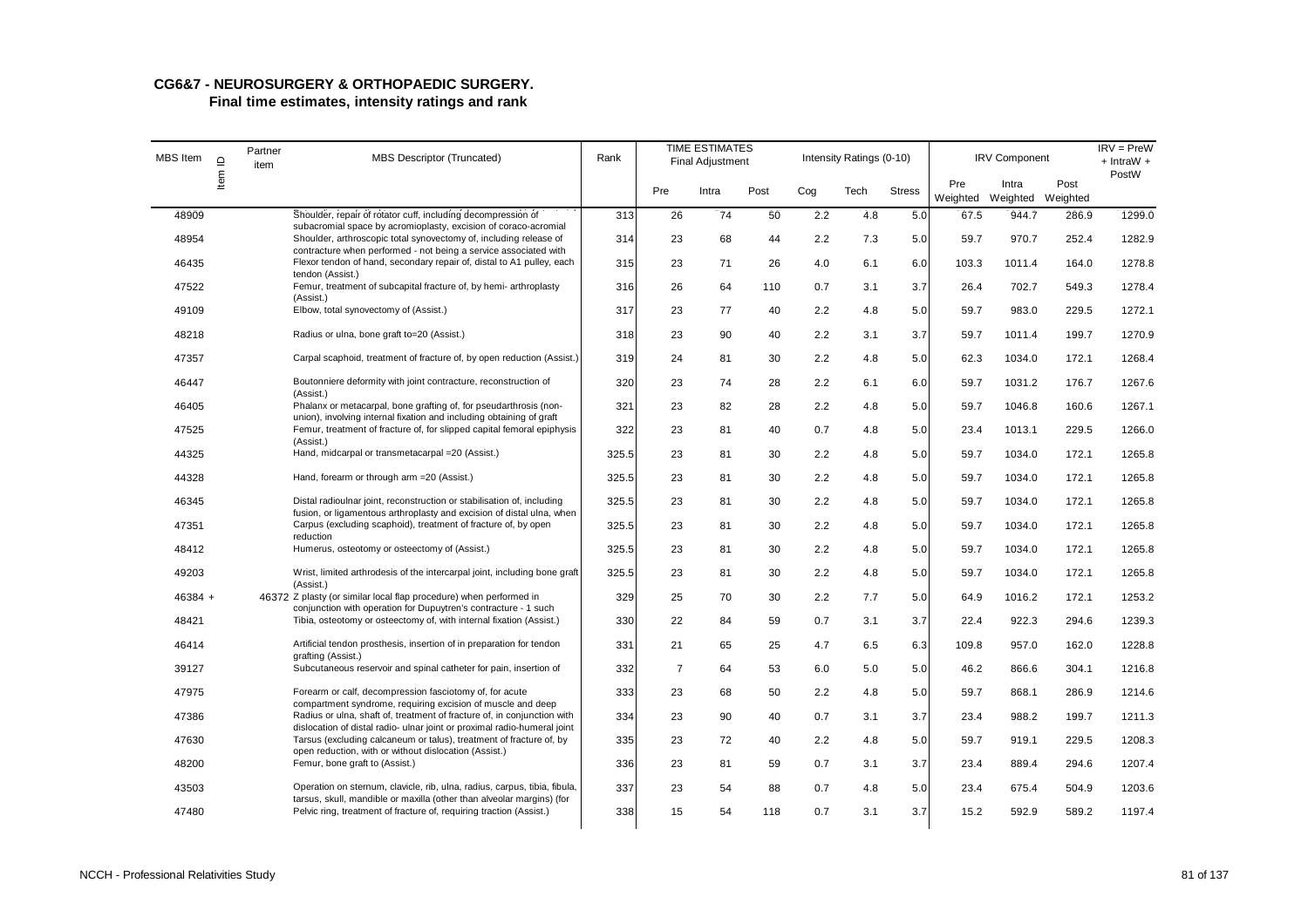# CG6&7 - NEUROSURGERY & ORTHOPAEDIC SURGERY.

## Final time estimates, intensity ratings and rank

| MBS Item | Item ID | Partner item | MBS Descriptor (Truncated) | Rank | TIME ESTIMATES Final Adjustment | | | Intensity Ratings (0-10) | | | IRV Component | | | IRV = PreW + IntraW + PostW |
|---|---|---|---|---|---|---|---|---|---|---|---|---|---|---|
| | | | | | Pre | Intra | Post | Cog | Tech | Stress | Pre Weighted | Intra Weighted | Post Weighted | |
| 48909 | | | Shoulder, repair of rotator cuff, including decompression of subacromial space by acromioplasty, excision of coraco-acromial | 313 | 26 | 74 | 50 | 2.2 | 4.8 | 5.0 | 67.5 | 944.7 | 286.9 | 1299.0 |
| 48954 | | | Shoulder, arthroscopic total synovectomy of, including release of contracture when performed - not being a service associated with | 314 | 23 | 68 | 44 | 2.2 | 7.3 | 5.0 | 59.7 | 970.7 | 252.4 | 1282.9 |
| 46435 | | | Flexor tendon of hand, secondary repair of, distal to A1 pulley, each tendon (Assist.) | 315 | 23 | 71 | 26 | 4.0 | 6.1 | 6.0 | 103.3 | 1011.4 | 164.0 | 1278.8 |
| 47522 | | | Femur, treatment of subcapital fracture of, by hemi- arthroplasty (Assist.) | 316 | 26 | 64 | 110 | 0.7 | 3.1 | 3.7 | 26.4 | 702.7 | 549.3 | 1278.4 |
| 49109 | | | Elbow, total synovectomy of (Assist.) | 317 | 23 | 77 | 40 | 2.2 | 4.8 | 5.0 | 59.7 | 983.0 | 229.5 | 1272.1 |
| 48218 | | | Radius or ulna, bone graft to=20 (Assist.) | 318 | 23 | 90 | 40 | 2.2 | 3.1 | 3.7 | 59.7 | 1011.4 | 199.7 | 1270.9 |
| 47357 | | | Carpal scaphoid, treatment of fracture of, by open reduction (Assist.) | 319 | 24 | 81 | 30 | 2.2 | 4.8 | 5.0 | 62.3 | 1034.0 | 172.1 | 1268.4 |
| 46447 | | | Boutonniere deformity with joint contracture, reconstruction of (Assist.) | 320 | 23 | 74 | 28 | 2.2 | 6.1 | 6.0 | 59.7 | 1031.2 | 176.7 | 1267.6 |
| 46405 | | | Phalanx or metacarpal, bone grafting of, for pseudarthrosis (non-union), involving internal fixation and including obtaining of graft | 321 | 23 | 82 | 28 | 2.2 | 4.8 | 5.0 | 59.7 | 1046.8 | 160.6 | 1267.1 |
| 47525 | | | Femur, treatment of fracture of, for slipped capital femoral epiphysis (Assist.) | 322 | 23 | 81 | 40 | 0.7 | 4.8 | 5.0 | 23.4 | 1013.1 | 229.5 | 1266.0 |
| 44325 | | | Hand, midcarpal or transmetacarpal =20 (Assist.) | 325.5 | 23 | 81 | 30 | 2.2 | 4.8 | 5.0 | 59.7 | 1034.0 | 172.1 | 1265.8 |
| 44328 | | | Hand, forearm or through arm =20 (Assist.) | 325.5 | 23 | 81 | 30 | 2.2 | 4.8 | 5.0 | 59.7 | 1034.0 | 172.1 | 1265.8 |
| 46345 | | | Distal radioulnar joint, reconstruction or stabilisation of, including fusion, or ligamentous arthroplasty and excision of distal ulna, when | 325.5 | 23 | 81 | 30 | 2.2 | 4.8 | 5.0 | 59.7 | 1034.0 | 172.1 | 1265.8 |
| 47351 | | | Carpus (excluding scaphoid), treatment of fracture of, by open reduction | 325.5 | 23 | 81 | 30 | 2.2 | 4.8 | 5.0 | 59.7 | 1034.0 | 172.1 | 1265.8 |
| 48412 | | | Humerus, osteotomy or osteectomy of (Assist.) | 325.5 | 23 | 81 | 30 | 2.2 | 4.8 | 5.0 | 59.7 | 1034.0 | 172.1 | 1265.8 |
| 49203 | | | Wrist, limited arthrodesis of the intercarpal joint, including bone graft (Assist.) | 325.5 | 23 | 81 | 30 | 2.2 | 4.8 | 5.0 | 59.7 | 1034.0 | 172.1 | 1265.8 |
| 46384 + | | 46372 | Z plasty (or similar local flap procedure) when performed in conjunction with operation for Dupuytren's contracture - 1 such | 329 | 25 | 70 | 30 | 2.2 | 7.7 | 5.0 | 64.9 | 1016.2 | 172.1 | 1253.2 |
| 48421 | | | Tibia, osteotomy or osteectomy of, with internal fixation (Assist.) | 330 | 22 | 84 | 59 | 0.7 | 3.1 | 3.7 | 22.4 | 922.3 | 294.6 | 1239.3 |
| 46414 | | | Artificial tendon prosthesis, insertion of in preparation for tendon grafting (Assist.) | 331 | 21 | 65 | 25 | 4.7 | 6.5 | 6.3 | 109.8 | 957.0 | 162.0 | 1228.8 |
| 39127 | | | Subcutaneous reservoir and spinal catheter for pain, insertion of | 332 | 7 | 64 | 53 | 6.0 | 5.0 | 5.0 | 46.2 | 866.6 | 304.1 | 1216.8 |
| 47975 | | | Forearm or calf, decompression fasciotomy of, for acute compartment syndrome, requiring excision of muscle and deep | 333 | 23 | 68 | 50 | 2.2 | 4.8 | 5.0 | 59.7 | 868.1 | 286.9 | 1214.6 |
| 47386 | | | Radius or ulna, shaft of, treatment of fracture of, in conjunction with dislocation of distal radio- ulnar joint or proximal radio-humeral joint | 334 | 23 | 90 | 40 | 0.7 | 3.1 | 3.7 | 23.4 | 988.2 | 199.7 | 1211.3 |
| 47630 | | | Tarsus (excluding calcaneum or talus), treatment of fracture of, by open reduction, with or without dislocation (Assist.) | 335 | 23 | 72 | 40 | 2.2 | 4.8 | 5.0 | 59.7 | 919.1 | 229.5 | 1208.3 |
| 48200 | | | Femur, bone graft to (Assist.) | 336 | 23 | 81 | 59 | 0.7 | 3.1 | 3.7 | 23.4 | 889.4 | 294.6 | 1207.4 |
| 43503 | | | Operation on sternum, clavicle, rib, ulna, radius, carpus, tibia, fibula, tarsus, skull, mandible or maxilla (other than alveolar margins) (for | 337 | 23 | 54 | 88 | 0.7 | 4.8 | 5.0 | 23.4 | 675.4 | 504.9 | 1203.6 |
| 47480 | | | Pelvic ring, treatment of fracture of, requiring traction (Assist.) | 338 | 15 | 54 | 118 | 0.7 | 3.1 | 3.7 | 15.2 | 592.9 | 589.2 | 1197.4 |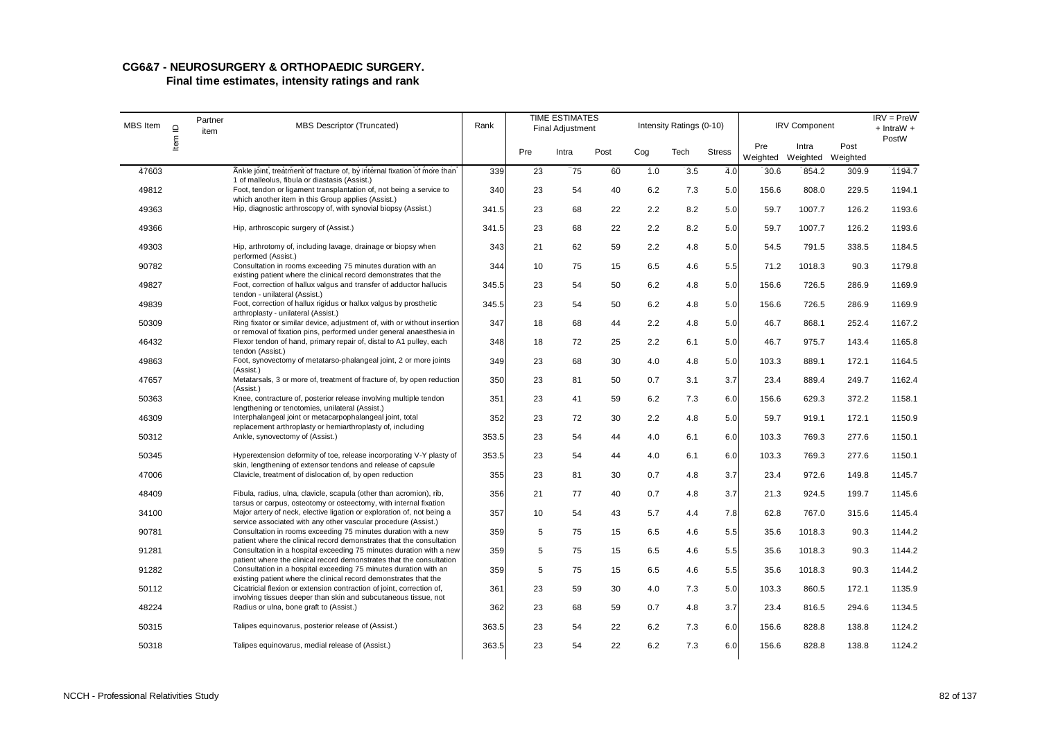# CG6&7 - NEUROSURGERY & ORTHOPAEDIC SURGERY.

## Final time estimates, intensity ratings and rank

| MBS Item | Item ID | Partner item | MBS Descriptor (Truncated) | Rank | TIME ESTIMATES Final Adjustment | | | Intensity Ratings (0-10) | | | IRV Component | | | IRV = PreW + IntraW + PostW |
|---|---|---|---|---|---|---|---|---|---|---|---|---|---|---|
| | | | | | Pre | Intra | Post | Cog | Tech | Stress | Pre Weighted | Intra Weighted | Post Weighted | |
| 47603 | | | Ankle joint, treatment of fracture of, by internal fixation of more than 1 of malleolus, fibula or diastasis (Assist.) | 339 | 23 | 75 | 60 | 1.0 | 3.5 | 4.0 | 30.6 | 854.2 | 309.9 | 1194.7 |
| 49812 | | | Foot, tendon or ligament transplantation of, not being a service to which another item in this Group applies (Assist.) | 340 | 23 | 54 | 40 | 6.2 | 7.3 | 5.0 | 156.6 | 808.0 | 229.5 | 1194.1 |
| 49363 | | | Hip, diagnostic arthroscopy of, with synovial biopsy (Assist.) | 341.5 | 23 | 68 | 22 | 2.2 | 8.2 | 5.0 | 59.7 | 1007.7 | 126.2 | 1193.6 |
| 49366 | | | Hip, arthroscopic surgery of (Assist.) | 341.5 | 23 | 68 | 22 | 2.2 | 8.2 | 5.0 | 59.7 | 1007.7 | 126.2 | 1193.6 |
| 49303 | | | Hip, arthrotomy of, including lavage, drainage or biopsy when performed (Assist.) | 343 | 21 | 62 | 59 | 2.2 | 4.8 | 5.0 | 54.5 | 791.5 | 338.5 | 1184.5 |
| 90782 | | | Consultation in rooms exceeding 75 minutes duration with an existing patient where the clinical record demonstrates that the | 344 | 10 | 75 | 15 | 6.5 | 4.6 | 5.5 | 71.2 | 1018.3 | 90.3 | 1179.8 |
| 49827 | | | Foot, correction of hallux valgus and transfer of adductor hallucis tendon - unilateral (Assist.) | 345.5 | 23 | 54 | 50 | 6.2 | 4.8 | 5.0 | 156.6 | 726.5 | 286.9 | 1169.9 |
| 49839 | | | Foot, correction of hallux rigidus or hallux valgus by prosthetic arthroplasty - unilateral (Assist.) | 345.5 | 23 | 54 | 50 | 6.2 | 4.8 | 5.0 | 156.6 | 726.5 | 286.9 | 1169.9 |
| 50309 | | | Ring fixator or similar device, adjustment of, with or without insertion or removal of fixation pins, performed under general anaesthesia in | 347 | 18 | 68 | 44 | 2.2 | 4.8 | 5.0 | 46.7 | 868.1 | 252.4 | 1167.2 |
| 46432 | | | Flexor tendon of hand, primary repair of, distal to A1 pulley, each tendon (Assist.) | 348 | 18 | 72 | 25 | 2.2 | 6.1 | 5.0 | 46.7 | 975.7 | 143.4 | 1165.8 |
| 49863 | | | Foot, synovectomy of metatarso-phalangeal joint, 2 or more joints (Assist.) | 349 | 23 | 68 | 30 | 4.0 | 4.8 | 5.0 | 103.3 | 889.1 | 172.1 | 1164.5 |
| 47657 | | | Metatarsals, 3 or more of, treatment of fracture of, by open reduction (Assist.) | 350 | 23 | 81 | 50 | 0.7 | 3.1 | 3.7 | 23.4 | 889.4 | 249.7 | 1162.4 |
| 50363 | | | Knee, contracture of, posterior release involving multiple tendon lengthening or tenotomies, unilateral (Assist.) | 351 | 23 | 41 | 59 | 6.2 | 7.3 | 6.0 | 156.6 | 629.3 | 372.2 | 1158.1 |
| 46309 | | | Interphalangeal joint or metacarpophalangeal joint, total replacement arthroplasty or hemiarthroplasty of, including | 352 | 23 | 72 | 30 | 2.2 | 4.8 | 5.0 | 59.7 | 919.1 | 172.1 | 1150.9 |
| 50312 | | | Ankle, synovectomy of (Assist.) | 353.5 | 23 | 54 | 44 | 4.0 | 6.1 | 6.0 | 103.3 | 769.3 | 277.6 | 1150.1 |
| 50345 | | | Hyperextension deformity of toe, release incorporating V-Y plasty of skin, lengthening of extensor tendons and release of capsule | 353.5 | 23 | 54 | 44 | 4.0 | 6.1 | 6.0 | 103.3 | 769.3 | 277.6 | 1150.1 |
| 47006 | | | Clavicle, treatment of dislocation of, by open reduction | 355 | 23 | 81 | 30 | 0.7 | 4.8 | 3.7 | 23.4 | 972.6 | 149.8 | 1145.7 |
| 48409 | | | Fibula, radius, ulna, clavicle, scapula (other than acromion), rib, tarsus or carpus, osteotomy or osteectomy, with internal fixation | 356 | 21 | 77 | 40 | 0.7 | 4.8 | 3.7 | 21.3 | 924.5 | 199.7 | 1145.6 |
| 34100 | | | Major artery of neck, elective ligation or exploration of, not being a service associated with any other vascular procedure (Assist.) | 357 | 10 | 54 | 43 | 5.7 | 4.4 | 7.8 | 62.8 | 767.0 | 315.6 | 1145.4 |
| 90781 | | | Consultation in rooms exceeding 75 minutes duration with a new patient where the clinical record demonstrates that the consultation | 359 | 5 | 75 | 15 | 6.5 | 4.6 | 5.5 | 35.6 | 1018.3 | 90.3 | 1144.2 |
| 91281 | | | Consultation in a hospital exceeding 75 minutes duration with a new patient where the clinical record demonstrates that the consultation | 359 | 5 | 75 | 15 | 6.5 | 4.6 | 5.5 | 35.6 | 1018.3 | 90.3 | 1144.2 |
| 91282 | | | Consultation in a hospital exceeding 75 minutes duration with an existing patient where the clinical record demonstrates that the | 359 | 5 | 75 | 15 | 6.5 | 4.6 | 5.5 | 35.6 | 1018.3 | 90.3 | 1144.2 |
| 50112 | | | Cicatricial flexion or extension contraction of joint, correction of, involving tissues deeper than skin and subcutaneous tissue, not | 361 | 23 | 59 | 30 | 4.0 | 7.3 | 5.0 | 103.3 | 860.5 | 172.1 | 1135.9 |
| 48224 | | | Radius or ulna, bone graft to (Assist.) | 362 | 23 | 68 | 59 | 0.7 | 4.8 | 3.7 | 23.4 | 816.5 | 294.6 | 1134.5 |
| 50315 | | | Talipes equinovarus, posterior release of (Assist.) | 363.5 | 23 | 54 | 22 | 6.2 | 7.3 | 6.0 | 156.6 | 828.8 | 138.8 | 1124.2 |
| 50318 | | | Talipes equinovarus, medial release of (Assist.) | 363.5 | 23 | 54 | 22 | 6.2 | 7.3 | 6.0 | 156.6 | 828.8 | 138.8 | 1124.2 |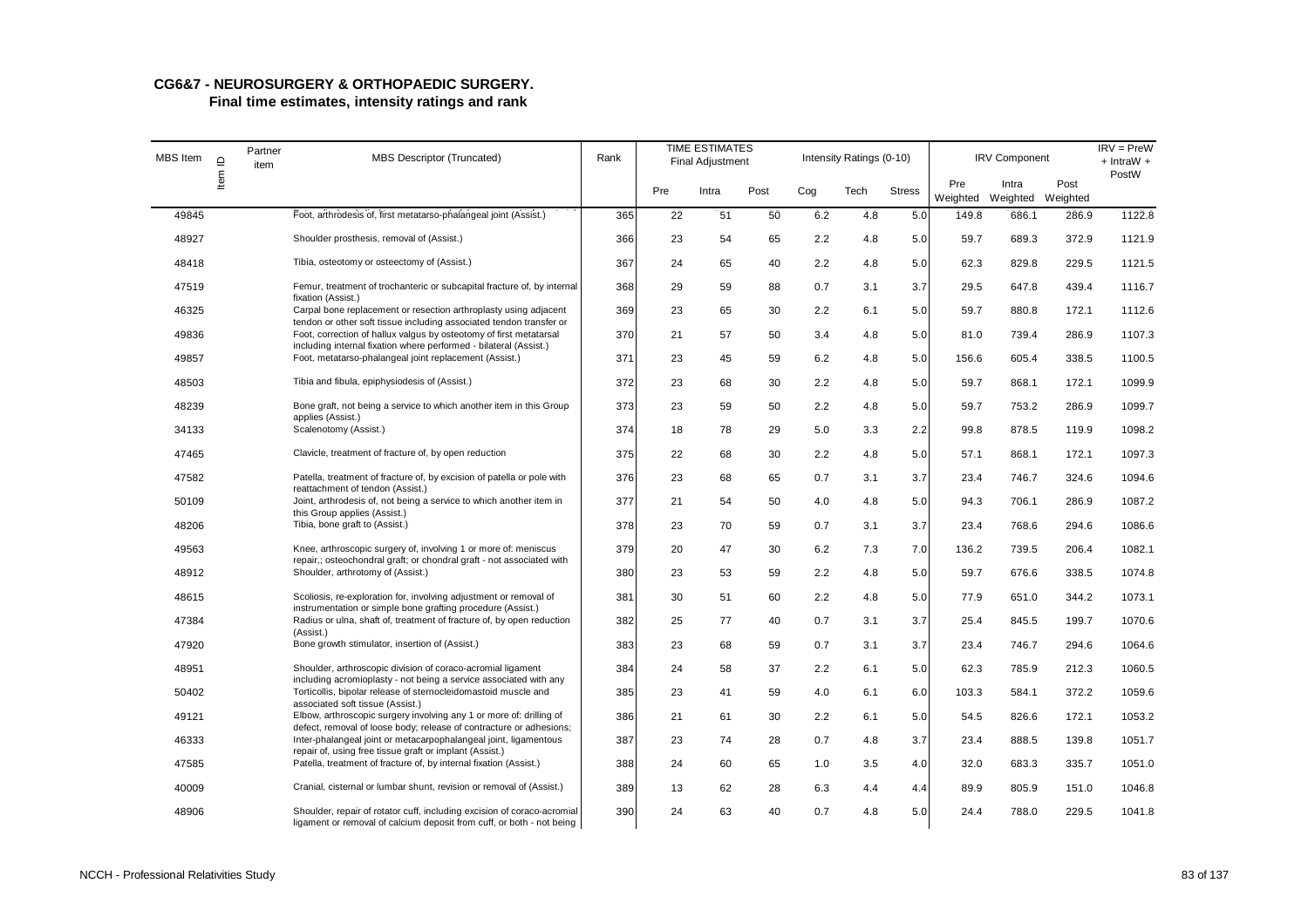## CG6&7 - NEUROSURGERY & ORTHOPAEDIC SURGERY.

### Final time estimates, intensity ratings and rank

| MBS Item | Item ID | Partner item | MBS Descriptor (Truncated) | Rank | TIME ESTIMATES Final Adjustment | | | Intensity Ratings (0-10) | | | IRV Component | | | IRV = PreW + IntraW + PostW |
|---|---|---|---|---|---|---|---|---|---|---|---|---|---|---|
| | | | | | Pre | Intra | Post | Cog | Tech | Stress | Pre Weighted | Intra Weighted | Post Weighted | |
| 49845 | | | Foot, arthrodesis of, first metatarso-phalangeal joint (Assist.) | 365 | 22 | 51 | 50 | 6.2 | 4.8 | 5.0 | 149.8 | 686.1 | 286.9 | 1122.8 |
| 48927 | | | Shoulder prosthesis, removal of (Assist.) | 366 | 23 | 54 | 65 | 2.2 | 4.8 | 5.0 | 59.7 | 689.3 | 372.9 | 1121.9 |
| 48418 | | | Tibia, osteotomy or osteectomy of (Assist.) | 367 | 24 | 65 | 40 | 2.2 | 4.8 | 5.0 | 62.3 | 829.8 | 229.5 | 1121.5 |
| 47519 | | | Femur, treatment of trochanteric or subcapital fracture of, by internal fixation (Assist.) | 368 | 29 | 59 | 88 | 0.7 | 3.1 | 3.7 | 29.5 | 647.8 | 439.4 | 1116.7 |
| 46325 | | | Carpal bone replacement or resection arthroplasty using adjacent tendon or other soft tissue including associated tendon transfer or | 369 | 23 | 65 | 30 | 2.2 | 6.1 | 5.0 | 59.7 | 880.8 | 172.1 | 1112.6 |
| 49836 | | | Foot, correction of hallux valgus by osteotomy of first metatarsal including internal fixation where performed - bilateral (Assist.) | 370 | 21 | 57 | 50 | 3.4 | 4.8 | 5.0 | 81.0 | 739.4 | 286.9 | 1107.3 |
| 49857 | | | Foot, metatarso-phalangeal joint replacement (Assist.) | 371 | 23 | 45 | 59 | 6.2 | 4.8 | 5.0 | 156.6 | 605.4 | 338.5 | 1100.5 |
| 48503 | | | Tibia and fibula, epiphysiodesis of (Assist.) | 372 | 23 | 68 | 30 | 2.2 | 4.8 | 5.0 | 59.7 | 868.1 | 172.1 | 1099.9 |
| 48239 | | | Bone graft, not being a service to which another item in this Group applies (Assist.) | 373 | 23 | 59 | 50 | 2.2 | 4.8 | 5.0 | 59.7 | 753.2 | 286.9 | 1099.7 |
| 34133 | | | Scalenotomy (Assist.) | 374 | 18 | 78 | 29 | 5.0 | 3.3 | 2.2 | 99.8 | 878.5 | 119.9 | 1098.2 |
| 47465 | | | Clavicle, treatment of fracture of, by open reduction | 375 | 22 | 68 | 30 | 2.2 | 4.8 | 5.0 | 57.1 | 868.1 | 172.1 | 1097.3 |
| 47582 | | | Patella, treatment of fracture of, by excision of patella or pole with reattachment of tendon (Assist.) | 376 | 23 | 68 | 65 | 0.7 | 3.1 | 3.7 | 23.4 | 746.7 | 324.6 | 1094.6 |
| 50109 | | | Joint, arthrodesis of, not being a service to which another item in this Group applies (Assist.) | 377 | 21 | 54 | 50 | 4.0 | 4.8 | 5.0 | 94.3 | 706.1 | 286.9 | 1087.2 |
| 48206 | | | Tibia, bone graft to (Assist.) | 378 | 23 | 70 | 59 | 0.7 | 3.1 | 3.7 | 23.4 | 768.6 | 294.6 | 1086.6 |
| 49563 | | | Knee, arthroscopic surgery of, involving 1 or more of: meniscus repair,; osteochondral graft; or chondral graft - not associated with | 379 | 20 | 47 | 30 | 6.2 | 7.3 | 7.0 | 136.2 | 739.5 | 206.4 | 1082.1 |
| 48912 | | | Shoulder, arthrotomy of (Assist.) | 380 | 23 | 53 | 59 | 2.2 | 4.8 | 5.0 | 59.7 | 676.6 | 338.5 | 1074.8 |
| 48615 | | | Scoliosis, re-exploration for, involving adjustment or removal of instrumentation or simple bone grafting procedure (Assist.) | 381 | 30 | 51 | 60 | 2.2 | 4.8 | 5.0 | 77.9 | 651.0 | 344.2 | 1073.1 |
| 47384 | | | Radius or ulna, shaft of, treatment of fracture of, by open reduction (Assist.) | 382 | 25 | 77 | 40 | 0.7 | 3.1 | 3.7 | 25.4 | 845.5 | 199.7 | 1070.6 |
| 47920 | | | Bone growth stimulator, insertion of (Assist.) | 383 | 23 | 68 | 59 | 0.7 | 3.1 | 3.7 | 23.4 | 746.7 | 294.6 | 1064.6 |
| 48951 | | | Shoulder, arthroscopic division of coraco-acromial ligament including acromioplasty - not being a service associated with any | 384 | 24 | 58 | 37 | 2.2 | 6.1 | 5.0 | 62.3 | 785.9 | 212.3 | 1060.5 |
| 50402 | | | Torticollis, bipolar release of sternocleidomastoid muscle and associated soft tissue (Assist.) | 385 | 23 | 41 | 59 | 4.0 | 6.1 | 6.0 | 103.3 | 584.1 | 372.2 | 1059.6 |
| 49121 | | | Elbow, arthroscopic surgery involving any 1 or more of: drilling of defect, removal of loose body; release of contracture or adhesions; | 386 | 21 | 61 | 30 | 2.2 | 6.1 | 5.0 | 54.5 | 826.6 | 172.1 | 1053.2 |
| 46333 | | | Inter-phalangeal joint or metacarpophalangeal joint, ligamentous repair of, using free tissue graft or implant (Assist.) | 387 | 23 | 74 | 28 | 0.7 | 4.8 | 3.7 | 23.4 | 888.5 | 139.8 | 1051.7 |
| 47585 | | | Patella, treatment of fracture of, by internal fixation (Assist.) | 388 | 24 | 60 | 65 | 1.0 | 3.5 | 4.0 | 32.0 | 683.3 | 335.7 | 1051.0 |
| 40009 | | | Cranial, cisternal or lumbar shunt, revision or removal of (Assist.) | 389 | 13 | 62 | 28 | 6.3 | 4.4 | 4.4 | 89.9 | 805.9 | 151.0 | 1046.8 |
| 48906 | | | Shoulder, repair of rotator cuff, including excision of coraco-acromial ligament or removal of calcium deposit from cuff, or both - not being | 390 | 24 | 63 | 40 | 0.7 | 4.8 | 5.0 | 24.4 | 788.0 | 229.5 | 1041.8 |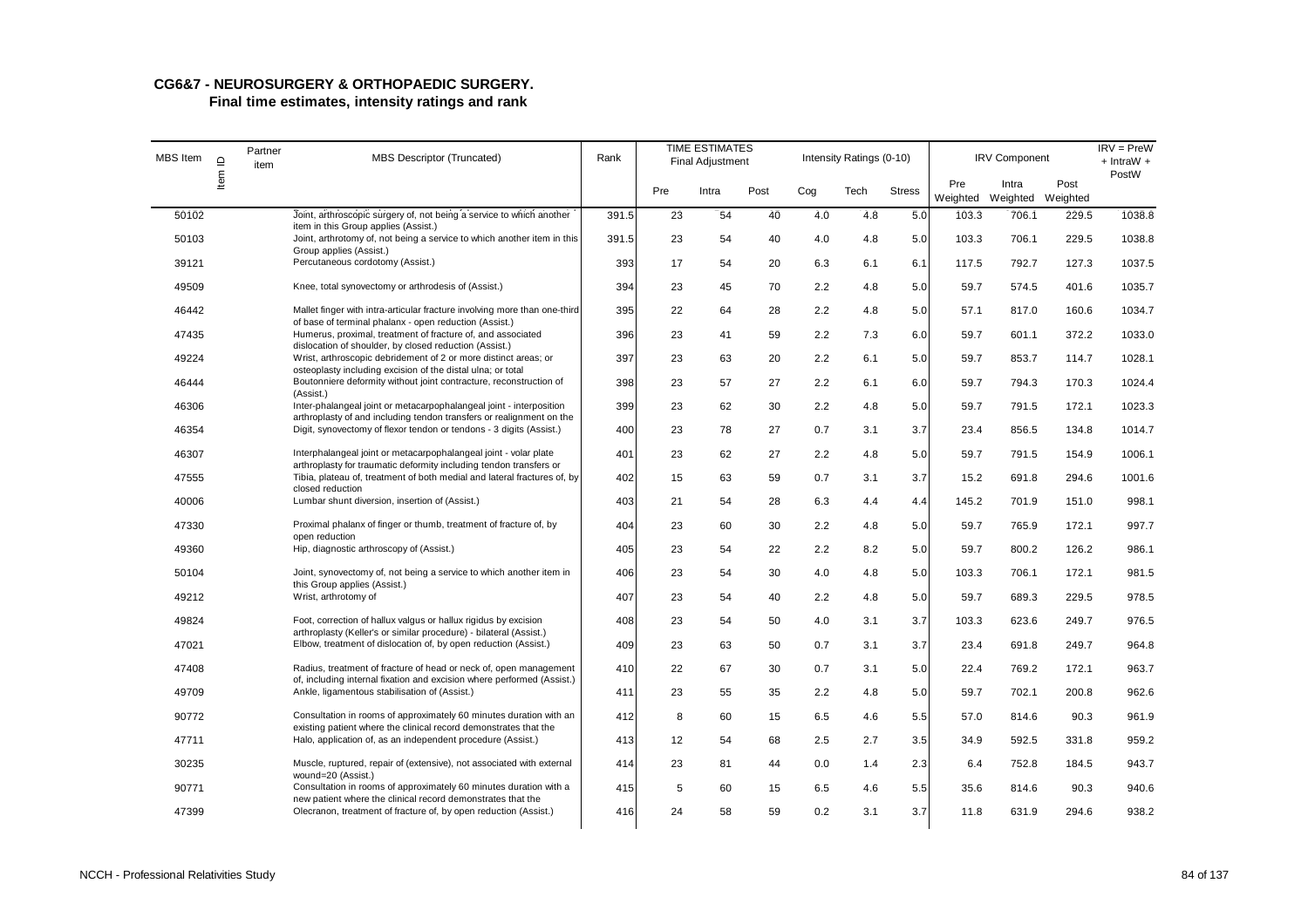**CG6&7 - NEUROSURGERY & ORTHOPAEDIC SURGERY.**
**Final time estimates, intensity ratings and rank**

| MBS Item | Item ID | Partner item | MBS Descriptor (Truncated) | Rank | TIME ESTIMATES Final Adjustment | | | Intensity Ratings (0-10) | | | IRV Component | | | IRV = PreW + IntraW + PostW |
|---|---|---|---|---|---|---|---|---|---|---|---|---|---|---|
| | | | | | Pre | Intra | Post | Cog | Tech | Stress | Pre Weighted | Intra Weighted | Post Weighted | |
| 50102 | | | Joint, arthroscopic surgery of, not being a service to which another item in this Group applies (Assist.) | 391.5 | 23 | 54 | 40 | 4.0 | 4.8 | 5.0 | 103.3 | 706.1 | 229.5 | 1038.8 |
| 50103 | | | Joint, arthrotomy of, not being a service to which another item in this Group applies (Assist.) | 391.5 | 23 | 54 | 40 | 4.0 | 4.8 | 5.0 | 103.3 | 706.1 | 229.5 | 1038.8 |
| 39121 | | | Percutaneous cordotomy (Assist.) | 393 | 17 | 54 | 20 | 6.3 | 6.1 | 6.1 | 117.5 | 792.7 | 127.3 | 1037.5 |
| 49509 | | | Knee, total synovectomy or arthrodesis of (Assist.) | 394 | 23 | 45 | 70 | 2.2 | 4.8 | 5.0 | 59.7 | 574.5 | 401.6 | 1035.7 |
| 46442 | | | Mallet finger with intra-articular fracture involving more than one-third of base of terminal phalanx - open reduction (Assist.) | 395 | 22 | 64 | 28 | 2.2 | 4.8 | 5.0 | 57.1 | 817.0 | 160.6 | 1034.7 |
| 47435 | | | Humerus, proximal, treatment of fracture of, and associated dislocation of shoulder, by closed reduction (Assist.) | 396 | 23 | 41 | 59 | 2.2 | 7.3 | 6.0 | 59.7 | 601.1 | 372.2 | 1033.0 |
| 49224 | | | Wrist, arthroscopic debridement of 2 or more distinct areas; or osteoplasty including excision of the distal ulna; or total | 397 | 23 | 63 | 20 | 2.2 | 6.1 | 5.0 | 59.7 | 853.7 | 114.7 | 1028.1 |
| 46444 | | | Boutonniere deformity without joint contracture, reconstruction of (Assist.) | 398 | 23 | 57 | 27 | 2.2 | 6.1 | 6.0 | 59.7 | 794.3 | 170.3 | 1024.4 |
| 46306 | | | Inter-phalangeal joint or metacarpophalangeal joint - interposition arthroplasty of and including tendon transfers or realignment on the | 399 | 23 | 62 | 30 | 2.2 | 4.8 | 5.0 | 59.7 | 791.5 | 172.1 | 1023.3 |
| 46354 | | | Digit, synovectomy of flexor tendon or tendons - 3 digits (Assist.) | 400 | 23 | 78 | 27 | 0.7 | 3.1 | 3.7 | 23.4 | 856.5 | 134.8 | 1014.7 |
| 46307 | | | Interphalangeal joint or metacarpophalangeal joint - volar plate arthroplasty for traumatic deformity including tendon transfers or | 401 | 23 | 62 | 27 | 2.2 | 4.8 | 5.0 | 59.7 | 791.5 | 154.9 | 1006.1 |
| 47555 | | | Tibia, plateau of, treatment of both medial and lateral fractures of, by closed reduction | 402 | 15 | 63 | 59 | 0.7 | 3.1 | 3.7 | 15.2 | 691.8 | 294.6 | 1001.6 |
| 40006 | | | Lumbar shunt diversion, insertion of (Assist.) | 403 | 21 | 54 | 28 | 6.3 | 4.4 | 4.4 | 145.2 | 701.9 | 151.0 | 998.1 |
| 47330 | | | Proximal phalanx of finger or thumb, treatment of fracture of, by open reduction | 404 | 23 | 60 | 30 | 2.2 | 4.8 | 5.0 | 59.7 | 765.9 | 172.1 | 997.7 |
| 49360 | | | Hip, diagnostic arthroscopy of (Assist.) | 405 | 23 | 54 | 22 | 2.2 | 8.2 | 5.0 | 59.7 | 800.2 | 126.2 | 986.1 |
| 50104 | | | Joint, synovectomy of, not being a service to which another item in this Group applies (Assist.) | 406 | 23 | 54 | 30 | 4.0 | 4.8 | 5.0 | 103.3 | 706.1 | 172.1 | 981.5 |
| 49212 | | | Wrist, arthrotomy of | 407 | 23 | 54 | 40 | 2.2 | 4.8 | 5.0 | 59.7 | 689.3 | 229.5 | 978.5 |
| 49824 | | | Foot, correction of hallux valgus or hallux rigidus by excision arthroplasty (Keller's or similar procedure) - bilateral (Assist.) | 408 | 23 | 54 | 50 | 4.0 | 3.1 | 3.7 | 103.3 | 623.6 | 249.7 | 976.5 |
| 47021 | | | Elbow, treatment of dislocation of, by open reduction (Assist.) | 409 | 23 | 63 | 50 | 0.7 | 3.1 | 3.7 | 23.4 | 691.8 | 249.7 | 964.8 |
| 47408 | | | Radius, treatment of fracture of head or neck of, open management of, including internal fixation and excision where performed (Assist.) | 410 | 22 | 67 | 30 | 0.7 | 3.1 | 5.0 | 22.4 | 769.2 | 172.1 | 963.7 |
| 49709 | | | Ankle, ligamentous stabilisation of (Assist.) | 411 | 23 | 55 | 35 | 2.2 | 4.8 | 5.0 | 59.7 | 702.1 | 200.8 | 962.6 |
| 90772 | | | Consultation in rooms of approximately 60 minutes duration with an existing patient where the clinical record demonstrates that the | 412 | 8 | 60 | 15 | 6.5 | 4.6 | 5.5 | 57.0 | 814.6 | 90.3 | 961.9 |
| 47711 | | | Halo, application of, as an independent procedure (Assist.) | 413 | 12 | 54 | 68 | 2.5 | 2.7 | 3.5 | 34.9 | 592.5 | 331.8 | 959.2 |
| 30235 | | | Muscle, ruptured, repair of (extensive), not associated with external wound=20 (Assist.) | 414 | 23 | 81 | 44 | 0.0 | 1.4 | 2.3 | 6.4 | 752.8 | 184.5 | 943.7 |
| 90771 | | | Consultation in rooms of approximately 60 minutes duration with a new patient where the clinical record demonstrates that the | 415 | 5 | 60 | 15 | 6.5 | 4.6 | 5.5 | 35.6 | 814.6 | 90.3 | 940.6 |
| 47399 | | | Olecranon, treatment of fracture of, by open reduction (Assist.) | 416 | 24 | 58 | 59 | 0.2 | 3.1 | 3.7 | 11.8 | 631.9 | 294.6 | 938.2 |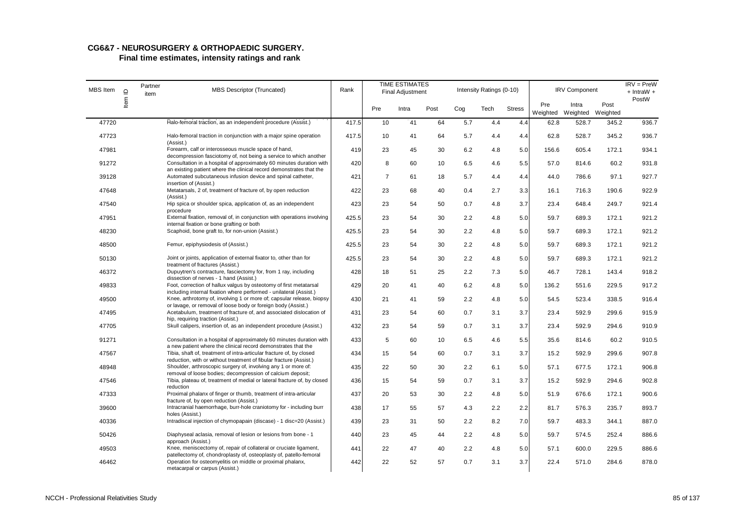## CG6&7 - NEUROSURGERY & ORTHOPAEDIC SURGERY.

### Final time estimates, intensity ratings and rank

| MBS Item | Item ID | Partner item | MBS Descriptor (Truncated) | Rank | TIME ESTIMATES Final Adjustment | | | Intensity Ratings (0-10) | | | IRV Component | | | IRV = PreW + IntraW + PostW |
|---|---|---|---|---|---|---|---|---|---|---|---|---|---|---|
| | | | | | Pre | Intra | Post | Cog | Tech | Stress | Pre Weighted | Intra Weighted | Post Weighted | |
| 47720 | | | Halo-femoral traction, as an independent procedure (Assist.) | 417.5 | 10 | 41 | 64 | 5.7 | 4.4 | 4.4 | 62.8 | 528.7 | 345.2 | 936.7 |
| 47723 | | | Halo-femoral traction in conjunction with a major spine operation (Assist.) | 417.5 | 10 | 41 | 64 | 5.7 | 4.4 | 4.4 | 62.8 | 528.7 | 345.2 | 936.7 |
| 47981 | | | Forearm, calf or interosseous muscle space of hand, decompression fasciotomy of, not being a service to which another | 419 | 23 | 45 | 30 | 6.2 | 4.8 | 5.0 | 156.6 | 605.4 | 172.1 | 934.1 |
| 91272 | | | Consultation in a hospital of approximately 60 minutes duration with an existing patient where the clinical record demonstrates that the | 420 | 8 | 60 | 10 | 6.5 | 4.6 | 5.5 | 57.0 | 814.6 | 60.2 | 931.8 |
| 39128 | | | Automated subcutaneous infusion device and spinal catheter, insertion of (Assist.) | 421 | 7 | 61 | 18 | 5.7 | 4.4 | 4.4 | 44.0 | 786.6 | 97.1 | 927.7 |
| 47648 | | | Metatarsals, 2 of, treatment of fracture of, by open reduction (Assist.) | 422 | 23 | 68 | 40 | 0.4 | 2.7 | 3.3 | 16.1 | 716.3 | 190.6 | 922.9 |
| 47540 | | | Hip spica or shoulder spica, application of, as an independent procedure | 423 | 23 | 54 | 50 | 0.7 | 4.8 | 3.7 | 23.4 | 648.4 | 249.7 | 921.4 |
| 47951 | | | External fixation, removal of, in conjunction with operations involving internal fixation or bone grafting or both | 425.5 | 23 | 54 | 30 | 2.2 | 4.8 | 5.0 | 59.7 | 689.3 | 172.1 | 921.2 |
| 48230 | | | Scaphoid, bone graft to, for non-union (Assist.) | 425.5 | 23 | 54 | 30 | 2.2 | 4.8 | 5.0 | 59.7 | 689.3 | 172.1 | 921.2 |
| 48500 | | | Femur, epiphysiodesis of (Assist.) | 425.5 | 23 | 54 | 30 | 2.2 | 4.8 | 5.0 | 59.7 | 689.3 | 172.1 | 921.2 |
| 50130 | | | Joint or joints, application of external fixator to, other than for treatment of fractures (Assist.) | 425.5 | 23 | 54 | 30 | 2.2 | 4.8 | 5.0 | 59.7 | 689.3 | 172.1 | 921.2 |
| 46372 | | | Dupuytren's contracture, fasciectomy for, from 1 ray, including dissection of nerves - 1 hand (Assist.) | 428 | 18 | 51 | 25 | 2.2 | 7.3 | 5.0 | 46.7 | 728.1 | 143.4 | 918.2 |
| 49833 | | | Foot, correction of hallux valgus by osteotomy of first metatarsal including internal fixation where performed - unilateral (Assist.) | 429 | 20 | 41 | 40 | 6.2 | 4.8 | 5.0 | 136.2 | 551.6 | 229.5 | 917.2 |
| 49500 | | | Knee, arthrotomy of, involving 1 or more of; capsular release, biopsy or lavage, or removal of loose body or foreign body (Assist.) | 430 | 21 | 41 | 59 | 2.2 | 4.8 | 5.0 | 54.5 | 523.4 | 338.5 | 916.4 |
| 47495 | | | Acetabulum, treatment of fracture of, and associated dislocation of hip, requiring traction (Assist.) | 431 | 23 | 54 | 60 | 0.7 | 3.1 | 3.7 | 23.4 | 592.9 | 299.6 | 915.9 |
| 47705 | | | Skull calipers, insertion of, as an independent procedure (Assist.) | 432 | 23 | 54 | 59 | 0.7 | 3.1 | 3.7 | 23.4 | 592.9 | 294.6 | 910.9 |
| 91271 | | | Consultation in a hospital of approximately 60 minutes duration with a new patient where the clinical record demonstrates that the | 433 | 5 | 60 | 10 | 6.5 | 4.6 | 5.5 | 35.6 | 814.6 | 60.2 | 910.5 |
| 47567 | | | Tibia, shaft of, treatment of intra-articular fracture of, by closed reduction, with or without treatment of fibular fracture (Assist.) | 434 | 15 | 54 | 60 | 0.7 | 3.1 | 3.7 | 15.2 | 592.9 | 299.6 | 907.8 |
| 48948 | | | Shoulder, arthroscopic surgery of, involving any 1 or more of: removal of loose bodies; decompression of calcium deposit; | 435 | 22 | 50 | 30 | 2.2 | 6.1 | 5.0 | 57.1 | 677.5 | 172.1 | 906.8 |
| 47546 | | | Tibia, plateau of, treatment of medial or lateral fracture of, by closed reduction | 436 | 15 | 54 | 59 | 0.7 | 3.1 | 3.7 | 15.2 | 592.9 | 294.6 | 902.8 |
| 47333 | | | Proximal phalanx of finger or thumb, treatment of intra-articular fracture of, by open reduction (Assist.) | 437 | 20 | 53 | 30 | 2.2 | 4.8 | 5.0 | 51.9 | 676.6 | 172.1 | 900.6 |
| 39600 | | | Intracranial haemorrhage, burr-hole craniotomy for - including burr holes (Assist.) | 438 | 17 | 55 | 57 | 4.3 | 2.2 | 2.2 | 81.7 | 576.3 | 235.7 | 893.7 |
| 40336 | | | Intradiscal injection of chymopapain (discase) - 1 disc=20 (Assist.) | 439 | 23 | 31 | 50 | 2.2 | 8.2 | 7.0 | 59.7 | 483.3 | 344.1 | 887.0 |
| 50426 | | | Diaphyseal aclasia, removal of lesion or lesions from bone - 1 approach (Assist.) | 440 | 23 | 45 | 44 | 2.2 | 4.8 | 5.0 | 59.7 | 574.5 | 252.4 | 886.6 |
| 49503 | | | Knee, meniscectomy of, repair of collateral or cruciate ligament, patellectomy of, chondroplasty of, osteoplasty of, patello-femoral | 441 | 22 | 47 | 40 | 2.2 | 4.8 | 5.0 | 57.1 | 600.0 | 229.5 | 886.6 |
| 46462 | | | Operation for osteomyelitis on middle or proximal phalanx, metacarpal or carpus (Assist.) | 442 | 22 | 52 | 57 | 0.7 | 3.1 | 3.7 | 22.4 | 571.0 | 284.6 | 878.0 |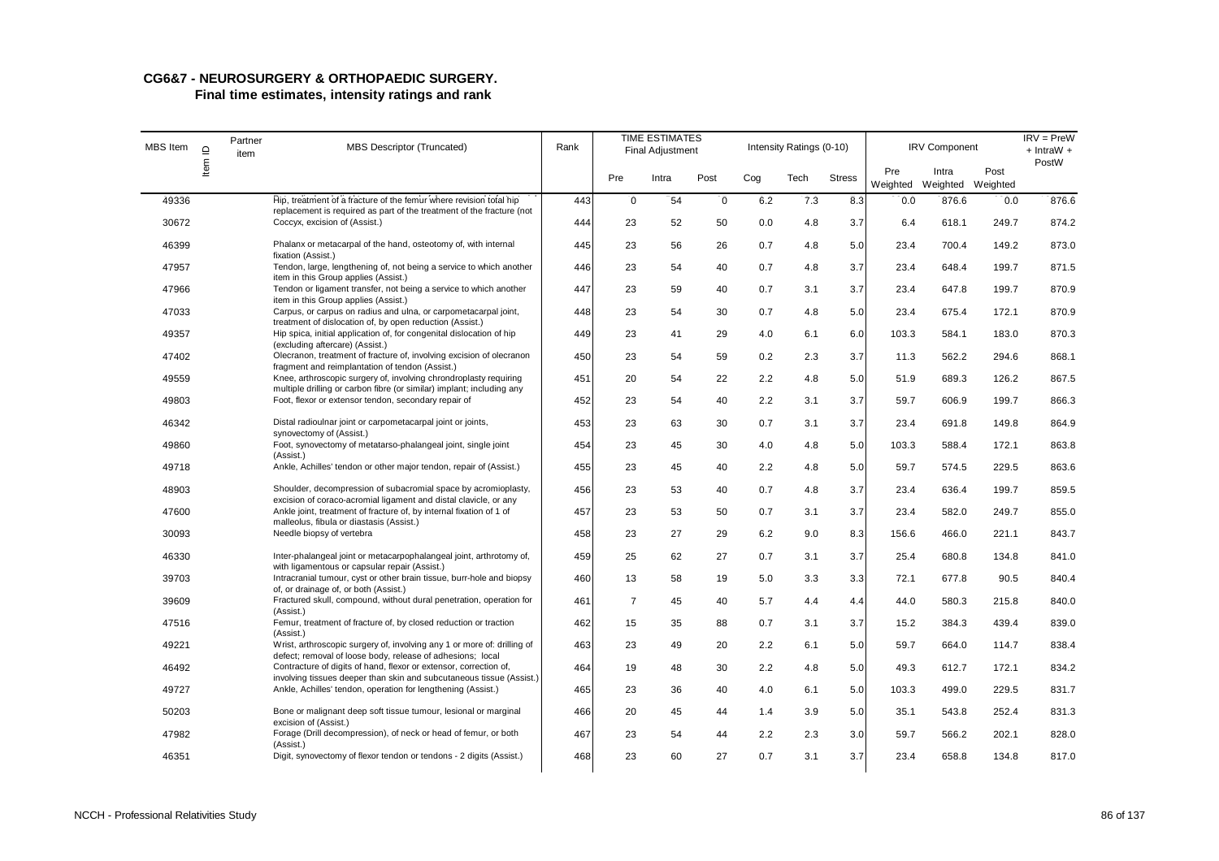# CG6&7 - NEUROSURGERY & ORTHOPAEDIC SURGERY.

## Final time estimates, intensity ratings and rank

| MBS Item | Item ID | Partner item | MBS Descriptor (Truncated) | Rank | TIME ESTIMATES Final Adjustment | | | Intensity Ratings (0-10) | | | IRV Component | | | IRV = PreW + IntraW + PostW |
|---|---|---|---|---|---|---|---|---|---|---|---|---|---|---|
| | | | | | Pre | Intra | Post | Cog | Tech | Stress | Pre Weighted | Intra Weighted | Post Weighted | |
| 49336 | | | Hip, treatment of a fracture of the femur where revision total hip replacement is required as part of the treatment of the fracture (not | 443 | 0 | 54 | 0 | 6.2 | 7.3 | 8.3 | 0.0 | 876.6 | 0.0 | 876.6 |
| 30672 | | | Coccyx, excision of (Assist.) | 444 | 23 | 52 | 50 | 0.0 | 4.8 | 3.7 | 6.4 | 618.1 | 249.7 | 874.2 |
| 46399 | | | Phalanx or metacarpal of the hand, osteotomy of, with internal fixation (Assist.) | 445 | 23 | 56 | 26 | 0.7 | 4.8 | 5.0 | 23.4 | 700.4 | 149.2 | 873.0 |
| 47957 | | | Tendon, large, lengthening of, not being a service to which another item in this Group applies (Assist.) | 446 | 23 | 54 | 40 | 0.7 | 4.8 | 3.7 | 23.4 | 648.4 | 199.7 | 871.5 |
| 47966 | | | Tendon or ligament transfer, not being a service to which another item in this Group applies (Assist.) | 447 | 23 | 59 | 40 | 0.7 | 3.1 | 3.7 | 23.4 | 647.8 | 199.7 | 870.9 |
| 47033 | | | Carpus, or carpus on radius and ulna, or carpometacarpal joint, treatment of dislocation of, by open reduction (Assist.) | 448 | 23 | 54 | 30 | 0.7 | 4.8 | 5.0 | 23.4 | 675.4 | 172.1 | 870.9 |
| 49357 | | | Hip spica, initial application of, for congenital dislocation of hip (excluding aftercare) (Assist.) | 449 | 23 | 41 | 29 | 4.0 | 6.1 | 6.0 | 103.3 | 584.1 | 183.0 | 870.3 |
| 47402 | | | Olecranon, treatment of fracture of, involving excision of olecranon fragment and reimplantation of tendon (Assist.) | 450 | 23 | 54 | 59 | 0.2 | 2.3 | 3.7 | 11.3 | 562.2 | 294.6 | 868.1 |
| 49559 | | | Knee, arthroscopic surgery of, involving chrondroplasty requiring multiple drilling or carbon fibre (or similar) implant; including any | 451 | 20 | 54 | 22 | 2.2 | 4.8 | 5.0 | 51.9 | 689.3 | 126.2 | 867.5 |
| 49803 | | | Foot, flexor or extensor tendon, secondary repair of | 452 | 23 | 54 | 40 | 2.2 | 3.1 | 3.7 | 59.7 | 606.9 | 199.7 | 866.3 |
| 46342 | | | Distal radioulnar joint or carpometacarpal joint or joints, synovectomy of (Assist.) | 453 | 23 | 63 | 30 | 0.7 | 3.1 | 3.7 | 23.4 | 691.8 | 149.8 | 864.9 |
| 49860 | | | Foot, synovectomy of metatarso-phalangeal joint, single joint (Assist.) | 454 | 23 | 45 | 30 | 4.0 | 4.8 | 5.0 | 103.3 | 588.4 | 172.1 | 863.8 |
| 49718 | | | Ankle, Achilles' tendon or other major tendon, repair of (Assist.) | 455 | 23 | 45 | 40 | 2.2 | 4.8 | 5.0 | 59.7 | 574.5 | 229.5 | 863.6 |
| 48903 | | | Shoulder, decompression of subacromial space by acromioplasty, excision of coraco-acromial ligament and distal clavicle, or any | 456 | 23 | 53 | 40 | 0.7 | 4.8 | 3.7 | 23.4 | 636.4 | 199.7 | 859.5 |
| 47600 | | | Ankle joint, treatment of fracture of, by internal fixation of 1 of malleolus, fibula or diastasis (Assist.) | 457 | 23 | 53 | 50 | 0.7 | 3.1 | 3.7 | 23.4 | 582.0 | 249.7 | 855.0 |
| 30093 | | | Needle biopsy of vertebra | 458 | 23 | 27 | 29 | 6.2 | 9.0 | 8.3 | 156.6 | 466.0 | 221.1 | 843.7 |
| 46330 | | | Inter-phalangeal joint or metacarpophalangeal joint, arthrotomy of, with ligamentous or capsular repair (Assist.) | 459 | 25 | 62 | 27 | 0.7 | 3.1 | 3.7 | 25.4 | 680.8 | 134.8 | 841.0 |
| 39703 | | | Intracranial tumour, cyst or other brain tissue, burr-hole and biopsy of, or drainage of, or both (Assist.) | 460 | 13 | 58 | 19 | 5.0 | 3.3 | 3.3 | 72.1 | 677.8 | 90.5 | 840.4 |
| 39609 | | | Fractured skull, compound, without dural penetration, operation for (Assist.) | 461 | 7 | 45 | 40 | 5.7 | 4.4 | 4.4 | 44.0 | 580.3 | 215.8 | 840.0 |
| 47516 | | | Femur, treatment of fracture of, by closed reduction or traction (Assist.) | 462 | 15 | 35 | 88 | 0.7 | 3.1 | 3.7 | 15.2 | 384.3 | 439.4 | 839.0 |
| 49221 | | | Wrist, arthroscopic surgery of, involving any 1 or more of: drilling of defect; removal of loose body, release of adhesions; local | 463 | 23 | 49 | 20 | 2.2 | 6.1 | 5.0 | 59.7 | 664.0 | 114.7 | 838.4 |
| 46492 | | | Contracture of digits of hand, flexor or extensor, correction of, involving tissues deeper than skin and subcutaneous tissue (Assist.) | 464 | 19 | 48 | 30 | 2.2 | 4.8 | 5.0 | 49.3 | 612.7 | 172.1 | 834.2 |
| 49727 | | | Ankle, Achilles' tendon, operation for lengthening (Assist.) | 465 | 23 | 36 | 40 | 4.0 | 6.1 | 5.0 | 103.3 | 499.0 | 229.5 | 831.7 |
| 50203 | | | Bone or malignant deep soft tissue tumour, lesional or marginal excision of (Assist.) | 466 | 20 | 45 | 44 | 1.4 | 3.9 | 5.0 | 35.1 | 543.8 | 252.4 | 831.3 |
| 47982 | | | Forage (Drill decompression), of neck or head of femur, or both (Assist.) | 467 | 23 | 54 | 44 | 2.2 | 2.3 | 3.0 | 59.7 | 566.2 | 202.1 | 828.0 |
| 46351 | | | Digit, synovectomy of flexor tendon or tendons - 2 digits (Assist.) | 468 | 23 | 60 | 27 | 0.7 | 3.1 | 3.7 | 23.4 | 658.8 | 134.8 | 817.0 |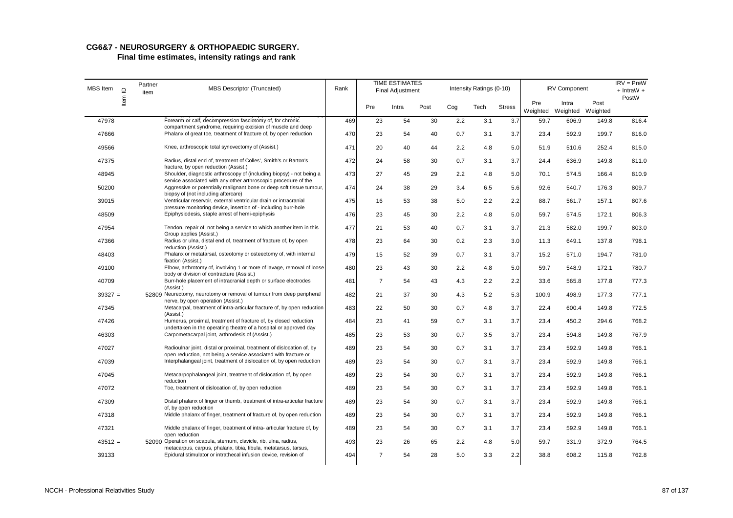# CG6&7 - NEUROSURGERY & ORTHOPAEDIC SURGERY.

## Final time estimates, intensity ratings and rank

| MBS Item | Item ID | Partner item | MBS Descriptor (Truncated) | Rank | TIME ESTIMATES Final Adjustment | | | Intensity Ratings (0-10) | | | IRV Component | | | IRV = PreW + IntraW + PostW |
|---|---|---|---|---|---|---|---|---|---|---|---|---|---|---|
| | | | | | Pre | Intra | Post | Cog | Tech | Stress | Pre Weighted | Intra Weighted | Post Weighted | |
| 47978 | | | Forearm or calf, decompression fasciotomy of, for chronic compartment syndrome, requiring excision of muscle and deep | 469 | 23 | 54 | 30 | 2.2 | 3.1 | 3.7 | 59.7 | 606.9 | 149.8 | 816.4 |
| 47666 | | | Phalanx of great toe, treatment of fracture of, by open reduction | 470 | 23 | 54 | 40 | 0.7 | 3.1 | 3.7 | 23.4 | 592.9 | 199.7 | 816.0 |
| 49566 | | | Knee, arthroscopic total synovectomy of (Assist.) | 471 | 20 | 40 | 44 | 2.2 | 4.8 | 5.0 | 51.9 | 510.6 | 252.4 | 815.0 |
| 47375 | | | Radius, distal end of, treatment of Colles', Smith's or Barton's fracture, by open reduction (Assist.) | 472 | 24 | 58 | 30 | 0.7 | 3.1 | 3.7 | 24.4 | 636.9 | 149.8 | 811.0 |
| 48945 | | | Shoulder, diagnostic arthroscopy of (including biopsy) - not being a service associated with any other arthroscopic procedure of the | 473 | 27 | 45 | 29 | 2.2 | 4.8 | 5.0 | 70.1 | 574.5 | 166.4 | 810.9 |
| 50200 | | | Aggressive or potentially malignant bone or deep soft tissue tumour, biopsy of (not including aftercare) | 474 | 24 | 38 | 29 | 3.4 | 6.5 | 5.6 | 92.6 | 540.7 | 176.3 | 809.7 |
| 39015 | | | Ventricular reservoir, external ventricular drain or intracranial pressure monitoring device, insertion of - including burr-hole | 475 | 16 | 53 | 38 | 5.0 | 2.2 | 2.2 | 88.7 | 561.7 | 157.1 | 807.6 |
| 48509 | | | Epiphysiodesis, staple arrest of hemi-epiphysis | 476 | 23 | 45 | 30 | 2.2 | 4.8 | 5.0 | 59.7 | 574.5 | 172.1 | 806.3 |
| 47954 | | | Tendon, repair of, not being a service to which another item in this Group applies (Assist.) | 477 | 21 | 53 | 40 | 0.7 | 3.1 | 3.7 | 21.3 | 582.0 | 199.7 | 803.0 |
| 47366 | | | Radius or ulna, distal end of, treatment of fracture of, by open reduction (Assist.) | 478 | 23 | 64 | 30 | 0.2 | 2.3 | 3.0 | 11.3 | 649.1 | 137.8 | 798.1 |
| 48403 | | | Phalanx or metatarsal, osteotomy or osteectomy of, with internal fixation (Assist.) | 479 | 15 | 52 | 39 | 0.7 | 3.1 | 3.7 | 15.2 | 571.0 | 194.7 | 781.0 |
| 49100 | | | Elbow, arthrotomy of, involving 1 or more of lavage, removal of loose body or division of contracture (Assist.) | 480 | 23 | 43 | 30 | 2.2 | 4.8 | 5.0 | 59.7 | 548.9 | 172.1 | 780.7 |
| 40709 | | | Burr-hole placement of intracranial depth or surface electrodes (Assist.) | 481 | 7 | 54 | 43 | 4.3 | 2.2 | 2.2 | 33.6 | 565.8 | 177.8 | 777.3 |
| 39327 = | | 52809 | Neurectomy, neurotomy or removal of tumour from deep peripheral nerve, by open operation (Assist.) | 482 | 21 | 37 | 30 | 4.3 | 5.2 | 5.3 | 100.9 | 498.9 | 177.3 | 777.1 |
| 47345 | | | Metacarpal, treatment of intra-articular fracture of, by open reduction (Assist.) | 483 | 22 | 50 | 30 | 0.7 | 4.8 | 3.7 | 22.4 | 600.4 | 149.8 | 772.5 |
| 47426 | | | Humerus, proximal, treatment of fracture of, by closed reduction, undertaken in the operating theatre of a hospital or approved day | 484 | 23 | 41 | 59 | 0.7 | 3.1 | 3.7 | 23.4 | 450.2 | 294.6 | 768.2 |
| 46303 | | | Carpometacarpal joint, arthrodesis of (Assist.) | 485 | 23 | 53 | 30 | 0.7 | 3.5 | 3.7 | 23.4 | 594.8 | 149.8 | 767.9 |
| 47027 | | | Radioulnar joint, distal or proximal, treatment of dislocation of, by open reduction, not being a service associated with fracture or | 489 | 23 | 54 | 30 | 0.7 | 3.1 | 3.7 | 23.4 | 592.9 | 149.8 | 766.1 |
| 47039 | | | Interphalangeal joint, treatment of dislocation of, by open reduction | 489 | 23 | 54 | 30 | 0.7 | 3.1 | 3.7 | 23.4 | 592.9 | 149.8 | 766.1 |
| 47045 | | | Metacarpophalangeal joint, treatment of dislocation of, by open reduction | 489 | 23 | 54 | 30 | 0.7 | 3.1 | 3.7 | 23.4 | 592.9 | 149.8 | 766.1 |
| 47072 | | | Toe, treatment of dislocation of, by open reduction | 489 | 23 | 54 | 30 | 0.7 | 3.1 | 3.7 | 23.4 | 592.9 | 149.8 | 766.1 |
| 47309 | | | Distal phalanx of finger or thumb, treatment of intra-articular fracture of, by open reduction | 489 | 23 | 54 | 30 | 0.7 | 3.1 | 3.7 | 23.4 | 592.9 | 149.8 | 766.1 |
| 47318 | | | Middle phalanx of finger, treatment of fracture of, by open reduction | 489 | 23 | 54 | 30 | 0.7 | 3.1 | 3.7 | 23.4 | 592.9 | 149.8 | 766.1 |
| 47321 | | | Middle phalanx of finger, treatment of intra- articular fracture of, by open reduction | 489 | 23 | 54 | 30 | 0.7 | 3.1 | 3.7 | 23.4 | 592.9 | 149.8 | 766.1 |
| 43512 = | | 52090 | Operation on scapula, sternum, clavicle, rib, ulna, radius, metacarpus, carpus, phalanx, tibia, fibula, metatarsus, tarsus, | 493 | 23 | 26 | 65 | 2.2 | 4.8 | 5.0 | 59.7 | 331.9 | 372.9 | 764.5 |
| 39133 | | | Epidural stimulator or intrathecal infusion device, revision of | 494 | 7 | 54 | 28 | 5.0 | 3.3 | 2.2 | 38.8 | 608.2 | 115.8 | 762.8 |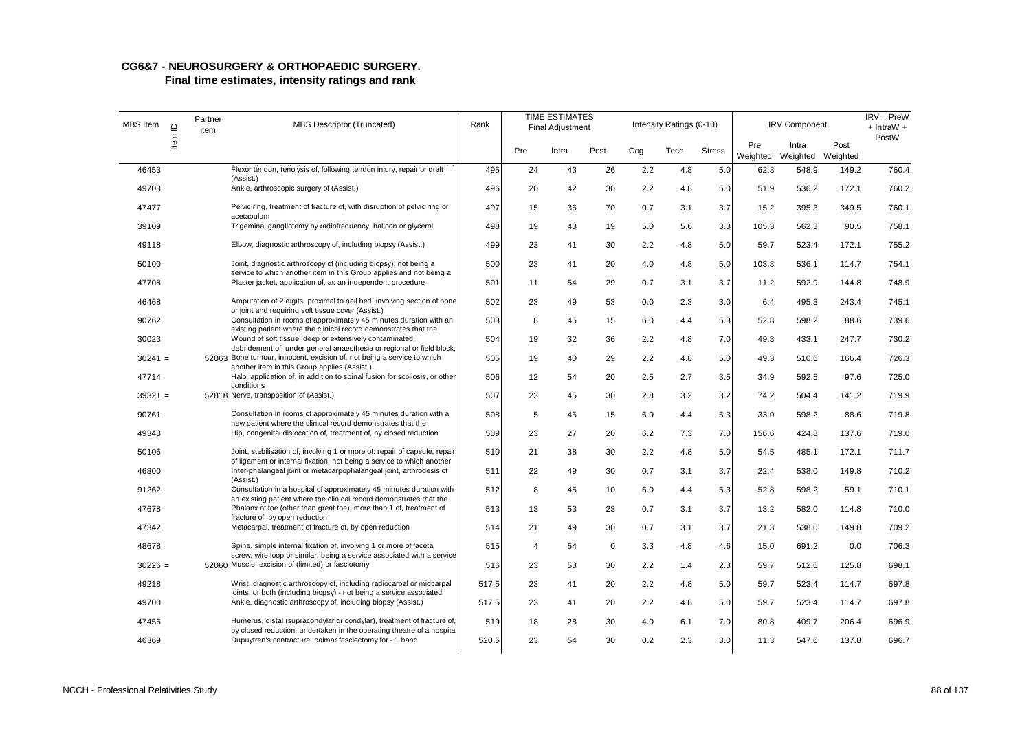## CG6&7 - NEUROSURGERY & ORTHOPAEDIC SURGERY.

### Final time estimates, intensity ratings and rank

| MBS Item | Item ID | Partner item | MBS Descriptor (Truncated) | Rank | TIME ESTIMATES Final Adjustment | | | Intensity Ratings (0-10) | | | IRV Component | | | IRV = PreW + IntraW + PostW |
|---|---|---|---|---|---|---|---|---|---|---|---|---|---|---|
| | | | | | Pre | Intra | Post | Cog | Tech | Stress | Pre Weighted | Intra Weighted | Post Weighted | |
| 46453 | | | Flexor tendon, tenolysis of, following tendon injury, repair or graft (Assist.) | 495 | 24 | 43 | 26 | 2.2 | 4.8 | 5.0 | 62.3 | 548.9 | 149.2 | 760.4 |
| 49703 | | | Ankle, arthroscopic surgery of (Assist.) | 496 | 20 | 42 | 30 | 2.2 | 4.8 | 5.0 | 51.9 | 536.2 | 172.1 | 760.2 |
| 47477 | | | Pelvic ring, treatment of fracture of, with disruption of pelvic ring or acetabulum | 497 | 15 | 36 | 70 | 0.7 | 3.1 | 3.7 | 15.2 | 395.3 | 349.5 | 760.1 |
| 39109 | | | Trigeminal gangliotomy by radiofrequency, balloon or glycerol | 498 | 19 | 43 | 19 | 5.0 | 5.6 | 3.3 | 105.3 | 562.3 | 90.5 | 758.1 |
| 49118 | | | Elbow, diagnostic arthroscopy of, including biopsy (Assist.) | 499 | 23 | 41 | 30 | 2.2 | 4.8 | 5.0 | 59.7 | 523.4 | 172.1 | 755.2 |
| 50100 | | | Joint, diagnostic arthroscopy of (including biopsy), not being a service to which another item in this Group applies and not being a | 500 | 23 | 41 | 20 | 4.0 | 4.8 | 5.0 | 103.3 | 536.1 | 114.7 | 754.1 |
| 47708 | | | Plaster jacket, application of, as an independent procedure | 501 | 11 | 54 | 29 | 0.7 | 3.1 | 3.7 | 11.2 | 592.9 | 144.8 | 748.9 |
| 46468 | | | Amputation of 2 digits, proximal to nail bed, involving section of bone or joint and requiring soft tissue cover (Assist.) | 502 | 23 | 49 | 53 | 0.0 | 2.3 | 3.0 | 6.4 | 495.3 | 243.4 | 745.1 |
| 90762 | | | Consultation in rooms of approximately 45 minutes duration with an existing patient where the clinical record demonstrates that the | 503 | 8 | 45 | 15 | 6.0 | 4.4 | 5.3 | 52.8 | 598.2 | 88.6 | 739.6 |
| 30023 | | | Wound of soft tissue, deep or extensively contaminated, debridement of, under general anaesthesia or regional or field block, | 504 | 19 | 32 | 36 | 2.2 | 4.8 | 7.0 | 49.3 | 433.1 | 247.7 | 730.2 |
| 30241 = | | 52063 | Bone tumour, innocent, excision of, not being a service to which another item in this Group applies (Assist.) | 505 | 19 | 40 | 29 | 2.2 | 4.8 | 5.0 | 49.3 | 510.6 | 166.4 | 726.3 |
| 47714 | | | Halo, application of, in addition to spinal fusion for scoliosis, or other conditions | 506 | 12 | 54 | 20 | 2.5 | 2.7 | 3.5 | 34.9 | 592.5 | 97.6 | 725.0 |
| 39321 = | | 52818 | Nerve, transposition of (Assist.) | 507 | 23 | 45 | 30 | 2.8 | 3.2 | 3.2 | 74.2 | 504.4 | 141.2 | 719.9 |
| 90761 | | | Consultation in rooms of approximately 45 minutes duration with a new patient where the clinical record demonstrates that the | 508 | 5 | 45 | 15 | 6.0 | 4.4 | 5.3 | 33.0 | 598.2 | 88.6 | 719.8 |
| 49348 | | | Hip, congenital dislocation of, treatment of, by closed reduction | 509 | 23 | 27 | 20 | 6.2 | 7.3 | 7.0 | 156.6 | 424.8 | 137.6 | 719.0 |
| 50106 | | | Joint, stabilisation of, involving 1 or more of: repair of capsule, repair of ligament or internal fixation, not being a service to which another | 510 | 21 | 38 | 30 | 2.2 | 4.8 | 5.0 | 54.5 | 485.1 | 172.1 | 711.7 |
| 46300 | | | Inter-phalangeal joint or metacarpophalangeal joint, arthrodesis of (Assist.) | 511 | 22 | 49 | 30 | 0.7 | 3.1 | 3.7 | 22.4 | 538.0 | 149.8 | 710.2 |
| 91262 | | | Consultation in a hospital of approximately 45 minutes duration with an existing patient where the clinical record demonstrates that the | 512 | 8 | 45 | 10 | 6.0 | 4.4 | 5.3 | 52.8 | 598.2 | 59.1 | 710.1 |
| 47678 | | | Phalanx of toe (other than great toe), more than 1 of, treatment of fracture of, by open reduction | 513 | 13 | 53 | 23 | 0.7 | 3.1 | 3.7 | 13.2 | 582.0 | 114.8 | 710.0 |
| 47342 | | | Metacarpal, treatment of fracture of, by open reduction | 514 | 21 | 49 | 30 | 0.7 | 3.1 | 3.7 | 21.3 | 538.0 | 149.8 | 709.2 |
| 48678 | | | Spine, simple internal fixation of, involving 1 or more of facetal screw, wire loop or similar, being a service associated with a service | 515 | 4 | 54 | 0 | 3.3 | 4.8 | 4.6 | 15.0 | 691.2 | 0.0 | 706.3 |
| 30226 = | | 52060 | Muscle, excision of (limited) or fasciotomy | 516 | 23 | 53 | 30 | 2.2 | 1.4 | 2.3 | 59.7 | 512.6 | 125.8 | 698.1 |
| 49218 | | | Wrist, diagnostic arthroscopy of, including radiocarpal or midcarpal joints, or both (including biopsy) - not being a service associated | 517.5 | 23 | 41 | 20 | 2.2 | 4.8 | 5.0 | 59.7 | 523.4 | 114.7 | 697.8 |
| 49700 | | | Ankle, diagnostic arthroscopy of, including biopsy (Assist.) | 517.5 | 23 | 41 | 20 | 2.2 | 4.8 | 5.0 | 59.7 | 523.4 | 114.7 | 697.8 |
| 47456 | | | Humerus, distal (supracondylar or condylar), treatment of fracture of, by closed reduction, undertaken in the operating theatre of a hospital | 519 | 18 | 28 | 30 | 4.0 | 6.1 | 7.0 | 80.8 | 409.7 | 206.4 | 696.9 |
| 46369 | | | Dupuytren's contracture, palmar fasciectomy for - 1 hand | 520.5 | 23 | 54 | 30 | 0.2 | 2.3 | 3.0 | 11.3 | 547.6 | 137.8 | 696.7 |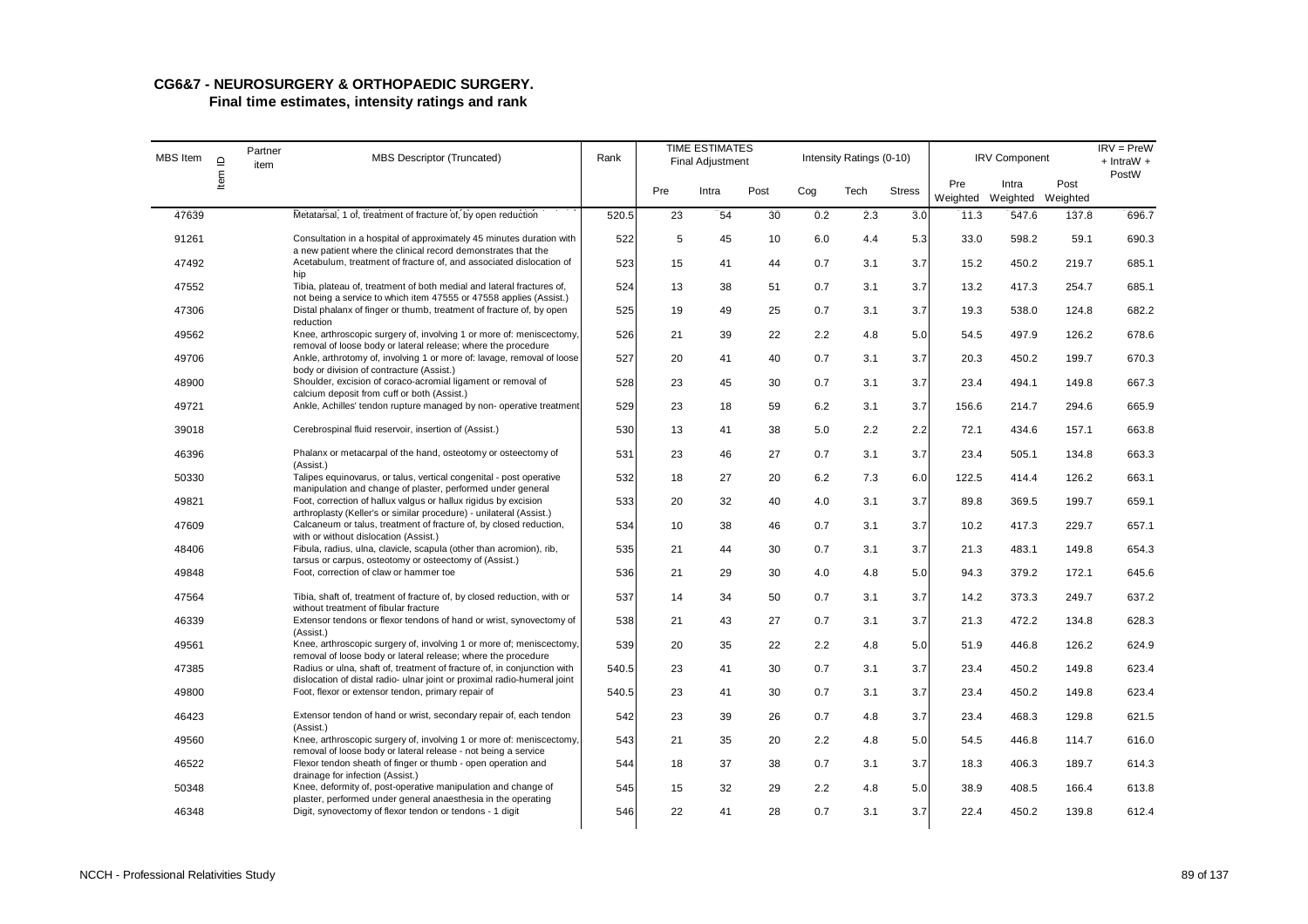## CG6&7 - NEUROSURGERY & ORTHOPAEDIC SURGERY.
### Final time estimates, intensity ratings and rank

| MBS Item | Item ID | Partner item | MBS Descriptor (Truncated) | Rank | TIME ESTIMATES Final Adjustment | | | Intensity Ratings (0-10) | | | IRV Component | | | IRV = PreW + IntraW + PostW |
|---|---|---|---|---|---|---|---|---|---|---|---|---|---|---|
| | | | | | Pre | Intra | Post | Cog | Tech | Stress | Pre Weighted | Intra Weighted | Post Weighted | |
| 47639 | | | Metatarsal, 1 of, treatment of fracture of, by open reduction | 520.5 | 23 | 54 | 30 | 0.2 | 2.3 | 3.0 | 11.3 | 547.6 | 137.8 | 696.7 |
| 91261 | | | Consultation in a hospital of approximately 45 minutes duration with a new patient where the clinical record demonstrates that the | 522 | 5 | 45 | 10 | 6.0 | 4.4 | 5.3 | 33.0 | 598.2 | 59.1 | 690.3 |
| 47492 | | | Acetabulum, treatment of fracture of, and associated dislocation of hip | 523 | 15 | 41 | 44 | 0.7 | 3.1 | 3.7 | 15.2 | 450.2 | 219.7 | 685.1 |
| 47552 | | | Tibia, plateau of, treatment of both medial and lateral fractures of, not being a service to which item 47555 or 47558 applies (Assist.) | 524 | 13 | 38 | 51 | 0.7 | 3.1 | 3.7 | 13.2 | 417.3 | 254.7 | 685.1 |
| 47306 | | | Distal phalanx of finger or thumb, treatment of fracture of, by open reduction | 525 | 19 | 49 | 25 | 0.7 | 3.1 | 3.7 | 19.3 | 538.0 | 124.8 | 682.2 |
| 49562 | | | Knee, arthroscopic surgery of, involving 1 or more of: meniscectomy, removal of loose body or lateral release; where the procedure | 526 | 21 | 39 | 22 | 2.2 | 4.8 | 5.0 | 54.5 | 497.9 | 126.2 | 678.6 |
| 49706 | | | Ankle, arthrotomy of, involving 1 or more of: lavage, removal of loose body or division of contracture (Assist.) | 527 | 20 | 41 | 40 | 0.7 | 3.1 | 3.7 | 20.3 | 450.2 | 199.7 | 670.3 |
| 48900 | | | Shoulder, excision of coraco-acromial ligament or removal of calcium deposit from cuff or both (Assist.) | 528 | 23 | 45 | 30 | 0.7 | 3.1 | 3.7 | 23.4 | 494.1 | 149.8 | 667.3 |
| 49721 | | | Ankle, Achilles' tendon rupture managed by non- operative treatment | 529 | 23 | 18 | 59 | 6.2 | 3.1 | 3.7 | 156.6 | 214.7 | 294.6 | 665.9 |
| 39018 | | | Cerebrospinal fluid reservoir, insertion of (Assist.) | 530 | 13 | 41 | 38 | 5.0 | 2.2 | 2.2 | 72.1 | 434.6 | 157.1 | 663.8 |
| 46396 | | | Phalanx or metacarpal of the hand, osteotomy or osteectomy of (Assist.) | 531 | 23 | 46 | 27 | 0.7 | 3.1 | 3.7 | 23.4 | 505.1 | 134.8 | 663.3 |
| 50330 | | | Talipes equinovarus, or talus, vertical congenital - post operative manipulation and change of plaster, performed under general | 532 | 18 | 27 | 20 | 6.2 | 7.3 | 6.0 | 122.5 | 414.4 | 126.2 | 663.1 |
| 49821 | | | Foot, correction of hallux valgus or hallux rigidus by excision arthroplasty (Keller's or similar procedure) - unilateral (Assist.) | 533 | 20 | 32 | 40 | 4.0 | 3.1 | 3.7 | 89.8 | 369.5 | 199.7 | 659.1 |
| 47609 | | | Calcaneum or talus, treatment of fracture of, by closed reduction, with or without dislocation (Assist.) | 534 | 10 | 38 | 46 | 0.7 | 3.1 | 3.7 | 10.2 | 417.3 | 229.7 | 657.1 |
| 48406 | | | Fibula, radius, ulna, clavicle, scapula (other than acromion), rib, tarsus or carpus, osteotomy or osteectomy of (Assist.) | 535 | 21 | 44 | 30 | 0.7 | 3.1 | 3.7 | 21.3 | 483.1 | 149.8 | 654.3 |
| 49848 | | | Foot, correction of claw or hammer toe | 536 | 21 | 29 | 30 | 4.0 | 4.8 | 5.0 | 94.3 | 379.2 | 172.1 | 645.6 |
| 47564 | | | Tibia, shaft of, treatment of fracture of, by closed reduction, with or without treatment of fibular fracture | 537 | 14 | 34 | 50 | 0.7 | 3.1 | 3.7 | 14.2 | 373.3 | 249.7 | 637.2 |
| 46339 | | | Extensor tendons or flexor tendons of hand or wrist, synovectomy of (Assist.) | 538 | 21 | 43 | 27 | 0.7 | 3.1 | 3.7 | 21.3 | 472.2 | 134.8 | 628.3 |
| 49561 | | | Knee, arthroscopic surgery of, involving 1 or more of; meniscectomy, removal of loose body or lateral release; where the procedure | 539 | 20 | 35 | 22 | 2.2 | 4.8 | 5.0 | 51.9 | 446.8 | 126.2 | 624.9 |
| 47385 | | | Radius or ulna, shaft of, treatment of fracture of, in conjunction with dislocation of distal radio- ulnar joint or proximal radio-humeral joint | 540.5 | 23 | 41 | 30 | 0.7 | 3.1 | 3.7 | 23.4 | 450.2 | 149.8 | 623.4 |
| 49800 | | | Foot, flexor or extensor tendon, primary repair of | 540.5 | 23 | 41 | 30 | 0.7 | 3.1 | 3.7 | 23.4 | 450.2 | 149.8 | 623.4 |
| 46423 | | | Extensor tendon of hand or wrist, secondary repair of, each tendon (Assist.) | 542 | 23 | 39 | 26 | 0.7 | 4.8 | 3.7 | 23.4 | 468.3 | 129.8 | 621.5 |
| 49560 | | | Knee, arthroscopic surgery of, involving 1 or more of: meniscectomy, removal of loose body or lateral release - not being a service | 543 | 21 | 35 | 20 | 2.2 | 4.8 | 5.0 | 54.5 | 446.8 | 114.7 | 616.0 |
| 46522 | | | Flexor tendon sheath of finger or thumb - open operation and drainage for infection (Assist.) | 544 | 18 | 37 | 38 | 0.7 | 3.1 | 3.7 | 18.3 | 406.3 | 189.7 | 614.3 |
| 50348 | | | Knee, deformity of, post-operative manipulation and change of plaster, performed under general anaesthesia in the operating | 545 | 15 | 32 | 29 | 2.2 | 4.8 | 5.0 | 38.9 | 408.5 | 166.4 | 613.8 |
| 46348 | | | Digit, synovectomy of flexor tendon or tendons - 1 digit | 546 | 22 | 41 | 28 | 0.7 | 3.1 | 3.7 | 22.4 | 450.2 | 139.8 | 612.4 |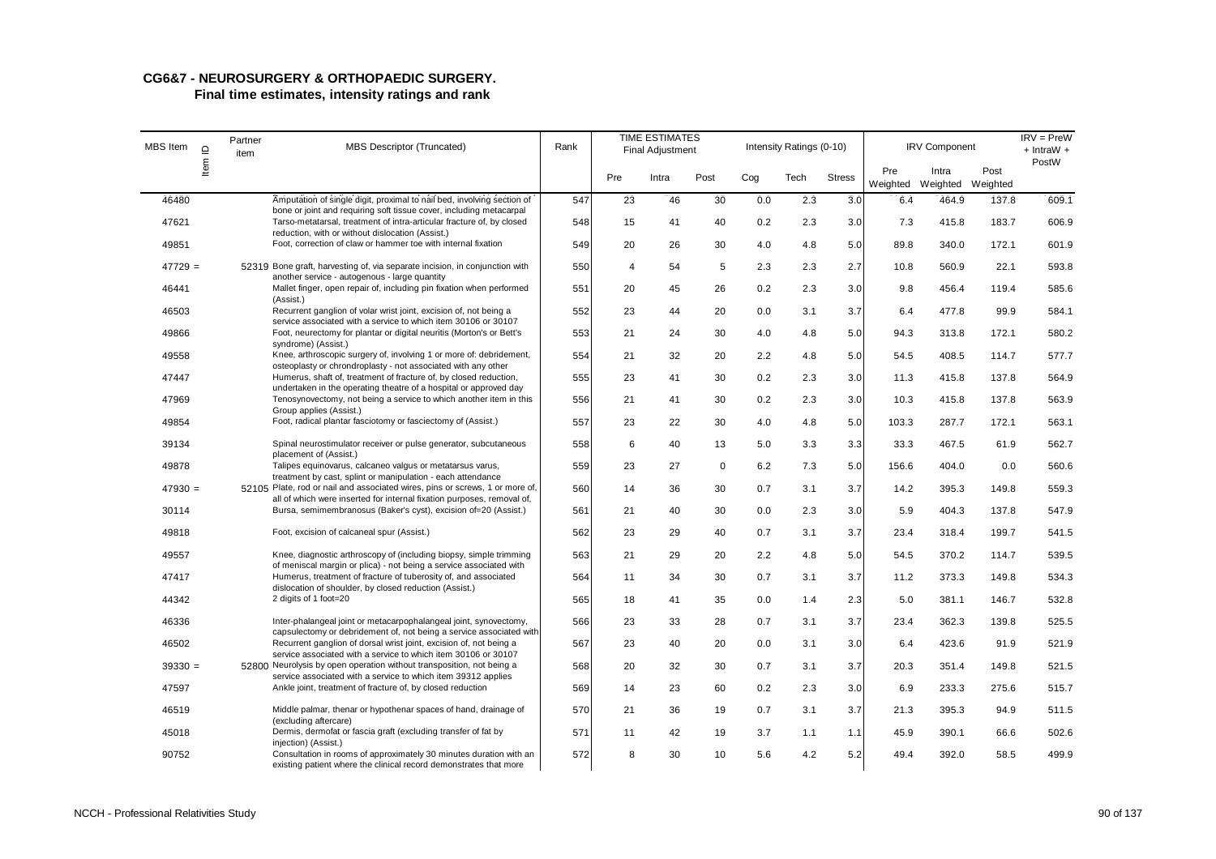# CG6&7 - NEUROSURGERY & ORTHOPAEDIC SURGERY.

## Final time estimates, intensity ratings and rank

| MBS Item | Item ID | Partner item | MBS Descriptor (Truncated) | Rank | TIME ESTIMATES Final Adjustment | | | Intensity Ratings (0-10) | | | IRV Component | | | IRV = PreW + IntraW + PostW |
|---|---|---|---|---|---|---|---|---|---|---|---|---|---|---|
| | | | | | Pre | Intra | Post | Cog | Tech | Stress | Pre Weighted | Intra Weighted | Post Weighted | |
| 46480 | | | Amputation of single digit, proximal to nail bed, involving section of bone or joint and requiring soft tissue cover, including metacarpal | 547 | 23 | 46 | 30 | 0.0 | 2.3 | 3.0 | 6.4 | 464.9 | 137.8 | 609.1 |
| 47621 | | | Tarso-metatarsal, treatment of intra-articular fracture of, by closed reduction, with or without dislocation (Assist.) | 548 | 15 | 41 | 40 | 0.2 | 2.3 | 3.0 | 7.3 | 415.8 | 183.7 | 606.9 |
| 49851 | | | Foot, correction of claw or hammer toe with internal fixation | 549 | 20 | 26 | 30 | 4.0 | 4.8 | 5.0 | 89.8 | 340.0 | 172.1 | 601.9 |
| 47729 = | | 52319 | Bone graft, harvesting of, via separate incision, in conjunction with another service - autogenous - large quantity | 550 | 4 | 54 | 5 | 2.3 | 2.3 | 2.7 | 10.8 | 560.9 | 22.1 | 593.8 |
| 46441 | | | Mallet finger, open repair of, including pin fixation when performed (Assist.) | 551 | 20 | 45 | 26 | 0.2 | 2.3 | 3.0 | 9.8 | 456.4 | 119.4 | 585.6 |
| 46503 | | | Recurrent ganglion of volar wrist joint, excision of, not being a service associated with a service to which item 30106 or 30107 | 552 | 23 | 44 | 20 | 0.0 | 3.1 | 3.7 | 6.4 | 477.8 | 99.9 | 584.1 |
| 49866 | | | Foot, neurectomy for plantar or digital neuritis (Morton's or Bett's syndrome) (Assist.) | 553 | 21 | 24 | 30 | 4.0 | 4.8 | 5.0 | 94.3 | 313.8 | 172.1 | 580.2 |
| 49558 | | | Knee, arthroscopic surgery of, involving 1 or more of: debridement, osteoplasty or chrondroplasty - not associated with any other | 554 | 21 | 32 | 20 | 2.2 | 4.8 | 5.0 | 54.5 | 408.5 | 114.7 | 577.7 |
| 47447 | | | Humerus, shaft of, treatment of fracture of, by closed reduction, undertaken in the operating theatre of a hospital or approved day | 555 | 23 | 41 | 30 | 0.2 | 2.3 | 3.0 | 11.3 | 415.8 | 137.8 | 564.9 |
| 47969 | | | Tenosynovectomy, not being a service to which another item in this Group applies (Assist.) | 556 | 21 | 41 | 30 | 0.2 | 2.3 | 3.0 | 10.3 | 415.8 | 137.8 | 563.9 |
| 49854 | | | Foot, radical plantar fasciotomy or fasciectomy of (Assist.) | 557 | 23 | 22 | 30 | 4.0 | 4.8 | 5.0 | 103.3 | 287.7 | 172.1 | 563.1 |
| 39134 | | | Spinal neurostimulator receiver or pulse generator, subcutaneous placement of (Assist.) | 558 | 6 | 40 | 13 | 5.0 | 3.3 | 3.3 | 33.3 | 467.5 | 61.9 | 562.7 |
| 49878 | | | Talipes equinovarus, calcaneo valgus or metatarsus varus, treatment by cast, splint or manipulation - each attendance | 559 | 23 | 27 | 0 | 6.2 | 7.3 | 5.0 | 156.6 | 404.0 | 0.0 | 560.6 |
| 47930 = | | 52105 | Plate, rod or nail and associated wires, pins or screws, 1 or more of, all of which were inserted for internal fixation purposes, removal of, | 560 | 14 | 36 | 30 | 0.7 | 3.1 | 3.7 | 14.2 | 395.3 | 149.8 | 559.3 |
| 30114 | | | Bursa, semimembranosus (Baker's cyst), excision of=20 (Assist.) | 561 | 21 | 40 | 30 | 0.0 | 2.3 | 3.0 | 5.9 | 404.3 | 137.8 | 547.9 |
| 49818 | | | Foot, excision of calcaneal spur (Assist.) | 562 | 23 | 29 | 40 | 0.7 | 3.1 | 3.7 | 23.4 | 318.4 | 199.7 | 541.5 |
| 49557 | | | Knee, diagnostic arthroscopy of (including biopsy, simple trimming of meniscal margin or plica) - not being a service associated with | 563 | 21 | 29 | 20 | 2.2 | 4.8 | 5.0 | 54.5 | 370.2 | 114.7 | 539.5 |
| 47417 | | | Humerus, treatment of fracture of tuberosity of, and associated dislocation of shoulder, by closed reduction (Assist.) | 564 | 11 | 34 | 30 | 0.7 | 3.1 | 3.7 | 11.2 | 373.3 | 149.8 | 534.3 |
| 44342 | | | 2 digits of 1 foot=20 | 565 | 18 | 41 | 35 | 0.0 | 1.4 | 2.3 | 5.0 | 381.1 | 146.7 | 532.8 |
| 46336 | | | Inter-phalangeal joint or metacarpophalangeal joint, synovectomy, capsulectomy or debridement of, not being a service associated with | 566 | 23 | 33 | 28 | 0.7 | 3.1 | 3.7 | 23.4 | 362.3 | 139.8 | 525.5 |
| 46502 | | | Recurrent ganglion of dorsal wrist joint, excision of, not being a service associated with a service to which item 30106 or 30107 | 567 | 23 | 40 | 20 | 0.0 | 3.1 | 3.0 | 6.4 | 423.6 | 91.9 | 521.9 |
| 39330 = | | 52800 | Neurolysis by open operation without transposition, not being a service associated with a service to which item 39312 applies | 568 | 20 | 32 | 30 | 0.7 | 3.1 | 3.7 | 20.3 | 351.4 | 149.8 | 521.5 |
| 47597 | | | Ankle joint, treatment of fracture of, by closed reduction | 569 | 14 | 23 | 60 | 0.2 | 2.3 | 3.0 | 6.9 | 233.3 | 275.6 | 515.7 |
| 46519 | | | Middle palmar, thenar or hypothenar spaces of hand, drainage of (excluding aftercare) | 570 | 21 | 36 | 19 | 0.7 | 3.1 | 3.7 | 21.3 | 395.3 | 94.9 | 511.5 |
| 45018 | | | Dermis, dermofat or fascia graft (excluding transfer of fat by injection) (Assist.) | 571 | 11 | 42 | 19 | 3.7 | 1.1 | 1.1 | 45.9 | 390.1 | 66.6 | 502.6 |
| 90752 | | | Consultation in rooms of approximately 30 minutes duration with an existing patient where the clinical record demonstrates that more | 572 | 8 | 30 | 10 | 5.6 | 4.2 | 5.2 | 49.4 | 392.0 | 58.5 | 499.9 |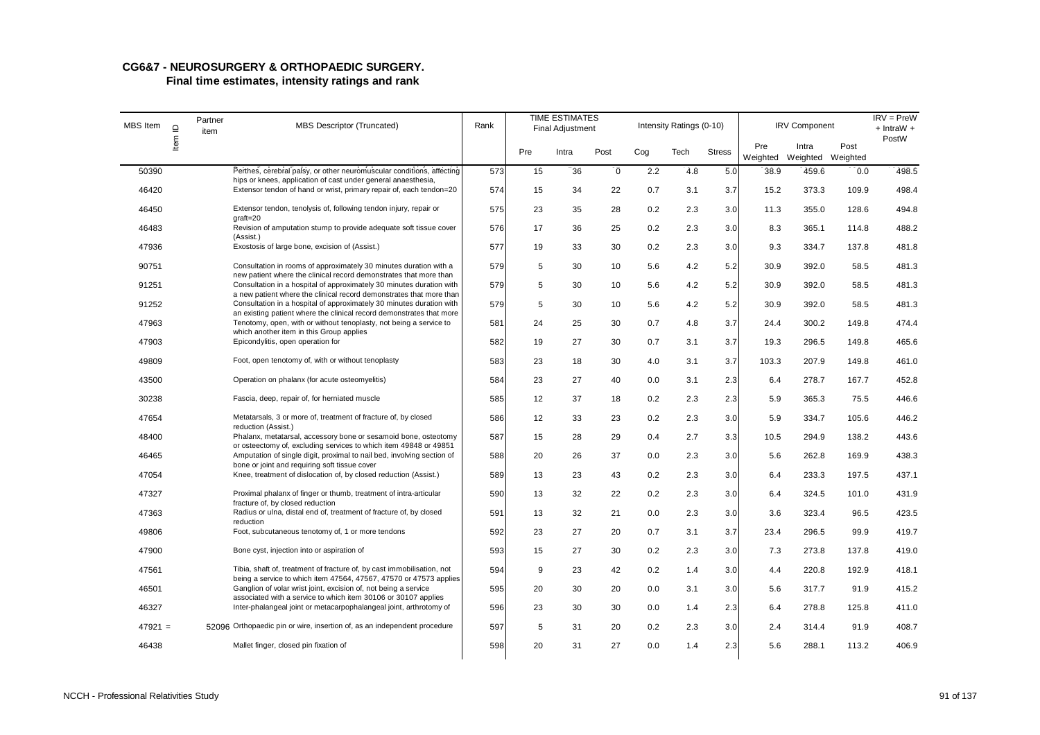## CG6&7 - NEUROSURGERY & ORTHOPAEDIC SURGERY.
### Final time estimates, intensity ratings and rank

| MBS Item | Item ID | Partner item | MBS Descriptor (Truncated) | Rank | TIME ESTIMATES Final Adjustment | | | Intensity Ratings (0-10) | | | IRV Component | | | IRV = PreW + IntraW + PostW |
|---|---|---|---|---|---|---|---|---|---|---|---|---|---|---|
| | | | | | Pre | Intra | Post | Cog | Tech | Stress | Pre Weighted | Intra Weighted | Post Weighted | |
| 50390 | | | Perthes, cerebral palsy, or other neuromuscular conditions, affecting hips or knees, application of cast under general anaesthesia, | 573 | 15 | 36 | 0 | 2.2 | 4.8 | 5.0 | 38.9 | 459.6 | 0.0 | 498.5 |
| 46420 | | | Extensor tendon of hand or wrist, primary repair of, each tendon=20 | 574 | 15 | 34 | 22 | 0.7 | 3.1 | 3.7 | 15.2 | 373.3 | 109.9 | 498.4 |
| 46450 | | | Extensor tendon, tenolysis of, following tendon injury, repair or graft=20 | 575 | 23 | 35 | 28 | 0.2 | 2.3 | 3.0 | 11.3 | 355.0 | 128.6 | 494.8 |
| 46483 | | | Revision of amputation stump to provide adequate soft tissue cover (Assist.) | 576 | 17 | 36 | 25 | 0.2 | 2.3 | 3.0 | 8.3 | 365.1 | 114.8 | 488.2 |
| 47936 | | | Exostosis of large bone, excision of (Assist.) | 577 | 19 | 33 | 30 | 0.2 | 2.3 | 3.0 | 9.3 | 334.7 | 137.8 | 481.8 |
| 90751 | | | Consultation in rooms of approximately 30 minutes duration with a new patient where the clinical record demonstrates that more than | 579 | 5 | 30 | 10 | 5.6 | 4.2 | 5.2 | 30.9 | 392.0 | 58.5 | 481.3 |
| 91251 | | | Consultation in a hospital of approximately 30 minutes duration with a new patient where the clinical record demonstrates that more than | 579 | 5 | 30 | 10 | 5.6 | 4.2 | 5.2 | 30.9 | 392.0 | 58.5 | 481.3 |
| 91252 | | | Consultation in a hospital of approximately 30 minutes duration with an existing patient where the clinical record demonstrates that more | 579 | 5 | 30 | 10 | 5.6 | 4.2 | 5.2 | 30.9 | 392.0 | 58.5 | 481.3 |
| 47963 | | | Tenotomy, open, with or without tenoplasty, not being a service to which another item in this Group applies | 581 | 24 | 25 | 30 | 0.7 | 4.8 | 3.7 | 24.4 | 300.2 | 149.8 | 474.4 |
| 47903 | | | Epicondylitis, open operation for | 582 | 19 | 27 | 30 | 0.7 | 3.1 | 3.7 | 19.3 | 296.5 | 149.8 | 465.6 |
| 49809 | | | Foot, open tenotomy of, with or without tenoplasty | 583 | 23 | 18 | 30 | 4.0 | 3.1 | 3.7 | 103.3 | 207.9 | 149.8 | 461.0 |
| 43500 | | | Operation on phalanx (for acute osteomyelitis) | 584 | 23 | 27 | 40 | 0.0 | 3.1 | 2.3 | 6.4 | 278.7 | 167.7 | 452.8 |
| 30238 | | | Fascia, deep, repair of, for herniated muscle | 585 | 12 | 37 | 18 | 0.2 | 2.3 | 2.3 | 5.9 | 365.3 | 75.5 | 446.6 |
| 47654 | | | Metatarsals, 3 or more of, treatment of fracture of, by closed reduction (Assist.) | 586 | 12 | 33 | 23 | 0.2 | 2.3 | 3.0 | 5.9 | 334.7 | 105.6 | 446.2 |
| 48400 | | | Phalanx, metatarsal, accessory bone or sesamoid bone, osteotomy or osteectomy of, excluding services to which item 49848 or 49851 | 587 | 15 | 28 | 29 | 0.4 | 2.7 | 3.3 | 10.5 | 294.9 | 138.2 | 443.6 |
| 46465 | | | Amputation of single digit, proximal to nail bed, involving section of bone or joint and requiring soft tissue cover | 588 | 20 | 26 | 37 | 0.0 | 2.3 | 3.0 | 5.6 | 262.8 | 169.9 | 438.3 |
| 47054 | | | Knee, treatment of dislocation of, by closed reduction (Assist.) | 589 | 13 | 23 | 43 | 0.2 | 2.3 | 3.0 | 6.4 | 233.3 | 197.5 | 437.1 |
| 47327 | | | Proximal phalanx of finger or thumb, treatment of intra-articular fracture of, by closed reduction | 590 | 13 | 32 | 22 | 0.2 | 2.3 | 3.0 | 6.4 | 324.5 | 101.0 | 431.9 |
| 47363 | | | Radius or ulna, distal end of, treatment of fracture of, by closed reduction | 591 | 13 | 32 | 21 | 0.0 | 2.3 | 3.0 | 3.6 | 323.4 | 96.5 | 423.5 |
| 49806 | | | Foot, subcutaneous tenotomy of, 1 or more tendons | 592 | 23 | 27 | 20 | 0.7 | 3.1 | 3.7 | 23.4 | 296.5 | 99.9 | 419.7 |
| 47900 | | | Bone cyst, injection into or aspiration of | 593 | 15 | 27 | 30 | 0.2 | 2.3 | 3.0 | 7.3 | 273.8 | 137.8 | 419.0 |
| 47561 | | | Tibia, shaft of, treatment of fracture of, by cast immobilisation, not being a service to which item 47564, 47567, 47570 or 47573 applies | 594 | 9 | 23 | 42 | 0.2 | 1.4 | 3.0 | 4.4 | 220.8 | 192.9 | 418.1 |
| 46501 | | | Ganglion of volar wrist joint, excision of, not being a service associated with a service to which item 30106 or 30107 applies | 595 | 20 | 30 | 20 | 0.0 | 3.1 | 3.0 | 5.6 | 317.7 | 91.9 | 415.2 |
| 46327 | | | Inter-phalangeal joint or metacarpophalangeal joint, arthrotomy of | 596 | 23 | 30 | 30 | 0.0 | 1.4 | 2.3 | 6.4 | 278.8 | 125.8 | 411.0 |
| 47921 = | | 52096 | Orthopaedic pin or wire, insertion of, as an independent procedure | 597 | 5 | 31 | 20 | 0.2 | 2.3 | 3.0 | 2.4 | 314.4 | 91.9 | 408.7 |
| 46438 | | | Mallet finger, closed pin fixation of | 598 | 20 | 31 | 27 | 0.0 | 1.4 | 2.3 | 5.6 | 288.1 | 113.2 | 406.9 |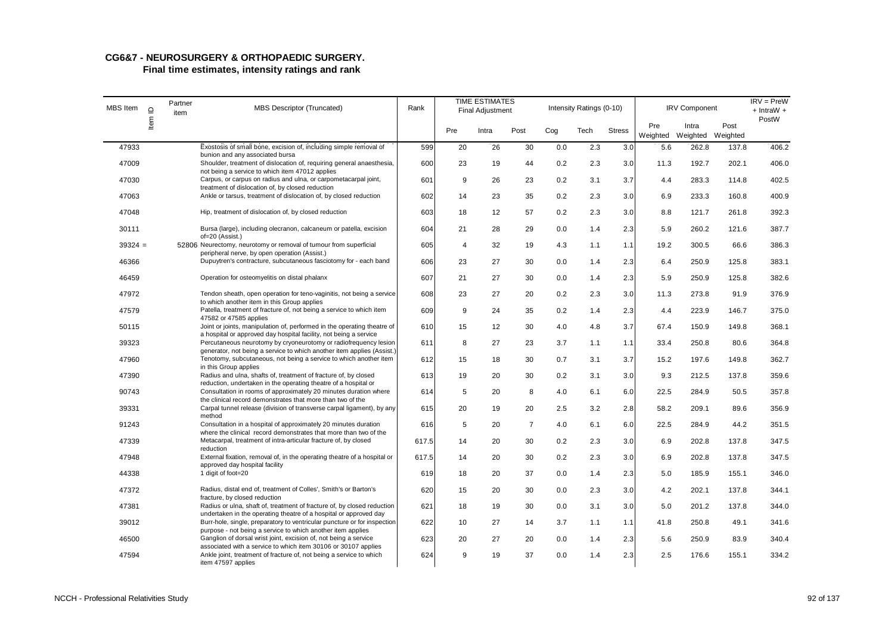# CG6&7 - NEUROSURGERY & ORTHOPAEDIC SURGERY.

## Final time estimates, intensity ratings and rank

| MBS Item | Item ID | Partner item | MBS Descriptor (Truncated) | Rank | TIME ESTIMATES Final Adjustment | | | Intensity Ratings (0-10) | | | IRV Component | | | IRV = PreW + IntraW + PostW |
|---|---|---|---|---|---|---|---|---|---|---|---|---|---|---|
| | | | | | Pre | Intra | Post | Cog | Tech | Stress | Pre Weighted | Intra Weighted | Post Weighted | |
| 47933 | | | Exostosis of small bone, excision of, including simple removal of bunion and any associated bursa | 599 | 20 | 26 | 30 | 0.0 | 2.3 | 3.0 | 5.6 | 262.8 | 137.8 | 406.2 |
| 47009 | | | Shoulder, treatment of dislocation of, requiring general anaesthesia, not being a service to which item 47012 applies | 600 | 23 | 19 | 44 | 0.2 | 2.3 | 3.0 | 11.3 | 192.7 | 202.1 | 406.0 |
| 47030 | | | Carpus, or carpus on radius and ulna, or carpometacarpal joint, treatment of dislocation of, by closed reduction | 601 | 9 | 26 | 23 | 0.2 | 3.1 | 3.7 | 4.4 | 283.3 | 114.8 | 402.5 |
| 47063 | | | Ankle or tarsus, treatment of dislocation of, by closed reduction | 602 | 14 | 23 | 35 | 0.2 | 2.3 | 3.0 | 6.9 | 233.3 | 160.8 | 400.9 |
| 47048 | | | Hip, treatment of dislocation of, by closed reduction | 603 | 18 | 12 | 57 | 0.2 | 2.3 | 3.0 | 8.8 | 121.7 | 261.8 | 392.3 |
| 30111 | | | Bursa (large), including olecranon, calcaneum or patella, excision of=20 (Assist.) | 604 | 21 | 28 | 29 | 0.0 | 1.4 | 2.3 | 5.9 | 260.2 | 121.6 | 387.7 |
| 39324 = | | 52806 | Neurectomy, neurotomy or removal of tumour from superficial peripheral nerve, by open operation (Assist.) | 605 | 4 | 32 | 19 | 4.3 | 1.1 | 1.1 | 19.2 | 300.5 | 66.6 | 386.3 |
| 46366 | | | Dupuytren's contracture, subcutaneous fasciotomy for - each band | 606 | 23 | 27 | 30 | 0.0 | 1.4 | 2.3 | 6.4 | 250.9 | 125.8 | 383.1 |
| 46459 | | | Operation for osteomyelitis on distal phalanx | 607 | 21 | 27 | 30 | 0.0 | 1.4 | 2.3 | 5.9 | 250.9 | 125.8 | 382.6 |
| 47972 | | | Tendon sheath, open operation for teno-vaginitis, not being a service to which another item in this Group applies | 608 | 23 | 27 | 20 | 0.2 | 2.3 | 3.0 | 11.3 | 273.8 | 91.9 | 376.9 |
| 47579 | | | Patella, treatment of fracture of, not being a service to which item 47582 or 47585 applies | 609 | 9 | 24 | 35 | 0.2 | 1.4 | 2.3 | 4.4 | 223.9 | 146.7 | 375.0 |
| 50115 | | | Joint or joints, manipulation of, performed in the operating theatre of a hospital or approved day hospital facility, not being a service | 610 | 15 | 12 | 30 | 4.0 | 4.8 | 3.7 | 67.4 | 150.9 | 149.8 | 368.1 |
| 39323 | | | Percutaneous neurotomy by cryoneurotomy or radiofrequency lesion generator, not being a service to which another item applies (Assist.) | 611 | 8 | 27 | 23 | 3.7 | 1.1 | 1.1 | 33.4 | 250.8 | 80.6 | 364.8 |
| 47960 | | | Tenotomy, subcutaneous, not being a service to which another item in this Group applies | 612 | 15 | 18 | 30 | 0.7 | 3.1 | 3.7 | 15.2 | 197.6 | 149.8 | 362.7 |
| 47390 | | | Radius and ulna, shafts of, treatment of fracture of, by closed reduction, undertaken in the operating theatre of a hospital or | 613 | 19 | 20 | 30 | 0.2 | 3.1 | 3.0 | 9.3 | 212.5 | 137.8 | 359.6 |
| 90743 | | | Consultation in rooms of approximately 20 minutes duration where the clinical record demonstrates that more than two of the | 614 | 5 | 20 | 8 | 4.0 | 6.1 | 6.0 | 22.5 | 284.9 | 50.5 | 357.8 |
| 39331 | | | Carpal tunnel release (division of transverse carpal ligament), by any method | 615 | 20 | 19 | 20 | 2.5 | 3.2 | 2.8 | 58.2 | 209.1 | 89.6 | 356.9 |
| 91243 | | | Consultation in a hospital of approximately 20 minutes duration where the clinical record demonstrates that more than two of the | 616 | 5 | 20 | 7 | 4.0 | 6.1 | 6.0 | 22.5 | 284.9 | 44.2 | 351.5 |
| 47339 | | | Metacarpal, treatment of intra-articular fracture of, by closed reduction | 617.5 | 14 | 20 | 30 | 0.2 | 2.3 | 3.0 | 6.9 | 202.8 | 137.8 | 347.5 |
| 47948 | | | External fixation, removal of, in the operating theatre of a hospital or approved day hospital facility | 617.5 | 14 | 20 | 30 | 0.2 | 2.3 | 3.0 | 6.9 | 202.8 | 137.8 | 347.5 |
| 44338 | | | 1 digit of foot=20 | 619 | 18 | 20 | 37 | 0.0 | 1.4 | 2.3 | 5.0 | 185.9 | 155.1 | 346.0 |
| 47372 | | | Radius, distal end of, treatment of Colles', Smith's or Barton's fracture, by closed reduction | 620 | 15 | 20 | 30 | 0.0 | 2.3 | 3.0 | 4.2 | 202.1 | 137.8 | 344.1 |
| 47381 | | | Radius or ulna, shaft of, treatment of fracture of, by closed reduction undertaken in the operating theatre of a hospital or approved day | 621 | 18 | 19 | 30 | 0.0 | 3.1 | 3.0 | 5.0 | 201.2 | 137.8 | 344.0 |
| 39012 | | | Burr-hole, single, preparatory to ventricular puncture or for inspection purpose - not being a service to which another item applies | 622 | 10 | 27 | 14 | 3.7 | 1.1 | 1.1 | 41.8 | 250.8 | 49.1 | 341.6 |
| 46500 | | | Ganglion of dorsal wrist joint, excision of, not being a service associated with a service to which item 30106 or 30107 applies | 623 | 20 | 27 | 20 | 0.0 | 1.4 | 2.3 | 5.6 | 250.9 | 83.9 | 340.4 |
| 47594 | | | Ankle joint, treatment of fracture of, not being a service to which item 47597 applies | 624 | 9 | 19 | 37 | 0.0 | 1.4 | 2.3 | 2.5 | 176.6 | 155.1 | 334.2 |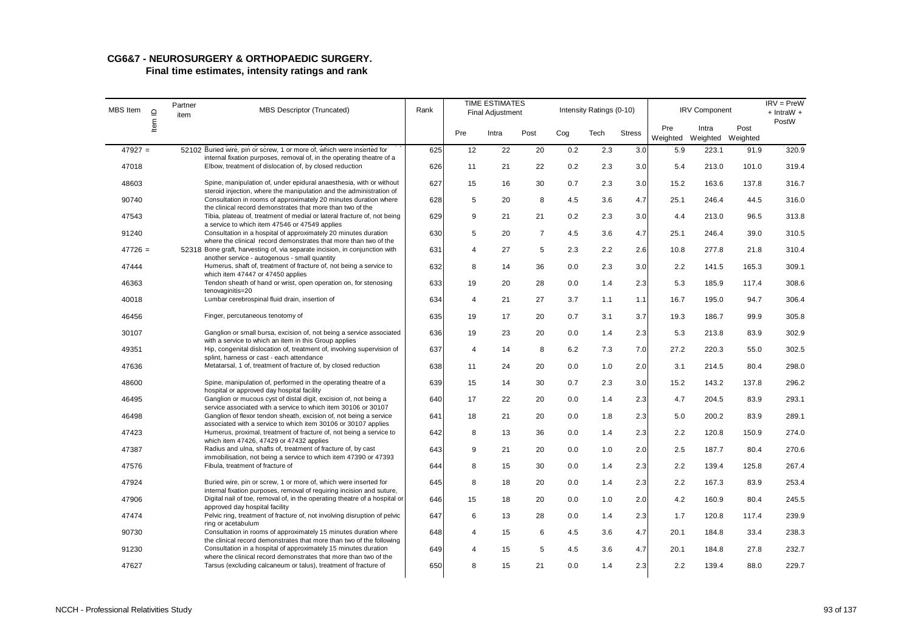# CG6&7 - NEUROSURGERY & ORTHOPAEDIC SURGERY.

## Final time estimates, intensity ratings and rank

| MBS Item | Item ID | Partner item | MBS Descriptor (Truncated) | Rank | TIME ESTIMATES Final Adjustment | | | Intensity Ratings (0-10) | | | IRV Component | | | IRV = PreW + IntraW + PostW |
|---|---|---|---|---|---|---|---|---|---|---|---|---|---|---|
| | | | | | Pre | Intra | Post | Cog | Tech | Stress | Pre Weighted | Intra Weighted | Post Weighted | |
| 47927 | = | 52102 | Buried wire, pin or screw, 1 or more of, which were inserted for internal fixation purposes, removal of, in the operating theatre of a | 625 | 12 | 22 | 20 | 0.2 | 2.3 | 3.0 | 5.9 | 223.1 | 91.9 | 320.9 |
| 47018 | | | Elbow, treatment of dislocation of, by closed reduction | 626 | 11 | 21 | 22 | 0.2 | 2.3 | 3.0 | 5.4 | 213.0 | 101.0 | 319.4 |
| 48603 | | | Spine, manipulation of, under epidural anaesthesia, with or without steroid injection, where the manipulation and the administration of | 627 | 15 | 16 | 30 | 0.7 | 2.3 | 3.0 | 15.2 | 163.6 | 137.8 | 316.7 |
| 90740 | | | Consultation in rooms of approximately 20 minutes duration where the clinical record demonstrates that more than two of the | 628 | 5 | 20 | 8 | 4.5 | 3.6 | 4.7 | 25.1 | 246.4 | 44.5 | 316.0 |
| 47543 | | | Tibia, plateau of, treatment of medial or lateral fracture of, not being a service to which item 47546 or 47549 applies | 629 | 9 | 21 | 21 | 0.2 | 2.3 | 3.0 | 4.4 | 213.0 | 96.5 | 313.8 |
| 91240 | | | Consultation in a hospital of approximately 20 minutes duration where the clinical record demonstrates that more than two of the | 630 | 5 | 20 | 7 | 4.5 | 3.6 | 4.7 | 25.1 | 246.4 | 39.0 | 310.5 |
| 47726 | = | 52318 | Bone graft, harvesting of, via separate incision, in conjunction with another service - autogenous - small quantity | 631 | 4 | 27 | 5 | 2.3 | 2.2 | 2.6 | 10.8 | 277.8 | 21.8 | 310.4 |
| 47444 | | | Humerus, shaft of, treatment of fracture of, not being a service to which item 47447 or 47450 applies | 632 | 8 | 14 | 36 | 0.0 | 2.3 | 3.0 | 2.2 | 141.5 | 165.3 | 309.1 |
| 46363 | | | Tendon sheath of hand or wrist, open operation on, for stenosing tenovaginitis=20 | 633 | 19 | 20 | 28 | 0.0 | 1.4 | 2.3 | 5.3 | 185.9 | 117.4 | 308.6 |
| 40018 | | | Lumbar cerebrospinal fluid drain, insertion of | 634 | 4 | 21 | 27 | 3.7 | 1.1 | 1.1 | 16.7 | 195.0 | 94.7 | 306.4 |
| 46456 | | | Finger, percutaneous tenotomy of | 635 | 19 | 17 | 20 | 0.7 | 3.1 | 3.7 | 19.3 | 186.7 | 99.9 | 305.8 |
| 30107 | | | Ganglion or small bursa, excision of, not being a service associated with a service to which an item in this Group applies | 636 | 19 | 23 | 20 | 0.0 | 1.4 | 2.3 | 5.3 | 213.8 | 83.9 | 302.9 |
| 49351 | | | Hip, congenital dislocation of, treatment of, involving supervision of splint, harness or cast - each attendance | 637 | 4 | 14 | 8 | 6.2 | 7.3 | 7.0 | 27.2 | 220.3 | 55.0 | 302.5 |
| 47636 | | | Metatarsal, 1 of, treatment of fracture of, by closed reduction | 638 | 11 | 24 | 20 | 0.0 | 1.0 | 2.0 | 3.1 | 214.5 | 80.4 | 298.0 |
| 48600 | | | Spine, manipulation of, performed in the operating theatre of a hospital or approved day hospital facility | 639 | 15 | 14 | 30 | 0.7 | 2.3 | 3.0 | 15.2 | 143.2 | 137.8 | 296.2 |
| 46495 | | | Ganglion or mucous cyst of distal digit, excision of, not being a service associated with a service to which item 30106 or 30107 | 640 | 17 | 22 | 20 | 0.0 | 1.4 | 2.3 | 4.7 | 204.5 | 83.9 | 293.1 |
| 46498 | | | Ganglion of flexor tendon sheath, excision of, not being a service associated with a service to which item 30106 or 30107 applies | 641 | 18 | 21 | 20 | 0.0 | 1.8 | 2.3 | 5.0 | 200.2 | 83.9 | 289.1 |
| 47423 | | | Humerus, proximal, treatment of fracture of, not being a service to which item 47426, 47429 or 47432 applies | 642 | 8 | 13 | 36 | 0.0 | 1.4 | 2.3 | 2.2 | 120.8 | 150.9 | 274.0 |
| 47387 | | | Radius and ulna, shafts of, treatment of fracture of, by cast immobilisation, not being a service to which item 47390 or 47393 | 643 | 9 | 21 | 20 | 0.0 | 1.0 | 2.0 | 2.5 | 187.7 | 80.4 | 270.6 |
| 47576 | | | Fibula, treatment of fracture of | 644 | 8 | 15 | 30 | 0.0 | 1.4 | 2.3 | 2.2 | 139.4 | 125.8 | 267.4 |
| 47924 | | | Buried wire, pin or screw, 1 or more of, which were inserted for internal fixation purposes, removal of requiring incision and suture, | 645 | 8 | 18 | 20 | 0.0 | 1.4 | 2.3 | 2.2 | 167.3 | 83.9 | 253.4 |
| 47906 | | | Digital nail of toe, removal of, in the operating theatre of a hospital or approved day hospital facility | 646 | 15 | 18 | 20 | 0.0 | 1.0 | 2.0 | 4.2 | 160.9 | 80.4 | 245.5 |
| 47474 | | | Pelvic ring, treatment of fracture of, not involving disruption of pelvic ring or acetabulum | 647 | 6 | 13 | 28 | 0.0 | 1.4 | 2.3 | 1.7 | 120.8 | 117.4 | 239.9 |
| 90730 | | | Consultation in rooms of approximately 15 minutes duration where the clinical record demonstrates that more than two of the following | 648 | 4 | 15 | 6 | 4.5 | 3.6 | 4.7 | 20.1 | 184.8 | 33.4 | 238.3 |
| 91230 | | | Consultation in a hospital of approximately 15 minutes duration where the clinical record demonstrates that more than two of the | 649 | 4 | 15 | 5 | 4.5 | 3.6 | 4.7 | 20.1 | 184.8 | 27.8 | 232.7 |
| 47627 | | | Tarsus (excluding calcaneum or talus), treatment of fracture of | 650 | 8 | 15 | 21 | 0.0 | 1.4 | 2.3 | 2.2 | 139.4 | 88.0 | 229.7 |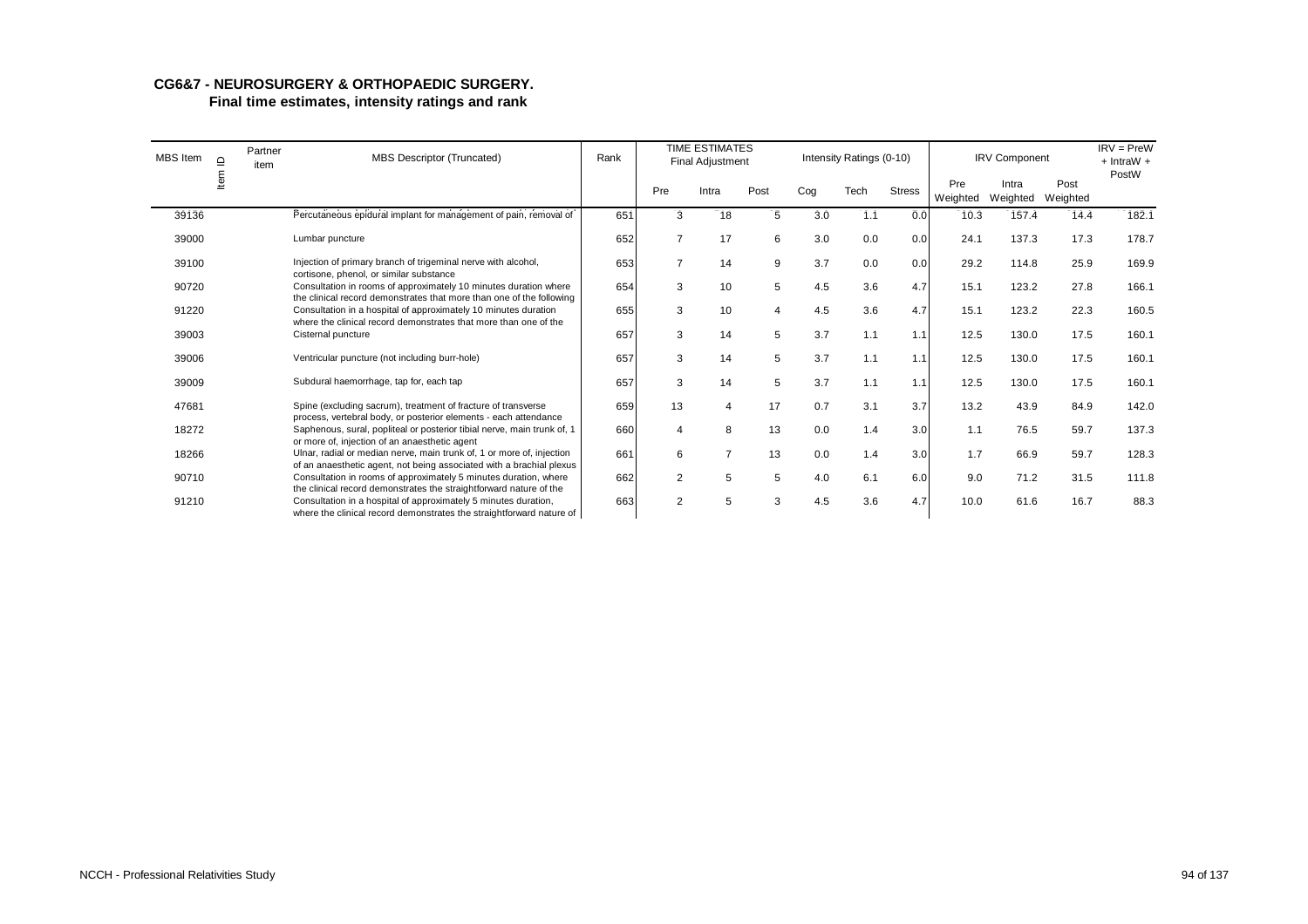## CG6&7 - NEUROSURGERY & ORTHOPAEDIC SURGERY.
### Final time estimates, intensity ratings and rank

| MBS Item | Item ID | Partner item | MBS Descriptor (Truncated) | Rank | TIME ESTIMATES Final Adjustment | | | Intensity Ratings (0-10) | | | IRV Component | | | IRV = PreW + IntraW + PostW |
|---|---|---|---|---|---|---|---|---|---|---|---|---|---|---|
| | | | | | Pre | Intra | Post | Cog | Tech | Stress | Pre Weighted | Intra Weighted | Post Weighted | |
| 39136 | | | Percutaneous epidural implant for management of pain, removal of | 651 | 3 | 18 | 5 | 3.0 | 1.1 | 0.0 | 10.3 | 157.4 | 14.4 | 182.1 |
| 39000 | | | Lumbar puncture | 652 | 7 | 17 | 6 | 3.0 | 0.0 | 0.0 | 24.1 | 137.3 | 17.3 | 178.7 |
| 39100 | | | Injection of primary branch of trigeminal nerve with alcohol, cortisone, phenol, or similar substance | 653 | 7 | 14 | 9 | 3.7 | 0.0 | 0.0 | 29.2 | 114.8 | 25.9 | 169.9 |
| 90720 | | | Consultation in rooms of approximately 10 minutes duration where the clinical record demonstrates that more than one of the following | 654 | 3 | 10 | 5 | 4.5 | 3.6 | 4.7 | 15.1 | 123.2 | 27.8 | 166.1 |
| 91220 | | | Consultation in a hospital of approximately 10 minutes duration where the clinical record demonstrates that more than one of the | 655 | 3 | 10 | 4 | 4.5 | 3.6 | 4.7 | 15.1 | 123.2 | 22.3 | 160.5 |
| 39003 | | | Cisternal puncture | 657 | 3 | 14 | 5 | 3.7 | 1.1 | 1.1 | 12.5 | 130.0 | 17.5 | 160.1 |
| 39006 | | | Ventricular puncture (not including burr-hole) | 657 | 3 | 14 | 5 | 3.7 | 1.1 | 1.1 | 12.5 | 130.0 | 17.5 | 160.1 |
| 39009 | | | Subdural haemorrhage, tap for, each tap | 657 | 3 | 14 | 5 | 3.7 | 1.1 | 1.1 | 12.5 | 130.0 | 17.5 | 160.1 |
| 47681 | | | Spine (excluding sacrum), treatment of fracture of transverse process, vertebral body, or posterior elements - each attendance | 659 | 13 | 4 | 17 | 0.7 | 3.1 | 3.7 | 13.2 | 43.9 | 84.9 | 142.0 |
| 18272 | | | Saphenous, sural, popliteal or posterior tibial nerve, main trunk of, 1 or more of, injection of an anaesthetic agent | 660 | 4 | 8 | 13 | 0.0 | 1.4 | 3.0 | 1.1 | 76.5 | 59.7 | 137.3 |
| 18266 | | | Ulnar, radial or median nerve, main trunk of, 1 or more of, injection of an anaesthetic agent, not being associated with a brachial plexus | 661 | 6 | 7 | 13 | 0.0 | 1.4 | 3.0 | 1.7 | 66.9 | 59.7 | 128.3 |
| 90710 | | | Consultation in rooms of approximately 5 minutes duration, where the clinical record demonstrates the straightforward nature of the | 662 | 2 | 5 | 5 | 4.0 | 6.1 | 6.0 | 9.0 | 71.2 | 31.5 | 111.8 |
| 91210 | | | Consultation in a hospital of approximately 5 minutes duration, where the clinical record demonstrates the straightforward nature of | 663 | 2 | 5 | 3 | 4.5 | 3.6 | 4.7 | 10.0 | 61.6 | 16.7 | 88.3 |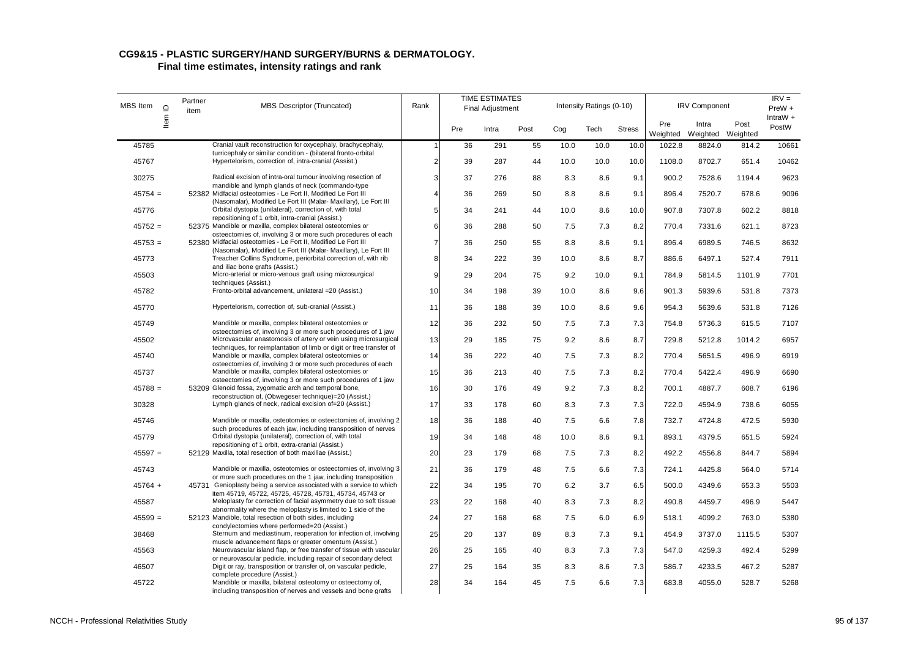## CG9&15 - PLASTIC SURGERY/HAND SURGERY/BURNS & DERMATOLOGY.

### Final time estimates, intensity ratings and rank

| MBS Item | Item ID | Partner item | MBS Descriptor (Truncated) | Rank | TIME ESTIMATES Final Adjustment | | | Intensity Ratings (0-10) | | | IRV Component | | | IRV = PreW + IntraW + PostW |
|---|---|---|---|---|---|---|---|---|---|---|---|---|---|---|
| | | | | | Pre | Intra | Post | Cog | Tech | Stress | Pre Weighted | Intra Weighted | Post Weighted | |
| 45785 | | | Cranial vault reconstruction for oxycephaly, brachycephaly, turricephaly or similar condition - (bilateral fronto-orbital | 1 | 36 | 291 | 55 | 10.0 | 10.0 | 10.0 | 1022.8 | 8824.0 | 814.2 | 10661 |
| 45767 | | | Hypertelorism, correction of, intra-cranial (Assist.) | 2 | 39 | 287 | 44 | 10.0 | 10.0 | 10.0 | 1108.0 | 8702.7 | 651.4 | 10462 |
| 30275 | | | Radical excision of intra-oral tumour involving resection of mandible and lymph glands of neck (commando-type | 3 | 37 | 276 | 88 | 8.3 | 8.6 | 9.1 | 900.2 | 7528.6 | 1194.4 | 9623 |
| 45754 = | | 52382 | Midfacial osteotomies - Le Fort II, Modified Le Fort III (Nasomalar), Modified Le Fort III (Malar- Maxillary), Le Fort III | 4 | 36 | 269 | 50 | 8.8 | 8.6 | 9.1 | 896.4 | 7520.7 | 678.6 | 9096 |
| 45776 | | | Orbital dystopia (unilateral), correction of, with total repositioning of 1 orbit, intra-cranial (Assist.) | 5 | 34 | 241 | 44 | 10.0 | 8.6 | 10.0 | 907.8 | 7307.8 | 602.2 | 8818 |
| 45752 = | | 52375 | Mandible or maxilla, complex bilateral osteotomies or osteectomies of, involving 3 or more such procedures of each | 6 | 36 | 288 | 50 | 7.5 | 7.3 | 8.2 | 770.4 | 7331.6 | 621.1 | 8723 |
| 45753 = | | 52380 | Midfacial osteotomies - Le Fort II, Modified Le Fort III (Nasomalar), Modified Le Fort III (Malar- Maxillary), Le Fort III | 7 | 36 | 250 | 55 | 8.8 | 8.6 | 9.1 | 896.4 | 6989.5 | 746.5 | 8632 |
| 45773 | | | Treacher Collins Syndrome, periorbital correction of, with rib and iliac bone grafts (Assist.) | 8 | 34 | 222 | 39 | 10.0 | 8.6 | 8.7 | 886.6 | 6497.1 | 527.4 | 7911 |
| 45503 | | | Micro-arterial or micro-venous graft using microsurgical techniques (Assist.) | 9 | 29 | 204 | 75 | 9.2 | 10.0 | 9.1 | 784.9 | 5814.5 | 1101.9 | 7701 |
| 45782 | | | Fronto-orbital advancement, unilateral =20 (Assist.) | 10 | 34 | 198 | 39 | 10.0 | 8.6 | 9.6 | 901.3 | 5939.6 | 531.8 | 7373 |
| 45770 | | | Hypertelorism, correction of, sub-cranial (Assist.) | 11 | 36 | 188 | 39 | 10.0 | 8.6 | 9.6 | 954.3 | 5639.6 | 531.8 | 7126 |
| 45749 | | | Mandible or maxilla, complex bilateral osteotomies or osteectomies of, involving 3 or more such procedures of 1 jaw | 12 | 36 | 232 | 50 | 7.5 | 7.3 | 7.3 | 754.8 | 5736.3 | 615.5 | 7107 |
| 45502 | | | Microvascular anastomosis of artery or vein using microsurgical techniques, for reimplantation of limb or digit or free transfer of | 13 | 29 | 185 | 75 | 9.2 | 8.6 | 8.7 | 729.8 | 5212.8 | 1014.2 | 6957 |
| 45740 | | | Mandible or maxilla, complex bilateral osteotomies or osteectomies of, involving 3 or more such procedures of each | 14 | 36 | 222 | 40 | 7.5 | 7.3 | 8.2 | 770.4 | 5651.5 | 496.9 | 6919 |
| 45737 | | | Mandible or maxilla, complex bilateral osteotomies or osteectomies of, involving 3 or more such procedures of 1 jaw | 15 | 36 | 213 | 40 | 7.5 | 7.3 | 8.2 | 770.4 | 5422.4 | 496.9 | 6690 |
| 45788 = | | 53209 | Glenoid fossa, zygomatic arch and temporal bone, reconstruction of, (Obwegeser technique)=20 (Assist.) | 16 | 30 | 176 | 49 | 9.2 | 7.3 | 8.2 | 700.1 | 4887.7 | 608.7 | 6196 |
| 30328 | | | Lymph glands of neck, radical excision of=20 (Assist.) | 17 | 33 | 178 | 60 | 8.3 | 7.3 | 7.3 | 722.0 | 4594.9 | 738.6 | 6055 |
| 45746 | | | Mandible or maxilla, osteotomies or osteectomies of, involving 2 such procedures of each jaw, including transposition of nerves | 18 | 36 | 188 | 40 | 7.5 | 6.6 | 7.8 | 732.7 | 4724.8 | 472.5 | 5930 |
| 45779 | | | Orbital dystopia (unilateral), correction of, with total repositioning of 1 orbit, extra-cranial (Assist.) | 19 | 34 | 148 | 48 | 10.0 | 8.6 | 9.1 | 893.1 | 4379.5 | 651.5 | 5924 |
| 45597 = | | 52129 | Maxilla, total resection of both maxillae (Assist.) | 20 | 23 | 179 | 68 | 7.5 | 7.3 | 8.2 | 492.2 | 4556.8 | 844.7 | 5894 |
| 45743 | | | Mandible or maxilla, osteotomies or osteectomies of, involving 3 or more such procedures on the 1 jaw, including transposition | 21 | 36 | 179 | 48 | 7.5 | 6.6 | 7.3 | 724.1 | 4425.8 | 564.0 | 5714 |
| 45764 + | | 45731 | Genioplasty being a service associated with a service to which item 45719, 45722, 45725, 45728, 45731, 45734, 45743 or | 22 | 34 | 195 | 70 | 6.2 | 3.7 | 6.5 | 500.0 | 4349.6 | 653.3 | 5503 |
| 45587 | | | Meloplasty for correction of facial asymmetry due to soft tissue abnormality where the meloplasty is limited to 1 side of the | 23 | 22 | 168 | 40 | 8.3 | 7.3 | 8.2 | 490.8 | 4459.7 | 496.9 | 5447 |
| 45599 = | | 52123 | Mandible, total resection of both sides, including condylectomies where performed=20 (Assist.) | 24 | 27 | 168 | 68 | 7.5 | 6.0 | 6.9 | 518.1 | 4099.2 | 763.0 | 5380 |
| 38468 | | | Sternum and mediastinum, reoperation for infection of, involving muscle advancement flaps or greater omentum (Assist.) | 25 | 20 | 137 | 89 | 8.3 | 7.3 | 9.1 | 454.9 | 3737.0 | 1115.5 | 5307 |
| 45563 | | | Neurovascular island flap, or free transfer of tissue with vascular or neurovascular pedicle, including repair of secondary defect | 26 | 25 | 165 | 40 | 8.3 | 7.3 | 7.3 | 547.0 | 4259.3 | 492.4 | 5299 |
| 46507 | | | Digit or ray, transposition or transfer of, on vascular pedicle, complete procedure (Assist.) | 27 | 25 | 164 | 35 | 8.3 | 8.6 | 7.3 | 586.7 | 4233.5 | 467.2 | 5287 |
| 45722 | | | Mandible or maxilla, bilateral osteotomy or osteectomy of, including transposition of nerves and vessels and bone grafts | 28 | 34 | 164 | 45 | 7.5 | 6.6 | 7.3 | 683.8 | 4055.0 | 528.7 | 5268 |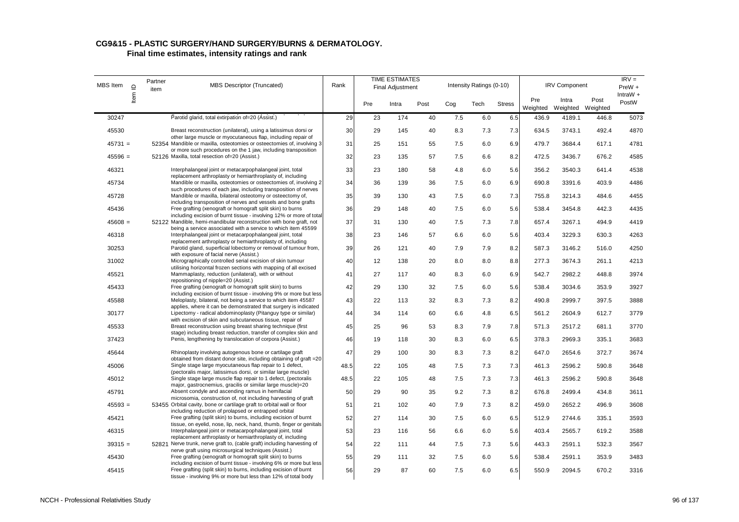## CG9&15 - PLASTIC SURGERY/HAND SURGERY/BURNS & DERMATOLOGY.

### Final time estimates, intensity ratings and rank

| MBS Item | Item ID | Partner item | MBS Descriptor (Truncated) | Rank | TIME ESTIMATES Final Adjustment | | | Intensity Ratings (0-10) | | | IRV Component | | | IRV = PreW + IntraW + PostW |
|---|---|---|---|---|---|---|---|---|---|---|---|---|---|---|
| | | | | | Pre | Intra | Post | Cog | Tech | Stress | Pre Weighted | Intra Weighted | Post Weighted | |
| 30247 | | | Parotid gland, total extirpation of=20 (Assist.) | 29 | 23 | 174 | 40 | 7.5 | 6.0 | 6.5 | 436.9 | 4189.1 | 446.8 | 5073 |
| 45530 | | | Breast reconstruction (unilateral), using a latissimus dorsi or other large muscle or myocutaneous flap, including repair of | 30 | 29 | 145 | 40 | 8.3 | 7.3 | 7.3 | 634.5 | 3743.1 | 492.4 | 4870 |
| 45731 = | | 52354 | Mandible or maxilla, osteotomies or osteectomies of, involving 3 or more such procedures on the 1 jaw, including transposition | 31 | 25 | 151 | 55 | 7.5 | 6.0 | 6.9 | 479.7 | 3684.4 | 617.1 | 4781 |
| 45596 = | | 52126 | Maxilla, total resection of=20 (Assist.) | 32 | 23 | 135 | 57 | 7.5 | 6.6 | 8.2 | 472.5 | 3436.7 | 676.2 | 4585 |
| 46321 | | | Interphalangeal joint or metacarpophalangeal joint, total replacement arthroplasty or hemiarthroplasty of, including | 33 | 23 | 180 | 58 | 4.8 | 6.0 | 5.6 | 356.2 | 3540.3 | 641.4 | 4538 |
| 45734 | | | Mandible or maxilla, osteotomies or osteectomies of, involving 2 such procedures of each jaw, including transposition of nerves | 34 | 36 | 139 | 36 | 7.5 | 6.0 | 6.9 | 690.8 | 3391.6 | 403.9 | 4486 |
| 45728 | | | Mandible or maxilla, bilateral osteotomy or osteectomy of, including transposition of nerves and vessels and bone grafts | 35 | 39 | 130 | 43 | 7.5 | 6.0 | 7.3 | 755.8 | 3214.3 | 484.6 | 4455 |
| 45436 | | | Free grafting (xenograft or homograft split skin) to burns including excision of burnt tissue - involving 12% or more of total | 36 | 29 | 148 | 40 | 7.5 | 6.0 | 5.6 | 538.4 | 3454.8 | 442.3 | 4435 |
| 45608 = | | 52122 | Mandible, hemi-mandibular reconstruction with bone graft, not being a service associated with a service to which item 45599 | 37 | 31 | 130 | 40 | 7.5 | 7.3 | 7.8 | 657.4 | 3267.1 | 494.9 | 4419 |
| 46318 | | | Interphalangeal joint or metacarpophalangeal joint, total replacement arthroplasty or hemiarthroplasty of, including | 38 | 23 | 146 | 57 | 6.6 | 6.0 | 5.6 | 403.4 | 3229.3 | 630.3 | 4263 |
| 30253 | | | Parotid gland, superficial lobectomy or removal of tumour from, with exposure of facial nerve (Assist.) | 39 | 26 | 121 | 40 | 7.9 | 7.9 | 8.2 | 587.3 | 3146.2 | 516.0 | 4250 |
| 31002 | | | Micrographically controlled serial excision of skin tumour utilising horizontal frozen sections with mapping of all excised | 40 | 12 | 138 | 20 | 8.0 | 8.0 | 8.8 | 277.3 | 3674.3 | 261.1 | 4213 |
| 45521 | | | Mammaplasty, reduction (unilateral), with or without repositioning of nipple=20 (Assist.) | 41 | 27 | 117 | 40 | 8.3 | 6.0 | 6.9 | 542.7 | 2982.2 | 448.8 | 3974 |
| 45433 | | | Free grafting (xenograft or homograft split skin) to burns including excision of burnt tissue - involving 9% or more but less | 42 | 29 | 130 | 32 | 7.5 | 6.0 | 5.6 | 538.4 | 3034.6 | 353.9 | 3927 |
| 45588 | | | Meloplasty, bilateral, not being a service to which item 45587 applies, where it can be demonstrated that surgery is indicated | 43 | 22 | 113 | 32 | 8.3 | 7.3 | 8.2 | 490.8 | 2999.7 | 397.5 | 3888 |
| 30177 | | | Lipectomy - radical abdominoplasty (Pitanguy type or similar) with excision of skin and subcutaneous tissue, repair of | 44 | 34 | 114 | 60 | 6.6 | 4.8 | 6.5 | 561.2 | 2604.9 | 612.7 | 3779 |
| 45533 | | | Breast reconstruction using breast sharing technique (first stage) including breast reduction, transfer of complex skin and | 45 | 25 | 96 | 53 | 8.3 | 7.9 | 7.8 | 571.3 | 2517.2 | 681.1 | 3770 |
| 37423 | | | Penis, lengthening by translocation of corpora (Assist.) | 46 | 19 | 118 | 30 | 8.3 | 6.0 | 6.5 | 378.3 | 2969.3 | 335.1 | 3683 |
| 45644 | | | Rhinoplasty involving autogenous bone or cartilage graft obtained from distant donor site, including obtaining of graft =20 | 47 | 29 | 100 | 30 | 8.3 | 7.3 | 8.2 | 647.0 | 2654.6 | 372.7 | 3674 |
| 45006 | | | Single stage large myocutaneous flap repair to 1 defect, (pectoralis major, latissimus dorsi, or similar large muscle) | 48.5 | 22 | 105 | 48 | 7.5 | 7.3 | 7.3 | 461.3 | 2596.2 | 590.8 | 3648 |
| 45012 | | | Single stage large muscle flap repair to 1 defect, (pectoralis major, gastrocnemius, gracilis or similar large muscle)=20 | 48.5 | 22 | 105 | 48 | 7.5 | 7.3 | 7.3 | 461.3 | 2596.2 | 590.8 | 3648 |
| 45791 | | | Absent condyle and ascending ramus in hemifacial microsomia, construction of, not including harvesting of graft | 50 | 29 | 90 | 35 | 9.2 | 7.3 | 8.2 | 676.8 | 2499.4 | 434.8 | 3611 |
| 45593 = | | 53455 | Orbital cavity, bone or cartilage graft to orbital wall or floor including reduction of prolapsed or entrapped orbital | 51 | 21 | 102 | 40 | 7.9 | 7.3 | 8.2 | 459.0 | 2652.2 | 496.9 | 3608 |
| 45421 | | | Free grafting (split skin) to burns, including excision of burnt tissue, on eyelid, nose, lip, neck, hand, thumb, finger or genitals | 52 | 27 | 114 | 30 | 7.5 | 6.0 | 6.5 | 512.9 | 2744.6 | 335.1 | 3593 |
| 46315 | | | Interphalangeal joint or metacarpophalangeal joint, total replacement arthroplasty or hemiarthroplasty of, including | 53 | 23 | 116 | 56 | 6.6 | 6.0 | 5.6 | 403.4 | 2565.7 | 619.2 | 3588 |
| 39315 = | | 52821 | Nerve trunk, nerve graft to, (cable graft) including harvesting of nerve graft using microsurgical techniques (Assist.) | 54 | 22 | 111 | 44 | 7.5 | 7.3 | 5.6 | 443.3 | 2591.1 | 532.3 | 3567 |
| 45430 | | | Free grafting (xenograft or homograft split skin) to burns including excision of burnt tissue - involving 6% or more but less | 55 | 29 | 111 | 32 | 7.5 | 6.0 | 5.6 | 538.4 | 2591.1 | 353.9 | 3483 |
| 45415 | | | Free grafting (split skin) to burns, including excision of burnt tissue - involving 9% or more but less than 12% of total body | 56 | 29 | 87 | 60 | 7.5 | 6.0 | 6.5 | 550.9 | 2094.5 | 670.2 | 3316 |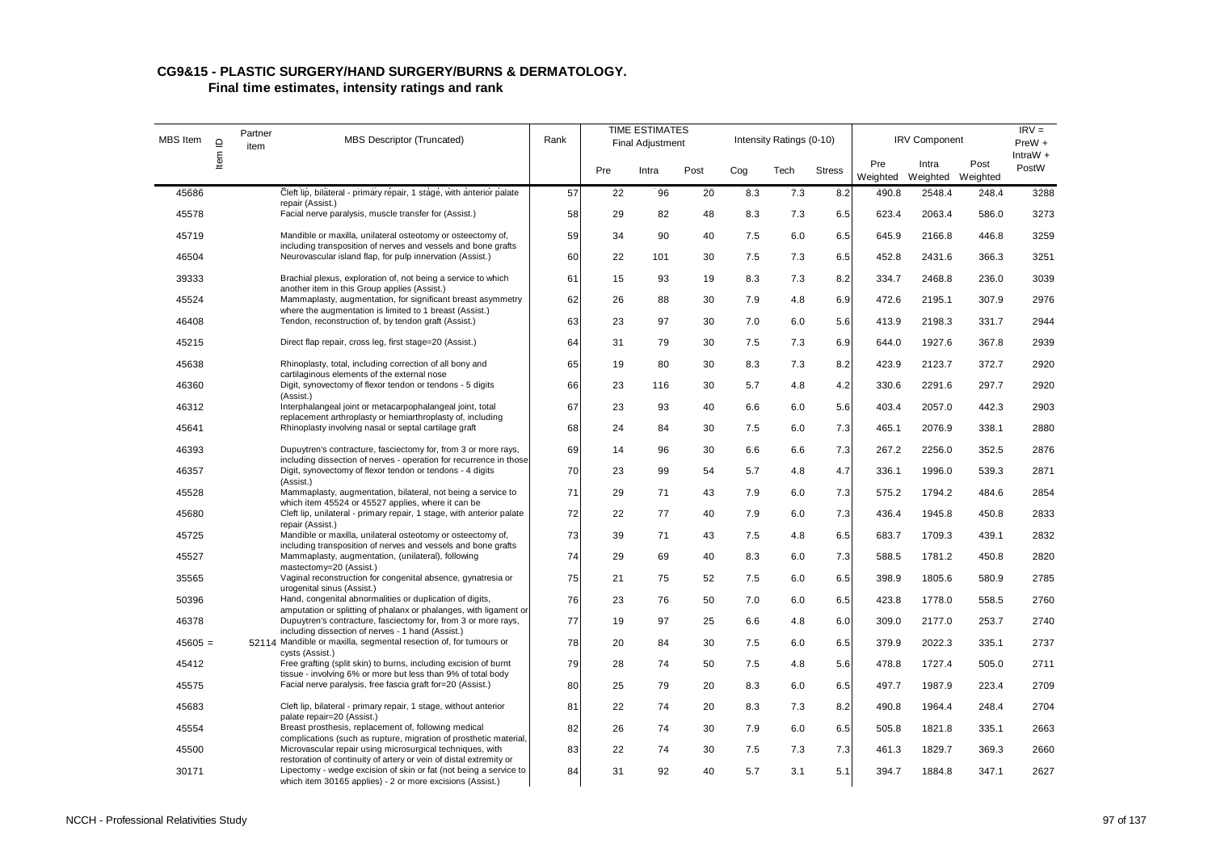## CG9&15 - PLASTIC SURGERY/HAND SURGERY/BURNS & DERMATOLOGY.

### Final time estimates, intensity ratings and rank

| MBS Item | Item ID | Partner item | MBS Descriptor (Truncated) | Rank | TIME ESTIMATES Final Adjustment | | | Intensity Ratings (0-10) | | | IRV Component | | | IRV = PreW + IntraW + PostW |
|---|---|---|---|---|---|---|---|---|---|---|---|---|---|---|
| | | | | | Pre | Intra | Post | Cog | Tech | Stress | Pre Weighted | Intra Weighted | Post Weighted | |
| 45686 | | | Cleft lip, bilateral - primary repair, 1 stage, with anterior palate repair (Assist.) | 57 | 22 | 96 | 20 | 8.3 | 7.3 | 8.2 | 490.8 | 2548.4 | 248.4 | 3288 |
| 45578 | | | Facial nerve paralysis, muscle transfer for (Assist.) | 58 | 29 | 82 | 48 | 8.3 | 7.3 | 6.5 | 623.4 | 2063.4 | 586.0 | 3273 |
| 45719 | | | Mandible or maxilla, unilateral osteotomy or osteectomy of, including transposition of nerves and vessels and bone grafts | 59 | 34 | 90 | 40 | 7.5 | 6.0 | 6.5 | 645.9 | 2166.8 | 446.8 | 3259 |
| 46504 | | | Neurovascular island flap, for pulp innervation (Assist.) | 60 | 22 | 101 | 30 | 7.5 | 7.3 | 6.5 | 452.8 | 2431.6 | 366.3 | 3251 |
| 39333 | | | Brachial plexus, exploration of, not being a service to which another item in this Group applies (Assist.) | 61 | 15 | 93 | 19 | 8.3 | 7.3 | 8.2 | 334.7 | 2468.8 | 236.0 | 3039 |
| 45524 | | | Mammaplasty, augmentation, for significant breast asymmetry where the augmentation is limited to 1 breast (Assist.) | 62 | 26 | 88 | 30 | 7.9 | 4.8 | 6.9 | 472.6 | 2195.1 | 307.9 | 2976 |
| 46408 | | | Tendon, reconstruction of, by tendon graft (Assist.) | 63 | 23 | 97 | 30 | 7.0 | 6.0 | 5.6 | 413.9 | 2198.3 | 331.7 | 2944 |
| 45215 | | | Direct flap repair, cross leg, first stage=20 (Assist.) | 64 | 31 | 79 | 30 | 7.5 | 7.3 | 6.9 | 644.0 | 1927.6 | 367.8 | 2939 |
| 45638 | | | Rhinoplasty, total, including correction of all bony and cartilaginous elements of the external nose | 65 | 19 | 80 | 30 | 8.3 | 7.3 | 8.2 | 423.9 | 2123.7 | 372.7 | 2920 |
| 46360 | | | Digit, synovectomy of flexor tendon or tendons - 5 digits (Assist.) | 66 | 23 | 116 | 30 | 5.7 | 4.8 | 4.2 | 330.6 | 2291.6 | 297.7 | 2920 |
| 46312 | | | Interphalangeal joint or metacarpophalangeal joint, total replacement arthroplasty or hemiarthroplasty of, including | 67 | 23 | 93 | 40 | 6.6 | 6.0 | 5.6 | 403.4 | 2057.0 | 442.3 | 2903 |
| 45641 | | | Rhinoplasty involving nasal or septal cartilage graft | 68 | 24 | 84 | 30 | 7.5 | 6.0 | 7.3 | 465.1 | 2076.9 | 338.1 | 2880 |
| 46393 | | | Dupuytren's contracture, fasciectomy for, from 3 or more rays, including dissection of nerves - operation for recurrence in those | 69 | 14 | 96 | 30 | 6.6 | 6.6 | 7.3 | 267.2 | 2256.0 | 352.5 | 2876 |
| 46357 | | | Digit, synovectomy of flexor tendon or tendons - 4 digits (Assist.) | 70 | 23 | 99 | 54 | 5.7 | 4.8 | 4.7 | 336.1 | 1996.0 | 539.3 | 2871 |
| 45528 | | | Mammaplasty, augmentation, bilateral, not being a service to which item 45524 or 45527 applies, where it can be | 71 | 29 | 71 | 43 | 7.9 | 6.0 | 7.3 | 575.2 | 1794.2 | 484.6 | 2854 |
| 45680 | | | Cleft lip, unilateral - primary repair, 1 stage, with anterior palate repair (Assist.) | 72 | 22 | 77 | 40 | 7.9 | 6.0 | 7.3 | 436.4 | 1945.8 | 450.8 | 2833 |
| 45725 | | | Mandible or maxilla, unilateral osteotomy or osteectomy of, including transposition of nerves and vessels and bone grafts | 73 | 39 | 71 | 43 | 7.5 | 4.8 | 6.5 | 683.7 | 1709.3 | 439.1 | 2832 |
| 45527 | | | Mammaplasty, augmentation, (unilateral), following mastectomy=20 (Assist.) | 74 | 29 | 69 | 40 | 8.3 | 6.0 | 7.3 | 588.5 | 1781.2 | 450.8 | 2820 |
| 35565 | | | Vaginal reconstruction for congenital absence, gynatresia or urogenital sinus (Assist.) | 75 | 21 | 75 | 52 | 7.5 | 6.0 | 6.5 | 398.9 | 1805.6 | 580.9 | 2785 |
| 50396 | | | Hand, congenital abnormalities or duplication of digits, amputation or splitting of phalanx or phalanges, with ligament or | 76 | 23 | 76 | 50 | 7.0 | 6.0 | 6.5 | 423.8 | 1778.0 | 558.5 | 2760 |
| 46378 | | | Dupuytren's contracture, fasciectomy for, from 3 or more rays, including dissection of nerves - 1 hand (Assist.) | 77 | 19 | 97 | 25 | 6.6 | 4.8 | 6.0 | 309.0 | 2177.0 | 253.7 | 2740 |
| 45605 = | | 52114 | Mandible or maxilla, segmental resection of, for tumours or cysts (Assist.) | 78 | 20 | 84 | 30 | 7.5 | 6.0 | 6.5 | 379.9 | 2022.3 | 335.1 | 2737 |
| 45412 | | | Free grafting (split skin) to burns, including excision of burnt tissue - involving 6% or more but less than 9% of total body | 79 | 28 | 74 | 50 | 7.5 | 4.8 | 5.6 | 478.8 | 1727.4 | 505.0 | 2711 |
| 45575 | | | Facial nerve paralysis, free fascia graft for=20 (Assist.) | 80 | 25 | 79 | 20 | 8.3 | 6.0 | 6.5 | 497.7 | 1987.9 | 223.4 | 2709 |
| 45683 | | | Cleft lip, bilateral - primary repair, 1 stage, without anterior palate repair=20 (Assist.) | 81 | 22 | 74 | 20 | 8.3 | 7.3 | 8.2 | 490.8 | 1964.4 | 248.4 | 2704 |
| 45554 | | | Breast prosthesis, replacement of, following medical complications (such as rupture, migration of prosthetic material, | 82 | 26 | 74 | 30 | 7.9 | 6.0 | 6.5 | 505.8 | 1821.8 | 335.1 | 2663 |
| 45500 | | | Microvascular repair using microsurgical techniques, with restoration of continuity of artery or vein of distal extremity or | 83 | 22 | 74 | 30 | 7.5 | 7.3 | 7.3 | 461.3 | 1829.7 | 369.3 | 2660 |
| 30171 | | | Lipectomy - wedge excision of skin or fat (not being a service to which item 30165 applies) - 2 or more excisions (Assist.) | 84 | 31 | 92 | 40 | 5.7 | 3.1 | 5.1 | 394.7 | 1884.8 | 347.1 | 2627 |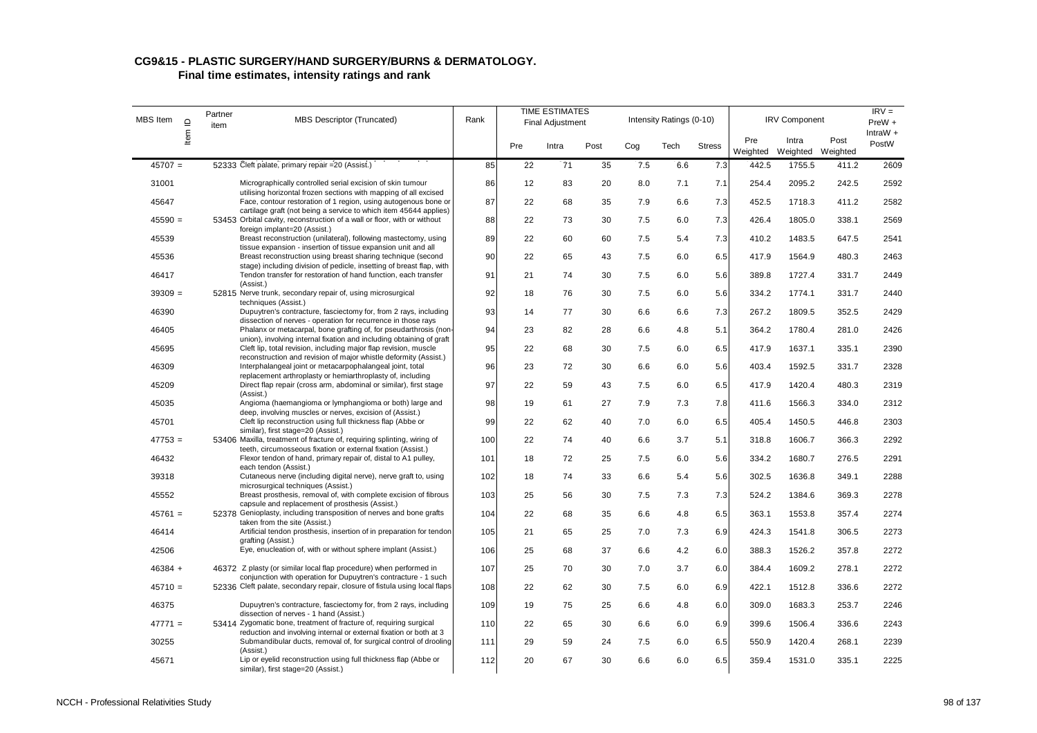# CG9&15 - PLASTIC SURGERY/HAND SURGERY/BURNS & DERMATOLOGY.

## Final time estimates, intensity ratings and rank

| MBS Item | Item ID | Partner item | MBS Descriptor (Truncated) | Rank | TIME ESTIMATES Final Adjustment | | | Intensity Ratings (0-10) | | | IRV Component | | | IRV = PreW + IntraW + PostW |
|---|---|---|---|---|---|---|---|---|---|---|---|---|---|---|
| | | | | | Pre | Intra | Post | Cog | Tech | Stress | Pre Weighted | Intra Weighted | Post Weighted | |
| 45707 | = | 52333 | Cleft palate, primary repair =20 (Assist.) | 85 | 22 | 71 | 35 | 7.5 | 6.6 | 7.3 | 442.5 | 1755.5 | 411.2 | 2609 |
| 31001 | | | Micrographically controlled serial excision of skin tumour utilising horizontal frozen sections with mapping of all excised | 86 | 12 | 83 | 20 | 8.0 | 7.1 | 7.1 | 254.4 | 2095.2 | 242.5 | 2592 |
| 45647 | | | Face, contour restoration of 1 region, using autogenous bone or cartilage graft (not being a service to which item 45644 applies) | 87 | 22 | 68 | 35 | 7.9 | 6.6 | 7.3 | 452.5 | 1718.3 | 411.2 | 2582 |
| 45590 | = | 53453 | Orbital cavity, reconstruction of a wall or floor, with or without foreign implant=20 (Assist.) | 88 | 22 | 73 | 30 | 7.5 | 6.0 | 7.3 | 426.4 | 1805.0 | 338.1 | 2569 |
| 45539 | | | Breast reconstruction (unilateral), following mastectomy, using tissue expansion - insertion of tissue expansion unit and all | 89 | 22 | 60 | 60 | 7.5 | 5.4 | 7.3 | 410.2 | 1483.5 | 647.5 | 2541 |
| 45536 | | | Breast reconstruction using breast sharing technique (second stage) including division of pedicle, insetting of breast flap, with | 90 | 22 | 65 | 43 | 7.5 | 6.0 | 6.5 | 417.9 | 1564.9 | 480.3 | 2463 |
| 46417 | | | Tendon transfer for restoration of hand function, each transfer (Assist.) | 91 | 21 | 74 | 30 | 7.5 | 6.0 | 5.6 | 389.8 | 1727.4 | 331.7 | 2449 |
| 39309 | = | 52815 | Nerve trunk, secondary repair of, using microsurgical techniques (Assist.) | 92 | 18 | 76 | 30 | 7.5 | 6.0 | 5.6 | 334.2 | 1774.1 | 331.7 | 2440 |
| 46390 | | | Dupuytren's contracture, fasciectomy for, from 2 rays, including dissection of nerves - operation for recurrence in those rays | 93 | 14 | 77 | 30 | 6.6 | 6.6 | 7.3 | 267.2 | 1809.5 | 352.5 | 2429 |
| 46405 | | | Phalanx or metacarpal, bone grafting of, for pseudarthrosis (non-union), involving internal fixation and including obtaining of graft | 94 | 23 | 82 | 28 | 6.6 | 4.8 | 5.1 | 364.2 | 1780.4 | 281.0 | 2426 |
| 45695 | | | Cleft lip, total revision, including major flap revision, muscle reconstruction and revision of major whistle deformity (Assist.) | 95 | 22 | 68 | 30 | 7.5 | 6.0 | 6.5 | 417.9 | 1637.1 | 335.1 | 2390 |
| 46309 | | | Interphalangeal joint or metacarpophalangeal joint, total replacement arthroplasty or hemiarthroplasty of, including | 96 | 23 | 72 | 30 | 6.6 | 6.0 | 5.6 | 403.4 | 1592.5 | 331.7 | 2328 |
| 45209 | | | Direct flap repair (cross arm, abdominal or similar), first stage (Assist.) | 97 | 22 | 59 | 43 | 7.5 | 6.0 | 6.5 | 417.9 | 1420.4 | 480.3 | 2319 |
| 45035 | | | Angioma (haemangioma or lymphangioma or both) large and deep, involving muscles or nerves, excision of (Assist.) | 98 | 19 | 61 | 27 | 7.9 | 7.3 | 7.8 | 411.6 | 1566.3 | 334.0 | 2312 |
| 45701 | | | Cleft lip reconstruction using full thickness flap (Abbe or similar), first stage=20 (Assist.) | 99 | 22 | 62 | 40 | 7.0 | 6.0 | 6.5 | 405.4 | 1450.5 | 446.8 | 2303 |
| 47753 | = | 53406 | Maxilla, treatment of fracture of, requiring splinting, wiring of teeth, circumosseous fixation or external fixation (Assist.) | 100 | 22 | 74 | 40 | 6.6 | 3.7 | 5.1 | 318.8 | 1606.7 | 366.3 | 2292 |
| 46432 | | | Flexor tendon of hand, primary repair of, distal to A1 pulley, each tendon (Assist.) | 101 | 18 | 72 | 25 | 7.5 | 6.0 | 5.6 | 334.2 | 1680.7 | 276.5 | 2291 |
| 39318 | | | Cutaneous nerve (including digital nerve), nerve graft to, using microsurgical techniques (Assist.) | 102 | 18 | 74 | 33 | 6.6 | 5.4 | 5.6 | 302.5 | 1636.8 | 349.1 | 2288 |
| 45552 | | | Breast prosthesis, removal of, with complete excision of fibrous capsule and replacement of prosthesis (Assist.) | 103 | 25 | 56 | 30 | 7.5 | 7.3 | 7.3 | 524.2 | 1384.6 | 369.3 | 2278 |
| 45761 | = | 52378 | Genioplasty, including transposition of nerves and bone grafts taken from the site (Assist.) | 104 | 22 | 68 | 35 | 6.6 | 4.8 | 6.5 | 363.1 | 1553.8 | 357.4 | 2274 |
| 46414 | | | Artificial tendon prosthesis, insertion of in preparation for tendon grafting (Assist.) | 105 | 21 | 65 | 25 | 7.0 | 7.3 | 6.9 | 424.3 | 1541.8 | 306.5 | 2273 |
| 42506 | | | Eye, enucleation of, with or without sphere implant (Assist.) | 106 | 25 | 68 | 37 | 6.6 | 4.2 | 6.0 | 388.3 | 1526.2 | 357.8 | 2272 |
| 46384 | + | 46372 | Z plasty (or similar local flap procedure) when performed in conjunction with operation for Dupuytren's contracture - 1 such | 107 | 25 | 70 | 30 | 7.0 | 3.7 | 6.0 | 384.4 | 1609.2 | 278.1 | 2272 |
| 45710 | = | 52336 | Cleft palate, secondary repair, closure of fistula using local flaps | 108 | 22 | 62 | 30 | 7.5 | 6.0 | 6.9 | 422.1 | 1512.8 | 336.6 | 2272 |
| 46375 | | | Dupuytren's contracture, fasciectomy for, from 2 rays, including dissection of nerves - 1 hand (Assist.) | 109 | 19 | 75 | 25 | 6.6 | 4.8 | 6.0 | 309.0 | 1683.3 | 253.7 | 2246 |
| 47771 | = | 53414 | Zygomatic bone, treatment of fracture of, requiring surgical reduction and involving internal or external fixation or both at 3 | 110 | 22 | 65 | 30 | 6.6 | 6.0 | 6.9 | 399.6 | 1506.4 | 336.6 | 2243 |
| 30255 | | | Submandibular ducts, removal of, for surgical control of drooling (Assist.) | 111 | 29 | 59 | 24 | 7.5 | 6.0 | 6.5 | 550.9 | 1420.4 | 268.1 | 2239 |
| 45671 | | | Lip or eyelid reconstruction using full thickness flap (Abbe or similar), first stage=20 (Assist.) | 112 | 20 | 67 | 30 | 6.6 | 6.0 | 6.5 | 359.4 | 1531.0 | 335.1 | 2225 |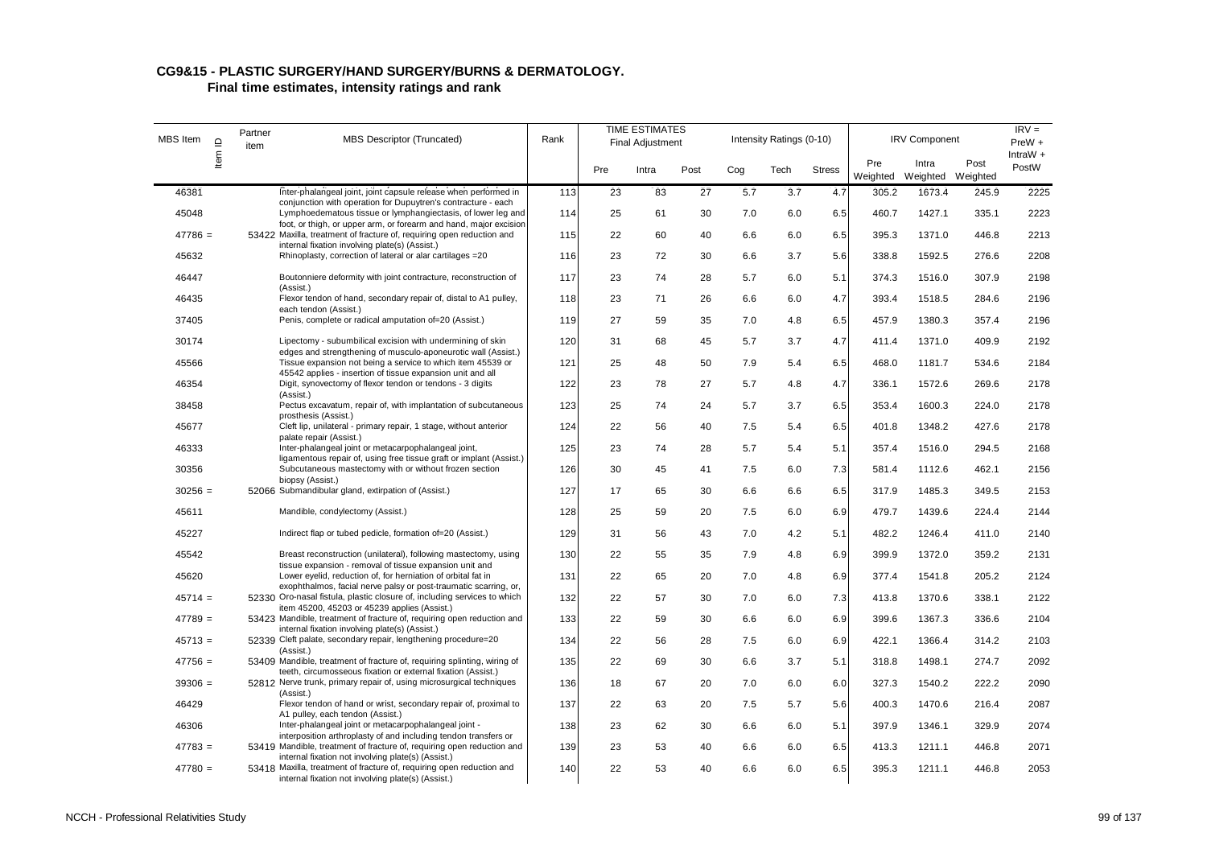## CG9&15 - PLASTIC SURGERY/HAND SURGERY/BURNS & DERMATOLOGY.

### Final time estimates, intensity ratings and rank

| MBS Item | Item ID | Partner item | MBS Descriptor (Truncated) | Rank | TIME ESTIMATES Final Adjustment | | | Intensity Ratings (0-10) | | | IRV Component | | | IRV = PreW + IntraW + PostW |
|---|---|---|---|---|---|---|---|---|---|---|---|---|---|---|
| | | | | | Pre | Intra | Post | Cog | Tech | Stress | Pre Weighted | Intra Weighted | Post Weighted | |
| 46381 | | | Inter-phalangeal joint, joint capsule release when performed in conjunction with operation for Dupuytren's contracture - each | 113 | 23 | 83 | 27 | 5.7 | 3.7 | 4.7 | 305.2 | 1673.4 | 245.9 | 2225 |
| 45048 | | | Lymphoedematous tissue or lymphangiectasis, of lower leg and foot, or thigh, or upper arm, or forearm and hand, major excision | 114 | 25 | 61 | 30 | 7.0 | 6.0 | 6.5 | 460.7 | 1427.1 | 335.1 | 2223 |
| 47786 = | | 53422 | Maxilla, treatment of fracture of, requiring open reduction and internal fixation involving plate(s) (Assist.) | 115 | 22 | 60 | 40 | 6.6 | 6.0 | 6.5 | 395.3 | 1371.0 | 446.8 | 2213 |
| 45632 | | | Rhinoplasty, correction of lateral or alar cartilages =20 | 116 | 23 | 72 | 30 | 6.6 | 3.7 | 5.6 | 338.8 | 1592.5 | 276.6 | 2208 |
| 46447 | | | Boutonniere deformity with joint contracture, reconstruction of (Assist.) | 117 | 23 | 74 | 28 | 5.7 | 6.0 | 5.1 | 374.3 | 1516.0 | 307.9 | 2198 |
| 46435 | | | Flexor tendon of hand, secondary repair of, distal to A1 pulley, each tendon (Assist.) | 118 | 23 | 71 | 26 | 6.6 | 6.0 | 4.7 | 393.4 | 1518.5 | 284.6 | 2196 |
| 37405 | | | Penis, complete or radical amputation of=20 (Assist.) | 119 | 27 | 59 | 35 | 7.0 | 4.8 | 6.5 | 457.9 | 1380.3 | 357.4 | 2196 |
| 30174 | | | Lipectomy - subumbilical excision with undermining of skin edges and strengthening of musculo-aponeurotic wall (Assist.) | 120 | 31 | 68 | 45 | 5.7 | 3.7 | 4.7 | 411.4 | 1371.0 | 409.9 | 2192 |
| 45566 | | | Tissue expansion not being a service to which item 45539 or 45542 applies - insertion of tissue expansion unit and all | 121 | 25 | 48 | 50 | 7.9 | 5.4 | 6.5 | 468.0 | 1181.7 | 534.6 | 2184 |
| 46354 | | | Digit, synovectomy of flexor tendon or tendons - 3 digits (Assist.) | 122 | 23 | 78 | 27 | 5.7 | 4.8 | 4.7 | 336.1 | 1572.6 | 269.6 | 2178 |
| 38458 | | | Pectus excavatum, repair of, with implantation of subcutaneous prosthesis (Assist.) | 123 | 25 | 74 | 24 | 5.7 | 3.7 | 6.5 | 353.4 | 1600.3 | 224.0 | 2178 |
| 45677 | | | Cleft lip, unilateral - primary repair, 1 stage, without anterior palate repair (Assist.) | 124 | 22 | 56 | 40 | 7.5 | 5.4 | 6.5 | 401.8 | 1348.2 | 427.6 | 2178 |
| 46333 | | | Inter-phalangeal joint or metacarpophalangeal joint, ligamentous repair of, using free tissue graft or implant (Assist.) | 125 | 23 | 74 | 28 | 5.7 | 5.4 | 5.1 | 357.4 | 1516.0 | 294.5 | 2168 |
| 30356 | | | Subcutaneous mastectomy with or without frozen section biopsy (Assist.) | 126 | 30 | 45 | 41 | 7.5 | 6.0 | 7.3 | 581.4 | 1112.6 | 462.1 | 2156 |
| 30256 = | | 52066 | Submandibular gland, extirpation of (Assist.) | 127 | 17 | 65 | 30 | 6.6 | 6.6 | 6.5 | 317.9 | 1485.3 | 349.5 | 2153 |
| 45611 | | | Mandible, condylectomy (Assist.) | 128 | 25 | 59 | 20 | 7.5 | 6.0 | 6.9 | 479.7 | 1439.6 | 224.4 | 2144 |
| 45227 | | | Indirect flap or tubed pedicle, formation of=20 (Assist.) | 129 | 31 | 56 | 43 | 7.0 | 4.2 | 5.1 | 482.2 | 1246.4 | 411.0 | 2140 |
| 45542 | | | Breast reconstruction (unilateral), following mastectomy, using tissue expansion - removal of tissue expansion unit and | 130 | 22 | 55 | 35 | 7.9 | 4.8 | 6.9 | 399.9 | 1372.0 | 359.2 | 2131 |
| 45620 | | | Lower eyelid, reduction of, for herniation of orbital fat in exophthalmos, facial nerve palsy or post-traumatic scarring, or, | 131 | 22 | 65 | 20 | 7.0 | 4.8 | 6.9 | 377.4 | 1541.8 | 205.2 | 2124 |
| 45714 = | | 52330 | Oro-nasal fistula, plastic closure of, including services to which item 45200, 45203 or 45239 applies (Assist.) | 132 | 22 | 57 | 30 | 7.0 | 6.0 | 7.3 | 413.8 | 1370.6 | 338.1 | 2122 |
| 47789 = | | 53423 | Mandible, treatment of fracture of, requiring open reduction and internal fixation involving plate(s) (Assist.) | 133 | 22 | 59 | 30 | 6.6 | 6.0 | 6.9 | 399.6 | 1367.3 | 336.6 | 2104 |
| 45713 = | | 52339 | Cleft palate, secondary repair, lengthening procedure=20 (Assist.) | 134 | 22 | 56 | 28 | 7.5 | 6.0 | 6.9 | 422.1 | 1366.4 | 314.2 | 2103 |
| 47756 = | | 53409 | Mandible, treatment of fracture of, requiring splinting, wiring of teeth, circumosseous fixation or external fixation (Assist.) | 135 | 22 | 69 | 30 | 6.6 | 3.7 | 5.1 | 318.8 | 1498.1 | 274.7 | 2092 |
| 39306 = | | 52812 | Nerve trunk, primary repair of, using microsurgical techniques (Assist.) | 136 | 18 | 67 | 20 | 7.0 | 6.0 | 6.0 | 327.3 | 1540.2 | 222.2 | 2090 |
| 46429 | | | Flexor tendon of hand or wrist, secondary repair of, proximal to A1 pulley, each tendon (Assist.) | 137 | 22 | 63 | 20 | 7.5 | 5.7 | 5.6 | 400.3 | 1470.6 | 216.4 | 2087 |
| 46306 | | | Inter-phalangeal joint or metacarpophalangeal joint - interposition arthroplasty of and including tendon transfers or | 138 | 23 | 62 | 30 | 6.6 | 6.0 | 5.1 | 397.9 | 1346.1 | 329.9 | 2074 |
| 47783 = | | 53419 | Mandible, treatment of fracture of, requiring open reduction and internal fixation not involving plate(s) (Assist.) | 139 | 23 | 53 | 40 | 6.6 | 6.0 | 6.5 | 413.3 | 1211.1 | 446.8 | 2071 |
| 47780 = | | 53418 | Maxilla, treatment of fracture of, requiring open reduction and internal fixation not involving plate(s) (Assist.) | 140 | 22 | 53 | 40 | 6.6 | 6.0 | 6.5 | 395.3 | 1211.1 | 446.8 | 2053 |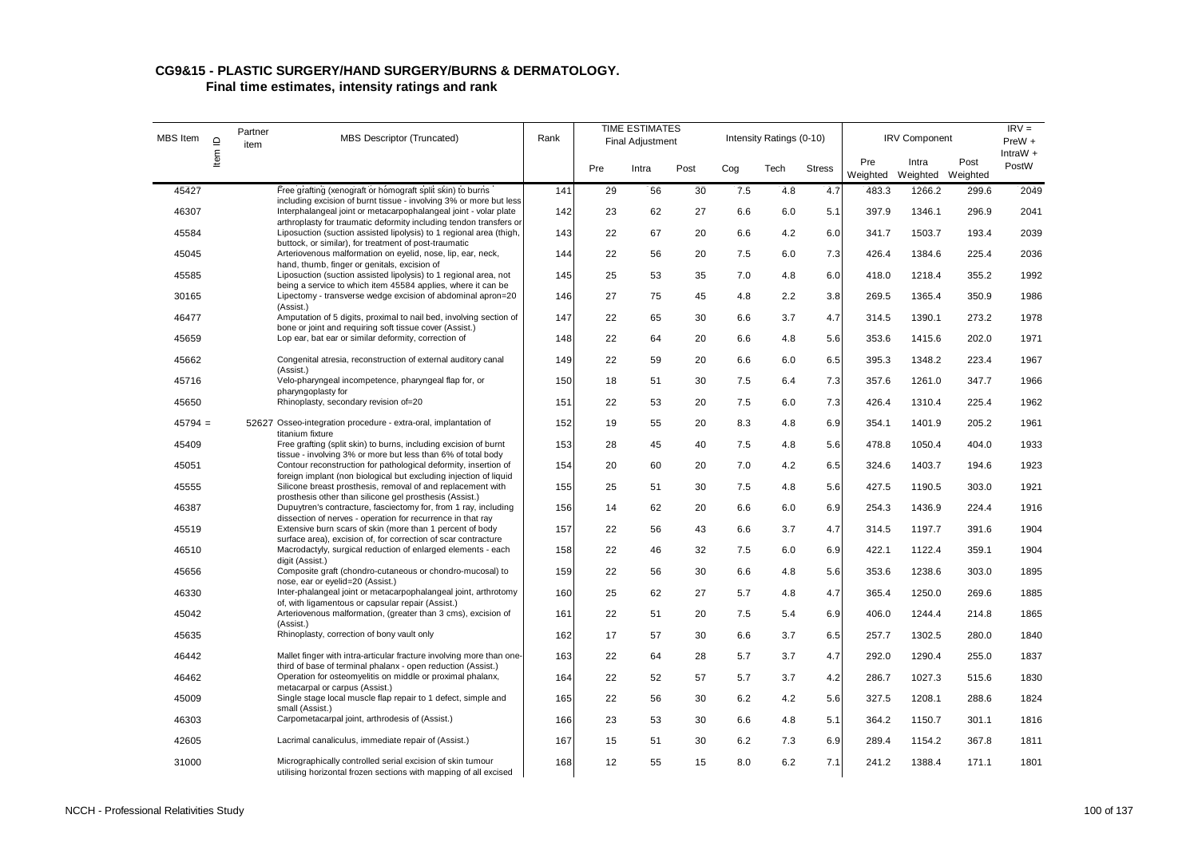# CG9&15 - PLASTIC SURGERY/HAND SURGERY/BURNS & DERMATOLOGY.

## Final time estimates, intensity ratings and rank

| MBS Item | Item ID | Partner item | MBS Descriptor (Truncated) | Rank | TIME ESTIMATES Final Adjustment | | | Intensity Ratings (0-10) | | | IRV Component | | | IRV = PreW + IntraW + PostW |
|---|---|---|---|---|---|---|---|---|---|---|---|---|---|---|
| | | | | | Pre | Intra | Post | Cog | Tech | Stress | Pre Weighted | Intra Weighted | Post Weighted | |
| 45427 | | | Free grafting (xenograft or homograft split skin) to burns including excision of burnt tissue - involving 3% or more but less | 141 | 29 | 56 | 30 | 7.5 | 4.8 | 4.7 | 483.3 | 1266.2 | 299.6 | 2049 |
| 46307 | | | Interphalangeal joint or metacarpophalangeal joint - volar plate arthroplasty for traumatic deformity including tendon transfers or | 142 | 23 | 62 | 27 | 6.6 | 6.0 | 5.1 | 397.9 | 1346.1 | 296.9 | 2041 |
| 45584 | | | Liposuction (suction assisted lipolysis) to 1 regional area (thigh, buttock, or similar), for treatment of post-traumatic | 143 | 22 | 67 | 20 | 6.6 | 4.2 | 6.0 | 341.7 | 1503.7 | 193.4 | 2039 |
| 45045 | | | Arteriovenous malformation on eyelid, nose, lip, ear, neck, hand, thumb, finger or genitals, excision of | 144 | 22 | 56 | 20 | 7.5 | 6.0 | 7.3 | 426.4 | 1384.6 | 225.4 | 2036 |
| 45585 | | | Liposuction (suction assisted lipolysis) to 1 regional area, not being a service to which item 45584 applies, where it can be | 145 | 25 | 53 | 35 | 7.0 | 4.8 | 6.0 | 418.0 | 1218.4 | 355.2 | 1992 |
| 30165 | | | Lipectomy - transverse wedge excision of abdominal apron=20 (Assist.) | 146 | 27 | 75 | 45 | 4.8 | 2.2 | 3.8 | 269.5 | 1365.4 | 350.9 | 1986 |
| 46477 | | | Amputation of 5 digits, proximal to nail bed, involving section of bone or joint and requiring soft tissue cover (Assist.) | 147 | 22 | 65 | 30 | 6.6 | 3.7 | 4.7 | 314.5 | 1390.1 | 273.2 | 1978 |
| 45659 | | | Lop ear, bat ear or similar deformity, correction of | 148 | 22 | 64 | 20 | 6.6 | 4.8 | 5.6 | 353.6 | 1415.6 | 202.0 | 1971 |
| 45662 | | | Congenital atresia, reconstruction of external auditory canal (Assist.) | 149 | 22 | 59 | 20 | 6.6 | 6.0 | 6.5 | 395.3 | 1348.2 | 223.4 | 1967 |
| 45716 | | | Velo-pharyngeal incompetence, pharyngeal flap for, or pharyngoplasty for | 150 | 18 | 51 | 30 | 7.5 | 6.4 | 7.3 | 357.6 | 1261.0 | 347.7 | 1966 |
| 45650 | | | Rhinoplasty, secondary revision of=20 | 151 | 22 | 53 | 20 | 7.5 | 6.0 | 7.3 | 426.4 | 1310.4 | 225.4 | 1962 |
| 45794 = | | 52627 | Osseo-integration procedure - extra-oral, implantation of titanium fixture | 152 | 19 | 55 | 20 | 8.3 | 4.8 | 6.9 | 354.1 | 1401.9 | 205.2 | 1961 |
| 45409 | | | Free grafting (split skin) to burns, including excision of burnt tissue - involving 3% or more but less than 6% of total body | 153 | 28 | 45 | 40 | 7.5 | 4.8 | 5.6 | 478.8 | 1050.4 | 404.0 | 1933 |
| 45051 | | | Contour reconstruction for pathological deformity, insertion of foreign implant (non biological but excluding injection of liquid | 154 | 20 | 60 | 20 | 7.0 | 4.2 | 6.5 | 324.6 | 1403.7 | 194.6 | 1923 |
| 45555 | | | Silicone breast prosthesis, removal of and replacement with prosthesis other than silicone gel prosthesis (Assist.) | 155 | 25 | 51 | 30 | 7.5 | 4.8 | 5.6 | 427.5 | 1190.5 | 303.0 | 1921 |
| 46387 | | | Dupuytren's contracture, fasciectomy for, from 1 ray, including dissection of nerves - operation for recurrence in that ray | 156 | 14 | 62 | 20 | 6.6 | 6.0 | 6.9 | 254.3 | 1436.9 | 224.4 | 1916 |
| 45519 | | | Extensive burn scars of skin (more than 1 percent of body surface area), excision of, for correction of scar contracture | 157 | 22 | 56 | 43 | 6.6 | 3.7 | 4.7 | 314.5 | 1197.7 | 391.6 | 1904 |
| 46510 | | | Macrodactyly, surgical reduction of enlarged elements - each digit (Assist.) | 158 | 22 | 46 | 32 | 7.5 | 6.0 | 6.9 | 422.1 | 1122.4 | 359.1 | 1904 |
| 45656 | | | Composite graft (chondro-cutaneous or chondro-mucosal) to nose, ear or eyelid=20 (Assist.) | 159 | 22 | 56 | 30 | 6.6 | 4.8 | 5.6 | 353.6 | 1238.6 | 303.0 | 1895 |
| 46330 | | | Inter-phalangeal joint or metacarpophalangeal joint, arthrotomy of, with ligamentous or capsular repair (Assist.) | 160 | 25 | 62 | 27 | 5.7 | 4.8 | 4.7 | 365.4 | 1250.0 | 269.6 | 1885 |
| 45042 | | | Arteriovenous malformation, (greater than 3 cms), excision of (Assist.) | 161 | 22 | 51 | 20 | 7.5 | 5.4 | 6.9 | 406.0 | 1244.4 | 214.8 | 1865 |
| 45635 | | | Rhinoplasty, correction of bony vault only | 162 | 17 | 57 | 30 | 6.6 | 3.7 | 6.5 | 257.7 | 1302.5 | 280.0 | 1840 |
| 46442 | | | Mallet finger with intra-articular fracture involving more than one-third of base of terminal phalanx - open reduction (Assist.) | 163 | 22 | 64 | 28 | 5.7 | 3.7 | 4.7 | 292.0 | 1290.4 | 255.0 | 1837 |
| 46462 | | | Operation for osteomyelitis on middle or proximal phalanx, metacarpal or carpus (Assist.) | 164 | 22 | 52 | 57 | 5.7 | 3.7 | 4.2 | 286.7 | 1027.3 | 515.6 | 1830 |
| 45009 | | | Single stage local muscle flap repair to 1 defect, simple and small (Assist.) | 165 | 22 | 56 | 30 | 6.2 | 4.2 | 5.6 | 327.5 | 1208.1 | 288.6 | 1824 |
| 46303 | | | Carpometacarpal joint, arthrodesis of (Assist.) | 166 | 23 | 53 | 30 | 6.6 | 4.8 | 5.1 | 364.2 | 1150.7 | 301.1 | 1816 |
| 42605 | | | Lacrimal canaliculus, immediate repair of (Assist.) | 167 | 15 | 51 | 30 | 6.2 | 7.3 | 6.9 | 289.4 | 1154.2 | 367.8 | 1811 |
| 31000 | | | Micrographically controlled serial excision of skin tumour utilising horizontal frozen sections with mapping of all excised | 168 | 12 | 55 | 15 | 8.0 | 6.2 | 7.1 | 241.2 | 1388.4 | 171.1 | 1801 |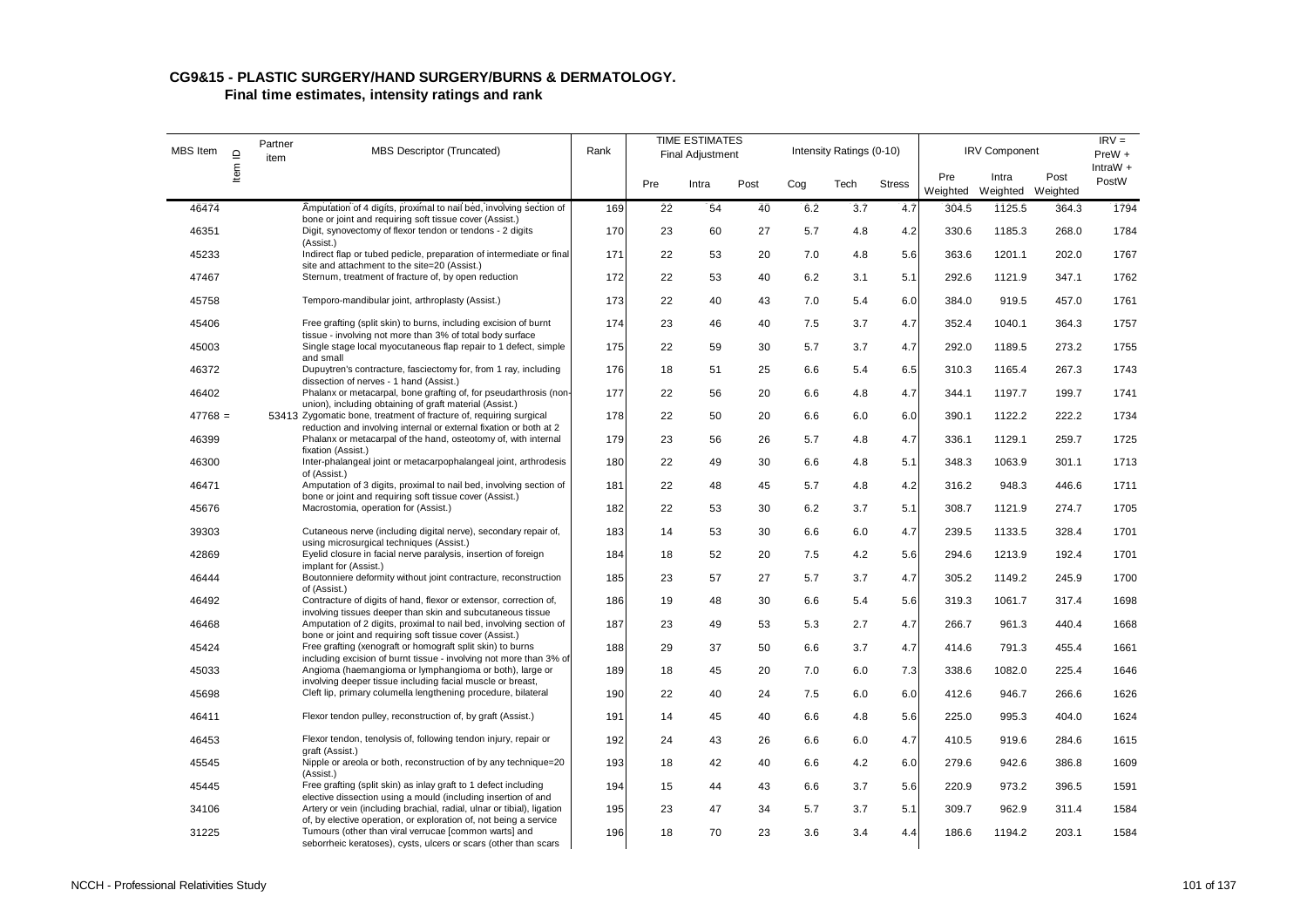## CG9&15 - PLASTIC SURGERY/HAND SURGERY/BURNS & DERMATOLOGY.

**Final time estimates, intensity ratings and rank**

| MBS Item | Item ID | Partner item | MBS Descriptor (Truncated) | Rank | TIME ESTIMATES Final Adjustment | | | Intensity Ratings (0-10) | | | IRV Component | | | IRV = PreW + IntraW + PostW |
|---|---|---|---|---|---|---|---|---|---|---|---|---|---|---|
| | | | | | Pre | Intra | Post | Cog | Tech | Stress | Pre Weighted | Intra Weighted | Post Weighted | |
| 46474 | | | Amputation of 4 digits, proximal to nail bed, involving section of bone or joint and requiring soft tissue cover (Assist.) | 169 | 22 | 54 | 40 | 6.2 | 3.7 | 4.7 | 304.5 | 1125.5 | 364.3 | 1794 |
| 46351 | | | Digit, synovectomy of flexor tendon or tendons - 2 digits (Assist.) | 170 | 23 | 60 | 27 | 5.7 | 4.8 | 4.2 | 330.6 | 1185.3 | 268.0 | 1784 |
| 45233 | | | Indirect flap or tubed pedicle, preparation of intermediate or final site and attachment to the site=20 (Assist.) | 171 | 22 | 53 | 20 | 7.0 | 4.8 | 5.6 | 363.6 | 1201.1 | 202.0 | 1767 |
| 47467 | | | Sternum, treatment of fracture of, by open reduction | 172 | 22 | 53 | 40 | 6.2 | 3.1 | 5.1 | 292.6 | 1121.9 | 347.1 | 1762 |
| 45758 | | | Temporo-mandibular joint, arthroplasty (Assist.) | 173 | 22 | 40 | 43 | 7.0 | 5.4 | 6.0 | 384.0 | 919.5 | 457.0 | 1761 |
| 45406 | | | Free grafting (split skin) to burns, including excision of burnt tissue - involving not more than 3% of total body surface | 174 | 23 | 46 | 40 | 7.5 | 3.7 | 4.7 | 352.4 | 1040.1 | 364.3 | 1757 |
| 45003 | | | Single stage local myocutaneous flap repair to 1 defect, simple and small | 175 | 22 | 59 | 30 | 5.7 | 3.7 | 4.7 | 292.0 | 1189.5 | 273.2 | 1755 |
| 46372 | | | Dupuytren's contracture, fasciectomy for, from 1 ray, including dissection of nerves - 1 hand (Assist.) | 176 | 18 | 51 | 25 | 6.6 | 5.4 | 6.5 | 310.3 | 1165.4 | 267.3 | 1743 |
| 46402 | | | Phalanx or metacarpal, bone grafting of, for pseudarthrosis (non-union), including obtaining of graft material (Assist.) | 177 | 22 | 56 | 20 | 6.6 | 4.8 | 4.7 | 344.1 | 1197.7 | 199.7 | 1741 |
| 47768 = | | 53413 | Zygomatic bone, treatment of fracture of, requiring surgical reduction and involving internal or external fixation or both at 2 | 178 | 22 | 50 | 20 | 6.6 | 6.0 | 6.0 | 390.1 | 1122.2 | 222.2 | 1734 |
| 46399 | | | Phalanx or metacarpal of the hand, osteotomy of, with internal fixation (Assist.) | 179 | 23 | 56 | 26 | 5.7 | 4.8 | 4.7 | 336.1 | 1129.1 | 259.7 | 1725 |
| 46300 | | | Inter-phalangeal joint or metacarpophalangeal joint, arthrodesis of (Assist.) | 180 | 22 | 49 | 30 | 6.6 | 4.8 | 5.1 | 348.3 | 1063.9 | 301.1 | 1713 |
| 46471 | | | Amputation of 3 digits, proximal to nail bed, involving section of bone or joint and requiring soft tissue cover (Assist.) | 181 | 22 | 48 | 45 | 5.7 | 4.8 | 4.2 | 316.2 | 948.3 | 446.6 | 1711 |
| 45676 | | | Macrostomia, operation for (Assist.) | 182 | 22 | 53 | 30 | 6.2 | 3.7 | 5.1 | 308.7 | 1121.9 | 274.7 | 1705 |
| 39303 | | | Cutaneous nerve (including digital nerve), secondary repair of, using microsurgical techniques (Assist.) | 183 | 14 | 53 | 30 | 6.6 | 6.0 | 4.7 | 239.5 | 1133.5 | 328.4 | 1701 |
| 42869 | | | Eyelid closure in facial nerve paralysis, insertion of foreign implant for (Assist.) | 184 | 18 | 52 | 20 | 7.5 | 4.2 | 5.6 | 294.6 | 1213.9 | 192.4 | 1701 |
| 46444 | | | Boutonniere deformity without joint contracture, reconstruction of (Assist.) | 185 | 23 | 57 | 27 | 5.7 | 3.7 | 4.7 | 305.2 | 1149.2 | 245.9 | 1700 |
| 46492 | | | Contracture of digits of hand, flexor or extensor, correction of, involving tissues deeper than skin and subcutaneous tissue | 186 | 19 | 48 | 30 | 6.6 | 5.4 | 5.6 | 319.3 | 1061.7 | 317.4 | 1698 |
| 46468 | | | Amputation of 2 digits, proximal to nail bed, involving section of bone or joint and requiring soft tissue cover (Assist.) | 187 | 23 | 49 | 53 | 5.3 | 2.7 | 4.7 | 266.7 | 961.3 | 440.4 | 1668 |
| 45424 | | | Free grafting (xenograft or homograft split skin) to burns including excision of burnt tissue - involving not more than 3% of | 188 | 29 | 37 | 50 | 6.6 | 3.7 | 4.7 | 414.6 | 791.3 | 455.4 | 1661 |
| 45033 | | | Angioma (haemangioma or lymphangioma or both), large or involving deeper tissue including facial muscle or breast, | 189 | 18 | 45 | 20 | 7.0 | 6.0 | 7.3 | 338.6 | 1082.0 | 225.4 | 1646 |
| 45698 | | | Cleft lip, primary columella lengthening procedure, bilateral | 190 | 22 | 40 | 24 | 7.5 | 6.0 | 6.0 | 412.6 | 946.7 | 266.6 | 1626 |
| 46411 | | | Flexor tendon pulley, reconstruction of, by graft (Assist.) | 191 | 14 | 45 | 40 | 6.6 | 4.8 | 5.6 | 225.0 | 995.3 | 404.0 | 1624 |
| 46453 | | | Flexor tendon, tenolysis of, following tendon injury, repair or graft (Assist.) | 192 | 24 | 43 | 26 | 6.6 | 6.0 | 4.7 | 410.5 | 919.6 | 284.6 | 1615 |
| 45545 | | | Nipple or areola or both, reconstruction of by any technique=20 (Assist.) | 193 | 18 | 42 | 40 | 6.6 | 4.2 | 6.0 | 279.6 | 942.6 | 386.8 | 1609 |
| 45445 | | | Free grafting (split skin) as inlay graft to 1 defect including elective dissection using a mould (including insertion of and | 194 | 15 | 44 | 43 | 6.6 | 3.7 | 5.6 | 220.9 | 973.2 | 396.5 | 1591 |
| 34106 | | | Artery or vein (including brachial, radial, ulnar or tibial), ligation of, by elective operation, or exploration of, not being a service | 195 | 23 | 47 | 34 | 5.7 | 3.7 | 5.1 | 309.7 | 962.9 | 311.4 | 1584 |
| 31225 | | | Tumours (other than viral verrucae [common warts] and seborrheic keratoses), cysts, ulcers or scars (other than scars | 196 | 18 | 70 | 23 | 3.6 | 3.4 | 4.4 | 186.6 | 1194.2 | 203.1 | 1584 |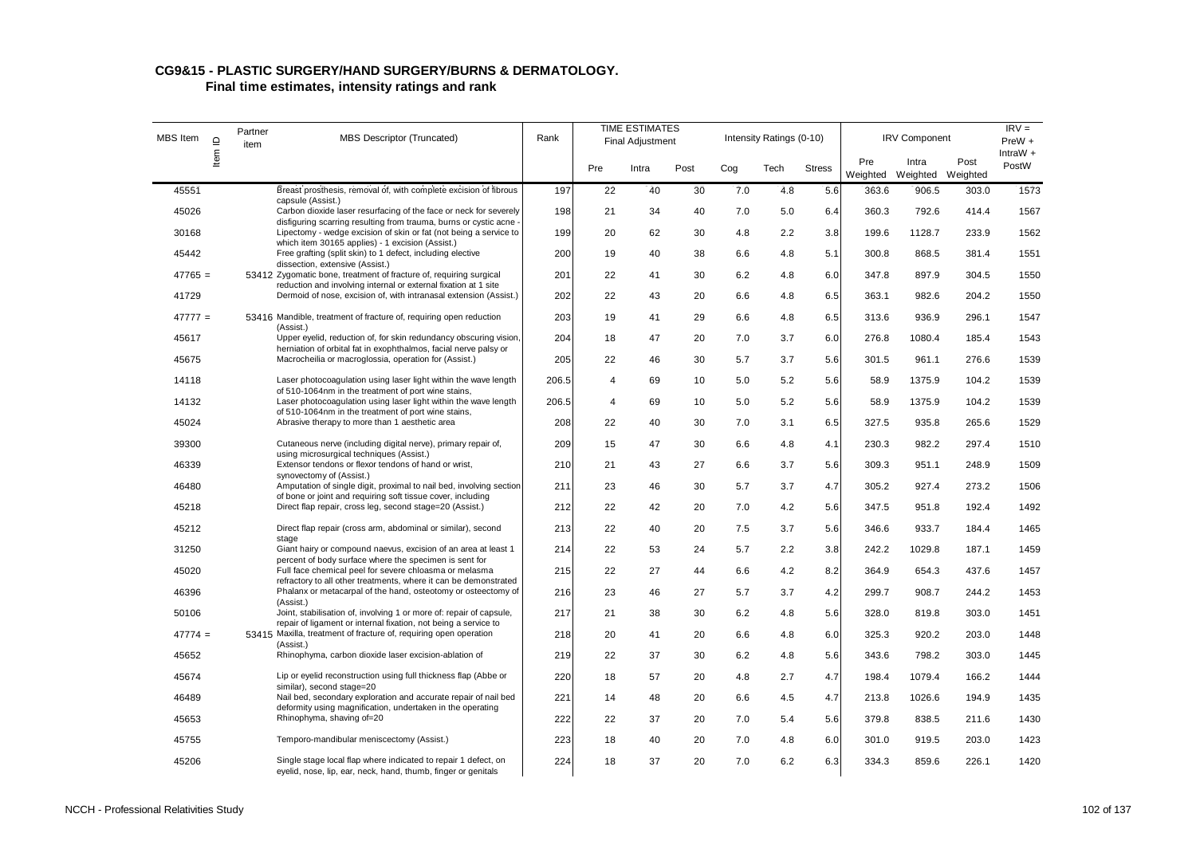## CG9&15 - PLASTIC SURGERY/HAND SURGERY/BURNS & DERMATOLOGY.

### Final time estimates, intensity ratings and rank

| MBS Item | Item ID | Partner item | MBS Descriptor (Truncated) | Rank | TIME ESTIMATES Final Adjustment | | | Intensity Ratings (0-10) | | | IRV Component | | | IRV = PreW + IntraW + PostW |
|---|---|---|---|---|---|---|---|---|---|---|---|---|---|---|
| | | | | | Pre | Intra | Post | Cog | Tech | Stress | Pre Weighted | Intra Weighted | Post Weighted | |
| 45551 | | | Breast prosthesis, removal of, with complete excision of fibrous capsule (Assist.) | 197 | 22 | 40 | 30 | 7.0 | 4.8 | 5.6 | 363.6 | 906.5 | 303.0 | 1573 |
| 45026 | | | Carbon dioxide laser resurfacing of the face or neck for severely disfiguring scarring resulting from trauma, burns or cystic acne - | 198 | 21 | 34 | 40 | 7.0 | 5.0 | 6.4 | 360.3 | 792.6 | 414.4 | 1567 |
| 30168 | | | Lipectomy - wedge excision of skin or fat (not being a service to which item 30165 applies) - 1 excision (Assist.) | 199 | 20 | 62 | 30 | 4.8 | 2.2 | 3.8 | 199.6 | 1128.7 | 233.9 | 1562 |
| 45442 | | | Free grafting (split skin) to 1 defect, including elective dissection, extensive (Assist.) | 200 | 19 | 40 | 38 | 6.6 | 4.8 | 5.1 | 300.8 | 868.5 | 381.4 | 1551 |
| 47765 = | | 53412 | Zygomatic bone, treatment of fracture of, requiring surgical reduction and involving internal or external fixation at 1 site | 201 | 22 | 41 | 30 | 6.2 | 4.8 | 6.0 | 347.8 | 897.9 | 304.5 | 1550 |
| 41729 | | | Dermoid of nose, excision of, with intranasal extension (Assist.) | 202 | 22 | 43 | 20 | 6.6 | 4.8 | 6.5 | 363.1 | 982.6 | 204.2 | 1550 |
| 47777 = | | 53416 | Mandible, treatment of fracture of, requiring open reduction (Assist.) | 203 | 19 | 41 | 29 | 6.6 | 4.8 | 6.5 | 313.6 | 936.9 | 296.1 | 1547 |
| 45617 | | | Upper eyelid, reduction of, for skin redundancy obscuring vision, herniation of orbital fat in exophthalmos, facial nerve palsy or | 204 | 18 | 47 | 20 | 7.0 | 3.7 | 6.0 | 276.8 | 1080.4 | 185.4 | 1543 |
| 45675 | | | Macrocheilia or macroglossia, operation for (Assist.) | 205 | 22 | 46 | 30 | 5.7 | 3.7 | 5.6 | 301.5 | 961.1 | 276.6 | 1539 |
| 14118 | | | Laser photocoagulation using laser light within the wave length of 510-1064nm in the treatment of port wine stains, | 206.5 | 4 | 69 | 10 | 5.0 | 5.2 | 5.6 | 58.9 | 1375.9 | 104.2 | 1539 |
| 14132 | | | Laser photocoagulation using laser light within the wave length of 510-1064nm in the treatment of port wine stains, | 206.5 | 4 | 69 | 10 | 5.0 | 5.2 | 5.6 | 58.9 | 1375.9 | 104.2 | 1539 |
| 45024 | | | Abrasive therapy to more than 1 aesthetic area | 208 | 22 | 40 | 30 | 7.0 | 3.1 | 6.5 | 327.5 | 935.8 | 265.6 | 1529 |
| 39300 | | | Cutaneous nerve (including digital nerve), primary repair of, using microsurgical techniques (Assist.) | 209 | 15 | 47 | 30 | 6.6 | 4.8 | 4.1 | 230.3 | 982.2 | 297.4 | 1510 |
| 46339 | | | Extensor tendons or flexor tendons of hand or wrist, synovectomy of (Assist.) | 210 | 21 | 43 | 27 | 6.6 | 3.7 | 5.6 | 309.3 | 951.1 | 248.9 | 1509 |
| 46480 | | | Amputation of single digit, proximal to nail bed, involving section of bone or joint and requiring soft tissue cover, including | 211 | 23 | 46 | 30 | 5.7 | 3.7 | 4.7 | 305.2 | 927.4 | 273.2 | 1506 |
| 45218 | | | Direct flap repair, cross leg, second stage=20 (Assist.) | 212 | 22 | 42 | 20 | 7.0 | 4.2 | 5.6 | 347.5 | 951.8 | 192.4 | 1492 |
| 45212 | | | Direct flap repair (cross arm, abdominal or similar), second stage | 213 | 22 | 40 | 20 | 7.5 | 3.7 | 5.6 | 346.6 | 933.7 | 184.4 | 1465 |
| 31250 | | | Giant hairy or compound naevus, excision of an area at least 1 percent of body surface where the specimen is sent for | 214 | 22 | 53 | 24 | 5.7 | 2.2 | 3.8 | 242.2 | 1029.8 | 187.1 | 1459 |
| 45020 | | | Full face chemical peel for severe chloasma or melasma refractory to all other treatments, where it can be demonstrated | 215 | 22 | 27 | 44 | 6.6 | 4.2 | 8.2 | 364.9 | 654.3 | 437.6 | 1457 |
| 46396 | | | Phalanx or metacarpal of the hand, osteotomy or osteectomy of (Assist.) | 216 | 23 | 46 | 27 | 5.7 | 3.7 | 4.2 | 299.7 | 908.7 | 244.2 | 1453 |
| 50106 | | | Joint, stabilisation of, involving 1 or more of: repair of capsule, repair of ligament or internal fixation, not being a service to | 217 | 21 | 38 | 30 | 6.2 | 4.8 | 5.6 | 328.0 | 819.8 | 303.0 | 1451 |
| 47774 = | | 53415 | Maxilla, treatment of fracture of, requiring open operation (Assist.) | 218 | 20 | 41 | 20 | 6.6 | 4.8 | 6.0 | 325.3 | 920.2 | 203.0 | 1448 |
| 45652 | | | Rhinophyma, carbon dioxide laser excision-ablation of | 219 | 22 | 37 | 30 | 6.2 | 4.8 | 5.6 | 343.6 | 798.2 | 303.0 | 1445 |
| 45674 | | | Lip or eyelid reconstruction using full thickness flap (Abbe or similar), second stage=20 | 220 | 18 | 57 | 20 | 4.8 | 2.7 | 4.7 | 198.4 | 1079.4 | 166.2 | 1444 |
| 46489 | | | Nail bed, secondary exploration and accurate repair of nail bed deformity using magnification, undertaken in the operating | 221 | 14 | 48 | 20 | 6.6 | 4.5 | 4.7 | 213.8 | 1026.6 | 194.9 | 1435 |
| 45653 | | | Rhinophyma, shaving of=20 | 222 | 22 | 37 | 20 | 7.0 | 5.4 | 5.6 | 379.8 | 838.5 | 211.6 | 1430 |
| 45755 | | | Temporo-mandibular meniscectomy (Assist.) | 223 | 18 | 40 | 20 | 7.0 | 4.8 | 6.0 | 301.0 | 919.5 | 203.0 | 1423 |
| 45206 | | | Single stage local flap where indicated to repair 1 defect, on eyelid, nose, lip, ear, neck, hand, thumb, finger or genitals | 224 | 18 | 37 | 20 | 7.0 | 6.2 | 6.3 | 334.3 | 859.6 | 226.1 | 1420 |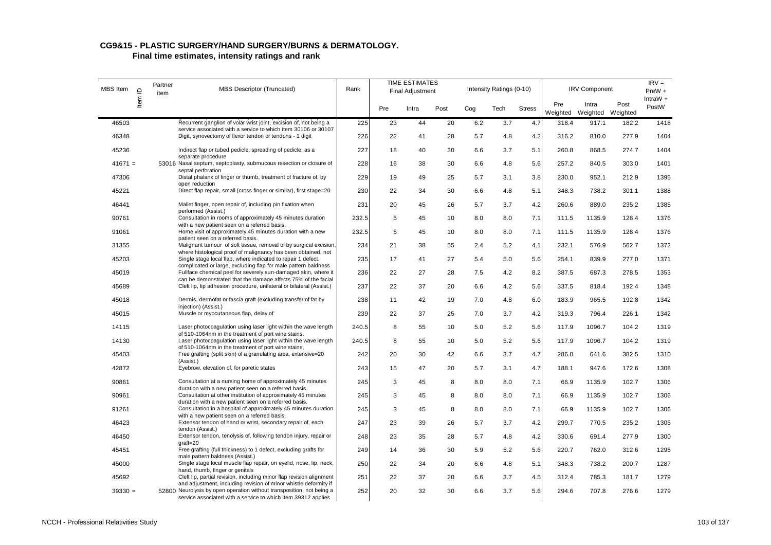## CG9&15 - PLASTIC SURGERY/HAND SURGERY/BURNS & DERMATOLOGY.

### Final time estimates, intensity ratings and rank

| MBS Item | Item ID | Partner item | MBS Descriptor (Truncated) | Rank | TIME ESTIMATES Final Adjustment | | | Intensity Ratings (0-10) | | | IRV Component | | | IRV = PreW + IntraW + PostW |
|---|---|---|---|---|---|---|---|---|---|---|---|---|---|---|
| | | | | | Pre | Intra | Post | Cog | Tech | Stress | Pre Weighted | Intra Weighted | Post Weighted | |
| 46503 | | | Recurrent ganglion of volar wrist joint, excision of, not being a service associated with a service to which item 30106 or 30107 | 225 | 23 | 44 | 20 | 6.2 | 3.7 | 4.7 | 318.4 | 917.1 | 182.2 | 1418 |
| 46348 | | | Digit, synovectomy of flexor tendon or tendons - 1 digit | 226 | 22 | 41 | 28 | 5.7 | 4.8 | 4.2 | 316.2 | 810.0 | 277.9 | 1404 |
| 45236 | | | Indirect flap or tubed pedicle, spreading of pedicle, as a separate procedure | 227 | 18 | 40 | 30 | 6.6 | 3.7 | 5.1 | 260.8 | 868.5 | 274.7 | 1404 |
| 41671 = | | 53016 | Nasal septum, septoplasty, submucous resection or closure of septal perforation | 228 | 16 | 38 | 30 | 6.6 | 4.8 | 5.6 | 257.2 | 840.5 | 303.0 | 1401 |
| 47306 | | | Distal phalanx of finger or thumb, treatment of fracture of, by open reduction | 229 | 19 | 49 | 25 | 5.7 | 3.1 | 3.8 | 230.0 | 952.1 | 212.9 | 1395 |
| 45221 | | | Direct flap repair, small (cross finger or similar), first stage=20 | 230 | 22 | 34 | 30 | 6.6 | 4.8 | 5.1 | 348.3 | 738.2 | 301.1 | 1388 |
| 46441 | | | Mallet finger, open repair of, including pin fixation when performed (Assist.) | 231 | 20 | 45 | 26 | 5.7 | 3.7 | 4.2 | 260.6 | 889.0 | 235.2 | 1385 |
| 90761 | | | Consultation in rooms of approximately 45 minutes duration with a new patient seen on a referred basis. | 232.5 | 5 | 45 | 10 | 8.0 | 8.0 | 7.1 | 111.5 | 1135.9 | 128.4 | 1376 |
| 91061 | | | Home visit of approximately 45 minutes duration with a new patient seen on a referred basis. | 232.5 | 5 | 45 | 10 | 8.0 | 8.0 | 7.1 | 111.5 | 1135.9 | 128.4 | 1376 |
| 31355 | | | Malignant tumour of soft tissue, removal of by surgical excision, where histological proof of malignancy has been obtained, not | 234 | 21 | 38 | 55 | 2.4 | 5.2 | 4.1 | 232.1 | 576.9 | 562.7 | 1372 |
| 45203 | | | Single stage local flap, where indicated to repair 1 defect, complicated or large, excluding flap for male pattern baldness | 235 | 17 | 41 | 27 | 5.4 | 5.0 | 5.6 | 254.1 | 839.9 | 277.0 | 1371 |
| 45019 | | | Fullface chemical peel for severely sun-damaged skin, where it can be demonstrated that the damage affects 75% of the facial | 236 | 22 | 27 | 28 | 7.5 | 4.2 | 8.2 | 387.5 | 687.3 | 278.5 | 1353 |
| 45689 | | | Cleft lip, lip adhesion procedure, unilateral or bilateral (Assist.) | 237 | 22 | 37 | 20 | 6.6 | 4.2 | 5.6 | 337.5 | 818.4 | 192.4 | 1348 |
| 45018 | | | Dermis, dermofat or fascia graft (excluding transfer of fat by injection) (Assist.) | 238 | 11 | 42 | 19 | 7.0 | 4.8 | 6.0 | 183.9 | 965.5 | 192.8 | 1342 |
| 45015 | | | Muscle or myocutaneous flap, delay of | 239 | 22 | 37 | 25 | 7.0 | 3.7 | 4.2 | 319.3 | 796.4 | 226.1 | 1342 |
| 14115 | | | Laser photocoagulation using laser light within the wave length of 510-1064nm in the treatment of port wine stains, | 240.5 | 8 | 55 | 10 | 5.0 | 5.2 | 5.6 | 117.9 | 1096.7 | 104.2 | 1319 |
| 14130 | | | Laser photocoagulation using laser light within the wave length of 510-1064nm in the treatment of port wine stains, | 240.5 | 8 | 55 | 10 | 5.0 | 5.2 | 5.6 | 117.9 | 1096.7 | 104.2 | 1319 |
| 45403 | | | Free grafting (split skin) of a granulating area, extensive=20 (Assist.) | 242 | 20 | 30 | 42 | 6.6 | 3.7 | 4.7 | 286.0 | 641.6 | 382.5 | 1310 |
| 42872 | | | Eyebrow, elevation of, for paretic states | 243 | 15 | 47 | 20 | 5.7 | 3.1 | 4.7 | 188.1 | 947.6 | 172.6 | 1308 |
| 90861 | | | Consultation at a nursing home of approximately 45 minutes duration with a new patient seen on a referred basis. | 245 | 3 | 45 | 8 | 8.0 | 8.0 | 7.1 | 66.9 | 1135.9 | 102.7 | 1306 |
| 90961 | | | Consultation at other institution of approximately 45 minutes duration with a new patient seen on a referred basis. | 245 | 3 | 45 | 8 | 8.0 | 8.0 | 7.1 | 66.9 | 1135.9 | 102.7 | 1306 |
| 91261 | | | Consultation in a hospital of approximately 45 minutes duration with a new patient seen on a referred basis. | 245 | 3 | 45 | 8 | 8.0 | 8.0 | 7.1 | 66.9 | 1135.9 | 102.7 | 1306 |
| 46423 | | | Extensor tendon of hand or wrist, secondary repair of, each tendon (Assist.) | 247 | 23 | 39 | 26 | 5.7 | 3.7 | 4.2 | 299.7 | 770.5 | 235.2 | 1305 |
| 46450 | | | Extensor tendon, tenolysis of, following tendon injury, repair or graft=20 | 248 | 23 | 35 | 28 | 5.7 | 4.8 | 4.2 | 330.6 | 691.4 | 277.9 | 1300 |
| 45451 | | | Free grafting (full thickness) to 1 defect, excluding grafts for male pattern baldness (Assist.) | 249 | 14 | 36 | 30 | 5.9 | 5.2 | 5.6 | 220.7 | 762.0 | 312.6 | 1295 |
| 45000 | | | Single stage local muscle flap repair, on eyelid, nose, lip, neck, hand, thumb, finger or genitals | 250 | 22 | 34 | 20 | 6.6 | 4.8 | 5.1 | 348.3 | 738.2 | 200.7 | 1287 |
| 45692 | | | Cleft lip, partial revision, including minor flap revision alignment and adjustment, including revision of minor whistle deformity if | 251 | 22 | 37 | 20 | 6.6 | 3.7 | 4.5 | 312.4 | 785.3 | 181.7 | 1279 |
| 39330 = | | 52800 | Neurolysis by open operation without transposition, not being a service associated with a service to which item 39312 applies | 252 | 20 | 32 | 30 | 6.6 | 3.7 | 5.6 | 294.6 | 707.8 | 276.6 | 1279 |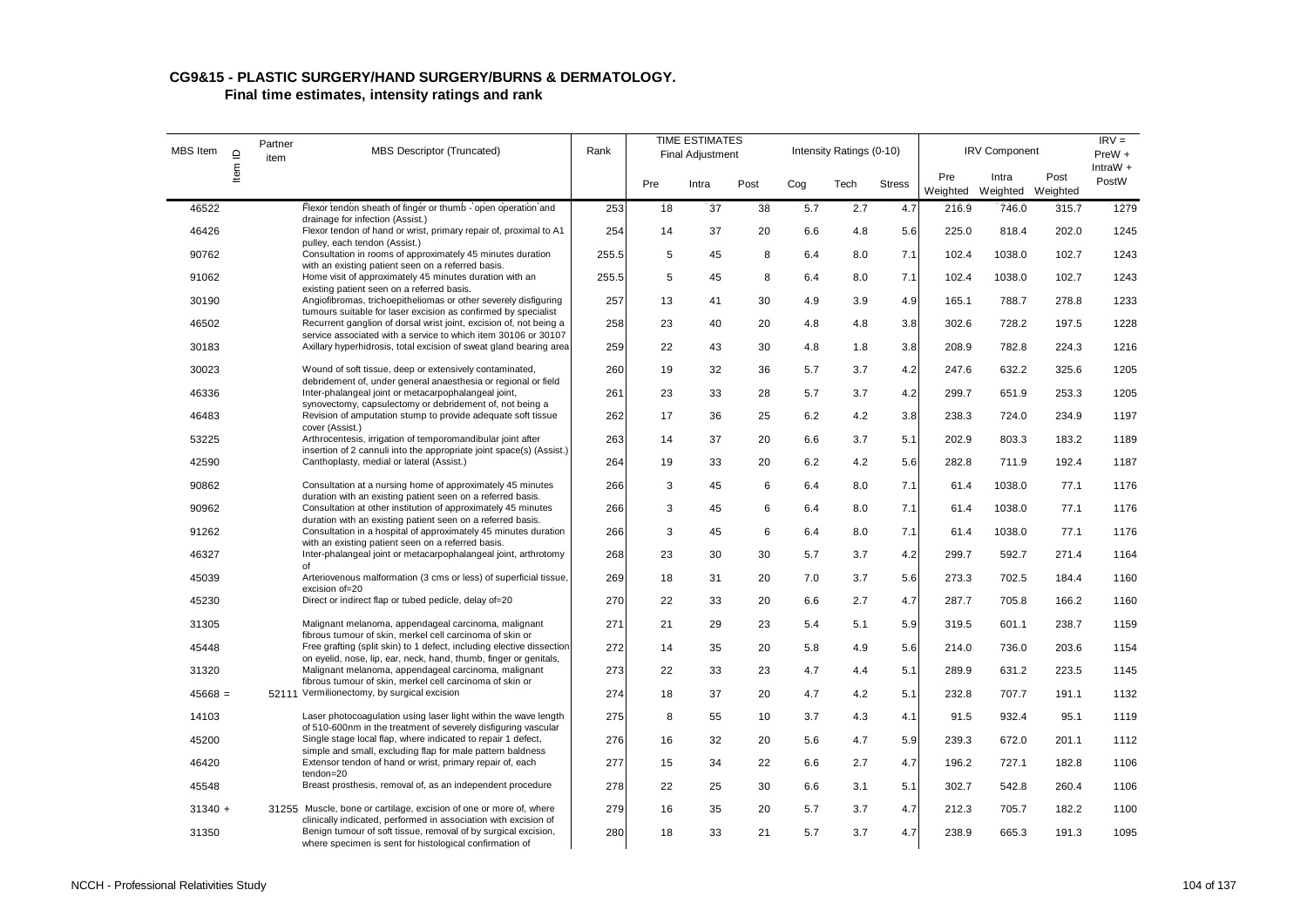## CG9&15 - PLASTIC SURGERY/HAND SURGERY/BURNS & DERMATOLOGY.

### Final time estimates, intensity ratings and rank

| MBS Item | Item ID | Partner item | MBS Descriptor (Truncated) | Rank | TIME ESTIMATES Final Adjustment | | | Intensity Ratings (0-10) | | | IRV Component | | | IRV = PreW + IntraW + PostW |
|---|---|---|---|---|---|---|---|---|---|---|---|---|---|---|
| | | | | | Pre | Intra | Post | Cog | Tech | Stress | Pre Weighted | Intra Weighted | Post Weighted | |
| 46522 | | | Flexor tendon sheath of finger or thumb - open operation and drainage for infection (Assist.) | 253 | 18 | 37 | 38 | 5.7 | 2.7 | 4.7 | 216.9 | 746.0 | 315.7 | 1279 |
| 46426 | | | Flexor tendon of hand or wrist, primary repair of, proximal to A1 pulley, each tendon (Assist.) | 254 | 14 | 37 | 20 | 6.6 | 4.8 | 5.6 | 225.0 | 818.4 | 202.0 | 1245 |
| 90762 | | | Consultation in rooms of approximately 45 minutes duration with an existing patient seen on a referred basis. | 255.5 | 5 | 45 | 8 | 6.4 | 8.0 | 7.1 | 102.4 | 1038.0 | 102.7 | 1243 |
| 91062 | | | Home visit of approximately 45 minutes duration with an existing patient seen on a referred basis. | 255.5 | 5 | 45 | 8 | 6.4 | 8.0 | 7.1 | 102.4 | 1038.0 | 102.7 | 1243 |
| 30190 | | | Angiofibromas, trichoepitheliomas or other severely disfiguring tumours suitable for laser excision as confirmed by specialist | 257 | 13 | 41 | 30 | 4.9 | 3.9 | 4.9 | 165.1 | 788.7 | 278.8 | 1233 |
| 46502 | | | Recurrent ganglion of dorsal wrist joint, excision of, not being a service associated with a service to which item 30106 or 30107 | 258 | 23 | 40 | 20 | 4.8 | 4.8 | 3.8 | 302.6 | 728.2 | 197.5 | 1228 |
| 30183 | | | Axillary hyperhidrosis, total excision of sweat gland bearing area | 259 | 22 | 43 | 30 | 4.8 | 1.8 | 3.8 | 208.9 | 782.8 | 224.3 | 1216 |
| 30023 | | | Wound of soft tissue, deep or extensively contaminated, debridement of, under general anaesthesia or regional or field | 260 | 19 | 32 | 36 | 5.7 | 3.7 | 4.2 | 247.6 | 632.2 | 325.6 | 1205 |
| 46336 | | | Inter-phalangeal joint or metacarpophalangeal joint, synovectomy, capsulectomy or debridement of, not being a | 261 | 23 | 33 | 28 | 5.7 | 3.7 | 4.2 | 299.7 | 651.9 | 253.3 | 1205 |
| 46483 | | | Revision of amputation stump to provide adequate soft tissue cover (Assist.) | 262 | 17 | 36 | 25 | 6.2 | 4.2 | 3.8 | 238.3 | 724.0 | 234.9 | 1197 |
| 53225 | | | Arthrocentesis, irrigation of temporomandibular joint after insertion of 2 cannuli into the appropriate joint space(s) (Assist.) | 263 | 14 | 37 | 20 | 6.6 | 3.7 | 5.1 | 202.9 | 803.3 | 183.2 | 1189 |
| 42590 | | | Canthoplasty, medial or lateral (Assist.) | 264 | 19 | 33 | 20 | 6.2 | 4.2 | 5.6 | 282.8 | 711.9 | 192.4 | 1187 |
| 90862 | | | Consultation at a nursing home of approximately 45 minutes duration with an existing patient seen on a referred basis. | 266 | 3 | 45 | 6 | 6.4 | 8.0 | 7.1 | 61.4 | 1038.0 | 77.1 | 1176 |
| 90962 | | | Consultation at other institution of approximately 45 minutes duration with an existing patient seen on a referred basis. | 266 | 3 | 45 | 6 | 6.4 | 8.0 | 7.1 | 61.4 | 1038.0 | 77.1 | 1176 |
| 91262 | | | Consultation in a hospital of approximately 45 minutes duration with an existing patient seen on a referred basis. | 266 | 3 | 45 | 6 | 6.4 | 8.0 | 7.1 | 61.4 | 1038.0 | 77.1 | 1176 |
| 46327 | | | Inter-phalangeal joint or metacarpophalangeal joint, arthrotomy of | 268 | 23 | 30 | 30 | 5.7 | 3.7 | 4.2 | 299.7 | 592.7 | 271.4 | 1164 |
| 45039 | | | Arteriovenous malformation (3 cms or less) of superficial tissue, excision of=20 | 269 | 18 | 31 | 20 | 7.0 | 3.7 | 5.6 | 273.3 | 702.5 | 184.4 | 1160 |
| 45230 | | | Direct or indirect flap or tubed pedicle, delay of=20 | 270 | 22 | 33 | 20 | 6.6 | 2.7 | 4.7 | 287.7 | 705.8 | 166.2 | 1160 |
| 31305 | | | Malignant melanoma, appendageal carcinoma, malignant fibrous tumour of skin, merkel cell carcinoma of skin or | 271 | 21 | 29 | 23 | 5.4 | 5.1 | 5.9 | 319.5 | 601.1 | 238.7 | 1159 |
| 45448 | | | Free grafting (split skin) to 1 defect, including elective dissection on eyelid, nose, lip, ear, neck, hand, thumb, finger or genitals, | 272 | 14 | 35 | 20 | 5.8 | 4.9 | 5.6 | 214.0 | 736.0 | 203.6 | 1154 |
| 31320 | | | Malignant melanoma, appendageal carcinoma, malignant fibrous tumour of skin, merkel cell carcinoma of skin or | 273 | 22 | 33 | 23 | 4.7 | 4.4 | 5.1 | 289.9 | 631.2 | 223.5 | 1145 |
| 45668 = | | 52111 | Vermilionectomy, by surgical excision | 274 | 18 | 37 | 20 | 4.7 | 4.2 | 5.1 | 232.8 | 707.7 | 191.1 | 1132 |
| 14103 | | | Laser photocoagulation using laser light within the wave length of 510-600nm in the treatment of severely disfiguring vascular | 275 | 8 | 55 | 10 | 3.7 | 4.3 | 4.1 | 91.5 | 932.4 | 95.1 | 1119 |
| 45200 | | | Single stage local flap, where indicated to repair 1 defect, simple and small, excluding flap for male pattern baldness | 276 | 16 | 32 | 20 | 5.6 | 4.7 | 5.9 | 239.3 | 672.0 | 201.1 | 1112 |
| 46420 | | | Extensor tendon of hand or wrist, primary repair of, each tendon=20 | 277 | 15 | 34 | 22 | 6.6 | 2.7 | 4.7 | 196.2 | 727.1 | 182.8 | 1106 |
| 45548 | | | Breast prosthesis, removal of, as an independent procedure | 278 | 22 | 25 | 30 | 6.6 | 3.1 | 5.1 | 302.7 | 542.8 | 260.4 | 1106 |
| 31340 + | | 31255 | Muscle, bone or cartilage, excision of one or more of, where clinically indicated, performed in association with excision of | 279 | 16 | 35 | 20 | 5.7 | 3.7 | 4.7 | 212.3 | 705.7 | 182.2 | 1100 |
| 31350 | | | Benign tumour of soft tissue, removal of by surgical excision, where specimen is sent for histological confirmation of | 280 | 18 | 33 | 21 | 5.7 | 3.7 | 4.7 | 238.9 | 665.3 | 191.3 | 1095 |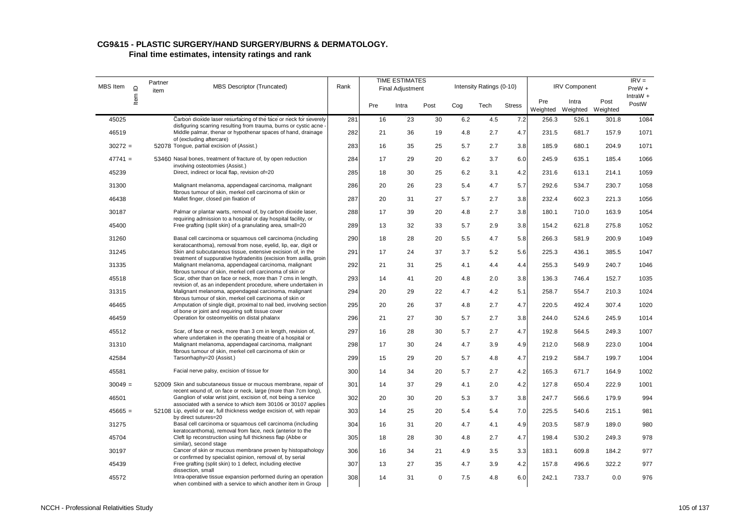## CG9&15 - PLASTIC SURGERY/HAND SURGERY/BURNS & DERMATOLOGY.

### Final time estimates, intensity ratings and rank

| MBS Item | Item ID | Partner item | MBS Descriptor (Truncated) | Rank | TIME ESTIMATES Final Adjustment | | | Intensity Ratings (0-10) | | | IRV Component | | | IRV = PreW + IntraW + PostW |
|---|---|---|---|---|---|---|---|---|---|---|---|---|---|---|
| | | | | | Pre | Intra | Post | Cog | Tech | Stress | Pre Weighted | Intra Weighted | Post Weighted | |
| 45025 | | | Carbon dioxide laser resurfacing of the face or neck for severely disfiguring scarring resulting from trauma, burns or cystic acne - | 281 | 16 | 23 | 30 | 6.2 | 4.5 | 7.2 | 256.3 | 526.1 | 301.8 | 1084 |
| 46519 | | | Middle palmar, thenar or hypothenar spaces of hand, drainage of (excluding aftercare) | 282 | 21 | 36 | 19 | 4.8 | 2.7 | 4.7 | 231.5 | 681.7 | 157.9 | 1071 |
| 30272 = | | 52078 | Tongue, partial excision of (Assist.) | 283 | 16 | 35 | 25 | 5.7 | 2.7 | 3.8 | 185.9 | 680.1 | 204.9 | 1071 |
| 47741 = | | 53460 | Nasal bones, treatment of fracture of, by open reduction involving osteotomies (Assist.) | 284 | 17 | 29 | 20 | 6.2 | 3.7 | 6.0 | 245.9 | 635.1 | 185.4 | 1066 |
| 45239 | | | Direct, indirect or local flap, revision of=20 | 285 | 18 | 30 | 25 | 6.2 | 3.1 | 4.2 | 231.6 | 613.1 | 214.1 | 1059 |
| 31300 | | | Malignant melanoma, appendageal carcinoma, malignant fibrous tumour of skin, merkel cell carcinoma of skin or | 286 | 20 | 26 | 23 | 5.4 | 4.7 | 5.7 | 292.6 | 534.7 | 230.7 | 1058 |
| 46438 | | | Mallet finger, closed pin fixation of | 287 | 20 | 31 | 27 | 5.7 | 2.7 | 3.8 | 232.4 | 602.3 | 221.3 | 1056 |
| 30187 | | | Palmar or plantar warts, removal of, by carbon dioxide laser, requiring admission to a hospital or day hospital facility, or | 288 | 17 | 39 | 20 | 4.8 | 2.7 | 3.8 | 180.1 | 710.0 | 163.9 | 1054 |
| 45400 | | | Free grafting (split skin) of a granulating area, small=20 | 289 | 13 | 32 | 33 | 5.7 | 2.9 | 3.8 | 154.2 | 621.8 | 275.8 | 1052 |
| 31260 | | | Basal cell carcinoma or squamous cell carcinoma (including keratocanthoma), removal from nose, eyelid, lip, ear, digit or | 290 | 18 | 28 | 20 | 5.5 | 4.7 | 5.8 | 266.3 | 581.9 | 200.9 | 1049 |
| 31245 | | | Skin and subcutaneous tissue, extensive excision of, in the treatment of suppurative hydradenitis (excision from axilla, groin | 291 | 17 | 24 | 37 | 3.7 | 5.2 | 5.6 | 225.3 | 436.1 | 385.5 | 1047 |
| 31335 | | | Malignant melanoma, appendageal carcinoma, malignant fibrous tumour of skin, merkel cell carcinoma of skin or | 292 | 21 | 31 | 25 | 4.1 | 4.4 | 4.4 | 255.3 | 549.9 | 240.7 | 1046 |
| 45518 | | | Scar, other than on face or neck, more than 7 cms in length, revision of, as an independent procedure, where undertaken in | 293 | 14 | 41 | 20 | 4.8 | 2.0 | 3.8 | 136.3 | 746.4 | 152.7 | 1035 |
| 31315 | | | Malignant melanoma, appendageal carcinoma, malignant fibrous tumour of skin, merkel cell carcinoma of skin or | 294 | 20 | 29 | 22 | 4.7 | 4.2 | 5.1 | 258.7 | 554.7 | 210.3 | 1024 |
| 46465 | | | Amputation of single digit, proximal to nail bed, involving section of bone or joint and requiring soft tissue cover | 295 | 20 | 26 | 37 | 4.8 | 2.7 | 4.7 | 220.5 | 492.4 | 307.4 | 1020 |
| 46459 | | | Operation for osteomyelitis on distal phalanx | 296 | 21 | 27 | 30 | 5.7 | 2.7 | 3.8 | 244.0 | 524.6 | 245.9 | 1014 |
| 45512 | | | Scar, of face or neck, more than 3 cm in length, revision of, where undertaken in the operating theatre of a hospital or | 297 | 16 | 28 | 30 | 5.7 | 2.7 | 4.7 | 192.8 | 564.5 | 249.3 | 1007 |
| 31310 | | | Malignant melanoma, appendageal carcinoma, malignant fibrous tumour of skin, merkel cell carcinoma of skin or | 298 | 17 | 30 | 24 | 4.7 | 3.9 | 4.9 | 212.0 | 568.9 | 223.0 | 1004 |
| 42584 | | | Tarsorrhaphy=20 (Assist.) | 299 | 15 | 29 | 20 | 5.7 | 4.8 | 4.7 | 219.2 | 584.7 | 199.7 | 1004 |
| 45581 | | | Facial nerve palsy, excision of tissue for | 300 | 14 | 34 | 20 | 5.7 | 2.7 | 4.2 | 165.3 | 671.7 | 164.9 | 1002 |
| 30049 = | | 52009 | Skin and subcutaneous tissue or mucous membrane, repair of recent wound of, on face or neck, large (more than 7cm long), | 301 | 14 | 37 | 29 | 4.1 | 2.0 | 4.2 | 127.8 | 650.4 | 222.9 | 1001 |
| 46501 | | | Ganglion of volar wrist joint, excision of, not being a service associated with a service to which item 30106 or 30107 applies | 302 | 20 | 30 | 20 | 5.3 | 3.7 | 3.8 | 247.7 | 566.6 | 179.9 | 994 |
| 45665 = | | 52108 | Lip, eyelid or ear, full thickness wedge excision of, with repair by direct sutures=20 | 303 | 14 | 25 | 20 | 5.4 | 5.4 | 7.0 | 225.5 | 540.6 | 215.1 | 981 |
| 31275 | | | Basal cell carcinoma or squamous cell carcinoma (including keratocanthoma), removal from face, neck (anterior to the | 304 | 16 | 31 | 20 | 4.7 | 4.1 | 4.9 | 203.5 | 587.9 | 189.0 | 980 |
| 45704 | | | Cleft lip reconstruction using full thickness flap (Abbe or similar), second stage | 305 | 18 | 28 | 30 | 4.8 | 2.7 | 4.7 | 198.4 | 530.2 | 249.3 | 978 |
| 30197 | | | Cancer of skin or mucous membrane proven by histopathology or confirmed by specialist opinion, removal of, by serial | 306 | 16 | 34 | 21 | 4.9 | 3.5 | 3.3 | 183.1 | 609.8 | 184.2 | 977 |
| 45439 | | | Free grafting (split skin) to 1 defect, including elective dissection, small | 307 | 13 | 27 | 35 | 4.7 | 3.9 | 4.2 | 157.8 | 496.6 | 322.2 | 977 |
| 45572 | | | Intra-operative tissue expansion performed during an operation when combined with a service to which another item in Group | 308 | 14 | 31 | 0 | 7.5 | 4.8 | 6.0 | 242.1 | 733.7 | 0.0 | 976 |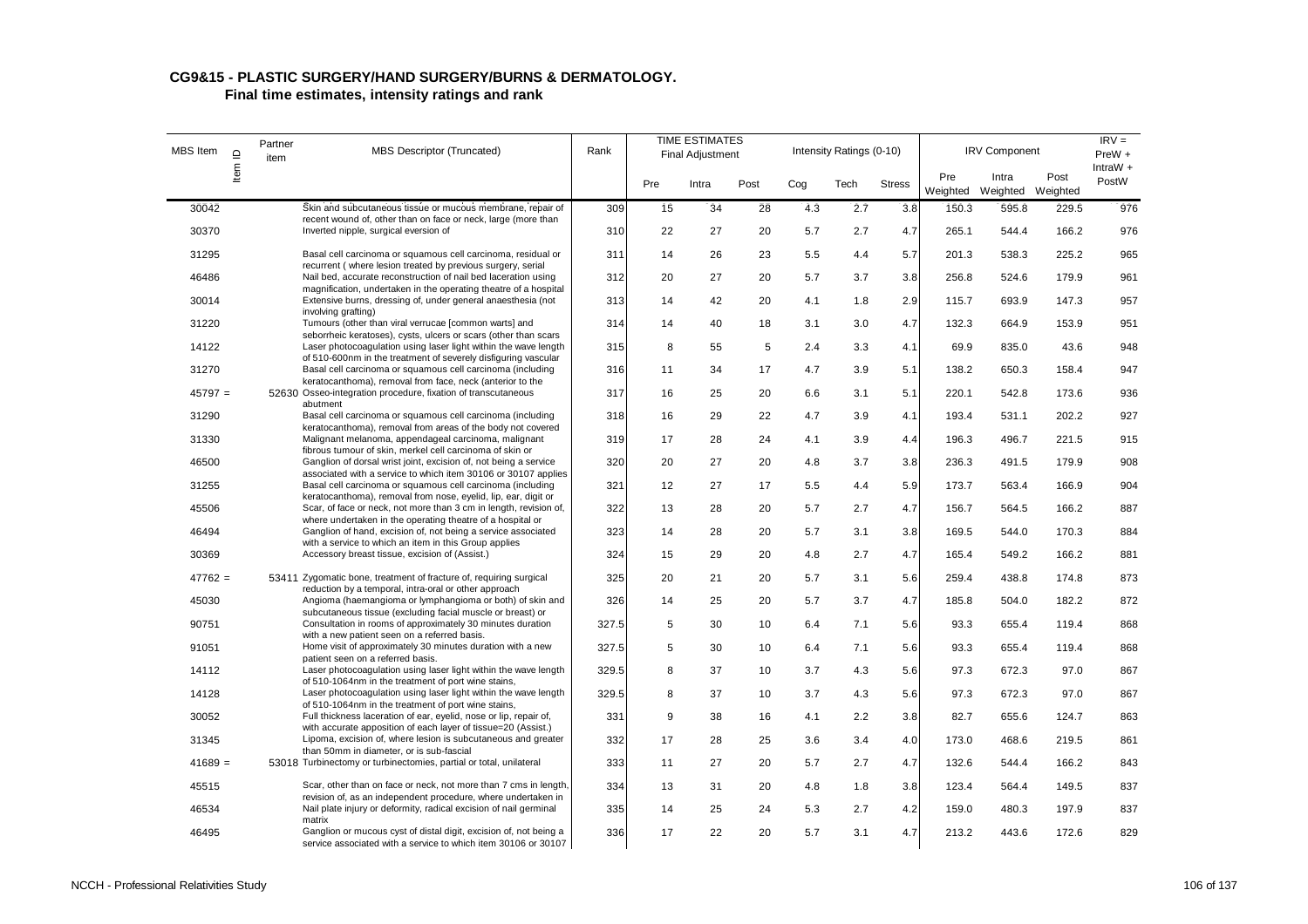## CG9&15 - PLASTIC SURGERY/HAND SURGERY/BURNS & DERMATOLOGY.

### Final time estimates, intensity ratings and rank

| MBS Item | Item ID | Partner item | MBS Descriptor (Truncated) | Rank | TIME ESTIMATES Final Adjustment | | | Intensity Ratings (0-10) | | | IRV Component | | | IRV = PreW + IntraW + PostW |
|---|---|---|---|---|---|---|---|---|---|---|---|---|---|---|
| | | | | | Pre | Intra | Post | Cog | Tech | Stress | Pre Weighted | Intra Weighted | Post Weighted | |
| 30042 | | | Skin and subcutaneous tissue or mucous membrane, repair of recent wound of, other than on face or neck, large (more than | 309 | 15 | 34 | 28 | 4.3 | 2.7 | 3.8 | 150.3 | 595.8 | 229.5 | 976 |
| 30370 | | | Inverted nipple, surgical eversion of | 310 | 22 | 27 | 20 | 5.7 | 2.7 | 4.7 | 265.1 | 544.4 | 166.2 | 976 |
| 31295 | | | Basal cell carcinoma or squamous cell carcinoma, residual or recurrent ( where lesion treated by previous surgery, serial | 311 | 14 | 26 | 23 | 5.5 | 4.4 | 5.7 | 201.3 | 538.3 | 225.2 | 965 |
| 46486 | | | Nail bed, accurate reconstruction of nail bed laceration using magnification, undertaken in the operating theatre of a hospital | 312 | 20 | 27 | 20 | 5.7 | 3.7 | 3.8 | 256.8 | 524.6 | 179.9 | 961 |
| 30014 | | | Extensive burns, dressing of, under general anaesthesia (not involving grafting) | 313 | 14 | 42 | 20 | 4.1 | 1.8 | 2.9 | 115.7 | 693.9 | 147.3 | 957 |
| 31220 | | | Tumours (other than viral verrucae [common warts] and seborrheic keratoses), cysts, ulcers or scars (other than scars | 314 | 14 | 40 | 18 | 3.1 | 3.0 | 4.7 | 132.3 | 664.9 | 153.9 | 951 |
| 14122 | | | Laser photocoagulation using laser light within the wave length of 510-600nm in the treatment of severely disfiguring vascular | 315 | 8 | 55 | 5 | 2.4 | 3.3 | 4.1 | 69.9 | 835.0 | 43.6 | 948 |
| 31270 | | | Basal cell carcinoma or squamous cell carcinoma (including keratocanthoma), removal from face, neck (anterior to the | 316 | 11 | 34 | 17 | 4.7 | 3.9 | 5.1 | 138.2 | 650.3 | 158.4 | 947 |
| 45797 = | | 52630 | Osseo-integration procedure, fixation of transcutaneous abutment | 317 | 16 | 25 | 20 | 6.6 | 3.1 | 5.1 | 220.1 | 542.8 | 173.6 | 936 |
| 31290 | | | Basal cell carcinoma or squamous cell carcinoma (including keratocanthoma), removal from areas of the body not covered | 318 | 16 | 29 | 22 | 4.7 | 3.9 | 4.1 | 193.4 | 531.1 | 202.2 | 927 |
| 31330 | | | Malignant melanoma, appendageal carcinoma, malignant fibrous tumour of skin, merkel cell carcinoma of skin or | 319 | 17 | 28 | 24 | 4.1 | 3.9 | 4.4 | 196.3 | 496.7 | 221.5 | 915 |
| 46500 | | | Ganglion of dorsal wrist joint, excision of, not being a service associated with a service to which item 30106 or 30107 applies | 320 | 20 | 27 | 20 | 4.8 | 3.7 | 3.8 | 236.3 | 491.5 | 179.9 | 908 |
| 31255 | | | Basal cell carcinoma or squamous cell carcinoma (including keratocanthoma), removal from nose, eyelid, lip, ear, digit or | 321 | 12 | 27 | 17 | 5.5 | 4.4 | 5.9 | 173.7 | 563.4 | 166.9 | 904 |
| 45506 | | | Scar, of face or neck, not more than 3 cm in length, revision of, where undertaken in the operating theatre of a hospital or | 322 | 13 | 28 | 20 | 5.7 | 2.7 | 4.7 | 156.7 | 564.5 | 166.2 | 887 |
| 46494 | | | Ganglion of hand, excision of, not being a service associated with a service to which an item in this Group applies | 323 | 14 | 28 | 20 | 5.7 | 3.1 | 3.8 | 169.5 | 544.0 | 170.3 | 884 |
| 30369 | | | Accessory breast tissue, excision of (Assist.) | 324 | 15 | 29 | 20 | 4.8 | 2.7 | 4.7 | 165.4 | 549.2 | 166.2 | 881 |
| 47762 = | | 53411 | Zygomatic bone, treatment of fracture of, requiring surgical reduction by a temporal, intra-oral or other approach | 325 | 20 | 21 | 20 | 5.7 | 3.1 | 5.6 | 259.4 | 438.8 | 174.8 | 873 |
| 45030 | | | Angioma (haemangioma or lymphangioma or both) of skin and subcutaneous tissue (excluding facial muscle or breast) or | 326 | 14 | 25 | 20 | 5.7 | 3.7 | 4.7 | 185.8 | 504.0 | 182.2 | 872 |
| 90751 | | | Consultation in rooms of approximately 30 minutes duration with a new patient seen on a referred basis. | 327.5 | 5 | 30 | 10 | 6.4 | 7.1 | 5.6 | 93.3 | 655.4 | 119.4 | 868 |
| 91051 | | | Home visit of approximately 30 minutes duration with a new patient seen on a referred basis. | 327.5 | 5 | 30 | 10 | 6.4 | 7.1 | 5.6 | 93.3 | 655.4 | 119.4 | 868 |
| 14112 | | | Laser photocoagulation using laser light within the wave length of 510-1064nm in the treatment of port wine stains, | 329.5 | 8 | 37 | 10 | 3.7 | 4.3 | 5.6 | 97.3 | 672.3 | 97.0 | 867 |
| 14128 | | | Laser photocoagulation using laser light within the wave length of 510-1064nm in the treatment of port wine stains, | 329.5 | 8 | 37 | 10 | 3.7 | 4.3 | 5.6 | 97.3 | 672.3 | 97.0 | 867 |
| 30052 | | | Full thickness laceration of ear, eyelid, nose or lip, repair of, with accurate apposition of each layer of tissue=20 (Assist.) | 331 | 9 | 38 | 16 | 4.1 | 2.2 | 3.8 | 82.7 | 655.6 | 124.7 | 863 |
| 31345 | | | Lipoma, excision of, where lesion is subcutaneous and greater than 50mm in diameter, or is sub-fascial | 332 | 17 | 28 | 25 | 3.6 | 3.4 | 4.0 | 173.0 | 468.6 | 219.5 | 861 |
| 41689 = | | 53018 | Turbinectomy or turbinectomies, partial or total, unilateral | 333 | 11 | 27 | 20 | 5.7 | 2.7 | 4.7 | 132.6 | 544.4 | 166.2 | 843 |
| 45515 | | | Scar, other than on face or neck, not more than 7 cms in length, revision of, as an independent procedure, where undertaken in | 334 | 13 | 31 | 20 | 4.8 | 1.8 | 3.8 | 123.4 | 564.4 | 149.5 | 837 |
| 46534 | | | Nail plate injury or deformity, radical excision of nail germinal matrix | 335 | 14 | 25 | 24 | 5.3 | 2.7 | 4.2 | 159.0 | 480.3 | 197.9 | 837 |
| 46495 | | | Ganglion or mucous cyst of distal digit, excision of, not being a service associated with a service to which item 30106 or 30107 | 336 | 17 | 22 | 20 | 5.7 | 3.1 | 4.7 | 213.2 | 443.6 | 172.6 | 829 |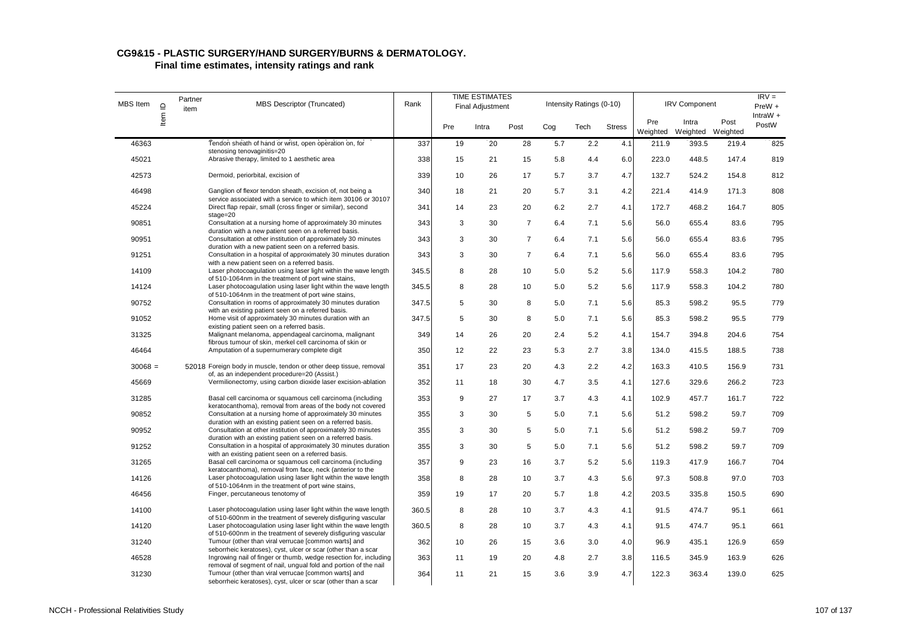# CG9&15 - PLASTIC SURGERY/HAND SURGERY/BURNS & DERMATOLOGY.

## Final time estimates, intensity ratings and rank

| MBS Item | Item ID | Partner item | MBS Descriptor (Truncated) | Rank | TIME ESTIMATES Final Adjustment | | | Intensity Ratings (0-10) | | | IRV Component | | | IRV = PreW + IntraW + PostW |
|---|---|---|---|---|---|---|---|---|---|---|---|---|---|---|
| | | | | | Pre | Intra | Post | Cog | Tech | Stress | Pre Weighted | Intra Weighted | Post Weighted | |
| 46363 | | | Tendon sheath of hand or wrist, open operation on, for stenosing tenovaginitis=20 | 337 | 19 | 20 | 28 | 5.7 | 2.2 | 4.1 | 211.9 | 393.5 | 219.4 | 825 |
| 45021 | | | Abrasive therapy, limited to 1 aesthetic area | 338 | 15 | 21 | 15 | 5.8 | 4.4 | 6.0 | 223.0 | 448.5 | 147.4 | 819 |
| 42573 | | | Dermoid, periorbital, excision of | 339 | 10 | 26 | 17 | 5.7 | 3.7 | 4.7 | 132.7 | 524.2 | 154.8 | 812 |
| 46498 | | | Ganglion of flexor tendon sheath, excision of, not being a service associated with a service to which item 30106 or 30107 | 340 | 18 | 21 | 20 | 5.7 | 3.1 | 4.2 | 221.4 | 414.9 | 171.3 | 808 |
| 45224 | | | Direct flap repair, small (cross finger or similar), second stage=20 | 341 | 14 | 23 | 20 | 6.2 | 2.7 | 4.1 | 172.7 | 468.2 | 164.7 | 805 |
| 90851 | | | Consultation at a nursing home of approximately 30 minutes duration with a new patient seen on a referred basis. | 343 | 3 | 30 | 7 | 6.4 | 7.1 | 5.6 | 56.0 | 655.4 | 83.6 | 795 |
| 90951 | | | Consultation at other institution of approximately 30 minutes duration with a new patient seen on a referred basis. | 343 | 3 | 30 | 7 | 6.4 | 7.1 | 5.6 | 56.0 | 655.4 | 83.6 | 795 |
| 91251 | | | Consultation in a hospital of approximately 30 minutes duration with a new patient seen on a referred basis. | 343 | 3 | 30 | 7 | 6.4 | 7.1 | 5.6 | 56.0 | 655.4 | 83.6 | 795 |
| 14109 | | | Laser photocoagulation using laser light within the wave length of 510-1064nm in the treatment of port wine stains, | 345.5 | 8 | 28 | 10 | 5.0 | 5.2 | 5.6 | 117.9 | 558.3 | 104.2 | 780 |
| 14124 | | | Laser photocoagulation using laser light within the wave length of 510-1064nm in the treatment of port wine stains, | 345.5 | 8 | 28 | 10 | 5.0 | 5.2 | 5.6 | 117.9 | 558.3 | 104.2 | 780 |
| 90752 | | | Consultation in rooms of approximately 30 minutes duration with an existing patient seen on a referred basis. | 347.5 | 5 | 30 | 8 | 5.0 | 7.1 | 5.6 | 85.3 | 598.2 | 95.5 | 779 |
| 91052 | | | Home visit of approximately 30 minutes duration with an existing patient seen on a referred basis. | 347.5 | 5 | 30 | 8 | 5.0 | 7.1 | 5.6 | 85.3 | 598.2 | 95.5 | 779 |
| 31325 | | | Malignant melanoma, appendageal carcinoma, malignant fibrous tumour of skin, merkel cell carcinoma of skin or | 349 | 14 | 26 | 20 | 2.4 | 5.2 | 4.1 | 154.7 | 394.8 | 204.6 | 754 |
| 46464 | | | Amputation of a supernumerary complete digit | 350 | 12 | 22 | 23 | 5.3 | 2.7 | 3.8 | 134.0 | 415.5 | 188.5 | 738 |
| 30068 = | | 52018 | Foreign body in muscle, tendon or other deep tissue, removal of, as an independent procedure=20 (Assist.) | 351 | 17 | 23 | 20 | 4.3 | 2.2 | 4.2 | 163.3 | 410.5 | 156.9 | 731 |
| 45669 | | | Vermilionectomy, using carbon dioxide laser excision-ablation | 352 | 11 | 18 | 30 | 4.7 | 3.5 | 4.1 | 127.6 | 329.6 | 266.2 | 723 |
| 31285 | | | Basal cell carcinoma or squamous cell carcinoma (including keratocanthoma), removal from areas of the body not covered | 353 | 9 | 27 | 17 | 3.7 | 4.3 | 4.1 | 102.9 | 457.7 | 161.7 | 722 |
| 90852 | | | Consultation at a nursing home of approximately 30 minutes duration with an existing patient seen on a referred basis. | 355 | 3 | 30 | 5 | 5.0 | 7.1 | 5.6 | 51.2 | 598.2 | 59.7 | 709 |
| 90952 | | | Consultation at other institution of approximately 30 minutes duration with an existing patient seen on a referred basis. | 355 | 3 | 30 | 5 | 5.0 | 7.1 | 5.6 | 51.2 | 598.2 | 59.7 | 709 |
| 91252 | | | Consultation in a hospital of approximately 30 minutes duration with an existing patient seen on a referred basis. | 355 | 3 | 30 | 5 | 5.0 | 7.1 | 5.6 | 51.2 | 598.2 | 59.7 | 709 |
| 31265 | | | Basal cell carcinoma or squamous cell carcinoma (including keratocanthoma), removal from face, neck (anterior to the | 357 | 9 | 23 | 16 | 3.7 | 5.2 | 5.6 | 119.3 | 417.9 | 166.7 | 704 |
| 14126 | | | Laser photocoagulation using laser light within the wave length of 510-1064nm in the treatment of port wine stains, | 358 | 8 | 28 | 10 | 3.7 | 4.3 | 5.6 | 97.3 | 508.8 | 97.0 | 703 |
| 46456 | | | Finger, percutaneous tenotomy of | 359 | 19 | 17 | 20 | 5.7 | 1.8 | 4.2 | 203.5 | 335.8 | 150.5 | 690 |
| 14100 | | | Laser photocoagulation using laser light within the wave length of 510-600nm in the treatment of severely disfiguring vascular | 360.5 | 8 | 28 | 10 | 3.7 | 4.3 | 4.1 | 91.5 | 474.7 | 95.1 | 661 |
| 14120 | | | Laser photocoagulation using laser light within the wave length of 510-600nm in the treatment of severely disfiguring vascular | 360.5 | 8 | 28 | 10 | 3.7 | 4.3 | 4.1 | 91.5 | 474.7 | 95.1 | 661 |
| 31240 | | | Tumour (other than viral verrucae [common warts] and seborrheic keratoses), cyst, ulcer or scar (other than a scar | 362 | 10 | 26 | 15 | 3.6 | 3.0 | 4.0 | 96.9 | 435.1 | 126.9 | 659 |
| 46528 | | | Ingrowing nail of finger or thumb, wedge resection for, including removal of segment of nail, ungual fold and portion of the nail | 363 | 11 | 19 | 20 | 4.8 | 2.7 | 3.8 | 116.5 | 345.9 | 163.9 | 626 |
| 31230 | | | Tumour (other than viral verrucae [common warts] and seborrheic keratoses), cyst, ulcer or scar (other than a scar | 364 | 11 | 21 | 15 | 3.6 | 3.9 | 4.7 | 122.3 | 363.4 | 139.0 | 625 |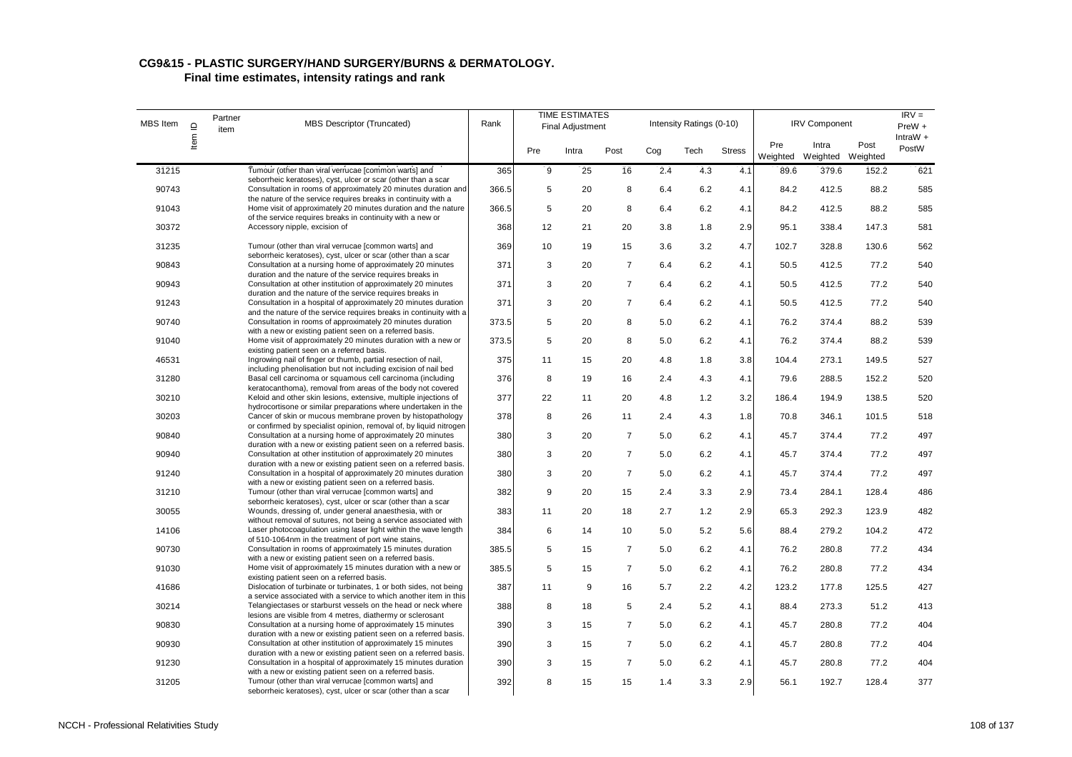**CG9&15 - PLASTIC SURGERY/HAND SURGERY/BURNS & DERMATOLOGY.**

**Final time estimates, intensity ratings and rank**

| MBS Item | Item ID | Partner item | MBS Descriptor (Truncated) | Rank | TIME ESTIMATES Final Adjustment | | | Intensity Ratings (0-10) | | | IRV Component | | | IRV = PreW + IntraW + PostW |
|---|---|---|---|---|---|---|---|---|---|---|---|---|---|---|
| | | | | | Pre | Intra | Post | Cog | Tech | Stress | Pre Weighted | Intra Weighted | Post Weighted | |
| 31215 | | | Tumour (other than viral verrucae [common warts] and seborrheic keratoses), cyst, ulcer or scar (other than a scar | 365 | 9 | 25 | 16 | 2.4 | 4.3 | 4.1 | 89.6 | 379.6 | 152.2 | 621 |
| 90743 | | | Consultation in rooms of approximately 20 minutes duration and the nature of the service requires breaks in continuity with a | 366.5 | 5 | 20 | 8 | 6.4 | 6.2 | 4.1 | 84.2 | 412.5 | 88.2 | 585 |
| 91043 | | | Home visit of approximately 20 minutes duration and the nature of the service requires breaks in continuity with a new or | 366.5 | 5 | 20 | 8 | 6.4 | 6.2 | 4.1 | 84.2 | 412.5 | 88.2 | 585 |
| 30372 | | | Accessory nipple, excision of | 368 | 12 | 21 | 20 | 3.8 | 1.8 | 2.9 | 95.1 | 338.4 | 147.3 | 581 |
| 31235 | | | Tumour (other than viral verrucae [common warts] and seborrheic keratoses), cyst, ulcer or scar (other than a scar | 369 | 10 | 19 | 15 | 3.6 | 3.2 | 4.7 | 102.7 | 328.8 | 130.6 | 562 |
| 90843 | | | Consultation at a nursing home of approximately 20 minutes duration and the nature of the service requires breaks in | 371 | 3 | 20 | 7 | 6.4 | 6.2 | 4.1 | 50.5 | 412.5 | 77.2 | 540 |
| 90943 | | | Consultation at other institution of approximately 20 minutes duration and the nature of the service requires breaks in | 371 | 3 | 20 | 7 | 6.4 | 6.2 | 4.1 | 50.5 | 412.5 | 77.2 | 540 |
| 91243 | | | Consultation in a hospital of approximately 20 minutes duration and the nature of the service requires breaks in continuity with a | 371 | 3 | 20 | 7 | 6.4 | 6.2 | 4.1 | 50.5 | 412.5 | 77.2 | 540 |
| 90740 | | | Consultation in rooms of approximately 20 minutes duration with a new or existing patient seen on a referred basis. | 373.5 | 5 | 20 | 8 | 5.0 | 6.2 | 4.1 | 76.2 | 374.4 | 88.2 | 539 |
| 91040 | | | Home visit of approximately 20 minutes duration with a new or existing patient seen on a referred basis. | 373.5 | 5 | 20 | 8 | 5.0 | 6.2 | 4.1 | 76.2 | 374.4 | 88.2 | 539 |
| 46531 | | | Ingrowing nail of finger or thumb, partial resection of nail, including phenolisation but not including excision of nail bed | 375 | 11 | 15 | 20 | 4.8 | 1.8 | 3.8 | 104.4 | 273.1 | 149.5 | 527 |
| 31280 | | | Basal cell carcinoma or squamous cell carcinoma (including keratocanthoma), removal from areas of the body not covered | 376 | 8 | 19 | 16 | 2.4 | 4.3 | 4.1 | 79.6 | 288.5 | 152.2 | 520 |
| 30210 | | | Keloid and other skin lesions, extensive, multiple injections of hydrocortisone or similar preparations where undertaken in the | 377 | 22 | 11 | 20 | 4.8 | 1.2 | 3.2 | 186.4 | 194.9 | 138.5 | 520 |
| 30203 | | | Cancer of skin or mucous membrane proven by histopathology or confirmed by specialist opinion, removal of, by liquid nitrogen | 378 | 8 | 26 | 11 | 2.4 | 4.3 | 1.8 | 70.8 | 346.1 | 101.5 | 518 |
| 90840 | | | Consultation at a nursing home of approximately 20 minutes duration with a new or existing patient seen on a referred basis. | 380 | 3 | 20 | 7 | 5.0 | 6.2 | 4.1 | 45.7 | 374.4 | 77.2 | 497 |
| 90940 | | | Consultation at other institution of approximately 20 minutes duration with a new or existing patient seen on a referred basis. | 380 | 3 | 20 | 7 | 5.0 | 6.2 | 4.1 | 45.7 | 374.4 | 77.2 | 497 |
| 91240 | | | Consultation in a hospital of approximately 20 minutes duration with a new or existing patient seen on a referred basis. | 380 | 3 | 20 | 7 | 5.0 | 6.2 | 4.1 | 45.7 | 374.4 | 77.2 | 497 |
| 31210 | | | Tumour (other than viral verrucae [common warts] and seborrheic keratoses), cyst, ulcer or scar (other than a scar | 382 | 9 | 20 | 15 | 2.4 | 3.3 | 2.9 | 73.4 | 284.1 | 128.4 | 486 |
| 30055 | | | Wounds, dressing of, under general anaesthesia, with or without removal of sutures, not being a service associated with | 383 | 11 | 20 | 18 | 2.7 | 1.2 | 2.9 | 65.3 | 292.3 | 123.9 | 482 |
| 14106 | | | Laser photocoagulation using laser light within the wave length of 510-1064nm in the treatment of port wine stains, | 384 | 6 | 14 | 10 | 5.0 | 5.2 | 5.6 | 88.4 | 279.2 | 104.2 | 472 |
| 90730 | | | Consultation in rooms of approximately 15 minutes duration with a new or existing patient seen on a referred basis. | 385.5 | 5 | 15 | 7 | 5.0 | 6.2 | 4.1 | 76.2 | 280.8 | 77.2 | 434 |
| 91030 | | | Home visit of approximately 15 minutes duration with a new or existing patient seen on a referred basis. | 385.5 | 5 | 15 | 7 | 5.0 | 6.2 | 4.1 | 76.2 | 280.8 | 77.2 | 434 |
| 41686 | | | Dislocation of turbinate or turbinates, 1 or both sides, not being a service associated with a service to which another item in this | 387 | 11 | 9 | 16 | 5.7 | 2.2 | 4.2 | 123.2 | 177.8 | 125.5 | 427 |
| 30214 | | | Telangiectases or starburst vessels on the head or neck where lesions are visible from 4 metres, diathermy or sclerosant | 388 | 8 | 18 | 5 | 2.4 | 5.2 | 4.1 | 88.4 | 273.3 | 51.2 | 413 |
| 90830 | | | Consultation at a nursing home of approximately 15 minutes duration with a new or existing patient seen on a referred basis. | 390 | 3 | 15 | 7 | 5.0 | 6.2 | 4.1 | 45.7 | 280.8 | 77.2 | 404 |
| 90930 | | | Consultation at other institution of approximately 15 minutes duration with a new or existing patient seen on a referred basis. | 390 | 3 | 15 | 7 | 5.0 | 6.2 | 4.1 | 45.7 | 280.8 | 77.2 | 404 |
| 91230 | | | Consultation in a hospital of approximately 15 minutes duration with a new or existing patient seen on a referred basis. | 390 | 3 | 15 | 7 | 5.0 | 6.2 | 4.1 | 45.7 | 280.8 | 77.2 | 404 |
| 31205 | | | Tumour (other than viral verrucae [common warts] and seborrheic keratoses), cyst, ulcer or scar (other than a scar | 392 | 8 | 15 | 15 | 1.4 | 3.3 | 2.9 | 56.1 | 192.7 | 128.4 | 377 |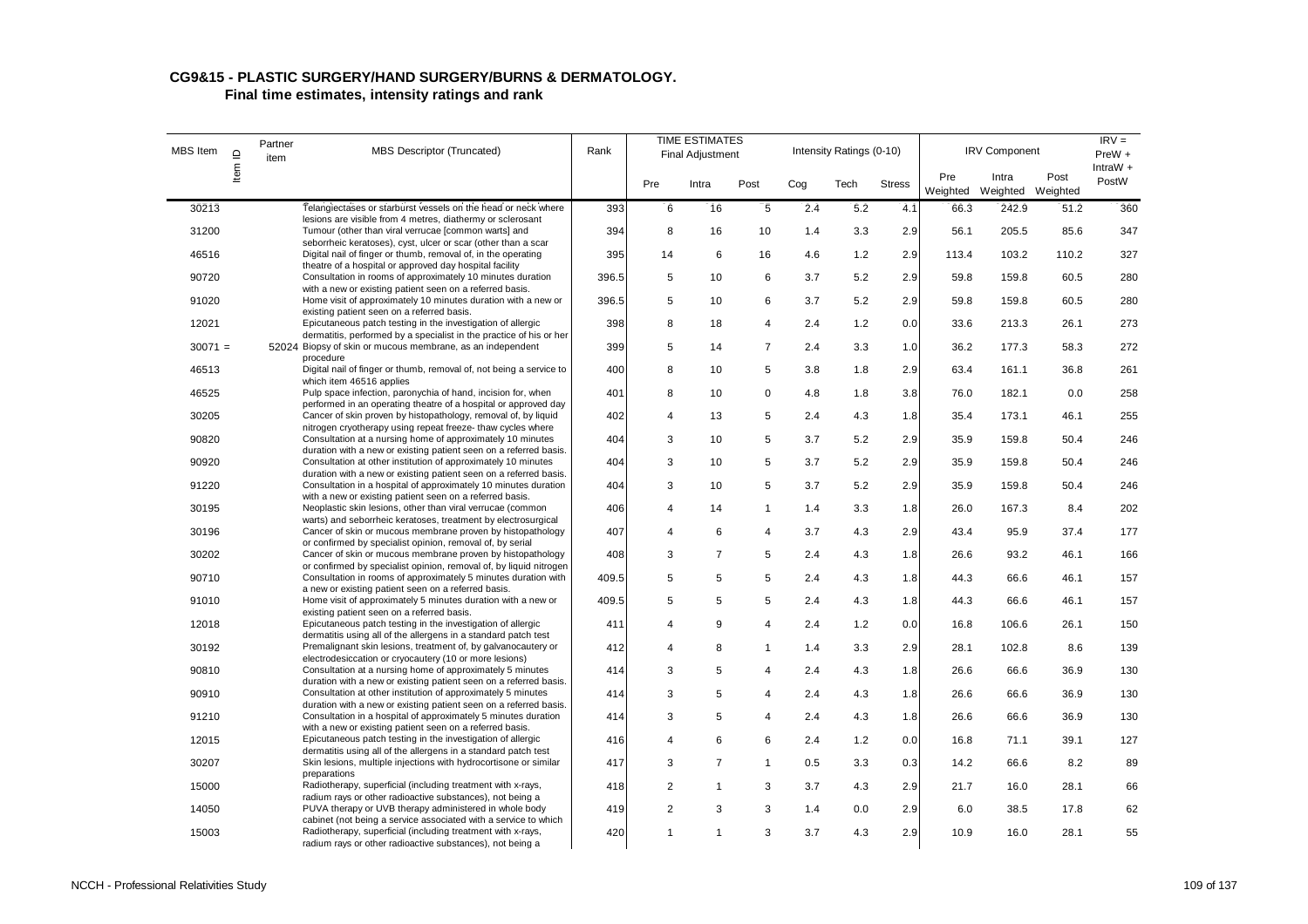## CG9&15 - PLASTIC SURGERY/HAND SURGERY/BURNS & DERMATOLOGY.

### Final time estimates, intensity ratings and rank

| MBS Item | Item ID | Partner item | MBS Descriptor (Truncated) | Rank | TIME ESTIMATES Final Adjustment | | | Intensity Ratings (0-10) | | | IRV Component | | | IRV = PreW + IntraW + PostW |
|---|---|---|---|---|---|---|---|---|---|---|---|---|---|---|
| | | | | | Pre | Intra | Post | Cog | Tech | Stress | Pre Weighted | Intra Weighted | Post Weighted | |
| 30213 | | | Telangiectases or starburst vessels on the head or neck where lesions are visible from 4 metres, diathermy or sclerosant | 393 | 6 | 16 | 5 | 2.4 | 5.2 | 4.1 | 66.3 | 242.9 | 51.2 | 360 |
| 31200 | | | Tumour (other than viral verrucae [common warts] and seborrheic keratoses), cyst, ulcer or scar (other than a scar | 394 | 8 | 16 | 10 | 1.4 | 3.3 | 2.9 | 56.1 | 205.5 | 85.6 | 347 |
| 46516 | | | Digital nail of finger or thumb, removal of, in the operating theatre of a hospital or approved day hospital facility | 395 | 14 | 6 | 16 | 4.6 | 1.2 | 2.9 | 113.4 | 103.2 | 110.2 | 327 |
| 90720 | | | Consultation in rooms of approximately 10 minutes duration with a new or existing patient seen on a referred basis. | 396.5 | 5 | 10 | 6 | 3.7 | 5.2 | 2.9 | 59.8 | 159.8 | 60.5 | 280 |
| 91020 | | | Home visit of approximately 10 minutes duration with a new or existing patient seen on a referred basis. | 396.5 | 5 | 10 | 6 | 3.7 | 5.2 | 2.9 | 59.8 | 159.8 | 60.5 | 280 |
| 12021 | | | Epicutaneous patch testing in the investigation of allergic dermatitis, performed by a specialist in the practice of his or her | 398 | 8 | 18 | 4 | 2.4 | 1.2 | 0.0 | 33.6 | 213.3 | 26.1 | 273 |
| 30071 = | | 52024 | Biopsy of skin or mucous membrane, as an independent procedure | 399 | 5 | 14 | 7 | 2.4 | 3.3 | 1.0 | 36.2 | 177.3 | 58.3 | 272 |
| 46513 | | | Digital nail of finger or thumb, removal of, not being a service to which item 46516 applies | 400 | 8 | 10 | 5 | 3.8 | 1.8 | 2.9 | 63.4 | 161.1 | 36.8 | 261 |
| 46525 | | | Pulp space infection, paronychia of hand, incision for, when performed in an operating theatre of a hospital or approved day | 401 | 8 | 10 | 0 | 4.8 | 1.8 | 3.8 | 76.0 | 182.1 | 0.0 | 258 |
| 30205 | | | Cancer of skin proven by histopathology, removal of, by liquid nitrogen cryotherapy using repeat freeze- thaw cycles where | 402 | 4 | 13 | 5 | 2.4 | 4.3 | 1.8 | 35.4 | 173.1 | 46.1 | 255 |
| 90820 | | | Consultation at a nursing home of approximately 10 minutes duration with a new or existing patient seen on a referred basis. | 404 | 3 | 10 | 5 | 3.7 | 5.2 | 2.9 | 35.9 | 159.8 | 50.4 | 246 |
| 90920 | | | Consultation at other institution of approximately 10 minutes duration with a new or existing patient seen on a referred basis. | 404 | 3 | 10 | 5 | 3.7 | 5.2 | 2.9 | 35.9 | 159.8 | 50.4 | 246 |
| 91220 | | | Consultation in a hospital of approximately 10 minutes duration with a new or existing patient seen on a referred basis. | 404 | 3 | 10 | 5 | 3.7 | 5.2 | 2.9 | 35.9 | 159.8 | 50.4 | 246 |
| 30195 | | | Neoplastic skin lesions, other than viral verrucae (common warts) and seborrheic keratoses, treatment by electrosurgical | 406 | 4 | 14 | 1 | 1.4 | 3.3 | 1.8 | 26.0 | 167.3 | 8.4 | 202 |
| 30196 | | | Cancer of skin or mucous membrane proven by histopathology or confirmed by specialist opinion, removal of, by serial | 407 | 4 | 6 | 4 | 3.7 | 4.3 | 2.9 | 43.4 | 95.9 | 37.4 | 177 |
| 30202 | | | Cancer of skin or mucous membrane proven by histopathology or confirmed by specialist opinion, removal of, by liquid nitrogen | 408 | 3 | 7 | 5 | 2.4 | 4.3 | 1.8 | 26.6 | 93.2 | 46.1 | 166 |
| 90710 | | | Consultation in rooms of approximately 5 minutes duration with a new or existing patient seen on a referred basis. | 409.5 | 5 | 5 | 5 | 2.4 | 4.3 | 1.8 | 44.3 | 66.6 | 46.1 | 157 |
| 91010 | | | Home visit of approximately 5 minutes duration with a new or existing patient seen on a referred basis. | 409.5 | 5 | 5 | 5 | 2.4 | 4.3 | 1.8 | 44.3 | 66.6 | 46.1 | 157 |
| 12018 | | | Epicutaneous patch testing in the investigation of allergic dermatitis using all of the allergens in a standard patch test | 411 | 4 | 9 | 4 | 2.4 | 1.2 | 0.0 | 16.8 | 106.6 | 26.1 | 150 |
| 30192 | | | Premalignant skin lesions, treatment of, by galvanocautery or electrodesiccation or cryocautery (10 or more lesions) | 412 | 4 | 8 | 1 | 1.4 | 3.3 | 2.9 | 28.1 | 102.8 | 8.6 | 139 |
| 90810 | | | Consultation at a nursing home of approximately 5 minutes duration with a new or existing patient seen on a referred basis. | 414 | 3 | 5 | 4 | 2.4 | 4.3 | 1.8 | 26.6 | 66.6 | 36.9 | 130 |
| 90910 | | | Consultation at other institution of approximately 5 minutes duration with a new or existing patient seen on a referred basis. | 414 | 3 | 5 | 4 | 2.4 | 4.3 | 1.8 | 26.6 | 66.6 | 36.9 | 130 |
| 91210 | | | Consultation in a hospital of approximately 5 minutes duration with a new or existing patient seen on a referred basis. | 414 | 3 | 5 | 4 | 2.4 | 4.3 | 1.8 | 26.6 | 66.6 | 36.9 | 130 |
| 12015 | | | Epicutaneous patch testing in the investigation of allergic dermatitis using all of the allergens in a standard patch test | 416 | 4 | 6 | 6 | 2.4 | 1.2 | 0.0 | 16.8 | 71.1 | 39.1 | 127 |
| 30207 | | | Skin lesions, multiple injections with hydrocortisone or similar preparations | 417 | 3 | 7 | 1 | 0.5 | 3.3 | 0.3 | 14.2 | 66.6 | 8.2 | 89 |
| 15000 | | | Radiotherapy, superficial (including treatment with x-rays, radium rays or other radioactive substances), not being a | 418 | 2 | 1 | 3 | 3.7 | 4.3 | 2.9 | 21.7 | 16.0 | 28.1 | 66 |
| 14050 | | | PUVA therapy or UVB therapy administered in whole body cabinet (not being a service associated with a service to which | 419 | 2 | 3 | 3 | 1.4 | 0.0 | 2.9 | 6.0 | 38.5 | 17.8 | 62 |
| 15003 | | | Radiotherapy, superficial (including treatment with x-rays, radium rays or other radioactive substances), not being a | 420 | 1 | 1 | 3 | 3.7 | 4.3 | 2.9 | 10.9 | 16.0 | 28.1 | 55 |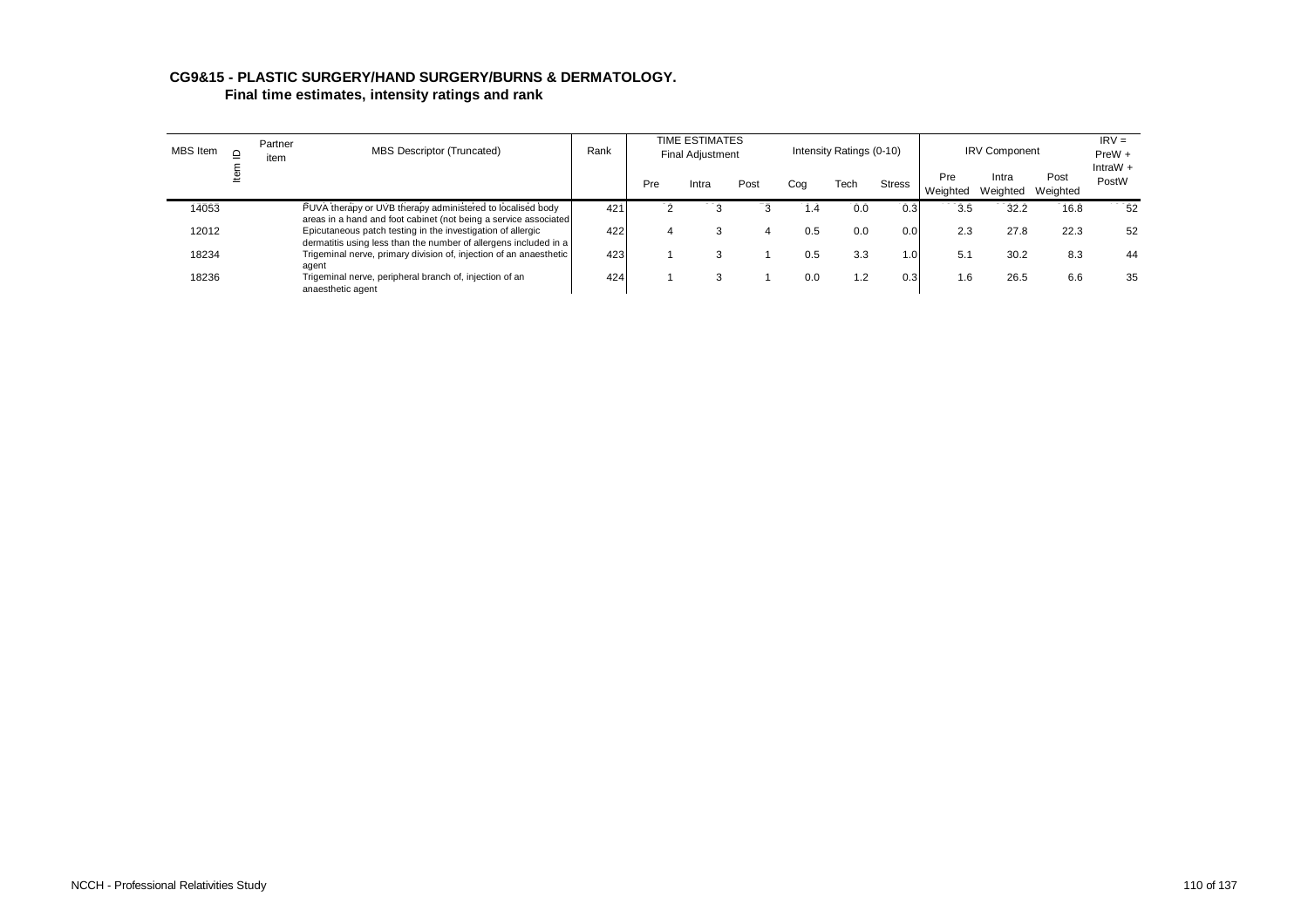## CG9&15 - PLASTIC SURGERY/HAND SURGERY/BURNS & DERMATOLOGY.

### Final time estimates, intensity ratings and rank

| MBS Item | Item ID | Partner item | MBS Descriptor (Truncated) | Rank | TIME ESTIMATES Final Adjustment | | | Intensity Ratings (0-10) | | | IRV Component | | | IRV = PreW + IntraW + PostW |
|---|---|---|---|---|---|---|---|---|---|---|---|---|---|---|
| | | | | | Pre | Intra | Post | Cog | Tech | Stress | Pre Weighted | Intra Weighted | Post Weighted | |
| 14053 | | | PUVA therapy or UVB therapy administered to localised body areas in a hand and foot cabinet (not being a service associated | 421 | 2 | 3 | 3 | 1.4 | 0.0 | 0.3 | 3.5 | 32.2 | 16.8 | 52 |
| 12012 | | | Epicutaneous patch testing in the investigation of allergic dermatitis using less than the number of allergens included in a | 422 | 4 | 3 | 4 | 0.5 | 0.0 | 0.0 | 2.3 | 27.8 | 22.3 | 52 |
| 18234 | | | Trigeminal nerve, primary division of, injection of an anaesthetic agent | 423 | 1 | 3 | 1 | 0.5 | 3.3 | 1.0 | 5.1 | 30.2 | 8.3 | 44 |
| 18236 | | | Trigeminal nerve, peripheral branch of, injection of an anaesthetic agent | 424 | 1 | 3 | 1 | 0.0 | 1.2 | 0.3 | 1.6 | 26.5 | 6.6 | 35 |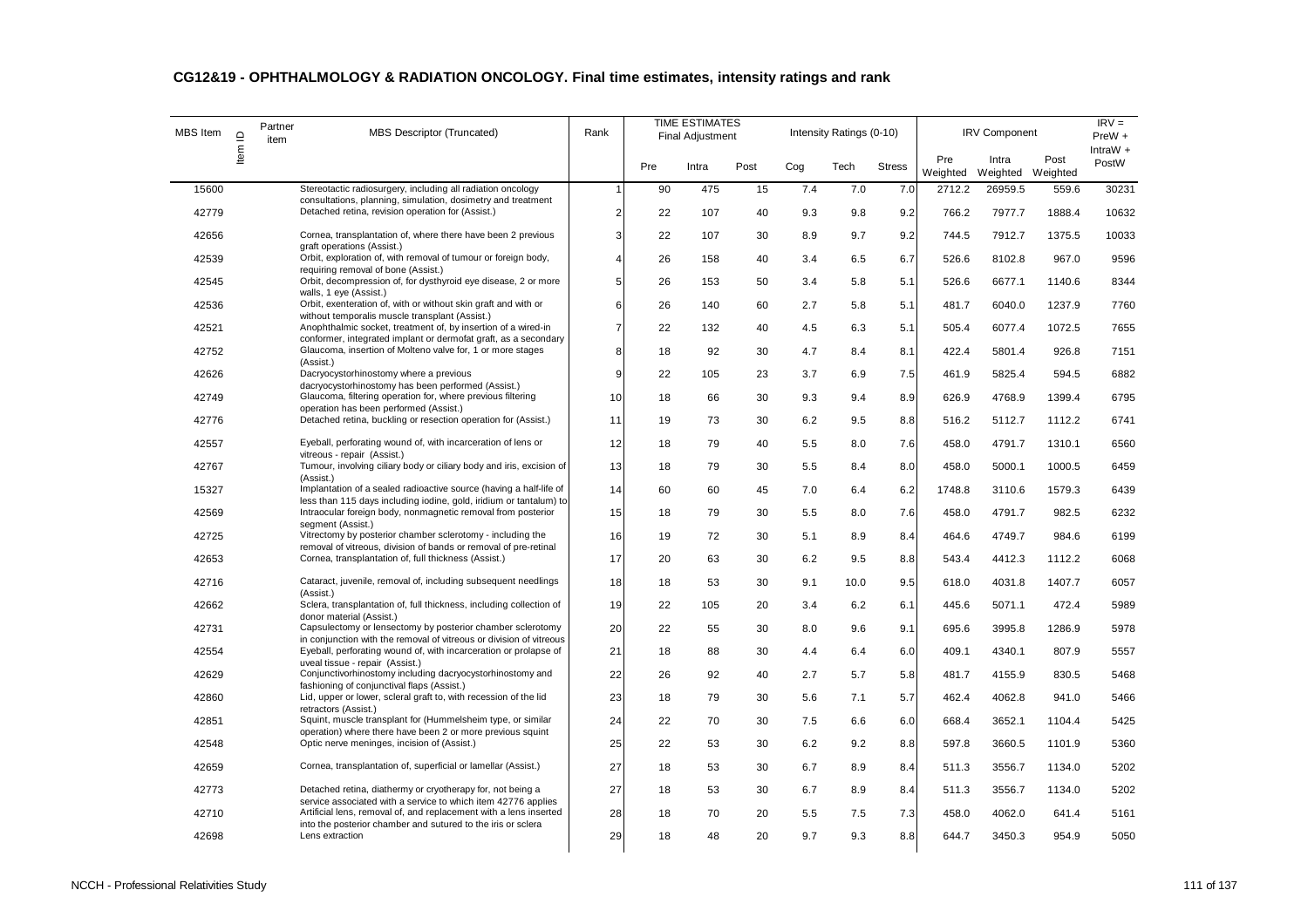## CG12&19 - OPHTHALMOLOGY & RADIATION ONCOLOGY. Final time estimates, intensity ratings and rank

| MBS Item | Item ID | Partner item | MBS Descriptor (Truncated) | Rank | TIME ESTIMATES Final Adjustment | | | Intensity Ratings (0-10) | | | IRV Component | | | IRV = PreW + IntraW + PostW |
|---|---|---|---|---|---|---|---|---|---|---|---|---|---|---|
| | | | | | Pre | Intra | Post | Cog | Tech | Stress | Pre Weighted | Intra Weighted | Post Weighted | |
| 15600 | | | Stereotactic radiosurgery, including all radiation oncology consultations, planning, simulation, dosimetry and treatment | 1 | 90 | 475 | 15 | 7.4 | 7.0 | 7.0 | 2712.2 | 26959.5 | 559.6 | 30231 |
| 42779 | | | Detached retina, revision operation for (Assist.) | 2 | 22 | 107 | 40 | 9.3 | 9.8 | 9.2 | 766.2 | 7977.7 | 1888.4 | 10632 |
| 42656 | | | Cornea, transplantation of, where there have been 2 previous graft operations (Assist.) | 3 | 22 | 107 | 30 | 8.9 | 9.7 | 9.2 | 744.5 | 7912.7 | 1375.5 | 10033 |
| 42539 | | | Orbit, exploration of, with removal of tumour or foreign body, requiring removal of bone (Assist.) | 4 | 26 | 158 | 40 | 3.4 | 6.5 | 6.7 | 526.6 | 8102.8 | 967.0 | 9596 |
| 42545 | | | Orbit, decompression of, for dysthyroid eye disease, 2 or more walls, 1 eye (Assist.) | 5 | 26 | 153 | 50 | 3.4 | 5.8 | 5.1 | 526.6 | 6677.1 | 1140.6 | 8344 |
| 42536 | | | Orbit, exenteration of, with or without skin graft and with or without temporalis muscle transplant (Assist.) | 6 | 26 | 140 | 60 | 2.7 | 5.8 | 5.1 | 481.7 | 6040.0 | 1237.9 | 7760 |
| 42521 | | | Anophthalmic socket, treatment of, by insertion of a wired-in conformer, integrated implant or dermofat graft, as a secondary | 7 | 22 | 132 | 40 | 4.5 | 6.3 | 5.1 | 505.4 | 6077.4 | 1072.5 | 7655 |
| 42752 | | | Glaucoma, insertion of Molteno valve for, 1 or more stages (Assist.) | 8 | 18 | 92 | 30 | 4.7 | 8.4 | 8.1 | 422.4 | 5801.4 | 926.8 | 7151 |
| 42626 | | | Dacryocystorhinostomy where a previous dacryocystorhinostomy has been performed (Assist.) | 9 | 22 | 105 | 23 | 3.7 | 6.9 | 7.5 | 461.9 | 5825.4 | 594.5 | 6882 |
| 42749 | | | Glaucoma, filtering operation for, where previous filtering operation has been performed (Assist.) | 10 | 18 | 66 | 30 | 9.3 | 9.4 | 8.9 | 626.9 | 4768.9 | 1399.4 | 6795 |
| 42776 | | | Detached retina, buckling or resection operation for (Assist.) | 11 | 19 | 73 | 30 | 6.2 | 9.5 | 8.8 | 516.2 | 5112.7 | 1112.2 | 6741 |
| 42557 | | | Eyeball, perforating wound of, with incarceration of lens or vitreous - repair (Assist.) | 12 | 18 | 79 | 40 | 5.5 | 8.0 | 7.6 | 458.0 | 4791.7 | 1310.1 | 6560 |
| 42767 | | | Tumour, involving ciliary body or ciliary body and iris, excision of (Assist.) | 13 | 18 | 79 | 30 | 5.5 | 8.4 | 8.0 | 458.0 | 5000.1 | 1000.5 | 6459 |
| 15327 | | | Implantation of a sealed radioactive source (having a half-life of less than 115 days including iodine, gold, iridium or tantalum) to | 14 | 60 | 60 | 45 | 7.0 | 6.4 | 6.2 | 1748.8 | 3110.6 | 1579.3 | 6439 |
| 42569 | | | Intraocular foreign body, nonmagnetic removal from posterior segment (Assist.) | 15 | 18 | 79 | 30 | 5.5 | 8.0 | 7.6 | 458.0 | 4791.7 | 982.5 | 6232 |
| 42725 | | | Vitrectomy by posterior chamber sclerotomy - including the removal of vitreous, division of bands or removal of pre-retinal | 16 | 19 | 72 | 30 | 5.1 | 8.9 | 8.4 | 464.6 | 4749.7 | 984.6 | 6199 |
| 42653 | | | Cornea, transplantation of, full thickness (Assist.) | 17 | 20 | 63 | 30 | 6.2 | 9.5 | 8.8 | 543.4 | 4412.3 | 1112.2 | 6068 |
| 42716 | | | Cataract, juvenile, removal of, including subsequent needlings (Assist.) | 18 | 18 | 53 | 30 | 9.1 | 10.0 | 9.5 | 618.0 | 4031.8 | 1407.7 | 6057 |
| 42662 | | | Sclera, transplantation of, full thickness, including collection of donor material (Assist.) | 19 | 22 | 105 | 20 | 3.4 | 6.2 | 6.1 | 445.6 | 5071.1 | 472.4 | 5989 |
| 42731 | | | Capsulectomy or lensectomy by posterior chamber sclerotomy in conjunction with the removal of vitreous or division of vitreous | 20 | 22 | 55 | 30 | 8.0 | 9.6 | 9.1 | 695.6 | 3995.8 | 1286.9 | 5978 |
| 42554 | | | Eyeball, perforating wound of, with incarceration or prolapse of uveal tissue - repair (Assist.) | 21 | 18 | 88 | 30 | 4.4 | 6.4 | 6.0 | 409.1 | 4340.1 | 807.9 | 5557 |
| 42629 | | | Conjunctivorhinostomy including dacryocystorhinostomy and fashioning of conjunctival flaps (Assist.) | 22 | 26 | 92 | 40 | 2.7 | 5.7 | 5.8 | 481.7 | 4155.9 | 830.5 | 5468 |
| 42860 | | | Lid, upper or lower, scleral graft to, with recession of the lid retractors (Assist.) | 23 | 18 | 79 | 30 | 5.6 | 7.1 | 5.7 | 462.4 | 4062.8 | 941.0 | 5466 |
| 42851 | | | Squint, muscle transplant for (Hummelsheim type, or similar operation) where there have been 2 or more previous squint | 24 | 22 | 70 | 30 | 7.5 | 6.6 | 6.0 | 668.4 | 3652.1 | 1104.4 | 5425 |
| 42548 | | | Optic nerve meninges, incision of (Assist.) | 25 | 22 | 53 | 30 | 6.2 | 9.2 | 8.8 | 597.8 | 3660.5 | 1101.9 | 5360 |
| 42659 | | | Cornea, transplantation of, superficial or lamellar (Assist.) | 27 | 18 | 53 | 30 | 6.7 | 8.9 | 8.4 | 511.3 | 3556.7 | 1134.0 | 5202 |
| 42773 | | | Detached retina, diathermy or cryotherapy for, not being a service associated with a service to which item 42776 applies | 27 | 18 | 53 | 30 | 6.7 | 8.9 | 8.4 | 511.3 | 3556.7 | 1134.0 | 5202 |
| 42710 | | | Artificial lens, removal of, and replacement with a lens inserted into the posterior chamber and sutured to the iris or sclera | 28 | 18 | 70 | 20 | 5.5 | 7.5 | 7.3 | 458.0 | 4062.0 | 641.4 | 5161 |
| 42698 | | | Lens extraction | 29 | 18 | 48 | 20 | 9.7 | 9.3 | 8.8 | 644.7 | 3450.3 | 954.9 | 5050 |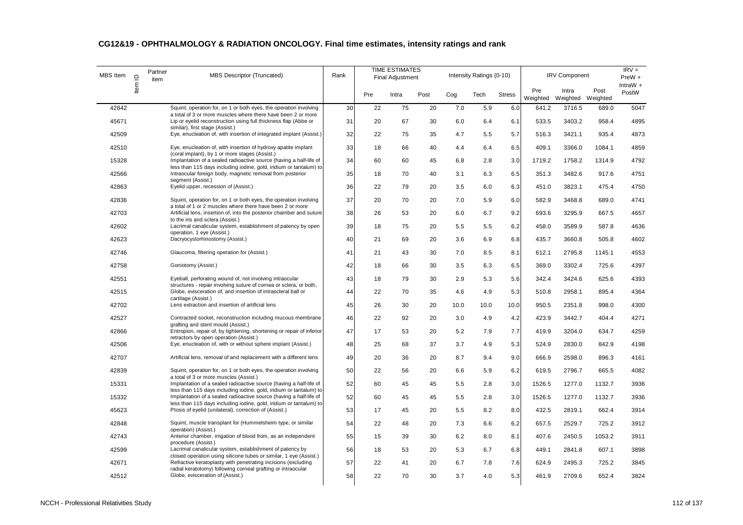# CG12&19 - OPHTHALMOLOGY & RADIATION ONCOLOGY. Final time estimates, intensity ratings and rank

| MBS Item | Item ID | Partner item | MBS Descriptor (Truncated) | Rank | TIME ESTIMATES Final Adjustment | | | Intensity Ratings (0-10) | | | IRV Component | | | IRV = PreW + IntraW + PostW |
|---|---|---|---|---|---|---|---|---|---|---|---|---|---|---|
| | | | | | Pre | Intra | Post | Cog | Tech | Stress | Pre Weighted | Intra Weighted | Post Weighted | |
| 42842 | | | Squint, operation for, on 1 or both eyes, the operation involving a total of 3 or more muscles where there have been 2 or more | 30 | 22 | 75 | 20 | 7.0 | 5.9 | 6.0 | 641.2 | 3716.5 | 689.0 | 5047 |
| 45671 | | | Lip or eyelid reconstruction using full thickness flap (Abbe or similar), first stage (Assist.) | 31 | 20 | 67 | 30 | 6.0 | 6.4 | 6.1 | 533.5 | 3403.2 | 958.4 | 4895 |
| 42509 | | | Eye, enucleation of, with insertion of integrated implant (Assist.) | 32 | 22 | 75 | 35 | 4.7 | 5.5 | 5.7 | 516.3 | 3421.1 | 935.4 | 4873 |
| 42510 | | | Eye, enucleation of, with insertion of hydroxy apatite implant (coral implant), by 1 or more stages (Assist.) | 33 | 18 | 66 | 40 | 4.4 | 6.4 | 6.5 | 409.1 | 3366.0 | 1084.1 | 4859 |
| 15328 | | | Implantation of a sealed radioactive source (having a half-life of less than 115 days including iodine, gold, iridium or tantalum) to | 34 | 60 | 60 | 45 | 6.8 | 2.8 | 3.0 | 1719.2 | 1758.2 | 1314.9 | 4792 |
| 42566 | | | Intraocular foreign body, magnetic removal from posterior segment (Assist.) | 35 | 18 | 70 | 40 | 3.1 | 6.3 | 6.5 | 351.3 | 3482.6 | 917.6 | 4751 |
| 42863 | | | Eyelid upper, recession of (Assist.) | 36 | 22 | 79 | 20 | 3.5 | 6.0 | 6.3 | 451.0 | 3823.1 | 475.4 | 4750 |
| 42836 | | | Squint, operation for, on 1 or both eyes, the operation involving a total of 1 or 2 muscles where there have been 2 or more | 37 | 20 | 70 | 20 | 7.0 | 5.9 | 6.0 | 582.9 | 3468.8 | 689.0 | 4741 |
| 42703 | | | Artificial lens, insertion of, into the posterior chamber and suture to the iris and sclera (Assist.) | 38 | 26 | 53 | 20 | 6.0 | 6.7 | 9.2 | 693.6 | 3295.9 | 667.5 | 4657 |
| 42602 | | | Lacrimal canalicular system, establishment of patency by open operation, 1 eye (Assist.) | 39 | 18 | 75 | 20 | 5.5 | 5.5 | 6.2 | 458.0 | 3589.9 | 587.8 | 4636 |
| 42623 | | | Dacryocystorhinostomy (Assist.) | 40 | 21 | 69 | 20 | 3.6 | 6.9 | 6.8 | 435.7 | 3660.8 | 505.8 | 4602 |
| 42746 | | | Glaucoma, filtering operation for (Assist.) | 41 | 21 | 43 | 30 | 7.0 | 8.5 | 8.1 | 612.1 | 2795.8 | 1145.1 | 4553 |
| 42758 | | | Goniotomy (Assist.) | 42 | 18 | 66 | 30 | 3.5 | 6.3 | 6.5 | 369.0 | 3302.4 | 725.6 | 4397 |
| 42551 | | | Eyeball, perforating wound of, not involving intraocular structures - repair involving suture of cornea or sclera, or both, | 43 | 18 | 79 | 30 | 2.9 | 5.3 | 5.6 | 342.4 | 3424.6 | 625.6 | 4393 |
| 42515 | | | Globe, evisceration of, and insertion of intrascleral ball or cartilage (Assist.) | 44 | 22 | 70 | 35 | 4.6 | 4.9 | 5.3 | 510.8 | 2958.1 | 895.4 | 4364 |
| 42702 | | | Lens extraction and insertion of artificial lens | 45 | 26 | 30 | 20 | 10.0 | 10.0 | 10.0 | 950.5 | 2351.8 | 998.0 | 4300 |
| 42527 | | | Contracted socket, reconstruction including mucous membrane grafting and stent mould (Assist.) | 46 | 22 | 92 | 20 | 3.0 | 4.9 | 4.2 | 423.9 | 3442.7 | 404.4 | 4271 |
| 42866 | | | Entropion, repair of, by tightening, shortening or repair of inferior retractors by open operation (Assist.) | 47 | 17 | 53 | 20 | 5.2 | 7.9 | 7.7 | 419.9 | 3204.0 | 634.7 | 4259 |
| 42506 | | | Eye, enucleation of, with or without sphere implant (Assist.) | 48 | 25 | 68 | 37 | 3.7 | 4.9 | 5.3 | 524.9 | 2830.0 | 842.9 | 4198 |
| 42707 | | | Artificial lens, removal of and replacement with a different lens | 49 | 20 | 36 | 20 | 8.7 | 9.4 | 9.0 | 666.9 | 2598.0 | 896.3 | 4161 |
| 42839 | | | Squint, operation for, on 1 or both eyes, the operation involving a total of 3 or more muscles (Assist.) | 50 | 22 | 56 | 20 | 6.6 | 5.9 | 6.2 | 619.5 | 2796.7 | 665.5 | 4082 |
| 15331 | | | Implantation of a sealed radioactive source (having a half-life of less than 115 days including iodine, gold, iridium or tantalum) to | 52 | 60 | 45 | 45 | 5.5 | 2.8 | 3.0 | 1526.5 | 1277.0 | 1132.7 | 3936 |
| 15332 | | | Implantation of a sealed radioactive source (having a half-life of less than 115 days including iodine, gold, iridium or tantalum) to | 52 | 60 | 45 | 45 | 5.5 | 2.8 | 3.0 | 1526.5 | 1277.0 | 1132.7 | 3936 |
| 45623 | | | Ptosis of eyelid (unilateral), correction of (Assist.) | 53 | 17 | 45 | 20 | 5.5 | 8.2 | 8.0 | 432.5 | 2819.1 | 662.4 | 3914 |
| 42848 | | | Squint, muscle transplant for (Hummelsheim type, or similar operation) (Assist.) | 54 | 22 | 48 | 20 | 7.3 | 6.6 | 6.2 | 657.5 | 2529.7 | 725.2 | 3912 |
| 42743 | | | Anterior chamber, irrigation of blood from, as an independent procedure (Assist.) | 55 | 15 | 39 | 30 | 6.2 | 8.0 | 8.1 | 407.6 | 2450.5 | 1053.2 | 3911 |
| 42599 | | | Lacrimal canalicular system, establishment of patency by closed operation using silicone tubes or similar, 1 eye (Assist.) | 56 | 18 | 53 | 20 | 5.3 | 6.7 | 6.8 | 449.1 | 2841.8 | 607.1 | 3898 |
| 42671 | | | Refractive keratoplasty with penetrating incisions (excluding radial keratotomy) following corneal grafting or intraocular | 57 | 22 | 41 | 20 | 6.7 | 7.8 | 7.6 | 624.9 | 2495.3 | 725.2 | 3845 |
| 42512 | | | Globe, evisceration of (Assist.) | 58 | 22 | 70 | 30 | 3.7 | 4.0 | 5.3 | 461.9 | 2709.6 | 652.4 | 3824 |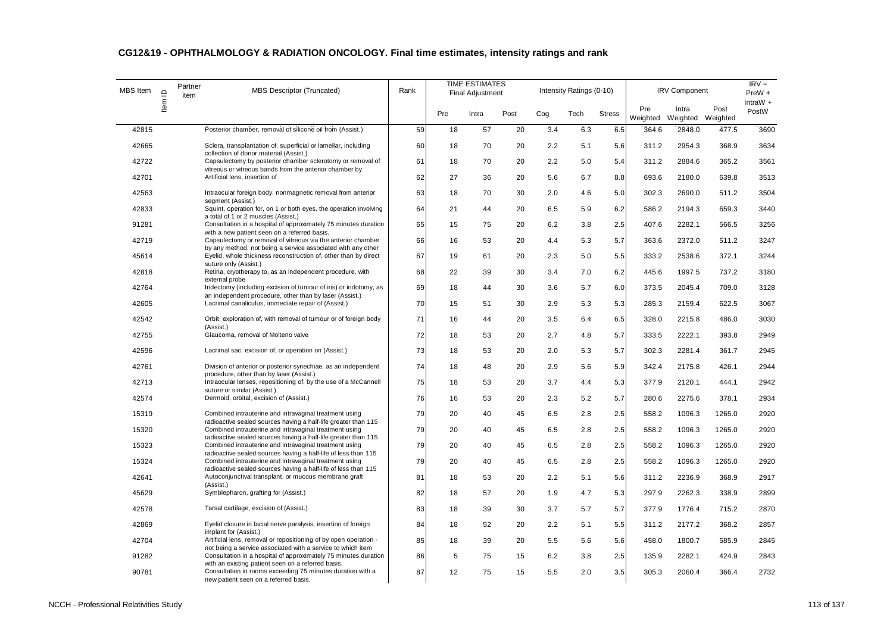## CG12&19 - OPHTHALMOLOGY & RADIATION ONCOLOGY. Final time estimates, intensity ratings and rank

| MBS Item | Item ID | Partner item | MBS Descriptor (Truncated) | Rank | TIME ESTIMATES Final Adjustment | | | Intensity Ratings (0-10) | | | IRV Component | | | IRV = PreW + IntraW + PostW |
|---|---|---|---|---|---|---|---|---|---|---|---|---|---|---|
| | | | | | Pre | Intra | Post | Cog | Tech | Stress | Pre Weighted | Intra Weighted | Post Weighted | |
| 42815 | | | Posterior chamber, removal of silicone oil from (Assist.) | 59 | 18 | 57 | 20 | 3.4 | 6.3 | 6.5 | 364.6 | 2848.0 | 477.5 | 3690 |
| 42665 | | | Sclera, transplantation of, superficial or lamellar, including collection of donor material (Assist.) | 60 | 18 | 70 | 20 | 2.2 | 5.1 | 5.6 | 311.2 | 2954.3 | 368.9 | 3634 |
| 42722 | | | Capsulectomy by posterior chamber sclerotomy or removal of vitreous or vitreous bands from the anterior chamber by | 61 | 18 | 70 | 20 | 2.2 | 5.0 | 5.4 | 311.2 | 2884.6 | 365.2 | 3561 |
| 42701 | | | Artificial lens, insertion of | 62 | 27 | 36 | 20 | 5.6 | 6.7 | 8.8 | 693.6 | 2180.0 | 639.8 | 3513 |
| 42563 | | | Intraocular foreign body, nonmagnetic removal from anterior segment (Assist.) | 63 | 18 | 70 | 30 | 2.0 | 4.6 | 5.0 | 302.3 | 2690.0 | 511.2 | 3504 |
| 42833 | | | Squint, operation for, on 1 or both eyes, the operation involving a total of 1 or 2 muscles (Assist.) | 64 | 21 | 44 | 20 | 6.5 | 5.9 | 6.2 | 586.2 | 2194.3 | 659.3 | 3440 |
| 91281 | | | Consultation in a hospital of approximately 75 minutes duration with a new patient seen on a referred basis. | 65 | 15 | 75 | 20 | 6.2 | 3.8 | 2.5 | 407.6 | 2282.1 | 566.5 | 3256 |
| 42719 | | | Capsulectomy or removal of vitreous via the anterior chamber by any method, not being a service associated with any other | 66 | 16 | 53 | 20 | 4.4 | 5.3 | 5.7 | 363.6 | 2372.0 | 511.2 | 3247 |
| 45614 | | | Eyelid, whole thickness reconstruction of, other than by direct suture only (Assist.) | 67 | 19 | 61 | 20 | 2.3 | 5.0 | 5.5 | 333.2 | 2538.6 | 372.1 | 3244 |
| 42818 | | | Retina, cryotherapy to, as an independent procedure, with external probe | 68 | 22 | 39 | 30 | 3.4 | 7.0 | 6.2 | 445.6 | 1997.5 | 737.2 | 3180 |
| 42764 | | | Iridectomy (including excision of tumour of iris) or iridotomy, as an independent procedure, other than by laser (Assist.) | 69 | 18 | 44 | 30 | 3.6 | 5.7 | 6.0 | 373.5 | 2045.4 | 709.0 | 3128 |
| 42605 | | | Lacrimal canaliculus, immediate repair of (Assist.) | 70 | 15 | 51 | 30 | 2.9 | 5.3 | 5.3 | 285.3 | 2159.4 | 622.5 | 3067 |
| 42542 | | | Orbit, exploration of, with removal of tumour or of foreign body (Assist.) | 71 | 16 | 44 | 20 | 3.5 | 6.4 | 6.5 | 328.0 | 2215.8 | 486.0 | 3030 |
| 42755 | | | Glaucoma, removal of Molteno valve | 72 | 18 | 53 | 20 | 2.7 | 4.8 | 5.7 | 333.5 | 2222.1 | 393.8 | 2949 |
| 42596 | | | Lacrimal sac, excision of, or operation on (Assist.) | 73 | 18 | 53 | 20 | 2.0 | 5.3 | 5.7 | 302.3 | 2281.4 | 361.7 | 2945 |
| 42761 | | | Division of anterior or posterior synechiae, as an independent procedure, other than by laser (Assist.) | 74 | 18 | 48 | 20 | 2.9 | 5.6 | 5.9 | 342.4 | 2175.8 | 426.1 | 2944 |
| 42713 | | | Intraocular lenses, repositioning of, by the use of a McCannell suture or similar (Assist.) | 75 | 18 | 53 | 20 | 3.7 | 4.4 | 5.3 | 377.9 | 2120.1 | 444.1 | 2942 |
| 42574 | | | Dermoid, orbital, excision of (Assist.) | 76 | 16 | 53 | 20 | 2.3 | 5.2 | 5.7 | 280.6 | 2275.6 | 378.1 | 2934 |
| 15319 | | | Combined intrauterine and intravaginal treatment using radioactive sealed sources having a half-life greater than 115 | 79 | 20 | 40 | 45 | 6.5 | 2.8 | 2.5 | 558.2 | 1096.3 | 1265.0 | 2920 |
| 15320 | | | Combined intrauterine and intravaginal treatment using radioactive sealed sources having a half-life greater than 115 | 79 | 20 | 40 | 45 | 6.5 | 2.8 | 2.5 | 558.2 | 1096.3 | 1265.0 | 2920 |
| 15323 | | | Combined intrauterine and intravaginal treatment using radioactive sealed sources having a half-life of less than 115 | 79 | 20 | 40 | 45 | 6.5 | 2.8 | 2.5 | 558.2 | 1096.3 | 1265.0 | 2920 |
| 15324 | | | Combined intrauterine and intravaginal treatment using radioactive sealed sources having a half-life of less than 115 | 79 | 20 | 40 | 45 | 6.5 | 2.8 | 2.5 | 558.2 | 1096.3 | 1265.0 | 2920 |
| 42641 | | | Autoconjunctival transplant, or mucous membrane graft (Assist.) | 81 | 18 | 53 | 20 | 2.2 | 5.1 | 5.6 | 311.2 | 2236.9 | 368.9 | 2917 |
| 45629 | | | Symblepharon, grafting for (Assist.) | 82 | 18 | 57 | 20 | 1.9 | 4.7 | 5.3 | 297.9 | 2262.3 | 338.9 | 2899 |
| 42578 | | | Tarsal cartilage, excision of (Assist.) | 83 | 18 | 39 | 30 | 3.7 | 5.7 | 5.7 | 377.9 | 1776.4 | 715.2 | 2870 |
| 42869 | | | Eyelid closure in facial nerve paralysis, insertion of foreign implant for (Assist.) | 84 | 18 | 52 | 20 | 2.2 | 5.1 | 5.5 | 311.2 | 2177.2 | 368.2 | 2857 |
| 42704 | | | Artificial lens, removal or repositioning of by open operation - not being a service associated with a service to which item | 85 | 18 | 39 | 20 | 5.5 | 5.6 | 5.6 | 458.0 | 1800.7 | 585.9 | 2845 |
| 91282 | | | Consultation in a hospital of approximately 75 minutes duration with an existing patient seen on a referred basis. | 86 | 5 | 75 | 15 | 6.2 | 3.8 | 2.5 | 135.9 | 2282.1 | 424.9 | 2843 |
| 90781 | | | Consultation in rooms exceeding 75 minutes duration with a new patient seen on a referred basis. | 87 | 12 | 75 | 15 | 5.5 | 2.0 | 3.5 | 305.3 | 2060.4 | 366.4 | 2732 |

NCCH - Professional Relativities Study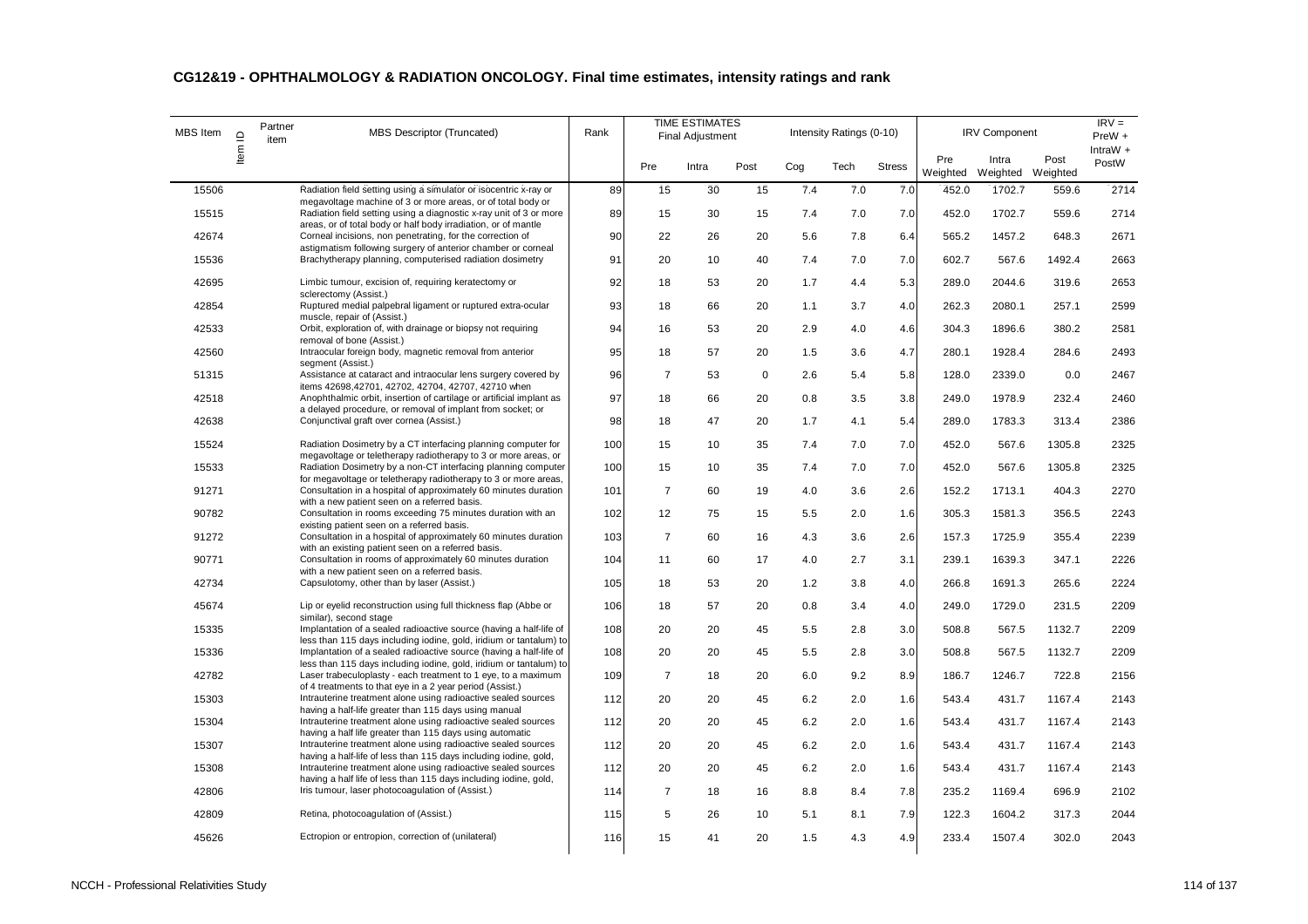## CG12&19 - OPHTHALMOLOGY & RADIATION ONCOLOGY. Final time estimates, intensity ratings and rank

| MBS Item | Item ID | Partner item | MBS Descriptor (Truncated) | Rank | TIME ESTIMATES Final Adjustment | | | Intensity Ratings (0-10) | | | IRV Component | | | IRV = PreW + IntraW + PostW |
|---|---|---|---|---|---|---|---|---|---|---|---|---|---|---|
| | | | | | Pre | Intra | Post | Cog | Tech | Stress | Pre Weighted | Intra Weighted | Post Weighted | |
| 15506 | | | Radiation field setting using a simulator or isocentric x-ray or megavoltage machine of 3 or more areas, or of total body or | 89 | 15 | 30 | 15 | 7.4 | 7.0 | 7.0 | 452.0 | 1702.7 | 559.6 | 2714 |
| 15515 | | | Radiation field setting using a diagnostic x-ray unit of 3 or more areas, or of total body or half body irradiation, or of mantle | 89 | 15 | 30 | 15 | 7.4 | 7.0 | 7.0 | 452.0 | 1702.7 | 559.6 | 2714 |
| 42674 | | | Corneal incisions, non penetrating, for the correction of astigmatism following surgery of anterior chamber or corneal | 90 | 22 | 26 | 20 | 5.6 | 7.8 | 6.4 | 565.2 | 1457.2 | 648.3 | 2671 |
| 15536 | | | Brachytherapy planning, computerised radiation dosimetry | 91 | 20 | 10 | 40 | 7.4 | 7.0 | 7.0 | 602.7 | 567.6 | 1492.4 | 2663 |
| 42695 | | | Limbic tumour, excision of, requiring keratectomy or sclerectomy (Assist.) | 92 | 18 | 53 | 20 | 1.7 | 4.4 | 5.3 | 289.0 | 2044.6 | 319.6 | 2653 |
| 42854 | | | Ruptured medial palpebral ligament or ruptured extra-ocular muscle, repair of (Assist.) | 93 | 18 | 66 | 20 | 1.1 | 3.7 | 4.0 | 262.3 | 2080.1 | 257.1 | 2599 |
| 42533 | | | Orbit, exploration of, with drainage or biopsy not requiring removal of bone (Assist.) | 94 | 16 | 53 | 20 | 2.9 | 4.0 | 4.6 | 304.3 | 1896.6 | 380.2 | 2581 |
| 42560 | | | Intraocular foreign body, magnetic removal from anterior segment (Assist.) | 95 | 18 | 57 | 20 | 1.5 | 3.6 | 4.7 | 280.1 | 1928.4 | 284.6 | 2493 |
| 51315 | | | Assistance at cataract and intraocular lens surgery covered by items 42698,42701, 42702, 42704, 42707, 42710 when | 96 | 7 | 53 | 0 | 2.6 | 5.4 | 5.8 | 128.0 | 2339.0 | 0.0 | 2467 |
| 42518 | | | Anophthalmic orbit, insertion of cartilage or artificial implant as a delayed procedure, or removal of implant from socket; or | 97 | 18 | 66 | 20 | 0.8 | 3.5 | 3.8 | 249.0 | 1978.9 | 232.4 | 2460 |
| 42638 | | | Conjunctival graft over cornea (Assist.) | 98 | 18 | 47 | 20 | 1.7 | 4.1 | 5.4 | 289.0 | 1783.3 | 313.4 | 2386 |
| 15524 | | | Radiation Dosimetry by a CT interfacing planning computer for megavoltage or teletherapy radiotherapy to 3 or more areas, or | 100 | 15 | 10 | 35 | 7.4 | 7.0 | 7.0 | 452.0 | 567.6 | 1305.8 | 2325 |
| 15533 | | | Radiation Dosimetry by a non-CT interfacing planning computer for megavoltage or teletherapy radiotherapy to 3 or more areas, | 100 | 15 | 10 | 35 | 7.4 | 7.0 | 7.0 | 452.0 | 567.6 | 1305.8 | 2325 |
| 91271 | | | Consultation in a hospital of approximately 60 minutes duration with a new patient seen on a referred basis. | 101 | 7 | 60 | 19 | 4.0 | 3.6 | 2.6 | 152.2 | 1713.1 | 404.3 | 2270 |
| 90782 | | | Consultation in rooms exceeding 75 minutes duration with an existing patient seen on a referred basis. | 102 | 12 | 75 | 15 | 5.5 | 2.0 | 1.6 | 305.3 | 1581.3 | 356.5 | 2243 |
| 91272 | | | Consultation in a hospital of approximately 60 minutes duration with an existing patient seen on a referred basis. | 103 | 7 | 60 | 16 | 4.3 | 3.6 | 2.6 | 157.3 | 1725.9 | 355.4 | 2239 |
| 90771 | | | Consultation in rooms of approximately 60 minutes duration with a new patient seen on a referred basis. | 104 | 11 | 60 | 17 | 4.0 | 2.7 | 3.1 | 239.1 | 1639.3 | 347.1 | 2226 |
| 42734 | | | Capsulotomy, other than by laser (Assist.) | 105 | 18 | 53 | 20 | 1.2 | 3.8 | 4.0 | 266.8 | 1691.3 | 265.6 | 2224 |
| 45674 | | | Lip or eyelid reconstruction using full thickness flap (Abbe or similar), second stage | 106 | 18 | 57 | 20 | 0.8 | 3.4 | 4.0 | 249.0 | 1729.0 | 231.5 | 2209 |
| 15335 | | | Implantation of a sealed radioactive source (having a half-life of less than 115 days including iodine, gold, iridium or tantalum) to | 108 | 20 | 20 | 45 | 5.5 | 2.8 | 3.0 | 508.8 | 567.5 | 1132.7 | 2209 |
| 15336 | | | Implantation of a sealed radioactive source (having a half-life of less than 115 days including iodine, gold, iridium or tantalum) to | 108 | 20 | 20 | 45 | 5.5 | 2.8 | 3.0 | 508.8 | 567.5 | 1132.7 | 2209 |
| 42782 | | | Laser trabeculoplasty - each treatment to 1 eye, to a maximum of 4 treatments to that eye in a 2 year period (Assist.) | 109 | 7 | 18 | 20 | 6.0 | 9.2 | 8.9 | 186.7 | 1246.7 | 722.8 | 2156 |
| 15303 | | | Intrauterine treatment alone using radioactive sealed sources having a half-life greater than 115 days using manual | 112 | 20 | 20 | 45 | 6.2 | 2.0 | 1.6 | 543.4 | 431.7 | 1167.4 | 2143 |
| 15304 | | | Intrauterine treatment alone using radioactive sealed sources having a half life greater than 115 days using automatic | 112 | 20 | 20 | 45 | 6.2 | 2.0 | 1.6 | 543.4 | 431.7 | 1167.4 | 2143 |
| 15307 | | | Intrauterine treatment alone using radioactive sealed sources having a half-life of less than 115 days including iodine, gold, | 112 | 20 | 20 | 45 | 6.2 | 2.0 | 1.6 | 543.4 | 431.7 | 1167.4 | 2143 |
| 15308 | | | Intrauterine treatment alone using radioactive sealed sources having a half life of less than 115 days including iodine, gold, | 112 | 20 | 20 | 45 | 6.2 | 2.0 | 1.6 | 543.4 | 431.7 | 1167.4 | 2143 |
| 42806 | | | Iris tumour, laser photocoagulation of (Assist.) | 114 | 7 | 18 | 16 | 8.8 | 8.4 | 7.8 | 235.2 | 1169.4 | 696.9 | 2102 |
| 42809 | | | Retina, photocoagulation of (Assist.) | 115 | 5 | 26 | 10 | 5.1 | 8.1 | 7.9 | 122.3 | 1604.2 | 317.3 | 2044 |
| 45626 | | | Ectropion or entropion, correction of (unilateral) | 116 | 15 | 41 | 20 | 1.5 | 4.3 | 4.9 | 233.4 | 1507.4 | 302.0 | 2043 |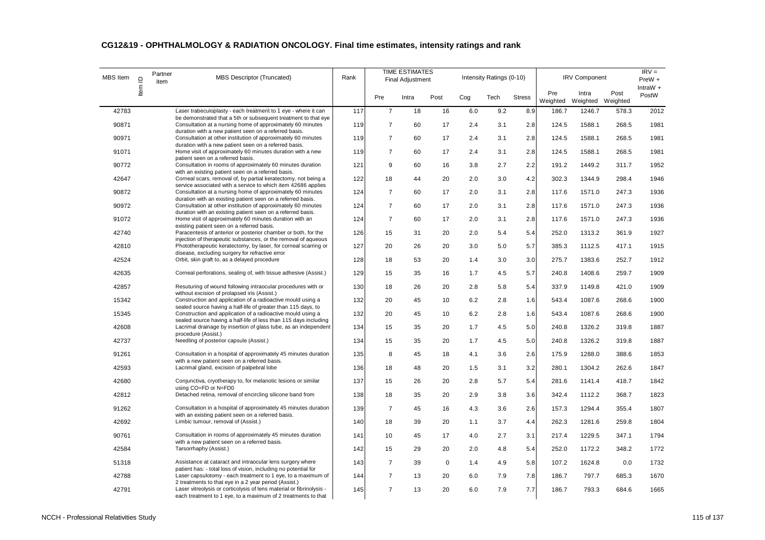## CG12&19 - OPHTHALMOLOGY & RADIATION ONCOLOGY. Final time estimates, intensity ratings and rank

| MBS Item | Item ID | Partner item | MBS Descriptor (Truncated) | Rank | TIME ESTIMATES Final Adjustment | | | Intensity Ratings (0-10) | | | IRV Component | | | IRV = PreW + IntraW + PostW |
|---|---|---|---|---|---|---|---|---|---|---|---|---|---|---|
| | | | | | Pre | Intra | Post | Cog | Tech | Stress | Pre Weighted | Intra Weighted | Post Weighted | |
| 42783 | | | Laser trabeculoplasty - each treatment to 1 eye - where it can be demonstrated that a 5th or subsequent treatment to that eye | 117 | 7 | 18 | 16 | 6.0 | 9.2 | 8.9 | 186.7 | 1246.7 | 578.3 | 2012 |
| 90871 | | | Consultation at a nursing home of approximately 60 minutes duration with a new patient seen on a referred basis. | 119 | 7 | 60 | 17 | 2.4 | 3.1 | 2.8 | 124.5 | 1588.1 | 268.5 | 1981 |
| 90971 | | | Consultation at other institution of approximately 60 minutes duration with a new patient seen on a referred basis. | 119 | 7 | 60 | 17 | 2.4 | 3.1 | 2.8 | 124.5 | 1588.1 | 268.5 | 1981 |
| 91071 | | | Home visit of approximately 60 minutes duration with a new patient seen on a referred basis. | 119 | 7 | 60 | 17 | 2.4 | 3.1 | 2.8 | 124.5 | 1588.1 | 268.5 | 1981 |
| 90772 | | | Consultation in rooms of approximately 60 minutes duration with an existing patient seen on a referred basis. | 121 | 9 | 60 | 16 | 3.8 | 2.7 | 2.2 | 191.2 | 1449.2 | 311.7 | 1952 |
| 42647 | | | Corneal scars, removal of, by partial keratectomy, not being a service associated with a service to which item 42686 applies | 122 | 18 | 44 | 20 | 2.0 | 3.0 | 4.2 | 302.3 | 1344.9 | 298.4 | 1946 |
| 90872 | | | Consultation at a nursing home of approximately 60 minutes duration with an existing patient seen on a referred basis. | 124 | 7 | 60 | 17 | 2.0 | 3.1 | 2.8 | 117.6 | 1571.0 | 247.3 | 1936 |
| 90972 | | | Consultation at other institution of approximately 60 minutes duration with an existing patient seen on a referred basis. | 124 | 7 | 60 | 17 | 2.0 | 3.1 | 2.8 | 117.6 | 1571.0 | 247.3 | 1936 |
| 91072 | | | Home visit of approximately 60 minutes duration with an existing patient seen on a referred basis. | 124 | 7 | 60 | 17 | 2.0 | 3.1 | 2.8 | 117.6 | 1571.0 | 247.3 | 1936 |
| 42740 | | | Paracentesis of anterior or posterior chamber or both, for the injection of therapeutic substances, or the removal of aqueous | 126 | 15 | 31 | 20 | 2.0 | 5.4 | 5.4 | 252.0 | 1313.2 | 361.9 | 1927 |
| 42810 | | | Phototherapeutic keratectomy, by laser, for corneal scarring or disease, excluding surgery for refractive error | 127 | 20 | 26 | 20 | 3.0 | 5.0 | 5.7 | 385.3 | 1112.5 | 417.1 | 1915 |
| 42524 | | | Orbit, skin graft to, as a delayed procedure | 128 | 18 | 53 | 20 | 1.4 | 3.0 | 3.0 | 275.7 | 1383.6 | 252.7 | 1912 |
| 42635 | | | Corneal perforations, sealing of, with tissue adhesive (Assist.) | 129 | 15 | 35 | 16 | 1.7 | 4.5 | 5.7 | 240.8 | 1408.6 | 259.7 | 1909 |
| 42857 | | | Resuturing of wound following intraocular procedures with or without excision of prolapsed iris (Assist.) | 130 | 18 | 26 | 20 | 2.8 | 5.8 | 5.4 | 337.9 | 1149.8 | 421.0 | 1909 |
| 15342 | | | Construction and application of a radioactive mould using a sealed source having a half-life of greater than 115 days, to | 132 | 20 | 45 | 10 | 6.2 | 2.8 | 1.6 | 543.4 | 1087.6 | 268.6 | 1900 |
| 15345 | | | Construction and application of a radioactive mould using a sealed source having a half-life of less than 115 days including | 132 | 20 | 45 | 10 | 6.2 | 2.8 | 1.6 | 543.4 | 1087.6 | 268.6 | 1900 |
| 42608 | | | Lacrimal drainage by insertion of glass tube, as an independent procedure (Assist.) | 134 | 15 | 35 | 20 | 1.7 | 4.5 | 5.0 | 240.8 | 1326.2 | 319.8 | 1887 |
| 42737 | | | Needling of posterior capsule (Assist.) | 134 | 15 | 35 | 20 | 1.7 | 4.5 | 5.0 | 240.8 | 1326.2 | 319.8 | 1887 |
| 91261 | | | Consultation in a hospital of approximately 45 minutes duration with a new patient seen on a referred basis. | 135 | 8 | 45 | 18 | 4.1 | 3.6 | 2.6 | 175.9 | 1288.0 | 388.6 | 1853 |
| 42593 | | | Lacrimal gland, excision of palpebral lobe | 136 | 18 | 48 | 20 | 1.5 | 3.1 | 3.2 | 280.1 | 1304.2 | 262.6 | 1847 |
| 42680 | | | Conjunctiva, cryotherapy to, for melanotic lesions or similar using CO=FD or N=FD0 | 137 | 15 | 26 | 20 | 2.8 | 5.7 | 5.4 | 281.6 | 1141.4 | 418.7 | 1842 |
| 42812 | | | Detached retina, removal of encircling silicone band from | 138 | 18 | 35 | 20 | 2.9 | 3.8 | 3.6 | 342.4 | 1112.2 | 368.7 | 1823 |
| 91262 | | | Consultation in a hospital of approximately 45 minutes duration with an existing patient seen on a referred basis. | 139 | 7 | 45 | 16 | 4.3 | 3.6 | 2.6 | 157.3 | 1294.4 | 355.4 | 1807 |
| 42692 | | | Limbic tumour, removal of (Assist.) | 140 | 18 | 39 | 20 | 1.1 | 3.7 | 4.4 | 262.3 | 1281.6 | 259.8 | 1804 |
| 90761 | | | Consultation in rooms of approximately 45 minutes duration with a new patient seen on a referred basis. | 141 | 10 | 45 | 17 | 4.0 | 2.7 | 3.1 | 217.4 | 1229.5 | 347.1 | 1794 |
| 42584 | | | Tarsorrhaphy (Assist.) | 142 | 15 | 29 | 20 | 2.0 | 4.8 | 5.4 | 252.0 | 1172.2 | 348.2 | 1772 |
| 51318 | | | Assistance at cataract and intraocular lens surgery where patient has: - total loss of vision, including no potential for | 143 | 7 | 39 | 0 | 1.4 | 4.9 | 5.8 | 107.2 | 1624.8 | 0.0 | 1732 |
| 42788 | | | Laser capsulotomy - each treatment to 1 eye, to a maximum of 2 treatments to that eye in a 2 year period (Assist.) | 144 | 7 | 13 | 20 | 6.0 | 7.9 | 7.8 | 186.7 | 797.7 | 685.3 | 1670 |
| 42791 | | | Laser vitreolysis or corticolysis of lens material or fibrinolysis - each treatment to 1 eye, to a maximum of 2 treatments to that | 145 | 7 | 13 | 20 | 6.0 | 7.9 | 7.7 | 186.7 | 793.3 | 684.6 | 1665 |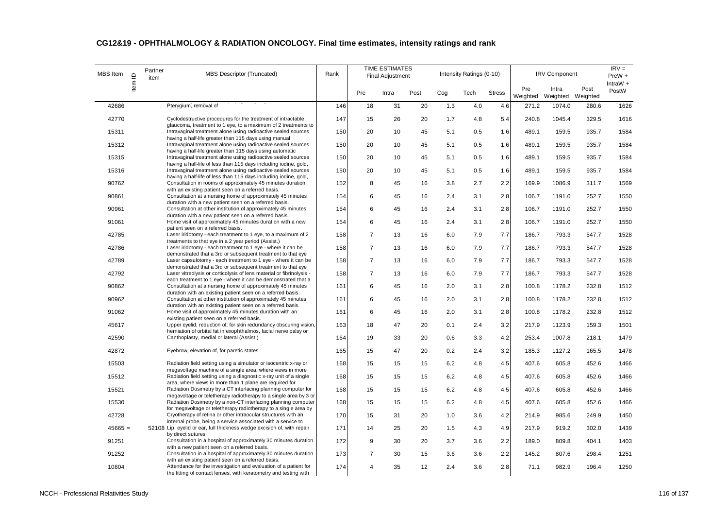## CG12&19 - OPHTHALMOLOGY & RADIATION ONCOLOGY. Final time estimates, intensity ratings and rank

| MBS Item | Item ID | Partner item | MBS Descriptor (Truncated) | Rank | TIME ESTIMATES Final Adjustment | | | Intensity Ratings (0-10) | | | IRV Component | | | IRV = PreW + IntraW + PostW |
|---|---|---|---|---|---|---|---|---|---|---|---|---|---|---|
| | | | | | Pre | Intra | Post | Cog | Tech | Stress | Pre Weighted | Intra Weighted | Post Weighted | |
| 42686 | | | Pterygium, removal of | 146 | 18 | 31 | 20 | 1.3 | 4.0 | 4.6 | 271.2 | 1074.0 | 280.6 | 1626 |
| 42770 | | | Cyclodestructive procedures for the treatment of intractable glaucoma, treatment to 1 eye, to a maximum of 2 treatments to | 147 | 15 | 26 | 20 | 1.7 | 4.8 | 5.4 | 240.8 | 1045.4 | 329.5 | 1616 |
| 15311 | | | Intravaginal treatment alone using radioactive sealed sources having a half-life greater than 115 days using manual | 150 | 20 | 10 | 45 | 5.1 | 0.5 | 1.6 | 489.1 | 159.5 | 935.7 | 1584 |
| 15312 | | | Intravaginal treatment alone using radioactive sealed sources having a half-life greater than 115 days using automatic | 150 | 20 | 10 | 45 | 5.1 | 0.5 | 1.6 | 489.1 | 159.5 | 935.7 | 1584 |
| 15315 | | | Intravaginal treatment alone using radioactive sealed sources having a half-life of less than 115 days including iodine, gold, | 150 | 20 | 10 | 45 | 5.1 | 0.5 | 1.6 | 489.1 | 159.5 | 935.7 | 1584 |
| 15316 | | | Intravaginal treatment alone using radioactive sealed sources having a half-life of less than 115 days including iodine, gold, | 150 | 20 | 10 | 45 | 5.1 | 0.5 | 1.6 | 489.1 | 159.5 | 935.7 | 1584 |
| 90762 | | | Consultation in rooms of approximately 45 minutes duration with an existing patient seen on a referred basis. | 152 | 8 | 45 | 16 | 3.8 | 2.7 | 2.2 | 169.9 | 1086.9 | 311.7 | 1569 |
| 90861 | | | Consultation at a nursing home of approximately 45 minutes duration with a new patient seen on a referred basis. | 154 | 6 | 45 | 16 | 2.4 | 3.1 | 2.8 | 106.7 | 1191.0 | 252.7 | 1550 |
| 90961 | | | Consultation at other institution of approximately 45 minutes duration with a new patient seen on a referred basis. | 154 | 6 | 45 | 16 | 2.4 | 3.1 | 2.8 | 106.7 | 1191.0 | 252.7 | 1550 |
| 91061 | | | Home visit of approximately 45 minutes duration with a new patient seen on a referred basis. | 154 | 6 | 45 | 16 | 2.4 | 3.1 | 2.8 | 106.7 | 1191.0 | 252.7 | 1550 |
| 42785 | | | Laser iridotomy - each treatment to 1 eye, to a maximum of 2 treatments to that eye in a 2 year period (Assist.) | 158 | 7 | 13 | 16 | 6.0 | 7.9 | 7.7 | 186.7 | 793.3 | 547.7 | 1528 |
| 42786 | | | Laser iridotomy - each treatment to 1 eye - where it can be demonstrated that a 3rd or subsequent treatment to that eye | 158 | 7 | 13 | 16 | 6.0 | 7.9 | 7.7 | 186.7 | 793.3 | 547.7 | 1528 |
| 42789 | | | Laser capsulotomy - each treatment to 1 eye - where it can be demonstrated that a 3rd or subsequent treatment to that eye | 158 | 7 | 13 | 16 | 6.0 | 7.9 | 7.7 | 186.7 | 793.3 | 547.7 | 1528 |
| 42792 | | | Laser vitreolysis or corticolysis of lens material or fibrinolysis - each treatment to 1 eye - where it can be demonstrated that a | 158 | 7 | 13 | 16 | 6.0 | 7.9 | 7.7 | 186.7 | 793.3 | 547.7 | 1528 |
| 90862 | | | Consultation at a nursing home of approximately 45 minutes duration with an existing patient seen on a referred basis. | 161 | 6 | 45 | 16 | 2.0 | 3.1 | 2.8 | 100.8 | 1178.2 | 232.8 | 1512 |
| 90962 | | | Consultation at other institution of approximately 45 minutes duration with an existing patient seen on a referred basis. | 161 | 6 | 45 | 16 | 2.0 | 3.1 | 2.8 | 100.8 | 1178.2 | 232.8 | 1512 |
| 91062 | | | Home visit of approximately 45 minutes duration with an existing patient seen on a referred basis. | 161 | 6 | 45 | 16 | 2.0 | 3.1 | 2.8 | 100.8 | 1178.2 | 232.8 | 1512 |
| 45617 | | | Upper eyelid, reduction of, for skin redundancy obscuring vision, herniation of orbital fat in exophthalmos, facial nerve palsy or | 163 | 18 | 47 | 20 | 0.1 | 2.4 | 3.2 | 217.9 | 1123.9 | 159.3 | 1501 |
| 42590 | | | Canthoplasty, medial or lateral (Assist.) | 164 | 19 | 33 | 20 | 0.6 | 3.3 | 4.2 | 253.4 | 1007.8 | 218.1 | 1479 |
| 42872 | | | Eyebrow, elevation of, for paretic states | 165 | 15 | 47 | 20 | 0.2 | 2.4 | 3.2 | 185.3 | 1127.2 | 165.5 | 1478 |
| 15503 | | | Radiation field setting using a simulator or isocentric x-ray or megavoltage machine of a single area, where views in more | 168 | 15 | 15 | 15 | 6.2 | 4.8 | 4.5 | 407.6 | 605.8 | 452.6 | 1466 |
| 15512 | | | Radiation field setting using a diagnostic x-ray unit of a single area, where views in more than 1 plane are required for | 168 | 15 | 15 | 15 | 6.2 | 4.8 | 4.5 | 407.6 | 605.8 | 452.6 | 1466 |
| 15521 | | | Radiation Dosimetry by a CT interfacing planning computer for megavoltage or teletherapy radiotherapy to a single area by 3 or | 168 | 15 | 15 | 15 | 6.2 | 4.8 | 4.5 | 407.6 | 605.8 | 452.6 | 1466 |
| 15530 | | | Radiation Dosimetry by a non-CT interfacing planning computer for megavoltage or teletherapy radiotherapy to a single area by | 168 | 15 | 15 | 15 | 6.2 | 4.8 | 4.5 | 407.6 | 605.8 | 452.6 | 1466 |
| 42728 | | | Cryotherapy of retina or other intraocular structures with an internal probe, being a service associated with a service to | 170 | 15 | 31 | 20 | 1.0 | 3.6 | 4.2 | 214.9 | 985.6 | 249.9 | 1450 |
| 45665 = | | 52108 | Lip, eyelid or ear, full thickness wedge excision of, with repair by direct sutures | 171 | 14 | 25 | 20 | 1.5 | 4.3 | 4.9 | 217.9 | 919.2 | 302.0 | 1439 |
| 91251 | | | Consultation in a hospital of approximately 30 minutes duration with a new patient seen on a referred basis. | 172 | 9 | 30 | 20 | 3.7 | 3.6 | 2.2 | 189.0 | 809.8 | 404.1 | 1403 |
| 91252 | | | Consultation in a hospital of approximately 30 minutes duration with an existing patient seen on a referred basis. | 173 | 7 | 30 | 15 | 3.6 | 3.6 | 2.2 | 145.2 | 807.6 | 298.4 | 1251 |
| 10804 | | | Attendance for the investigation and evaluation of a patient for the fitting of contact lenses, with keratometry and testing with | 174 | 4 | 35 | 12 | 2.4 | 3.6 | 2.8 | 71.1 | 982.9 | 196.4 | 1250 |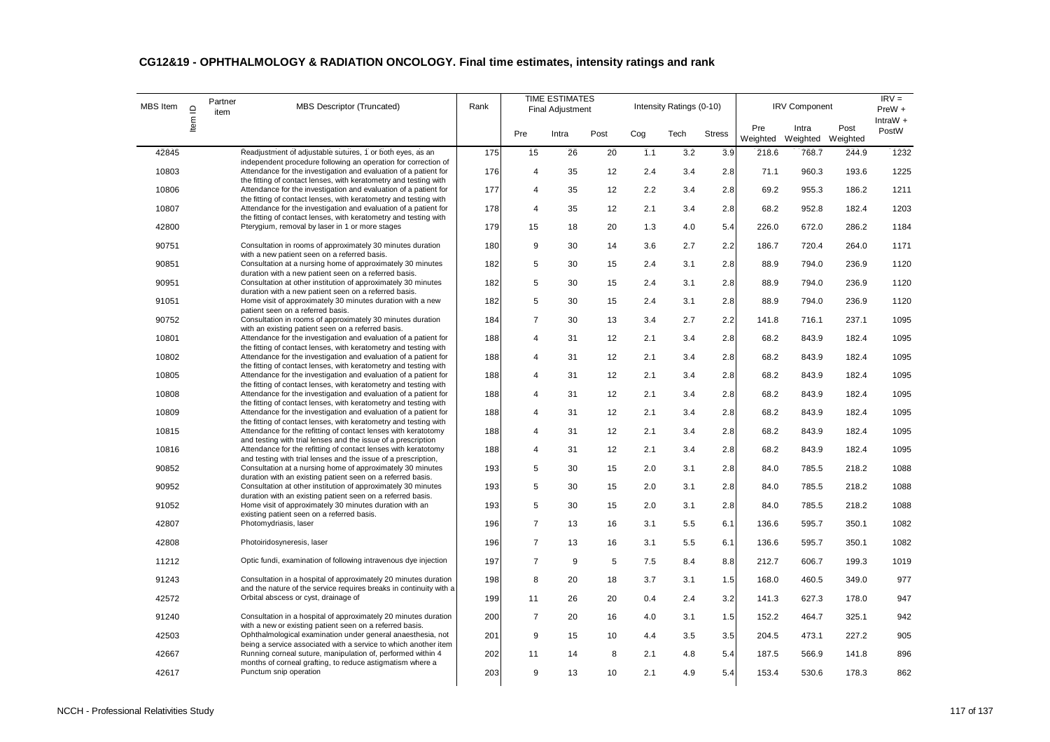## CG12&19 - OPHTHALMOLOGY & RADIATION ONCOLOGY. Final time estimates, intensity ratings and rank

| MBS Item | Item ID | Partner item | MBS Descriptor (Truncated) | Rank | TIME ESTIMATES Final Adjustment | | | Intensity Ratings (0-10) | | | IRV Component | | | IRV = PreW + IntraW + PostW |
|---|---|---|---|---|---|---|---|---|---|---|---|---|---|---|
| | | | | | Pre | Intra | Post | Cog | Tech | Stress | Pre Weighted | Intra Weighted | Post Weighted | |
| 42845 | | | Readjustment of adjustable sutures, 1 or both eyes, as an independent procedure following an operation for correction of | 175 | 15 | 26 | 20 | 1.1 | 3.2 | 3.9 | 218.6 | 768.7 | 244.9 | 1232 |
| 10803 | | | Attendance for the investigation and evaluation of a patient for the fitting of contact lenses, with keratometry and testing with | 176 | 4 | 35 | 12 | 2.4 | 3.4 | 2.8 | 71.1 | 960.3 | 193.6 | 1225 |
| 10806 | | | Attendance for the investigation and evaluation of a patient for the fitting of contact lenses, with keratometry and testing with | 177 | 4 | 35 | 12 | 2.2 | 3.4 | 2.8 | 69.2 | 955.3 | 186.2 | 1211 |
| 10807 | | | Attendance for the investigation and evaluation of a patient for the fitting of contact lenses, with keratometry and testing with | 178 | 4 | 35 | 12 | 2.1 | 3.4 | 2.8 | 68.2 | 952.8 | 182.4 | 1203 |
| 42800 | | | Pterygium, removal by laser in 1 or more stages | 179 | 15 | 18 | 20 | 1.3 | 4.0 | 5.4 | 226.0 | 672.0 | 286.2 | 1184 |
| 90751 | | | Consultation in rooms of approximately 30 minutes duration with a new patient seen on a referred basis. | 180 | 9 | 30 | 14 | 3.6 | 2.7 | 2.2 | 186.7 | 720.4 | 264.0 | 1171 |
| 90851 | | | Consultation at a nursing home of approximately 30 minutes duration with a new patient seen on a referred basis. | 182 | 5 | 30 | 15 | 2.4 | 3.1 | 2.8 | 88.9 | 794.0 | 236.9 | 1120 |
| 90951 | | | Consultation at other institution of approximately 30 minutes duration with a new patient seen on a referred basis. | 182 | 5 | 30 | 15 | 2.4 | 3.1 | 2.8 | 88.9 | 794.0 | 236.9 | 1120 |
| 91051 | | | Home visit of approximately 30 minutes duration with a new patient seen on a referred basis. | 182 | 5 | 30 | 15 | 2.4 | 3.1 | 2.8 | 88.9 | 794.0 | 236.9 | 1120 |
| 90752 | | | Consultation in rooms of approximately 30 minutes duration with an existing patient seen on a referred basis. | 184 | 7 | 30 | 13 | 3.4 | 2.7 | 2.2 | 141.8 | 716.1 | 237.1 | 1095 |
| 10801 | | | Attendance for the investigation and evaluation of a patient for the fitting of contact lenses, with keratometry and testing with | 188 | 4 | 31 | 12 | 2.1 | 3.4 | 2.8 | 68.2 | 843.9 | 182.4 | 1095 |
| 10802 | | | Attendance for the investigation and evaluation of a patient for the fitting of contact lenses, with keratometry and testing with | 188 | 4 | 31 | 12 | 2.1 | 3.4 | 2.8 | 68.2 | 843.9 | 182.4 | 1095 |
| 10805 | | | Attendance for the investigation and evaluation of a patient for the fitting of contact lenses, with keratometry and testing with | 188 | 4 | 31 | 12 | 2.1 | 3.4 | 2.8 | 68.2 | 843.9 | 182.4 | 1095 |
| 10808 | | | Attendance for the investigation and evaluation of a patient for the fitting of contact lenses, with keratometry and testing with | 188 | 4 | 31 | 12 | 2.1 | 3.4 | 2.8 | 68.2 | 843.9 | 182.4 | 1095 |
| 10809 | | | Attendance for the investigation and evaluation of a patient for the fitting of contact lenses, with keratometry and testing with | 188 | 4 | 31 | 12 | 2.1 | 3.4 | 2.8 | 68.2 | 843.9 | 182.4 | 1095 |
| 10815 | | | Attendance for the refitting of contact lenses with keratotomy and testing with trial lenses and the issue of a prescription | 188 | 4 | 31 | 12 | 2.1 | 3.4 | 2.8 | 68.2 | 843.9 | 182.4 | 1095 |
| 10816 | | | Attendance for the refitting of contact lenses with keratotomy and testing with trial lenses and the issue of a prescription, | 188 | 4 | 31 | 12 | 2.1 | 3.4 | 2.8 | 68.2 | 843.9 | 182.4 | 1095 |
| 90852 | | | Consultation at a nursing home of approximately 30 minutes duration with an existing patient seen on a referred basis. | 193 | 5 | 30 | 15 | 2.0 | 3.1 | 2.8 | 84.0 | 785.5 | 218.2 | 1088 |
| 90952 | | | Consultation at other institution of approximately 30 minutes duration with an existing patient seen on a referred basis. | 193 | 5 | 30 | 15 | 2.0 | 3.1 | 2.8 | 84.0 | 785.5 | 218.2 | 1088 |
| 91052 | | | Home visit of approximately 30 minutes duration with an existing patient seen on a referred basis. | 193 | 5 | 30 | 15 | 2.0 | 3.1 | 2.8 | 84.0 | 785.5 | 218.2 | 1088 |
| 42807 | | | Photomydriasis, laser | 196 | 7 | 13 | 16 | 3.1 | 5.5 | 6.1 | 136.6 | 595.7 | 350.1 | 1082 |
| 42808 | | | Photoiridosyneresis, laser | 196 | 7 | 13 | 16 | 3.1 | 5.5 | 6.1 | 136.6 | 595.7 | 350.1 | 1082 |
| 11212 | | | Optic fundi, examination of following intravenous dye injection | 197 | 7 | 9 | 5 | 7.5 | 8.4 | 8.8 | 212.7 | 606.7 | 199.3 | 1019 |
| 91243 | | | Consultation in a hospital of approximately 20 minutes duration and the nature of the service requires breaks in continuity with a | 198 | 8 | 20 | 18 | 3.7 | 3.1 | 1.5 | 168.0 | 460.5 | 349.0 | 977 |
| 42572 | | | Orbital abscess or cyst, drainage of | 199 | 11 | 26 | 20 | 0.4 | 2.4 | 3.2 | 141.3 | 627.3 | 178.0 | 947 |
| 91240 | | | Consultation in a hospital of approximately 20 minutes duration with a new or existing patient seen on a referred basis. | 200 | 7 | 20 | 16 | 4.0 | 3.1 | 1.5 | 152.2 | 464.7 | 325.1 | 942 |
| 42503 | | | Ophthalmological examination under general anaesthesia, not being a service associated with a service to which another item | 201 | 9 | 15 | 10 | 4.4 | 3.5 | 3.5 | 204.5 | 473.1 | 227.2 | 905 |
| 42667 | | | Running corneal suture, manipulation of, performed within 4 months of corneal grafting, to reduce astigmatism where a | 202 | 11 | 14 | 8 | 2.1 | 4.8 | 5.4 | 187.5 | 566.9 | 141.8 | 896 |
| 42617 | | | Punctum snip operation | 203 | 9 | 13 | 10 | 2.1 | 4.9 | 5.4 | 153.4 | 530.6 | 178.3 | 862 |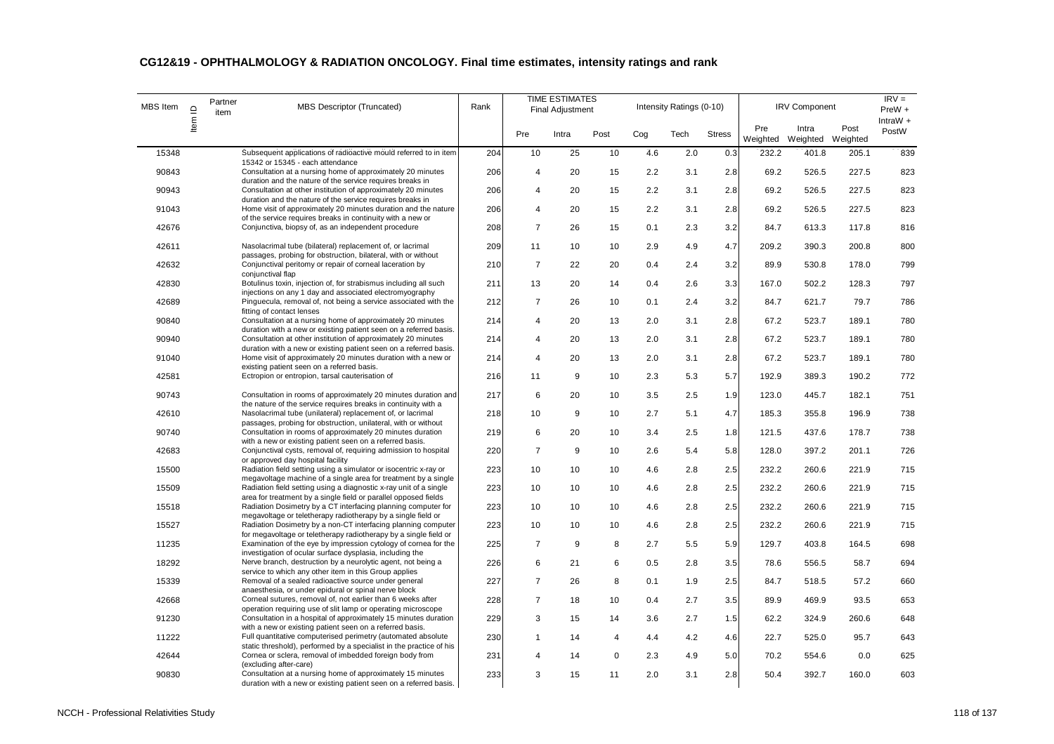## CG12&19 - OPHTHALMOLOGY & RADIATION ONCOLOGY. Final time estimates, intensity ratings and rank

| MBS Item | Item ID | Partner item | MBS Descriptor (Truncated) | Rank | TIME ESTIMATES Final Adjustment | | | Intensity Ratings (0-10) | | | IRV Component | | | IRV = PreW + IntraW + PostW |
|---|---|---|---|---|---|---|---|---|---|---|---|---|---|---|
| | | | | | Pre | Intra | Post | Cog | Tech | Stress | Pre Weighted | Intra Weighted | Post Weighted | |
| 15348 | | | Subsequent applications of radioactive mould referred to in item 15342 or 15345 - each attendance | 204 | 10 | 25 | 10 | 4.6 | 2.0 | 0.3 | 232.2 | 401.8 | 205.1 | 839 |
| 90843 | | | Consultation at a nursing home of approximately 20 minutes duration and the nature of the service requires breaks in | 206 | 4 | 20 | 15 | 2.2 | 3.1 | 2.8 | 69.2 | 526.5 | 227.5 | 823 |
| 90943 | | | Consultation at other institution of approximately 20 minutes duration and the nature of the service requires breaks in | 206 | 4 | 20 | 15 | 2.2 | 3.1 | 2.8 | 69.2 | 526.5 | 227.5 | 823 |
| 91043 | | | Home visit of approximately 20 minutes duration and the nature of the service requires breaks in continuity with a new or | 206 | 4 | 20 | 15 | 2.2 | 3.1 | 2.8 | 69.2 | 526.5 | 227.5 | 823 |
| 42676 | | | Conjunctiva, biopsy of, as an independent procedure | 208 | 7 | 26 | 15 | 0.1 | 2.3 | 3.2 | 84.7 | 613.3 | 117.8 | 816 |
| 42611 | | | Nasolacrimal tube (bilateral) replacement of, or lacrimal passages, probing for obstruction, bilateral, with or without | 209 | 11 | 10 | 10 | 2.9 | 4.9 | 4.7 | 209.2 | 390.3 | 200.8 | 800 |
| 42632 | | | Conjunctival peritomy or repair of corneal laceration by conjunctival flap | 210 | 7 | 22 | 20 | 0.4 | 2.4 | 3.2 | 89.9 | 530.8 | 178.0 | 799 |
| 42830 | | | Botulinus toxin, injection of, for strabismus including all such injections on any 1 day and associated electromyography | 211 | 13 | 20 | 14 | 0.4 | 2.6 | 3.3 | 167.0 | 502.2 | 128.3 | 797 |
| 42689 | | | Pinguecula, removal of, not being a service associated with the fitting of contact lenses | 212 | 7 | 26 | 10 | 0.1 | 2.4 | 3.2 | 84.7 | 621.7 | 79.7 | 786 |
| 90840 | | | Consultation at a nursing home of approximately 20 minutes duration with a new or existing patient seen on a referred basis. | 214 | 4 | 20 | 13 | 2.0 | 3.1 | 2.8 | 67.2 | 523.7 | 189.1 | 780 |
| 90940 | | | Consultation at other institution of approximately 20 minutes duration with a new or existing patient seen on a referred basis. | 214 | 4 | 20 | 13 | 2.0 | 3.1 | 2.8 | 67.2 | 523.7 | 189.1 | 780 |
| 91040 | | | Home visit of approximately 20 minutes duration with a new or existing patient seen on a referred basis. | 214 | 4 | 20 | 13 | 2.0 | 3.1 | 2.8 | 67.2 | 523.7 | 189.1 | 780 |
| 42581 | | | Ectropion or entropion, tarsal cauterisation of | 216 | 11 | 9 | 10 | 2.3 | 5.3 | 5.7 | 192.9 | 389.3 | 190.2 | 772 |
| 90743 | | | Consultation in rooms of approximately 20 minutes duration and the nature of the service requires breaks in continuity with a | 217 | 6 | 20 | 10 | 3.5 | 2.5 | 1.9 | 123.0 | 445.7 | 182.1 | 751 |
| 42610 | | | Nasolacrimal tube (unilateral) replacement of, or lacrimal passages, probing for obstruction, unilateral, with or without | 218 | 10 | 9 | 10 | 2.7 | 5.1 | 4.7 | 185.3 | 355.8 | 196.9 | 738 |
| 90740 | | | Consultation in rooms of approximately 20 minutes duration with a new or existing patient seen on a referred basis. | 219 | 6 | 20 | 10 | 3.4 | 2.5 | 1.8 | 121.5 | 437.6 | 178.7 | 738 |
| 42683 | | | Conjunctival cysts, removal of, requiring admission to hospital or approved day hospital facility | 220 | 7 | 9 | 10 | 2.6 | 5.4 | 5.8 | 128.0 | 397.2 | 201.1 | 726 |
| 15500 | | | Radiation field setting using a simulator or isocentric x-ray or megavoltage machine of a single area for treatment by a single | 223 | 10 | 10 | 10 | 4.6 | 2.8 | 2.5 | 232.2 | 260.6 | 221.9 | 715 |
| 15509 | | | Radiation field setting using a diagnostic x-ray unit of a single area for treatment by a single field or parallel opposed fields | 223 | 10 | 10 | 10 | 4.6 | 2.8 | 2.5 | 232.2 | 260.6 | 221.9 | 715 |
| 15518 | | | Radiation Dosimetry by a CT interfacing planning computer for megavoltage or teletherapy radiotherapy by a single field or | 223 | 10 | 10 | 10 | 4.6 | 2.8 | 2.5 | 232.2 | 260.6 | 221.9 | 715 |
| 15527 | | | Radiation Dosimetry by a non-CT interfacing planning computer for megavoltage or teletherapy radiotherapy by a single field or | 223 | 10 | 10 | 10 | 4.6 | 2.8 | 2.5 | 232.2 | 260.6 | 221.9 | 715 |
| 11235 | | | Examination of the eye by impression cytology of cornea for the investigation of ocular surface dysplasia, including the | 225 | 7 | 9 | 8 | 2.7 | 5.5 | 5.9 | 129.7 | 403.8 | 164.5 | 698 |
| 18292 | | | Nerve branch, destruction by a neurolytic agent, not being a service to which any other item in this Group applies | 226 | 6 | 21 | 6 | 0.5 | 2.8 | 3.5 | 78.6 | 556.5 | 58.7 | 694 |
| 15339 | | | Removal of a sealed radioactive source under general anaesthesia, or under epidural or spinal nerve block | 227 | 7 | 26 | 8 | 0.1 | 1.9 | 2.5 | 84.7 | 518.5 | 57.2 | 660 |
| 42668 | | | Corneal sutures, removal of, not earlier than 6 weeks after operation requiring use of slit lamp or operating microscope | 228 | 7 | 18 | 10 | 0.4 | 2.7 | 3.5 | 89.9 | 469.9 | 93.5 | 653 |
| 91230 | | | Consultation in a hospital of approximately 15 minutes duration with a new or existing patient seen on a referred basis. | 229 | 3 | 15 | 14 | 3.6 | 2.7 | 1.5 | 62.2 | 324.9 | 260.6 | 648 |
| 11222 | | | Full quantitative computerised perimetry (automated absolute static threshold), performed by a specialist in the practice of his | 230 | 1 | 14 | 4 | 4.4 | 4.2 | 4.6 | 22.7 | 525.0 | 95.7 | 643 |
| 42644 | | | Cornea or sclera, removal of imbedded foreign body from (excluding after-care) | 231 | 4 | 14 | 0 | 2.3 | 4.9 | 5.0 | 70.2 | 554.6 | 0.0 | 625 |
| 90830 | | | Consultation at a nursing home of approximately 15 minutes duration with a new or existing patient seen on a referred basis. | 233 | 3 | 15 | 11 | 2.0 | 3.1 | 2.8 | 50.4 | 392.7 | 160.0 | 603 |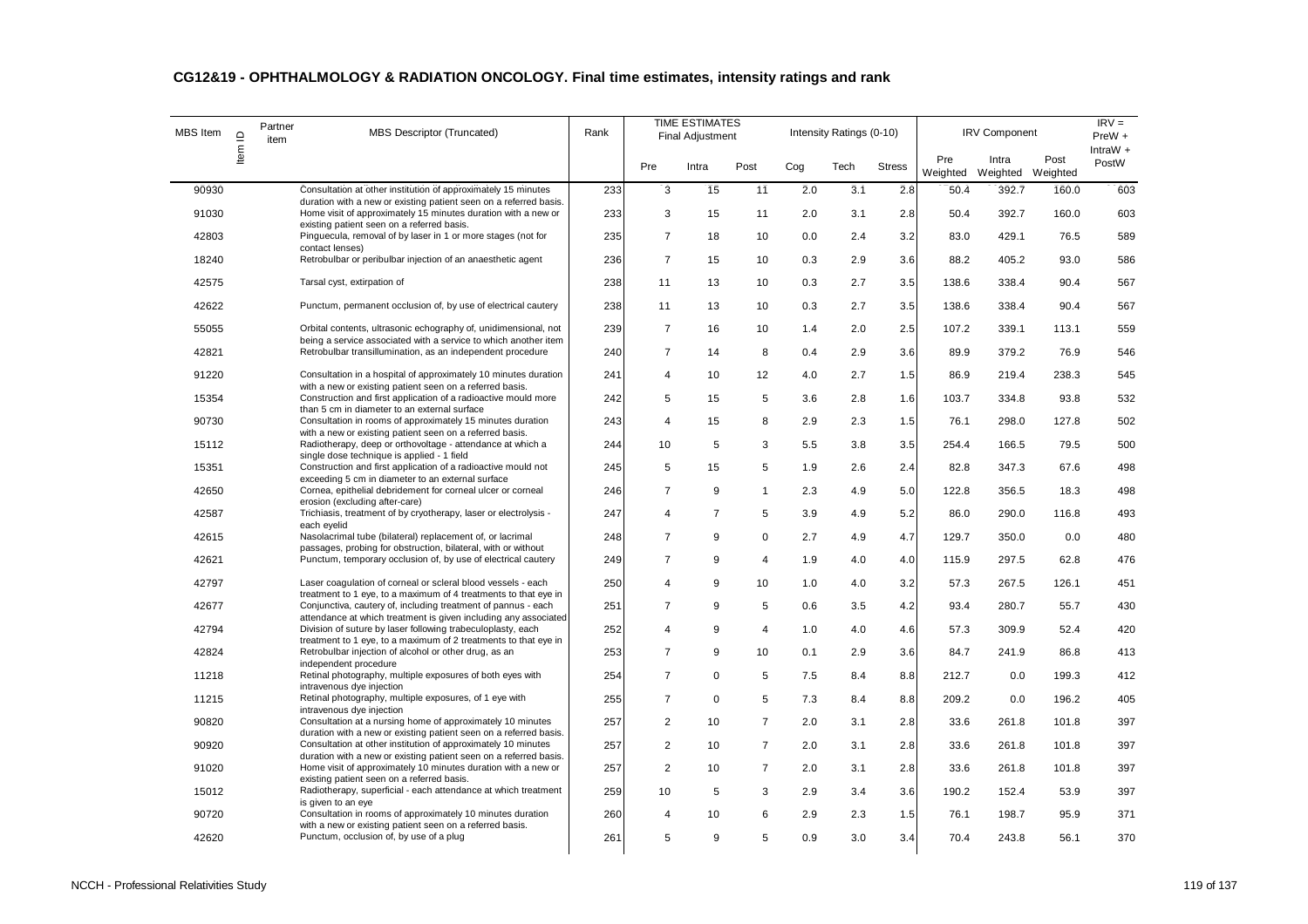## CG12&19 - OPHTHALMOLOGY & RADIATION ONCOLOGY. Final time estimates, intensity ratings and rank

| MBS Item | Item ID | Partner item | MBS Descriptor (Truncated) | Rank | TIME ESTIMATES Final Adjustment | | | Intensity Ratings (0-10) | | | IRV Component | | | IRV = PreW + IntraW + PostW |
|---|---|---|---|---|---|---|---|---|---|---|---|---|---|---|
| | | | | | Pre | Intra | Post | Cog | Tech | Stress | Pre Weighted | Intra Weighted | Post Weighted | |
| 90930 | | | Consultation at other institution of approximately 15 minutes duration with a new or existing patient seen on a referred basis. | 233 | 3 | 15 | 11 | 2.0 | 3.1 | 2.8 | 50.4 | 392.7 | 160.0 | 603 |
| 91030 | | | Home visit of approximately 15 minutes duration with a new or existing patient seen on a referred basis. | 233 | 3 | 15 | 11 | 2.0 | 3.1 | 2.8 | 50.4 | 392.7 | 160.0 | 603 |
| 42803 | | | Pinguecula, removal of by laser in 1 or more stages (not for contact lenses) | 235 | 7 | 18 | 10 | 0.0 | 2.4 | 3.2 | 83.0 | 429.1 | 76.5 | 589 |
| 18240 | | | Retrobulbar or peribulbar injection of an anaesthetic agent | 236 | 7 | 15 | 10 | 0.3 | 2.9 | 3.6 | 88.2 | 405.2 | 93.0 | 586 |
| 42575 | | | Tarsal cyst, extirpation of | 238 | 11 | 13 | 10 | 0.3 | 2.7 | 3.5 | 138.6 | 338.4 | 90.4 | 567 |
| 42622 | | | Punctum, permanent occlusion of, by use of electrical cautery | 238 | 11 | 13 | 10 | 0.3 | 2.7 | 3.5 | 138.6 | 338.4 | 90.4 | 567 |
| 55055 | | | Orbital contents, ultrasonic echography of, unidimensional, not being a service associated with a service to which another item | 239 | 7 | 16 | 10 | 1.4 | 2.0 | 2.5 | 107.2 | 339.1 | 113.1 | 559 |
| 42821 | | | Retrobulbar transillumination, as an independent procedure | 240 | 7 | 14 | 8 | 0.4 | 2.9 | 3.6 | 89.9 | 379.2 | 76.9 | 546 |
| 91220 | | | Consultation in a hospital of approximately 10 minutes duration with a new or existing patient seen on a referred basis. | 241 | 4 | 10 | 12 | 4.0 | 2.7 | 1.5 | 86.9 | 219.4 | 238.3 | 545 |
| 15354 | | | Construction and first application of a radioactive mould more than 5 cm in diameter to an external surface | 242 | 5 | 15 | 5 | 3.6 | 2.8 | 1.6 | 103.7 | 334.8 | 93.8 | 532 |
| 90730 | | | Consultation in rooms of approximately 15 minutes duration with a new or existing patient seen on a referred basis. | 243 | 4 | 15 | 8 | 2.9 | 2.3 | 1.5 | 76.1 | 298.0 | 127.8 | 502 |
| 15112 | | | Radiotherapy, deep or orthovoltage - attendance at which a single dose technique is applied - 1 field | 244 | 10 | 5 | 3 | 5.5 | 3.8 | 3.5 | 254.4 | 166.5 | 79.5 | 500 |
| 15351 | | | Construction and first application of a radioactive mould not exceeding 5 cm in diameter to an external surface | 245 | 5 | 15 | 5 | 1.9 | 2.6 | 2.4 | 82.8 | 347.3 | 67.6 | 498 |
| 42650 | | | Cornea, epithelial debridement for corneal ulcer or corneal erosion (excluding after-care) | 246 | 7 | 9 | 1 | 2.3 | 4.9 | 5.0 | 122.8 | 356.5 | 18.3 | 498 |
| 42587 | | | Trichiasis, treatment of by cryotherapy, laser or electrolysis - each eyelid | 247 | 4 | 7 | 5 | 3.9 | 4.9 | 5.2 | 86.0 | 290.0 | 116.8 | 493 |
| 42615 | | | Nasolacrimal tube (bilateral) replacement of, or lacrimal passages, probing for obstruction, bilateral, with or without | 248 | 7 | 9 | 0 | 2.7 | 4.9 | 4.7 | 129.7 | 350.0 | 0.0 | 480 |
| 42621 | | | Punctum, temporary occlusion of, by use of electrical cautery | 249 | 7 | 9 | 4 | 1.9 | 4.0 | 4.0 | 115.9 | 297.5 | 62.8 | 476 |
| 42797 | | | Laser coagulation of corneal or scleral blood vessels - each treatment to 1 eye, to a maximum of 4 treatments to that eye in | 250 | 4 | 9 | 10 | 1.0 | 4.0 | 3.2 | 57.3 | 267.5 | 126.1 | 451 |
| 42677 | | | Conjunctiva, cautery of, including treatment of pannus - each attendance at which treatment is given including any associated | 251 | 7 | 9 | 5 | 0.6 | 3.5 | 4.2 | 93.4 | 280.7 | 55.7 | 430 |
| 42794 | | | Division of suture by laser following trabeculoplasty, each treatment to 1 eye, to a maximum of 2 treatments to that eye in | 252 | 4 | 9 | 4 | 1.0 | 4.0 | 4.6 | 57.3 | 309.9 | 52.4 | 420 |
| 42824 | | | Retrobulbar injection of alcohol or other drug, as an independent procedure | 253 | 7 | 9 | 10 | 0.1 | 2.9 | 3.6 | 84.7 | 241.9 | 86.8 | 413 |
| 11218 | | | Retinal photography, multiple exposures of both eyes with intravenous dye injection | 254 | 7 | 0 | 5 | 7.5 | 8.4 | 8.8 | 212.7 | 0.0 | 199.3 | 412 |
| 11215 | | | Retinal photography, multiple exposures, of 1 eye with intravenous dye injection | 255 | 7 | 0 | 5 | 7.3 | 8.4 | 8.8 | 209.2 | 0.0 | 196.2 | 405 |
| 90820 | | | Consultation at a nursing home of approximately 10 minutes duration with a new or existing patient seen on a referred basis. | 257 | 2 | 10 | 7 | 2.0 | 3.1 | 2.8 | 33.6 | 261.8 | 101.8 | 397 |
| 90920 | | | Consultation at other institution of approximately 10 minutes duration with a new or existing patient seen on a referred basis. | 257 | 2 | 10 | 7 | 2.0 | 3.1 | 2.8 | 33.6 | 261.8 | 101.8 | 397 |
| 91020 | | | Home visit of approximately 10 minutes duration with a new or existing patient seen on a referred basis. | 257 | 2 | 10 | 7 | 2.0 | 3.1 | 2.8 | 33.6 | 261.8 | 101.8 | 397 |
| 15012 | | | Radiotherapy, superficial - each attendance at which treatment is given to an eye | 259 | 10 | 5 | 3 | 2.9 | 3.4 | 3.6 | 190.2 | 152.4 | 53.9 | 397 |
| 90720 | | | Consultation in rooms of approximately 10 minutes duration with a new or existing patient seen on a referred basis. | 260 | 4 | 10 | 6 | 2.9 | 2.3 | 1.5 | 76.1 | 198.7 | 95.9 | 371 |
| 42620 | | | Punctum, occlusion of, by use of a plug | 261 | 5 | 9 | 5 | 0.9 | 3.0 | 3.4 | 70.4 | 243.8 | 56.1 | 370 |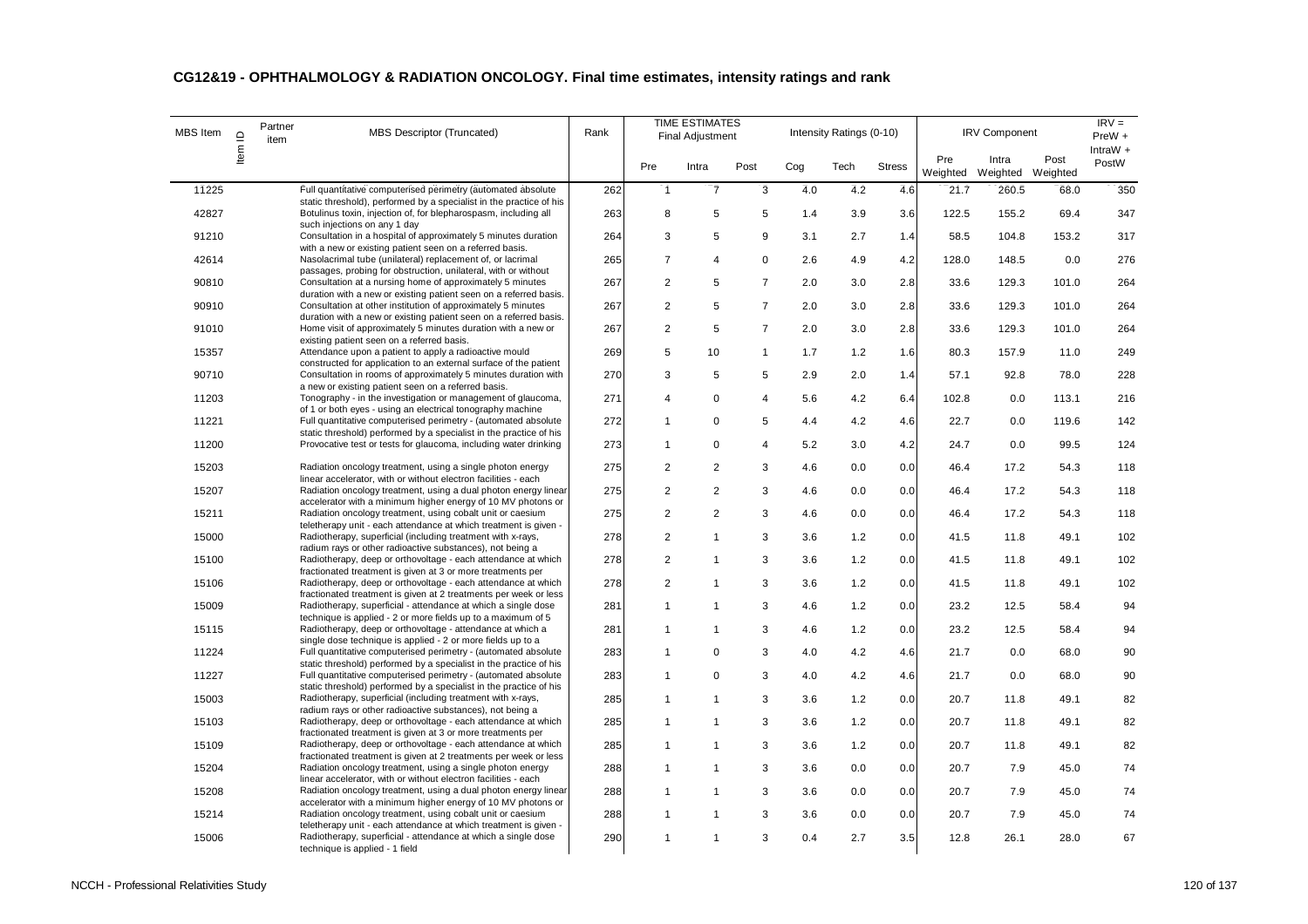## CG12&19 - OPHTHALMOLOGY & RADIATION ONCOLOGY. Final time estimates, intensity ratings and rank

| MBS Item | Item ID | Partner item | MBS Descriptor (Truncated) | Rank | TIME ESTIMATES Final Adjustment | | | Intensity Ratings (0-10) | | | IRV Component | | | IRV = PreW + IntraW + PostW |
|---|---|---|---|---|---|---|---|---|---|---|---|---|---|---|
| | | | | | Pre | Intra | Post | Cog | Tech | Stress | Pre Weighted | Intra Weighted | Post Weighted | |
| 11225 | | | Full quantitative computerised perimetry (automated absolute static threshold), performed by a specialist in the practice of his | 262 | 1 | 7 | 3 | 4.0 | 4.2 | 4.6 | 21.7 | 260.5 | 68.0 | 350 |
| 42827 | | | Botulinus toxin, injection of, for blepharospasm, including all such injections on any 1 day | 263 | 8 | 5 | 5 | 1.4 | 3.9 | 3.6 | 122.5 | 155.2 | 69.4 | 347 |
| 91210 | | | Consultation in a hospital of approximately 5 minutes duration with a new or existing patient seen on a referred basis. | 264 | 3 | 5 | 9 | 3.1 | 2.7 | 1.4 | 58.5 | 104.8 | 153.2 | 317 |
| 42614 | | | Nasolacrimal tube (unilateral) replacement of, or lacrimal passages, probing for obstruction, unilateral, with or without | 265 | 7 | 4 | 0 | 2.6 | 4.9 | 4.2 | 128.0 | 148.5 | 0.0 | 276 |
| 90810 | | | Consultation at a nursing home of approximately 5 minutes duration with a new or existing patient seen on a referred basis. | 267 | 2 | 5 | 7 | 2.0 | 3.0 | 2.8 | 33.6 | 129.3 | 101.0 | 264 |
| 90910 | | | Consultation at other institution of approximately 5 minutes duration with a new or existing patient seen on a referred basis. | 267 | 2 | 5 | 7 | 2.0 | 3.0 | 2.8 | 33.6 | 129.3 | 101.0 | 264 |
| 91010 | | | Home visit of approximately 5 minutes duration with a new or existing patient seen on a referred basis. | 267 | 2 | 5 | 7 | 2.0 | 3.0 | 2.8 | 33.6 | 129.3 | 101.0 | 264 |
| 15357 | | | Attendance upon a patient to apply a radioactive mould constructed for application to an external surface of the patient | 269 | 5 | 10 | 1 | 1.7 | 1.2 | 1.6 | 80.3 | 157.9 | 11.0 | 249 |
| 90710 | | | Consultation in rooms of approximately 5 minutes duration with a new or existing patient seen on a referred basis. | 270 | 3 | 5 | 5 | 2.9 | 2.0 | 1.4 | 57.1 | 92.8 | 78.0 | 228 |
| 11203 | | | Tonography - in the investigation or management of glaucoma, of 1 or both eyes - using an electrical tonography machine | 271 | 4 | 0 | 4 | 5.6 | 4.2 | 6.4 | 102.8 | 0.0 | 113.1 | 216 |
| 11221 | | | Full quantitative computerised perimetry - (automated absolute static threshold) performed by a specialist in the practice of his | 272 | 1 | 0 | 5 | 4.4 | 4.2 | 4.6 | 22.7 | 0.0 | 119.6 | 142 |
| 11200 | | | Provocative test or tests for glaucoma, including water drinking | 273 | 1 | 0 | 4 | 5.2 | 3.0 | 4.2 | 24.7 | 0.0 | 99.5 | 124 |
| 15203 | | | Radiation oncology treatment, using a single photon energy linear accelerator, with or without electron facilities - each | 275 | 2 | 2 | 3 | 4.6 | 0.0 | 0.0 | 46.4 | 17.2 | 54.3 | 118 |
| 15207 | | | Radiation oncology treatment, using a dual photon energy linear accelerator with a minimum higher energy of 10 MV photons or | 275 | 2 | 2 | 3 | 4.6 | 0.0 | 0.0 | 46.4 | 17.2 | 54.3 | 118 |
| 15211 | | | Radiation oncology treatment, using cobalt unit or caesium teletherapy unit - each attendance at which treatment is given - | 275 | 2 | 2 | 3 | 4.6 | 0.0 | 0.0 | 46.4 | 17.2 | 54.3 | 118 |
| 15000 | | | Radiotherapy, superficial (including treatment with x-rays, radium rays or other radioactive substances), not being a | 278 | 2 | 1 | 3 | 3.6 | 1.2 | 0.0 | 41.5 | 11.8 | 49.1 | 102 |
| 15100 | | | Radiotherapy, deep or orthovoltage - each attendance at which fractionated treatment is given at 3 or more treatments per | 278 | 2 | 1 | 3 | 3.6 | 1.2 | 0.0 | 41.5 | 11.8 | 49.1 | 102 |
| 15106 | | | Radiotherapy, deep or orthovoltage - each attendance at which fractionated treatment is given at 2 treatments per week or less | 278 | 2 | 1 | 3 | 3.6 | 1.2 | 0.0 | 41.5 | 11.8 | 49.1 | 102 |
| 15009 | | | Radiotherapy, superficial - attendance at which a single dose technique is applied - 2 or more fields up to a maximum of 5 | 281 | 1 | 1 | 3 | 4.6 | 1.2 | 0.0 | 23.2 | 12.5 | 58.4 | 94 |
| 15115 | | | Radiotherapy, deep or orthovoltage - attendance at which a single dose technique is applied - 2 or more fields up to a | 281 | 1 | 1 | 3 | 4.6 | 1.2 | 0.0 | 23.2 | 12.5 | 58.4 | 94 |
| 11224 | | | Full quantitative computerised perimetry - (automated absolute static threshold) performed by a specialist in the practice of his | 283 | 1 | 0 | 3 | 4.0 | 4.2 | 4.6 | 21.7 | 0.0 | 68.0 | 90 |
| 11227 | | | Full quantitative computerised perimetry - (automated absolute static threshold) performed by a specialist in the practice of his | 283 | 1 | 0 | 3 | 4.0 | 4.2 | 4.6 | 21.7 | 0.0 | 68.0 | 90 |
| 15003 | | | Radiotherapy, superficial (including treatment with x-rays, radium rays or other radioactive substances), not being a | 285 | 1 | 1 | 3 | 3.6 | 1.2 | 0.0 | 20.7 | 11.8 | 49.1 | 82 |
| 15103 | | | Radiotherapy, deep or orthovoltage - each attendance at which fractionated treatment is given at 3 or more treatments per | 285 | 1 | 1 | 3 | 3.6 | 1.2 | 0.0 | 20.7 | 11.8 | 49.1 | 82 |
| 15109 | | | Radiotherapy, deep or orthovoltage - each attendance at which fractionated treatment is given at 2 treatments per week or less | 285 | 1 | 1 | 3 | 3.6 | 1.2 | 0.0 | 20.7 | 11.8 | 49.1 | 82 |
| 15204 | | | Radiation oncology treatment, using a single photon energy linear accelerator, with or without electron facilities - each | 288 | 1 | 1 | 3 | 3.6 | 0.0 | 0.0 | 20.7 | 7.9 | 45.0 | 74 |
| 15208 | | | Radiation oncology treatment, using a dual photon energy linear accelerator with a minimum higher energy of 10 MV photons or | 288 | 1 | 1 | 3 | 3.6 | 0.0 | 0.0 | 20.7 | 7.9 | 45.0 | 74 |
| 15214 | | | Radiation oncology treatment, using cobalt unit or caesium teletherapy unit - each attendance at which treatment is given - | 288 | 1 | 1 | 3 | 3.6 | 0.0 | 0.0 | 20.7 | 7.9 | 45.0 | 74 |
| 15006 | | | Radiotherapy, superficial - attendance at which a single dose technique is applied - 1 field | 290 | 1 | 1 | 3 | 0.4 | 2.7 | 3.5 | 12.8 | 26.1 | 28.0 | 67 |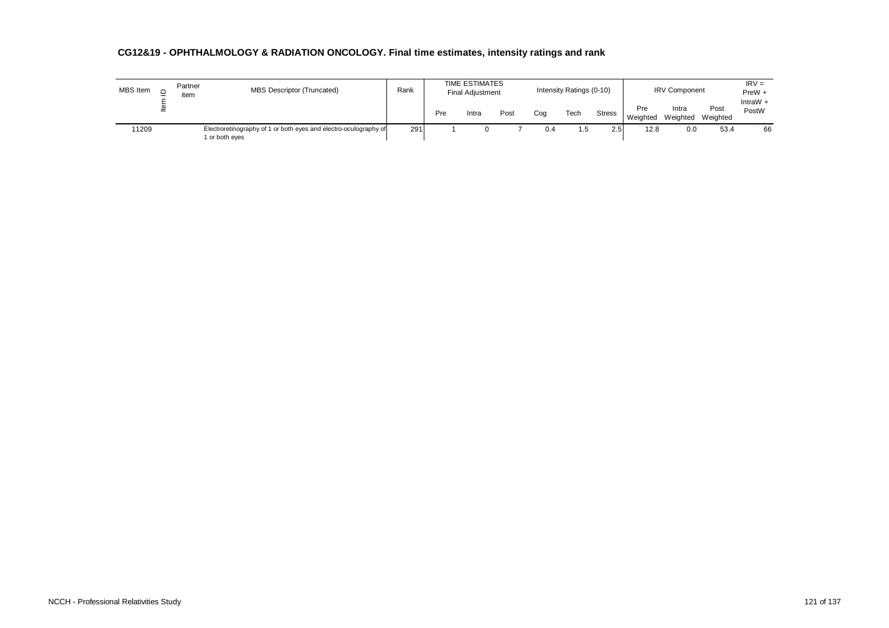## CG12&19 - OPHTHALMOLOGY & RADIATION ONCOLOGY. Final time estimates, intensity ratings and rank

| MBS Item | Item ID | Partner item | MBS Descriptor (Truncated) | Rank | TIME ESTIMATES Final Adjustment | | | Intensity Ratings (0-10) | | | IRV Component | | | IRV = PreW + IntraW + PostW |
|---|---|---|---|---|---|---|---|---|---|---|---|---|---|---|
| | | | | | Pre | Intra | Post | Cog | Tech | Stress | Pre Weighted | Intra Weighted | Post Weighted | |
| 11209 | | | Electroretinography of 1 or both eyes and electro-oculography of 1 or both eyes | 291 | 1 | 0 | 7 | 0.4 | 1.5 | 2.5 | 12.8 | 0.0 | 53.4 | 66 |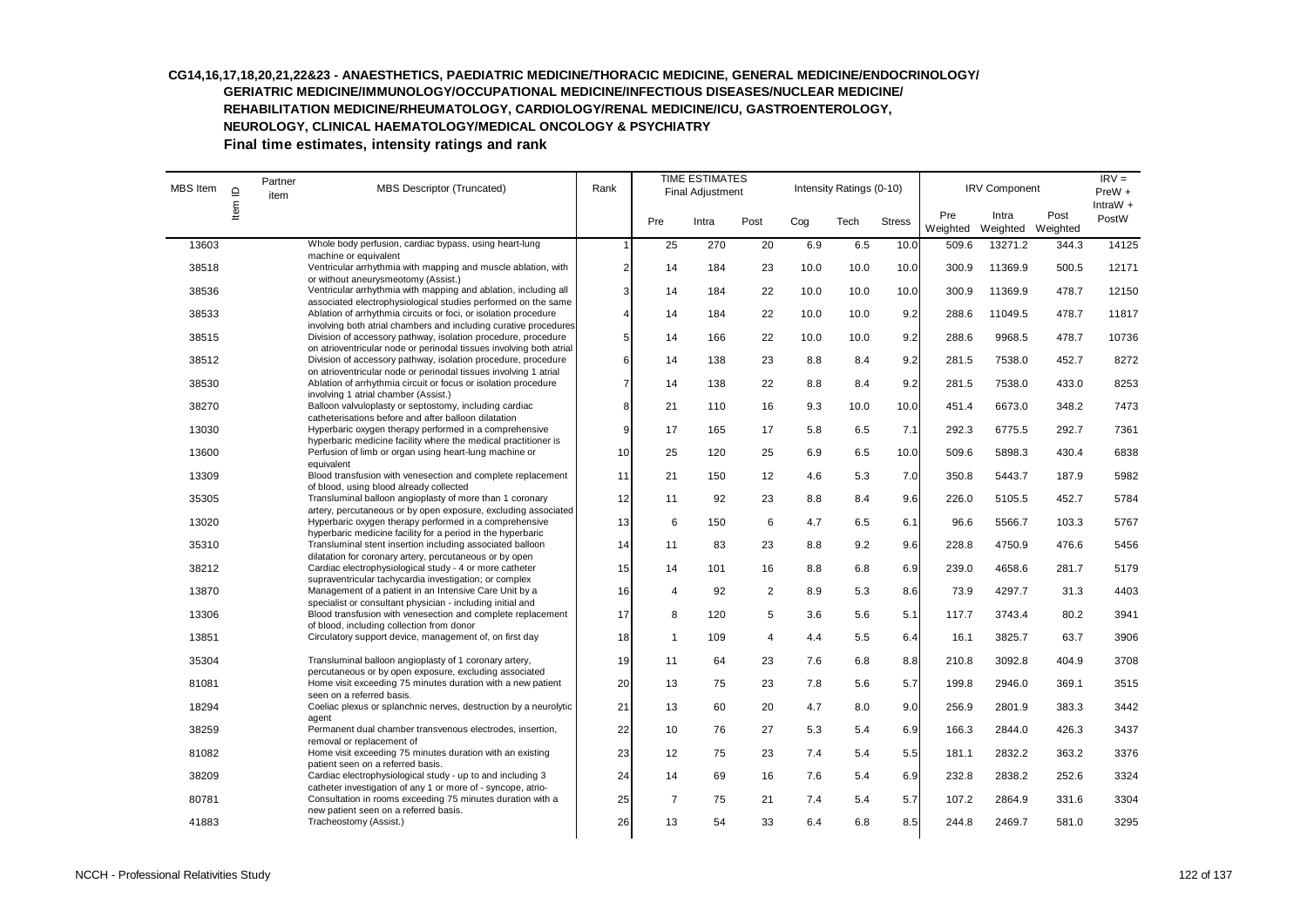**CG14,16,17,18,20,21,22&23 - ANAESTHETICS, PAEDIATRIC MEDICINE/THORACIC MEDICINE, GENERAL MEDICINE/ENDOCRINOLOGY/ GERIATRIC MEDICINE/IMMUNOLOGY/OCCUPATIONAL MEDICINE/INFECTIOUS DISEASES/NUCLEAR MEDICINE/ REHABILITATION MEDICINE/RHEUMATOLOGY, CARDIOLOGY/RENAL MEDICINE/ICU, GASTROENTEROLOGY, NEUROLOGY, CLINICAL HAEMATOLOGY/MEDICAL ONCOLOGY & PSYCHIATRY**

**Final time estimates, intensity ratings and rank**

| MBS Item | Item ID | Partner item | MBS Descriptor (Truncated) | Rank | TIME ESTIMATES Final Adjustment | | | Intensity Ratings (0-10) | | | IRV Component | | | IRV = PreW + IntraW + PostW |
|---|---|---|---|---|---|---|---|---|---|---|---|---|---|---|
| | | | | | Pre | Intra | Post | Cog | Tech | Stress | Pre Weighted | Intra Weighted | Post Weighted | |
| 13603 | | | Whole body perfusion, cardiac bypass, using heart-lung machine or equivalent | 1 | 25 | 270 | 20 | 6.9 | 6.5 | 10.0 | 509.6 | 13271.2 | 344.3 | 14125 |
| 38518 | | | Ventricular arrhythmia with mapping and muscle ablation, with or without aneurysmeotomy (Assist.) | 2 | 14 | 184 | 23 | 10.0 | 10.0 | 10.0 | 300.9 | 11369.9 | 500.5 | 12171 |
| 38536 | | | Ventricular arrhythmia with mapping and ablation, including all associated electrophysiological studies performed on the same | 3 | 14 | 184 | 22 | 10.0 | 10.0 | 10.0 | 300.9 | 11369.9 | 478.7 | 12150 |
| 38533 | | | Ablation of arrhythmia circuits or foci, or isolation procedure involving both atrial chambers and including curative procedures | 4 | 14 | 184 | 22 | 10.0 | 10.0 | 9.2 | 288.6 | 11049.5 | 478.7 | 11817 |
| 38515 | | | Division of accessory pathway, isolation procedure, procedure on atrioventricular node or perinodal tissues involving both atrial | 5 | 14 | 166 | 22 | 10.0 | 10.0 | 9.2 | 288.6 | 9968.5 | 478.7 | 10736 |
| 38512 | | | Division of accessory pathway, isolation procedure, procedure on atrioventricular node or perinodal tissues involving 1 atrial | 6 | 14 | 138 | 23 | 8.8 | 8.4 | 9.2 | 281.5 | 7538.0 | 452.7 | 8272 |
| 38530 | | | Ablation of arrhythmia circuit or focus or isolation procedure involving 1 atrial chamber (Assist.) | 7 | 14 | 138 | 22 | 8.8 | 8.4 | 9.2 | 281.5 | 7538.0 | 433.0 | 8253 |
| 38270 | | | Balloon valvuloplasty or septostomy, including cardiac catheterisations before and after balloon dilatation | 8 | 21 | 110 | 16 | 9.3 | 10.0 | 10.0 | 451.4 | 6673.0 | 348.2 | 7473 |
| 13030 | | | Hyperbaric oxygen therapy performed in a comprehensive hyperbaric medicine facility where the medical practitioner is | 9 | 17 | 165 | 17 | 5.8 | 6.5 | 7.1 | 292.3 | 6775.5 | 292.7 | 7361 |
| 13600 | | | Perfusion of limb or organ using heart-lung machine or equivalent | 10 | 25 | 120 | 25 | 6.9 | 6.5 | 10.0 | 509.6 | 5898.3 | 430.4 | 6838 |
| 13309 | | | Blood transfusion with venesection and complete replacement of blood, using blood already collected | 11 | 21 | 150 | 12 | 4.6 | 5.3 | 7.0 | 350.8 | 5443.7 | 187.9 | 5982 |
| 35305 | | | Transluminal balloon angioplasty of more than 1 coronary artery, percutaneous or by open exposure, excluding associated | 12 | 11 | 92 | 23 | 8.8 | 8.4 | 9.6 | 226.0 | 5105.5 | 452.7 | 5784 |
| 13020 | | | Hyperbaric oxygen therapy performed in a comprehensive hyperbaric medicine facility for a period in the hyperbaric | 13 | 6 | 150 | 6 | 4.7 | 6.5 | 6.1 | 96.6 | 5566.7 | 103.3 | 5767 |
| 35310 | | | Transluminal stent insertion including associated balloon dilatation for coronary artery, percutaneous or by open | 14 | 11 | 83 | 23 | 8.8 | 9.2 | 9.6 | 228.8 | 4750.9 | 476.6 | 5456 |
| 38212 | | | Cardiac electrophysiological study - 4 or more catheter supraventricular tachycardia investigation; or complex | 15 | 14 | 101 | 16 | 8.8 | 6.8 | 6.9 | 239.0 | 4658.6 | 281.7 | 5179 |
| 13870 | | | Management of a patient in an Intensive Care Unit by a specialist or consultant physician - including initial and | 16 | 4 | 92 | 2 | 8.9 | 5.3 | 8.6 | 73.9 | 4297.7 | 31.3 | 4403 |
| 13306 | | | Blood transfusion with venesection and complete replacement of blood, including collection from donor | 17 | 8 | 120 | 5 | 3.6 | 5.6 | 5.1 | 117.7 | 3743.4 | 80.2 | 3941 |
| 13851 | | | Circulatory support device, management of, on first day | 18 | 1 | 109 | 4 | 4.4 | 5.5 | 6.4 | 16.1 | 3825.7 | 63.7 | 3906 |
| 35304 | | | Transluminal balloon angioplasty of 1 coronary artery, percutaneous or by open exposure, excluding associated | 19 | 11 | 64 | 23 | 7.6 | 6.8 | 8.8 | 210.8 | 3092.8 | 404.9 | 3708 |
| 81081 | | | Home visit exceeding 75 minutes duration with a new patient seen on a referred basis. | 20 | 13 | 75 | 23 | 7.8 | 5.6 | 5.7 | 199.8 | 2946.0 | 369.1 | 3515 |
| 18294 | | | Coeliac plexus or splanchnic nerves, destruction by a neurolytic agent | 21 | 13 | 60 | 20 | 4.7 | 8.0 | 9.0 | 256.9 | 2801.9 | 383.3 | 3442 |
| 38259 | | | Permanent dual chamber transvenous electrodes, insertion, removal or replacement of | 22 | 10 | 76 | 27 | 5.3 | 5.4 | 6.9 | 166.3 | 2844.0 | 426.3 | 3437 |
| 81082 | | | Home visit exceeding 75 minutes duration with an existing patient seen on a referred basis. | 23 | 12 | 75 | 23 | 7.4 | 5.4 | 5.5 | 181.1 | 2832.2 | 363.2 | 3376 |
| 38209 | | | Cardiac electrophysiological study - up to and including 3 catheter investigation of any 1 or more of - syncope, atrio- | 24 | 14 | 69 | 16 | 7.6 | 5.4 | 6.9 | 232.8 | 2838.2 | 252.6 | 3324 |
| 80781 | | | Consultation in rooms exceeding 75 minutes duration with a new patient seen on a referred basis. | 25 | 7 | 75 | 21 | 7.4 | 5.4 | 5.7 | 107.2 | 2864.9 | 331.6 | 3304 |
| 41883 | | | Tracheostomy (Assist.) | 26 | 13 | 54 | 33 | 6.4 | 6.8 | 8.5 | 244.8 | 2469.7 | 581.0 | 3295 |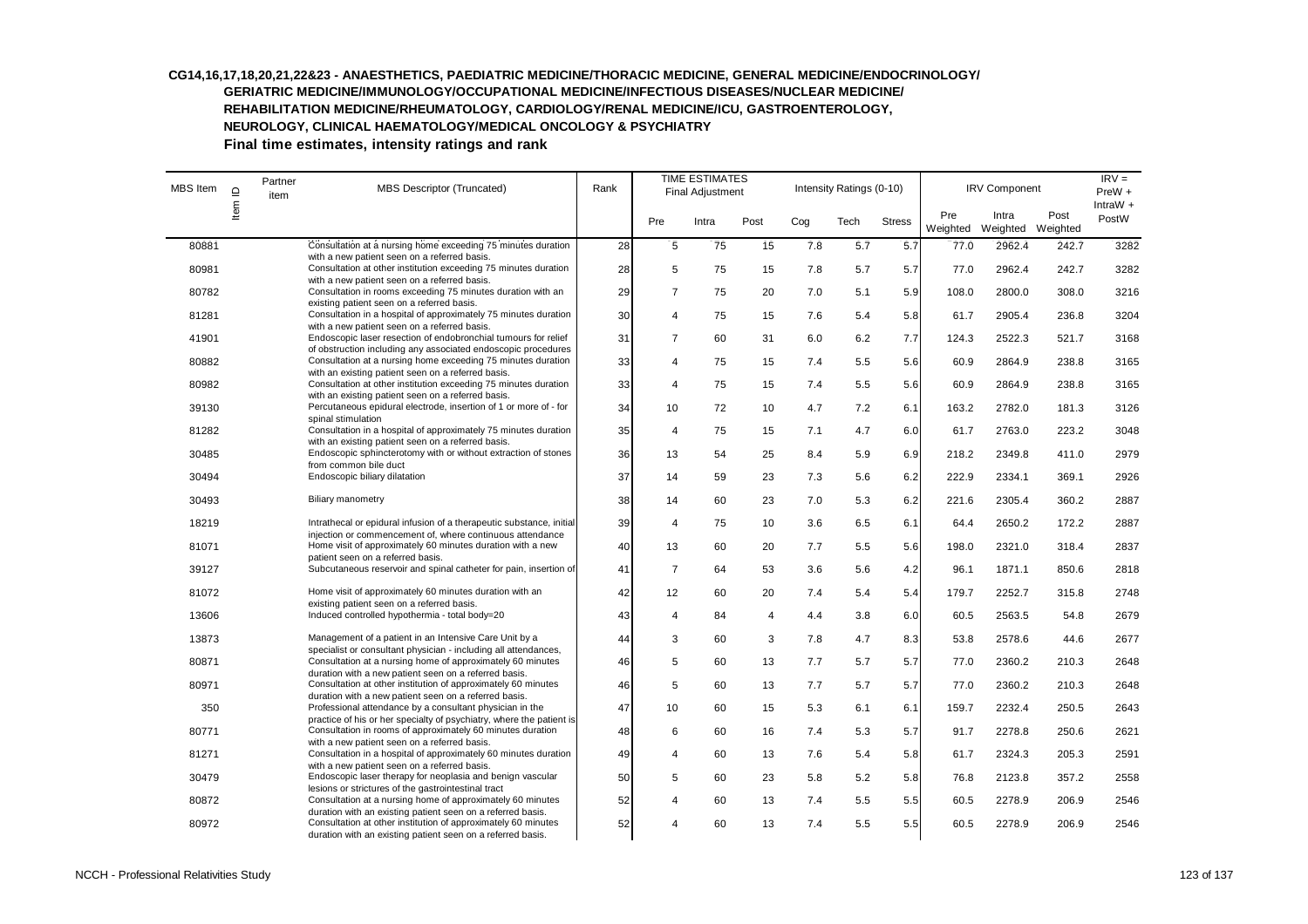**CG14,16,17,18,20,21,22&23 - ANAESTHETICS, PAEDIATRIC MEDICINE/THORACIC MEDICINE, GENERAL MEDICINE/ENDOCRINOLOGY/ GERIATRIC MEDICINE/IMMUNOLOGY/OCCUPATIONAL MEDICINE/INFECTIOUS DISEASES/NUCLEAR MEDICINE/ REHABILITATION MEDICINE/RHEUMATOLOGY, CARDIOLOGY/RENAL MEDICINE/ICU, GASTROENTEROLOGY, NEUROLOGY, CLINICAL HAEMATOLOGY/MEDICAL ONCOLOGY & PSYCHIATRY**

**Final time estimates, intensity ratings and rank**

| MBS Item | Item ID | Partner item | MBS Descriptor (Truncated) | Rank | TIME ESTIMATES Final Adjustment | | | Intensity Ratings (0-10) | | | IRV Component | | | IRV = PreW + IntraW + PostW |
|---|---|---|---|---|---|---|---|---|---|---|---|---|---|---|
| | | | | | Pre | Intra | Post | Cog | Tech | Stress | Pre Weighted | Intra Weighted | Post Weighted | |
| 80881 | | | Consultation at a nursing home exceeding 75 minutes duration with a new patient seen on a referred basis. | 28 | 5 | 75 | 15 | 7.8 | 5.7 | 5.7 | 77.0 | 2962.4 | 242.7 | 3282 |
| 80981 | | | Consultation at other institution exceeding 75 minutes duration with a new patient seen on a referred basis. | 28 | 5 | 75 | 15 | 7.8 | 5.7 | 5.7 | 77.0 | 2962.4 | 242.7 | 3282 |
| 80782 | | | Consultation in rooms exceeding 75 minutes duration with an existing patient seen on a referred basis. | 29 | 7 | 75 | 20 | 7.0 | 5.1 | 5.9 | 108.0 | 2800.0 | 308.0 | 3216 |
| 81281 | | | Consultation in a hospital of approximately 75 minutes duration with a new patient seen on a referred basis. | 30 | 4 | 75 | 15 | 7.6 | 5.4 | 5.8 | 61.7 | 2905.4 | 236.8 | 3204 |
| 41901 | | | Endoscopic laser resection of endobronchial tumours for relief of obstruction including any associated endoscopic procedures | 31 | 7 | 60 | 31 | 6.0 | 6.2 | 7.7 | 124.3 | 2522.3 | 521.7 | 3168 |
| 80882 | | | Consultation at a nursing home exceeding 75 minutes duration with an existing patient seen on a referred basis. | 33 | 4 | 75 | 15 | 7.4 | 5.5 | 5.6 | 60.9 | 2864.9 | 238.8 | 3165 |
| 80982 | | | Consultation at other institution exceeding 75 minutes duration with an existing patient seen on a referred basis. | 33 | 4 | 75 | 15 | 7.4 | 5.5 | 5.6 | 60.9 | 2864.9 | 238.8 | 3165 |
| 39130 | | | Percutaneous epidural electrode, insertion of 1 or more of - for spinal stimulation | 34 | 10 | 72 | 10 | 4.7 | 7.2 | 6.1 | 163.2 | 2782.0 | 181.3 | 3126 |
| 81282 | | | Consultation in a hospital of approximately 75 minutes duration with an existing patient seen on a referred basis. | 35 | 4 | 75 | 15 | 7.1 | 4.7 | 6.0 | 61.7 | 2763.0 | 223.2 | 3048 |
| 30485 | | | Endoscopic sphincterotomy with or without extraction of stones from common bile duct | 36 | 13 | 54 | 25 | 8.4 | 5.9 | 6.9 | 218.2 | 2349.8 | 411.0 | 2979 |
| 30494 | | | Endoscopic biliary dilatation | 37 | 14 | 59 | 23 | 7.3 | 5.6 | 6.2 | 222.9 | 2334.1 | 369.1 | 2926 |
| 30493 | | | Biliary manometry | 38 | 14 | 60 | 23 | 7.0 | 5.3 | 6.2 | 221.6 | 2305.4 | 360.2 | 2887 |
| 18219 | | | Intrathecal or epidural infusion of a therapeutic substance, initial injection or commencement of, where continuous attendance | 39 | 4 | 75 | 10 | 3.6 | 6.5 | 6.1 | 64.4 | 2650.2 | 172.2 | 2887 |
| 81071 | | | Home visit of approximately 60 minutes duration with a new patient seen on a referred basis. | 40 | 13 | 60 | 20 | 7.7 | 5.5 | 5.6 | 198.0 | 2321.0 | 318.4 | 2837 |
| 39127 | | | Subcutaneous reservoir and spinal catheter for pain, insertion of | 41 | 7 | 64 | 53 | 3.6 | 5.6 | 4.2 | 96.1 | 1871.1 | 850.6 | 2818 |
| 81072 | | | Home visit of approximately 60 minutes duration with an existing patient seen on a referred basis. | 42 | 12 | 60 | 20 | 7.4 | 5.4 | 5.4 | 179.7 | 2252.7 | 315.8 | 2748 |
| 13606 | | | Induced controlled hypothermia - total body=20 | 43 | 4 | 84 | 4 | 4.4 | 3.8 | 6.0 | 60.5 | 2563.5 | 54.8 | 2679 |
| 13873 | | | Management of a patient in an Intensive Care Unit by a specialist or consultant physician - including all attendances, | 44 | 3 | 60 | 3 | 7.8 | 4.7 | 8.3 | 53.8 | 2578.6 | 44.6 | 2677 |
| 80871 | | | Consultation at a nursing home of approximately 60 minutes duration with a new patient seen on a referred basis. | 46 | 5 | 60 | 13 | 7.7 | 5.7 | 5.7 | 77.0 | 2360.2 | 210.3 | 2648 |
| 80971 | | | Consultation at other institution of approximately 60 minutes duration with a new patient seen on a referred basis. | 46 | 5 | 60 | 13 | 7.7 | 5.7 | 5.7 | 77.0 | 2360.2 | 210.3 | 2648 |
| 350 | | | Professional attendance by a consultant physician in the practice of his or her specialty of psychiatry, where the patient is | 47 | 10 | 60 | 15 | 5.3 | 6.1 | 6.1 | 159.7 | 2232.4 | 250.5 | 2643 |
| 80771 | | | Consultation in rooms of approximately 60 minutes duration with a new patient seen on a referred basis. | 48 | 6 | 60 | 16 | 7.4 | 5.3 | 5.7 | 91.7 | 2278.8 | 250.6 | 2621 |
| 81271 | | | Consultation in a hospital of approximately 60 minutes duration with a new patient seen on a referred basis. | 49 | 4 | 60 | 13 | 7.6 | 5.4 | 5.8 | 61.7 | 2324.3 | 205.3 | 2591 |
| 30479 | | | Endoscopic laser therapy for neoplasia and benign vascular lesions or strictures of the gastrointestinal tract | 50 | 5 | 60 | 23 | 5.8 | 5.2 | 5.8 | 76.8 | 2123.8 | 357.2 | 2558 |
| 80872 | | | Consultation at a nursing home of approximately 60 minutes duration with an existing patient seen on a referred basis. | 52 | 4 | 60 | 13 | 7.4 | 5.5 | 5.5 | 60.5 | 2278.9 | 206.9 | 2546 |
| 80972 | | | Consultation at other institution of approximately 60 minutes duration with an existing patient seen on a referred basis. | 52 | 4 | 60 | 13 | 7.4 | 5.5 | 5.5 | 60.5 | 2278.9 | 206.9 | 2546 |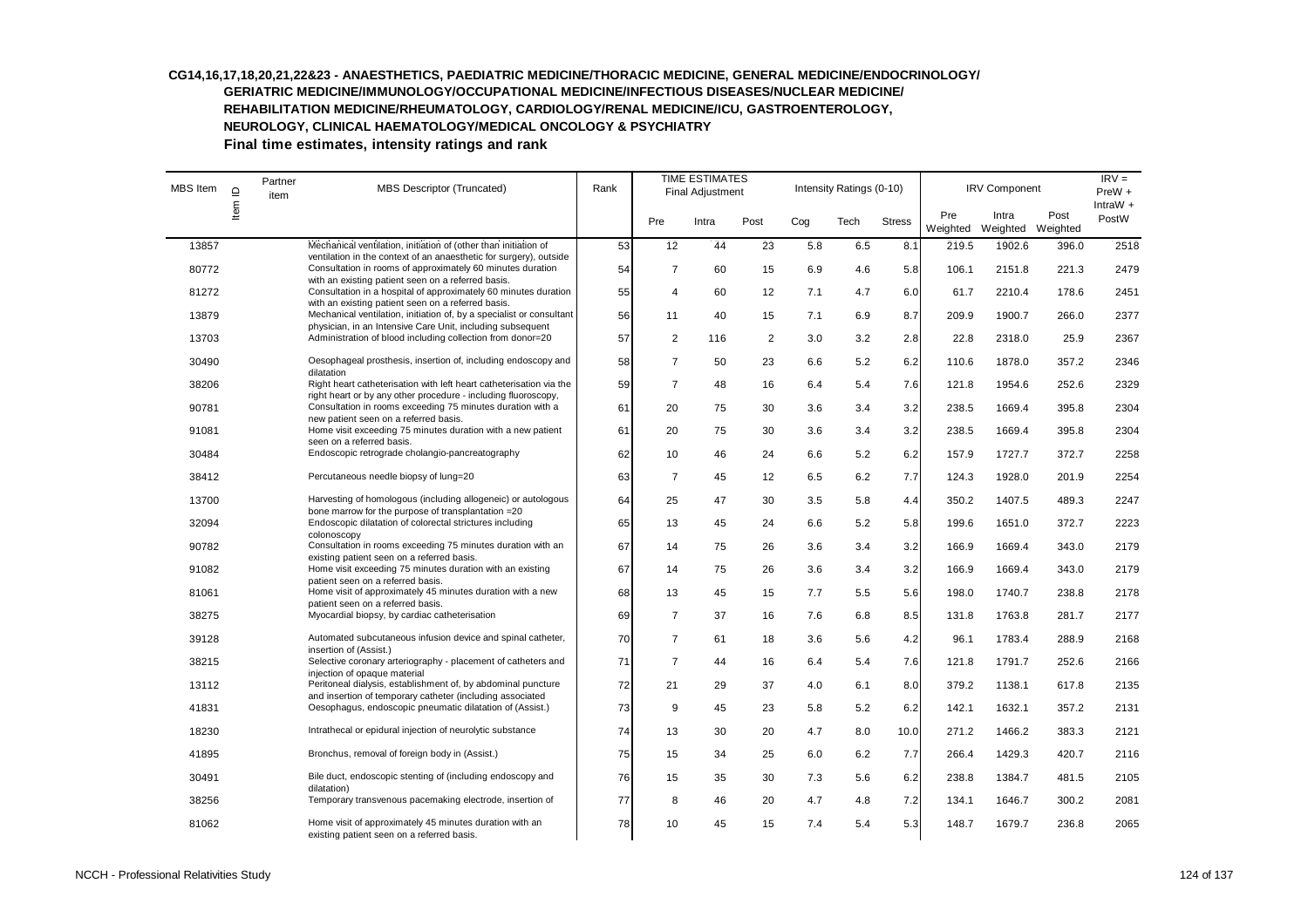**CG14,16,17,18,20,21,22&23 - ANAESTHETICS, PAEDIATRIC MEDICINE/THORACIC MEDICINE, GENERAL MEDICINE/ENDOCRINOLOGY/ GERIATRIC MEDICINE/IMMUNOLOGY/OCCUPATIONAL MEDICINE/INFECTIOUS DISEASES/NUCLEAR MEDICINE/ REHABILITATION MEDICINE/RHEUMATOLOGY, CARDIOLOGY/RENAL MEDICINE/ICU, GASTROENTEROLOGY, NEUROLOGY, CLINICAL HAEMATOLOGY/MEDICAL ONCOLOGY & PSYCHIATRY**

**Final time estimates, intensity ratings and rank**

| MBS Item | Item ID | Partner item | MBS Descriptor (Truncated) | Rank | TIME ESTIMATES Final Adjustment | | | Intensity Ratings (0-10) | | | IRV Component | | | IRV = PreW + IntraW + PostW |
|---|---|---|---|---|---|---|---|---|---|---|---|---|---|---|
| | | | | | Pre | Intra | Post | Cog | Tech | Stress | Pre Weighted | Intra Weighted | Post Weighted | |
| 13857 | | | Mechanical ventilation, initiation of (other than initiation of ventilation in the context of an anaesthetic for surgery), outside | 53 | 12 | 44 | 23 | 5.8 | 6.5 | 8.1 | 219.5 | 1902.6 | 396.0 | 2518 |
| 80772 | | | Consultation in rooms of approximately 60 minutes duration with an existing patient seen on a referred basis. | 54 | 7 | 60 | 15 | 6.9 | 4.6 | 5.8 | 106.1 | 2151.8 | 221.3 | 2479 |
| 81272 | | | Consultation in a hospital of approximately 60 minutes duration with an existing patient seen on a referred basis. | 55 | 4 | 60 | 12 | 7.1 | 4.7 | 6.0 | 61.7 | 2210.4 | 178.6 | 2451 |
| 13879 | | | Mechanical ventilation, initiation of, by a specialist or consultant physician, in an Intensive Care Unit, including subsequent | 56 | 11 | 40 | 15 | 7.1 | 6.9 | 8.7 | 209.9 | 1900.7 | 266.0 | 2377 |
| 13703 | | | Administration of blood including collection from donor=20 | 57 | 2 | 116 | 2 | 3.0 | 3.2 | 2.8 | 22.8 | 2318.0 | 25.9 | 2367 |
| 30490 | | | Oesophageal prosthesis, insertion of, including endoscopy and dilatation | 58 | 7 | 50 | 23 | 6.6 | 5.2 | 6.2 | 110.6 | 1878.0 | 357.2 | 2346 |
| 38206 | | | Right heart catheterisation with left heart catheterisation via the right heart or by any other procedure - including fluoroscopy, | 59 | 7 | 48 | 16 | 6.4 | 5.4 | 7.6 | 121.8 | 1954.6 | 252.6 | 2329 |
| 90781 | | | Consultation in rooms exceeding 75 minutes duration with a new patient seen on a referred basis. | 61 | 20 | 75 | 30 | 3.6 | 3.4 | 3.2 | 238.5 | 1669.4 | 395.8 | 2304 |
| 91081 | | | Home visit exceeding 75 minutes duration with a new patient seen on a referred basis. | 61 | 20 | 75 | 30 | 3.6 | 3.4 | 3.2 | 238.5 | 1669.4 | 395.8 | 2304 |
| 30484 | | | Endoscopic retrograde cholangio-pancreatography | 62 | 10 | 46 | 24 | 6.6 | 5.2 | 6.2 | 157.9 | 1727.7 | 372.7 | 2258 |
| 38412 | | | Percutaneous needle biopsy of lung=20 | 63 | 7 | 45 | 12 | 6.5 | 6.2 | 7.7 | 124.3 | 1928.0 | 201.9 | 2254 |
| 13700 | | | Harvesting of homologous (including allogeneic) or autologous bone marrow for the purpose of transplantation =20 | 64 | 25 | 47 | 30 | 3.5 | 5.8 | 4.4 | 350.2 | 1407.5 | 489.3 | 2247 |
| 32094 | | | Endoscopic dilatation of colorectal strictures including colonoscopy | 65 | 13 | 45 | 24 | 6.6 | 5.2 | 5.8 | 199.6 | 1651.0 | 372.7 | 2223 |
| 90782 | | | Consultation in rooms exceeding 75 minutes duration with an existing patient seen on a referred basis. | 67 | 14 | 75 | 26 | 3.6 | 3.4 | 3.2 | 166.9 | 1669.4 | 343.0 | 2179 |
| 91082 | | | Home visit exceeding 75 minutes duration with an existing patient seen on a referred basis. | 67 | 14 | 75 | 26 | 3.6 | 3.4 | 3.2 | 166.9 | 1669.4 | 343.0 | 2179 |
| 81061 | | | Home visit of approximately 45 minutes duration with a new patient seen on a referred basis. | 68 | 13 | 45 | 15 | 7.7 | 5.5 | 5.6 | 198.0 | 1740.7 | 238.8 | 2178 |
| 38275 | | | Myocardial biopsy, by cardiac catheterisation | 69 | 7 | 37 | 16 | 7.6 | 6.8 | 8.5 | 131.8 | 1763.8 | 281.7 | 2177 |
| 39128 | | | Automated subcutaneous infusion device and spinal catheter, insertion of (Assist.) | 70 | 7 | 61 | 18 | 3.6 | 5.6 | 4.2 | 96.1 | 1783.4 | 288.9 | 2168 |
| 38215 | | | Selective coronary arteriography - placement of catheters and injection of opaque material | 71 | 7 | 44 | 16 | 6.4 | 5.4 | 7.6 | 121.8 | 1791.7 | 252.6 | 2166 |
| 13112 | | | Peritoneal dialysis, establishment of, by abdominal puncture and insertion of temporary catheter (including associated | 72 | 21 | 29 | 37 | 4.0 | 6.1 | 8.0 | 379.2 | 1138.1 | 617.8 | 2135 |
| 41831 | | | Oesophagus, endoscopic pneumatic dilatation of (Assist.) | 73 | 9 | 45 | 23 | 5.8 | 5.2 | 6.2 | 142.1 | 1632.1 | 357.2 | 2131 |
| 18230 | | | Intrathecal or epidural injection of neurolytic substance | 74 | 13 | 30 | 20 | 4.7 | 8.0 | 10.0 | 271.2 | 1466.2 | 383.3 | 2121 |
| 41895 | | | Bronchus, removal of foreign body in (Assist.) | 75 | 15 | 34 | 25 | 6.0 | 6.2 | 7.7 | 266.4 | 1429.3 | 420.7 | 2116 |
| 30491 | | | Bile duct, endoscopic stenting of (including endoscopy and dilatation) | 76 | 15 | 35 | 30 | 7.3 | 5.6 | 6.2 | 238.8 | 1384.7 | 481.5 | 2105 |
| 38256 | | | Temporary transvenous pacemaking electrode, insertion of | 77 | 8 | 46 | 20 | 4.7 | 4.8 | 7.2 | 134.1 | 1646.7 | 300.2 | 2081 |
| 81062 | | | Home visit of approximately 45 minutes duration with an existing patient seen on a referred basis. | 78 | 10 | 45 | 15 | 7.4 | 5.4 | 5.3 | 148.7 | 1679.7 | 236.8 | 2065 |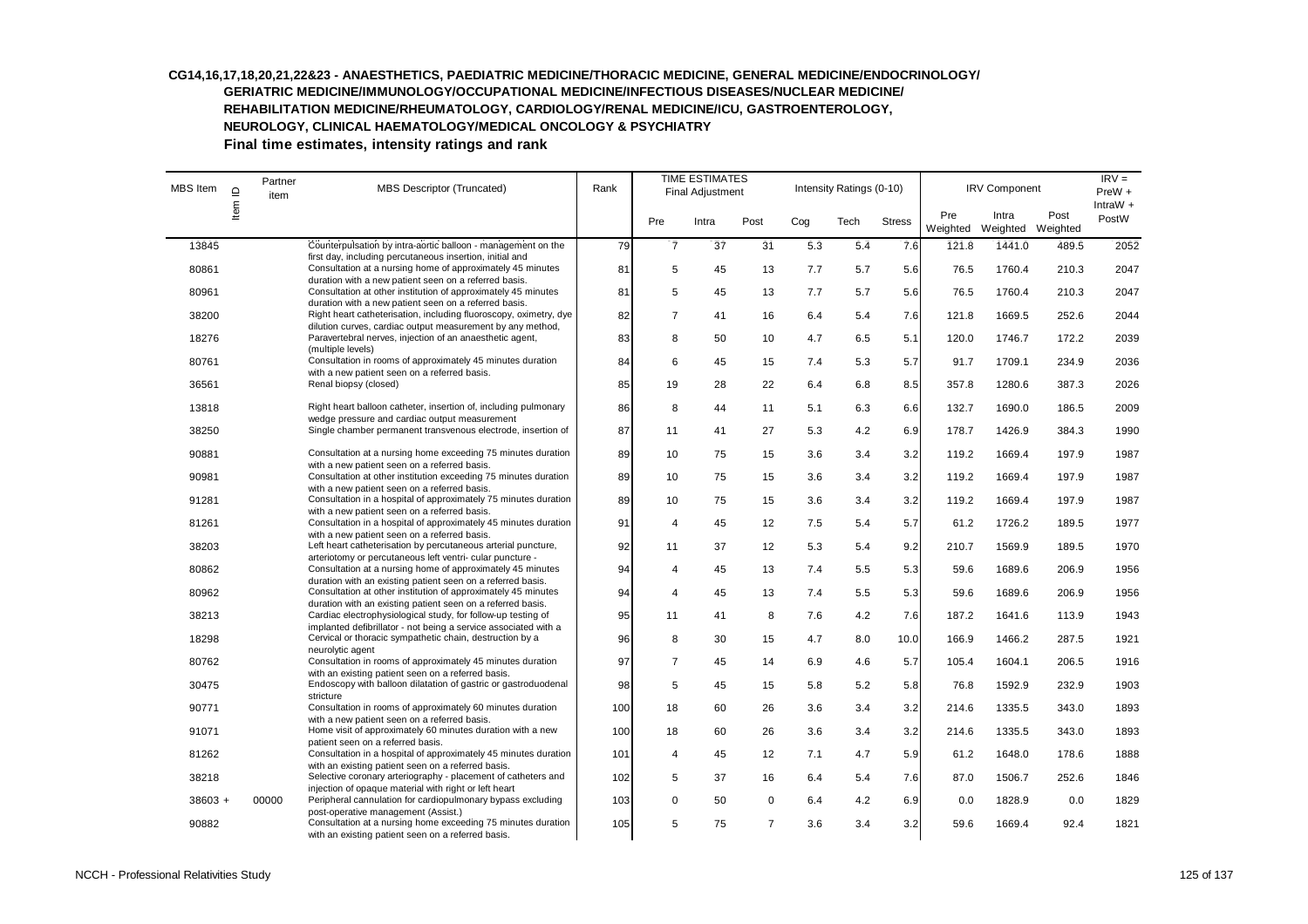**CG14,16,17,18,20,21,22&23 - ANAESTHETICS, PAEDIATRIC MEDICINE/THORACIC MEDICINE, GENERAL MEDICINE/ENDOCRINOLOGY/ GERIATRIC MEDICINE/IMMUNOLOGY/OCCUPATIONAL MEDICINE/INFECTIOUS DISEASES/NUCLEAR MEDICINE/ REHABILITATION MEDICINE/RHEUMATOLOGY, CARDIOLOGY/RENAL MEDICINE/ICU, GASTROENTEROLOGY, NEUROLOGY, CLINICAL HAEMATOLOGY/MEDICAL ONCOLOGY & PSYCHIATRY**

**Final time estimates, intensity ratings and rank**

| MBS Item | Item ID | Partner item | MBS Descriptor (Truncated) | Rank | TIME ESTIMATES Final Adjustment | | | Intensity Ratings (0-10) | | | IRV Component | | | IRV = PreW + IntraW + PostW |
|---|---|---|---|---|---|---|---|---|---|---|---|---|---|---|
| | | | | | Pre | Intra | Post | Cog | Tech | Stress | Pre Weighted | Intra Weighted | Post Weighted | |
| 13845 | | | Counterpulsation by intra-aortic balloon - management on the first day, including percutaneous insertion, initial and | 79 | 7 | 37 | 31 | 5.3 | 5.4 | 7.6 | 121.8 | 1441.0 | 489.5 | 2052 |
| 80861 | | | Consultation at a nursing home of approximately 45 minutes duration with a new patient seen on a referred basis. | 81 | 5 | 45 | 13 | 7.7 | 5.7 | 5.6 | 76.5 | 1760.4 | 210.3 | 2047 |
| 80961 | | | Consultation at other institution of approximately 45 minutes duration with a new patient seen on a referred basis. | 81 | 5 | 45 | 13 | 7.7 | 5.7 | 5.6 | 76.5 | 1760.4 | 210.3 | 2047 |
| 38200 | | | Right heart catheterisation, including fluoroscopy, oximetry, dye dilution curves, cardiac output measurement by any method, | 82 | 7 | 41 | 16 | 6.4 | 5.4 | 7.6 | 121.8 | 1669.5 | 252.6 | 2044 |
| 18276 | | | Paravertebral nerves, injection of an anaesthetic agent, (multiple levels) | 83 | 8 | 50 | 10 | 4.7 | 6.5 | 5.1 | 120.0 | 1746.7 | 172.2 | 2039 |
| 80761 | | | Consultation in rooms of approximately 45 minutes duration with a new patient seen on a referred basis. | 84 | 6 | 45 | 15 | 7.4 | 5.3 | 5.7 | 91.7 | 1709.1 | 234.9 | 2036 |
| 36561 | | | Renal biopsy (closed) | 85 | 19 | 28 | 22 | 6.4 | 6.8 | 8.5 | 357.8 | 1280.6 | 387.3 | 2026 |
| 13818 | | | Right heart balloon catheter, insertion of, including pulmonary wedge pressure and cardiac output measurement | 86 | 8 | 44 | 11 | 5.1 | 6.3 | 6.6 | 132.7 | 1690.0 | 186.5 | 2009 |
| 38250 | | | Single chamber permanent transvenous electrode, insertion of | 87 | 11 | 41 | 27 | 5.3 | 4.2 | 6.9 | 178.7 | 1426.9 | 384.3 | 1990 |
| 90881 | | | Consultation at a nursing home exceeding 75 minutes duration with a new patient seen on a referred basis. | 89 | 10 | 75 | 15 | 3.6 | 3.4 | 3.2 | 119.2 | 1669.4 | 197.9 | 1987 |
| 90981 | | | Consultation at other institution exceeding 75 minutes duration with a new patient seen on a referred basis. | 89 | 10 | 75 | 15 | 3.6 | 3.4 | 3.2 | 119.2 | 1669.4 | 197.9 | 1987 |
| 91281 | | | Consultation in a hospital of approximately 75 minutes duration with a new patient seen on a referred basis. | 89 | 10 | 75 | 15 | 3.6 | 3.4 | 3.2 | 119.2 | 1669.4 | 197.9 | 1987 |
| 81261 | | | Consultation in a hospital of approximately 45 minutes duration with a new patient seen on a referred basis. | 91 | 4 | 45 | 12 | 7.5 | 5.4 | 5.7 | 61.2 | 1726.2 | 189.5 | 1977 |
| 38203 | | | Left heart catheterisation by percutaneous arterial puncture, arteriotomy or percutaneous left ventri- cular puncture - | 92 | 11 | 37 | 12 | 5.3 | 5.4 | 9.2 | 210.7 | 1569.9 | 189.5 | 1970 |
| 80862 | | | Consultation at a nursing home of approximately 45 minutes duration with an existing patient seen on a referred basis. | 94 | 4 | 45 | 13 | 7.4 | 5.5 | 5.3 | 59.6 | 1689.6 | 206.9 | 1956 |
| 80962 | | | Consultation at other institution of approximately 45 minutes duration with an existing patient seen on a referred basis. | 94 | 4 | 45 | 13 | 7.4 | 5.5 | 5.3 | 59.6 | 1689.6 | 206.9 | 1956 |
| 38213 | | | Cardiac electrophysiological study, for follow-up testing of implanted defibrillator - not being a service associated with a | 95 | 11 | 41 | 8 | 7.6 | 4.2 | 7.6 | 187.2 | 1641.6 | 113.9 | 1943 |
| 18298 | | | Cervical or thoracic sympathetic chain, destruction by a neurolytic agent | 96 | 8 | 30 | 15 | 4.7 | 8.0 | 10.0 | 166.9 | 1466.2 | 287.5 | 1921 |
| 80762 | | | Consultation in rooms of approximately 45 minutes duration with an existing patient seen on a referred basis. | 97 | 7 | 45 | 14 | 6.9 | 4.6 | 5.7 | 105.4 | 1604.1 | 206.5 | 1916 |
| 30475 | | | Endoscopy with balloon dilatation of gastric or gastroduodenal stricture | 98 | 5 | 45 | 15 | 5.8 | 5.2 | 5.8 | 76.8 | 1592.9 | 232.9 | 1903 |
| 90771 | | | Consultation in rooms of approximately 60 minutes duration with a new patient seen on a referred basis. | 100 | 18 | 60 | 26 | 3.6 | 3.4 | 3.2 | 214.6 | 1335.5 | 343.0 | 1893 |
| 91071 | | | Home visit of approximately 60 minutes duration with a new patient seen on a referred basis. | 100 | 18 | 60 | 26 | 3.6 | 3.4 | 3.2 | 214.6 | 1335.5 | 343.0 | 1893 |
| 81262 | | | Consultation in a hospital of approximately 45 minutes duration with an existing patient seen on a referred basis. | 101 | 4 | 45 | 12 | 7.1 | 4.7 | 5.9 | 61.2 | 1648.0 | 178.6 | 1888 |
| 38218 | | | Selective coronary arteriography - placement of catheters and injection of opaque material with right or left heart | 102 | 5 | 37 | 16 | 6.4 | 5.4 | 7.6 | 87.0 | 1506.7 | 252.6 | 1846 |
| 38603 + | | 00000 | Peripheral cannulation for cardiopulmonary bypass excluding post-operative management (Assist.) | 103 | 0 | 50 | 0 | 6.4 | 4.2 | 6.9 | 0.0 | 1828.9 | 0.0 | 1829 |
| 90882 | | | Consultation at a nursing home exceeding 75 minutes duration with an existing patient seen on a referred basis. | 105 | 5 | 75 | 7 | 3.6 | 3.4 | 3.2 | 59.6 | 1669.4 | 92.4 | 1821 |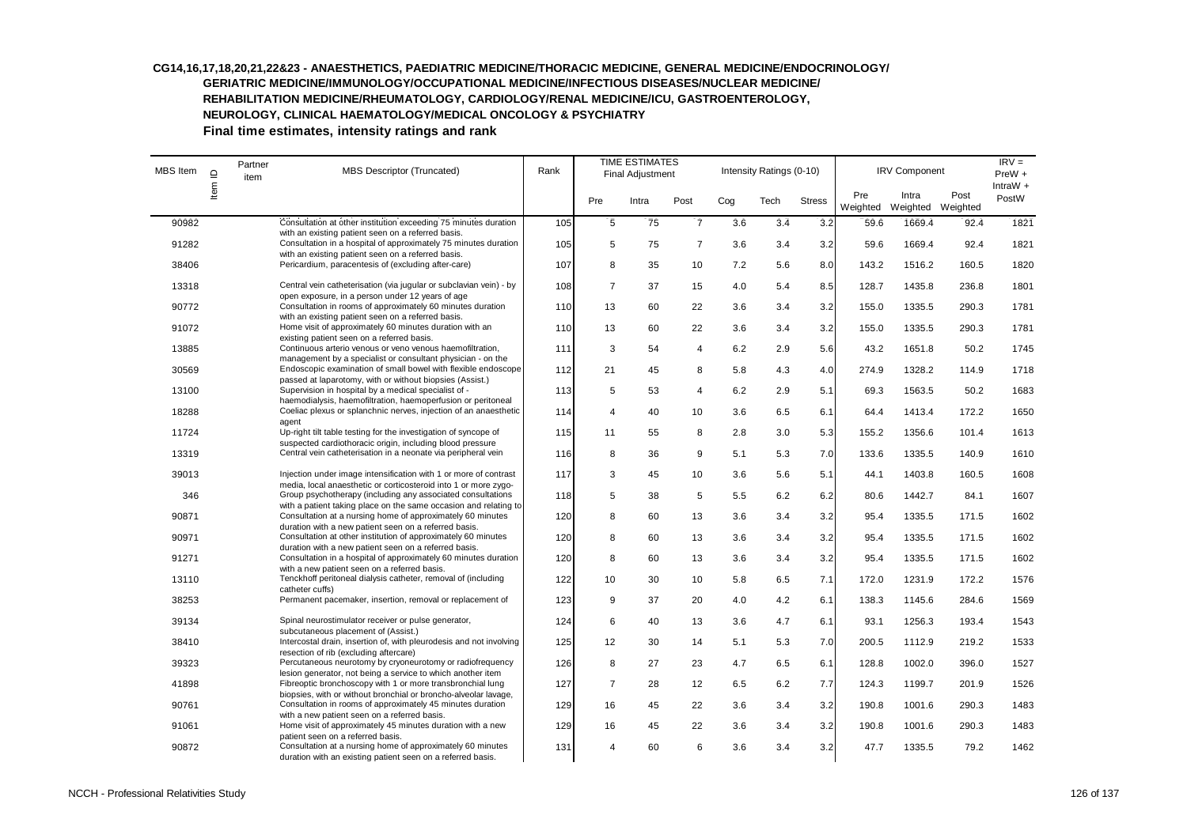## CG14,16,17,18,20,21,22&23 - ANAESTHETICS, PAEDIATRIC MEDICINE/THORACIC MEDICINE, GENERAL MEDICINE/ENDOCRINOLOGY/ GERIATRIC MEDICINE/IMMUNOLOGY/OCCUPATIONAL MEDICINE/INFECTIOUS DISEASES/NUCLEAR MEDICINE/ REHABILITATION MEDICINE/RHEUMATOLOGY, CARDIOLOGY/RENAL MEDICINE/ICU, GASTROENTEROLOGY, NEUROLOGY, CLINICAL HAEMATOLOGY/MEDICAL ONCOLOGY & PSYCHIATRY

### Final time estimates, intensity ratings and rank

| MBS Item | Item ID | Partner item | MBS Descriptor (Truncated) | Rank | TIME ESTIMATES Final Adjustment | | | Intensity Ratings (0-10) | | | IRV Component | | | IRV = PreW + IntraW + PostW |
|---|---|---|---|---|---|---|---|---|---|---|---|---|---|---|
| | | | | | Pre | Intra | Post | Cog | Tech | Stress | Pre Weighted | Intra Weighted | Post Weighted | |
| 90982 | | | Consultation at other institution exceeding 75 minutes duration with an existing patient seen on a referred basis. | 105 | 5 | 75 | 7 | 3.6 | 3.4 | 3.2 | 59.6 | 1669.4 | 92.4 | 1821 |
| 91282 | | | Consultation in a hospital of approximately 75 minutes duration with an existing patient seen on a referred basis. | 105 | 5 | 75 | 7 | 3.6 | 3.4 | 3.2 | 59.6 | 1669.4 | 92.4 | 1821 |
| 38406 | | | Pericardium, paracentesis of (excluding after-care) | 107 | 8 | 35 | 10 | 7.2 | 5.6 | 8.0 | 143.2 | 1516.2 | 160.5 | 1820 |
| 13318 | | | Central vein catheterisation (via jugular or subclavian vein) - by open exposure, in a person under 12 years of age | 108 | 7 | 37 | 15 | 4.0 | 5.4 | 8.5 | 128.7 | 1435.8 | 236.8 | 1801 |
| 90772 | | | Consultation in rooms of approximately 60 minutes duration with an existing patient seen on a referred basis. | 110 | 13 | 60 | 22 | 3.6 | 3.4 | 3.2 | 155.0 | 1335.5 | 290.3 | 1781 |
| 91072 | | | Home visit of approximately 60 minutes duration with an existing patient seen on a referred basis. | 110 | 13 | 60 | 22 | 3.6 | 3.4 | 3.2 | 155.0 | 1335.5 | 290.3 | 1781 |
| 13885 | | | Continuous arterio venous or veno venous haemofiltration, management by a specialist or consultant physician - on the | 111 | 3 | 54 | 4 | 6.2 | 2.9 | 5.6 | 43.2 | 1651.8 | 50.2 | 1745 |
| 30569 | | | Endoscopic examination of small bowel with flexible endoscope passed at laparotomy, with or without biopsies (Assist.) | 112 | 21 | 45 | 8 | 5.8 | 4.3 | 4.0 | 274.9 | 1328.2 | 114.9 | 1718 |
| 13100 | | | Supervision in hospital by a medical specialist of - haemodialysis, haemofiltration, haemoperfusion or peritoneal | 113 | 5 | 53 | 4 | 6.2 | 2.9 | 5.1 | 69.3 | 1563.5 | 50.2 | 1683 |
| 18288 | | | Coeliac plexus or splanchnic nerves, injection of an anaesthetic agent | 114 | 4 | 40 | 10 | 3.6 | 6.5 | 6.1 | 64.4 | 1413.4 | 172.2 | 1650 |
| 11724 | | | Up-right tilt table testing for the investigation of syncope of suspected cardiothoracic origin, including blood pressure | 115 | 11 | 55 | 8 | 2.8 | 3.0 | 5.3 | 155.2 | 1356.6 | 101.4 | 1613 |
| 13319 | | | Central vein catheterisation in a neonate via peripheral vein | 116 | 8 | 36 | 9 | 5.1 | 5.3 | 7.0 | 133.6 | 1335.5 | 140.9 | 1610 |
| 39013 | | | Injection under image intensification with 1 or more of contrast media, local anaesthetic or corticosteroid into 1 or more zygo- | 117 | 3 | 45 | 10 | 3.6 | 5.6 | 5.1 | 44.1 | 1403.8 | 160.5 | 1608 |
| 346 | | | Group psychotherapy (including any associated consultations with a patient taking place on the same occasion and relating to | 118 | 5 | 38 | 5 | 5.5 | 6.2 | 6.2 | 80.6 | 1442.7 | 84.1 | 1607 |
| 90871 | | | Consultation at a nursing home of approximately 60 minutes duration with a new patient seen on a referred basis. | 120 | 8 | 60 | 13 | 3.6 | 3.4 | 3.2 | 95.4 | 1335.5 | 171.5 | 1602 |
| 90971 | | | Consultation at other institution of approximately 60 minutes duration with a new patient seen on a referred basis. | 120 | 8 | 60 | 13 | 3.6 | 3.4 | 3.2 | 95.4 | 1335.5 | 171.5 | 1602 |
| 91271 | | | Consultation in a hospital of approximately 60 minutes duration with a new patient seen on a referred basis. | 120 | 8 | 60 | 13 | 3.6 | 3.4 | 3.2 | 95.4 | 1335.5 | 171.5 | 1602 |
| 13110 | | | Tenckhoff peritoneal dialysis catheter, removal of (including catheter cuffs) | 122 | 10 | 30 | 10 | 5.8 | 6.5 | 7.1 | 172.0 | 1231.9 | 172.2 | 1576 |
| 38253 | | | Permanent pacemaker, insertion, removal or replacement of | 123 | 9 | 37 | 20 | 4.0 | 4.2 | 6.1 | 138.3 | 1145.6 | 284.6 | 1569 |
| 39134 | | | Spinal neurostimulator receiver or pulse generator, subcutaneous placement of (Assist.) | 124 | 6 | 40 | 13 | 3.6 | 4.7 | 6.1 | 93.1 | 1256.3 | 193.4 | 1543 |
| 38410 | | | Intercostal drain, insertion of, with pleurodesis and not involving resection of rib (excluding aftercare) | 125 | 12 | 30 | 14 | 5.1 | 5.3 | 7.0 | 200.5 | 1112.9 | 219.2 | 1533 |
| 39323 | | | Percutaneous neurotomy by cryoneurotomy or radiofrequency lesion generator, not being a service to which another item | 126 | 8 | 27 | 23 | 4.7 | 6.5 | 6.1 | 128.8 | 1002.0 | 396.0 | 1527 |
| 41898 | | | Fibreoptic bronchoscopy with 1 or more transbronchial lung biopsies, with or without bronchial or broncho-alveolar lavage, | 127 | 7 | 28 | 12 | 6.5 | 6.2 | 7.7 | 124.3 | 1199.7 | 201.9 | 1526 |
| 90761 | | | Consultation in rooms of approximately 45 minutes duration with a new patient seen on a referred basis. | 129 | 16 | 45 | 22 | 3.6 | 3.4 | 3.2 | 190.8 | 1001.6 | 290.3 | 1483 |
| 91061 | | | Home visit of approximately 45 minutes duration with a new patient seen on a referred basis. | 129 | 16 | 45 | 22 | 3.6 | 3.4 | 3.2 | 190.8 | 1001.6 | 290.3 | 1483 |
| 90872 | | | Consultation at a nursing home of approximately 60 minutes duration with an existing patient seen on a referred basis. | 131 | 4 | 60 | 6 | 3.6 | 3.4 | 3.2 | 47.7 | 1335.5 | 79.2 | 1462 |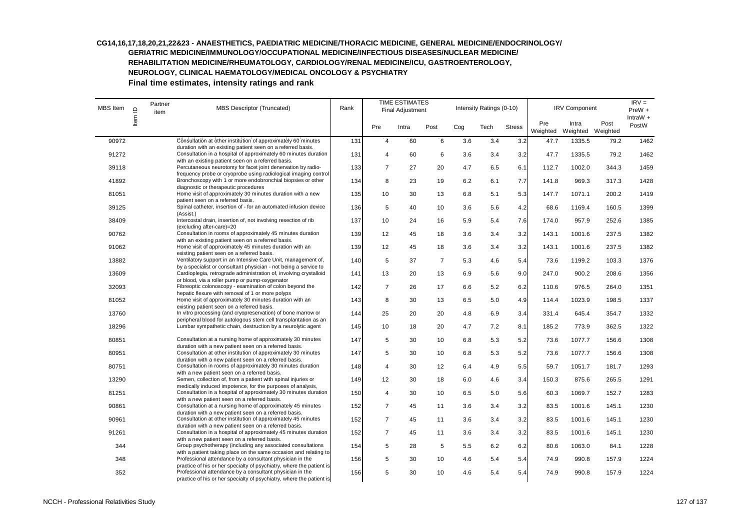**CG14,16,17,18,20,21,22&23 - ANAESTHETICS, PAEDIATRIC MEDICINE/THORACIC MEDICINE, GENERAL MEDICINE/ENDOCRINOLOGY/ GERIATRIC MEDICINE/IMMUNOLOGY/OCCUPATIONAL MEDICINE/INFECTIOUS DISEASES/NUCLEAR MEDICINE/ REHABILITATION MEDICINE/RHEUMATOLOGY, CARDIOLOGY/RENAL MEDICINE/ICU, GASTROENTEROLOGY, NEUROLOGY, CLINICAL HAEMATOLOGY/MEDICAL ONCOLOGY & PSYCHIATRY**

**Final time estimates, intensity ratings and rank**

| MBS Item | Item ID | Partner item | MBS Descriptor (Truncated) | Rank | TIME ESTIMATES Final Adjustment | | | Intensity Ratings (0-10) | | | IRV Component | | | IRV = PreW + IntraW + PostW |
|---|---|---|---|---|---|---|---|---|---|---|---|---|---|---|
| | | | | | Pre | Intra | Post | Cog | Tech | Stress | Pre Weighted | Intra Weighted | Post Weighted | |
| 90972 | | | Consultation at other institution of approximately 60 minutes duration with an existing patient seen on a referred basis. | 131 | 4 | 60 | 6 | 3.6 | 3.4 | 3.2 | 47.7 | 1335.5 | 79.2 | 1462 |
| 91272 | | | Consultation in a hospital of approximately 60 minutes duration with an existing patient seen on a referred basis. | 131 | 4 | 60 | 6 | 3.6 | 3.4 | 3.2 | 47.7 | 1335.5 | 79.2 | 1462 |
| 39118 | | | Percutaneous neurotomy for facet joint denervation by radio-frequency probe or cryoprobe using radiological imaging control | 133 | 7 | 27 | 20 | 4.7 | 6.5 | 6.1 | 112.7 | 1002.0 | 344.3 | 1459 |
| 41892 | | | Bronchoscopy with 1 or more endobronchial biopsies or other diagnostic or therapeutic procedures | 134 | 8 | 23 | 19 | 6.2 | 6.1 | 7.7 | 141.8 | 969.3 | 317.3 | 1428 |
| 81051 | | | Home visit of approximately 30 minutes duration with a new patient seen on a referred basis. | 135 | 10 | 30 | 13 | 6.8 | 5.1 | 5.3 | 147.7 | 1071.1 | 200.2 | 1419 |
| 39125 | | | Spinal catheter, insertion of - for an automated infusion device (Assist.) | 136 | 5 | 40 | 10 | 3.6 | 5.6 | 4.2 | 68.6 | 1169.4 | 160.5 | 1399 |
| 38409 | | | Intercostal drain, insertion of, not involving resection of rib (excluding after-care)=20 | 137 | 10 | 24 | 16 | 5.9 | 5.4 | 7.6 | 174.0 | 957.9 | 252.6 | 1385 |
| 90762 | | | Consultation in rooms of approximately 45 minutes duration with an existing patient seen on a referred basis. | 139 | 12 | 45 | 18 | 3.6 | 3.4 | 3.2 | 143.1 | 1001.6 | 237.5 | 1382 |
| 91062 | | | Home visit of approximately 45 minutes duration with an existing patient seen on a referred basis. | 139 | 12 | 45 | 18 | 3.6 | 3.4 | 3.2 | 143.1 | 1001.6 | 237.5 | 1382 |
| 13882 | | | Ventilatory support in an Intensive Care Unit, management of, by a specialist or consultant physician - not being a service to | 140 | 5 | 37 | 7 | 5.3 | 4.6 | 5.4 | 73.6 | 1199.2 | 103.3 | 1376 |
| 13609 | | | Cardioplegia, retrograde administration of, involving crystalloid or blood, via a roller pump or pump-oxygenator | 141 | 13 | 20 | 13 | 6.9 | 5.6 | 9.0 | 247.0 | 900.2 | 208.6 | 1356 |
| 32093 | | | Fibreoptic colonoscopy - examination of colon beyond the hepatic flexure with removal of 1 or more polyps | 142 | 7 | 26 | 17 | 6.6 | 5.2 | 6.2 | 110.6 | 976.5 | 264.0 | 1351 |
| 81052 | | | Home visit of approximately 30 minutes duration with an existing patient seen on a referred basis. | 143 | 8 | 30 | 13 | 6.5 | 5.0 | 4.9 | 114.4 | 1023.9 | 198.5 | 1337 |
| 13760 | | | In vitro processing (and cryopreservation) of bone marrow or peripheral blood for autologous stem cell transplantation as an | 144 | 25 | 20 | 20 | 4.8 | 6.9 | 3.4 | 331.4 | 645.4 | 354.7 | 1332 |
| 18296 | | | Lumbar sympathetic chain, destruction by a neurolytic agent | 145 | 10 | 18 | 20 | 4.7 | 7.2 | 8.1 | 185.2 | 773.9 | 362.5 | 1322 |
| 80851 | | | Consultation at a nursing home of approximately 30 minutes duration with a new patient seen on a referred basis. | 147 | 5 | 30 | 10 | 6.8 | 5.3 | 5.2 | 73.6 | 1077.7 | 156.6 | 1308 |
| 80951 | | | Consultation at other institution of approximately 30 minutes duration with a new patient seen on a referred basis. | 147 | 5 | 30 | 10 | 6.8 | 5.3 | 5.2 | 73.6 | 1077.7 | 156.6 | 1308 |
| 80751 | | | Consultation in rooms of approximately 30 minutes duration with a new patient seen on a referred basis. | 148 | 4 | 30 | 12 | 6.4 | 4.9 | 5.5 | 59.7 | 1051.7 | 181.7 | 1293 |
| 13290 | | | Semen, collection of, from a patient with spinal injuries or medically induced impotence, for the purposes of analysis, | 149 | 12 | 30 | 18 | 6.0 | 4.6 | 3.4 | 150.3 | 875.6 | 265.5 | 1291 |
| 81251 | | | Consultation in a hospital of approximately 30 minutes duration with a new patient seen on a referred basis. | 150 | 4 | 30 | 10 | 6.5 | 5.0 | 5.6 | 60.3 | 1069.7 | 152.7 | 1283 |
| 90861 | | | Consultation at a nursing home of approximately 45 minutes duration with a new patient seen on a referred basis. | 152 | 7 | 45 | 11 | 3.6 | 3.4 | 3.2 | 83.5 | 1001.6 | 145.1 | 1230 |
| 90961 | | | Consultation at other institution of approximately 45 minutes duration with a new patient seen on a referred basis. | 152 | 7 | 45 | 11 | 3.6 | 3.4 | 3.2 | 83.5 | 1001.6 | 145.1 | 1230 |
| 91261 | | | Consultation in a hospital of approximately 45 minutes duration with a new patient seen on a referred basis. | 152 | 7 | 45 | 11 | 3.6 | 3.4 | 3.2 | 83.5 | 1001.6 | 145.1 | 1230 |
| 344 | | | Group psychotherapy (including any associated consultations with a patient taking place on the same occasion and relating to | 154 | 5 | 28 | 5 | 5.5 | 6.2 | 6.2 | 80.6 | 1063.0 | 84.1 | 1228 |
| 348 | | | Professional attendance by a consultant physician in the practice of his or her specialty of psychiatry, where the patient is | 156 | 5 | 30 | 10 | 4.6 | 5.4 | 5.4 | 74.9 | 990.8 | 157.9 | 1224 |
| 352 | | | Professional attendance by a consultant physician in the practice of his or her specialty of psychiatry, where the patient is | 156 | 5 | 30 | 10 | 4.6 | 5.4 | 5.4 | 74.9 | 990.8 | 157.9 | 1224 |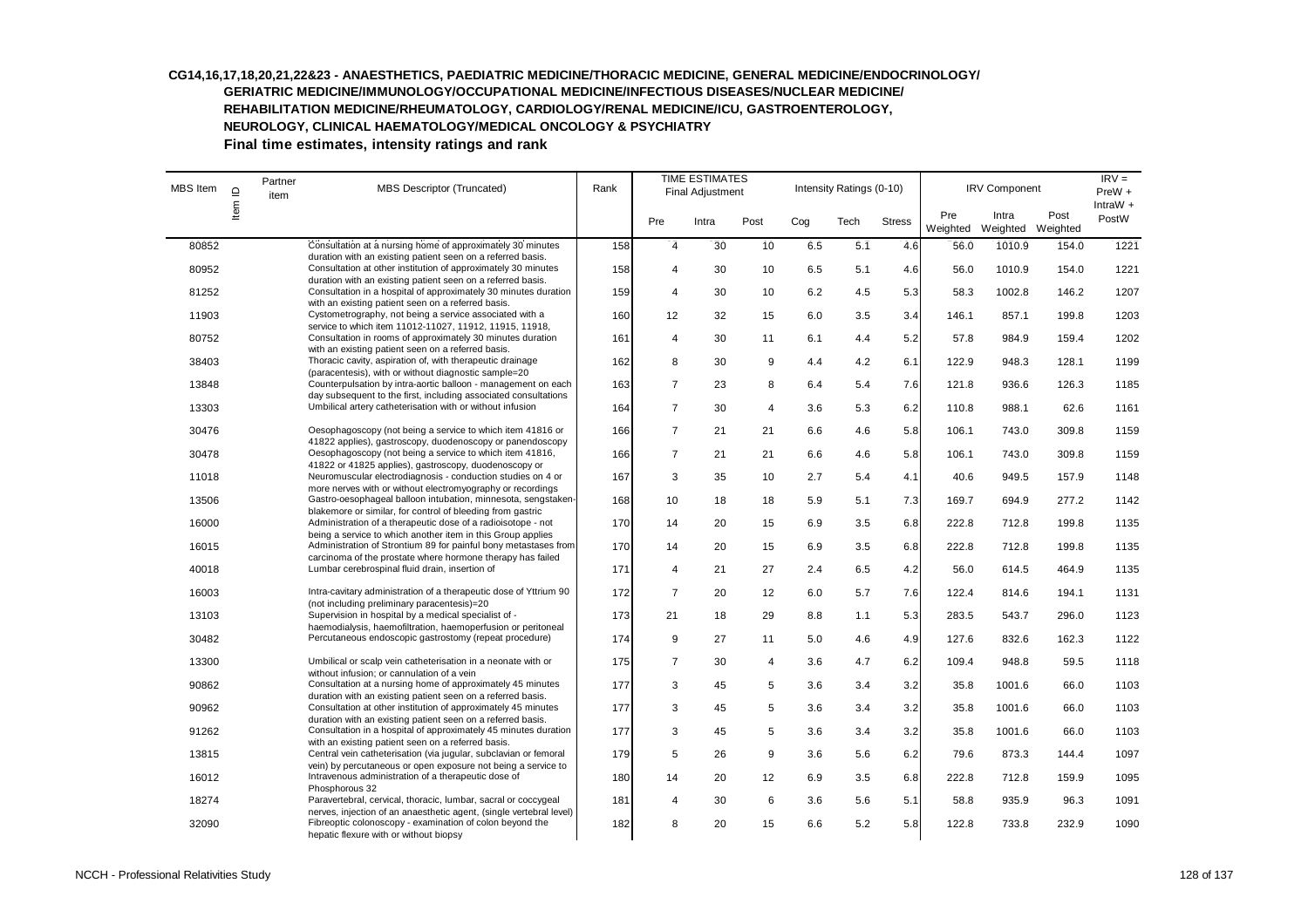**CG14,16,17,18,20,21,22&23 - ANAESTHETICS, PAEDIATRIC MEDICINE/THORACIC MEDICINE, GENERAL MEDICINE/ENDOCRINOLOGY/ GERIATRIC MEDICINE/IMMUNOLOGY/OCCUPATIONAL MEDICINE/INFECTIOUS DISEASES/NUCLEAR MEDICINE/ REHABILITATION MEDICINE/RHEUMATOLOGY, CARDIOLOGY/RENAL MEDICINE/ICU, GASTROENTEROLOGY, NEUROLOGY, CLINICAL HAEMATOLOGY/MEDICAL ONCOLOGY & PSYCHIATRY**

**Final time estimates, intensity ratings and rank**

| MBS Item | Item ID | Partner item | MBS Descriptor (Truncated) | Rank | TIME ESTIMATES Final Adjustment | | | Intensity Ratings (0-10) | | | IRV Component | | | IRV = PreW + IntraW + PostW |
|---|---|---|---|---|---|---|---|---|---|---|---|---|---|---|
| | | | | | Pre | Intra | Post | Cog | Tech | Stress | Pre Weighted | Intra Weighted | Post Weighted | |
| 80852 | | | Consultation at a nursing home of approximately 30 minutes duration with an existing patient seen on a referred basis. | 158 | 4 | 30 | 10 | 6.5 | 5.1 | 4.6 | 56.0 | 1010.9 | 154.0 | 1221 |
| 80952 | | | Consultation at other institution of approximately 30 minutes duration with an existing patient seen on a referred basis. | 158 | 4 | 30 | 10 | 6.5 | 5.1 | 4.6 | 56.0 | 1010.9 | 154.0 | 1221 |
| 81252 | | | Consultation in a hospital of approximately 30 minutes duration with an existing patient seen on a referred basis. | 159 | 4 | 30 | 10 | 6.2 | 4.5 | 5.3 | 58.3 | 1002.8 | 146.2 | 1207 |
| 11903 | | | Cystometrography, not being a service associated with a service to which item 11012-11027, 11912, 11915, 11918, | 160 | 12 | 32 | 15 | 6.0 | 3.5 | 3.4 | 146.1 | 857.1 | 199.8 | 1203 |
| 80752 | | | Consultation in rooms of approximately 30 minutes duration with an existing patient seen on a referred basis. | 161 | 4 | 30 | 11 | 6.1 | 4.4 | 5.2 | 57.8 | 984.9 | 159.4 | 1202 |
| 38403 | | | Thoracic cavity, aspiration of, with therapeutic drainage (paracentesis), with or without diagnostic sample=20 | 162 | 8 | 30 | 9 | 4.4 | 4.2 | 6.1 | 122.9 | 948.3 | 128.1 | 1199 |
| 13848 | | | Counterpulsation by intra-aortic balloon - management on each day subsequent to the first, including associated consultations | 163 | 7 | 23 | 8 | 6.4 | 5.4 | 7.6 | 121.8 | 936.6 | 126.3 | 1185 |
| 13303 | | | Umbilical artery catheterisation with or without infusion | 164 | 7 | 30 | 4 | 3.6 | 5.3 | 6.2 | 110.8 | 988.1 | 62.6 | 1161 |
| 30476 | | | Oesophagoscopy (not being a service to which item 41816 or 41822 applies), gastroscopy, duodenoscopy or panendoscopy | 166 | 7 | 21 | 21 | 6.6 | 4.6 | 5.8 | 106.1 | 743.0 | 309.8 | 1159 |
| 30478 | | | Oesophagoscopy (not being a service to which item 41816, 41822 or 41825 applies), gastroscopy, duodenoscopy or | 166 | 7 | 21 | 21 | 6.6 | 4.6 | 5.8 | 106.1 | 743.0 | 309.8 | 1159 |
| 11018 | | | Neuromuscular electrodiagnosis - conduction studies on 4 or more nerves with or without electromyography or recordings | 167 | 3 | 35 | 10 | 2.7 | 5.4 | 4.1 | 40.6 | 949.5 | 157.9 | 1148 |
| 13506 | | | Gastro-oesophageal balloon intubation, minnesota, sengstaken-blakemore or similar, for control of bleeding from gastric | 168 | 10 | 18 | 18 | 5.9 | 5.1 | 7.3 | 169.7 | 694.9 | 277.2 | 1142 |
| 16000 | | | Administration of a therapeutic dose of a radioisotope - not being a service to which another item in this Group applies | 170 | 14 | 20 | 15 | 6.9 | 3.5 | 6.8 | 222.8 | 712.8 | 199.8 | 1135 |
| 16015 | | | Administration of Strontium 89 for painful bony metastases from carcinoma of the prostate where hormone therapy has failed | 170 | 14 | 20 | 15 | 6.9 | 3.5 | 6.8 | 222.8 | 712.8 | 199.8 | 1135 |
| 40018 | | | Lumbar cerebrospinal fluid drain, insertion of | 171 | 4 | 21 | 27 | 2.4 | 6.5 | 4.2 | 56.0 | 614.5 | 464.9 | 1135 |
| 16003 | | | Intra-cavitary administration of a therapeutic dose of Yttrium 90 (not including preliminary paracentesis)=20 | 172 | 7 | 20 | 12 | 6.0 | 5.7 | 7.6 | 122.4 | 814.6 | 194.1 | 1131 |
| 13103 | | | Supervision in hospital by a medical specialist of - haemodialysis, haemofiltration, haemoperfusion or peritoneal | 173 | 21 | 18 | 29 | 8.8 | 1.1 | 5.3 | 283.5 | 543.7 | 296.0 | 1123 |
| 30482 | | | Percutaneous endoscopic gastrostomy (repeat procedure) | 174 | 9 | 27 | 11 | 5.0 | 4.6 | 4.9 | 127.6 | 832.6 | 162.3 | 1122 |
| 13300 | | | Umbilical or scalp vein catheterisation in a neonate with or without infusion; or cannulation of a vein | 175 | 7 | 30 | 4 | 3.6 | 4.7 | 6.2 | 109.4 | 948.8 | 59.5 | 1118 |
| 90862 | | | Consultation at a nursing home of approximately 45 minutes duration with an existing patient seen on a referred basis. | 177 | 3 | 45 | 5 | 3.6 | 3.4 | 3.2 | 35.8 | 1001.6 | 66.0 | 1103 |
| 90962 | | | Consultation at other institution of approximately 45 minutes duration with an existing patient seen on a referred basis. | 177 | 3 | 45 | 5 | 3.6 | 3.4 | 3.2 | 35.8 | 1001.6 | 66.0 | 1103 |
| 91262 | | | Consultation in a hospital of approximately 45 minutes duration with an existing patient seen on a referred basis. | 177 | 3 | 45 | 5 | 3.6 | 3.4 | 3.2 | 35.8 | 1001.6 | 66.0 | 1103 |
| 13815 | | | Central vein catheterisation (via jugular, subclavian or femoral vein) by percutaneous or open exposure not being a service to | 179 | 5 | 26 | 9 | 3.6 | 5.6 | 6.2 | 79.6 | 873.3 | 144.4 | 1097 |
| 16012 | | | Intravenous administration of a therapeutic dose of Phosphorous 32 | 180 | 14 | 20 | 12 | 6.9 | 3.5 | 6.8 | 222.8 | 712.8 | 159.9 | 1095 |
| 18274 | | | Paravertebral, cervical, thoracic, lumbar, sacral or coccygeal nerves, injection of an anaesthetic agent, (single vertebral level) | 181 | 4 | 30 | 6 | 3.6 | 5.6 | 5.1 | 58.8 | 935.9 | 96.3 | 1091 |
| 32090 | | | Fibreoptic colonoscopy - examination of colon beyond the hepatic flexure with or without biopsy | 182 | 8 | 20 | 15 | 6.6 | 5.2 | 5.8 | 122.8 | 733.8 | 232.9 | 1090 |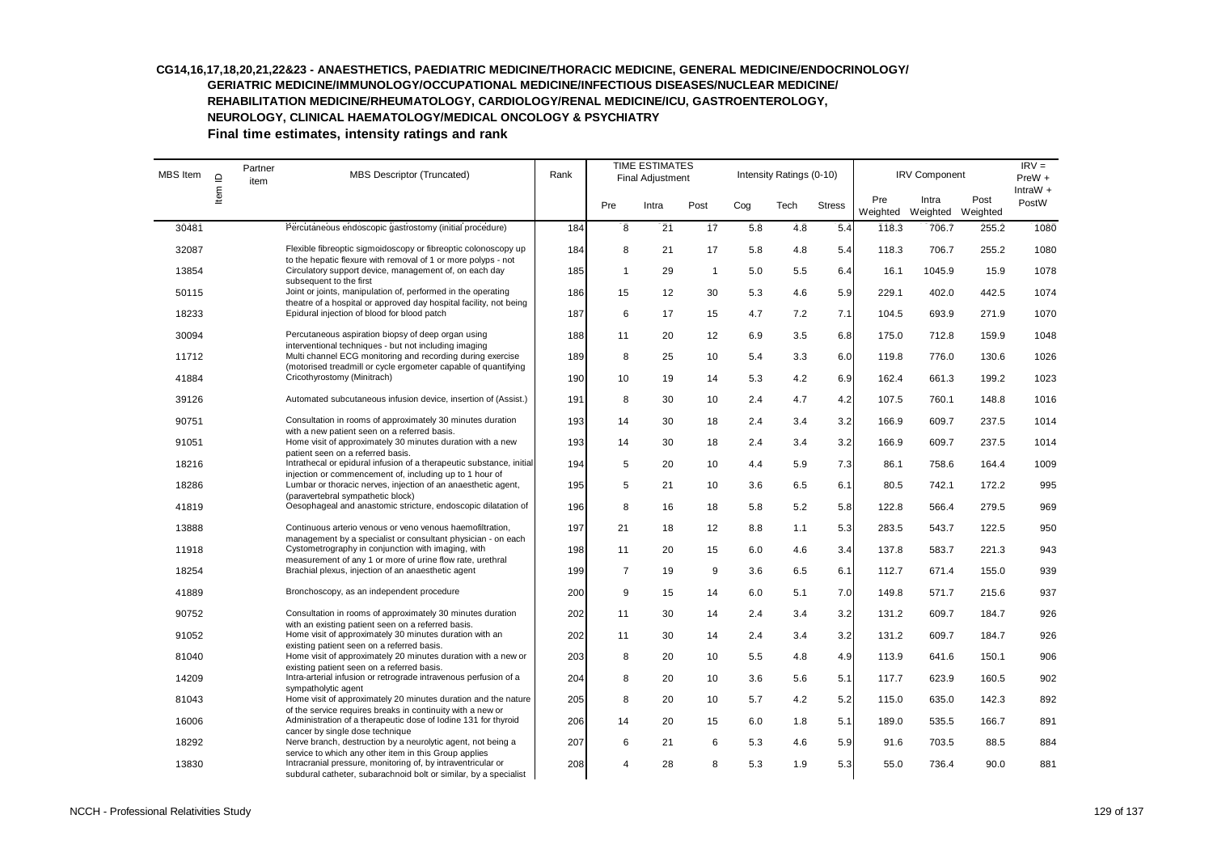**CG14,16,17,18,20,21,22&23 - ANAESTHETICS, PAEDIATRIC MEDICINE/THORACIC MEDICINE, GENERAL MEDICINE/ENDOCRINOLOGY/ GERIATRIC MEDICINE/IMMUNOLOGY/OCCUPATIONAL MEDICINE/INFECTIOUS DISEASES/NUCLEAR MEDICINE/ REHABILITATION MEDICINE/RHEUMATOLOGY, CARDIOLOGY/RENAL MEDICINE/ICU, GASTROENTEROLOGY, NEUROLOGY, CLINICAL HAEMATOLOGY/MEDICAL ONCOLOGY & PSYCHIATRY**

**Final time estimates, intensity ratings and rank**

| MBS Item | Item ID | Partner item | MBS Descriptor (Truncated) | Rank | TIME ESTIMATES Final Adjustment | | | Intensity Ratings (0-10) | | | IRV Component | | | IRV = PreW + IntraW + PostW |
|---|---|---|---|---|---|---|---|---|---|---|---|---|---|---|
| | | | | | Pre | Intra | Post | Cog | Tech | Stress | Pre Weighted | Intra Weighted | Post Weighted | |
| 30481 | | | Percutaneous endoscopic gastrostomy (initial procedure) | 184 | 8 | 21 | 17 | 5.8 | 4.8 | 5.4 | 118.3 | 706.7 | 255.2 | 1080 |
| 32087 | | | Flexible fibreoptic sigmoidoscopy or fibreoptic colonoscopy up to the hepatic flexure with removal of 1 or more polyps - not | 184 | 8 | 21 | 17 | 5.8 | 4.8 | 5.4 | 118.3 | 706.7 | 255.2 | 1080 |
| 13854 | | | Circulatory support device, management of, on each day subsequent to the first | 185 | 1 | 29 | 1 | 5.0 | 5.5 | 6.4 | 16.1 | 1045.9 | 15.9 | 1078 |
| 50115 | | | Joint or joints, manipulation of, performed in the operating theatre of a hospital or approved day hospital facility, not being | 186 | 15 | 12 | 30 | 5.3 | 4.6 | 5.9 | 229.1 | 402.0 | 442.5 | 1074 |
| 18233 | | | Epidural injection of blood for blood patch | 187 | 6 | 17 | 15 | 4.7 | 7.2 | 7.1 | 104.5 | 693.9 | 271.9 | 1070 |
| 30094 | | | Percutaneous aspiration biopsy of deep organ using interventional techniques - but not including imaging | 188 | 11 | 20 | 12 | 6.9 | 3.5 | 6.8 | 175.0 | 712.8 | 159.9 | 1048 |
| 11712 | | | Multi channel ECG monitoring and recording during exercise (motorised treadmill or cycle ergometer capable of quantifying | 189 | 8 | 25 | 10 | 5.4 | 3.3 | 6.0 | 119.8 | 776.0 | 130.6 | 1026 |
| 41884 | | | Cricothyrostomy (Minitrach) | 190 | 10 | 19 | 14 | 5.3 | 4.2 | 6.9 | 162.4 | 661.3 | 199.2 | 1023 |
| 39126 | | | Automated subcutaneous infusion device, insertion of (Assist.) | 191 | 8 | 30 | 10 | 2.4 | 4.7 | 4.2 | 107.5 | 760.1 | 148.8 | 1016 |
| 90751 | | | Consultation in rooms of approximately 30 minutes duration with a new patient seen on a referred basis. | 193 | 14 | 30 | 18 | 2.4 | 3.4 | 3.2 | 166.9 | 609.7 | 237.5 | 1014 |
| 91051 | | | Home visit of approximately 30 minutes duration with a new patient seen on a referred basis. | 193 | 14 | 30 | 18 | 2.4 | 3.4 | 3.2 | 166.9 | 609.7 | 237.5 | 1014 |
| 18216 | | | Intrathecal or epidural infusion of a therapeutic substance, initial injection or commencement of, including up to 1 hour of | 194 | 5 | 20 | 10 | 4.4 | 5.9 | 7.3 | 86.1 | 758.6 | 164.4 | 1009 |
| 18286 | | | Lumbar or thoracic nerves, injection of an anaesthetic agent, (paravertebral sympathetic block) | 195 | 5 | 21 | 10 | 3.6 | 6.5 | 6.1 | 80.5 | 742.1 | 172.2 | 995 |
| 41819 | | | Oesophageal and anastomic stricture, endoscopic dilatation of | 196 | 8 | 16 | 18 | 5.8 | 5.2 | 5.8 | 122.8 | 566.4 | 279.5 | 969 |
| 13888 | | | Continuous arterio venous or veno venous haemofiltration, management by a specialist or consultant physician - on each | 197 | 21 | 18 | 12 | 8.8 | 1.1 | 5.3 | 283.5 | 543.7 | 122.5 | 950 |
| 11918 | | | Cystometrography in conjunction with imaging, with measurement of any 1 or more of urine flow rate, urethral | 198 | 11 | 20 | 15 | 6.0 | 4.6 | 3.4 | 137.8 | 583.7 | 221.3 | 943 |
| 18254 | | | Brachial plexus, injection of an anaesthetic agent | 199 | 7 | 19 | 9 | 3.6 | 6.5 | 6.1 | 112.7 | 671.4 | 155.0 | 939 |
| 41889 | | | Bronchoscopy, as an independent procedure | 200 | 9 | 15 | 14 | 6.0 | 5.1 | 7.0 | 149.8 | 571.7 | 215.6 | 937 |
| 90752 | | | Consultation in rooms of approximately 30 minutes duration with an existing patient seen on a referred basis. | 202 | 11 | 30 | 14 | 2.4 | 3.4 | 3.2 | 131.2 | 609.7 | 184.7 | 926 |
| 91052 | | | Home visit of approximately 30 minutes duration with an existing patient seen on a referred basis. | 202 | 11 | 30 | 14 | 2.4 | 3.4 | 3.2 | 131.2 | 609.7 | 184.7 | 926 |
| 81040 | | | Home visit of approximately 20 minutes duration with a new or existing patient seen on a referred basis. | 203 | 8 | 20 | 10 | 5.5 | 4.8 | 4.9 | 113.9 | 641.6 | 150.1 | 906 |
| 14209 | | | Intra-arterial infusion or retrograde intravenous perfusion of a sympatholytic agent | 204 | 8 | 20 | 10 | 3.6 | 5.6 | 5.1 | 117.7 | 623.9 | 160.5 | 902 |
| 81043 | | | Home visit of approximately 20 minutes duration and the nature of the service requires breaks in continuity with a new or | 205 | 8 | 20 | 10 | 5.7 | 4.2 | 5.2 | 115.0 | 635.0 | 142.3 | 892 |
| 16006 | | | Administration of a therapeutic dose of Iodine 131 for thyroid cancer by single dose technique | 206 | 14 | 20 | 15 | 6.0 | 1.8 | 5.1 | 189.0 | 535.5 | 166.7 | 891 |
| 18292 | | | Nerve branch, destruction by a neurolytic agent, not being a service to which any other item in this Group applies | 207 | 6 | 21 | 6 | 5.3 | 4.6 | 5.9 | 91.6 | 703.5 | 88.5 | 884 |
| 13830 | | | Intracranial pressure, monitoring of, by intraventricular or subdural catheter, subarachnoid bolt or similar, by a specialist | 208 | 4 | 28 | 8 | 5.3 | 1.9 | 5.3 | 55.0 | 736.4 | 90.0 | 881 |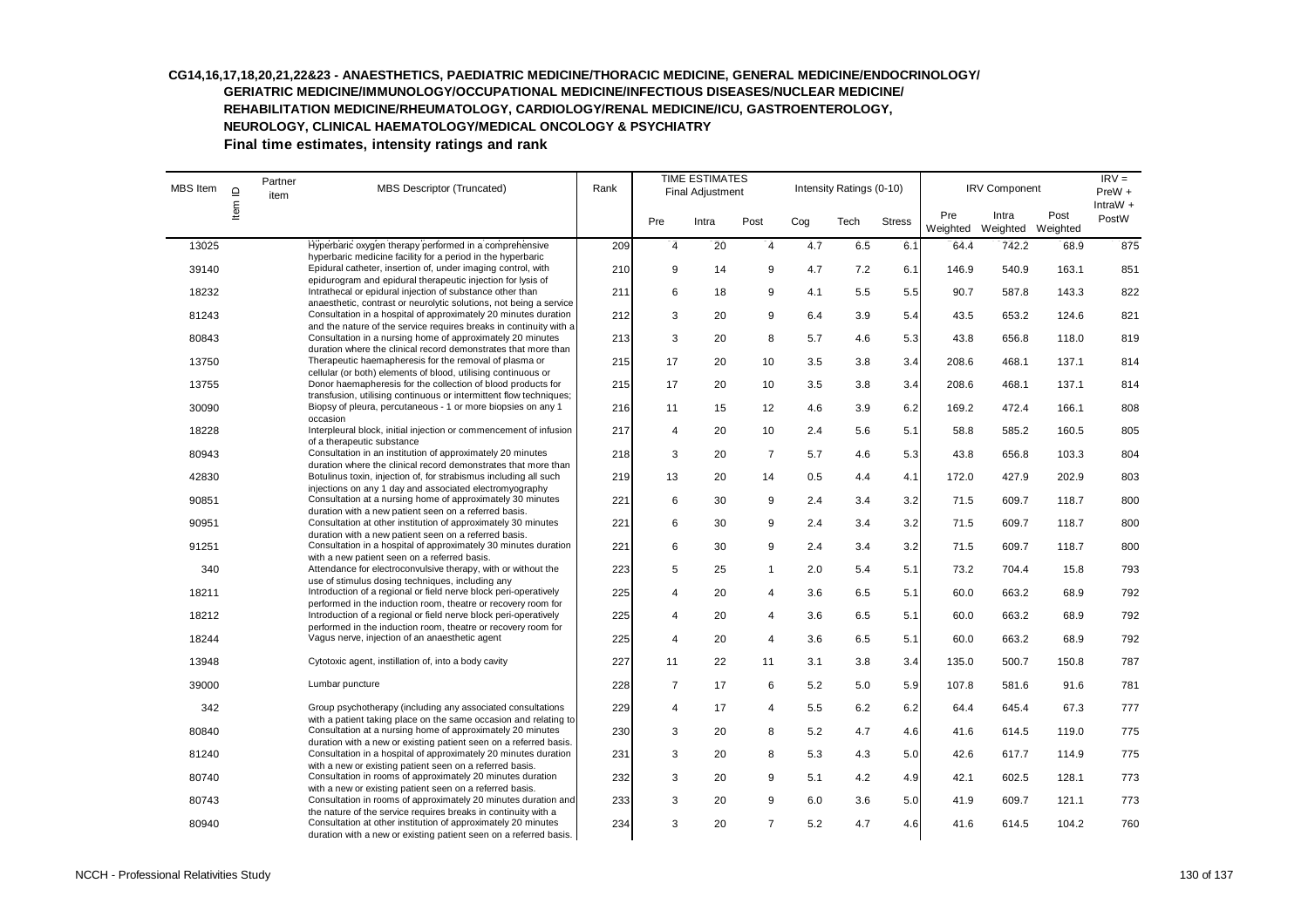**CG14,16,17,18,20,21,22&23 - ANAESTHETICS, PAEDIATRIC MEDICINE/THORACIC MEDICINE, GENERAL MEDICINE/ENDOCRINOLOGY/ GERIATRIC MEDICINE/IMMUNOLOGY/OCCUPATIONAL MEDICINE/INFECTIOUS DISEASES/NUCLEAR MEDICINE/ REHABILITATION MEDICINE/RHEUMATOLOGY, CARDIOLOGY/RENAL MEDICINE/ICU, GASTROENTEROLOGY, NEUROLOGY, CLINICAL HAEMATOLOGY/MEDICAL ONCOLOGY & PSYCHIATRY**

**Final time estimates, intensity ratings and rank**

| MBS Item | Item ID | Partner item | MBS Descriptor (Truncated) | Rank | TIME ESTIMATES Final Adjustment | | | Intensity Ratings (0-10) | | | IRV Component | | | IRV = PreW + IntraW + PostW |
|---|---|---|---|---|---|---|---|---|---|---|---|---|---|---|
| | | | | | Pre | Intra | Post | Cog | Tech | Stress | Pre Weighted | Intra Weighted | Post Weighted | |
| 13025 | | | Hyperbaric oxygen therapy performed in a comprehensive hyperbaric medicine facility for a period in the hyperbaric | 209 | 4 | 20 | 4 | 4.7 | 6.5 | 6.1 | 64.4 | 742.2 | 68.9 | 875 |
| 39140 | | | Epidural catheter, insertion of, under imaging control, with epidurogram and epidural therapeutic injection for lysis of | 210 | 9 | 14 | 9 | 4.7 | 7.2 | 6.1 | 146.9 | 540.9 | 163.1 | 851 |
| 18232 | | | Intrathecal or epidural injection of substance other than anaesthetic, contrast or neurolytic solutions, not being a service | 211 | 6 | 18 | 9 | 4.1 | 5.5 | 5.5 | 90.7 | 587.8 | 143.3 | 822 |
| 81243 | | | Consultation in a hospital of approximately 20 minutes duration and the nature of the service requires breaks in continuity with a | 212 | 3 | 20 | 9 | 6.4 | 3.9 | 5.4 | 43.5 | 653.2 | 124.6 | 821 |
| 80843 | | | Consultation in a nursing home of approximately 20 minutes duration where the clinical record demonstrates that more than | 213 | 3 | 20 | 8 | 5.7 | 4.6 | 5.3 | 43.8 | 656.8 | 118.0 | 819 |
| 13750 | | | Therapeutic haemapheresis for the removal of plasma or cellular (or both) elements of blood, utilising continuous or | 215 | 17 | 20 | 10 | 3.5 | 3.8 | 3.4 | 208.6 | 468.1 | 137.1 | 814 |
| 13755 | | | Donor haemapheresis for the collection of blood products for transfusion, utilising continuous or intermittent flow techniques; | 215 | 17 | 20 | 10 | 3.5 | 3.8 | 3.4 | 208.6 | 468.1 | 137.1 | 814 |
| 30090 | | | Biopsy of pleura, percutaneous - 1 or more biopsies on any 1 occasion | 216 | 11 | 15 | 12 | 4.6 | 3.9 | 6.2 | 169.2 | 472.4 | 166.1 | 808 |
| 18228 | | | Interpleural block, initial injection or commencement of infusion of a therapeutic substance | 217 | 4 | 20 | 10 | 2.4 | 5.6 | 5.1 | 58.8 | 585.2 | 160.5 | 805 |
| 80943 | | | Consultation in an institution of approximately 20 minutes duration where the clinical record demonstrates that more than | 218 | 3 | 20 | 7 | 5.7 | 4.6 | 5.3 | 43.8 | 656.8 | 103.3 | 804 |
| 42830 | | | Botulinus toxin, injection of, for strabismus including all such injections on any 1 day and associated electromyography | 219 | 13 | 20 | 14 | 0.5 | 4.4 | 4.1 | 172.0 | 427.9 | 202.9 | 803 |
| 90851 | | | Consultation at a nursing home of approximately 30 minutes duration with a new patient seen on a referred basis. | 221 | 6 | 30 | 9 | 2.4 | 3.4 | 3.2 | 71.5 | 609.7 | 118.7 | 800 |
| 90951 | | | Consultation at other institution of approximately 30 minutes duration with a new patient seen on a referred basis. | 221 | 6 | 30 | 9 | 2.4 | 3.4 | 3.2 | 71.5 | 609.7 | 118.7 | 800 |
| 91251 | | | Consultation in a hospital of approximately 30 minutes duration with a new patient seen on a referred basis. | 221 | 6 | 30 | 9 | 2.4 | 3.4 | 3.2 | 71.5 | 609.7 | 118.7 | 800 |
| 340 | | | Attendance for electroconvulsive therapy, with or without the use of stimulus dosing techniques, including any | 223 | 5 | 25 | 1 | 2.0 | 5.4 | 5.1 | 73.2 | 704.4 | 15.8 | 793 |
| 18211 | | | Introduction of a regional or field nerve block peri-operatively performed in the induction room, theatre or recovery room for | 225 | 4 | 20 | 4 | 3.6 | 6.5 | 5.1 | 60.0 | 663.2 | 68.9 | 792 |
| 18212 | | | Introduction of a regional or field nerve block peri-operatively performed in the induction room, theatre or recovery room for | 225 | 4 | 20 | 4 | 3.6 | 6.5 | 5.1 | 60.0 | 663.2 | 68.9 | 792 |
| 18244 | | | Vagus nerve, injection of an anaesthetic agent | 225 | 4 | 20 | 4 | 3.6 | 6.5 | 5.1 | 60.0 | 663.2 | 68.9 | 792 |
| 13948 | | | Cytotoxic agent, instillation of, into a body cavity | 227 | 11 | 22 | 11 | 3.1 | 3.8 | 3.4 | 135.0 | 500.7 | 150.8 | 787 |
| 39000 | | | Lumbar puncture | 228 | 7 | 17 | 6 | 5.2 | 5.0 | 5.9 | 107.8 | 581.6 | 91.6 | 781 |
| 342 | | | Group psychotherapy (including any associated consultations with a patient taking place on the same occasion and relating to | 229 | 4 | 17 | 4 | 5.5 | 6.2 | 6.2 | 64.4 | 645.4 | 67.3 | 777 |
| 80840 | | | Consultation at a nursing home of approximately 20 minutes duration with a new or existing patient seen on a referred basis. | 230 | 3 | 20 | 8 | 5.2 | 4.7 | 4.6 | 41.6 | 614.5 | 119.0 | 775 |
| 81240 | | | Consultation in a hospital of approximately 20 minutes duration with a new or existing patient seen on a referred basis. | 231 | 3 | 20 | 8 | 5.3 | 4.3 | 5.0 | 42.6 | 617.7 | 114.9 | 775 |
| 80740 | | | Consultation in rooms of approximately 20 minutes duration with a new or existing patient seen on a referred basis. | 232 | 3 | 20 | 9 | 5.1 | 4.2 | 4.9 | 42.1 | 602.5 | 128.1 | 773 |
| 80743 | | | Consultation in rooms of approximately 20 minutes duration and the nature of the service requires breaks in continuity with a | 233 | 3 | 20 | 9 | 6.0 | 3.6 | 5.0 | 41.9 | 609.7 | 121.1 | 773 |
| 80940 | | | Consultation at other institution of approximately 20 minutes duration with a new or existing patient seen on a referred basis. | 234 | 3 | 20 | 7 | 5.2 | 4.7 | 4.6 | 41.6 | 614.5 | 104.2 | 760 |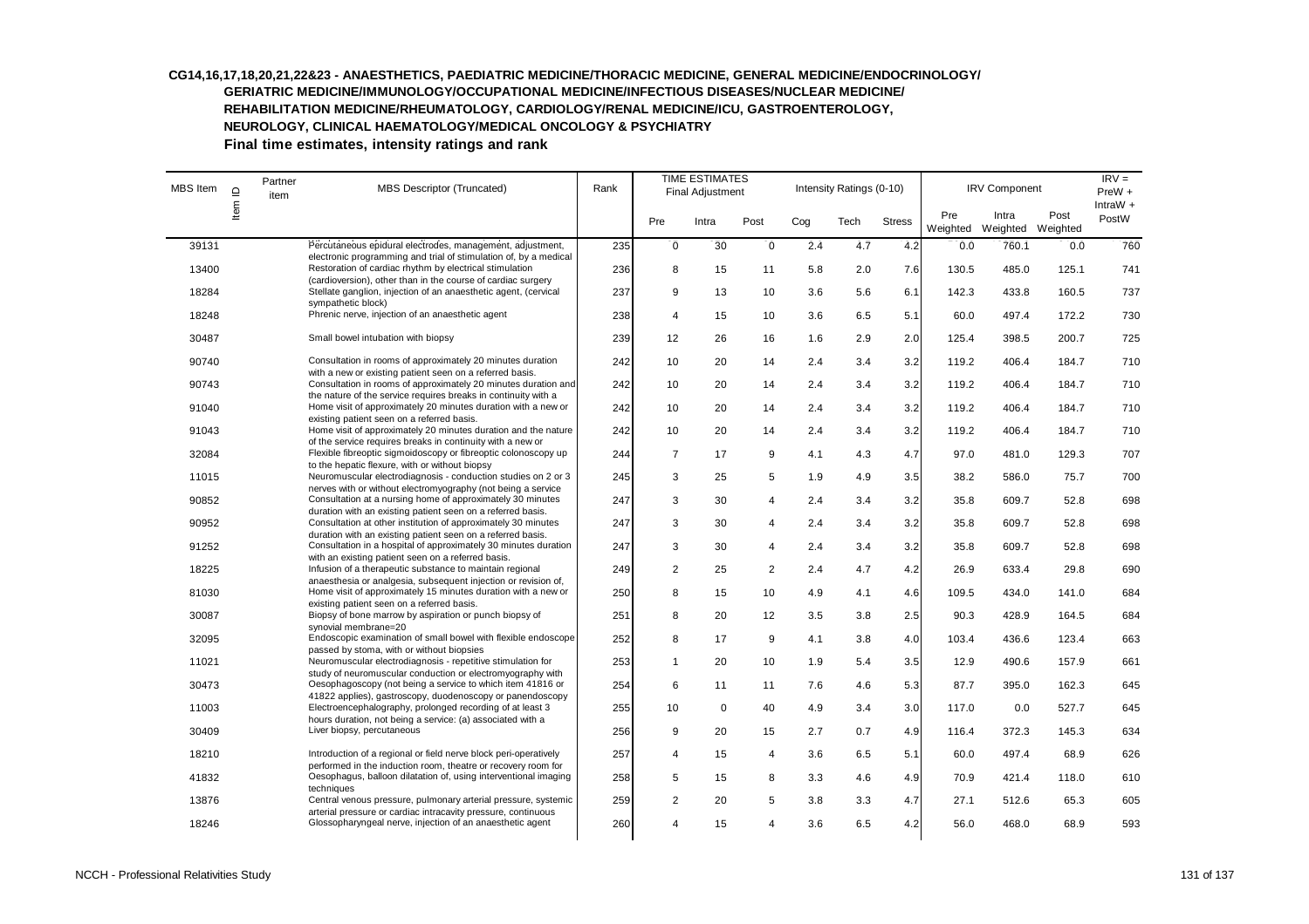**CG14,16,17,18,20,21,22&23 - ANAESTHETICS, PAEDIATRIC MEDICINE/THORACIC MEDICINE, GENERAL MEDICINE/ENDOCRINOLOGY/ GERIATRIC MEDICINE/IMMUNOLOGY/OCCUPATIONAL MEDICINE/INFECTIOUS DISEASES/NUCLEAR MEDICINE/ REHABILITATION MEDICINE/RHEUMATOLOGY, CARDIOLOGY/RENAL MEDICINE/ICU, GASTROENTEROLOGY, NEUROLOGY, CLINICAL HAEMATOLOGY/MEDICAL ONCOLOGY & PSYCHIATRY**

**Final time estimates, intensity ratings and rank**

| MBS Item | Item ID | Partner item | MBS Descriptor (Truncated) | Rank | TIME ESTIMATES Final Adjustment | | | Intensity Ratings (0-10) | | | IRV Component | | | IRV = PreW + IntraW + PostW |
|---|---|---|---|---|---|---|---|---|---|---|---|---|---|---|
| | | | | | Pre | Intra | Post | Cog | Tech | Stress | Pre Weighted | Intra Weighted | Post Weighted | |
| 39131 | | | Percutaneous epidural electrodes, management, adjustment, electronic programming and trial of stimulation of, by a medical | 235 | 0 | 30 | 0 | 2.4 | 4.7 | 4.2 | 0.0 | 760.1 | 0.0 | 760 |
| 13400 | | | Restoration of cardiac rhythm by electrical stimulation (cardioversion), other than in the course of cardiac surgery | 236 | 8 | 15 | 11 | 5.8 | 2.0 | 7.6 | 130.5 | 485.0 | 125.1 | 741 |
| 18284 | | | Stellate ganglion, injection of an anaesthetic agent, (cervical sympathetic block) | 237 | 9 | 13 | 10 | 3.6 | 5.6 | 6.1 | 142.3 | 433.8 | 160.5 | 737 |
| 18248 | | | Phrenic nerve, injection of an anaesthetic agent | 238 | 4 | 15 | 10 | 3.6 | 6.5 | 5.1 | 60.0 | 497.4 | 172.2 | 730 |
| 30487 | | | Small bowel intubation with biopsy | 239 | 12 | 26 | 16 | 1.6 | 2.9 | 2.0 | 125.4 | 398.5 | 200.7 | 725 |
| 90740 | | | Consultation in rooms of approximately 20 minutes duration with a new or existing patient seen on a referred basis. | 242 | 10 | 20 | 14 | 2.4 | 3.4 | 3.2 | 119.2 | 406.4 | 184.7 | 710 |
| 90743 | | | Consultation in rooms of approximately 20 minutes duration and the nature of the service requires breaks in continuity with a | 242 | 10 | 20 | 14 | 2.4 | 3.4 | 3.2 | 119.2 | 406.4 | 184.7 | 710 |
| 91040 | | | Home visit of approximately 20 minutes duration with a new or existing patient seen on a referred basis. | 242 | 10 | 20 | 14 | 2.4 | 3.4 | 3.2 | 119.2 | 406.4 | 184.7 | 710 |
| 91043 | | | Home visit of approximately 20 minutes duration and the nature of the service requires breaks in continuity with a new or | 242 | 10 | 20 | 14 | 2.4 | 3.4 | 3.2 | 119.2 | 406.4 | 184.7 | 710 |
| 32084 | | | Flexible fibreoptic sigmoidoscopy or fibreoptic colonoscopy up to the hepatic flexure, with or without biopsy | 244 | 7 | 17 | 9 | 4.1 | 4.3 | 4.7 | 97.0 | 481.0 | 129.3 | 707 |
| 11015 | | | Neuromuscular electrodiagnosis - conduction studies on 2 or 3 nerves with or without electromyography (not being a service | 245 | 3 | 25 | 5 | 1.9 | 4.9 | 3.5 | 38.2 | 586.0 | 75.7 | 700 |
| 90852 | | | Consultation at a nursing home of approximately 30 minutes duration with an existing patient seen on a referred basis. | 247 | 3 | 30 | 4 | 2.4 | 3.4 | 3.2 | 35.8 | 609.7 | 52.8 | 698 |
| 90952 | | | Consultation at other institution of approximately 30 minutes duration with an existing patient seen on a referred basis. | 247 | 3 | 30 | 4 | 2.4 | 3.4 | 3.2 | 35.8 | 609.7 | 52.8 | 698 |
| 91252 | | | Consultation in a hospital of approximately 30 minutes duration with an existing patient seen on a referred basis. | 247 | 3 | 30 | 4 | 2.4 | 3.4 | 3.2 | 35.8 | 609.7 | 52.8 | 698 |
| 18225 | | | Infusion of a therapeutic substance to maintain regional anaesthesia or analgesia, subsequent injection or revision of, | 249 | 2 | 25 | 2 | 2.4 | 4.7 | 4.2 | 26.9 | 633.4 | 29.8 | 690 |
| 81030 | | | Home visit of approximately 15 minutes duration with a new or existing patient seen on a referred basis. | 250 | 8 | 15 | 10 | 4.9 | 4.1 | 4.6 | 109.5 | 434.0 | 141.0 | 684 |
| 30087 | | | Biopsy of bone marrow by aspiration or punch biopsy of synovial membrane=20 | 251 | 8 | 20 | 12 | 3.5 | 3.8 | 2.5 | 90.3 | 428.9 | 164.5 | 684 |
| 32095 | | | Endoscopic examination of small bowel with flexible endoscope passed by stoma, with or without biopsies | 252 | 8 | 17 | 9 | 4.1 | 3.8 | 4.0 | 103.4 | 436.6 | 123.4 | 663 |
| 11021 | | | Neuromuscular electrodiagnosis - repetitive stimulation for study of neuromuscular conduction or electromyography with | 253 | 1 | 20 | 10 | 1.9 | 5.4 | 3.5 | 12.9 | 490.6 | 157.9 | 661 |
| 30473 | | | Oesophagoscopy (not being a service to which item 41816 or 41822 applies), gastroscopy, duodenoscopy or panendoscopy | 254 | 6 | 11 | 11 | 7.6 | 4.6 | 5.3 | 87.7 | 395.0 | 162.3 | 645 |
| 11003 | | | Electroencephalography, prolonged recording of at least 3 hours duration, not being a service: (a) associated with a | 255 | 10 | 0 | 40 | 4.9 | 3.4 | 3.0 | 117.0 | 0.0 | 527.7 | 645 |
| 30409 | | | Liver biopsy, percutaneous | 256 | 9 | 20 | 15 | 2.7 | 0.7 | 4.9 | 116.4 | 372.3 | 145.3 | 634 |
| 18210 | | | Introduction of a regional or field nerve block peri-operatively performed in the induction room, theatre or recovery room for | 257 | 4 | 15 | 4 | 3.6 | 6.5 | 5.1 | 60.0 | 497.4 | 68.9 | 626 |
| 41832 | | | Oesophagus, balloon dilatation of, using interventional imaging techniques | 258 | 5 | 15 | 8 | 3.3 | 4.6 | 4.9 | 70.9 | 421.4 | 118.0 | 610 |
| 13876 | | | Central venous pressure, pulmonary arterial pressure, systemic arterial pressure or cardiac intracavity pressure, continuous | 259 | 2 | 20 | 5 | 3.8 | 3.3 | 4.7 | 27.1 | 512.6 | 65.3 | 605 |
| 18246 | | | Glossopharyngeal nerve, injection of an anaesthetic agent | 260 | 4 | 15 | 4 | 3.6 | 6.5 | 4.2 | 56.0 | 468.0 | 68.9 | 593 |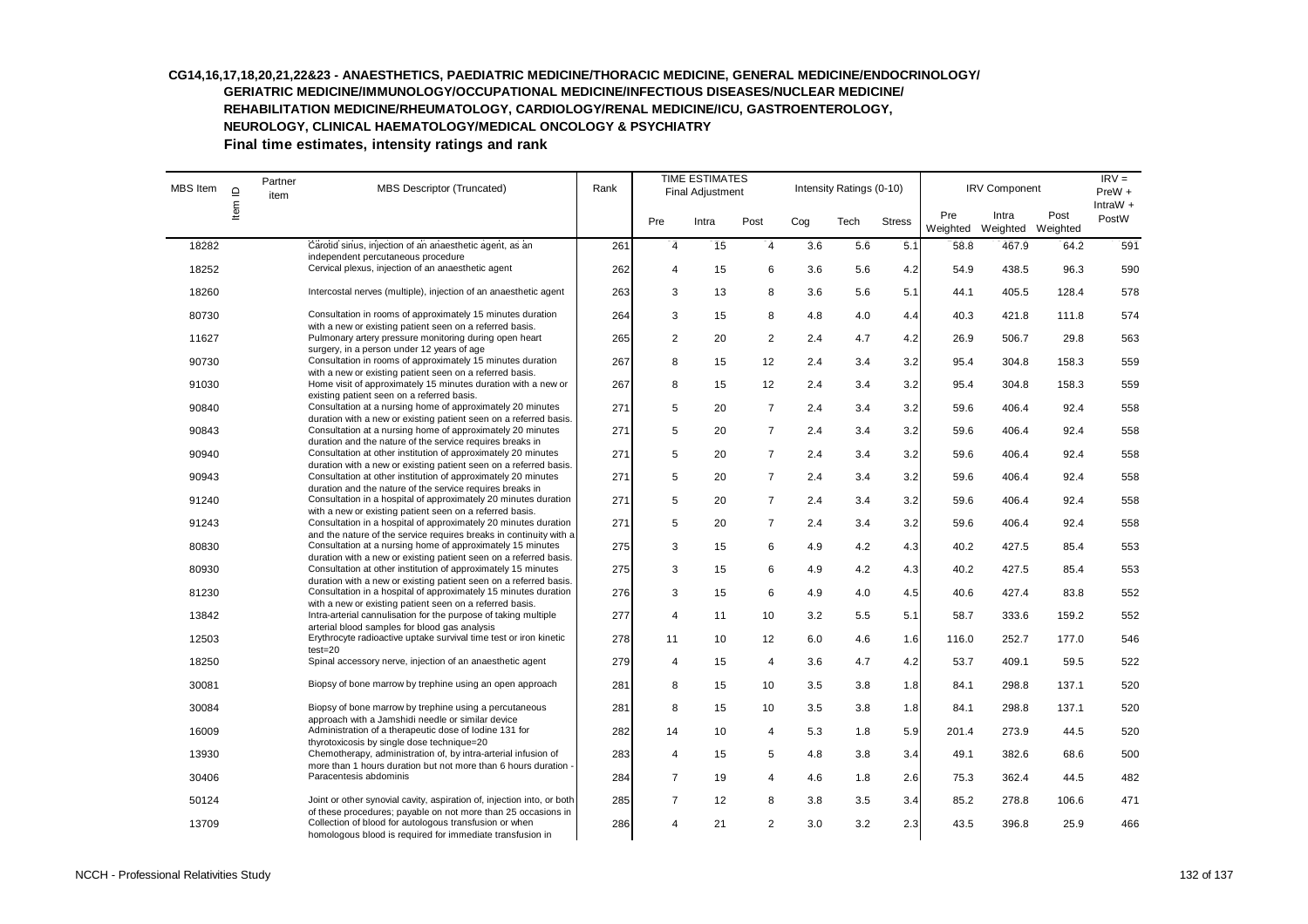**CG14,16,17,18,20,21,22&23 - ANAESTHETICS, PAEDIATRIC MEDICINE/THORACIC MEDICINE, GENERAL MEDICINE/ENDOCRINOLOGY/ GERIATRIC MEDICINE/IMMUNOLOGY/OCCUPATIONAL MEDICINE/INFECTIOUS DISEASES/NUCLEAR MEDICINE/ REHABILITATION MEDICINE/RHEUMATOLOGY, CARDIOLOGY/RENAL MEDICINE/ICU, GASTROENTEROLOGY, NEUROLOGY, CLINICAL HAEMATOLOGY/MEDICAL ONCOLOGY & PSYCHIATRY**

**Final time estimates, intensity ratings and rank**

| MBS Item | Item ID | Partner item | MBS Descriptor (Truncated) | Rank | TIME ESTIMATES Final Adjustment | | | Intensity Ratings (0-10) | | | IRV Component | | | IRV = PreW + IntraW + PostW |
|---|---|---|---|---|---|---|---|---|---|---|---|---|---|---|
| | | | | | Pre | Intra | Post | Cog | Tech | Stress | Pre Weighted | Intra Weighted | Post Weighted | |
| 18282 | | | Carotid sinus, injection of an anaesthetic agent, as an independent percutaneous procedure | 261 | 4 | 15 | 4 | 3.6 | 5.6 | 5.1 | 58.8 | 467.9 | 64.2 | 591 |
| 18252 | | | Cervical plexus, injection of an anaesthetic agent | 262 | 4 | 15 | 6 | 3.6 | 5.6 | 4.2 | 54.9 | 438.5 | 96.3 | 590 |
| 18260 | | | Intercostal nerves (multiple), injection of an anaesthetic agent | 263 | 3 | 13 | 8 | 3.6 | 5.6 | 5.1 | 44.1 | 405.5 | 128.4 | 578 |
| 80730 | | | Consultation in rooms of approximately 15 minutes duration with a new or existing patient seen on a referred basis. | 264 | 3 | 15 | 8 | 4.8 | 4.0 | 4.4 | 40.3 | 421.8 | 111.8 | 574 |
| 11627 | | | Pulmonary artery pressure monitoring during open heart surgery, in a person under 12 years of age | 265 | 2 | 20 | 2 | 2.4 | 4.7 | 4.2 | 26.9 | 506.7 | 29.8 | 563 |
| 90730 | | | Consultation in rooms of approximately 15 minutes duration with a new or existing patient seen on a referred basis. | 267 | 8 | 15 | 12 | 2.4 | 3.4 | 3.2 | 95.4 | 304.8 | 158.3 | 559 |
| 91030 | | | Home visit of approximately 15 minutes duration with a new or existing patient seen on a referred basis. | 267 | 8 | 15 | 12 | 2.4 | 3.4 | 3.2 | 95.4 | 304.8 | 158.3 | 559 |
| 90840 | | | Consultation at a nursing home of approximately 20 minutes duration with a new or existing patient seen on a referred basis. | 271 | 5 | 20 | 7 | 2.4 | 3.4 | 3.2 | 59.6 | 406.4 | 92.4 | 558 |
| 90843 | | | Consultation at a nursing home of approximately 20 minutes duration and the nature of the service requires breaks in | 271 | 5 | 20 | 7 | 2.4 | 3.4 | 3.2 | 59.6 | 406.4 | 92.4 | 558 |
| 90940 | | | Consultation at other institution of approximately 20 minutes duration with a new or existing patient seen on a referred basis. | 271 | 5 | 20 | 7 | 2.4 | 3.4 | 3.2 | 59.6 | 406.4 | 92.4 | 558 |
| 90943 | | | Consultation at other institution of approximately 20 minutes duration and the nature of the service requires breaks in | 271 | 5 | 20 | 7 | 2.4 | 3.4 | 3.2 | 59.6 | 406.4 | 92.4 | 558 |
| 91240 | | | Consultation in a hospital of approximately 20 minutes duration with a new or existing patient seen on a referred basis. | 271 | 5 | 20 | 7 | 2.4 | 3.4 | 3.2 | 59.6 | 406.4 | 92.4 | 558 |
| 91243 | | | Consultation in a hospital of approximately 20 minutes duration and the nature of the service requires breaks in continuity with a | 271 | 5 | 20 | 7 | 2.4 | 3.4 | 3.2 | 59.6 | 406.4 | 92.4 | 558 |
| 80830 | | | Consultation at a nursing home of approximately 15 minutes duration with a new or existing patient seen on a referred basis. | 275 | 3 | 15 | 6 | 4.9 | 4.2 | 4.3 | 40.2 | 427.5 | 85.4 | 553 |
| 80930 | | | Consultation at other institution of approximately 15 minutes duration with a new or existing patient seen on a referred basis. | 275 | 3 | 15 | 6 | 4.9 | 4.2 | 4.3 | 40.2 | 427.5 | 85.4 | 553 |
| 81230 | | | Consultation in a hospital of approximately 15 minutes duration with a new or existing patient seen on a referred basis. | 276 | 3 | 15 | 6 | 4.9 | 4.0 | 4.5 | 40.6 | 427.4 | 83.8 | 552 |
| 13842 | | | Intra-arterial cannulisation for the purpose of taking multiple arterial blood samples for blood gas analysis | 277 | 4 | 11 | 10 | 3.2 | 5.5 | 5.1 | 58.7 | 333.6 | 159.2 | 552 |
| 12503 | | | Erythrocyte radioactive uptake survival time test or iron kinetic test=20 | 278 | 11 | 10 | 12 | 6.0 | 4.6 | 1.6 | 116.0 | 252.7 | 177.0 | 546 |
| 18250 | | | Spinal accessory nerve, injection of an anaesthetic agent | 279 | 4 | 15 | 4 | 3.6 | 4.7 | 4.2 | 53.7 | 409.1 | 59.5 | 522 |
| 30081 | | | Biopsy of bone marrow by trephine using an open approach | 281 | 8 | 15 | 10 | 3.5 | 3.8 | 1.8 | 84.1 | 298.8 | 137.1 | 520 |
| 30084 | | | Biopsy of bone marrow by trephine using a percutaneous approach with a Jamshidi needle or similar device | 281 | 8 | 15 | 10 | 3.5 | 3.8 | 1.8 | 84.1 | 298.8 | 137.1 | 520 |
| 16009 | | | Administration of a therapeutic dose of Iodine 131 for thyrotoxicosis by single dose technique=20 | 282 | 14 | 10 | 4 | 5.3 | 1.8 | 5.9 | 201.4 | 273.9 | 44.5 | 520 |
| 13930 | | | Chemotherapy, administration of, by intra-arterial infusion of more than 1 hours duration but not more than 6 hours duration - | 283 | 4 | 15 | 5 | 4.8 | 3.8 | 3.4 | 49.1 | 382.6 | 68.6 | 500 |
| 30406 | | | Paracentesis abdominis | 284 | 7 | 19 | 4 | 4.6 | 1.8 | 2.6 | 75.3 | 362.4 | 44.5 | 482 |
| 50124 | | | Joint or other synovial cavity, aspiration of, injection into, or both of these procedures; payable on not more than 25 occasions in | 285 | 7 | 12 | 8 | 3.8 | 3.5 | 3.4 | 85.2 | 278.8 | 106.6 | 471 |
| 13709 | | | Collection of blood for autologous transfusion or when homologous blood is required for immediate transfusion in | 286 | 4 | 21 | 2 | 3.0 | 3.2 | 2.3 | 43.5 | 396.8 | 25.9 | 466 |

NCCH - Professional Relativities Study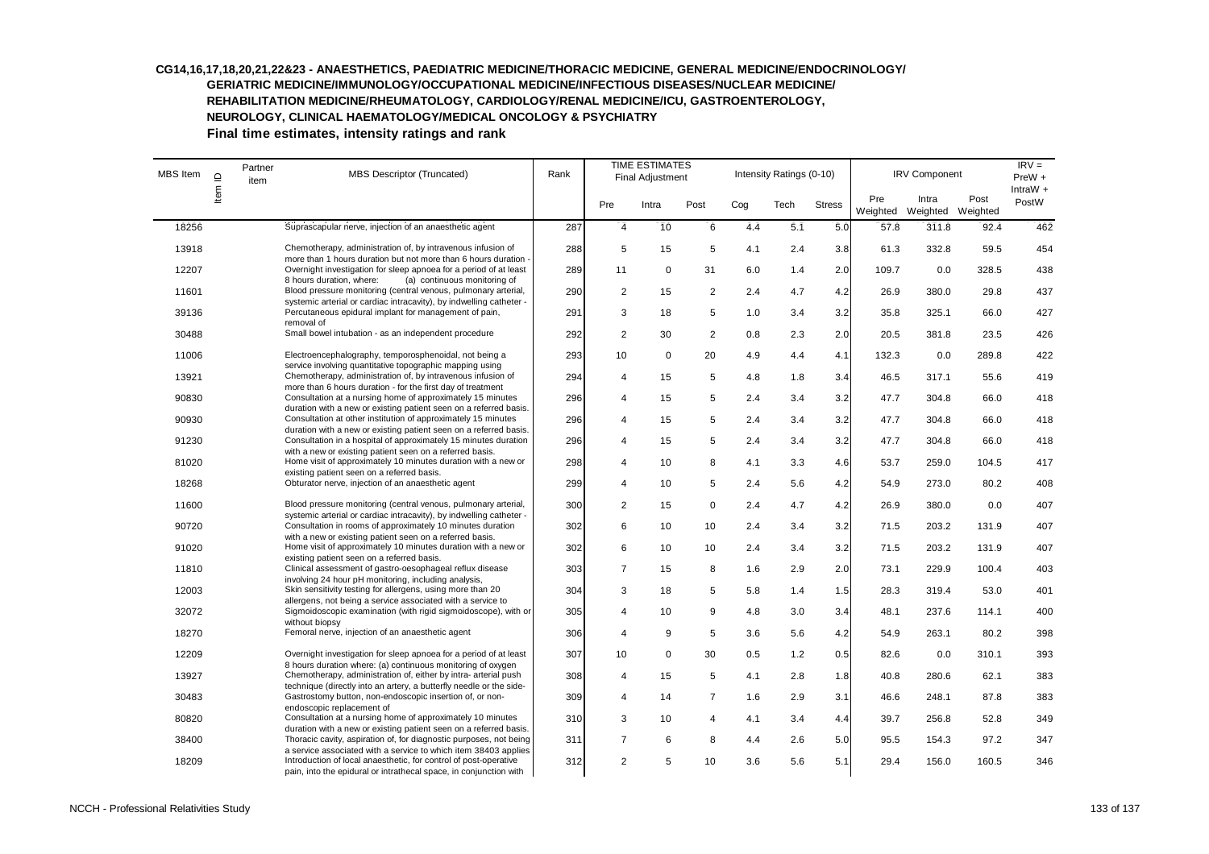**CG14,16,17,18,20,21,22&23 - ANAESTHETICS, PAEDIATRIC MEDICINE/THORACIC MEDICINE, GENERAL MEDICINE/ENDOCRINOLOGY/ GERIATRIC MEDICINE/IMMUNOLOGY/OCCUPATIONAL MEDICINE/INFECTIOUS DISEASES/NUCLEAR MEDICINE/ REHABILITATION MEDICINE/RHEUMATOLOGY, CARDIOLOGY/RENAL MEDICINE/ICU, GASTROENTEROLOGY, NEUROLOGY, CLINICAL HAEMATOLOGY/MEDICAL ONCOLOGY & PSYCHIATRY**

**Final time estimates, intensity ratings and rank**

| MBS Item | Item ID | Partner item | MBS Descriptor (Truncated) | Rank | TIME ESTIMATES Final Adjustment | | | Intensity Ratings (0-10) | | | IRV Component | | | IRV = PreW + IntraW + PostW |
|---|---|---|---|---|---|---|---|---|---|---|---|---|---|---|
| | | | | | Pre | Intra | Post | Cog | Tech | Stress | Pre Weighted | Intra Weighted | Post Weighted | |
| 18256 | | | Suprascapular nerve, injection of an anaesthetic agent | 287 | 4 | 10 | 6 | 4.4 | 5.1 | 5.0 | 57.8 | 311.8 | 92.4 | 462 |
| 13918 | | | Chemotherapy, administration of, by intravenous infusion of more than 1 hours duration but not more than 6 hours duration - | 288 | 5 | 15 | 5 | 4.1 | 2.4 | 3.8 | 61.3 | 332.8 | 59.5 | 454 |
| 12207 | | | Overnight investigation for sleep apnoea for a period of at least 8 hours duration, where: (a) continuous monitoring of | 289 | 11 | 0 | 31 | 6.0 | 1.4 | 2.0 | 109.7 | 0.0 | 328.5 | 438 |
| 11601 | | | Blood pressure monitoring (central venous, pulmonary arterial, systemic arterial or cardiac intracavity), by indwelling catheter - | 290 | 2 | 15 | 2 | 2.4 | 4.7 | 4.2 | 26.9 | 380.0 | 29.8 | 437 |
| 39136 | | | Percutaneous epidural implant for management of pain, removal of | 291 | 3 | 18 | 5 | 1.0 | 3.4 | 3.2 | 35.8 | 325.1 | 66.0 | 427 |
| 30488 | | | Small bowel intubation - as an independent procedure | 292 | 2 | 30 | 2 | 0.8 | 2.3 | 2.0 | 20.5 | 381.8 | 23.5 | 426 |
| 11006 | | | Electroencephalography, temporosphenoidal, not being a service involving quantitative topographic mapping using | 293 | 10 | 0 | 20 | 4.9 | 4.4 | 4.1 | 132.3 | 0.0 | 289.8 | 422 |
| 13921 | | | Chemotherapy, administration of, by intravenous infusion of more than 6 hours duration - for the first day of treatment | 294 | 4 | 15 | 5 | 4.8 | 1.8 | 3.4 | 46.5 | 317.1 | 55.6 | 419 |
| 90830 | | | Consultation at a nursing home of approximately 15 minutes duration with a new or existing patient seen on a referred basis. | 296 | 4 | 15 | 5 | 2.4 | 3.4 | 3.2 | 47.7 | 304.8 | 66.0 | 418 |
| 90930 | | | Consultation at other institution of approximately 15 minutes duration with a new or existing patient seen on a referred basis. | 296 | 4 | 15 | 5 | 2.4 | 3.4 | 3.2 | 47.7 | 304.8 | 66.0 | 418 |
| 91230 | | | Consultation in a hospital of approximately 15 minutes duration with a new or existing patient seen on a referred basis. | 296 | 4 | 15 | 5 | 2.4 | 3.4 | 3.2 | 47.7 | 304.8 | 66.0 | 418 |
| 81020 | | | Home visit of approximately 10 minutes duration with a new or existing patient seen on a referred basis. | 298 | 4 | 10 | 8 | 4.1 | 3.3 | 4.6 | 53.7 | 259.0 | 104.5 | 417 |
| 18268 | | | Obturator nerve, injection of an anaesthetic agent | 299 | 4 | 10 | 5 | 2.4 | 5.6 | 4.2 | 54.9 | 273.0 | 80.2 | 408 |
| 11600 | | | Blood pressure monitoring (central venous, pulmonary arterial, systemic arterial or cardiac intracavity), by indwelling catheter - | 300 | 2 | 15 | 0 | 2.4 | 4.7 | 4.2 | 26.9 | 380.0 | 0.0 | 407 |
| 90720 | | | Consultation in rooms of approximately 10 minutes duration with a new or existing patient seen on a referred basis. | 302 | 6 | 10 | 10 | 2.4 | 3.4 | 3.2 | 71.5 | 203.2 | 131.9 | 407 |
| 91020 | | | Home visit of approximately 10 minutes duration with a new or existing patient seen on a referred basis. | 302 | 6 | 10 | 10 | 2.4 | 3.4 | 3.2 | 71.5 | 203.2 | 131.9 | 407 |
| 11810 | | | Clinical assessment of gastro-oesophageal reflux disease involving 24 hour pH monitoring, including analysis, | 303 | 7 | 15 | 8 | 1.6 | 2.9 | 2.0 | 73.1 | 229.9 | 100.4 | 403 |
| 12003 | | | Skin sensitivity testing for allergens, using more than 20 allergens, not being a service associated with a service to | 304 | 3 | 18 | 5 | 5.8 | 1.4 | 1.5 | 28.3 | 319.4 | 53.0 | 401 |
| 32072 | | | Sigmoidoscopic examination (with rigid sigmoidoscope), with or without biopsy | 305 | 4 | 10 | 9 | 4.8 | 3.0 | 3.4 | 48.1 | 237.6 | 114.1 | 400 |
| 18270 | | | Femoral nerve, injection of an anaesthetic agent | 306 | 4 | 9 | 5 | 3.6 | 5.6 | 4.2 | 54.9 | 263.1 | 80.2 | 398 |
| 12209 | | | Overnight investigation for sleep apnoea for a period of at least 8 hours duration where: (a) continuous monitoring of oxygen | 307 | 10 | 0 | 30 | 0.5 | 1.2 | 0.5 | 82.6 | 0.0 | 310.1 | 393 |
| 13927 | | | Chemotherapy, administration of, either by intra- arterial push technique (directly into an artery, a butterfly needle or the side- | 308 | 4 | 15 | 5 | 4.1 | 2.8 | 1.8 | 40.8 | 280.6 | 62.1 | 383 |
| 30483 | | | Gastrostomy button, non-endoscopic insertion of, or non-endoscopic replacement of | 309 | 4 | 14 | 7 | 1.6 | 2.9 | 3.1 | 46.6 | 248.1 | 87.8 | 383 |
| 80820 | | | Consultation at a nursing home of approximately 10 minutes duration with a new or existing patient seen on a referred basis. | 310 | 3 | 10 | 4 | 4.1 | 3.4 | 4.4 | 39.7 | 256.8 | 52.8 | 349 |
| 38400 | | | Thoracic cavity, aspiration of, for diagnostic purposes, not being a service associated with a service to which item 38403 applies | 311 | 7 | 6 | 8 | 4.4 | 2.6 | 5.0 | 95.5 | 154.3 | 97.2 | 347 |
| 18209 | | | Introduction of local anaesthetic, for control of post-operative pain, into the epidural or intrathecal space, in conjunction with | 312 | 2 | 5 | 10 | 3.6 | 5.6 | 5.1 | 29.4 | 156.0 | 160.5 | 346 |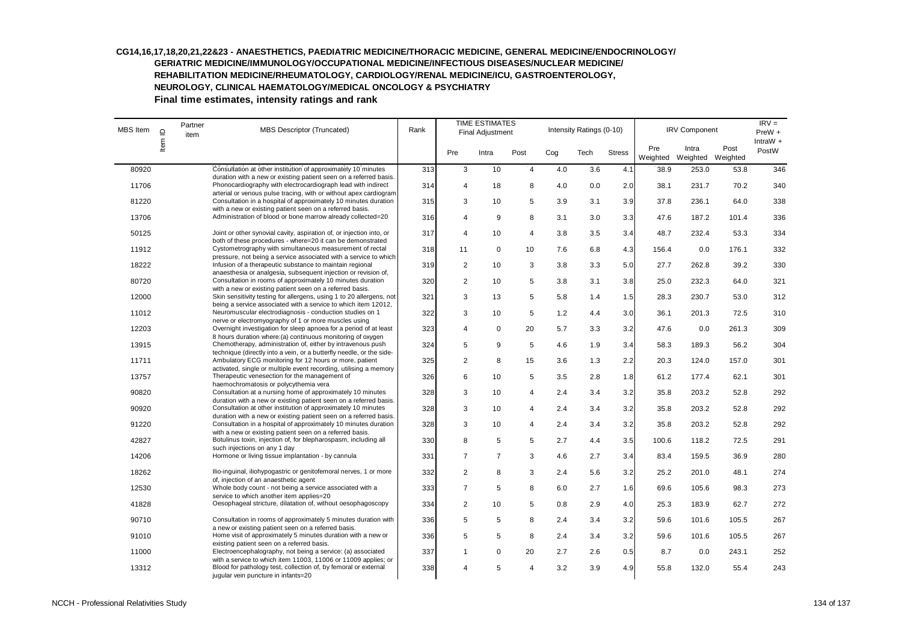**CG14,16,17,18,20,21,22&23 - ANAESTHETICS, PAEDIATRIC MEDICINE/THORACIC MEDICINE, GENERAL MEDICINE/ENDOCRINOLOGY/ GERIATRIC MEDICINE/IMMUNOLOGY/OCCUPATIONAL MEDICINE/INFECTIOUS DISEASES/NUCLEAR MEDICINE/ REHABILITATION MEDICINE/RHEUMATOLOGY, CARDIOLOGY/RENAL MEDICINE/ICU, GASTROENTEROLOGY, NEUROLOGY, CLINICAL HAEMATOLOGY/MEDICAL ONCOLOGY & PSYCHIATRY**

**Final time estimates, intensity ratings and rank**

| MBS Item | Item ID | Partner item | MBS Descriptor (Truncated) | Rank | TIME ESTIMATES Final Adjustment | | | Intensity Ratings (0-10) | | | IRV Component | | | IRV = PreW + IntraW + PostW |
|---|---|---|---|---|---|---|---|---|---|---|---|---|---|---|
| | | | | | Pre | Intra | Post | Cog | Tech | Stress | Pre Weighted | Intra Weighted | Post Weighted | |
| 80920 | | | Consultation at other institution of approximately 10 minutes duration with a new or existing patient seen on a referred basis. | 313 | 3 | 10 | 4 | 4.0 | 3.6 | 4.1 | 38.9 | 253.0 | 53.8 | 346 |
| 11706 | | | Phonocardiography with electrocardiograph lead with indirect arterial or venous pulse tracing, with or without apex cardiogram | 314 | 4 | 18 | 8 | 4.0 | 0.0 | 2.0 | 38.1 | 231.7 | 70.2 | 340 |
| 81220 | | | Consultation in a hospital of approximately 10 minutes duration with a new or existing patient seen on a referred basis. | 315 | 3 | 10 | 5 | 3.9 | 3.1 | 3.9 | 37.8 | 236.1 | 64.0 | 338 |
| 13706 | | | Administration of blood or bone marrow already collected=20 | 316 | 4 | 9 | 8 | 3.1 | 3.0 | 3.3 | 47.6 | 187.2 | 101.4 | 336 |
| 50125 | | | Joint or other synovial cavity, aspiration of, or injection into, or both of these procedures - where=20 it can be demonstrated | 317 | 4 | 10 | 4 | 3.8 | 3.5 | 3.4 | 48.7 | 232.4 | 53.3 | 334 |
| 11912 | | | Cystometrography with simultaneous measurement of rectal pressure, not being a service associated with a service to which | 318 | 11 | 0 | 10 | 7.6 | 6.8 | 4.3 | 156.4 | 0.0 | 176.1 | 332 |
| 18222 | | | Infusion of a therapeutic substance to maintain regional anaesthesia or analgesia, subsequent injection or revision of, | 319 | 2 | 10 | 3 | 3.8 | 3.3 | 5.0 | 27.7 | 262.8 | 39.2 | 330 |
| 80720 | | | Consultation in rooms of approximately 10 minutes duration with a new or existing patient seen on a referred basis. | 320 | 2 | 10 | 5 | 3.8 | 3.1 | 3.8 | 25.0 | 232.3 | 64.0 | 321 |
| 12000 | | | Skin sensitivity testing for allergens, using 1 to 20 allergens, not being a service associated with a service to which item 12012, | 321 | 3 | 13 | 5 | 5.8 | 1.4 | 1.5 | 28.3 | 230.7 | 53.0 | 312 |
| 11012 | | | Neuromuscular electrodiagnosis - conduction studies on 1 nerve or electromyography of 1 or more muscles using | 322 | 3 | 10 | 5 | 1.2 | 4.4 | 3.0 | 36.1 | 201.3 | 72.5 | 310 |
| 12203 | | | Overnight investigation for sleep apnoea for a period of at least 8 hours duration where:(a) continuous monitoring of oxygen | 323 | 4 | 0 | 20 | 5.7 | 3.3 | 3.2 | 47.6 | 0.0 | 261.3 | 309 |
| 13915 | | | Chemotherapy, administration of, either by intravenous push technique (directly into a vein, or a butterfly needle, or the side- | 324 | 5 | 9 | 5 | 4.6 | 1.9 | 3.4 | 58.3 | 189.3 | 56.2 | 304 |
| 11711 | | | Ambulatory ECG monitoring for 12 hours or more, patient activated, single or multiple event recording, utilising a memory | 325 | 2 | 8 | 15 | 3.6 | 1.3 | 2.2 | 20.3 | 124.0 | 157.0 | 301 |
| 13757 | | | Therapeutic venesection for the management of haemochromatosis or polycythemia vera | 326 | 6 | 10 | 5 | 3.5 | 2.8 | 1.8 | 61.2 | 177.4 | 62.1 | 301 |
| 90820 | | | Consultation at a nursing home of approximately 10 minutes duration with a new or existing patient seen on a referred basis. | 328 | 3 | 10 | 4 | 2.4 | 3.4 | 3.2 | 35.8 | 203.2 | 52.8 | 292 |
| 90920 | | | Consultation at other institution of approximately 10 minutes duration with a new or existing patient seen on a referred basis. | 328 | 3 | 10 | 4 | 2.4 | 3.4 | 3.2 | 35.8 | 203.2 | 52.8 | 292 |
| 91220 | | | Consultation in a hospital of approximately 10 minutes duration with a new or existing patient seen on a referred basis. | 328 | 3 | 10 | 4 | 2.4 | 3.4 | 3.2 | 35.8 | 203.2 | 52.8 | 292 |
| 42827 | | | Botulinus toxin, injection of, for blepharospasm, including all such injections on any 1 day | 330 | 8 | 5 | 5 | 2.7 | 4.4 | 3.5 | 100.6 | 118.2 | 72.5 | 291 |
| 14206 | | | Hormone or living tissue implantation - by cannula | 331 | 7 | 7 | 3 | 4.6 | 2.7 | 3.4 | 83.4 | 159.5 | 36.9 | 280 |
| 18262 | | | Ilio-inguinal, iliohypogastric or genitofemoral nerves, 1 or more of, injection of an anaesthetic agent | 332 | 2 | 8 | 3 | 2.4 | 5.6 | 3.2 | 25.2 | 201.0 | 48.1 | 274 |
| 12530 | | | Whole body count - not being a service associated with a service to which another item applies=20 | 333 | 7 | 5 | 8 | 6.0 | 2.7 | 1.6 | 69.6 | 105.6 | 98.3 | 273 |
| 41828 | | | Oesophageal stricture, dilatation of, without oesophagoscopy | 334 | 2 | 10 | 5 | 0.8 | 2.9 | 4.0 | 25.3 | 183.9 | 62.7 | 272 |
| 90710 | | | Consultation in rooms of approximately 5 minutes duration with a new or existing patient seen on a referred basis. | 336 | 5 | 5 | 8 | 2.4 | 3.4 | 3.2 | 59.6 | 101.6 | 105.5 | 267 |
| 91010 | | | Home visit of approximately 5 minutes duration with a new or existing patient seen on a referred basis. | 336 | 5 | 5 | 8 | 2.4 | 3.4 | 3.2 | 59.6 | 101.6 | 105.5 | 267 |
| 11000 | | | Electroencephalography, not being a service: (a) associated with a service to which item 11003, 11006 or 11009 applies; or | 337 | 1 | 0 | 20 | 2.7 | 2.6 | 0.5 | 8.7 | 0.0 | 243.1 | 252 |
| 13312 | | | Blood for pathology test, collection of, by femoral or external jugular vein puncture in infants=20 | 338 | 4 | 5 | 4 | 3.2 | 3.9 | 4.9 | 55.8 | 132.0 | 55.4 | 243 |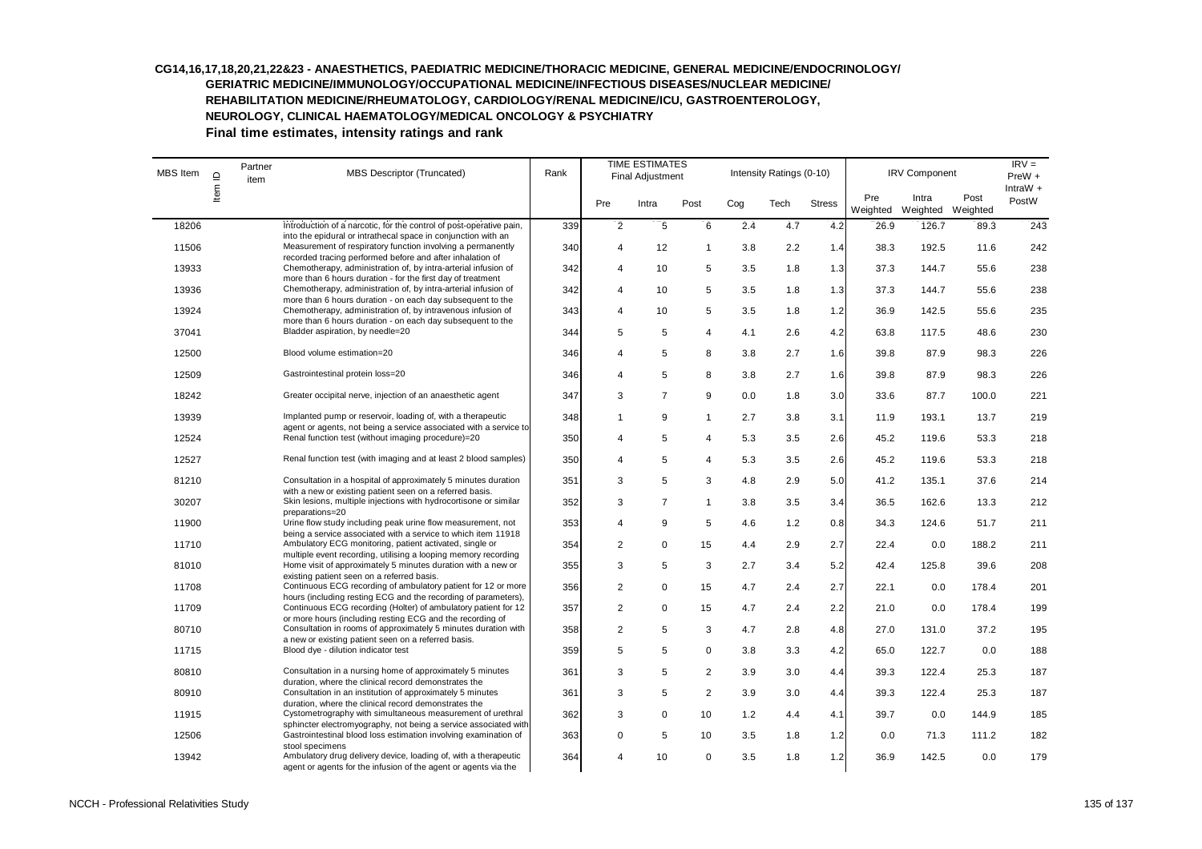**CG14,16,17,18,20,21,22&23 - ANAESTHETICS, PAEDIATRIC MEDICINE/THORACIC MEDICINE, GENERAL MEDICINE/ENDOCRINOLOGY/ GERIATRIC MEDICINE/IMMUNOLOGY/OCCUPATIONAL MEDICINE/INFECTIOUS DISEASES/NUCLEAR MEDICINE/ REHABILITATION MEDICINE/RHEUMATOLOGY, CARDIOLOGY/RENAL MEDICINE/ICU, GASTROENTEROLOGY, NEUROLOGY, CLINICAL HAEMATOLOGY/MEDICAL ONCOLOGY & PSYCHIATRY**

**Final time estimates, intensity ratings and rank**

| MBS Item | Item ID | Partner item | MBS Descriptor (Truncated) | Rank | TIME ESTIMATES Final Adjustment | | | Intensity Ratings (0-10) | | | IRV Component | | | IRV = PreW + IntraW + PostW |
|---|---|---|---|---|---|---|---|---|---|---|---|---|---|---|
| | | | | | Pre | Intra | Post | Cog | Tech | Stress | Pre Weighted | Intra Weighted | Post Weighted | |
| 18206 | | | Introduction of a narcotic, for the control of post-operative pain, into the epidural or intrathecal space in conjunction with an | 339 | 2 | 5 | 6 | 2.4 | 4.7 | 4.2 | 26.9 | 126.7 | 89.3 | 243 |
| 11506 | | | Measurement of respiratory function involving a permanently recorded tracing performed before and after inhalation of | 340 | 4 | 12 | 1 | 3.8 | 2.2 | 1.4 | 38.3 | 192.5 | 11.6 | 242 |
| 13933 | | | Chemotherapy, administration of, by intra-arterial infusion of more than 6 hours duration - for the first day of treatment | 342 | 4 | 10 | 5 | 3.5 | 1.8 | 1.3 | 37.3 | 144.7 | 55.6 | 238 |
| 13936 | | | Chemotherapy, administration of, by intra-arterial infusion of more than 6 hours duration - on each day subsequent to the | 342 | 4 | 10 | 5 | 3.5 | 1.8 | 1.3 | 37.3 | 144.7 | 55.6 | 238 |
| 13924 | | | Chemotherapy, administration of, by intravenous infusion of more than 6 hours duration - on each day subsequent to the | 343 | 4 | 10 | 5 | 3.5 | 1.8 | 1.2 | 36.9 | 142.5 | 55.6 | 235 |
| 37041 | | | Bladder aspiration, by needle=20 | 344 | 5 | 5 | 4 | 4.1 | 2.6 | 4.2 | 63.8 | 117.5 | 48.6 | 230 |
| 12500 | | | Blood volume estimation=20 | 346 | 4 | 5 | 8 | 3.8 | 2.7 | 1.6 | 39.8 | 87.9 | 98.3 | 226 |
| 12509 | | | Gastrointestinal protein loss=20 | 346 | 4 | 5 | 8 | 3.8 | 2.7 | 1.6 | 39.8 | 87.9 | 98.3 | 226 |
| 18242 | | | Greater occipital nerve, injection of an anaesthetic agent | 347 | 3 | 7 | 9 | 0.0 | 1.8 | 3.0 | 33.6 | 87.7 | 100.0 | 221 |
| 13939 | | | Implanted pump or reservoir, loading of, with a therapeutic agent or agents, not being a service associated with a service to | 348 | 1 | 9 | 1 | 2.7 | 3.8 | 3.1 | 11.9 | 193.1 | 13.7 | 219 |
| 12524 | | | Renal function test (without imaging procedure)=20 | 350 | 4 | 5 | 4 | 5.3 | 3.5 | 2.6 | 45.2 | 119.6 | 53.3 | 218 |
| 12527 | | | Renal function test (with imaging and at least 2 blood samples) | 350 | 4 | 5 | 4 | 5.3 | 3.5 | 2.6 | 45.2 | 119.6 | 53.3 | 218 |
| 81210 | | | Consultation in a hospital of approximately 5 minutes duration with a new or existing patient seen on a referred basis. | 351 | 3 | 5 | 3 | 4.8 | 2.9 | 5.0 | 41.2 | 135.1 | 37.6 | 214 |
| 30207 | | | Skin lesions, multiple injections with hydrocortisone or similar preparations=20 | 352 | 3 | 7 | 1 | 3.8 | 3.5 | 3.4 | 36.5 | 162.6 | 13.3 | 212 |
| 11900 | | | Urine flow study including peak urine flow measurement, not being a service associated with a service to which item 11918 | 353 | 4 | 9 | 5 | 4.6 | 1.2 | 0.8 | 34.3 | 124.6 | 51.7 | 211 |
| 11710 | | | Ambulatory ECG monitoring, patient activated, single or multiple event recording, utilising a looping memory recording | 354 | 2 | 0 | 15 | 4.4 | 2.9 | 2.7 | 22.4 | 0.0 | 188.2 | 211 |
| 81010 | | | Home visit of approximately 5 minutes duration with a new or existing patient seen on a referred basis. | 355 | 3 | 5 | 3 | 2.7 | 3.4 | 5.2 | 42.4 | 125.8 | 39.6 | 208 |
| 11708 | | | Continuous ECG recording of ambulatory patient for 12 or more hours (including resting ECG and the recording of parameters), | 356 | 2 | 0 | 15 | 4.7 | 2.4 | 2.7 | 22.1 | 0.0 | 178.4 | 201 |
| 11709 | | | Continuous ECG recording (Holter) of ambulatory patient for 12 or more hours (including resting ECG and the recording of | 357 | 2 | 0 | 15 | 4.7 | 2.4 | 2.2 | 21.0 | 0.0 | 178.4 | 199 |
| 80710 | | | Consultation in rooms of approximately 5 minutes duration with a new or existing patient seen on a referred basis. | 358 | 2 | 5 | 3 | 4.7 | 2.8 | 4.8 | 27.0 | 131.0 | 37.2 | 195 |
| 11715 | | | Blood dye - dilution indicator test | 359 | 5 | 5 | 0 | 3.8 | 3.3 | 4.2 | 65.0 | 122.7 | 0.0 | 188 |
| 80810 | | | Consultation in a nursing home of approximately 5 minutes duration, where the clinical record demonstrates the | 361 | 3 | 5 | 2 | 3.9 | 3.0 | 4.4 | 39.3 | 122.4 | 25.3 | 187 |
| 80910 | | | Consultation in an institution of approximately 5 minutes duration, where the clinical record demonstrates the | 361 | 3 | 5 | 2 | 3.9 | 3.0 | 4.4 | 39.3 | 122.4 | 25.3 | 187 |
| 11915 | | | Cystometrography with simultaneous measurement of urethral sphincter electromyography, not being a service associated with | 362 | 3 | 0 | 10 | 1.2 | 4.4 | 4.1 | 39.7 | 0.0 | 144.9 | 185 |
| 12506 | | | Gastrointestinal blood loss estimation involving examination of stool specimens | 363 | 0 | 5 | 10 | 3.5 | 1.8 | 1.2 | 0.0 | 71.3 | 111.2 | 182 |
| 13942 | | | Ambulatory drug delivery device, loading of, with a therapeutic agent or agents for the infusion of the agent or agents via the | 364 | 4 | 10 | 0 | 3.5 | 1.8 | 1.2 | 36.9 | 142.5 | 0.0 | 179 |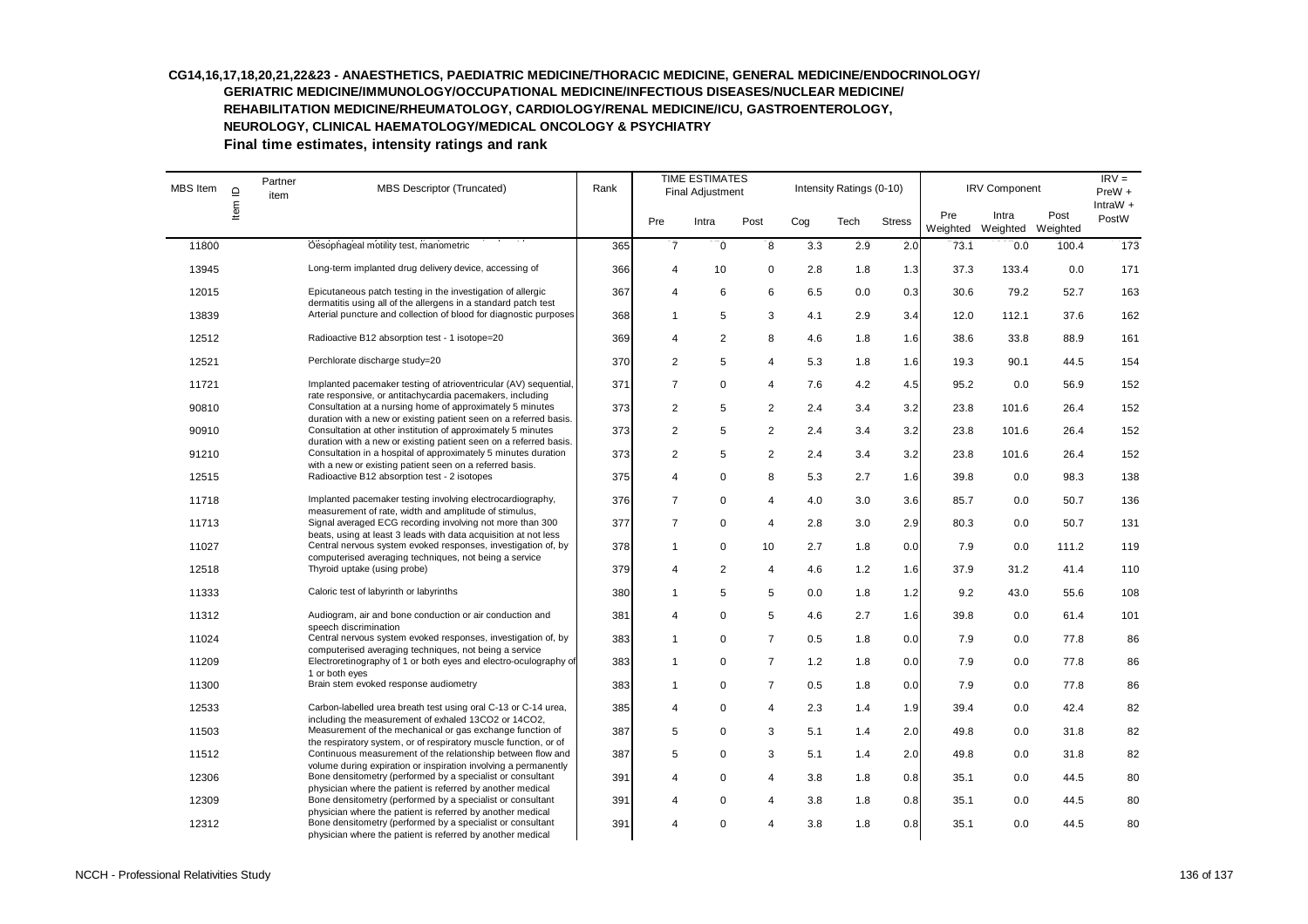**CG14,16,17,18,20,21,22&23 - ANAESTHETICS, PAEDIATRIC MEDICINE/THORACIC MEDICINE, GENERAL MEDICINE/ENDOCRINOLOGY/ GERIATRIC MEDICINE/IMMUNOLOGY/OCCUPATIONAL MEDICINE/INFECTIOUS DISEASES/NUCLEAR MEDICINE/ REHABILITATION MEDICINE/RHEUMATOLOGY, CARDIOLOGY/RENAL MEDICINE/ICU, GASTROENTEROLOGY, NEUROLOGY, CLINICAL HAEMATOLOGY/MEDICAL ONCOLOGY & PSYCHIATRY**

**Final time estimates, intensity ratings and rank**

| MBS Item | Item ID | Partner item | MBS Descriptor (Truncated) | Rank | TIME ESTIMATES Final Adjustment | | | Intensity Ratings (0-10) | | | IRV Component | | | IRV = PreW + IntraW + PostW |
|---|---|---|---|---|---|---|---|---|---|---|---|---|---|---|
| | | | | | Pre | Intra | Post | Cog | Tech | Stress | Pre Weighted | Intra Weighted | Post Weighted | |
| 11800 | | | Oesophageal motility test, manometric | 365 | 7 | 0 | 8 | 3.3 | 2.9 | 2.0 | 73.1 | 0.0 | 100.4 | 173 |
| 13945 | | | Long-term implanted drug delivery device, accessing of | 366 | 4 | 10 | 0 | 2.8 | 1.8 | 1.3 | 37.3 | 133.4 | 0.0 | 171 |
| 12015 | | | Epicutaneous patch testing in the investigation of allergic dermatitis using all of the allergens in a standard patch test | 367 | 4 | 6 | 6 | 6.5 | 0.0 | 0.3 | 30.6 | 79.2 | 52.7 | 163 |
| 13839 | | | Arterial puncture and collection of blood for diagnostic purposes | 368 | 1 | 5 | 3 | 4.1 | 2.9 | 3.4 | 12.0 | 112.1 | 37.6 | 162 |
| 12512 | | | Radioactive B12 absorption test - 1 isotope=20 | 369 | 4 | 2 | 8 | 4.6 | 1.8 | 1.6 | 38.6 | 33.8 | 88.9 | 161 |
| 12521 | | | Perchlorate discharge study=20 | 370 | 2 | 5 | 4 | 5.3 | 1.8 | 1.6 | 19.3 | 90.1 | 44.5 | 154 |
| 11721 | | | Implanted pacemaker testing of atrioventricular (AV) sequential, rate responsive, or antitachycardia pacemakers, including | 371 | 7 | 0 | 4 | 7.6 | 4.2 | 4.5 | 95.2 | 0.0 | 56.9 | 152 |
| 90810 | | | Consultation at a nursing home of approximately 5 minutes duration with a new or existing patient seen on a referred basis. | 373 | 2 | 5 | 2 | 2.4 | 3.4 | 3.2 | 23.8 | 101.6 | 26.4 | 152 |
| 90910 | | | Consultation at other institution of approximately 5 minutes duration with a new or existing patient seen on a referred basis. | 373 | 2 | 5 | 2 | 2.4 | 3.4 | 3.2 | 23.8 | 101.6 | 26.4 | 152 |
| 91210 | | | Consultation in a hospital of approximately 5 minutes duration with a new or existing patient seen on a referred basis. | 373 | 2 | 5 | 2 | 2.4 | 3.4 | 3.2 | 23.8 | 101.6 | 26.4 | 152 |
| 12515 | | | Radioactive B12 absorption test - 2 isotopes | 375 | 4 | 0 | 8 | 5.3 | 2.7 | 1.6 | 39.8 | 0.0 | 98.3 | 138 |
| 11718 | | | Implanted pacemaker testing involving electrocardiography, measurement of rate, width and amplitude of stimulus, | 376 | 7 | 0 | 4 | 4.0 | 3.0 | 3.6 | 85.7 | 0.0 | 50.7 | 136 |
| 11713 | | | Signal averaged ECG recording involving not more than 300 beats, using at least 3 leads with data acquisition at not less | 377 | 7 | 0 | 4 | 2.8 | 3.0 | 2.9 | 80.3 | 0.0 | 50.7 | 131 |
| 11027 | | | Central nervous system evoked responses, investigation of, by computerised averaging techniques, not being a service | 378 | 1 | 0 | 10 | 2.7 | 1.8 | 0.0 | 7.9 | 0.0 | 111.2 | 119 |
| 12518 | | | Thyroid uptake (using probe) | 379 | 4 | 2 | 4 | 4.6 | 1.2 | 1.6 | 37.9 | 31.2 | 41.4 | 110 |
| 11333 | | | Caloric test of labyrinth or labyrinths | 380 | 1 | 5 | 5 | 0.0 | 1.8 | 1.2 | 9.2 | 43.0 | 55.6 | 108 |
| 11312 | | | Audiogram, air and bone conduction or air conduction and speech discrimination | 381 | 4 | 0 | 5 | 4.6 | 2.7 | 1.6 | 39.8 | 0.0 | 61.4 | 101 |
| 11024 | | | Central nervous system evoked responses, investigation of, by computerised averaging techniques, not being a service | 383 | 1 | 0 | 7 | 0.5 | 1.8 | 0.0 | 7.9 | 0.0 | 77.8 | 86 |
| 11209 | | | Electroretinography of 1 or both eyes and electro-oculography of 1 or both eyes | 383 | 1 | 0 | 7 | 1.2 | 1.8 | 0.0 | 7.9 | 0.0 | 77.8 | 86 |
| 11300 | | | Brain stem evoked response audiometry | 383 | 1 | 0 | 7 | 0.5 | 1.8 | 0.0 | 7.9 | 0.0 | 77.8 | 86 |
| 12533 | | | Carbon-labelled urea breath test using oral C-13 or C-14 urea, including the measurement of exhaled 13CO2 or 14CO2, | 385 | 4 | 0 | 4 | 2.3 | 1.4 | 1.9 | 39.4 | 0.0 | 42.4 | 82 |
| 11503 | | | Measurement of the mechanical or gas exchange function of the respiratory system, or of respiratory muscle function, or of | 387 | 5 | 0 | 3 | 5.1 | 1.4 | 2.0 | 49.8 | 0.0 | 31.8 | 82 |
| 11512 | | | Continuous measurement of the relationship between flow and volume during expiration or inspiration involving a permanently | 387 | 5 | 0 | 3 | 5.1 | 1.4 | 2.0 | 49.8 | 0.0 | 31.8 | 82 |
| 12306 | | | Bone densitometry (performed by a specialist or consultant physician where the patient is referred by another medical | 391 | 4 | 0 | 4 | 3.8 | 1.8 | 0.8 | 35.1 | 0.0 | 44.5 | 80 |
| 12309 | | | Bone densitometry (performed by a specialist or consultant physician where the patient is referred by another medical | 391 | 4 | 0 | 4 | 3.8 | 1.8 | 0.8 | 35.1 | 0.0 | 44.5 | 80 |
| 12312 | | | Bone densitometry (performed by a specialist or consultant physician where the patient is referred by another medical | 391 | 4 | 0 | 4 | 3.8 | 1.8 | 0.8 | 35.1 | 0.0 | 44.5 | 80 |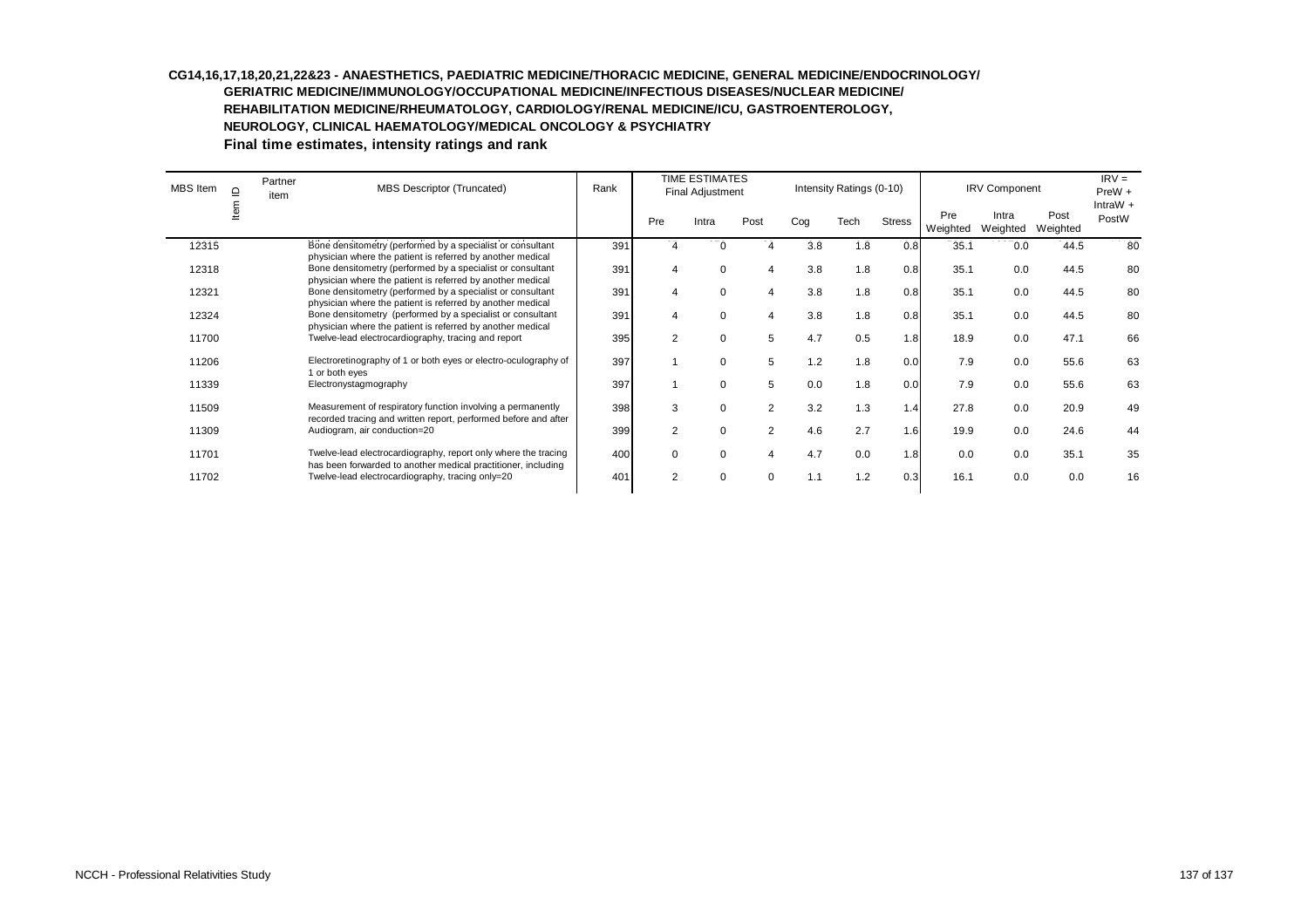**CG14,16,17,18,20,21,22&23 - ANAESTHETICS, PAEDIATRIC MEDICINE/THORACIC MEDICINE, GENERAL MEDICINE/ENDOCRINOLOGY/ GERIATRIC MEDICINE/IMMUNOLOGY/OCCUPATIONAL MEDICINE/INFECTIOUS DISEASES/NUCLEAR MEDICINE/ REHABILITATION MEDICINE/RHEUMATOLOGY, CARDIOLOGY/RENAL MEDICINE/ICU, GASTROENTEROLOGY, NEUROLOGY, CLINICAL HAEMATOLOGY/MEDICAL ONCOLOGY & PSYCHIATRY**

**Final time estimates, intensity ratings and rank**

| MBS Item | Item ID | Partner item | MBS Descriptor (Truncated) | Rank | TIME ESTIMATES Final Adjustment | | | Intensity Ratings (0-10) | | | IRV Component | | | IRV = PreW + IntraW + PostW |
|---|---|---|---|---|---|---|---|---|---|---|---|---|---|---|
| | | | | | Pre | Intra | Post | Cog | Tech | Stress | Pre Weighted | Intra Weighted | Post Weighted | |
| 12315 | | | Bone densitometry (performed by a specialist or consultant physician where the patient is referred by another medical | 391 | 4 | 0 | 4 | 3.8 | 1.8 | 0.8 | 35.1 | 0.0 | 44.5 | 80 |
| 12318 | | | Bone densitometry (performed by a specialist or consultant physician where the patient is referred by another medical | 391 | 4 | 0 | 4 | 3.8 | 1.8 | 0.8 | 35.1 | 0.0 | 44.5 | 80 |
| 12321 | | | Bone densitometry (performed by a specialist or consultant physician where the patient is referred by another medical | 391 | 4 | 0 | 4 | 3.8 | 1.8 | 0.8 | 35.1 | 0.0 | 44.5 | 80 |
| 12324 | | | Bone densitometry (performed by a specialist or consultant physician where the patient is referred by another medical | 391 | 4 | 0 | 4 | 3.8 | 1.8 | 0.8 | 35.1 | 0.0 | 44.5 | 80 |
| 11700 | | | Twelve-lead electrocardiography, tracing and report | 395 | 2 | 0 | 5 | 4.7 | 0.5 | 1.8 | 18.9 | 0.0 | 47.1 | 66 |
| 11206 | | | Electroretinography of 1 or both eyes or electro-oculography of 1 or both eyes | 397 | 1 | 0 | 5 | 1.2 | 1.8 | 0.0 | 7.9 | 0.0 | 55.6 | 63 |
| 11339 | | | Electronystagmography | 397 | 1 | 0 | 5 | 0.0 | 1.8 | 0.0 | 7.9 | 0.0 | 55.6 | 63 |
| 11509 | | | Measurement of respiratory function involving a permanently recorded tracing and written report, performed before and after | 398 | 3 | 0 | 2 | 3.2 | 1.3 | 1.4 | 27.8 | 0.0 | 20.9 | 49 |
| 11309 | | | Audiogram, air conduction=20 | 399 | 2 | 0 | 2 | 4.6 | 2.7 | 1.6 | 19.9 | 0.0 | 24.6 | 44 |
| 11701 | | | Twelve-lead electrocardiography, report only where the tracing has been forwarded to another medical practitioner, including | 400 | 0 | 0 | 4 | 4.7 | 0.0 | 1.8 | 0.0 | 0.0 | 35.1 | 35 |
| 11702 | | | Twelve-lead electrocardiography, tracing only=20 | 401 | 2 | 0 | 0 | 1.1 | 1.2 | 0.3 | 16.1 | 0.0 | 0.0 | 16 |